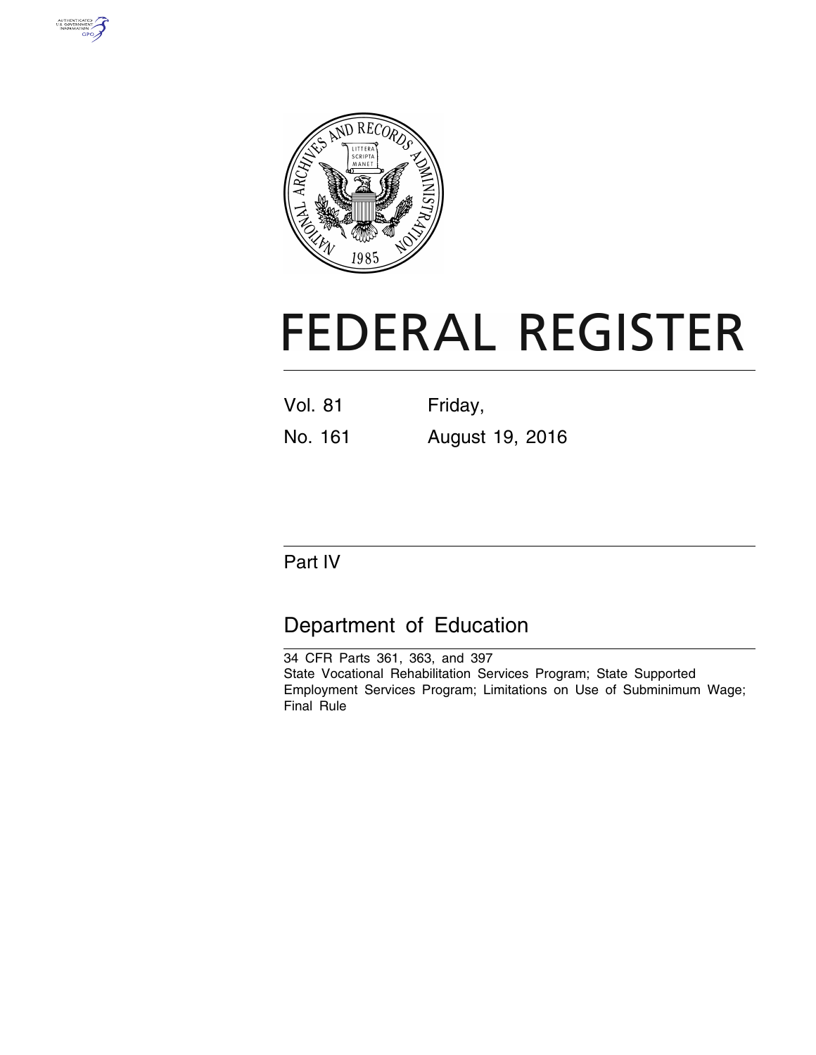# FEDERAL REGISTER

Vol. 81 Friday,

No. 161 August 19, 2016

## Part IV

## Department of Education

34 CFR Parts 361, 363, and 397

State Vocational Rehabilitation Services Program; State Supported Employment Services Program; Limitations on Use of Subminimum Wage; Final Rule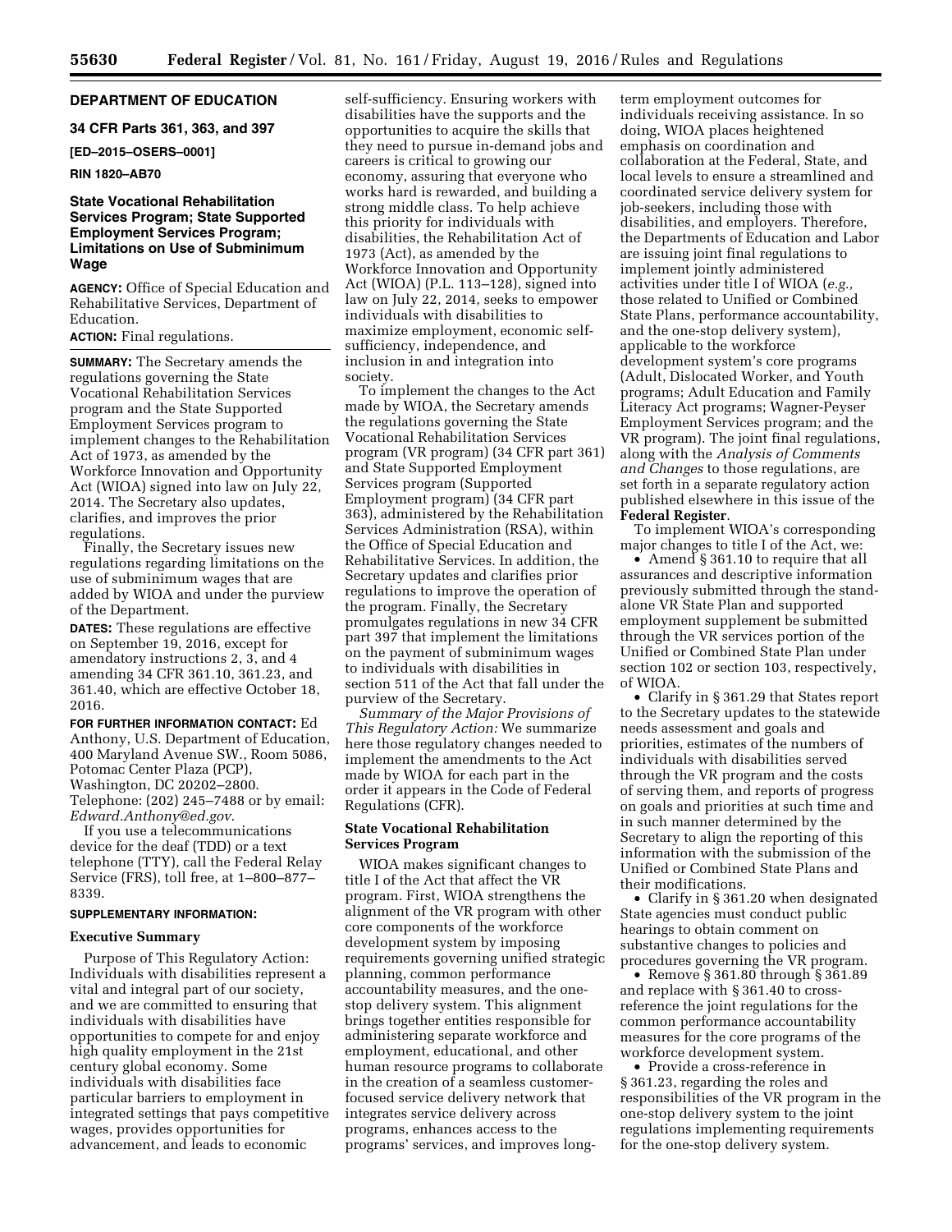**DEPARTMENT OF EDUCATION**

**34 CFR Parts 361, 363, and 397**

**[ED–2015–OSERS–0001]**

**RIN 1820–AB70**

# State Vocational Rehabilitation Services Program; State Supported Employment Services Program; Limitations on Use of Subminimum Wage

**AGENCY:** Office of Special Education and Rehabilitative Services, Department of Education.

**ACTION:** Final regulations.

**SUMMARY:** The Secretary amends the regulations governing the State Vocational Rehabilitation Services program and the State Supported Employment Services program to implement changes to the Rehabilitation Act of 1973, as amended by the Workforce Innovation and Opportunity Act (WIOA) signed into law on July 22, 2014. The Secretary also updates, clarifies, and improves the prior regulations.

Finally, the Secretary issues new regulations regarding limitations on the use of subminimum wages that are added by WIOA and under the purview of the Department.

**DATES:** These regulations are effective on September 19, 2016, except for amendatory instructions 2, 3, and 4 amending 34 CFR 361.10, 361.23, and 361.40, which are effective October 18, 2016.

**FOR FURTHER INFORMATION CONTACT:** Ed Anthony, U.S. Department of Education, 400 Maryland Avenue SW., Room 5086, Potomac Center Plaza (PCP), Washington, DC 20202–2800. Telephone: (202) 245–7488 or by email: *Edward.Anthony@ed.gov*.

If you use a telecommunications device for the deaf (TDD) or a text telephone (TTY), call the Federal Relay Service (FRS), toll free, at 1–800–877–8339.

**SUPPLEMENTARY INFORMATION:**

## Executive Summary

Purpose of This Regulatory Action: Individuals with disabilities represent a vital and integral part of our society, and we are committed to ensuring that individuals with disabilities have opportunities to compete for and enjoy high quality employment in the 21st century global economy. Some individuals with disabilities face particular barriers to employment in integrated settings that pays competitive wages, provides opportunities for advancement, and leads to economic self-sufficiency. Ensuring workers with disabilities have the supports and the opportunities to acquire the skills that they need to pursue in-demand jobs and careers is critical to growing our economy, assuring that everyone who works hard is rewarded, and building a strong middle class. To help achieve this priority for individuals with disabilities, the Rehabilitation Act of 1973 (Act), as amended by the Workforce Innovation and Opportunity Act (WIOA) (P.L. 113–128), signed into law on July 22, 2014, seeks to empower individuals with disabilities to maximize employment, economic self-sufficiency, independence, and inclusion in and integration into society.

To implement the changes to the Act made by WIOA, the Secretary amends the regulations governing the State Vocational Rehabilitation Services program (VR program) (34 CFR part 361) and State Supported Employment Services program (Supported Employment program) (34 CFR part 363), administered by the Rehabilitation Services Administration (RSA), within the Office of Special Education and Rehabilitative Services. In addition, the Secretary updates and clarifies prior regulations to improve the operation of the program. Finally, the Secretary promulgates regulations in new 34 CFR part 397 that implement the limitations on the payment of subminimum wages to individuals with disabilities in section 511 of the Act that fall under the purview of the Secretary.

*Summary of the Major Provisions of This Regulatory Action:* We summarize here those regulatory changes needed to implement the amendments to the Act made by WIOA for each part in the order it appears in the Code of Federal Regulations (CFR).

## State Vocational Rehabilitation Services Program

WIOA makes significant changes to title I of the Act that affect the VR program. First, WIOA strengthens the alignment of the VR program with other core components of the workforce development system by imposing requirements governing unified strategic planning, common performance accountability measures, and the one-stop delivery system. This alignment brings together entities responsible for administering separate workforce and employment, educational, and other human resource programs to collaborate in the creation of a seamless customer-focused service delivery network that integrates service delivery across programs, enhances access to the programs' services, and improves long-term employment outcomes for individuals receiving assistance. In so doing, WIOA places heightened emphasis on coordination and collaboration at the Federal, State, and local levels to ensure a streamlined and coordinated service delivery system for job-seekers, including those with disabilities, and employers. Therefore, the Departments of Education and Labor are issuing joint final regulations to implement jointly administered activities under title I of WIOA (*e.g.*, those related to Unified or Combined State Plans, performance accountability, and the one-stop delivery system), applicable to the workforce development system's core programs (Adult, Dislocated Worker, and Youth programs; Adult Education and Family Literacy Act programs; Wagner-Peyser Employment Services program; and the VR program). The joint final regulations, along with the *Analysis of Comments and Changes* to those regulations, are set forth in a separate regulatory action published elsewhere in this issue of the **Federal Register**.

To implement WIOA's corresponding major changes to title I of the Act, we:

- Amend § 361.10 to require that all assurances and descriptive information previously submitted through the stand-alone VR State Plan and supported employment supplement be submitted through the VR services portion of the Unified or Combined State Plan under section 102 or section 103, respectively, of WIOA.
- Clarify in § 361.29 that States report to the Secretary updates to the statewide needs assessment and goals and priorities, estimates of the numbers of individuals with disabilities served through the VR program and the costs of serving them, and reports of progress on goals and priorities at such time and in such manner determined by the Secretary to align the reporting of this information with the submission of the Unified or Combined State Plans and their modifications.
- Clarify in § 361.20 when designated State agencies must conduct public hearings to obtain comment on substantive changes to policies and procedures governing the VR program.
- Remove § 361.80 through § 361.89 and replace with § 361.40 to cross-reference the joint regulations for the common performance accountability measures for the core programs of the workforce development system.
- Provide a cross-reference in § 361.23, regarding the roles and responsibilities of the VR program in the one-stop delivery system to the joint regulations implementing requirements for the one-stop delivery system.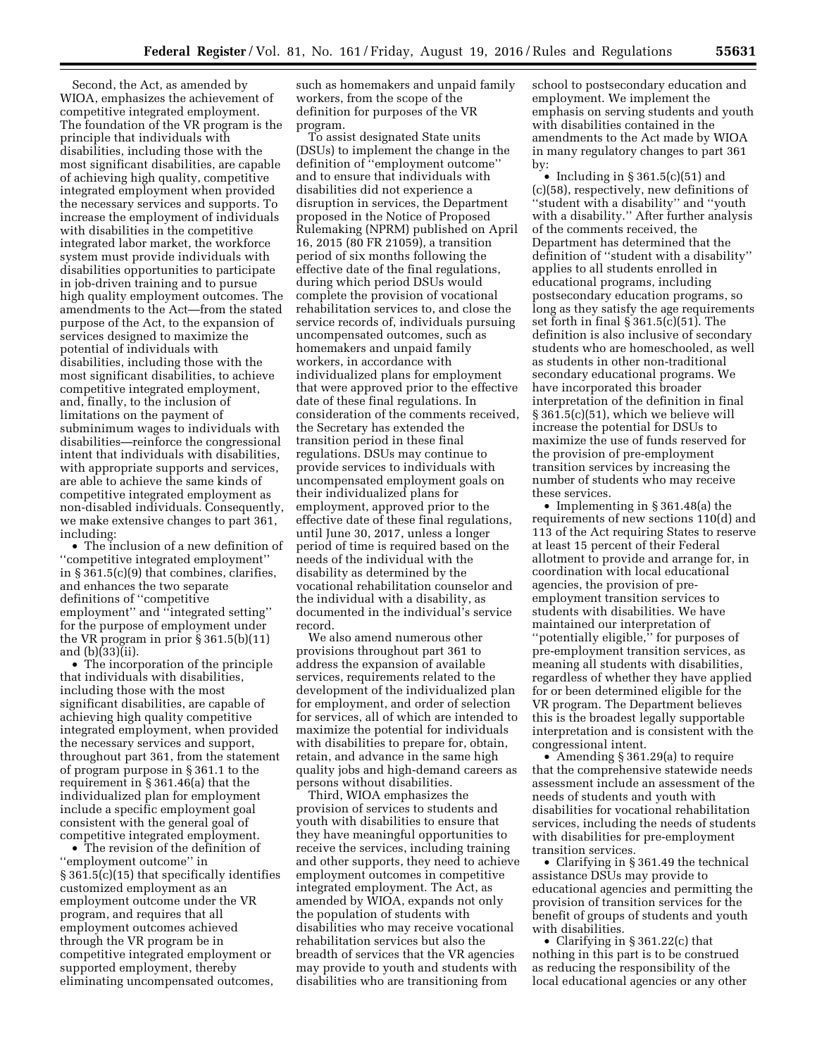Second, the Act, as amended by WIOA, emphasizes the achievement of competitive integrated employment. The foundation of the VR program is the principle that individuals with disabilities, including those with the most significant disabilities, are capable of achieving high quality, competitive integrated employment when provided the necessary services and supports. To increase the employment of individuals with disabilities in the competitive integrated labor market, the workforce system must provide individuals with disabilities opportunities to participate in job-driven training and to pursue high quality employment outcomes. The amendments to the Act—from the stated purpose of the Act, to the expansion of services designed to maximize the potential of individuals with disabilities, including those with the most significant disabilities, to achieve competitive integrated employment, and, finally, to the inclusion of limitations on the payment of subminimum wages to individuals with disabilities—reinforce the congressional intent that individuals with disabilities, with appropriate supports and services, are able to achieve the same kinds of competitive integrated employment as non-disabled individuals. Consequently, we make extensive changes to part 361, including:

- The inclusion of a new definition of "competitive integrated employment" in § 361.5(c)(9) that combines, clarifies, and enhances the two separate definitions of "competitive employment" and "integrated setting" for the purpose of employment under the VR program in prior § 361.5(b)(11) and (b)(33)(ii).
- The incorporation of the principle that individuals with disabilities, including those with the most significant disabilities, are capable of achieving high quality competitive integrated employment, when provided the necessary services and support, throughout part 361, from the statement of program purpose in § 361.1 to the requirement in § 361.46(a) that the individualized plan for employment include a specific employment goal consistent with the general goal of competitive integrated employment.
- The revision of the definition of "employment outcome" in § 361.5(c)(15) that specifically identifies customized employment as an employment outcome under the VR program, and requires that all employment outcomes achieved through the VR program be in competitive integrated employment or supported employment, thereby eliminating uncompensated outcomes, such as homemakers and unpaid family workers, from the scope of the definition for purposes of the VR program.

To assist designated State units (DSUs) to implement the change in the definition of "employment outcome" and to ensure that individuals with disabilities did not experience a disruption in services, the Department proposed in the Notice of Proposed Rulemaking (NPRM) published on April 16, 2015 (80 FR 21059), a transition period of six months following the effective date of the final regulations, during which period DSUs would complete the provision of vocational rehabilitation services to, and close the service records of, individuals pursuing uncompensated outcomes, such as homemakers and unpaid family workers, in accordance with individualized plans for employment that were approved prior to the effective date of these final regulations. In consideration of the comments received, the Secretary has extended the transition period in these final regulations. DSUs may continue to provide services to individuals with uncompensated employment goals on their individualized plans for employment, approved prior to the effective date of these final regulations, until June 30, 2017, unless a longer period of time is required based on the needs of the individual with the disability as determined by the vocational rehabilitation counselor and the individual with a disability, as documented in the individual's service record.

We also amend numerous other provisions throughout part 361 to address the expansion of available services, requirements related to the development of the individualized plan for employment, and order of selection for services, all of which are intended to maximize the potential for individuals with disabilities to prepare for, obtain, retain, and advance in the same high quality jobs and high-demand careers as persons without disabilities.

Third, WIOA emphasizes the provision of services to students and youth with disabilities to ensure that they have meaningful opportunities to receive the services, including training and other supports, they need to achieve employment outcomes in competitive integrated employment. The Act, as amended by WIOA, expands not only the population of students with disabilities who may receive vocational rehabilitation services but also the breadth of services that the VR agencies may provide to youth and students with disabilities who are transitioning from school to postsecondary education and employment. We implement the emphasis on serving students and youth with disabilities contained in the amendments to the Act made by WIOA in many regulatory changes to part 361 by:

- Including in § 361.5(c)(51) and (c)(58), respectively, new definitions of "student with a disability" and "youth with a disability." After further analysis of the comments received, the Department has determined that the definition of "student with a disability" applies to all students enrolled in educational programs, including postsecondary education programs, so long as they satisfy the age requirements set forth in final § 361.5(c)(51). The definition is also inclusive of secondary students who are homeschooled, as well as students in other non-traditional secondary educational programs. We have incorporated this broader interpretation of the definition in final § 361.5(c)(51), which we believe will increase the potential for DSUs to maximize the use of funds reserved for the provision of pre-employment transition services by increasing the number of students who may receive these services.
- Implementing in § 361.48(a) the requirements of new sections 110(d) and 113 of the Act requiring States to reserve at least 15 percent of their Federal allotment to provide and arrange for, in coordination with local educational agencies, the provision of pre-employment transition services to students with disabilities. We have maintained our interpretation of "potentially eligible," for purposes of pre-employment transition services, as meaning all students with disabilities, regardless of whether they have applied for or been determined eligible for the VR program. The Department believes this is the broadest legally supportable interpretation and is consistent with the congressional intent.
- Amending § 361.29(a) to require that the comprehensive statewide needs assessment include an assessment of the needs of students and youth with disabilities for vocational rehabilitation services, including the needs of students with disabilities for pre-employment transition services.
- Clarifying in § 361.49 the technical assistance DSUs may provide to educational agencies and permitting the provision of transition services for the benefit of groups of students and youth with disabilities.
- Clarifying in § 361.22(c) that nothing in this part is to be construed as reducing the responsibility of the local educational agencies or any other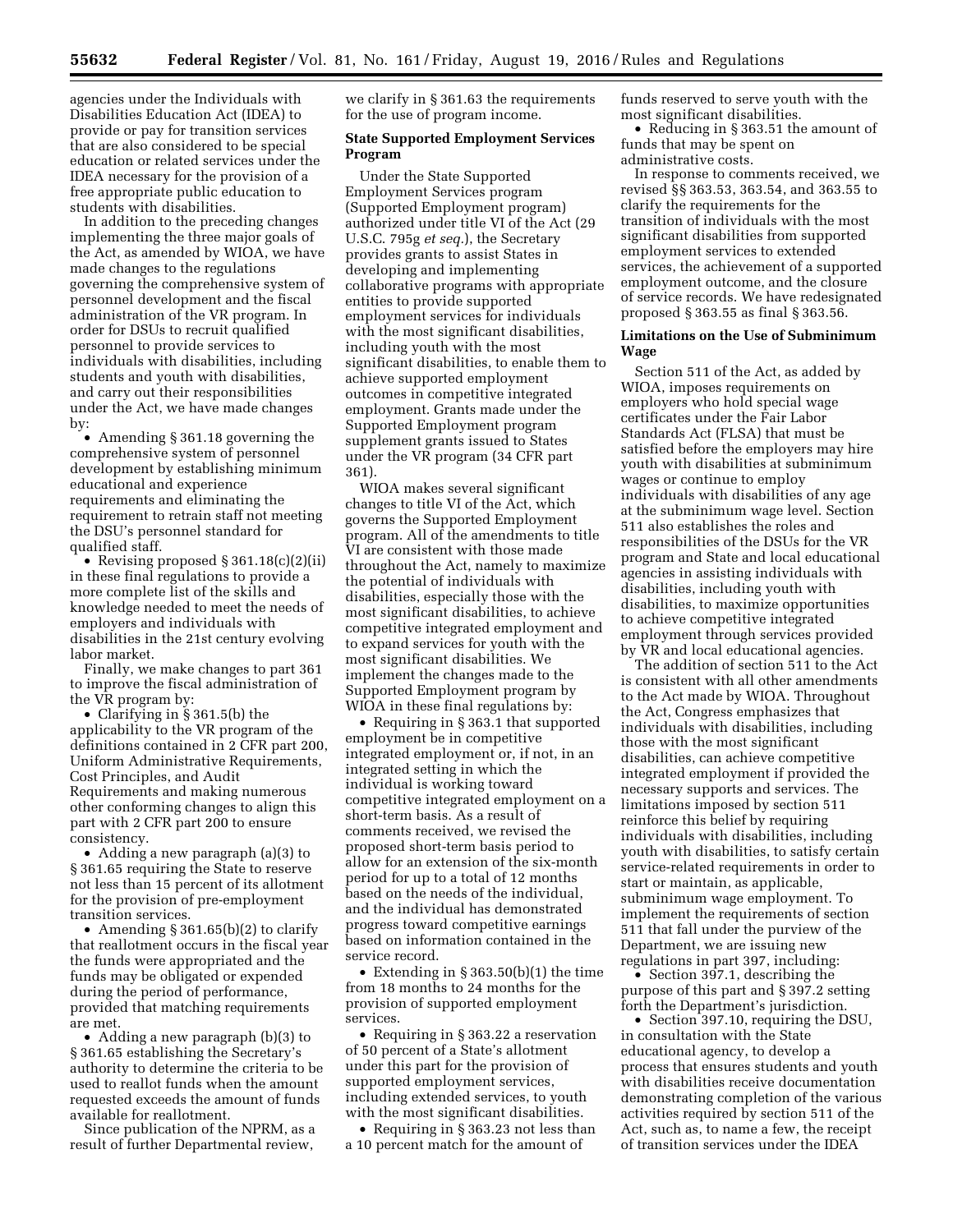agencies under the Individuals with Disabilities Education Act (IDEA) to provide or pay for transition services that are also considered to be special education or related services under the IDEA necessary for the provision of a free appropriate public education to students with disabilities.

In addition to the preceding changes implementing the three major goals of the Act, as amended by WIOA, we have made changes to the regulations governing the comprehensive system of personnel development and the fiscal administration of the VR program. In order for DSUs to recruit qualified personnel to provide services to individuals with disabilities, including students and youth with disabilities, and carry out their responsibilities under the Act, we have made changes by:

- Amending § 361.18 governing the comprehensive system of personnel development by establishing minimum educational and experience requirements and eliminating the requirement to retrain staff not meeting the DSU's personnel standard for qualified staff.
- Revising proposed § 361.18(c)(2)(ii) in these final regulations to provide a more complete list of the skills and knowledge needed to meet the needs of employers and individuals with disabilities in the 21st century evolving labor market.

Finally, we make changes to part 361 to improve the fiscal administration of the VR program by:

- Clarifying in § 361.5(b) the applicability to the VR program of the definitions contained in 2 CFR part 200, Uniform Administrative Requirements, Cost Principles, and Audit Requirements and making numerous other conforming changes to align this part with 2 CFR part 200 to ensure consistency.
- Adding a new paragraph (a)(3) to § 361.65 requiring the State to reserve not less than 15 percent of its allotment for the provision of pre-employment transition services.
- Amending § 361.65(b)(2) to clarify that reallotment occurs in the fiscal year the funds were appropriated and the funds may be obligated or expended during the period of performance, provided that matching requirements are met.
- Adding a new paragraph (b)(3) to § 361.65 establishing the Secretary's authority to determine the criteria to be used to reallot funds when the amount requested exceeds the amount of funds available for reallotment.

Since publication of the NPRM, as a result of further Departmental review, we clarify in § 361.63 the requirements for the use of program income.

**State Supported Employment Services Program**

Under the State Supported Employment Services program (Supported Employment program) authorized under title VI of the Act (29 U.S.C. 795g *et seq.*), the Secretary provides grants to assist States in developing and implementing collaborative programs with appropriate entities to provide supported employment services for individuals with the most significant disabilities, including youth with the most significant disabilities, to enable them to achieve supported employment outcomes in competitive integrated employment. Grants made under the Supported Employment program supplement grants issued to States under the VR program (34 CFR part 361).

WIOA makes several significant changes to title VI of the Act, which governs the Supported Employment program. All of the amendments to title VI are consistent with those made throughout the Act, namely to maximize the potential of individuals with disabilities, especially those with the most significant disabilities, to achieve competitive integrated employment and to expand services for youth with the most significant disabilities. We implement the changes made to the Supported Employment program by WIOA in these final regulations by:

- Requiring in § 363.1 that supported employment be in competitive integrated employment or, if not, in an integrated setting in which the individual is working toward competitive integrated employment on a short-term basis. As a result of comments received, we revised the proposed short-term basis period to allow for an extension of the six-month period for up to a total of 12 months based on the needs of the individual, and the individual has demonstrated progress toward competitive earnings based on information contained in the service record.
- Extending in § 363.50(b)(1) the time from 18 months to 24 months for the provision of supported employment services.
- Requiring in § 363.22 a reservation of 50 percent of a State's allotment under this part for the provision of supported employment services, including extended services, to youth with the most significant disabilities.
- Requiring in § 363.23 not less than a 10 percent match for the amount of funds reserved to serve youth with the most significant disabilities.
- Reducing in § 363.51 the amount of funds that may be spent on administrative costs.

In response to comments received, we revised §§ 363.53, 363.54, and 363.55 to clarify the requirements for the transition of individuals with the most significant disabilities from supported employment services to extended services, the achievement of a supported employment outcome, and the closure of service records. We have redesignated proposed § 363.55 as final § 363.56.

**Limitations on the Use of Subminimum Wage**

Section 511 of the Act, as added by WIOA, imposes requirements on employers who hold special wage certificates under the Fair Labor Standards Act (FLSA) that must be satisfied before the employers may hire youth with disabilities at subminimum wages or continue to employ individuals with disabilities of any age at the subminimum wage level. Section 511 also establishes the roles and responsibilities of the DSUs for the VR program and State and local educational agencies in assisting individuals with disabilities, including youth with disabilities, to maximize opportunities to achieve competitive integrated employment through services provided by VR and local educational agencies.

The addition of section 511 to the Act is consistent with all other amendments to the Act made by WIOA. Throughout the Act, Congress emphasizes that individuals with disabilities, including those with the most significant disabilities, can achieve competitive integrated employment if provided the necessary supports and services. The limitations imposed by section 511 reinforce this belief by requiring individuals with disabilities, including youth with disabilities, to satisfy certain service-related requirements in order to start or maintain, as applicable, subminimum wage employment. To implement the requirements of section 511 that fall under the purview of the Department, we are issuing new regulations in part 397, including:

- Section 397.1, describing the purpose of this part and § 397.2 setting forth the Department's jurisdiction.
- Section 397.10, requiring the DSU, in consultation with the State educational agency, to develop a process that ensures students and youth with disabilities receive documentation demonstrating completion of the various activities required by section 511 of the Act, such as, to name a few, the receipt of transition services under the IDEA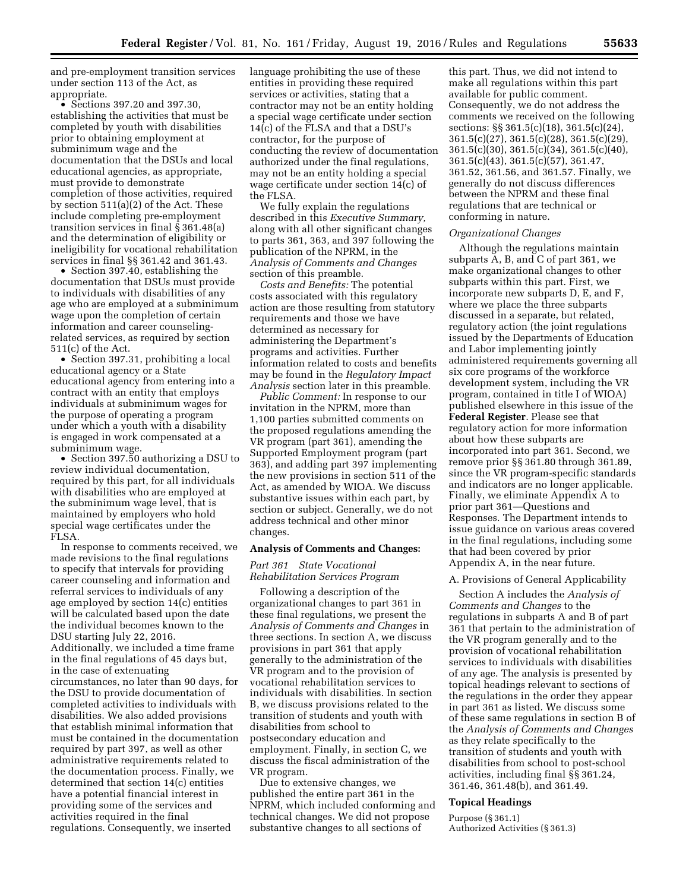and pre-employment transition services under section 113 of the Act, as appropriate.

- Sections 397.20 and 397.30, establishing the activities that must be completed by youth with disabilities prior to obtaining employment at subminimum wage and the documentation that the DSUs and local educational agencies, as appropriate, must provide to demonstrate completion of those activities, required by section 511(a)(2) of the Act. These include completing pre-employment transition services in final § 361.48(a) and the determination of eligibility or ineligibility for vocational rehabilitation services in final §§ 361.42 and 361.43.
- Section 397.40, establishing the documentation that DSUs must provide to individuals with disabilities of any age who are employed at a subminimum wage upon the completion of certain information and career counseling-related services, as required by section 511(c) of the Act.
- Section 397.31, prohibiting a local educational agency or a State educational agency from entering into a contract with an entity that employs individuals at subminimum wages for the purpose of operating a program under which a youth with a disability is engaged in work compensated at a subminimum wage.
- Section 397.50 authorizing a DSU to review individual documentation, required by this part, for all individuals with disabilities who are employed at the subminimum wage level, that is maintained by employers who hold special wage certificates under the FLSA.

In response to comments received, we made revisions to the final regulations to specify that intervals for providing career counseling and information and referral services to individuals of any age employed by section 14(c) entities will be calculated based upon the date the individual becomes known to the DSU starting July 22, 2016. Additionally, we included a time frame in the final regulations of 45 days but, in the case of extenuating circumstances, no later than 90 days, for the DSU to provide documentation of completed activities to individuals with disabilities. We also added provisions that establish minimal information that must be contained in the documentation required by part 397, as well as other administrative requirements related to the documentation process. Finally, we determined that section 14(c) entities have a potential financial interest in providing some of the services and activities required in the final regulations. Consequently, we inserted language prohibiting the use of these entities in providing these required services or activities, stating that a contractor may not be an entity holding a special wage certificate under section 14(c) of the FLSA and that a DSU's contractor, for the purpose of conducting the review of documentation authorized under the final regulations, may not be an entity holding a special wage certificate under section 14(c) of the FLSA.

We fully explain the regulations described in this *Executive Summary,* along with all other significant changes to parts 361, 363, and 397 following the publication of the NPRM, in the *Analysis of Comments and Changes* section of this preamble.

*Costs and Benefits:* The potential costs associated with this regulatory action are those resulting from statutory requirements and those we have determined as necessary for administering the Department's programs and activities. Further information related to costs and benefits may be found in the *Regulatory Impact Analysis* section later in this preamble.

*Public Comment:* In response to our invitation in the NPRM, more than 1,100 parties submitted comments on the proposed regulations amending the VR program (part 361), amending the Supported Employment program (part 363), and adding part 397 implementing the new provisions in section 511 of the Act, as amended by WIOA. We discuss substantive issues within each part, by section or subject. Generally, we do not address technical and other minor changes.

## Analysis of Comments and Changes:

### *Part 361 State Vocational Rehabilitation Services Program*

Following a description of the organizational changes to part 361 in these final regulations, we present the *Analysis of Comments and Changes* in three sections. In section A, we discuss provisions in part 361 that apply generally to the administration of the VR program and to the provision of vocational rehabilitation services to individuals with disabilities. In section B, we discuss provisions related to the transition of students and youth with disabilities from school to postsecondary education and employment. Finally, in section C, we discuss the fiscal administration of the VR program.

Due to extensive changes, we published the entire part 361 in the NPRM, which included conforming and technical changes. We did not propose substantive changes to all sections of this part. Thus, we did not intend to make all regulations within this part available for public comment. Consequently, we do not address the comments we received on the following sections: §§ 361.5(c)(18), 361.5(c)(24), 361.5(c)(27), 361.5(c)(28), 361.5(c)(29), 361.5(c)(30), 361.5(c)(34), 361.5(c)(40), 361.5(c)(43), 361.5(c)(57), 361.47, 361.52, 361.56, and 361.57. Finally, we generally do not discuss differences between the NPRM and these final regulations that are technical or conforming in nature.

### *Organizational Changes*

Although the regulations maintain subparts A, B, and C of part 361, we make organizational changes to other subparts within this part. First, we incorporate new subparts D, E, and F, where we place the three subparts discussed in a separate, but related, regulatory action (the joint regulations issued by the Departments of Education and Labor implementing jointly administered requirements governing all six core programs of the workforce development system, including the VR program, contained in title I of WIOA) published elsewhere in this issue of the **Federal Register**. Please see that regulatory action for more information about how these subparts are incorporated into part 361. Second, we remove prior §§ 361.80 through 361.89, since the VR program-specific standards and indicators are no longer applicable. Finally, we eliminate Appendix A to prior part 361—Questions and Responses. The Department intends to issue guidance on various areas covered in the final regulations, including some that had been covered by prior Appendix A, in the near future.

### A. Provisions of General Applicability

Section A includes the *Analysis of Comments and Changes* to the regulations in subparts A and B of part 361 that pertain to the administration of the VR program generally and to the provision of vocational rehabilitation services to individuals with disabilities of any age. The analysis is presented by topical headings relevant to sections of the regulations in the order they appear in part 361 as listed. We discuss some of these same regulations in section B of the *Analysis of Comments and Changes* as they relate specifically to the transition of students and youth with disabilities from school to post-school activities, including final §§ 361.24, 361.46, 361.48(b), and 361.49.

### Topical Headings

Purpose (§ 361.1)
Authorized Activities (§ 361.3)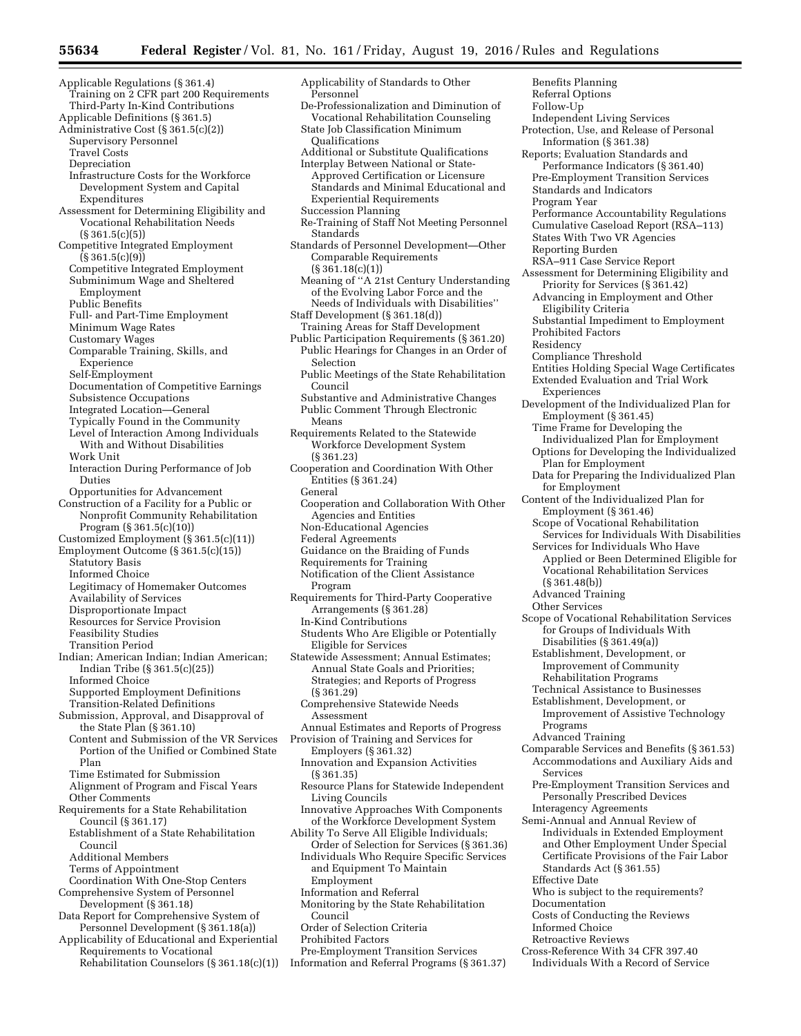Applicable Regulations (§ 361.4)
- Training on 2 CFR part 200 Requirements
- Third-Party In-Kind Contributions

Applicable Definitions (§ 361.5)

Administrative Cost (§ 361.5(c)(2))
- Supervisory Personnel
- Travel Costs
- Depreciation
- Infrastructure Costs for the Workforce Development System and Capital Expenditures

Assessment for Determining Eligibility and Vocational Rehabilitation Needs (§ 361.5(c)(5))

Competitive Integrated Employment (§ 361.5(c)(9))
- Competitive Integrated Employment
- Subminimum Wage and Sheltered Employment
- Public Benefits
- Full- and Part-Time Employment
- Minimum Wage Rates
- Customary Wages
- Comparable Training, Skills, and Experience
- Self-Employment
- Documentation of Competitive Earnings
- Subsistence Occupations
- Integrated Location—General
- Typically Found in the Community
- Level of Interaction Among Individuals With and Without Disabilities
- Work Unit
- Interaction During Performance of Job Duties
- Opportunities for Advancement

Construction of a Facility for a Public or Nonprofit Community Rehabilitation Program (§ 361.5(c)(10))

Customized Employment (§ 361.5(c)(11))

Employment Outcome (§ 361.5(c)(15))
- Statutory Basis
- Informed Choice
- Legitimacy of Homemaker Outcomes
- Availability of Services
- Disproportionate Impact
- Resources for Service Provision
- Feasibility Studies
- Transition Period

Indian; American Indian; Indian American; Indian Tribe (§ 361.5(c)(25))
- Informed Choice
- Supported Employment Definitions
- Transition-Related Definitions

Submission, Approval, and Disapproval of the State Plan (§ 361.10)
- Content and Submission of the VR Services Portion of the Unified or Combined State Plan
- Time Estimated for Submission
- Alignment of Program and Fiscal Years
- Other Comments

Requirements for a State Rehabilitation Council (§ 361.17)
- Establishment of a State Rehabilitation Council
- Additional Members
- Terms of Appointment
- Coordination With One-Stop Centers

Comprehensive System of Personnel Development (§ 361.18)

Data Report for Comprehensive System of Personnel Development (§ 361.18(a))

Applicability of Educational and Experiential Requirements to Vocational Rehabilitation Counselors (§ 361.18(c)(1))
- Applicability of Standards to Other Personnel
- De-Professionalization and Diminution of Vocational Rehabilitation Counseling
- State Job Classification Minimum Qualifications
- Additional or Substitute Qualifications
- Interplay Between National or State-Approved Certification or Licensure Standards and Minimal Educational and Experiential Requirements
- Succession Planning
- Re-Training of Staff Not Meeting Personnel Standards

Standards of Personnel Development—Other Comparable Requirements (§ 361.18(c)(1))
- Meaning of "A 21st Century Understanding of the Evolving Labor Force and the Needs of Individuals with Disabilities"

Staff Development (§ 361.18(d))
- Training Areas for Staff Development

Public Participation Requirements (§ 361.20)
- Public Hearings for Changes in an Order of Selection
- Public Meetings of the State Rehabilitation Council
- Substantive and Administrative Changes
- Public Comment Through Electronic Means

Requirements Related to the Statewide Workforce Development System (§ 361.23)

Cooperation and Coordination With Other Entities (§ 361.24)
- General
- Cooperation and Collaboration With Other Agencies and Entities
- Non-Educational Agencies
- Federal Agreements
- Guidance on the Braiding of Funds
- Requirements for Training
- Notification of the Client Assistance Program

Requirements for Third-Party Cooperative Arrangements (§ 361.28)
- In-Kind Contributions
- Students Who Are Eligible or Potentially Eligible for Services

Statewide Assessment; Annual Estimates; Annual State Goals and Priorities; Strategies; and Reports of Progress (§ 361.29)
- Comprehensive Statewide Needs Assessment
- Annual Estimates and Reports of Progress

Provision of Training and Services for Employers (§ 361.32)
- Innovation and Expansion Activities (§ 361.35)
- Resource Plans for Statewide Independent Living Councils
- Innovative Approaches With Components of the Workforce Development System

Ability To Serve All Eligible Individuals; Order of Selection for Services (§ 361.36)
- Individuals Who Require Specific Services and Equipment To Maintain Employment
- Information and Referral
- Monitoring by the State Rehabilitation Council
- Order of Selection Criteria
- Prohibited Factors
- Pre-Employment Transition Services

Information and Referral Programs (§ 361.37)
- Benefits Planning
- Referral Options
- Follow-Up
- Independent Living Services

Protection, Use, and Release of Personal Information (§ 361.38)

Reports; Evaluation Standards and Performance Indicators (§ 361.40)
- Pre-Employment Transition Services
- Standards and Indicators
- Program Year
- Performance Accountability Regulations
- Cumulative Caseload Report (RSA–113)
- States With Two VR Agencies
- Reporting Burden
- RSA–911 Case Service Report

Assessment for Determining Eligibility and Priority for Services (§ 361.42)
- Advancing in Employment and Other Eligibility Criteria
- Substantial Impediment to Employment
- Prohibited Factors
- Residency
- Compliance Threshold
- Entities Holding Special Wage Certificates
- Extended Evaluation and Trial Work Experiences

Development of the Individualized Plan for Employment (§ 361.45)
- Time Frame for Developing the Individualized Plan for Employment
- Options for Developing the Individualized Plan for Employment
- Data for Preparing the Individualized Plan for Employment

Content of the Individualized Plan for Employment (§ 361.46)
- Scope of Vocational Rehabilitation Services for Individuals With Disabilities
- Services for Individuals Who Have Applied or Been Determined Eligible for Vocational Rehabilitation Services (§ 361.48(b))
- Advanced Training
- Other Services

Scope of Vocational Rehabilitation Services for Groups of Individuals With Disabilities (§ 361.49(a))
- Establishment, Development, or Improvement of Community Rehabilitation Programs
- Technical Assistance to Businesses
- Establishment, Development, or Improvement of Assistive Technology Programs
- Advanced Training

Comparable Services and Benefits (§ 361.53)
- Accommodations and Auxiliary Aids and Services
- Pre-Employment Transition Services and Personally Prescribed Devices
- Interagency Agreements

Semi-Annual and Annual Review of Individuals in Extended Employment and Other Employment Under Special Certificate Provisions of the Fair Labor Standards Act (§ 361.55)
- Effective Date
- Who is subject to the requirements?
- Documentation
- Costs of Conducting the Reviews
- Informed Choice
- Retroactive Reviews

Cross-Reference With 34 CFR 397.40
- Individuals With a Record of Service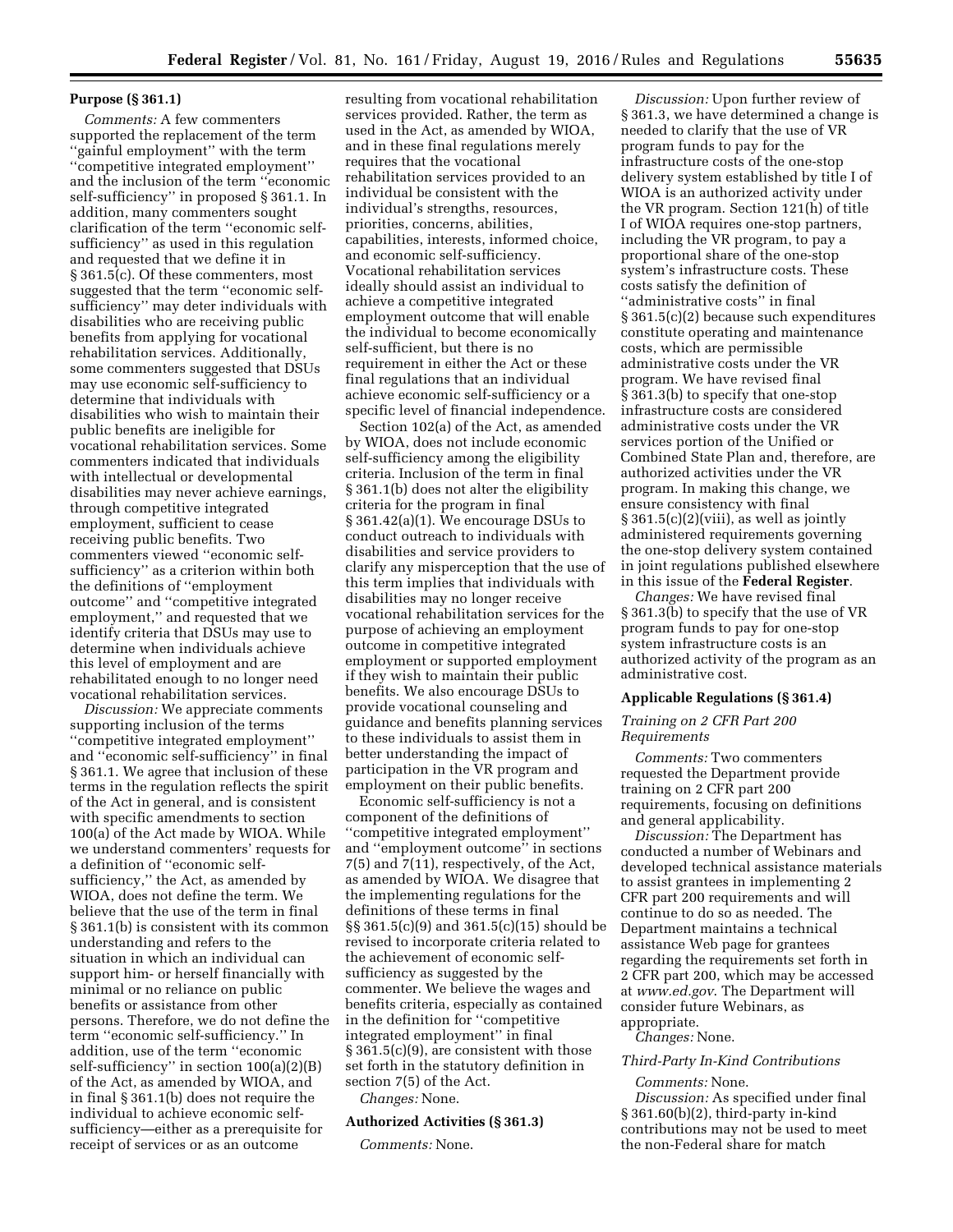**Purpose (§ 361.1)**

*Comments:* A few commenters supported the replacement of the term ''gainful employment'' with the term ''competitive integrated employment'' and the inclusion of the term ''economic self-sufficiency'' in proposed § 361.1. In addition, many commenters sought clarification of the term ''economic self-sufficiency'' as used in this regulation and requested that we define it in § 361.5(c). Of these commenters, most suggested that the term ''economic self-sufficiency'' may deter individuals with disabilities who are receiving public benefits from applying for vocational rehabilitation services. Additionally, some commenters suggested that DSUs may use economic self-sufficiency to determine that individuals with disabilities who wish to maintain their public benefits are ineligible for vocational rehabilitation services. Some commenters indicated that individuals with intellectual or developmental disabilities may never achieve earnings, through competitive integrated employment, sufficient to cease receiving public benefits. Two commenters viewed ''economic self-sufficiency'' as a criterion within both the definitions of ''employment outcome'' and ''competitive integrated employment,'' and requested that we identify criteria that DSUs may use to determine when individuals achieve this level of employment and are rehabilitated enough to no longer need vocational rehabilitation services.

*Discussion:* We appreciate comments supporting inclusion of the terms ''competitive integrated employment'' and ''economic self-sufficiency'' in final § 361.1. We agree that inclusion of these terms in the regulation reflects the spirit of the Act in general, and is consistent with specific amendments to section 100(a) of the Act made by WIOA. While we understand commenters' requests for a definition of ''economic self-sufficiency,'' the Act, as amended by WIOA, does not define the term. We believe that the use of the term in final § 361.1(b) is consistent with its common understanding and refers to the situation in which an individual can support him- or herself financially with minimal or no reliance on public benefits or assistance from other persons. Therefore, we do not define the term ''economic self-sufficiency.'' In addition, use of the term ''economic self-sufficiency'' in section 100(a)(2)(B) of the Act, as amended by WIOA, and in final § 361.1(b) does not require the individual to achieve economic self-sufficiency—either as a prerequisite for receipt of services or as an outcome resulting from vocational rehabilitation services provided. Rather, the term as used in the Act, as amended by WIOA, and in these final regulations merely requires that the vocational rehabilitation services provided to an individual be consistent with the individual's strengths, resources, priorities, concerns, abilities, capabilities, interests, informed choice, and economic self-sufficiency. Vocational rehabilitation services ideally should assist an individual to achieve a competitive integrated employment outcome that will enable the individual to become economically self-sufficient, but there is no requirement in either the Act or these final regulations that an individual achieve economic self-sufficiency or a specific level of financial independence.

Section 102(a) of the Act, as amended by WIOA, does not include economic self-sufficiency among the eligibility criteria. Inclusion of the term in final § 361.1(b) does not alter the eligibility criteria for the program in final § 361.42(a)(1). We encourage DSUs to conduct outreach to individuals with disabilities and service providers to clarify any misperception that the use of this term implies that individuals with disabilities may no longer receive vocational rehabilitation services for the purpose of achieving an employment outcome in competitive integrated employment or supported employment if they wish to maintain their public benefits. We also encourage DSUs to provide vocational counseling and guidance and benefits planning services to these individuals to assist them in better understanding the impact of participation in the VR program and employment on their public benefits.

Economic self-sufficiency is not a component of the definitions of ''competitive integrated employment'' and ''employment outcome'' in sections 7(5) and 7(11), respectively, of the Act, as amended by WIOA. We disagree that the implementing regulations for the definitions of these terms in final §§ 361.5(c)(9) and 361.5(c)(15) should be revised to incorporate criteria related to the achievement of economic self-sufficiency as suggested by the commenter. We believe the wages and benefits criteria, especially as contained in the definition for ''competitive integrated employment'' in final § 361.5(c)(9), are consistent with those set forth in the statutory definition in section 7(5) of the Act.

*Changes:* None.

**Authorized Activities (§ 361.3)**

*Comments:* None.

*Discussion:* Upon further review of § 361.3, we have determined a change is needed to clarify that the use of VR program funds to pay for the infrastructure costs of the one-stop delivery system established by title I of WIOA is an authorized activity under the VR program. Section 121(h) of title I of WIOA requires one-stop partners, including the VR program, to pay a proportional share of the one-stop system's infrastructure costs. These costs satisfy the definition of ''administrative costs'' in final § 361.5(c)(2) because such expenditures constitute operating and maintenance costs, which are permissible administrative costs under the VR program. We have revised final § 361.3(b) to specify that one-stop infrastructure costs are considered administrative costs under the VR services portion of the Unified or Combined State Plan and, therefore, are authorized activities under the VR program. In making this change, we ensure consistency with final § 361.5(c)(2)(viii), as well as jointly administered requirements governing the one-stop delivery system contained in joint regulations published elsewhere in this issue of the **Federal Register**.

*Changes:* We have revised final § 361.3(b) to specify that the use of VR program funds to pay for one-stop system infrastructure costs is an authorized activity of the program as an administrative cost.

**Applicable Regulations (§ 361.4)**

*Training on 2 CFR Part 200 Requirements*

*Comments:* Two commenters requested the Department provide training on 2 CFR part 200 requirements, focusing on definitions and general applicability.

*Discussion:* The Department has conducted a number of Webinars and developed technical assistance materials to assist grantees in implementing 2 CFR part 200 requirements and will continue to do so as needed. The Department maintains a technical assistance Web page for grantees regarding the requirements set forth in 2 CFR part 200, which may be accessed at *www.ed.gov*. The Department will consider future Webinars, as appropriate.

*Changes:* None.

*Third-Party In-Kind Contributions*

*Comments:* None.

*Discussion:* As specified under final § 361.60(b)(2), third-party in-kind contributions may not be used to meet the non-Federal share for match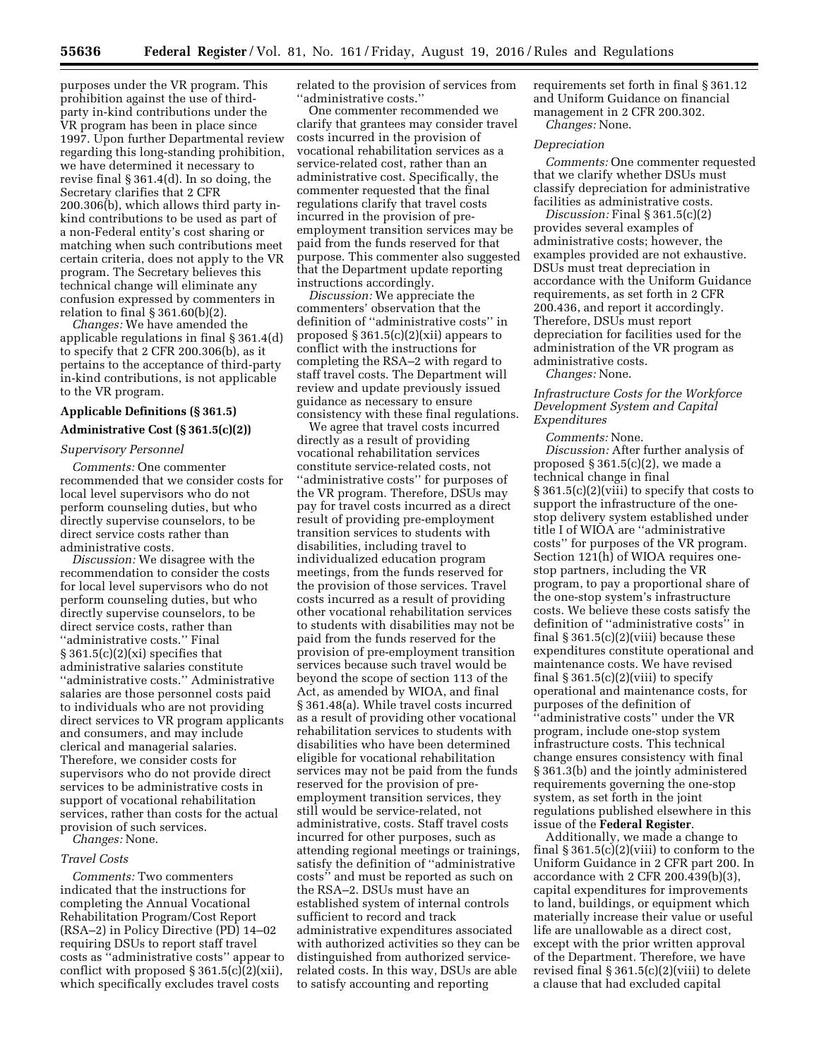purposes under the VR program. This prohibition against the use of third-party in-kind contributions under the VR program has been in place since 1997. Upon further Departmental review regarding this long-standing prohibition, we have determined it necessary to revise final § 361.4(d). In so doing, the Secretary clarifies that 2 CFR 200.306(b), which allows third party in-kind contributions to be used as part of a non-Federal entity's cost sharing or matching when such contributions meet certain criteria, does not apply to the VR program. The Secretary believes this technical change will eliminate any confusion expressed by commenters in relation to final § 361.60(b)(2).

*Changes:* We have amended the applicable regulations in final § 361.4(d) to specify that 2 CFR 200.306(b), as it pertains to the acceptance of third-party in-kind contributions, is not applicable to the VR program.

## Applicable Definitions (§ 361.5)

### Administrative Cost (§ 361.5(c)(2))

#### *Supervisory Personnel*

*Comments:* One commenter recommended that we consider costs for local level supervisors who do not perform counseling duties, but who directly supervise counselors, to be direct service costs rather than administrative costs.

*Discussion:* We disagree with the recommendation to consider the costs for local level supervisors who do not perform counseling duties, but who directly supervise counselors, to be direct service costs, rather than ''administrative costs.'' Final § 361.5(c)(2)(xi) specifies that administrative salaries constitute ''administrative costs.'' Administrative salaries are those personnel costs paid to individuals who are not providing direct services to VR program applicants and consumers, and may include clerical and managerial salaries. Therefore, we consider costs for supervisors who do not provide direct services to be administrative costs in support of vocational rehabilitation services, rather than costs for the actual provision of such services.

*Changes:* None.

#### *Travel Costs*

*Comments:* Two commenters indicated that the instructions for completing the Annual Vocational Rehabilitation Program/Cost Report (RSA–2) in Policy Directive (PD) 14–02 requiring DSUs to report staff travel costs as ''administrative costs'' appear to conflict with proposed § 361.5(c)(2)(xii), which specifically excludes travel costs related to the provision of services from ''administrative costs.''

One commenter recommended we clarify that grantees may consider travel costs incurred in the provision of vocational rehabilitation services as a service-related cost, rather than an administrative cost. Specifically, the commenter requested that the final regulations clarify that travel costs incurred in the provision of pre-employment transition services may be paid from the funds reserved for that purpose. This commenter also suggested that the Department update reporting instructions accordingly.

*Discussion:* We appreciate the commenters' observation that the definition of ''administrative costs'' in proposed § 361.5(c)(2)(xii) appears to conflict with the instructions for completing the RSA–2 with regard to staff travel costs. The Department will review and update previously issued guidance as necessary to ensure consistency with these final regulations.

We agree that travel costs incurred directly as a result of providing vocational rehabilitation services constitute service-related costs, not ''administrative costs'' for purposes of the VR program. Therefore, DSUs may pay for travel costs incurred as a direct result of providing pre-employment transition services to students with disabilities, including travel to individualized education program meetings, from the funds reserved for the provision of those services. Travel costs incurred as a result of providing other vocational rehabilitation services to students with disabilities may not be paid from the funds reserved for the provision of pre-employment transition services because such travel would be beyond the scope of section 113 of the Act, as amended by WIOA, and final § 361.48(a). While travel costs incurred as a result of providing other vocational rehabilitation services to students with disabilities who have been determined eligible for vocational rehabilitation services may not be paid from the funds reserved for the provision of pre-employment transition services, they still would be service-related, not administrative, costs. Staff travel costs incurred for other purposes, such as attending regional meetings or trainings, satisfy the definition of ''administrative costs'' and must be reported as such on the RSA–2. DSUs must have an established system of internal controls sufficient to record and track administrative expenditures associated with authorized activities so they can be distinguished from authorized service-related costs. In this way, DSUs are able to satisfy accounting and reporting requirements set forth in final § 361.12 and Uniform Guidance on financial management in 2 CFR 200.302.

*Changes:* None.

#### *Depreciation*

*Comments:* One commenter requested that we clarify whether DSUs must classify depreciation for administrative facilities as administrative costs.

*Discussion:* Final § 361.5(c)(2) provides several examples of administrative costs; however, the examples provided are not exhaustive. DSUs must treat depreciation in accordance with the Uniform Guidance requirements, as set forth in 2 CFR 200.436, and report it accordingly. Therefore, DSUs must report depreciation for facilities used for the administration of the VR program as administrative costs.

*Changes:* None.

#### *Infrastructure Costs for the Workforce Development System and Capital Expenditures*

*Comments:* None.

*Discussion:* After further analysis of proposed § 361.5(c)(2), we made a technical change in final § 361.5(c)(2)(viii) to specify that costs to support the infrastructure of the one-stop delivery system established under title I of WIOA are ''administrative costs'' for purposes of the VR program. Section 121(h) of WIOA requires one-stop partners, including the VR program, to pay a proportional share of the one-stop system's infrastructure costs. We believe these costs satisfy the definition of ''administrative costs'' in final § 361.5(c)(2)(viii) because these expenditures constitute operational and maintenance costs. We have revised final § 361.5(c)(2)(viii) to specify operational and maintenance costs, for purposes of the definition of ''administrative costs'' under the VR program, include one-stop system infrastructure costs. This technical change ensures consistency with final § 361.3(b) and the jointly administered requirements governing the one-stop system, as set forth in the joint regulations published elsewhere in this issue of the **Federal Register**.

Additionally, we made a change to final § 361.5(c)(2)(viii) to conform to the Uniform Guidance in 2 CFR part 200. In accordance with 2 CFR 200.439(b)(3), capital expenditures for improvements to land, buildings, or equipment which materially increase their value or useful life are unallowable as a direct cost, except with the prior written approval of the Department. Therefore, we have revised final § 361.5(c)(2)(viii) to delete a clause that had excluded capital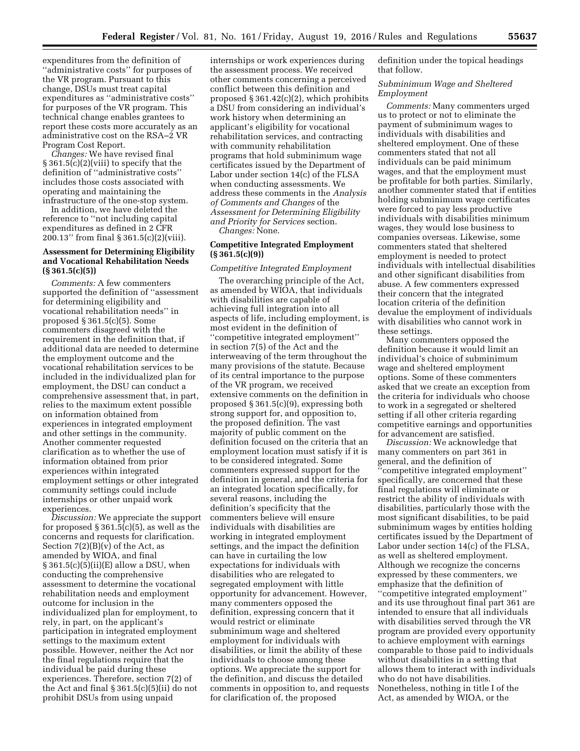expenditures from the definition of ''administrative costs'' for purposes of the VR program. Pursuant to this change, DSUs must treat capital expenditures as ''administrative costs'' for purposes of the VR program. This technical change enables grantees to report these costs more accurately as an administrative cost on the RSA–2 VR Program Cost Report.

*Changes:* We have revised final § 361.5(c)(2)(viii) to specify that the definition of ''administrative costs'' includes those costs associated with operating and maintaining the infrastructure of the one-stop system.

In addition, we have deleted the reference to ''not including capital expenditures as defined in 2 CFR 200.13'' from final § 361.5(c)(2)(viii).

### Assessment for Determining Eligibility and Vocational Rehabilitation Needs (§ 361.5(c)(5))

*Comments:* A few commenters supported the definition of ''assessment for determining eligibility and vocational rehabilitation needs'' in proposed § 361.5(c)(5). Some commenters disagreed with the requirement in the definition that, if additional data are needed to determine the employment outcome and the vocational rehabilitation services to be included in the individualized plan for employment, the DSU can conduct a comprehensive assessment that, in part, relies to the maximum extent possible on information obtained from experiences in integrated employment and other settings in the community. Another commenter requested clarification as to whether the use of information obtained from prior experiences within integrated employment settings or other integrated community settings could include internships or other unpaid work experiences.

*Discussion:* We appreciate the support for proposed § 361.5(c)(5), as well as the concerns and requests for clarification. Section 7(2)(B)(v) of the Act, as amended by WIOA, and final § 361.5(c)(5)(ii)(E) allow a DSU, when conducting the comprehensive assessment to determine the vocational rehabilitation needs and employment outcome for inclusion in the individualized plan for employment, to rely, in part, on the applicant's participation in integrated employment settings to the maximum extent possible. However, neither the Act nor the final regulations require that the individual be paid during these experiences. Therefore, section 7(2) of the Act and final § 361.5(c)(5)(ii) do not prohibit DSUs from using unpaid internships or work experiences during the assessment process. We received other comments concerning a perceived conflict between this definition and proposed § 361.42(c)(2), which prohibits a DSU from considering an individual's work history when determining an applicant's eligibility for vocational rehabilitation services, and contracting with community rehabilitation programs that hold subminimum wage certificates issued by the Department of Labor under section 14(c) of the FLSA when conducting assessments. We address these comments in the *Analysis of Comments and Changes* of the *Assessment for Determining Eligibility and Priority for Services* section.

*Changes:* None.

### Competitive Integrated Employment (§ 361.5(c)(9))

#### *Competitive Integrated Employment*

The overarching principle of the Act, as amended by WIOA, that individuals with disabilities are capable of achieving full integration into all aspects of life, including employment, is most evident in the definition of ''competitive integrated employment'' in section 7(5) of the Act and the interweaving of the term throughout the many provisions of the statute. Because of its central importance to the purpose of the VR program, we received extensive comments on the definition in proposed § 361.5(c)(9), expressing both strong support for, and opposition to, the proposed definition. The vast majority of public comment on the definition focused on the criteria that an employment location must satisfy if it is to be considered integrated. Some commenters expressed support for the definition in general, and the criteria for an integrated location specifically, for several reasons, including the definition's specificity that the commenters believe will ensure individuals with disabilities are working in integrated employment settings, and the impact the definition can have in curtailing the low expectations for individuals with disabilities who are relegated to segregated employment with little opportunity for advancement. However, many commenters opposed the definition, expressing concern that it would restrict or eliminate subminimum wage and sheltered employment for individuals with disabilities, or limit the ability of these individuals to choose among these options. We appreciate the support for the definition, and discuss the detailed comments in opposition to, and requests for clarification of, the proposed definition under the topical headings that follow.

#### *Subminimum Wage and Sheltered Employment*

*Comments:* Many commenters urged us to protect or not to eliminate the payment of subminimum wages to individuals with disabilities and sheltered employment. One of these commenters stated that not all individuals can be paid minimum wages, and that the employment must be profitable for both parties. Similarly, another commenter stated that if entities holding subminimum wage certificates were forced to pay less productive individuals with disabilities minimum wages, they would lose business to companies overseas. Likewise, some commenters stated that sheltered employment is needed to protect individuals with intellectual disabilities and other significant disabilities from abuse. A few commenters expressed their concern that the integrated location criteria of the definition devalue the employment of individuals with disabilities who cannot work in these settings.

Many commenters opposed the definition because it would limit an individual's choice of subminimum wage and sheltered employment options. Some of these commenters asked that we create an exception from the criteria for individuals who choose to work in a segregated or sheltered setting if all other criteria regarding competitive earnings and opportunities for advancement are satisfied.

*Discussion:* We acknowledge that many commenters on part 361 in general, and the definition of ''competitive integrated employment'' specifically, are concerned that these final regulations will eliminate or restrict the ability of individuals with disabilities, particularly those with the most significant disabilities, to be paid subminimum wages by entities holding certificates issued by the Department of Labor under section 14(c) of the FLSA, as well as sheltered employment. Although we recognize the concerns expressed by these commenters, we emphasize that the definition of ''competitive integrated employment'' and its use throughout final part 361 are intended to ensure that all individuals with disabilities served through the VR program are provided every opportunity to achieve employment with earnings comparable to those paid to individuals without disabilities in a setting that allows them to interact with individuals who do not have disabilities. Nonetheless, nothing in title I of the Act, as amended by WIOA, or the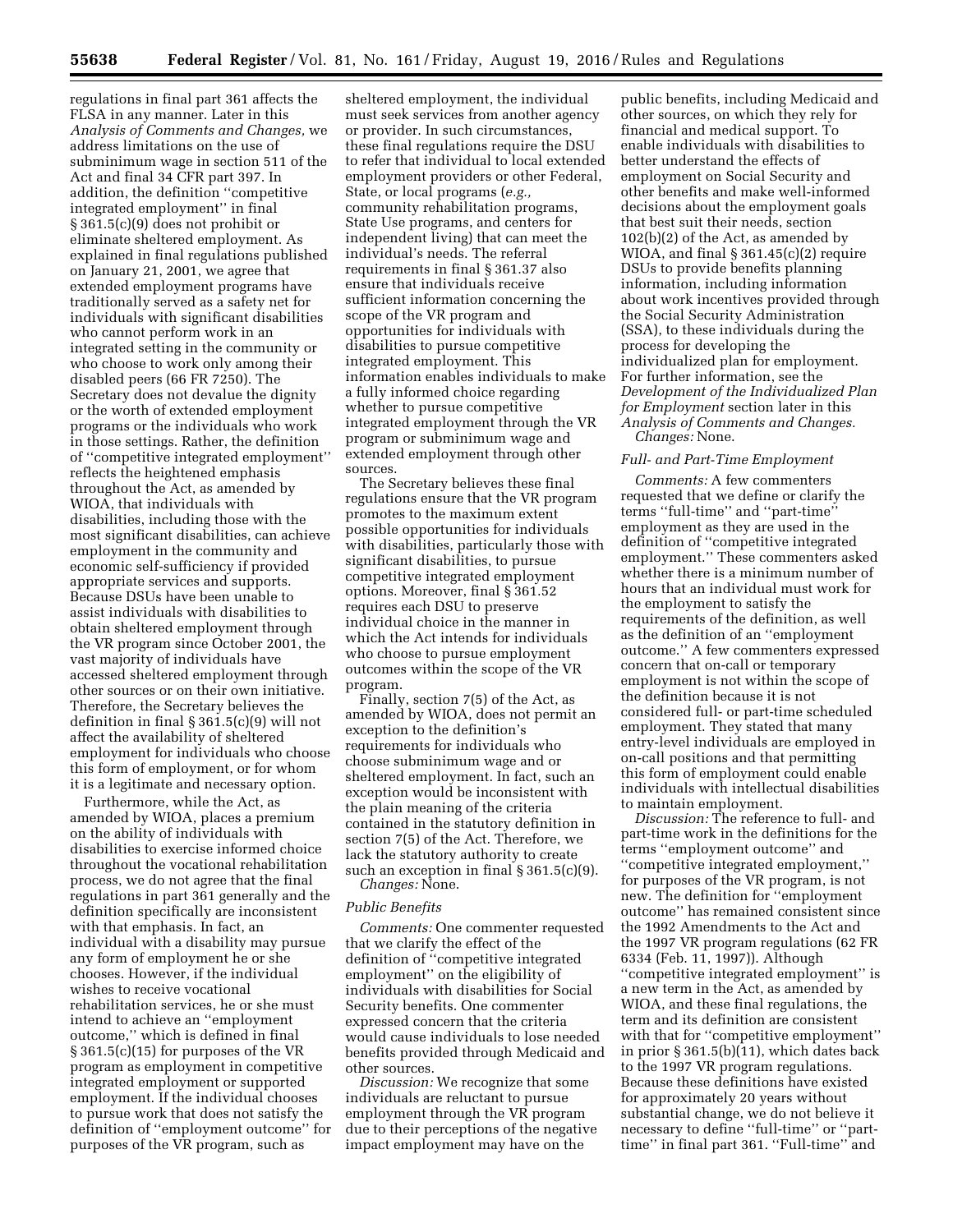regulations in final part 361 affects the FLSA in any manner. Later in this *Analysis of Comments and Changes,* we address limitations on the use of subminimum wage in section 511 of the Act and final 34 CFR part 397. In addition, the definition "competitive integrated employment" in final § 361.5(c)(9) does not prohibit or eliminate sheltered employment. As explained in final regulations published on January 21, 2001, we agree that extended employment programs have traditionally served as a safety net for individuals with significant disabilities who cannot perform work in an integrated setting in the community or who choose to work only among their disabled peers (66 FR 7250). The Secretary does not devalue the dignity or the worth of extended employment programs or the individuals who work in those settings. Rather, the definition of "competitive integrated employment" reflects the heightened emphasis throughout the Act, as amended by WIOA, that individuals with disabilities, including those with the most significant disabilities, can achieve employment in the community and economic self-sufficiency if provided appropriate services and supports. Because DSUs have been unable to assist individuals with disabilities to obtain sheltered employment through the VR program since October 2001, the vast majority of individuals have accessed sheltered employment through other sources or on their own initiative. Therefore, the Secretary believes the definition in final § 361.5(c)(9) will not affect the availability of sheltered employment for individuals who choose this form of employment, or for whom it is a legitimate and necessary option.

Furthermore, while the Act, as amended by WIOA, places a premium on the ability of individuals with disabilities to exercise informed choice throughout the vocational rehabilitation process, we do not agree that the final regulations in part 361 generally and the definition specifically are inconsistent with that emphasis. In fact, an individual with a disability may pursue any form of employment he or she chooses. However, if the individual wishes to receive vocational rehabilitation services, he or she must intend to achieve an "employment outcome," which is defined in final § 361.5(c)(15) for purposes of the VR program as employment in competitive integrated employment or supported employment. If the individual chooses to pursue work that does not satisfy the definition of "employment outcome" for purposes of the VR program, such as sheltered employment, the individual must seek services from another agency or provider. In such circumstances, these final regulations require the DSU to refer that individual to local extended employment providers or other Federal, State, or local programs (*e.g.,* community rehabilitation programs, State Use programs, and centers for independent living) that can meet the individual's needs. The referral requirements in final § 361.37 also ensure that individuals receive sufficient information concerning the scope of the VR program and opportunities for individuals with disabilities to pursue competitive integrated employment. This information enables individuals to make a fully informed choice regarding whether to pursue competitive integrated employment through the VR program or subminimum wage and extended employment through other sources.

The Secretary believes these final regulations ensure that the VR program promotes to the maximum extent possible opportunities for individuals with disabilities, particularly those with significant disabilities, to pursue competitive integrated employment options. Moreover, final § 361.52 requires each DSU to preserve individual choice in the manner in which the Act intends for individuals who choose to pursue employment outcomes within the scope of the VR program.

Finally, section 7(5) of the Act, as amended by WIOA, does not permit an exception to the definition's requirements for individuals who choose subminimum wage and or sheltered employment. In fact, such an exception would be inconsistent with the plain meaning of the criteria contained in the statutory definition in section 7(5) of the Act. Therefore, we lack the statutory authority to create such an exception in final § 361.5(c)(9).

*Changes:* None.

*Public Benefits*

*Comments:* One commenter requested that we clarify the effect of the definition of "competitive integrated employment" on the eligibility of individuals with disabilities for Social Security benefits. One commenter expressed concern that the criteria would cause individuals to lose needed benefits provided through Medicaid and other sources.

*Discussion:* We recognize that some individuals are reluctant to pursue employment through the VR program due to their perceptions of the negative impact employment may have on the public benefits, including Medicaid and other sources, on which they rely for financial and medical support. To enable individuals with disabilities to better understand the effects of employment on Social Security and other benefits and make well-informed decisions about the employment goals that best suit their needs, section 102(b)(2) of the Act, as amended by WIOA, and final § 361.45(c)(2) require DSUs to provide benefits planning information, including information about work incentives provided through the Social Security Administration (SSA), to these individuals during the process for developing the individualized plan for employment. For further information, see the *Development of the Individualized Plan for Employment* section later in this *Analysis of Comments and Changes.*

*Changes:* None.

*Full- and Part-Time Employment*

*Comments:* A few commenters requested that we define or clarify the terms "full-time" and "part-time" employment as they are used in the definition of "competitive integrated employment." These commenters asked whether there is a minimum number of hours that an individual must work for the employment to satisfy the requirements of the definition, as well as the definition of an "employment outcome." A few commenters expressed concern that on-call or temporary employment is not within the scope of the definition because it is not considered full- or part-time scheduled employment. They stated that many entry-level individuals are employed in on-call positions and that permitting this form of employment could enable individuals with intellectual disabilities to maintain employment.

*Discussion:* The reference to full- and part-time work in the definitions for the terms "employment outcome" and "competitive integrated employment," for purposes of the VR program, is not new. The definition for "employment outcome" has remained consistent since the 1992 Amendments to the Act and the 1997 VR program regulations (62 FR 6334 (Feb. 11, 1997)). Although "competitive integrated employment" is a new term in the Act, as amended by WIOA, and these final regulations, the term and its definition are consistent with that for "competitive employment" in prior § 361.5(b)(11), which dates back to the 1997 VR program regulations. Because these definitions have existed for approximately 20 years without substantial change, we do not believe it necessary to define "full-time" or "part-time" in final part 361. "Full-time" and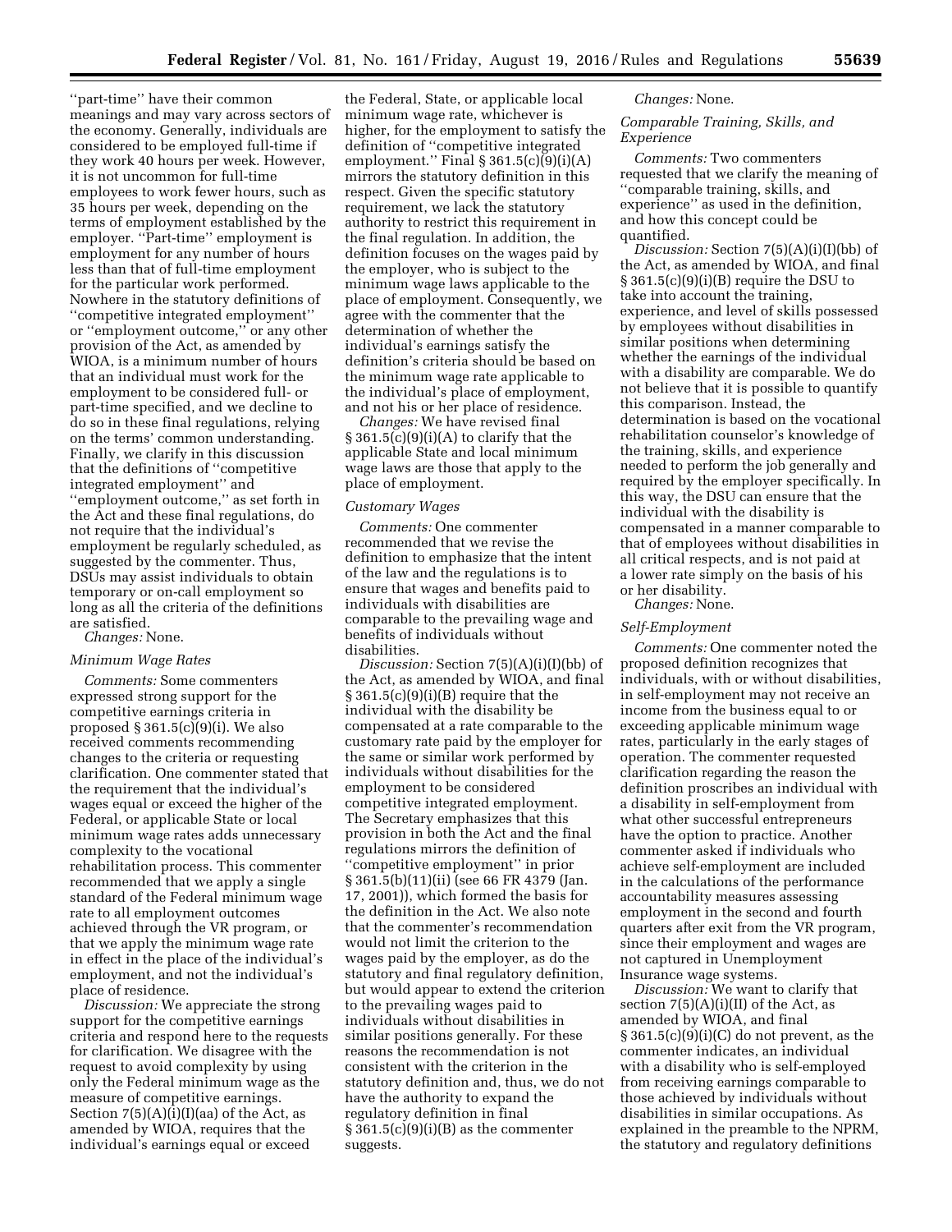''part-time'' have their common meanings and may vary across sectors of the economy. Generally, individuals are considered to be employed full-time if they work 40 hours per week. However, it is not uncommon for full-time employees to work fewer hours, such as 35 hours per week, depending on the terms of employment established by the employer. ''Part-time'' employment is employment for any number of hours less than that of full-time employment for the particular work performed. Nowhere in the statutory definitions of ''competitive integrated employment'' or ''employment outcome,'' or any other provision of the Act, as amended by WIOA, is a minimum number of hours that an individual must work for the employment to be considered full- or part-time specified, and we decline to do so in these final regulations, relying on the terms' common understanding. Finally, we clarify in this discussion that the definitions of ''competitive integrated employment'' and ''employment outcome,'' as set forth in the Act and these final regulations, do not require that the individual's employment be regularly scheduled, as suggested by the commenter. Thus, DSUs may assist individuals to obtain temporary or on-call employment so long as all the criteria of the definitions are satisfied.

*Changes:* None.

*Minimum Wage Rates*

*Comments:* Some commenters expressed strong support for the competitive earnings criteria in proposed § 361.5(c)(9)(i). We also received comments recommending changes to the criteria or requesting clarification. One commenter stated that the requirement that the individual's wages equal or exceed the higher of the Federal, or applicable State or local minimum wage rates adds unnecessary complexity to the vocational rehabilitation process. This commenter recommended that we apply a single standard of the Federal minimum wage rate to all employment outcomes achieved through the VR program, or that we apply the minimum wage rate in effect in the place of the individual's employment, and not the individual's place of residence.

*Discussion:* We appreciate the strong support for the competitive earnings criteria and respond here to the requests for clarification. We disagree with the request to avoid complexity by using only the Federal minimum wage as the measure of competitive earnings. Section 7(5)(A)(i)(I)(aa) of the Act, as amended by WIOA, requires that the individual's earnings equal or exceed the Federal, State, or applicable local minimum wage rate, whichever is higher, for the employment to satisfy the definition of ''competitive integrated employment.'' Final § 361.5(c)(9)(i)(A) mirrors the statutory definition in this respect. Given the specific statutory requirement, we lack the statutory authority to restrict this requirement in the final regulation. In addition, the definition focuses on the wages paid by the employer, who is subject to the minimum wage laws applicable to the place of employment. Consequently, we agree with the commenter that the determination of whether the individual's earnings satisfy the definition's criteria should be based on the minimum wage rate applicable to the individual's place of employment, and not his or her place of residence.

*Changes:* We have revised final § 361.5(c)(9)(i)(A) to clarify that the applicable State and local minimum wage laws are those that apply to the place of employment.

*Customary Wages*

*Comments:* One commenter recommended that we revise the definition to emphasize that the intent of the law and the regulations is to ensure that wages and benefits paid to individuals with disabilities are comparable to the prevailing wage and benefits of individuals without disabilities.

*Discussion:* Section 7(5)(A)(i)(I)(bb) of the Act, as amended by WIOA, and final § 361.5(c)(9)(i)(B) require that the individual with the disability be compensated at a rate comparable to the customary rate paid by the employer for the same or similar work performed by individuals without disabilities for the employment to be considered competitive integrated employment. The Secretary emphasizes that this provision in both the Act and the final regulations mirrors the definition of ''competitive employment'' in prior § 361.5(b)(11)(ii) (see 66 FR 4379 (Jan. 17, 2001)), which formed the basis for the definition in the Act. We also note that the commenter's recommendation would not limit the criterion to the wages paid by the employer, as do the statutory and final regulatory definition, but would appear to extend the criterion to the prevailing wages paid to individuals without disabilities in similar positions generally. For these reasons the recommendation is not consistent with the criterion in the statutory definition and, thus, we do not have the authority to expand the regulatory definition in final § 361.5(c)(9)(i)(B) as the commenter suggests.

*Changes:* None.

*Comparable Training, Skills, and Experience*

*Comments:* Two commenters requested that we clarify the meaning of ''comparable training, skills, and experience'' as used in the definition, and how this concept could be quantified.

*Discussion:* Section 7(5)(A)(i)(I)(bb) of the Act, as amended by WIOA, and final § 361.5(c)(9)(i)(B) require the DSU to take into account the training, experience, and level of skills possessed by employees without disabilities in similar positions when determining whether the earnings of the individual with a disability are comparable. We do not believe that it is possible to quantify this comparison. Instead, the determination is based on the vocational rehabilitation counselor's knowledge of the training, skills, and experience needed to perform the job generally and required by the employer specifically. In this way, the DSU can ensure that the individual with the disability is compensated in a manner comparable to that of employees without disabilities in all critical respects, and is not paid at a lower rate simply on the basis of his or her disability.

*Changes:* None.

*Self-Employment*

*Comments:* One commenter noted the proposed definition recognizes that individuals, with or without disabilities, in self-employment may not receive an income from the business equal to or exceeding applicable minimum wage rates, particularly in the early stages of operation. The commenter requested clarification regarding the reason the definition proscribes an individual with a disability in self-employment from what other successful entrepreneurs have the option to practice. Another commenter asked if individuals who achieve self-employment are included in the calculations of the performance accountability measures assessing employment in the second and fourth quarters after exit from the VR program, since their employment and wages are not captured in Unemployment Insurance wage systems.

*Discussion:* We want to clarify that section 7(5)(A)(i)(II) of the Act, as amended by WIOA, and final § 361.5(c)(9)(i)(C) do not prevent, as the commenter indicates, an individual with a disability who is self-employed from receiving earnings comparable to those achieved by individuals without disabilities in similar occupations. As explained in the preamble to the NPRM, the statutory and regulatory definitions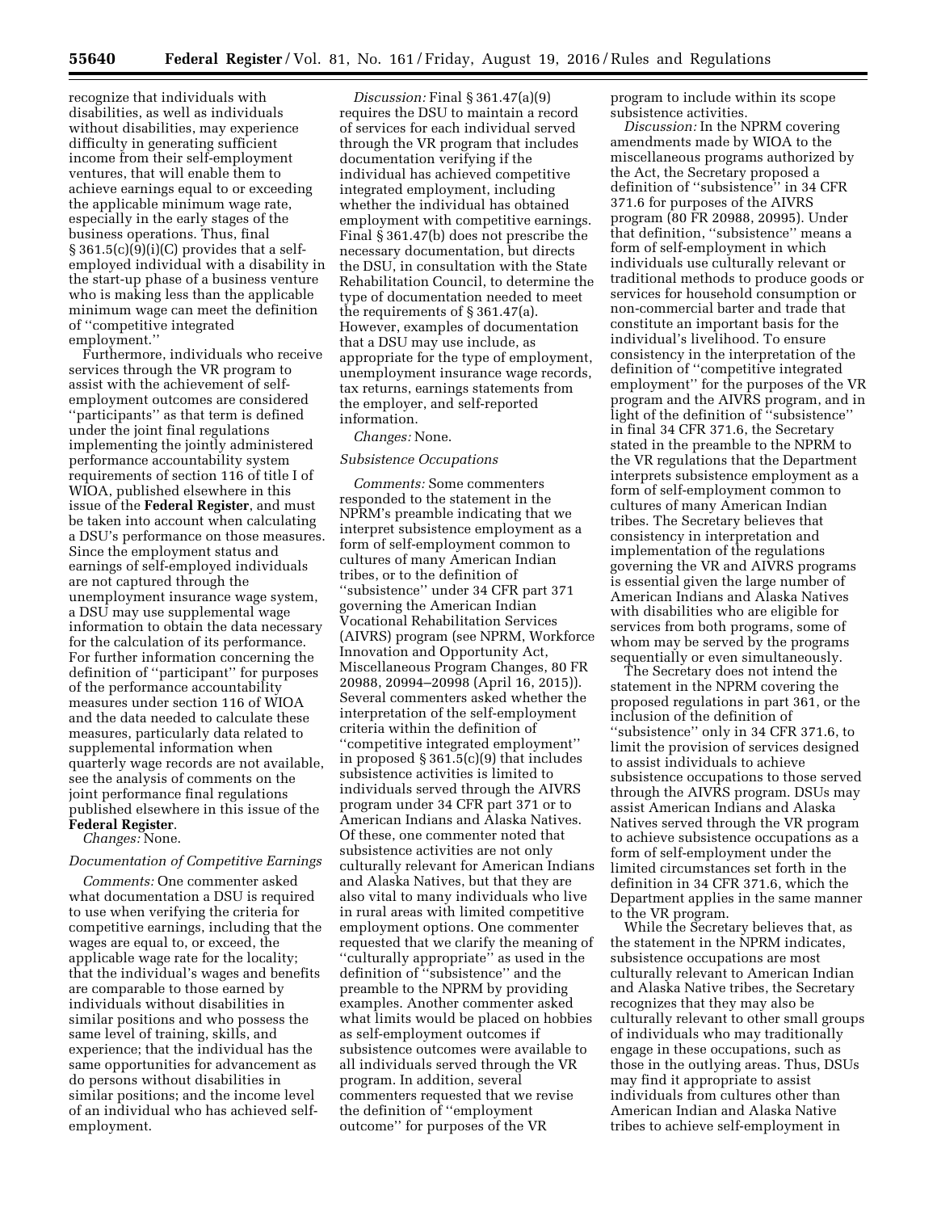recognize that individuals with disabilities, as well as individuals without disabilities, may experience difficulty in generating sufficient income from their self-employment ventures, that will enable them to achieve earnings equal to or exceeding the applicable minimum wage rate, especially in the early stages of the business operations. Thus, final § 361.5(c)(9)(i)(C) provides that a self-employed individual with a disability in the start-up phase of a business venture who is making less than the applicable minimum wage can meet the definition of "competitive integrated employment."

Furthermore, individuals who receive services through the VR program to assist with the achievement of self-employment outcomes are considered "participants" as that term is defined under the joint final regulations implementing the jointly administered performance accountability system requirements of section 116 of title I of WIOA, published elsewhere in this issue of the **Federal Register**, and must be taken into account when calculating a DSU's performance on those measures. Since the employment status and earnings of self-employed individuals are not captured through the unemployment insurance wage system, a DSU may use supplemental wage information to obtain the data necessary for the calculation of its performance. For further information concerning the definition of "participant" for purposes of the performance accountability measures under section 116 of WIOA and the data needed to calculate these measures, particularly data related to supplemental information when quarterly wage records are not available, see the analysis of comments on the joint performance final regulations published elsewhere in this issue of the **Federal Register**.

*Changes:* None.

*Documentation of Competitive Earnings*

*Comments:* One commenter asked what documentation a DSU is required to use when verifying the criteria for competitive earnings, including that the wages are equal to, or exceed, the applicable wage rate for the locality; that the individual's wages and benefits are comparable to those earned by individuals without disabilities in similar positions and who possess the same level of training, skills, and experience; that the individual has the same opportunities for advancement as do persons without disabilities in similar positions; and the income level of an individual who has achieved self-employment.

*Discussion:* Final § 361.47(a)(9) requires the DSU to maintain a record of services for each individual served through the VR program that includes documentation verifying if the individual has achieved competitive integrated employment, including whether the individual has obtained employment with competitive earnings. Final § 361.47(b) does not prescribe the necessary documentation, but directs the DSU, in consultation with the State Rehabilitation Council, to determine the type of documentation needed to meet the requirements of § 361.47(a). However, examples of documentation that a DSU may use include, as appropriate for the type of employment, unemployment insurance wage records, tax returns, earnings statements from the employer, and self-reported information.

*Changes:* None.

*Subsistence Occupations*

*Comments:* Some commenters responded to the statement in the NPRM's preamble indicating that we interpret subsistence employment as a form of self-employment common to cultures of many American Indian tribes, or to the definition of "subsistence" under 34 CFR part 371 governing the American Indian Vocational Rehabilitation Services (AIVRS) program (see NPRM, Workforce Innovation and Opportunity Act, Miscellaneous Program Changes, 80 FR 20988, 20994–20998 (April 16, 2015)). Several commenters asked whether the interpretation of the self-employment criteria within the definition of "competitive integrated employment" in proposed § 361.5(c)(9) that includes subsistence activities is limited to individuals served through the AIVRS program under 34 CFR part 371 or to American Indians and Alaska Natives. Of these, one commenter noted that subsistence activities are not only culturally relevant for American Indians and Alaska Natives, but that they are also vital to many individuals who live in rural areas with limited competitive employment options. One commenter requested that we clarify the meaning of "culturally appropriate" as used in the definition of "subsistence" and the preamble to the NPRM by providing examples. Another commenter asked what limits would be placed on hobbies as self-employment outcomes if subsistence outcomes were available to all individuals served through the VR program. In addition, several commenters requested that we revise the definition of "employment outcome" for purposes of the VR program to include within its scope subsistence activities.

*Discussion:* In the NPRM covering amendments made by WIOA to the miscellaneous programs authorized by the Act, the Secretary proposed a definition of "subsistence" in 34 CFR 371.6 for purposes of the AIVRS program (80 FR 20988, 20995). Under that definition, "subsistence" means a form of self-employment in which individuals use culturally relevant or traditional methods to produce goods or services for household consumption or non-commercial barter and trade that constitute an important basis for the individual's livelihood. To ensure consistency in the interpretation of the definition of "competitive integrated employment" for the purposes of the VR program and the AIVRS program, and in light of the definition of "subsistence" in final 34 CFR 371.6, the Secretary stated in the preamble to the NPRM to the VR regulations that the Department interprets subsistence employment as a form of self-employment common to cultures of many American Indian tribes. The Secretary believes that consistency in interpretation and implementation of the regulations governing the VR and AIVRS programs is essential given the large number of American Indians and Alaska Natives with disabilities who are eligible for services from both programs, some of whom may be served by the programs sequentially or even simultaneously.

The Secretary does not intend the statement in the NPRM covering the proposed regulations in part 361, or the inclusion of the definition of "subsistence" only in 34 CFR 371.6, to limit the provision of services designed to assist individuals to achieve subsistence occupations to those served through the AIVRS program. DSUs may assist American Indians and Alaska Natives served through the VR program to achieve subsistence occupations as a form of self-employment under the limited circumstances set forth in the definition in 34 CFR 371.6, which the Department applies in the same manner to the VR program.

While the Secretary believes that, as the statement in the NPRM indicates, subsistence occupations are most culturally relevant to American Indian and Alaska Native tribes, the Secretary recognizes that they may also be culturally relevant to other small groups of individuals who may traditionally engage in these occupations, such as those in the outlying areas. Thus, DSUs may find it appropriate to assist individuals from cultures other than American Indian and Alaska Native tribes to achieve self-employment in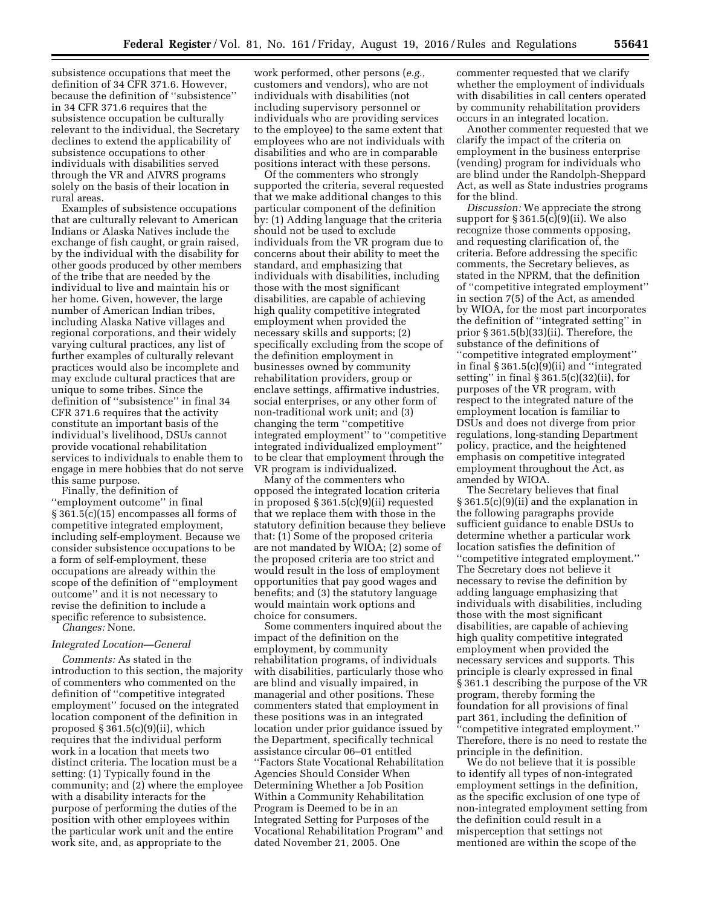subsistence occupations that meet the definition of 34 CFR 371.6. However, because the definition of ''subsistence'' in 34 CFR 371.6 requires that the subsistence occupation be culturally relevant to the individual, the Secretary declines to extend the applicability of subsistence occupations to other individuals with disabilities served through the VR and AIVRS programs solely on the basis of their location in rural areas.

Examples of subsistence occupations that are culturally relevant to American Indians or Alaska Natives include the exchange of fish caught, or grain raised, by the individual with the disability for other goods produced by other members of the tribe that are needed by the individual to live and maintain his or her home. Given, however, the large number of American Indian tribes, including Alaska Native villages and regional corporations, and their widely varying cultural practices, any list of further examples of culturally relevant practices would also be incomplete and may exclude cultural practices that are unique to some tribes. Since the definition of ''subsistence'' in final 34 CFR 371.6 requires that the activity constitute an important basis of the individual's livelihood, DSUs cannot provide vocational rehabilitation services to individuals to enable them to engage in mere hobbies that do not serve this same purpose.

Finally, the definition of ''employment outcome'' in final § 361.5(c)(15) encompasses all forms of competitive integrated employment, including self-employment. Because we consider subsistence occupations to be a form of self-employment, these occupations are already within the scope of the definition of ''employment outcome'' and it is not necessary to revise the definition to include a specific reference to subsistence.

*Changes:* None.

*Integrated Location—General*

*Comments:* As stated in the introduction to this section, the majority of commenters who commented on the definition of ''competitive integrated employment'' focused on the integrated location component of the definition in proposed § 361.5(c)(9)(ii), which requires that the individual perform work in a location that meets two distinct criteria. The location must be a setting: (1) Typically found in the community; and (2) where the employee with a disability interacts for the purpose of performing the duties of the position with other employees within the particular work unit and the entire work site, and, as appropriate to the work performed, other persons (*e.g.,* customers and vendors), who are not individuals with disabilities (not including supervisory personnel or individuals who are providing services to the employee) to the same extent that employees who are not individuals with disabilities and who are in comparable positions interact with these persons.

Of the commenters who strongly supported the criteria, several requested that we make additional changes to this particular component of the definition by: (1) Adding language that the criteria should not be used to exclude individuals from the VR program due to concerns about their ability to meet the standard, and emphasizing that individuals with disabilities, including those with the most significant disabilities, are capable of achieving high quality competitive integrated employment when provided the necessary skills and supports; (2) specifically excluding from the scope of the definition employment in businesses owned by community rehabilitation providers, group or enclave settings, affirmative industries, social enterprises, or any other form of non-traditional work unit; and (3) changing the term ''competitive integrated employment'' to ''competitive integrated individualized employment'' to be clear that employment through the VR program is individualized.

Many of the commenters who opposed the integrated location criteria in proposed § 361.5(c)(9)(ii) requested that we replace them with those in the statutory definition because they believe that: (1) Some of the proposed criteria are not mandated by WIOA; (2) some of the proposed criteria are too strict and would result in the loss of employment opportunities that pay good wages and benefits; and (3) the statutory language would maintain work options and choice for consumers.

Some commenters inquired about the impact of the definition on the employment, by community rehabilitation programs, of individuals with disabilities, particularly those who are blind and visually impaired, in managerial and other positions. These commenters stated that employment in these positions was in an integrated location under prior guidance issued by the Department, specifically technical assistance circular 06–01 entitled ''Factors State Vocational Rehabilitation Agencies Should Consider When Determining Whether a Job Position Within a Community Rehabilitation Program is Deemed to be in an Integrated Setting for Purposes of the Vocational Rehabilitation Program'' and dated November 21, 2005. One commenter requested that we clarify whether the employment of individuals with disabilities in call centers operated by community rehabilitation providers occurs in an integrated location.

Another commenter requested that we clarify the impact of the criteria on employment in the business enterprise (vending) program for individuals who are blind under the Randolph-Sheppard Act, as well as State industries programs for the blind.

*Discussion:* We appreciate the strong support for § 361.5(c)(9)(ii). We also recognize those comments opposing, and requesting clarification of, the criteria. Before addressing the specific comments, the Secretary believes, as stated in the NPRM, that the definition of ''competitive integrated employment'' in section 7(5) of the Act, as amended by WIOA, for the most part incorporates the definition of ''integrated setting'' in prior § 361.5(b)(33)(ii). Therefore, the substance of the definitions of ''competitive integrated employment'' in final § 361.5(c)(9)(ii) and ''integrated setting'' in final § 361.5(c)(32)(ii), for purposes of the VR program, with respect to the integrated nature of the employment location is familiar to DSUs and does not diverge from prior regulations, long-standing Department policy, practice, and the heightened emphasis on competitive integrated employment throughout the Act, as amended by WIOA.

The Secretary believes that final § 361.5(c)(9)(ii) and the explanation in the following paragraphs provide sufficient guidance to enable DSUs to determine whether a particular work location satisfies the definition of ''competitive integrated employment.'' The Secretary does not believe it necessary to revise the definition by adding language emphasizing that individuals with disabilities, including those with the most significant disabilities, are capable of achieving high quality competitive integrated employment when provided the necessary services and supports. This principle is clearly expressed in final § 361.1 describing the purpose of the VR program, thereby forming the foundation for all provisions of final part 361, including the definition of ''competitive integrated employment.'' Therefore, there is no need to restate the principle in the definition.

We do not believe that it is possible to identify all types of non-integrated employment settings in the definition, as the specific exclusion of one type of non-integrated employment setting from the definition could result in a misperception that settings not mentioned are within the scope of the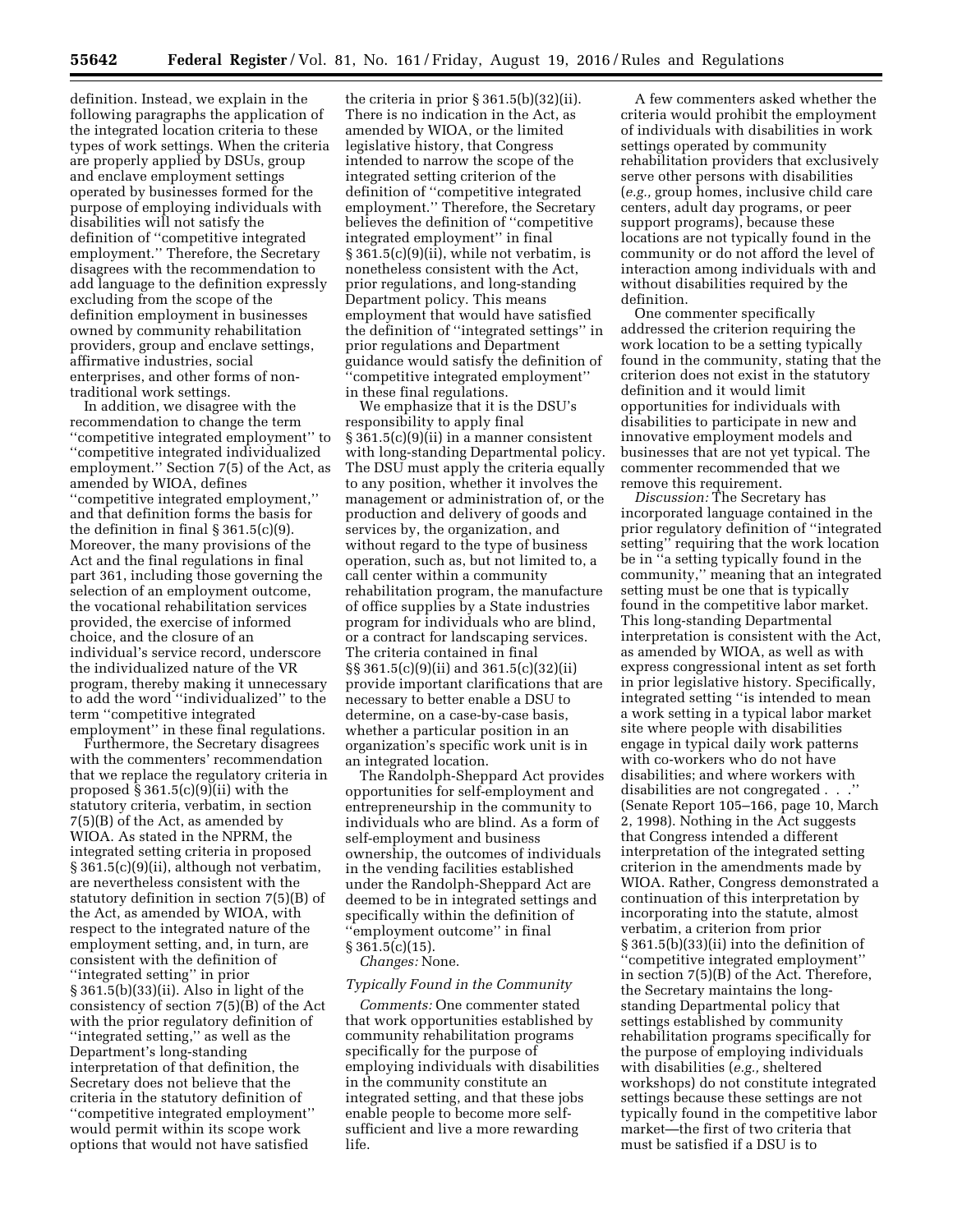definition. Instead, we explain in the following paragraphs the application of the integrated location criteria to these types of work settings. When the criteria are properly applied by DSUs, group and enclave employment settings operated by businesses formed for the purpose of employing individuals with disabilities will not satisfy the definition of ''competitive integrated employment.'' Therefore, the Secretary disagrees with the recommendation to add language to the definition expressly excluding from the scope of the definition employment in businesses owned by community rehabilitation providers, group and enclave settings, affirmative industries, social enterprises, and other forms of non-traditional work settings.

In addition, we disagree with the recommendation to change the term ''competitive integrated employment'' to ''competitive integrated individualized employment.'' Section 7(5) of the Act, as amended by WIOA, defines ''competitive integrated employment,'' and that definition forms the basis for the definition in final § 361.5(c)(9). Moreover, the many provisions of the Act and the final regulations in final part 361, including those governing the selection of an employment outcome, the vocational rehabilitation services provided, the exercise of informed choice, and the closure of an individual's service record, underscore the individualized nature of the VR program, thereby making it unnecessary to add the word ''individualized'' to the term ''competitive integrated employment'' in these final regulations.

Furthermore, the Secretary disagrees with the commenters' recommendation that we replace the regulatory criteria in proposed § 361.5(c)(9)(ii) with the statutory criteria, verbatim, in section 7(5)(B) of the Act, as amended by WIOA. As stated in the NPRM, the integrated setting criteria in proposed § 361.5(c)(9)(ii), although not verbatim, are nevertheless consistent with the statutory definition in section 7(5)(B) of the Act, as amended by WIOA, with respect to the integrated nature of the employment setting, and, in turn, are consistent with the definition of ''integrated setting'' in prior § 361.5(b)(33)(ii). Also in light of the consistency of section 7(5)(B) of the Act with the prior regulatory definition of ''integrated setting,'' as well as the Department's long-standing interpretation of that definition, the Secretary does not believe that the criteria in the statutory definition of ''competitive integrated employment'' would permit within its scope work options that would not have satisfied the criteria in prior § 361.5(b)(32)(ii). There is no indication in the Act, as amended by WIOA, or the limited legislative history, that Congress intended to narrow the scope of the integrated setting criterion of the definition of ''competitive integrated employment.'' Therefore, the Secretary believes the definition of ''competitive integrated employment'' in final § 361.5(c)(9)(ii), while not verbatim, is nonetheless consistent with the Act, prior regulations, and long-standing Department policy. This means employment that would have satisfied the definition of ''integrated settings'' in prior regulations and Department guidance would satisfy the definition of ''competitive integrated employment'' in these final regulations.

We emphasize that it is the DSU's responsibility to apply final § 361.5(c)(9)(ii) in a manner consistent with long-standing Departmental policy. The DSU must apply the criteria equally to any position, whether it involves the management or administration of, or the production and delivery of goods and services by, the organization, and without regard to the type of business operation, such as, but not limited to, a call center within a community rehabilitation program, the manufacture of office supplies by a State industries program for individuals who are blind, or a contract for landscaping services. The criteria contained in final §§ 361.5(c)(9)(ii) and 361.5(c)(32)(ii) provide important clarifications that are necessary to better enable a DSU to determine, on a case-by-case basis, whether a particular position in an organization's specific work unit is in an integrated location.

The Randolph-Sheppard Act provides opportunities for self-employment and entrepreneurship in the community to individuals who are blind. As a form of self-employment and business ownership, the outcomes of individuals in the vending facilities established under the Randolph-Sheppard Act are deemed to be in integrated settings and specifically within the definition of ''employment outcome'' in final § 361.5(c)(15).

*Changes:* None.

*Typically Found in the Community*

*Comments:* One commenter stated that work opportunities established by community rehabilitation programs specifically for the purpose of employing individuals with disabilities in the community constitute an integrated setting, and that these jobs enable people to become more self-sufficient and live a more rewarding life.

A few commenters asked whether the criteria would prohibit the employment of individuals with disabilities in work settings operated by community rehabilitation providers that exclusively serve other persons with disabilities (*e.g.,* group homes, inclusive child care centers, adult day programs, or peer support programs), because these locations are not typically found in the community or do not afford the level of interaction among individuals with and without disabilities required by the definition.

One commenter specifically addressed the criterion requiring the work location to be a setting typically found in the community, stating that the criterion does not exist in the statutory definition and it would limit opportunities for individuals with disabilities to participate in new and innovative employment models and businesses that are not yet typical. The commenter recommended that we remove this requirement.

*Discussion:* The Secretary has incorporated language contained in the prior regulatory definition of ''integrated setting'' requiring that the work location be in ''a setting typically found in the community,'' meaning that an integrated setting must be one that is typically found in the competitive labor market. This long-standing Departmental interpretation is consistent with the Act, as amended by WIOA, as well as with express congressional intent as set forth in prior legislative history. Specifically, integrated setting ''is intended to mean a work setting in a typical labor market site where people with disabilities engage in typical daily work patterns with co-workers who do not have disabilities; and where workers with disabilities are not congregated . . .'' (Senate Report 105–166, page 10, March 2, 1998). Nothing in the Act suggests that Congress intended a different interpretation of the integrated setting criterion in the amendments made by WIOA. Rather, Congress demonstrated a continuation of this interpretation by incorporating into the statute, almost verbatim, a criterion from prior § 361.5(b)(33)(ii) into the definition of ''competitive integrated employment'' in section 7(5)(B) of the Act. Therefore, the Secretary maintains the long-standing Departmental policy that settings established by community rehabilitation programs specifically for the purpose of employing individuals with disabilities (*e.g.,* sheltered workshops) do not constitute integrated settings because these settings are not typically found in the competitive labor market—the first of two criteria that must be satisfied if a DSU is to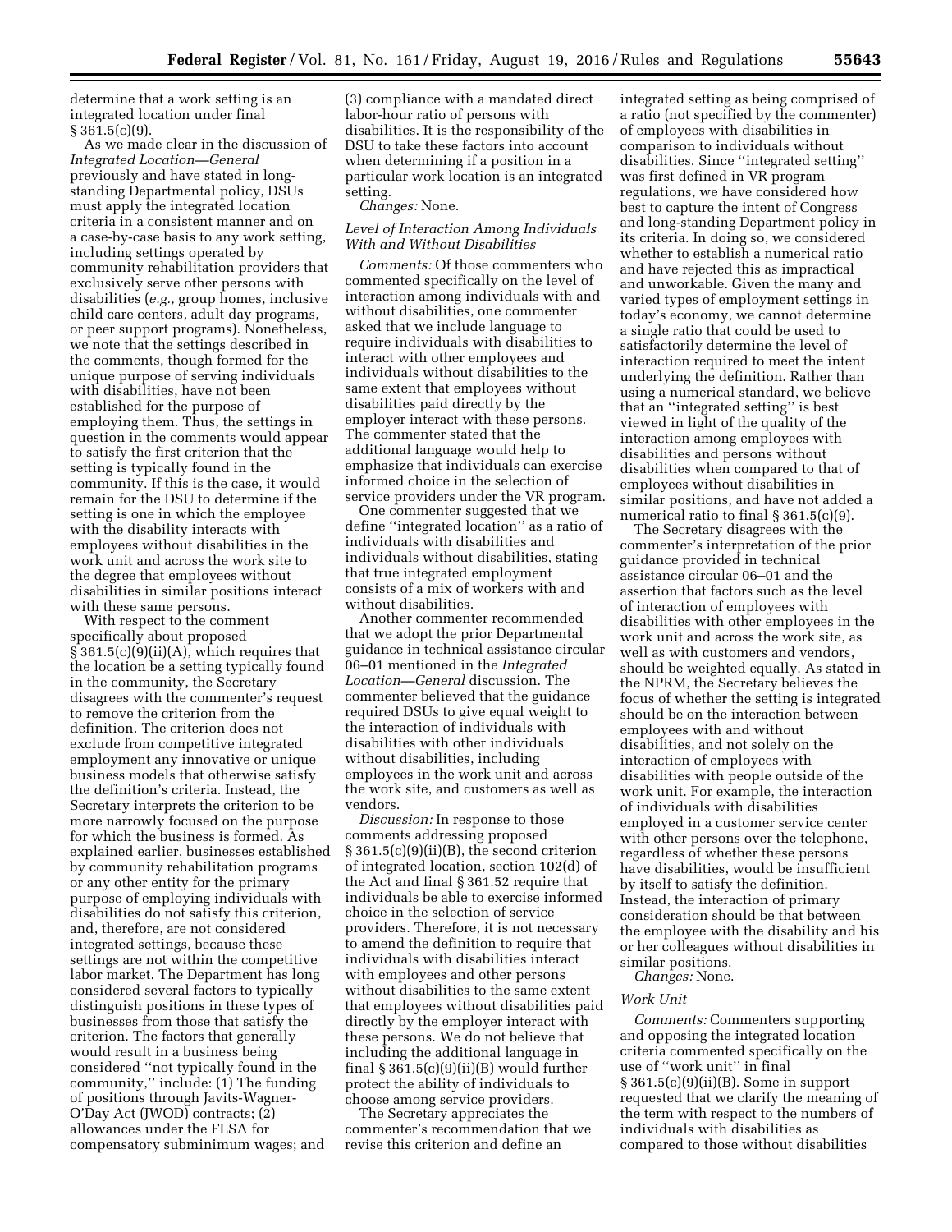determine that a work setting is an integrated location under final § 361.5(c)(9).

As we made clear in the discussion of *Integrated Location—General* previously and have stated in long-standing Departmental policy, DSUs must apply the integrated location criteria in a consistent manner and on a case-by-case basis to any work setting, including settings operated by community rehabilitation providers that exclusively serve other persons with disabilities (*e.g.,* group homes, inclusive child care centers, adult day programs, or peer support programs). Nonetheless, we note that the settings described in the comments, though formed for the unique purpose of serving individuals with disabilities, have not been established for the purpose of employing them. Thus, the settings in question in the comments would appear to satisfy the first criterion that the setting is typically found in the community. If this is the case, it would remain for the DSU to determine if the setting is one in which the employee with the disability interacts with employees without disabilities in the work unit and across the work site to the degree that employees without disabilities in similar positions interact with these same persons.

With respect to the comment specifically about proposed § 361.5(c)(9)(ii)(A), which requires that the location be a setting typically found in the community, the Secretary disagrees with the commenter's request to remove the criterion from the definition. The criterion does not exclude from competitive integrated employment any innovative or unique business models that otherwise satisfy the definition's criteria. Instead, the Secretary interprets the criterion to be more narrowly focused on the purpose for which the business is formed. As explained earlier, businesses established by community rehabilitation programs or any other entity for the primary purpose of employing individuals with disabilities do not satisfy this criterion, and, therefore, are not considered integrated settings, because these settings are not within the competitive labor market. The Department has long considered several factors to typically distinguish positions in these types of businesses from those that satisfy the criterion. The factors that generally would result in a business being considered ''not typically found in the community,'' include: (1) The funding of positions through Javits-Wagner-O'Day Act (JWOD) contracts; (2) allowances under the FLSA for compensatory subminimum wages; and (3) compliance with a mandated direct labor-hour ratio of persons with disabilities. It is the responsibility of the DSU to take these factors into account when determining if a position in a particular work location is an integrated setting.

*Changes:* None.

*Level of Interaction Among Individuals With and Without Disabilities*

*Comments:* Of those commenters who commented specifically on the level of interaction among individuals with and without disabilities, one commenter asked that we include language to require individuals with disabilities to interact with other employees and individuals without disabilities to the same extent that employees without disabilities paid directly by the employer interact with these persons. The commenter stated that the additional language would help to emphasize that individuals can exercise informed choice in the selection of service providers under the VR program.

One commenter suggested that we define ''integrated location'' as a ratio of individuals with disabilities and individuals without disabilities, stating that true integrated employment consists of a mix of workers with and without disabilities.

Another commenter recommended that we adopt the prior Departmental guidance in technical assistance circular 06–01 mentioned in the *Integrated Location—General* discussion. The commenter believed that the guidance required DSUs to give equal weight to the interaction of individuals with disabilities with other individuals without disabilities, including employees in the work unit and across the work site, and customers as well as vendors.

*Discussion:* In response to those comments addressing proposed § 361.5(c)(9)(ii)(B), the second criterion of integrated location, section 102(d) of the Act and final § 361.52 require that individuals be able to exercise informed choice in the selection of service providers. Therefore, it is not necessary to amend the definition to require that individuals with disabilities interact with employees and other persons without disabilities to the same extent that employees without disabilities paid directly by the employer interact with these persons. We do not believe that including the additional language in final § 361.5(c)(9)(ii)(B) would further protect the ability of individuals to choose among service providers.

The Secretary appreciates the commenter's recommendation that we revise this criterion and define an integrated setting as being comprised of a ratio (not specified by the commenter) of employees with disabilities in comparison to individuals without disabilities. Since ''integrated setting'' was first defined in VR program regulations, we have considered how best to capture the intent of Congress and long-standing Department policy in its criteria. In doing so, we considered whether to establish a numerical ratio and have rejected this as impractical and unworkable. Given the many and varied types of employment settings in today's economy, we cannot determine a single ratio that could be used to satisfactorily determine the level of interaction required to meet the intent underlying the definition. Rather than using a numerical standard, we believe that an ''integrated setting'' is best viewed in light of the quality of the interaction among employees with disabilities and persons without disabilities when compared to that of employees without disabilities in similar positions, and have not added a numerical ratio to final § 361.5(c)(9).

The Secretary disagrees with the commenter's interpretation of the prior guidance provided in technical assistance circular 06–01 and the assertion that factors such as the level of interaction of employees with disabilities with other employees in the work unit and across the work site, as well as with customers and vendors, should be weighted equally. As stated in the NPRM, the Secretary believes the focus of whether the setting is integrated should be on the interaction between employees with and without disabilities, and not solely on the interaction of employees with disabilities with people outside of the work unit. For example, the interaction of individuals with disabilities employed in a customer service center with other persons over the telephone, regardless of whether these persons have disabilities, would be insufficient by itself to satisfy the definition. Instead, the interaction of primary consideration should be that between the employee with the disability and his or her colleagues without disabilities in similar positions.

*Changes:* None.

*Work Unit*

*Comments:* Commenters supporting and opposing the integrated location criteria commented specifically on the use of ''work unit'' in final § 361.5(c)(9)(ii)(B). Some in support requested that we clarify the meaning of the term with respect to the numbers of individuals with disabilities as compared to those without disabilities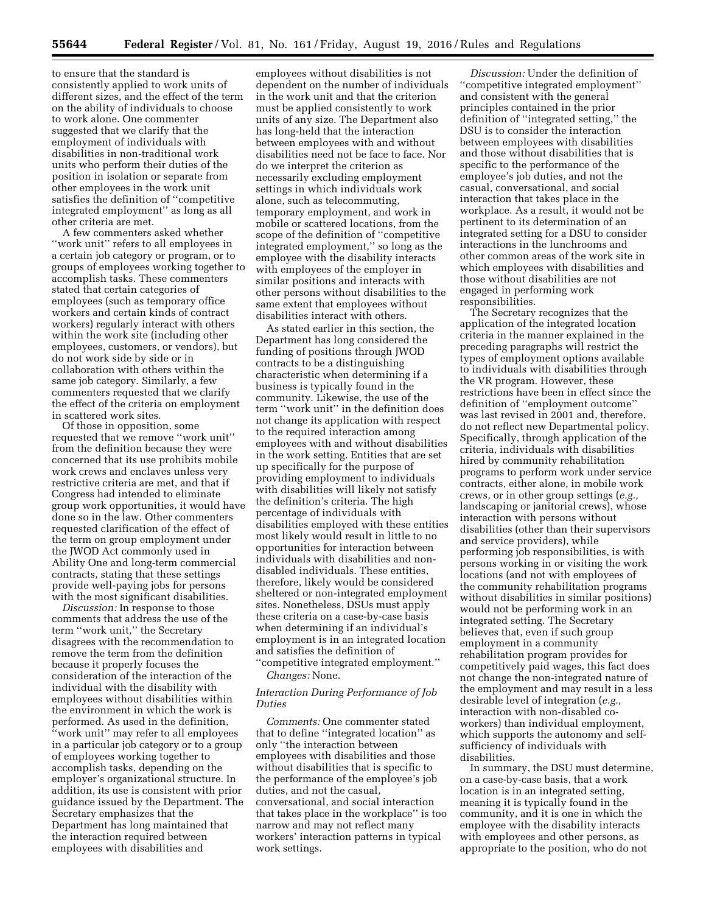to ensure that the standard is consistently applied to work units of different sizes, and the effect of the term on the ability of individuals to choose to work alone. One commenter suggested that we clarify that the employment of individuals with disabilities in non-traditional work units who perform their duties of the position in isolation or separate from other employees in the work unit satisfies the definition of ''competitive integrated employment'' as long as all other criteria are met.

A few commenters asked whether ''work unit'' refers to all employees in a certain job category or program, or to groups of employees working together to accomplish tasks. These commenters stated that certain categories of employees (such as temporary office workers and certain kinds of contract workers) regularly interact with others within the work site (including other employees, customers, or vendors), but do not work side by side or in collaboration with others within the same job category. Similarly, a few commenters requested that we clarify the effect of the criteria on employment in scattered work sites.

Of those in opposition, some requested that we remove ''work unit'' from the definition because they were concerned that its use prohibits mobile work crews and enclaves unless very restrictive criteria are met, and that if Congress had intended to eliminate group work opportunities, it would have done so in the law. Other commenters requested clarification of the effect of the term on group employment under the JWOD Act commonly used in Ability One and long-term commercial contracts, stating that these settings provide well-paying jobs for persons with the most significant disabilities.

*Discussion:* In response to those comments that address the use of the term ''work unit,'' the Secretary disagrees with the recommendation to remove the term from the definition because it properly focuses the consideration of the interaction of the individual with the disability with employees without disabilities within the environment in which the work is performed. As used in the definition, ''work unit'' may refer to all employees in a particular job category or to a group of employees working together to accomplish tasks, depending on the employer's organizational structure. In addition, its use is consistent with prior guidance issued by the Department. The Secretary emphasizes that the Department has long maintained that the interaction required between employees with disabilities and employees without disabilities is not dependent on the number of individuals in the work unit and that the criterion must be applied consistently to work units of any size. The Department also has long-held that the interaction between employees with and without disabilities need not be face to face. Nor do we interpret the criterion as necessarily excluding employment settings in which individuals work alone, such as telecommuting, temporary employment, and work in mobile or scattered locations, from the scope of the definition of ''competitive integrated employment,'' so long as the employee with the disability interacts with employees of the employer in similar positions and interacts with other persons without disabilities to the same extent that employees without disabilities interact with others.

As stated earlier in this section, the Department has long considered the funding of positions through JWOD contracts to be a distinguishing characteristic when determining if a business is typically found in the community. Likewise, the use of the term ''work unit'' in the definition does not change its application with respect to the required interaction among employees with and without disabilities in the work setting. Entities that are set up specifically for the purpose of providing employment to individuals with disabilities will likely not satisfy the definition's criteria. The high percentage of individuals with disabilities employed with these entities most likely would result in little to no opportunities for interaction between individuals with disabilities and non-disabled individuals. These entities, therefore, likely would be considered sheltered or non-integrated employment sites. Nonetheless, DSUs must apply these criteria on a case-by-case basis when determining if an individual's employment is in an integrated location and satisfies the definition of ''competitive integrated employment.''

*Changes:* None.

### *Interaction During Performance of Job Duties*

*Comments:* One commenter stated that to define ''integrated location'' as only ''the interaction between employees with disabilities and those without disabilities that is specific to the performance of the employee's job duties, and not the casual, conversational, and social interaction that takes place in the workplace'' is too narrow and may not reflect many workers' interaction patterns in typical work settings.

*Discussion:* Under the definition of ''competitive integrated employment'' and consistent with the general principles contained in the prior definition of ''integrated setting,'' the DSU is to consider the interaction between employees with disabilities and those without disabilities that is specific to the performance of the employee's job duties, and not the casual, conversational, and social interaction that takes place in the workplace. As a result, it would not be pertinent to its determination of an integrated setting for a DSU to consider interactions in the lunchrooms and other common areas of the work site in which employees with disabilities and those without disabilities are not engaged in performing work responsibilities.

The Secretary recognizes that the application of the integrated location criteria in the manner explained in the preceding paragraphs will restrict the types of employment options available to individuals with disabilities through the VR program. However, these restrictions have been in effect since the definition of ''employment outcome'' was last revised in 2001 and, therefore, do not reflect new Departmental policy. Specifically, through application of the criteria, individuals with disabilities hired by community rehabilitation programs to perform work under service contracts, either alone, in mobile work crews, or in other group settings (*e.g.,* landscaping or janitorial crews), whose interaction with persons without disabilities (other than their supervisors and service providers), while performing job responsibilities, is with persons working in or visiting the work locations (and not with employees of the community rehabilitation programs without disabilities in similar positions) would not be performing work in an integrated setting. The Secretary believes that, even if such group employment in a community rehabilitation program provides for competitively paid wages, this fact does not change the non-integrated nature of the employment and may result in a less desirable level of integration (*e.g.,* interaction with non-disabled co-workers) than individual employment, which supports the autonomy and self-sufficiency of individuals with disabilities.

In summary, the DSU must determine, on a case-by-case basis, that a work location is in an integrated setting, meaning it is typically found in the community, and it is one in which the employee with the disability interacts with employees and other persons, as appropriate to the position, who do not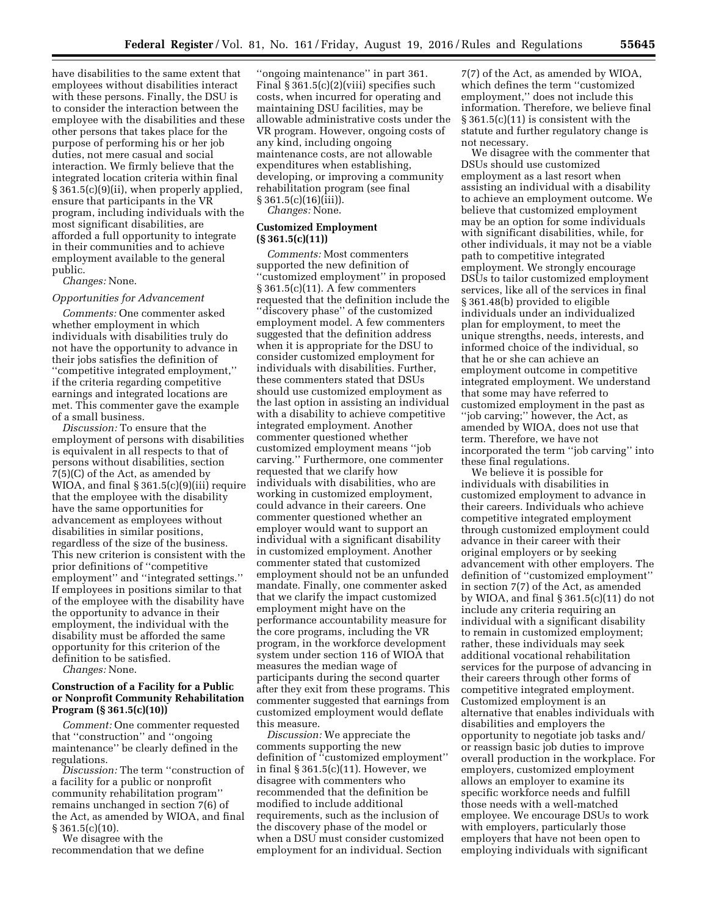have disabilities to the same extent that employees without disabilities interact with these persons. Finally, the DSU is to consider the interaction between the employee with the disabilities and these other persons that takes place for the purpose of performing his or her job duties, not mere casual and social interaction. We firmly believe that the integrated location criteria within final § 361.5(c)(9)(ii), when properly applied, ensure that participants in the VR program, including individuals with the most significant disabilities, are afforded a full opportunity to integrate in their communities and to achieve employment available to the general public.

*Changes:* None.

*Opportunities for Advancement*

*Comments:* One commenter asked whether employment in which individuals with disabilities truly do not have the opportunity to advance in their jobs satisfies the definition of ''competitive integrated employment,'' if the criteria regarding competitive earnings and integrated locations are met. This commenter gave the example of a small business.

*Discussion:* To ensure that the employment of persons with disabilities is equivalent in all respects to that of persons without disabilities, section 7(5)(C) of the Act, as amended by WIOA, and final § 361.5(c)(9)(iii) require that the employee with the disability have the same opportunities for advancement as employees without disabilities in similar positions, regardless of the size of the business. This new criterion is consistent with the prior definitions of ''competitive employment'' and ''integrated settings.'' If employees in positions similar to that of the employee with the disability have the opportunity to advance in their employment, the individual with the disability must be afforded the same opportunity for this criterion of the definition to be satisfied.

*Changes:* None.

**Construction of a Facility for a Public or Nonprofit Community Rehabilitation Program (§ 361.5(c)(10))**

*Comment:* One commenter requested that ''construction'' and ''ongoing maintenance'' be clearly defined in the regulations.

*Discussion:* The term ''construction of a facility for a public or nonprofit community rehabilitation program'' remains unchanged in section 7(6) of the Act, as amended by WIOA, and final § 361.5(c)(10).

We disagree with the recommendation that we define ''ongoing maintenance'' in part 361. Final § 361.5(c)(2)(viii) specifies such costs, when incurred for operating and maintaining DSU facilities, may be allowable administrative costs under the VR program. However, ongoing costs of any kind, including ongoing maintenance costs, are not allowable expenditures when establishing, developing, or improving a community rehabilitation program (see final § 361.5(c)(16)(iii)).

*Changes:* None.

**Customized Employment (§ 361.5(c)(11))**

*Comments:* Most commenters supported the new definition of ''customized employment'' in proposed § 361.5(c)(11). A few commenters requested that the definition include the ''discovery phase'' of the customized employment model. A few commenters suggested that the definition address when it is appropriate for the DSU to consider customized employment for individuals with disabilities. Further, these commenters stated that DSUs should use customized employment as the last option in assisting an individual with a disability to achieve competitive integrated employment. Another commenter questioned whether customized employment means ''job carving.'' Furthermore, one commenter requested that we clarify how individuals with disabilities, who are working in customized employment, could advance in their careers. One commenter questioned whether an employer would want to support an individual with a significant disability in customized employment. Another commenter stated that customized employment should not be an unfunded mandate. Finally, one commenter asked that we clarify the impact customized employment might have on the performance accountability measure for the core programs, including the VR program, in the workforce development system under section 116 of WIOA that measures the median wage of participants during the second quarter after they exit from these programs. This commenter suggested that earnings from customized employment would deflate this measure.

*Discussion:* We appreciate the comments supporting the new definition of ''customized employment'' in final § 361.5(c)(11). However, we disagree with commenters who recommended that the definition be modified to include additional requirements, such as the inclusion of the discovery phase of the model or when a DSU must consider customized employment for an individual. Section 7(7) of the Act, as amended by WIOA, which defines the term ''customized employment,'' does not include this information. Therefore, we believe final § 361.5(c)(11) is consistent with the statute and further regulatory change is not necessary.

We disagree with the commenter that DSUs should use customized employment as a last resort when assisting an individual with a disability to achieve an employment outcome. We believe that customized employment may be an option for some individuals with significant disabilities, while, for other individuals, it may not be a viable path to competitive integrated employment. We strongly encourage DSUs to tailor customized employment services, like all of the services in final § 361.48(b) provided to eligible individuals under an individualized plan for employment, to meet the unique strengths, needs, interests, and informed choice of the individual, so that he or she can achieve an employment outcome in competitive integrated employment. We understand that some may have referred to customized employment in the past as ''job carving;'' however, the Act, as amended by WIOA, does not use that term. Therefore, we have not incorporated the term ''job carving'' into these final regulations.

We believe it is possible for individuals with disabilities in customized employment to advance in their careers. Individuals who achieve competitive integrated employment through customized employment could advance in their career with their original employers or by seeking advancement with other employers. The definition of ''customized employment'' in section 7(7) of the Act, as amended by WIOA, and final § 361.5(c)(11) do not include any criteria requiring an individual with a significant disability to remain in customized employment; rather, these individuals may seek additional vocational rehabilitation services for the purpose of advancing in their careers through other forms of competitive integrated employment. Customized employment is an alternative that enables individuals with disabilities and employers the opportunity to negotiate job tasks and/or reassign basic job duties to improve overall production in the workplace. For employers, customized employment allows an employer to examine its specific workforce needs and fulfill those needs with a well-matched employee. We encourage DSUs to work with employers, particularly those employers that have not been open to employing individuals with significant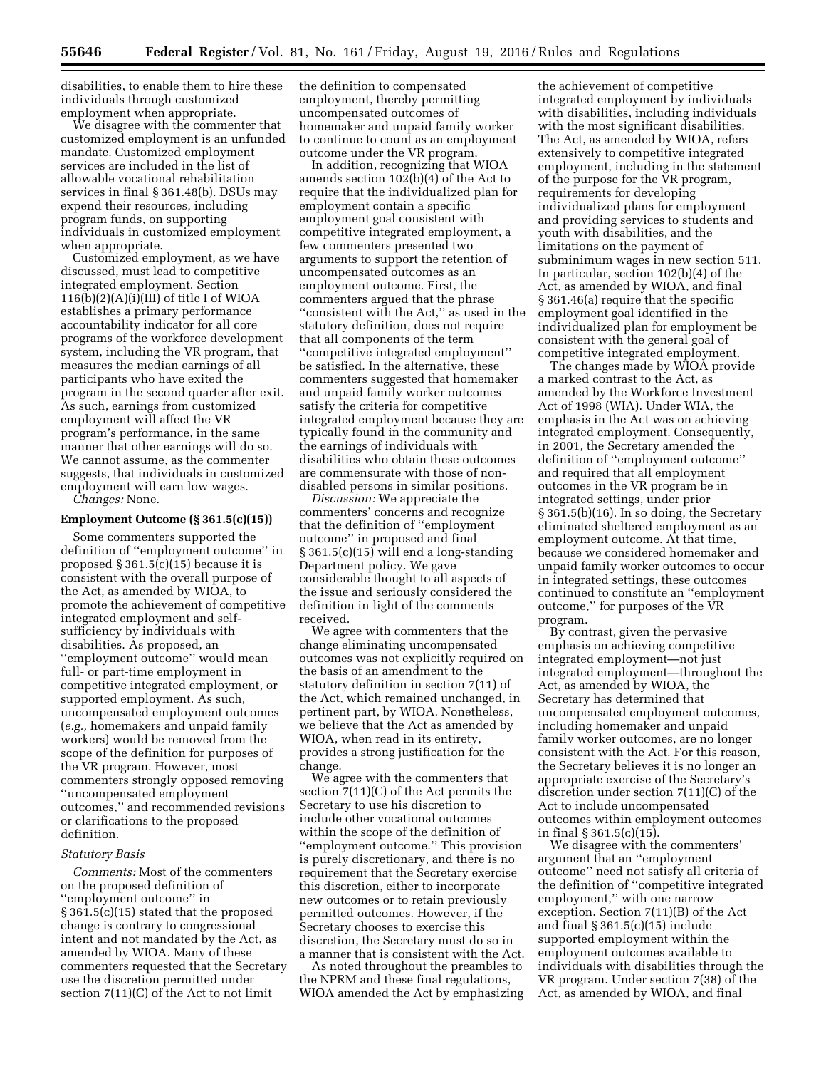disabilities, to enable them to hire these individuals through customized employment when appropriate.

We disagree with the commenter that customized employment is an unfunded mandate. Customized employment services are included in the list of allowable vocational rehabilitation services in final § 361.48(b). DSUs may expend their resources, including program funds, on supporting individuals in customized employment when appropriate.

Customized employment, as we have discussed, must lead to competitive integrated employment. Section 116(b)(2)(A)(i)(III) of title I of WIOA establishes a primary performance accountability indicator for all core programs of the workforce development system, including the VR program, that measures the median earnings of all participants who have exited the program in the second quarter after exit. As such, earnings from customized employment will affect the VR program's performance, in the same manner that other earnings will do so. We cannot assume, as the commenter suggests, that individuals in customized employment will earn low wages.

*Changes:* None.

### Employment Outcome (§ 361.5(c)(15))

Some commenters supported the definition of ''employment outcome'' in proposed § 361.5(c)(15) because it is consistent with the overall purpose of the Act, as amended by WIOA, to promote the achievement of competitive integrated employment and self-sufficiency by individuals with disabilities. As proposed, an ''employment outcome'' would mean full- or part-time employment in competitive integrated employment, or supported employment. As such, uncompensated employment outcomes (*e.g.,* homemakers and unpaid family workers) would be removed from the scope of the definition for purposes of the VR program. However, most commenters strongly opposed removing ''uncompensated employment outcomes,'' and recommended revisions or clarifications to the proposed definition.

#### *Statutory Basis*

*Comments:* Most of the commenters on the proposed definition of ''employment outcome'' in § 361.5(c)(15) stated that the proposed change is contrary to congressional intent and not mandated by the Act, as amended by WIOA. Many of these commenters requested that the Secretary use the discretion permitted under section 7(11)(C) of the Act to not limit the definition to compensated employment, thereby permitting uncompensated outcomes of homemaker and unpaid family worker to continue to count as an employment outcome under the VR program.

In addition, recognizing that WIOA amends section 102(b)(4) of the Act to require that the individualized plan for employment contain a specific employment goal consistent with competitive integrated employment, a few commenters presented two arguments to support the retention of uncompensated outcomes as an employment outcome. First, the commenters argued that the phrase ''consistent with the Act,'' as used in the statutory definition, does not require that all components of the term ''competitive integrated employment'' be satisfied. In the alternative, these commenters suggested that homemaker and unpaid family worker outcomes satisfy the criteria for competitive integrated employment because they are typically found in the community and the earnings of individuals with disabilities who obtain these outcomes are commensurate with those of non-disabled persons in similar positions.

*Discussion:* We appreciate the commenters' concerns and recognize that the definition of ''employment outcome'' in proposed and final § 361.5(c)(15) will end a long-standing Department policy. We gave considerable thought to all aspects of the issue and seriously considered the definition in light of the comments received.

We agree with commenters that the change eliminating uncompensated outcomes was not explicitly required on the basis of an amendment to the statutory definition in section 7(11) of the Act, which remained unchanged, in pertinent part, by WIOA. Nonetheless, we believe that the Act as amended by WIOA, when read in its entirety, provides a strong justification for the change.

We agree with the commenters that section 7(11)(C) of the Act permits the Secretary to use his discretion to include other vocational outcomes within the scope of the definition of ''employment outcome.'' This provision is purely discretionary, and there is no requirement that the Secretary exercise this discretion, either to incorporate new outcomes or to retain previously permitted outcomes. However, if the Secretary chooses to exercise this discretion, the Secretary must do so in a manner that is consistent with the Act.

As noted throughout the preambles to the NPRM and these final regulations, WIOA amended the Act by emphasizing the achievement of competitive integrated employment by individuals with disabilities, including individuals with the most significant disabilities. The Act, as amended by WIOA, refers extensively to competitive integrated employment, including in the statement of the purpose for the VR program, requirements for developing individualized plans for employment and providing services to students and youth with disabilities, and the limitations on the payment of subminimum wages in new section 511. In particular, section 102(b)(4) of the Act, as amended by WIOA, and final § 361.46(a) require that the specific employment goal identified in the individualized plan for employment be consistent with the general goal of competitive integrated employment.

The changes made by WIOA provide a marked contrast to the Act, as amended by the Workforce Investment Act of 1998 (WIA). Under WIA, the emphasis in the Act was on achieving integrated employment. Consequently, in 2001, the Secretary amended the definition of ''employment outcome'' and required that all employment outcomes in the VR program be in integrated settings, under prior § 361.5(b)(16). In so doing, the Secretary eliminated sheltered employment as an employment outcome. At that time, because we considered homemaker and unpaid family worker outcomes to occur in integrated settings, these outcomes continued to constitute an ''employment outcome,'' for purposes of the VR program.

By contrast, given the pervasive emphasis on achieving competitive integrated employment—not just integrated employment—throughout the Act, as amended by WIOA, the Secretary has determined that uncompensated employment outcomes, including homemaker and unpaid family worker outcomes, are no longer consistent with the Act. For this reason, the Secretary believes it is no longer an appropriate exercise of the Secretary's discretion under section 7(11)(C) of the Act to include uncompensated outcomes within employment outcomes in final § 361.5(c)(15).

We disagree with the commenters' argument that an ''employment outcome'' need not satisfy all criteria of the definition of ''competitive integrated employment,'' with one narrow exception. Section 7(11)(B) of the Act and final § 361.5(c)(15) include supported employment within the employment outcomes available to individuals with disabilities through the VR program. Under section 7(38) of the Act, as amended by WIOA, and final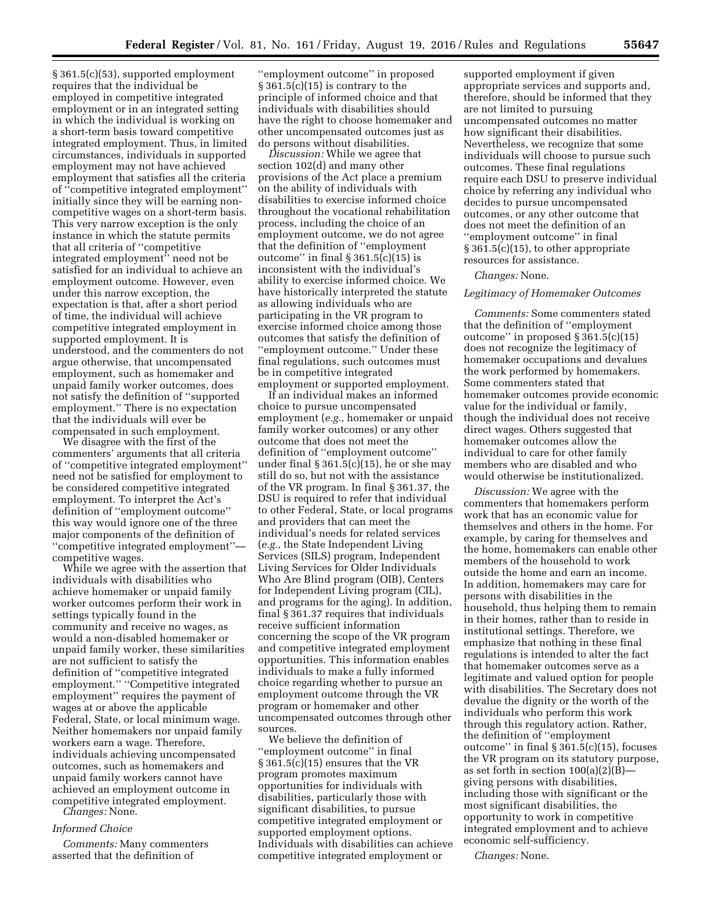§ 361.5(c)(53), supported employment requires that the individual be employed in competitive integrated employment or in an integrated setting in which the individual is working on a short-term basis toward competitive integrated employment. Thus, in limited circumstances, individuals in supported employment may not have achieved employment that satisfies all the criteria of ''competitive integrated employment'' initially since they will be earning non-competitive wages on a short-term basis. This very narrow exception is the only instance in which the statute permits that all criteria of ''competitive integrated employment'' need not be satisfied for an individual to achieve an employment outcome. However, even under this narrow exception, the expectation is that, after a short period of time, the individual will achieve competitive integrated employment in supported employment. It is understood, and the commenters do not argue otherwise, that uncompensated employment, such as homemaker and unpaid family worker outcomes, does not satisfy the definition of ''supported employment.'' There is no expectation that the individuals will ever be compensated in such employment.

We disagree with the first of the commenters' arguments that all criteria of ''competitive integrated employment'' need not be satisfied for employment to be considered competitive integrated employment. To interpret the Act's definition of ''employment outcome'' this way would ignore one of the three major components of the definition of ''competitive integrated employment''—competitive wages.

While we agree with the assertion that individuals with disabilities who achieve homemaker or unpaid family worker outcomes perform their work in settings typically found in the community and receive no wages, as would a non-disabled homemaker or unpaid family worker, these similarities are not sufficient to satisfy the definition of ''competitive integrated employment.'' ''Competitive integrated employment'' requires the payment of wages at or above the applicable Federal, State, or local minimum wage. Neither homemakers nor unpaid family workers earn a wage. Therefore, individuals achieving uncompensated outcomes, such as homemakers and unpaid family workers cannot have achieved an employment outcome in competitive integrated employment.

*Changes:* None.

### *Informed Choice*

*Comments:* Many commenters asserted that the definition of ''employment outcome'' in proposed § 361.5(c)(15) is contrary to the principle of informed choice and that individuals with disabilities should have the right to choose homemaker and other uncompensated outcomes just as do persons without disabilities.

*Discussion:* While we agree that section 102(d) and many other provisions of the Act place a premium on the ability of individuals with disabilities to exercise informed choice throughout the vocational rehabilitation process, including the choice of an employment outcome, we do not agree that the definition of ''employment outcome'' in final § 361.5(c)(15) is inconsistent with the individual's ability to exercise informed choice. We have historically interpreted the statute as allowing individuals who are participating in the VR program to exercise informed choice among those outcomes that satisfy the definition of ''employment outcome.'' Under these final regulations, such outcomes must be in competitive integrated employment or supported employment.

If an individual makes an informed choice to pursue uncompensated employment (*e.g.,* homemaker or unpaid family worker outcomes) or any other outcome that does not meet the definition of ''employment outcome'' under final § 361.5(c)(15), he or she may still do so, but not with the assistance of the VR program. In final § 361.37, the DSU is required to refer that individual to other Federal, State, or local programs and providers that can meet the individual's needs for related services (*e.g.,* the State Independent Living Services (SILS) program, Independent Living Services for Older Individuals Who Are Blind program (OIB), Centers for Independent Living program (CIL), and programs for the aging). In addition, final § 361.37 requires that individuals receive sufficient information concerning the scope of the VR program and competitive integrated employment opportunities. This information enables individuals to make a fully informed choice regarding whether to pursue an employment outcome through the VR program or homemaker and other uncompensated outcomes through other sources.

We believe the definition of ''employment outcome'' in final § 361.5(c)(15) ensures that the VR program promotes maximum opportunities for individuals with disabilities, particularly those with significant disabilities, to pursue competitive integrated employment or supported employment options. Individuals with disabilities can achieve competitive integrated employment or supported employment if given appropriate services and supports and, therefore, should be informed that they are not limited to pursuing uncompensated outcomes no matter how significant their disabilities. Nevertheless, we recognize that some individuals will choose to pursue such outcomes. These final regulations require each DSU to preserve individual choice by referring any individual who decides to pursue uncompensated outcomes, or any other outcome that does not meet the definition of an ''employment outcome'' in final § 361.5(c)(15), to other appropriate resources for assistance.

*Changes:* None.

### *Legitimacy of Homemaker Outcomes*

*Comments:* Some commenters stated that the definition of ''employment outcome'' in proposed § 361.5(c)(15) does not recognize the legitimacy of homemaker occupations and devalues the work performed by homemakers. Some commenters stated that homemaker outcomes provide economic value for the individual or family, though the individual does not receive direct wages. Others suggested that homemaker outcomes allow the individual to care for other family members who are disabled and who would otherwise be institutionalized.

*Discussion:* We agree with the commenters that homemakers perform work that has an economic value for themselves and others in the home. For example, by caring for themselves and the home, homemakers can enable other members of the household to work outside the home and earn an income. In addition, homemakers may care for persons with disabilities in the household, thus helping them to remain in their homes, rather than to reside in institutional settings. Therefore, we emphasize that nothing in these final regulations is intended to alter the fact that homemaker outcomes serve as a legitimate and valued option for people with disabilities. The Secretary does not devalue the dignity or the worth of the individuals who perform this work through this regulatory action. Rather, the definition of ''employment outcome'' in final § 361.5(c)(15), focuses the VR program on its statutory purpose, as set forth in section 100(a)(2)(B)—giving persons with disabilities, including those with significant or the most significant disabilities, the opportunity to work in competitive integrated employment and to achieve economic self-sufficiency.

*Changes:* None.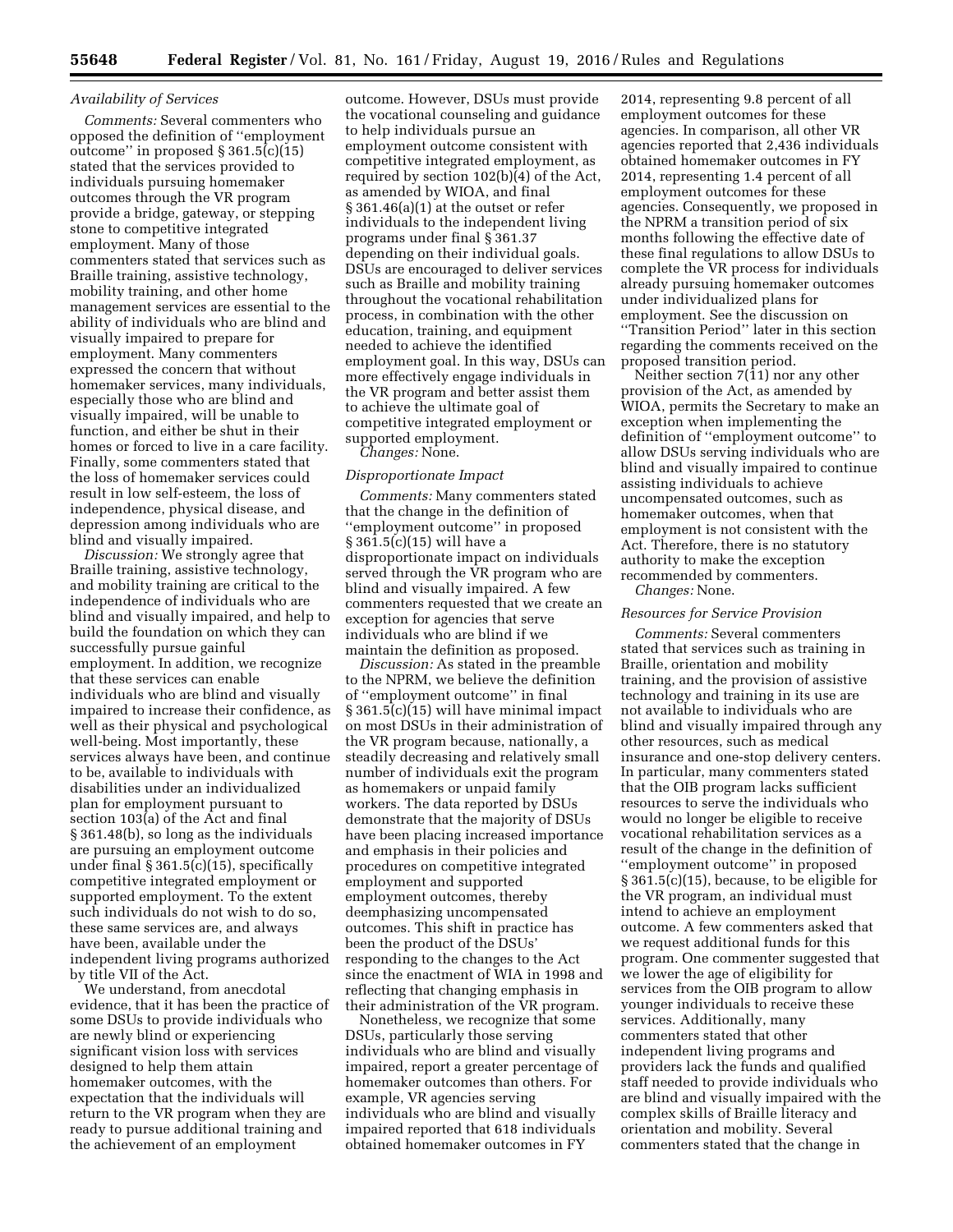*Availability of Services*

*Comments:* Several commenters who opposed the definition of "employment outcome" in proposed § 361.5(c)(15) stated that the services provided to individuals pursuing homemaker outcomes through the VR program provide a bridge, gateway, or stepping stone to competitive integrated employment. Many of those commenters stated that services such as Braille training, assistive technology, mobility training, and other home management services are essential to the ability of individuals who are blind and visually impaired to prepare for employment. Many commenters expressed the concern that without homemaker services, many individuals, especially those who are blind and visually impaired, will be unable to function, and either be shut in their homes or forced to live in a care facility. Finally, some commenters stated that the loss of homemaker services could result in low self-esteem, the loss of independence, physical disease, and depression among individuals who are blind and visually impaired.

*Discussion:* We strongly agree that Braille training, assistive technology, and mobility training are critical to the independence of individuals who are blind and visually impaired, and help to build the foundation on which they can successfully pursue gainful employment. In addition, we recognize that these services can enable individuals who are blind and visually impaired to increase their confidence, as well as their physical and psychological well-being. Most importantly, these services always have been, and continue to be, available to individuals with disabilities under an individualized plan for employment pursuant to section 103(a) of the Act and final § 361.48(b), so long as the individuals are pursuing an employment outcome under final § 361.5(c)(15), specifically competitive integrated employment or supported employment. To the extent such individuals do not wish to do so, these same services are, and always have been, available under the independent living programs authorized by title VII of the Act.

We understand, from anecdotal evidence, that it has been the practice of some DSUs to provide individuals who are newly blind or experiencing significant vision loss with services designed to help them attain homemaker outcomes, with the expectation that the individuals will return to the VR program when they are ready to pursue additional training and the achievement of an employment outcome. However, DSUs must provide the vocational counseling and guidance to help individuals pursue an employment outcome consistent with competitive integrated employment, as required by section 102(b)(4) of the Act, as amended by WIOA, and final § 361.46(a)(1) at the outset or refer individuals to the independent living programs under final § 361.37 depending on their individual goals. DSUs are encouraged to deliver services such as Braille and mobility training throughout the vocational rehabilitation process, in combination with the other education, training, and equipment needed to achieve the identified employment goal. In this way, DSUs can more effectively engage individuals in the VR program and better assist them to achieve the ultimate goal of competitive integrated employment or supported employment.

*Changes:* None.

*Disproportionate Impact*

*Comments:* Many commenters stated that the change in the definition of "employment outcome" in proposed § 361.5(c)(15) will have a disproportionate impact on individuals served through the VR program who are blind and visually impaired. A few commenters requested that we create an exception for agencies that serve individuals who are blind if we maintain the definition as proposed.

*Discussion:* As stated in the preamble to the NPRM, we believe the definition of "employment outcome" in final § 361.5(c)(15) will have minimal impact on most DSUs in their administration of the VR program because, nationally, a steadily decreasing and relatively small number of individuals exit the program as homemakers or unpaid family workers. The data reported by DSUs demonstrate that the majority of DSUs have been placing increased importance and emphasis in their policies and procedures on competitive integrated employment and supported employment outcomes, thereby deemphasizing uncompensated outcomes. This shift in practice has been the product of the DSUs' responding to the changes to the Act since the enactment of WIA in 1998 and reflecting that changing emphasis in their administration of the VR program.

Nonetheless, we recognize that some DSUs, particularly those serving individuals who are blind and visually impaired, report a greater percentage of homemaker outcomes than others. For example, VR agencies serving individuals who are blind and visually impaired reported that 618 individuals obtained homemaker outcomes in FY 2014, representing 9.8 percent of all employment outcomes for these agencies. In comparison, all other VR agencies reported that 2,436 individuals obtained homemaker outcomes in FY 2014, representing 1.4 percent of all employment outcomes for these agencies. Consequently, we proposed in the NPRM a transition period of six months following the effective date of these final regulations to allow DSUs to complete the VR process for individuals already pursuing homemaker outcomes under individualized plans for employment. See the discussion on "Transition Period" later in this section regarding the comments received on the proposed transition period.

Neither section 7(11) nor any other provision of the Act, as amended by WIOA, permits the Secretary to make an exception when implementing the definition of "employment outcome" to allow DSUs serving individuals who are blind and visually impaired to continue assisting individuals to achieve uncompensated outcomes, such as homemaker outcomes, when that employment is not consistent with the Act. Therefore, there is no statutory authority to make the exception recommended by commenters.

*Changes:* None.

*Resources for Service Provision*

*Comments:* Several commenters stated that services such as training in Braille, orientation and mobility training, and the provision of assistive technology and training in its use are not available to individuals who are blind and visually impaired through any other resources, such as medical insurance and one-stop delivery centers. In particular, many commenters stated that the OIB program lacks sufficient resources to serve the individuals who would no longer be eligible to receive vocational rehabilitation services as a result of the change in the definition of "employment outcome" in proposed § 361.5(c)(15), because, to be eligible for the VR program, an individual must intend to achieve an employment outcome. A few commenters asked that we request additional funds for this program. One commenter suggested that we lower the age of eligibility for services from the OIB program to allow younger individuals to receive these services. Additionally, many commenters stated that other independent living programs and providers lack the funds and qualified staff needed to provide individuals who are blind and visually impaired with the complex skills of Braille literacy and orientation and mobility. Several commenters stated that the change in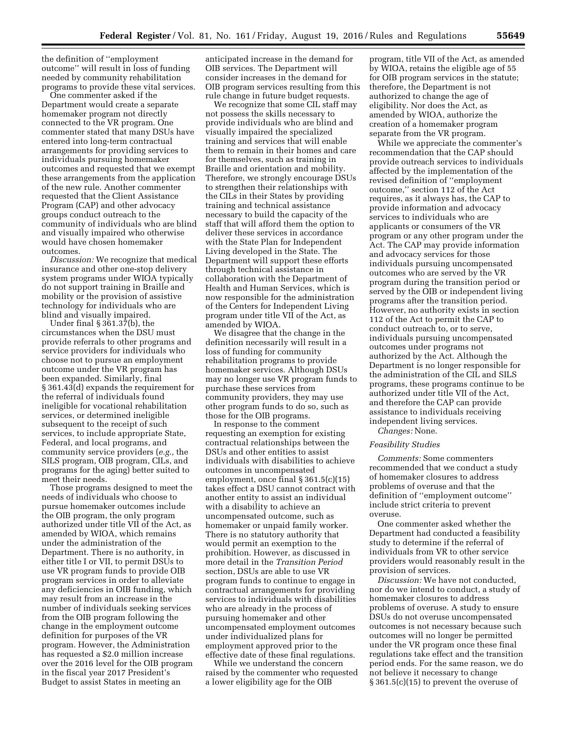the definition of "employment outcome" will result in loss of funding needed by community rehabilitation programs to provide these vital services.

One commenter asked if the Department would create a separate homemaker program not directly connected to the VR program. One commenter stated that many DSUs have entered into long-term contractual arrangements for providing services to individuals pursuing homemaker outcomes and requested that we exempt these arrangements from the application of the new rule. Another commenter requested that the Client Assistance Program (CAP) and other advocacy groups conduct outreach to the community of individuals who are blind and visually impaired who otherwise would have chosen homemaker outcomes.

*Discussion:* We recognize that medical insurance and other one-stop delivery system programs under WIOA typically do not support training in Braille and mobility or the provision of assistive technology for individuals who are blind and visually impaired.

Under final § 361.37(b), the circumstances when the DSU must provide referrals to other programs and service providers for individuals who choose not to pursue an employment outcome under the VR program has been expanded. Similarly, final § 361.43(d) expands the requirement for the referral of individuals found ineligible for vocational rehabilitation services, or determined ineligible subsequent to the receipt of such services, to include appropriate State, Federal, and local programs, and community service providers (*e.g.,* the SILS program, OIB program, CILs, and programs for the aging) better suited to meet their needs.

Those programs designed to meet the needs of individuals who choose to pursue homemaker outcomes include the OIB program, the only program authorized under title VII of the Act, as amended by WIOA, which remains under the administration of the Department. There is no authority, in either title I or VII, to permit DSUs to use VR program funds to provide OIB program services in order to alleviate any deficiencies in OIB funding, which may result from an increase in the number of individuals seeking services from the OIB program following the change in the employment outcome definition for purposes of the VR program. However, the Administration has requested a $2.0 million increase over the 2016 level for the OIB program in the fiscal year 2017 President's Budget to assist States in meeting an anticipated increase in the demand for OIB services. The Department will consider increases in the demand for OIB program services resulting from this rule change in future budget requests.

We recognize that some CIL staff may not possess the skills necessary to provide individuals who are blind and visually impaired the specialized training and services that will enable them to remain in their homes and care for themselves, such as training in Braille and orientation and mobility. Therefore, we strongly encourage DSUs to strengthen their relationships with the CILs in their States by providing training and technical assistance necessary to build the capacity of the staff that will afford them the option to deliver these services in accordance with the State Plan for Independent Living developed in the State. The Department will support these efforts through technical assistance in collaboration with the Department of Health and Human Services, which is now responsible for the administration of the Centers for Independent Living program under title VII of the Act, as amended by WIOA.

We disagree that the change in the definition necessarily will result in a loss of funding for community rehabilitation programs to provide homemaker services. Although DSUs may no longer use VR program funds to purchase these services from community providers, they may use other program funds to do so, such as those for the OIB programs.

In response to the comment requesting an exemption for existing contractual relationships between the DSUs and other entities to assist individuals with disabilities to achieve outcomes in uncompensated employment, once final § 361.5(c)(15) takes effect a DSU cannot contract with another entity to assist an individual with a disability to achieve an uncompensated outcome, such as homemaker or unpaid family worker. There is no statutory authority that would permit an exemption to the prohibition. However, as discussed in more detail in the *Transition Period* section, DSUs are able to use VR program funds to continue to engage in contractual arrangements for providing services to individuals with disabilities who are already in the process of pursuing homemaker and other uncompensated employment outcomes under individualized plans for employment approved prior to the effective date of these final regulations.

While we understand the concern raised by the commenter who requested a lower eligibility age for the OIB program, title VII of the Act, as amended by WIOA, retains the eligible age of 55 for OIB program services in the statute; therefore, the Department is not authorized to change the age of eligibility. Nor does the Act, as amended by WIOA, authorize the creation of a homemaker program separate from the VR program.

While we appreciate the commenter's recommendation that the CAP should provide outreach services to individuals affected by the implementation of the revised definition of "employment outcome," section 112 of the Act requires, as it always has, the CAP to provide information and advocacy services to individuals who are applicants or consumers of the VR program or any other program under the Act. The CAP may provide information and advocacy services for those individuals pursuing uncompensated outcomes who are served by the VR program during the transition period or served by the OIB or independent living programs after the transition period. However, no authority exists in section 112 of the Act to permit the CAP to conduct outreach to, or to serve, individuals pursuing uncompensated outcomes under programs not authorized by the Act. Although the Department is no longer responsible for the administration of the CIL and SILS programs, these programs continue to be authorized under title VII of the Act, and therefore the CAP can provide assistance to individuals receiving independent living services.

*Changes:* None.

*Feasibility Studies*

*Comments:* Some commenters recommended that we conduct a study of homemaker closures to address problems of overuse and that the definition of "employment outcome" include strict criteria to prevent overuse.

One commenter asked whether the Department had conducted a feasibility study to determine if the referral of individuals from VR to other service providers would reasonably result in the provision of services.

*Discussion:* We have not conducted, nor do we intend to conduct, a study of homemaker closures to address problems of overuse. A study to ensure DSUs do not overuse uncompensated outcomes is not necessary because such outcomes will no longer be permitted under the VR program once these final regulations take effect and the transition period ends. For the same reason, we do not believe it necessary to change § 361.5(c)(15) to prevent the overuse of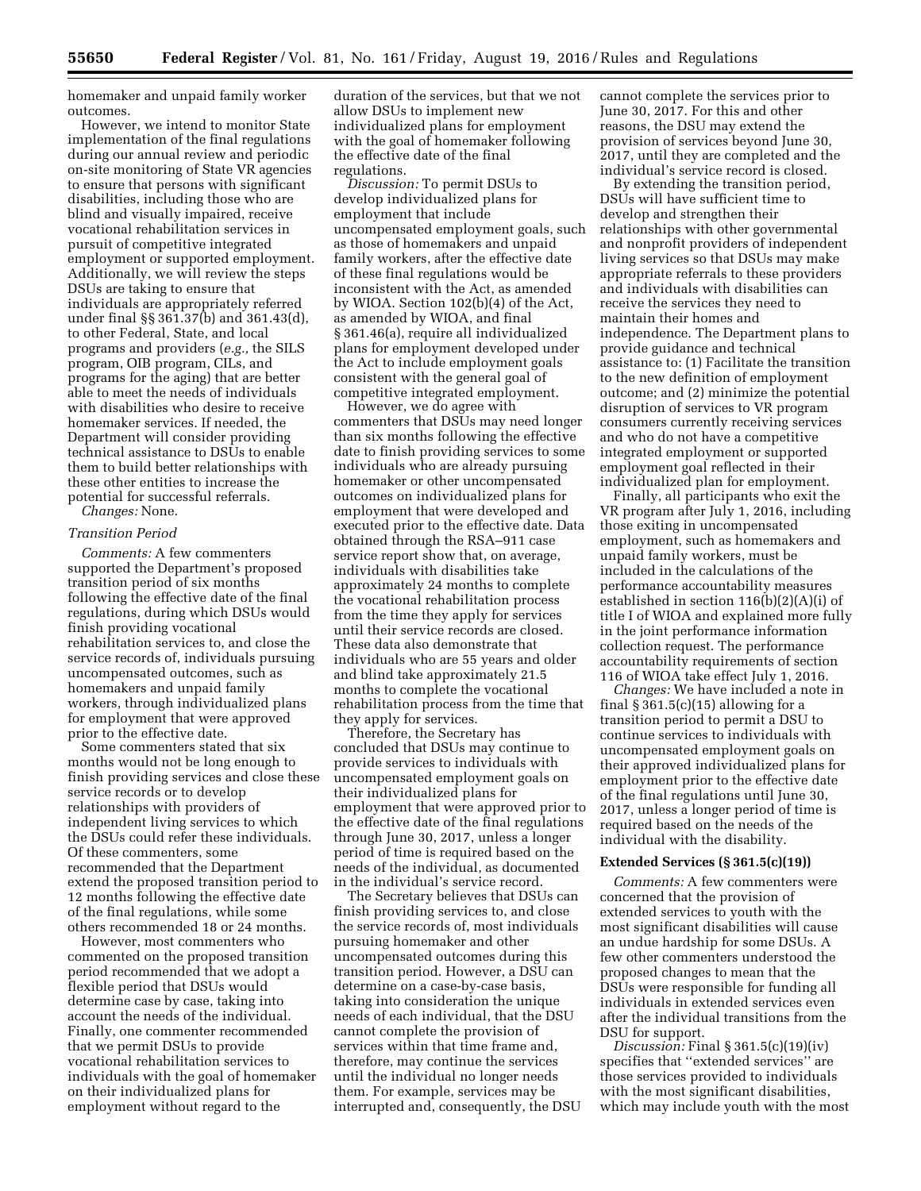homemaker and unpaid family worker outcomes.

However, we intend to monitor State implementation of the final regulations during our annual review and periodic on-site monitoring of State VR agencies to ensure that persons with significant disabilities, including those who are blind and visually impaired, receive vocational rehabilitation services in pursuit of competitive integrated employment or supported employment. Additionally, we will review the steps DSUs are taking to ensure that individuals are appropriately referred under final §§ 361.37(b) and 361.43(d), to other Federal, State, and local programs and providers (*e.g.,* the SILS program, OIB program, CILs, and programs for the aging) that are better able to meet the needs of individuals with disabilities who desire to receive homemaker services. If needed, the Department will consider providing technical assistance to DSUs to enable them to build better relationships with these other entities to increase the potential for successful referrals.

*Changes:* None.

*Transition Period*

*Comments:* A few commenters supported the Department's proposed transition period of six months following the effective date of the final regulations, during which DSUs would finish providing vocational rehabilitation services to, and close the service records of, individuals pursuing uncompensated outcomes, such as homemakers and unpaid family workers, through individualized plans for employment that were approved prior to the effective date.

Some commenters stated that six months would not be long enough to finish providing services and close these service records or to develop relationships with providers of independent living services to which the DSUs could refer these individuals. Of these commenters, some recommended that the Department extend the proposed transition period to 12 months following the effective date of the final regulations, while some others recommended 18 or 24 months.

However, most commenters who commented on the proposed transition period recommended that we adopt a flexible period that DSUs would determine case by case, taking into account the needs of the individual. Finally, one commenter recommended that we permit DSUs to provide vocational rehabilitation services to individuals with the goal of homemaker on their individualized plans for employment without regard to the duration of the services, but that we not allow DSUs to implement new individualized plans for employment with the goal of homemaker following the effective date of the final regulations.

*Discussion:* To permit DSUs to develop individualized plans for employment that include uncompensated employment goals, such as those of homemakers and unpaid family workers, after the effective date of these final regulations would be inconsistent with the Act, as amended by WIOA. Section 102(b)(4) of the Act, as amended by WIOA, and final § 361.46(a), require all individualized plans for employment developed under the Act to include employment goals consistent with the general goal of competitive integrated employment.

However, we do agree with commenters that DSUs may need longer than six months following the effective date to finish providing services to some individuals who are already pursuing homemaker or other uncompensated outcomes on individualized plans for employment that were developed and executed prior to the effective date. Data obtained through the RSA–911 case service report show that, on average, individuals with disabilities take approximately 24 months to complete the vocational rehabilitation process from the time they apply for services until their service records are closed. These data also demonstrate that individuals who are 55 years and older and blind take approximately 21.5 months to complete the vocational rehabilitation process from the time that they apply for services.

Therefore, the Secretary has concluded that DSUs may continue to provide services to individuals with uncompensated employment goals on their individualized plans for employment that were approved prior to the effective date of the final regulations through June 30, 2017, unless a longer period of time is required based on the needs of the individual, as documented in the individual's service record.

The Secretary believes that DSUs can finish providing services to, and close the service records of, most individuals pursuing homemaker and other uncompensated outcomes during this transition period. However, a DSU can determine on a case-by-case basis, taking into consideration the unique needs of each individual, that the DSU cannot complete the provision of services within that time frame and, therefore, may continue the services until the individual no longer needs them. For example, services may be interrupted and, consequently, the DSU cannot complete the services prior to June 30, 2017. For this and other reasons, the DSU may extend the provision of services beyond June 30, 2017, until they are completed and the individual's service record is closed.

By extending the transition period, DSUs will have sufficient time to develop and strengthen their relationships with other governmental and nonprofit providers of independent living services so that DSUs may make appropriate referrals to these providers and individuals with disabilities can receive the services they need to maintain their homes and independence. The Department plans to provide guidance and technical assistance to: (1) Facilitate the transition to the new definition of employment outcome; and (2) minimize the potential disruption of services to VR program consumers currently receiving services and who do not have a competitive integrated employment or supported employment goal reflected in their individualized plan for employment.

Finally, all participants who exit the VR program after July 1, 2016, including those exiting in uncompensated employment, such as homemakers and unpaid family workers, must be included in the calculations of the performance accountability measures established in section 116(b)(2)(A)(i) of title I of WIOA and explained more fully in the joint performance information collection request. The performance accountability requirements of section 116 of WIOA take effect July 1, 2016.

*Changes:* We have included a note in final § 361.5(c)(15) allowing for a transition period to permit a DSU to continue services to individuals with uncompensated employment goals on their approved individualized plans for employment prior to the effective date of the final regulations until June 30, 2017, unless a longer period of time is required based on the needs of the individual with the disability.

**Extended Services (§ 361.5(c)(19))**

*Comments:* A few commenters were concerned that the provision of extended services to youth with the most significant disabilities will cause an undue hardship for some DSUs. A few other commenters understood the proposed changes to mean that the DSUs were responsible for funding all individuals in extended services even after the individual transitions from the DSU for support.

*Discussion:* Final § 361.5(c)(19)(iv) specifies that "extended services" are those services provided to individuals with the most significant disabilities, which may include youth with the most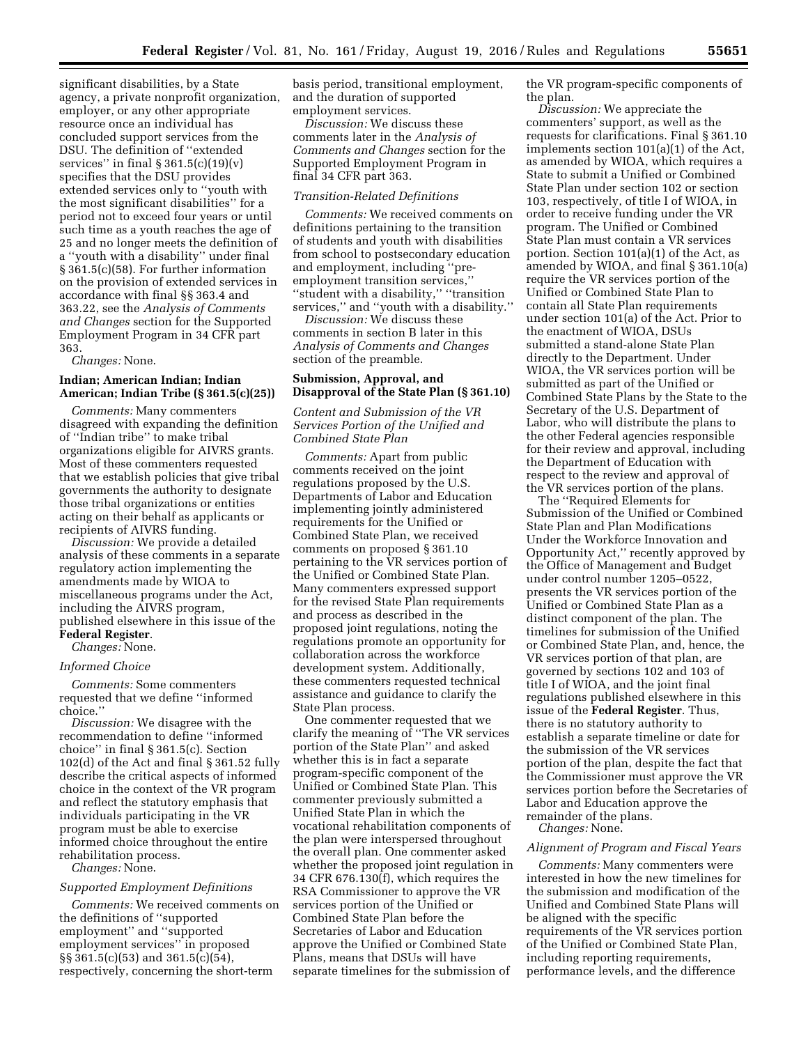significant disabilities, by a State agency, a private nonprofit organization, employer, or any other appropriate resource once an individual has concluded support services from the DSU. The definition of ''extended services'' in final § 361.5(c)(19)(v) specifies that the DSU provides extended services only to ''youth with the most significant disabilities'' for a period not to exceed four years or until such time as a youth reaches the age of 25 and no longer meets the definition of a ''youth with a disability'' under final § 361.5(c)(58). For further information on the provision of extended services in accordance with final §§ 363.4 and 363.22, see the *Analysis of Comments and Changes* section for the Supported Employment Program in 34 CFR part 363.

*Changes:* None.

**Indian; American Indian; Indian American; Indian Tribe (§ 361.5(c)(25))**

*Comments:* Many commenters disagreed with expanding the definition of ''Indian tribe'' to make tribal organizations eligible for AIVRS grants. Most of these commenters requested that we establish policies that give tribal governments the authority to designate those tribal organizations or entities acting on their behalf as applicants or recipients of AIVRS funding.

*Discussion:* We provide a detailed analysis of these comments in a separate regulatory action implementing the amendments made by WIOA to miscellaneous programs under the Act, including the AIVRS program, published elsewhere in this issue of the **Federal Register**.

*Changes:* None.

*Informed Choice*

*Comments:* Some commenters requested that we define ''informed choice.''

*Discussion:* We disagree with the recommendation to define ''informed choice'' in final § 361.5(c). Section 102(d) of the Act and final § 361.52 fully describe the critical aspects of informed choice in the context of the VR program and reflect the statutory emphasis that individuals participating in the VR program must be able to exercise informed choice throughout the entire rehabilitation process.

*Changes:* None.

*Supported Employment Definitions*

*Comments:* We received comments on the definitions of ''supported employment'' and ''supported employment services'' in proposed §§ 361.5(c)(53) and 361.5(c)(54), respectively, concerning the short-term basis period, transitional employment, and the duration of supported employment services.

*Discussion:* We discuss these comments later in the *Analysis of Comments and Changes* section for the Supported Employment Program in final 34 CFR part 363.

*Transition-Related Definitions*

*Comments:* We received comments on definitions pertaining to the transition of students and youth with disabilities from school to postsecondary education and employment, including ''pre-employment transition services,'' ''student with a disability,'' ''transition services,'' and ''youth with a disability.''

*Discussion:* We discuss these comments in section B later in this *Analysis of Comments and Changes* section of the preamble.

**Submission, Approval, and Disapproval of the State Plan (§ 361.10)**

*Content and Submission of the VR Services Portion of the Unified and Combined State Plan*

*Comments:* Apart from public comments received on the joint regulations proposed by the U.S. Departments of Labor and Education implementing jointly administered requirements for the Unified or Combined State Plan, we received comments on proposed § 361.10 pertaining to the VR services portion of the Unified or Combined State Plan. Many commenters expressed support for the revised State Plan requirements and process as described in the proposed joint regulations, noting the regulations promote an opportunity for collaboration across the workforce development system. Additionally, these commenters requested technical assistance and guidance to clarify the State Plan process.

One commenter requested that we clarify the meaning of ''The VR services portion of the State Plan'' and asked whether this is in fact a separate program-specific component of the Unified or Combined State Plan. This commenter previously submitted a Unified State Plan in which the vocational rehabilitation components of the plan were interspersed throughout the overall plan. One commenter asked whether the proposed joint regulation in 34 CFR 676.130(f), which requires the RSA Commissioner to approve the VR services portion of the Unified or Combined State Plan before the Secretaries of Labor and Education approve the Unified or Combined State Plans, means that DSUs will have separate timelines for the submission of the VR program-specific components of the plan.

*Discussion:* We appreciate the commenters' support, as well as the requests for clarifications. Final § 361.10 implements section 101(a)(1) of the Act, as amended by WIOA, which requires a State to submit a Unified or Combined State Plan under section 102 or section 103, respectively, of title I of WIOA, in order to receive funding under the VR program. The Unified or Combined State Plan must contain a VR services portion. Section 101(a)(1) of the Act, as amended by WIOA, and final § 361.10(a) require the VR services portion of the Unified or Combined State Plan to contain all State Plan requirements under section 101(a) of the Act. Prior to the enactment of WIOA, DSUs submitted a stand-alone State Plan directly to the Department. Under WIOA, the VR services portion will be submitted as part of the Unified or Combined State Plans by the State to the Secretary of the U.S. Department of Labor, who will distribute the plans to the other Federal agencies responsible for their review and approval, including the Department of Education with respect to the review and approval of the VR services portion of the plans.

The ''Required Elements for Submission of the Unified or Combined State Plan and Plan Modifications Under the Workforce Innovation and Opportunity Act,'' recently approved by the Office of Management and Budget under control number 1205–0522, presents the VR services portion of the Unified or Combined State Plan as a distinct component of the plan. The timelines for submission of the Unified or Combined State Plan, and, hence, the VR services portion of that plan, are governed by sections 102 and 103 of title I of WIOA, and the joint final regulations published elsewhere in this issue of the **Federal Register**. Thus, there is no statutory authority to establish a separate timeline or date for the submission of the VR services portion of the plan, despite the fact that the Commissioner must approve the VR services portion before the Secretaries of Labor and Education approve the remainder of the plans.

*Changes:* None.

*Alignment of Program and Fiscal Years*

*Comments:* Many commenters were interested in how the new timelines for the submission and modification of the Unified and Combined State Plans will be aligned with the specific requirements of the VR services portion of the Unified or Combined State Plan, including reporting requirements, performance levels, and the difference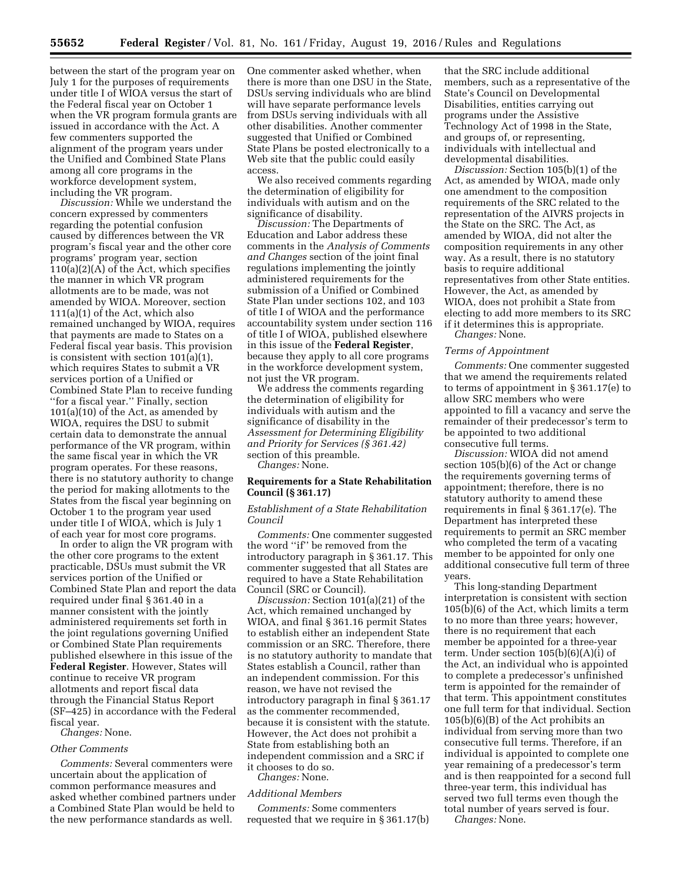between the start of the program year on July 1 for the purposes of requirements under title I of WIOA versus the start of the Federal fiscal year on October 1 when the VR program formula grants are issued in accordance with the Act. A few commenters supported the alignment of the program years under the Unified and Combined State Plans among all core programs in the workforce development system, including the VR program.

*Discussion:* While we understand the concern expressed by commenters regarding the potential confusion caused by differences between the VR program's fiscal year and the other core programs' program year, section 110(a)(2)(A) of the Act, which specifies the manner in which VR program allotments are to be made, was not amended by WIOA. Moreover, section 111(a)(1) of the Act, which also remained unchanged by WIOA, requires that payments are made to States on a Federal fiscal year basis. This provision is consistent with section 101(a)(1), which requires States to submit a VR services portion of a Unified or Combined State Plan to receive funding ''for a fiscal year.'' Finally, section 101(a)(10) of the Act, as amended by WIOA, requires the DSU to submit certain data to demonstrate the annual performance of the VR program, within the same fiscal year in which the VR program operates. For these reasons, there is no statutory authority to change the period for making allotments to the States from the fiscal year beginning on October 1 to the program year used under title I of WIOA, which is July 1 of each year for most core programs.

In order to align the VR program with the other core programs to the extent practicable, DSUs must submit the VR services portion of the Unified or Combined State Plan and report the data required under final § 361.40 in a manner consistent with the jointly administered requirements set forth in the joint regulations governing Unified or Combined State Plan requirements published elsewhere in this issue of the **Federal Register**. However, States will continue to receive VR program allotments and report fiscal data through the Financial Status Report (SF–425) in accordance with the Federal fiscal year.

*Changes:* None.

*Other Comments*

*Comments:* Several commenters were uncertain about the application of common performance measures and asked whether combined partners under a Combined State Plan would be held to the new performance standards as well. One commenter asked whether, when there is more than one DSU in the State, DSUs serving individuals who are blind will have separate performance levels from DSUs serving individuals with all other disabilities. Another commenter suggested that Unified or Combined State Plans be posted electronically to a Web site that the public could easily access.

We also received comments regarding the determination of eligibility for individuals with autism and on the significance of disability.

*Discussion:* The Departments of Education and Labor address these comments in the *Analysis of Comments and Changes* section of the joint final regulations implementing the jointly administered requirements for the submission of a Unified or Combined State Plan under sections 102, and 103 of title I of WIOA and the performance accountability system under section 116 of title I of WIOA, published elsewhere in this issue of the **Federal Register**, because they apply to all core programs in the workforce development system, not just the VR program.

We address the comments regarding the determination of eligibility for individuals with autism and the significance of disability in the *Assessment for Determining Eligibility and Priority for Services (§ 361.42)* section of this preamble.

*Changes:* None.

**Requirements for a State Rehabilitation Council (§ 361.17)**

*Establishment of a State Rehabilitation Council*

*Comments:* One commenter suggested the word ''if'' be removed from the introductory paragraph in § 361.17. This commenter suggested that all States are required to have a State Rehabilitation Council (SRC or Council).

*Discussion:* Section 101(a)(21) of the Act, which remained unchanged by WIOA, and final § 361.16 permit States to establish either an independent State commission or an SRC. Therefore, there is no statutory authority to mandate that States establish a Council, rather than an independent commission. For this reason, we have not revised the introductory paragraph in final § 361.17 as the commenter recommended, because it is consistent with the statute. However, the Act does not prohibit a State from establishing both an independent commission and a SRC if it chooses to do so.

*Changes:* None.

*Additional Members*

*Comments:* Some commenters requested that we require in § 361.17(b) that the SRC include additional members, such as a representative of the State's Council on Developmental Disabilities, entities carrying out programs under the Assistive Technology Act of 1998 in the State, and groups of, or representing, individuals with intellectual and developmental disabilities.

*Discussion:* Section 105(b)(1) of the Act, as amended by WIOA, made only one amendment to the composition requirements of the SRC related to the representation of the AIVRS projects in the State on the SRC. The Act, as amended by WIOA, did not alter the composition requirements in any other way. As a result, there is no statutory basis to require additional representatives from other State entities. However, the Act, as amended by WIOA, does not prohibit a State from electing to add more members to its SRC if it determines this is appropriate.

*Changes:* None.

*Terms of Appointment*

*Comments:* One commenter suggested that we amend the requirements related to terms of appointment in § 361.17(e) to allow SRC members who were appointed to fill a vacancy and serve the remainder of their predecessor's term to be appointed to two additional consecutive full terms.

*Discussion:* WIOA did not amend section 105(b)(6) of the Act or change the requirements governing terms of appointment; therefore, there is no statutory authority to amend these requirements in final § 361.17(e). The Department has interpreted these requirements to permit an SRC member who completed the term of a vacating member to be appointed for only one additional consecutive full term of three years.

This long-standing Department interpretation is consistent with section 105(b)(6) of the Act, which limits a term to no more than three years; however, there is no requirement that each member be appointed for a three-year term. Under section 105(b)(6)(A)(i) of the Act, an individual who is appointed to complete a predecessor's unfinished term is appointed for the remainder of that term. This appointment constitutes one full term for that individual. Section 105(b)(6)(B) of the Act prohibits an individual from serving more than two consecutive full terms. Therefore, if an individual is appointed to complete one year remaining of a predecessor's term and is then reappointed for a second full three-year term, this individual has served two full terms even though the total number of years served is four.

*Changes:* None.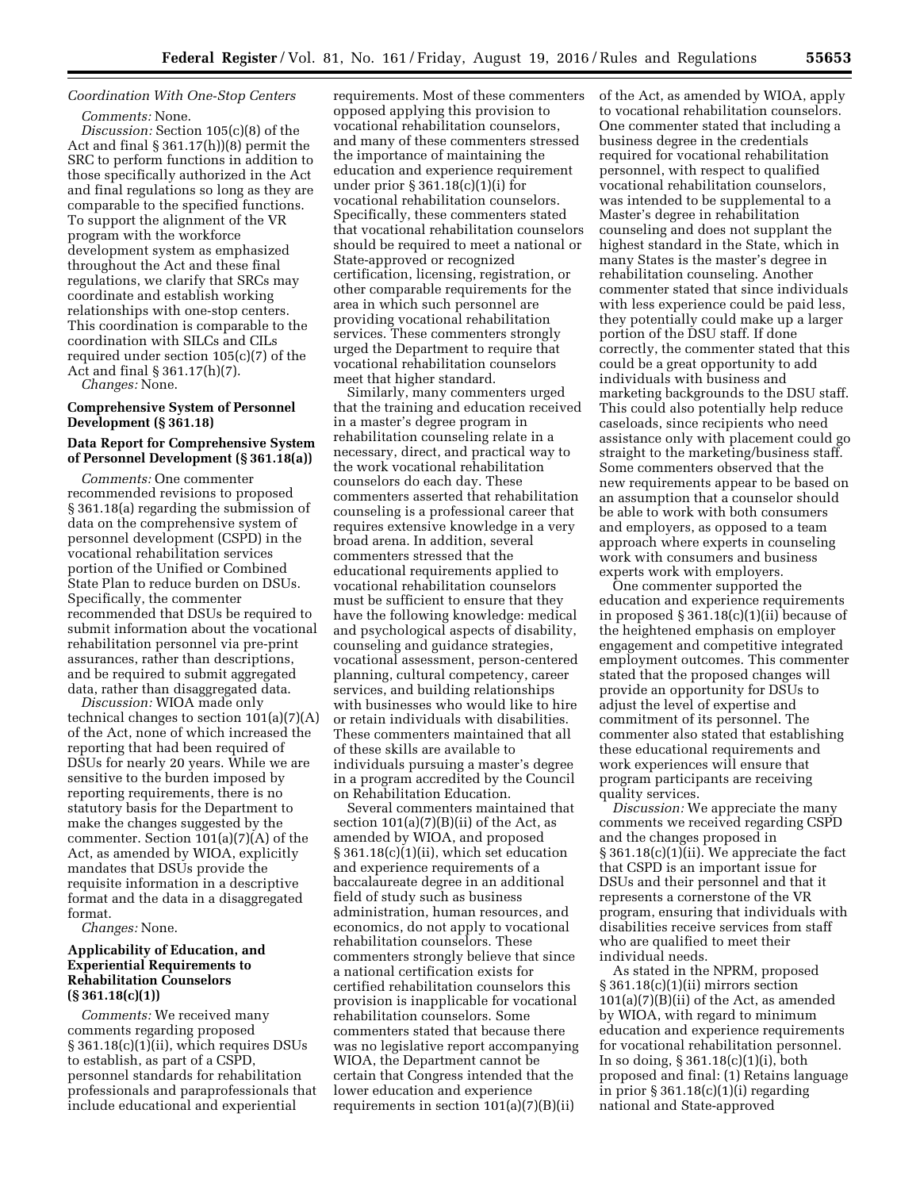*Coordination With One-Stop Centers*

*Comments:* None.

*Discussion:* Section 105(c)(8) of the Act and final § 361.17(h))(8) permit the SRC to perform functions in addition to those specifically authorized in the Act and final regulations so long as they are comparable to the specified functions. To support the alignment of the VR program with the workforce development system as emphasized throughout the Act and these final regulations, we clarify that SRCs may coordinate and establish working relationships with one-stop centers. This coordination is comparable to the coordination with SILCs and CILs required under section 105(c)(7) of the Act and final § 361.17(h)(7).

*Changes:* None.

## Comprehensive System of Personnel Development (§ 361.18)

### Data Report for Comprehensive System of Personnel Development (§ 361.18(a))

*Comments:* One commenter recommended revisions to proposed § 361.18(a) regarding the submission of data on the comprehensive system of personnel development (CSPD) in the vocational rehabilitation services portion of the Unified or Combined State Plan to reduce burden on DSUs. Specifically, the commenter recommended that DSUs be required to submit information about the vocational rehabilitation personnel via pre-print assurances, rather than descriptions, and be required to submit aggregated data, rather than disaggregated data.

*Discussion:* WIOA made only technical changes to section 101(a)(7)(A) of the Act, none of which increased the reporting that had been required of DSUs for nearly 20 years. While we are sensitive to the burden imposed by reporting requirements, there is no statutory basis for the Department to make the changes suggested by the commenter. Section 101(a)(7)(A) of the Act, as amended by WIOA, explicitly mandates that DSUs provide the requisite information in a descriptive format and the data in a disaggregated format.

*Changes:* None.

### Applicability of Education, and Experiential Requirements to Rehabilitation Counselors (§ 361.18(c)(1))

*Comments:* We received many comments regarding proposed § 361.18(c)(1)(ii), which requires DSUs to establish, as part of a CSPD, personnel standards for rehabilitation professionals and paraprofessionals that include educational and experiential requirements. Most of these commenters opposed applying this provision to vocational rehabilitation counselors, and many of these commenters stressed the importance of maintaining the education and experience requirement under prior § 361.18(c)(1)(i) for vocational rehabilitation counselors. Specifically, these commenters stated that vocational rehabilitation counselors should be required to meet a national or State-approved or recognized certification, licensing, registration, or other comparable requirements for the area in which such personnel are providing vocational rehabilitation services. These commenters strongly urged the Department to require that vocational rehabilitation counselors meet that higher standard.

Similarly, many commenters urged that the training and education received in a master's degree program in rehabilitation counseling relate in a necessary, direct, and practical way to the work vocational rehabilitation counselors do each day. These commenters asserted that rehabilitation counseling is a professional career that requires extensive knowledge in a very broad arena. In addition, several commenters stressed that the educational requirements applied to vocational rehabilitation counselors must be sufficient to ensure that they have the following knowledge: medical and psychological aspects of disability, counseling and guidance strategies, vocational assessment, person-centered planning, cultural competency, career services, and building relationships with businesses who would like to hire or retain individuals with disabilities. These commenters maintained that all of these skills are available to individuals pursuing a master's degree in a program accredited by the Council on Rehabilitation Education.

Several commenters maintained that section 101(a)(7)(B)(ii) of the Act, as amended by WIOA, and proposed § 361.18(c)(1)(ii), which set education and experience requirements of a baccalaureate degree in an additional field of study such as business administration, human resources, and economics, do not apply to vocational rehabilitation counselors. These commenters strongly believe that since a national certification exists for certified rehabilitation counselors this provision is inapplicable for vocational rehabilitation counselors. Some commenters stated that because there was no legislative report accompanying WIOA, the Department cannot be certain that Congress intended that the lower education and experience requirements in section 101(a)(7)(B)(ii) of the Act, as amended by WIOA, apply to vocational rehabilitation counselors. One commenter stated that including a business degree in the credentials required for vocational rehabilitation personnel, with respect to qualified vocational rehabilitation counselors, was intended to be supplemental to a Master's degree in rehabilitation counseling and does not supplant the highest standard in the State, which in many States is the master's degree in rehabilitation counseling. Another commenter stated that since individuals with less experience could be paid less, they potentially could make up a larger portion of the DSU staff. If done correctly, the commenter stated that this could be a great opportunity to add individuals with business and marketing backgrounds to the DSU staff. This could also potentially help reduce caseloads, since recipients who need assistance only with placement could go straight to the marketing/business staff. Some commenters observed that the new requirements appear to be based on an assumption that a counselor should be able to work with both consumers and employers, as opposed to a team approach where experts in counseling work with consumers and business experts work with employers.

One commenter supported the education and experience requirements in proposed § 361.18(c)(1)(ii) because of the heightened emphasis on employer engagement and competitive integrated employment outcomes. This commenter stated that the proposed changes will provide an opportunity for DSUs to adjust the level of expertise and commitment of its personnel. The commenter also stated that establishing these educational requirements and work experiences will ensure that program participants are receiving quality services.

*Discussion:* We appreciate the many comments we received regarding CSPD and the changes proposed in § 361.18(c)(1)(ii). We appreciate the fact that CSPD is an important issue for DSUs and their personnel and that it represents a cornerstone of the VR program, ensuring that individuals with disabilities receive services from staff who are qualified to meet their individual needs.

As stated in the NPRM, proposed § 361.18(c)(1)(ii) mirrors section 101(a)(7)(B)(ii) of the Act, as amended by WIOA, with regard to minimum education and experience requirements for vocational rehabilitation personnel. In so doing, § 361.18(c)(1)(i), both proposed and final: (1) Retains language in prior § 361.18(c)(1)(i) regarding national and State-approved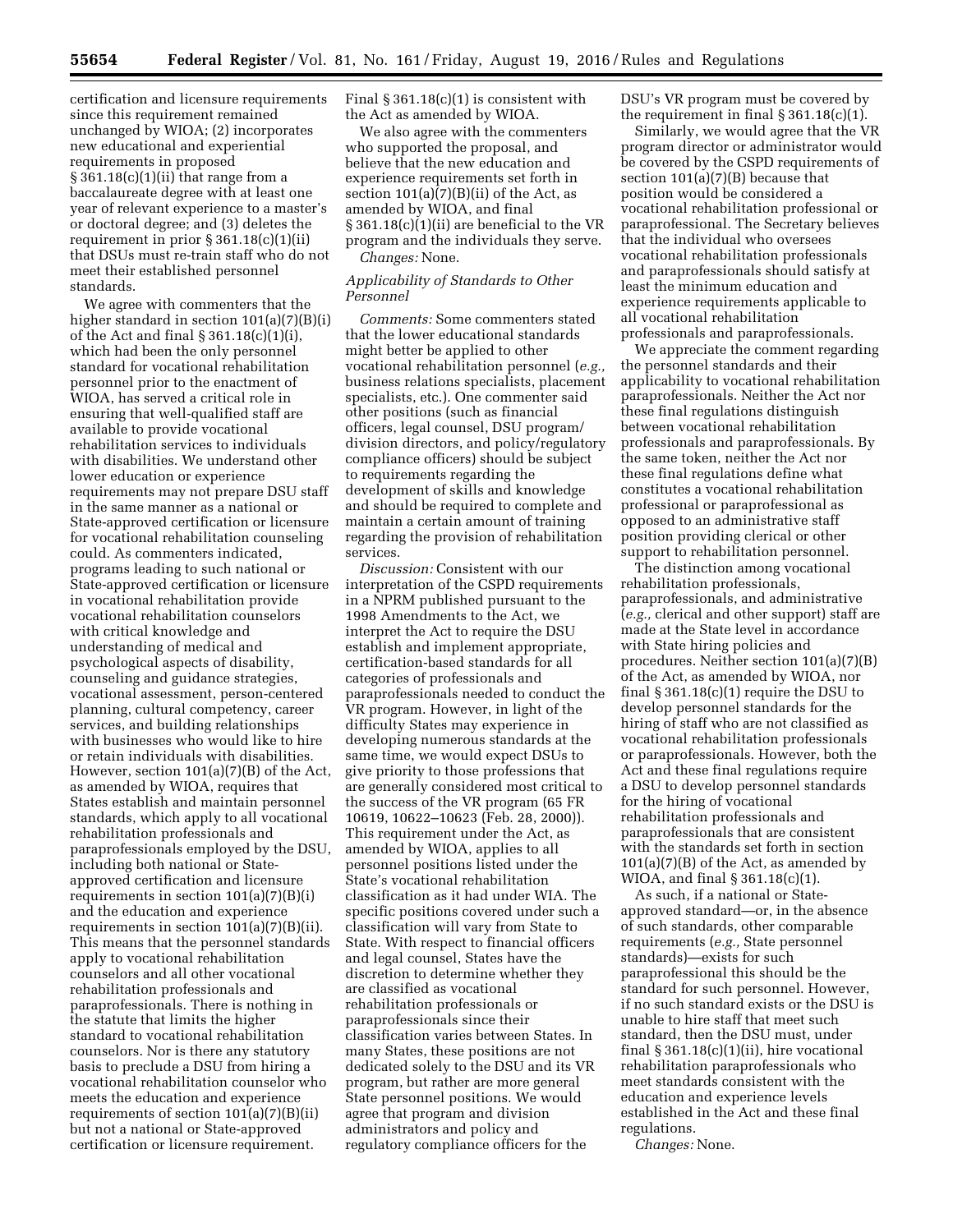certification and licensure requirements since this requirement remained unchanged by WIOA; (2) incorporates new educational and experiential requirements in proposed § 361.18(c)(1)(ii) that range from a baccalaureate degree with at least one year of relevant experience to a master's or doctoral degree; and (3) deletes the requirement in prior § 361.18(c)(1)(ii) that DSUs must re-train staff who do not meet their established personnel standards.

We agree with commenters that the higher standard in section 101(a)(7)(B)(i) of the Act and final § 361.18(c)(1)(i), which had been the only personnel standard for vocational rehabilitation personnel prior to the enactment of WIOA, has served a critical role in ensuring that well-qualified staff are available to provide vocational rehabilitation services to individuals with disabilities. We understand other lower education or experience requirements may not prepare DSU staff in the same manner as a national or State-approved certification or licensure for vocational rehabilitation counseling could. As commenters indicated, programs leading to such national or State-approved certification or licensure in vocational rehabilitation provide vocational rehabilitation counselors with critical knowledge and understanding of medical and psychological aspects of disability, counseling and guidance strategies, vocational assessment, person-centered planning, cultural competency, career services, and building relationships with businesses who would like to hire or retain individuals with disabilities. However, section 101(a)(7)(B) of the Act, as amended by WIOA, requires that States establish and maintain personnel standards, which apply to all vocational rehabilitation professionals and paraprofessionals employed by the DSU, including both national or State-approved certification and licensure requirements in section 101(a)(7)(B)(i) and the education and experience requirements in section 101(a)(7)(B)(ii). This means that the personnel standards apply to vocational rehabilitation counselors and all other vocational rehabilitation professionals and paraprofessionals. There is nothing in the statute that limits the higher standard to vocational rehabilitation counselors. Nor is there any statutory basis to preclude a DSU from hiring a vocational rehabilitation counselor who meets the education and experience requirements of section 101(a)(7)(B)(ii) but not a national or State-approved certification or licensure requirement. Final § 361.18(c)(1) is consistent with the Act as amended by WIOA.

We also agree with the commenters who supported the proposal, and believe that the new education and experience requirements set forth in section 101(a)(7)(B)(ii) of the Act, as amended by WIOA, and final § 361.18(c)(1)(ii) are beneficial to the VR program and the individuals they serve.

*Changes:* None.

*Applicability of Standards to Other Personnel*

*Comments:* Some commenters stated that the lower educational standards might better be applied to other vocational rehabilitation personnel (*e.g.,* business relations specialists, placement specialists, etc.). One commenter said other positions (such as financial officers, legal counsel, DSU program/division directors, and policy/regulatory compliance officers) should be subject to requirements regarding the development of skills and knowledge and should be required to complete and maintain a certain amount of training regarding the provision of rehabilitation services.

*Discussion:* Consistent with our interpretation of the CSPD requirements in a NPRM published pursuant to the 1998 Amendments to the Act, we interpret the Act to require the DSU establish and implement appropriate, certification-based standards for all categories of professionals and paraprofessionals needed to conduct the VR program. However, in light of the difficulty States may experience in developing numerous standards at the same time, we would expect DSUs to give priority to those professions that are generally considered most critical to the success of the VR program (65 FR 10619, 10622–10623 (Feb. 28, 2000)). This requirement under the Act, as amended by WIOA, applies to all personnel positions listed under the State's vocational rehabilitation classification as it had under WIA. The specific positions covered under such a classification will vary from State to State. With respect to financial officers and legal counsel, States have the discretion to determine whether they are classified as vocational rehabilitation professionals or paraprofessionals since their classification varies between States. In many States, these positions are not dedicated solely to the DSU and its VR program, but rather are more general State personnel positions. We would agree that program and division administrators and policy and regulatory compliance officers for the DSU's VR program must be covered by the requirement in final § 361.18(c)(1).

Similarly, we would agree that the VR program director or administrator would be covered by the CSPD requirements of section 101(a)(7)(B) because that position would be considered a vocational rehabilitation professional or paraprofessional. The Secretary believes that the individual who oversees vocational rehabilitation professionals and paraprofessionals should satisfy at least the minimum education and experience requirements applicable to all vocational rehabilitation professionals and paraprofessionals.

We appreciate the comment regarding the personnel standards and their applicability to vocational rehabilitation paraprofessionals. Neither the Act nor these final regulations distinguish between vocational rehabilitation professionals and paraprofessionals. By the same token, neither the Act nor these final regulations define what constitutes a vocational rehabilitation professional or paraprofessional as opposed to an administrative staff position providing clerical or other support to rehabilitation personnel.

The distinction among vocational rehabilitation professionals, paraprofessionals, and administrative (*e.g.,* clerical and other support) staff are made at the State level in accordance with State hiring policies and procedures. Neither section 101(a)(7)(B) of the Act, as amended by WIOA, nor final § 361.18(c)(1) require the DSU to develop personnel standards for the hiring of staff who are not classified as vocational rehabilitation professionals or paraprofessionals. However, both the Act and these final regulations require a DSU to develop personnel standards for the hiring of vocational rehabilitation professionals and paraprofessionals that are consistent with the standards set forth in section 101(a)(7)(B) of the Act, as amended by WIOA, and final § 361.18(c)(1).

As such, if a national or State-approved standard—or, in the absence of such standards, other comparable requirements (*e.g.,* State personnel standards)—exists for such paraprofessional this should be the standard for such personnel. However, if no such standard exists or the DSU is unable to hire staff that meet such standard, then the DSU must, under final § 361.18(c)(1)(ii), hire vocational rehabilitation paraprofessionals who meet standards consistent with the education and experience levels established in the Act and these final regulations.

*Changes:* None.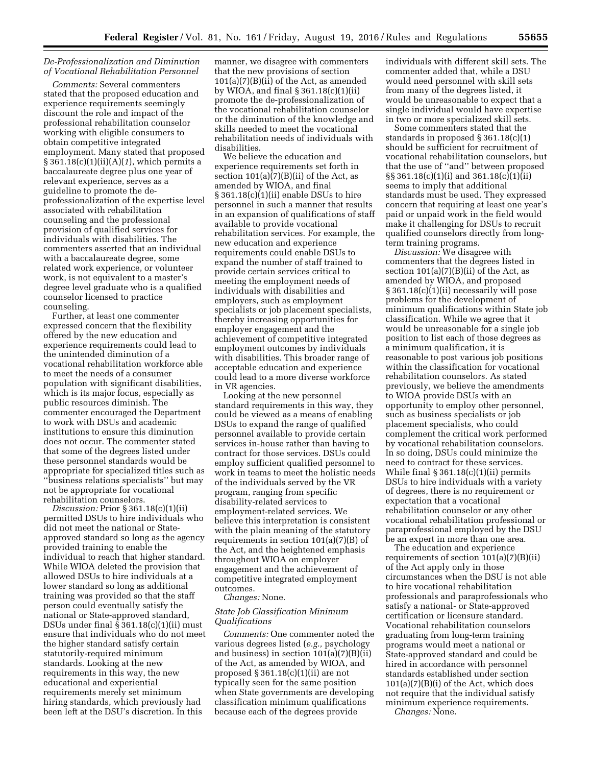### *De-Professionalization and Diminution of Vocational Rehabilitation Personnel*

*Comments:* Several commenters stated that the proposed education and experience requirements seemingly discount the role and impact of the professional rehabilitation counselor working with eligible consumers to obtain competitive integrated employment. Many stated that proposed § 361.18(c)(1)(ii)(A)(*1*), which permits a baccalaureate degree plus one year of relevant experience, serves as a guideline to promote the de-professionalization of the expertise level associated with rehabilitation counseling and the professional provision of qualified services for individuals with disabilities. The commenters asserted that an individual with a baccalaureate degree, some related work experience, or volunteer work, is not equivalent to a master's degree level graduate who is a qualified counselor licensed to practice counseling.

Further, at least one commenter expressed concern that the flexibility offered by the new education and experience requirements could lead to the unintended diminution of a vocational rehabilitation workforce able to meet the needs of a consumer population with significant disabilities, which is its major focus, especially as public resources diminish. The commenter encouraged the Department to work with DSUs and academic institutions to ensure this diminution does not occur. The commenter stated that some of the degrees listed under these personnel standards would be appropriate for specialized titles such as ''business relations specialists'' but may not be appropriate for vocational rehabilitation counselors.

*Discussion:* Prior § 361.18(c)(1)(ii) permitted DSUs to hire individuals who did not meet the national or State-approved standard so long as the agency provided training to enable the individual to reach that higher standard. While WIOA deleted the provision that allowed DSUs to hire individuals at a lower standard so long as additional training was provided so that the staff person could eventually satisfy the national or State-approved standard, DSUs under final § 361.18(c)(1)(ii) must ensure that individuals who do not meet the higher standard satisfy certain statutorily-required minimum standards. Looking at the new requirements in this way, the new educational and experiential requirements merely set minimum hiring standards, which previously had been left at the DSU's discretion. In this manner, we disagree with commenters that the new provisions of section 101(a)(7)(B)(ii) of the Act, as amended by WIOA, and final § 361.18(c)(1)(ii) promote the de-professionalization of the vocational rehabilitation counselor or the diminution of the knowledge and skills needed to meet the vocational rehabilitation needs of individuals with disabilities.

We believe the education and experience requirements set forth in section 101(a)(7)(B)(ii) of the Act, as amended by WIOA, and final § 361.18(c)(1)(ii) enable DSUs to hire personnel in such a manner that results in an expansion of qualifications of staff available to provide vocational rehabilitation services. For example, the new education and experience requirements could enable DSUs to expand the number of staff trained to provide certain services critical to meeting the employment needs of individuals with disabilities and employers, such as employment specialists or job placement specialists, thereby increasing opportunities for employer engagement and the achievement of competitive integrated employment outcomes by individuals with disabilities. This broader range of acceptable education and experience could lead to a more diverse workforce in VR agencies.

Looking at the new personnel standard requirements in this way, they could be viewed as a means of enabling DSUs to expand the range of qualified personnel available to provide certain services in-house rather than having to contract for those services. DSUs could employ sufficient qualified personnel to work in teams to meet the holistic needs of the individuals served by the VR program, ranging from specific disability-related services to employment-related services. We believe this interpretation is consistent with the plain meaning of the statutory requirements in section 101(a)(7)(B) of the Act, and the heightened emphasis throughout WIOA on employer engagement and the achievement of competitive integrated employment outcomes.

*Changes:* None.

### *State Job Classification Minimum Qualifications*

*Comments:* One commenter noted the various degrees listed (*e.g.,* psychology and business) in section 101(a)(7)(B)(ii) of the Act, as amended by WIOA, and proposed § 361.18(c)(1)(ii) are not typically seen for the same position when State governments are developing classification minimum qualifications because each of the degrees provide individuals with different skill sets. The commenter added that, while a DSU would need personnel with skill sets from many of the degrees listed, it would be unreasonable to expect that a single individual would have expertise in two or more specialized skill sets.

Some commenters stated that the standards in proposed § 361.18(c)(1) should be sufficient for recruitment of vocational rehabilitation counselors, but that the use of ''and'' between proposed §§ 361.18(c)(1)(i) and 361.18(c)(1)(ii) seems to imply that additional standards must be used. They expressed concern that requiring at least one year's paid or unpaid work in the field would make it challenging for DSUs to recruit qualified counselors directly from long-term training programs.

*Discussion:* We disagree with commenters that the degrees listed in section 101(a)(7)(B)(ii) of the Act, as amended by WIOA, and proposed § 361.18(c)(1)(ii) necessarily will pose problems for the development of minimum qualifications within State job classification. While we agree that it would be unreasonable for a single job position to list each of those degrees as a minimum qualification, it is reasonable to post various job positions within the classification for vocational rehabilitation counselors. As stated previously, we believe the amendments to WIOA provide DSUs with an opportunity to employ other personnel, such as business specialists or job placement specialists, who could complement the critical work performed by vocational rehabilitation counselors. In so doing, DSUs could minimize the need to contract for these services. While final § 361.18(c)(1)(ii) permits DSUs to hire individuals with a variety of degrees, there is no requirement or expectation that a vocational rehabilitation counselor or any other vocational rehabilitation professional or paraprofessional employed by the DSU be an expert in more than one area.

The education and experience requirements of section 101(a)(7)(B)(ii) of the Act apply only in those circumstances when the DSU is not able to hire vocational rehabilitation professionals and paraprofessionals who satisfy a national- or State-approved certification or licensure standard. Vocational rehabilitation counselors graduating from long-term training programs would meet a national or State-approved standard and could be hired in accordance with personnel standards established under section 101(a)(7)(B)(i) of the Act, which does not require that the individual satisfy minimum experience requirements.

*Changes:* None.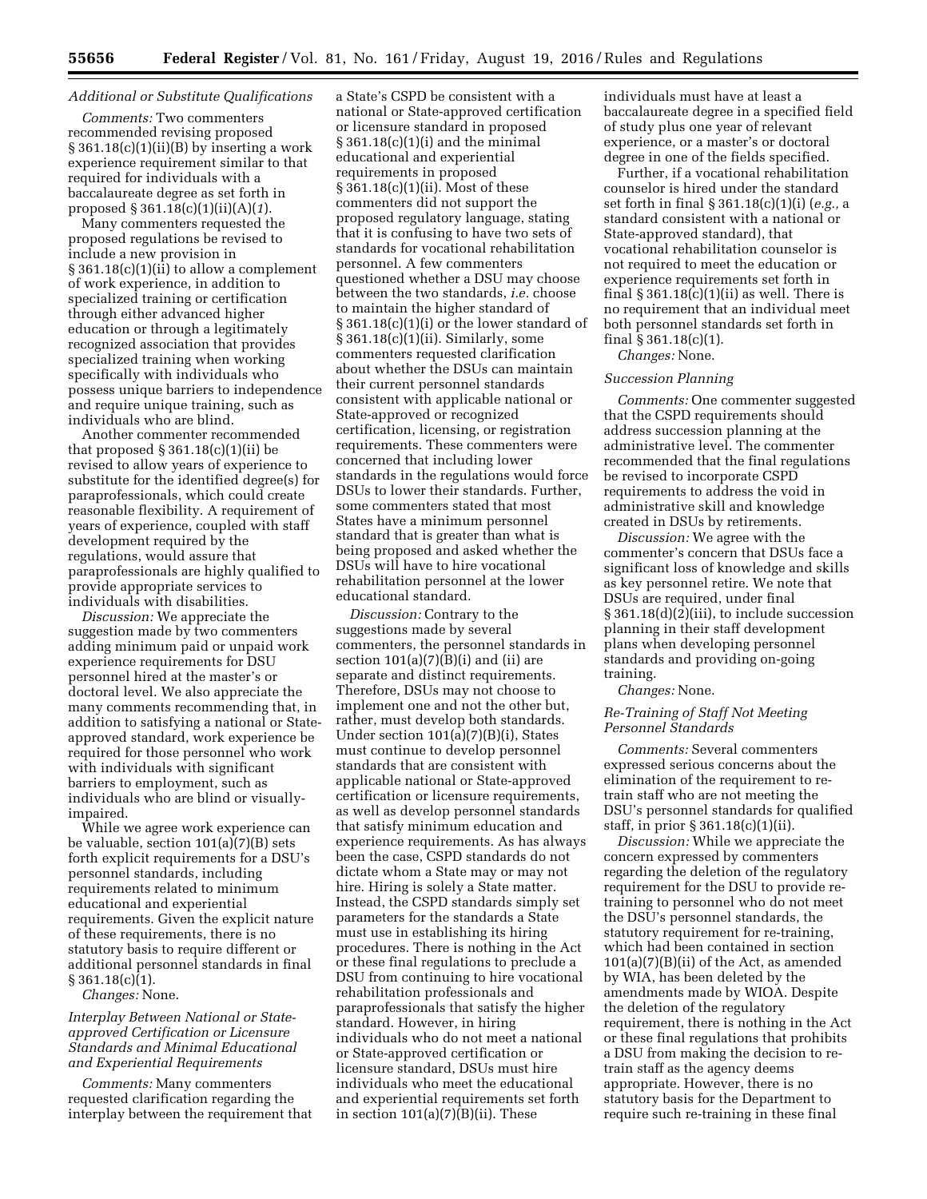### *Additional or Substitute Qualifications*

*Comments:* Two commenters recommended revising proposed § 361.18(c)(1)(ii)(B) by inserting a work experience requirement similar to that required for individuals with a baccalaureate degree as set forth in proposed § 361.18(c)(1)(ii)(A)(*1*).

Many commenters requested the proposed regulations be revised to include a new provision in § 361.18(c)(1)(ii) to allow a complement of work experience, in addition to specialized training or certification through either advanced higher education or through a legitimately recognized association that provides specialized training when working specifically with individuals who possess unique barriers to independence and require unique training, such as individuals who are blind.

Another commenter recommended that proposed § 361.18(c)(1)(ii) be revised to allow years of experience to substitute for the identified degree(s) for paraprofessionals, which could create reasonable flexibility. A requirement of years of experience, coupled with staff development required by the regulations, would assure that paraprofessionals are highly qualified to provide appropriate services to individuals with disabilities.

*Discussion:* We appreciate the suggestion made by two commenters adding minimum paid or unpaid work experience requirements for DSU personnel hired at the master's or doctoral level. We also appreciate the many comments recommending that, in addition to satisfying a national or State-approved standard, work experience be required for those personnel who work with individuals with significant barriers to employment, such as individuals who are blind or visually-impaired.

While we agree work experience can be valuable, section 101(a)(7)(B) sets forth explicit requirements for a DSU's personnel standards, including requirements related to minimum educational and experiential requirements. Given the explicit nature of these requirements, there is no statutory basis to require different or additional personnel standards in final § 361.18(c)(1).

*Changes:* None.

### *Interplay Between National or State-approved Certification or Licensure Standards and Minimal Educational and Experiential Requirements*

*Comments:* Many commenters requested clarification regarding the interplay between the requirement that a State's CSPD be consistent with a national or State-approved certification or licensure standard in proposed § 361.18(c)(1)(i) and the minimal educational and experiential requirements in proposed § 361.18(c)(1)(ii). Most of these commenters did not support the proposed regulatory language, stating that it is confusing to have two sets of standards for vocational rehabilitation personnel. A few commenters questioned whether a DSU may choose between the two standards, *i.e.* choose to maintain the higher standard of § 361.18(c)(1)(i) or the lower standard of § 361.18(c)(1)(ii). Similarly, some commenters requested clarification about whether the DSUs can maintain their current personnel standards consistent with applicable national or State-approved or recognized certification, licensing, or registration requirements. These commenters were concerned that including lower standards in the regulations would force DSUs to lower their standards. Further, some commenters stated that most States have a minimum personnel standard that is greater than what is being proposed and asked whether the DSUs will have to hire vocational rehabilitation personnel at the lower educational standard.

*Discussion:* Contrary to the suggestions made by several commenters, the personnel standards in section 101(a)(7)(B)(i) and (ii) are separate and distinct requirements. Therefore, DSUs may not choose to implement one and not the other but, rather, must develop both standards. Under section 101(a)(7)(B)(i), States must continue to develop personnel standards that are consistent with applicable national or State-approved certification or licensure requirements, as well as develop personnel standards that satisfy minimum education and experience requirements. As has always been the case, CSPD standards do not dictate whom a State may or may not hire. Hiring is solely a State matter. Instead, the CSPD standards simply set parameters for the standards a State must use in establishing its hiring procedures. There is nothing in the Act or these final regulations to preclude a DSU from continuing to hire vocational rehabilitation professionals and paraprofessionals that satisfy the higher standard. However, in hiring individuals who do not meet a national or State-approved certification or licensure standard, DSUs must hire individuals who meet the educational and experiential requirements set forth in section 101(a)(7)(B)(ii). These individuals must have at least a baccalaureate degree in a specified field of study plus one year of relevant experience, or a master's or doctoral degree in one of the fields specified.

Further, if a vocational rehabilitation counselor is hired under the standard set forth in final § 361.18(c)(1)(i) (*e.g.,* a standard consistent with a national or State-approved standard), that vocational rehabilitation counselor is not required to meet the education or experience requirements set forth in final § 361.18(c)(1)(ii) as well. There is no requirement that an individual meet both personnel standards set forth in final § 361.18(c)(1).

*Changes:* None.

### *Succession Planning*

*Comments:* One commenter suggested that the CSPD requirements should address succession planning at the administrative level. The commenter recommended that the final regulations be revised to incorporate CSPD requirements to address the void in administrative skill and knowledge created in DSUs by retirements.

*Discussion:* We agree with the commenter's concern that DSUs face a significant loss of knowledge and skills as key personnel retire. We note that DSUs are required, under final § 361.18(d)(2)(iii), to include succession planning in their staff development plans when developing personnel standards and providing on-going training.

*Changes:* None.

### *Re-Training of Staff Not Meeting Personnel Standards*

*Comments:* Several commenters expressed serious concerns about the elimination of the requirement to re-train staff who are not meeting the DSU's personnel standards for qualified staff, in prior § 361.18(c)(1)(ii).

*Discussion:* While we appreciate the concern expressed by commenters regarding the deletion of the regulatory requirement for the DSU to provide re-training to personnel who do not meet the DSU's personnel standards, the statutory requirement for re-training, which had been contained in section 101(a)(7)(B)(ii) of the Act, as amended by WIA, has been deleted by the amendments made by WIOA. Despite the deletion of the regulatory requirement, there is nothing in the Act or these final regulations that prohibits a DSU from making the decision to re-train staff as the agency deems appropriate. However, there is no statutory basis for the Department to require such re-training in these final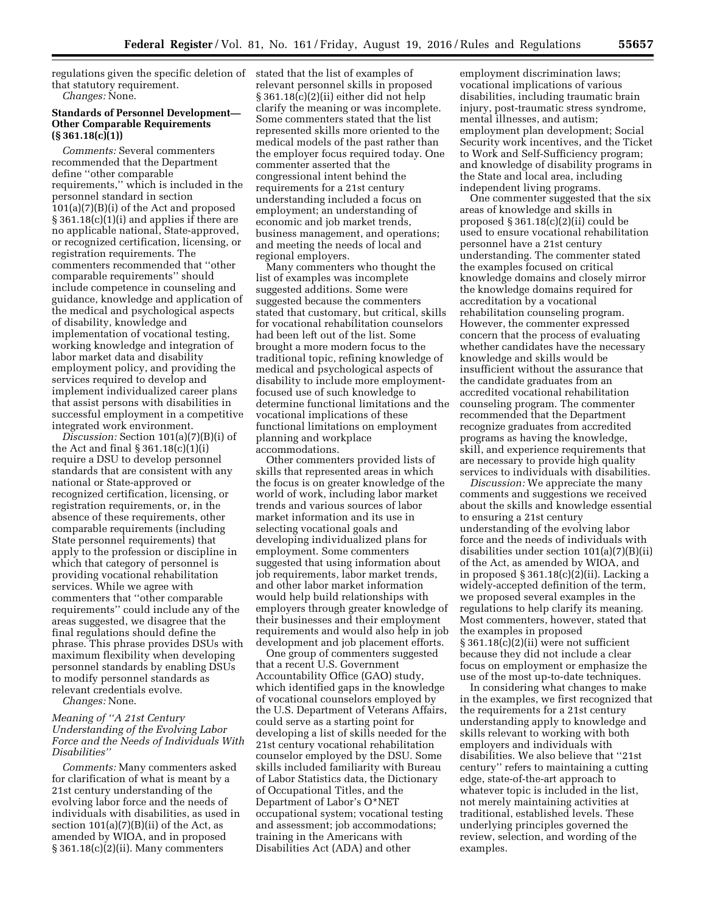regulations given the specific deletion of that statutory requirement.

*Changes:* None.

**Standards of Personnel Development—Other Comparable Requirements (§ 361.18(c)(1))**

*Comments:* Several commenters recommended that the Department define ''other comparable requirements,'' which is included in the personnel standard in section 101(a)(7)(B)(i) of the Act and proposed § 361.18(c)(1)(i) and applies if there are no applicable national, State-approved, or recognized certification, licensing, or registration requirements. The commenters recommended that ''other comparable requirements'' should include competence in counseling and guidance, knowledge and application of the medical and psychological aspects of disability, knowledge and implementation of vocational testing, working knowledge and integration of labor market data and disability employment policy, and providing the services required to develop and implement individualized career plans that assist persons with disabilities in successful employment in a competitive integrated work environment.

*Discussion:* Section 101(a)(7)(B)(i) of the Act and final § 361.18(c)(1)(i) require a DSU to develop personnel standards that are consistent with any national or State-approved or recognized certification, licensing, or registration requirements, or, in the absence of these requirements, other comparable requirements (including State personnel requirements) that apply to the profession or discipline in which that category of personnel is providing vocational rehabilitation services. While we agree with commenters that ''other comparable requirements'' could include any of the areas suggested, we disagree that the final regulations should define the phrase. This phrase provides DSUs with maximum flexibility when developing personnel standards by enabling DSUs to modify personnel standards as relevant credentials evolve.

*Changes:* None.

*Meaning of ''A 21st Century Understanding of the Evolving Labor Force and the Needs of Individuals With Disabilities''*

*Comments:* Many commenters asked for clarification of what is meant by a 21st century understanding of the evolving labor force and the needs of individuals with disabilities, as used in section 101(a)(7)(B)(ii) of the Act, as amended by WIOA, and in proposed § 361.18(c)(2)(ii). Many commenters stated that the list of examples of relevant personnel skills in proposed § 361.18(c)(2)(ii) either did not help clarify the meaning or was incomplete. Some commenters stated that the list represented skills more oriented to the medical models of the past rather than the employer focus required today. One commenter asserted that the congressional intent behind the requirements for a 21st century understanding included a focus on employment; an understanding of economic and job market trends, business management, and operations; and meeting the needs of local and regional employers.

Many commenters who thought the list of examples was incomplete suggested additions. Some were suggested because the commenters stated that customary, but critical, skills for vocational rehabilitation counselors had been left out of the list. Some brought a more modern focus to the traditional topic, refining knowledge of medical and psychological aspects of disability to include more employment-focused use of such knowledge to determine functional limitations and the vocational implications of these functional limitations on employment planning and workplace accommodations.

Other commenters provided lists of skills that represented areas in which the focus is on greater knowledge of the world of work, including labor market trends and various sources of labor market information and its use in selecting vocational goals and developing individualized plans for employment. Some commenters suggested that using information about job requirements, labor market trends, and other labor market information would help build relationships with employers through greater knowledge of their businesses and their employment requirements and would also help in job development and job placement efforts.

One group of commenters suggested that a recent U.S. Government Accountability Office (GAO) study, which identified gaps in the knowledge of vocational counselors employed by the U.S. Department of Veterans Affairs, could serve as a starting point for developing a list of skills needed for the 21st century vocational rehabilitation counselor employed by the DSU. Some skills included familiarity with Bureau of Labor Statistics data, the Dictionary of Occupational Titles, and the Department of Labor's O*NET occupational system; vocational testing and assessment; job accommodations; training in the Americans with Disabilities Act (ADA) and other employment discrimination laws; vocational implications of various disabilities, including traumatic brain injury, post-traumatic stress syndrome, mental illnesses, and autism; employment plan development; Social Security work incentives, and the Ticket to Work and Self-Sufficiency program; and knowledge of disability programs in the State and local area, including independent living programs.

One commenter suggested that the six areas of knowledge and skills in proposed § 361.18(c)(2)(ii) could be used to ensure vocational rehabilitation personnel have a 21st century understanding. The commenter stated the examples focused on critical knowledge domains and closely mirror the knowledge domains required for accreditation by a vocational rehabilitation counseling program. However, the commenter expressed concern that the process of evaluating whether candidates have the necessary knowledge and skills would be insufficient without the assurance that the candidate graduates from an accredited vocational rehabilitation counseling program. The commenter recommended that the Department recognize graduates from accredited programs as having the knowledge, skill, and experience requirements that are necessary to provide high quality services to individuals with disabilities.

*Discussion:* We appreciate the many comments and suggestions we received about the skills and knowledge essential to ensuring a 21st century understanding of the evolving labor force and the needs of individuals with disabilities under section 101(a)(7)(B)(ii) of the Act, as amended by WIOA, and in proposed § 361.18(c)(2)(ii). Lacking a widely-accepted definition of the term, we proposed several examples in the regulations to help clarify its meaning. Most commenters, however, stated that the examples in proposed § 361.18(c)(2)(ii) were not sufficient because they did not include a clear focus on employment or emphasize the use of the most up-to-date techniques.

In considering what changes to make in the examples, we first recognized that the requirements for a 21st century understanding apply to knowledge and skills relevant to working with both employers and individuals with disabilities. We also believe that ''21st century'' refers to maintaining a cutting edge, state-of-the-art approach to whatever topic is included in the list, not merely maintaining activities at traditional, established levels. These underlying principles governed the review, selection, and wording of the examples.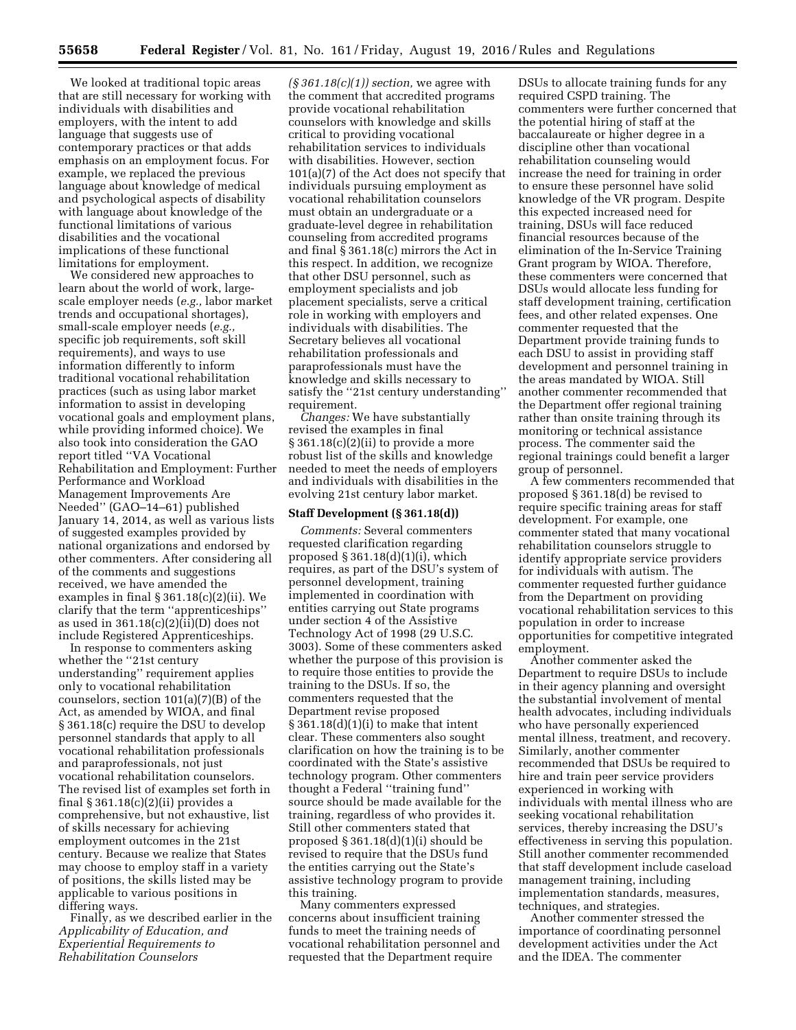We looked at traditional topic areas that are still necessary for working with individuals with disabilities and employers, with the intent to add language that suggests use of contemporary practices or that adds emphasis on an employment focus. For example, we replaced the previous language about knowledge of medical and psychological aspects of disability with language about knowledge of the functional limitations of various disabilities and the vocational implications of these functional limitations for employment.

We considered new approaches to learn about the world of work, large-scale employer needs (*e.g.,* labor market trends and occupational shortages), small-scale employer needs (*e.g.,* specific job requirements, soft skill requirements), and ways to use information differently to inform traditional vocational rehabilitation practices (such as using labor market information to assist in developing vocational goals and employment plans, while providing informed choice). We also took into consideration the GAO report titled ''VA Vocational Rehabilitation and Employment: Further Performance and Workload Management Improvements Are Needed'' (GAO–14–61) published January 14, 2014, as well as various lists of suggested examples provided by national organizations and endorsed by other commenters. After considering all of the comments and suggestions received, we have amended the examples in final § 361.18(c)(2)(ii). We clarify that the term ''apprenticeships'' as used in 361.18(c)(2)(ii)(D) does not include Registered Apprenticeships.

In response to commenters asking whether the ''21st century understanding'' requirement applies only to vocational rehabilitation counselors, section 101(a)(7)(B) of the Act, as amended by WIOA, and final § 361.18(c) require the DSU to develop personnel standards that apply to all vocational rehabilitation professionals and paraprofessionals, not just vocational rehabilitation counselors. The revised list of examples set forth in final § 361.18(c)(2)(ii) provides a comprehensive, but not exhaustive, list of skills necessary for achieving employment outcomes in the 21st century. Because we realize that States may choose to employ staff in a variety of positions, the skills listed may be applicable to various positions in differing ways.

Finally, as we described earlier in the *Applicability of Education, and Experiential Requirements to Rehabilitation Counselors (§ 361.18(c)(1)) section,* we agree with the comment that accredited programs provide vocational rehabilitation counselors with knowledge and skills critical to providing vocational rehabilitation services to individuals with disabilities. However, section 101(a)(7) of the Act does not specify that individuals pursuing employment as vocational rehabilitation counselors must obtain an undergraduate or a graduate-level degree in rehabilitation counseling from accredited programs and final § 361.18(c) mirrors the Act in this respect. In addition, we recognize that other DSU personnel, such as employment specialists and job placement specialists, serve a critical role in working with employers and individuals with disabilities. The Secretary believes all vocational rehabilitation professionals and paraprofessionals must have the knowledge and skills necessary to satisfy the ''21st century understanding'' requirement.

*Changes:* We have substantially revised the examples in final § 361.18(c)(2)(ii) to provide a more robust list of the skills and knowledge needed to meet the needs of employers and individuals with disabilities in the evolving 21st century labor market.

### Staff Development (§ 361.18(d))

*Comments:* Several commenters requested clarification regarding proposed § 361.18(d)(1)(i), which requires, as part of the DSU's system of personnel development, training implemented in coordination with entities carrying out State programs under section 4 of the Assistive Technology Act of 1998 (29 U.S.C. 3003). Some of these commenters asked whether the purpose of this provision is to require those entities to provide the training to the DSUs. If so, the commenters requested that the Department revise proposed § 361.18(d)(1)(i) to make that intent clear. These commenters also sought clarification on how the training is to be coordinated with the State's assistive technology program. Other commenters thought a Federal ''training fund'' source should be made available for the training, regardless of who provides it. Still other commenters stated that proposed § 361.18(d)(1)(i) should be revised to require that the DSUs fund the entities carrying out the State's assistive technology program to provide this training.

Many commenters expressed concerns about insufficient training funds to meet the training needs of vocational rehabilitation personnel and requested that the Department require DSUs to allocate training funds for any required CSPD training. The commenters were further concerned that the potential hiring of staff at the baccalaureate or higher degree in a discipline other than vocational rehabilitation counseling would increase the need for training in order to ensure these personnel have solid knowledge of the VR program. Despite this expected increased need for training, DSUs will face reduced financial resources because of the elimination of the In-Service Training Grant program by WIOA. Therefore, these commenters were concerned that DSUs would allocate less funding for staff development training, certification fees, and other related expenses. One commenter requested that the Department provide training funds to each DSU to assist in providing staff development and personnel training in the areas mandated by WIOA. Still another commenter recommended that the Department offer regional training rather than onsite training through its monitoring or technical assistance process. The commenter said the regional trainings could benefit a larger group of personnel.

A few commenters recommended that proposed § 361.18(d) be revised to require specific training areas for staff development. For example, one commenter stated that many vocational rehabilitation counselors struggle to identify appropriate service providers for individuals with autism. The commenter requested further guidance from the Department on providing vocational rehabilitation services to this population in order to increase opportunities for competitive integrated employment.

Another commenter asked the Department to require DSUs to include in their agency planning and oversight the substantial involvement of mental health advocates, including individuals who have personally experienced mental illness, treatment, and recovery. Similarly, another commenter recommended that DSUs be required to hire and train peer service providers experienced in working with individuals with mental illness who are seeking vocational rehabilitation services, thereby increasing the DSU's effectiveness in serving this population. Still another commenter recommended that staff development include caseload management training, including implementation standards, measures, techniques, and strategies.

Another commenter stressed the importance of coordinating personnel development activities under the Act and the IDEA. The commenter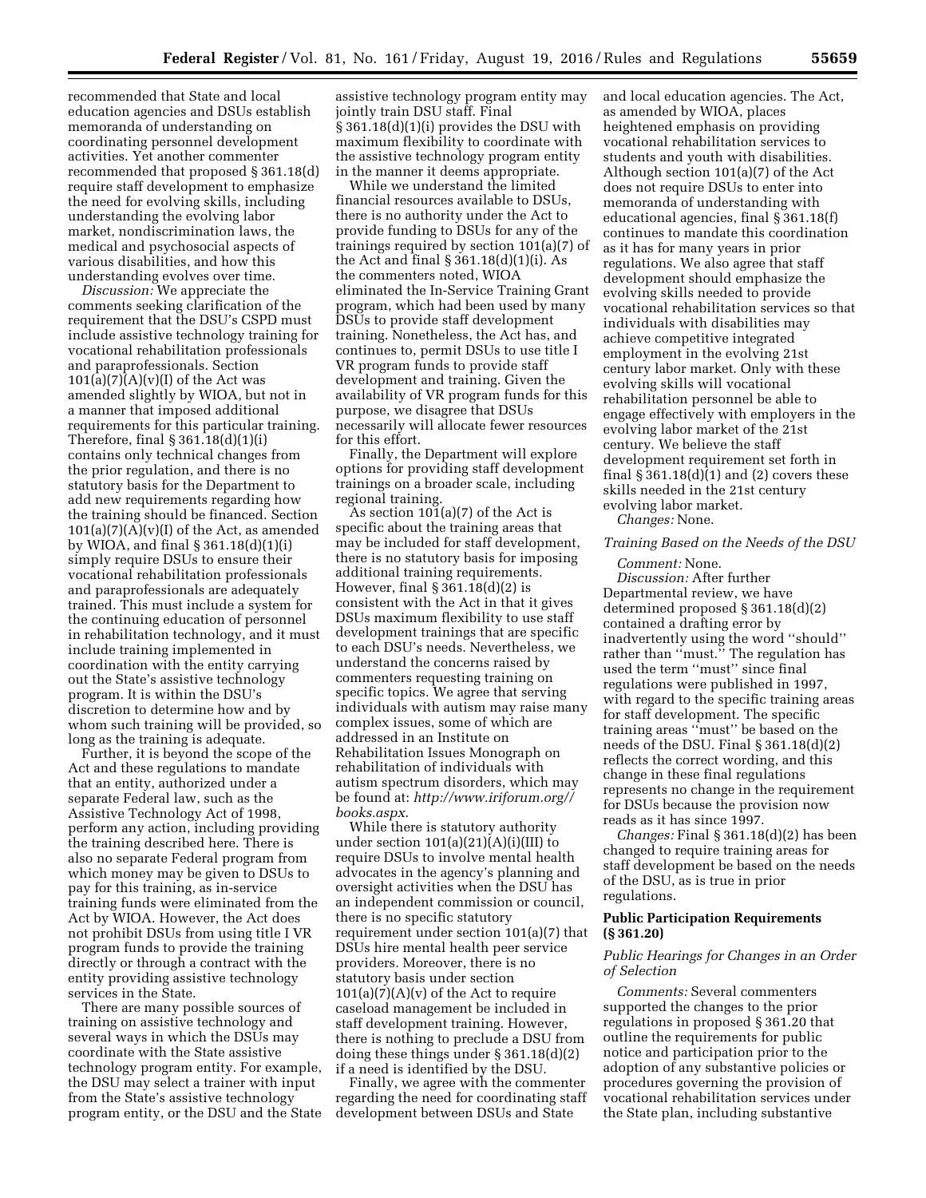recommended that State and local education agencies and DSUs establish memoranda of understanding on coordinating personnel development activities. Yet another commenter recommended that proposed § 361.18(d) require staff development to emphasize the need for evolving skills, including understanding the evolving labor market, nondiscrimination laws, the medical and psychosocial aspects of various disabilities, and how this understanding evolves over time.

*Discussion:* We appreciate the comments seeking clarification of the requirement that the DSU's CSPD must include assistive technology training for vocational rehabilitation professionals and paraprofessionals. Section 101(a)(7)(A)(v)(I) of the Act was amended slightly by WIOA, but not in a manner that imposed additional requirements for this particular training. Therefore, final § 361.18(d)(1)(i) contains only technical changes from the prior regulation, and there is no statutory basis for the Department to add new requirements regarding how the training should be financed. Section 101(a)(7)(A)(v)(I) of the Act, as amended by WIOA, and final § 361.18(d)(1)(i) simply require DSUs to ensure their vocational rehabilitation professionals and paraprofessionals are adequately trained. This must include a system for the continuing education of personnel in rehabilitation technology, and it must include training implemented in coordination with the entity carrying out the State's assistive technology program. It is within the DSU's discretion to determine how and by whom such training will be provided, so long as the training is adequate.

Further, it is beyond the scope of the Act and these regulations to mandate that an entity, authorized under a separate Federal law, such as the Assistive Technology Act of 1998, perform any action, including providing the training described here. There is also no separate Federal program from which money may be given to DSUs to pay for this training, as in-service training funds were eliminated from the Act by WIOA. However, the Act does not prohibit DSUs from using title I VR program funds to provide the training directly or through a contract with the entity providing assistive technology services in the State.

There are many possible sources of training on assistive technology and several ways in which the DSUs may coordinate with the State assistive technology program entity. For example, the DSU may select a trainer with input from the State's assistive technology program entity, or the DSU and the State assistive technology program entity may jointly train DSU staff. Final § 361.18(d)(1)(i) provides the DSU with maximum flexibility to coordinate with the assistive technology program entity in the manner it deems appropriate.

While we understand the limited financial resources available to DSUs, there is no authority under the Act to provide funding to DSUs for any of the trainings required by section 101(a)(7) of the Act and final § 361.18(d)(1)(i). As the commenters noted, WIOA eliminated the In-Service Training Grant program, which had been used by many DSUs to provide staff development training. Nonetheless, the Act has, and continues to, permit DSUs to use title I VR program funds to provide staff development and training. Given the availability of VR program funds for this purpose, we disagree that DSUs necessarily will allocate fewer resources for this effort.

Finally, the Department will explore options for providing staff development trainings on a broader scale, including regional training.

As section 101(a)(7) of the Act is specific about the training areas that may be included for staff development, there is no statutory basis for imposing additional training requirements. However, final § 361.18(d)(2) is consistent with the Act in that it gives DSUs maximum flexibility to use staff development trainings that are specific to each DSU's needs. Nevertheless, we understand the concerns raised by commenters requesting training on specific topics. We agree that serving individuals with autism may raise many complex issues, some of which are addressed in an Institute on Rehabilitation Issues Monograph on rehabilitation of individuals with autism spectrum disorders, which may be found at: *http://www.iriforum.org//books.aspx.*

While there is statutory authority under section 101(a)(21)(A)(i)(III) to require DSUs to involve mental health advocates in the agency's planning and oversight activities when the DSU has an independent commission or council, there is no specific statutory requirement under section 101(a)(7) that DSUs hire mental health peer service providers. Moreover, there is no statutory basis under section 101(a)(7)(A)(v) of the Act to require caseload management be included in staff development training. However, there is nothing to preclude a DSU from doing these things under § 361.18(d)(2) if a need is identified by the DSU.

Finally, we agree with the commenter regarding the need for coordinating staff development between DSUs and State and local education agencies. The Act, as amended by WIOA, places heightened emphasis on providing vocational rehabilitation services to students and youth with disabilities. Although section 101(a)(7) of the Act does not require DSUs to enter into memoranda of understanding with educational agencies, final § 361.18(f) continues to mandate this coordination as it has for many years in prior regulations. We also agree that staff development should emphasize the evolving skills needed to provide vocational rehabilitation services so that individuals with disabilities may achieve competitive integrated employment in the evolving 21st century labor market. Only with these evolving skills will vocational rehabilitation personnel be able to engage effectively with employers in the evolving labor market of the 21st century. We believe the staff development requirement set forth in final § 361.18(d)(1) and (2) covers these skills needed in the 21st century evolving labor market.

*Changes:* None.

*Training Based on the Needs of the DSU*

*Comment:* None.

*Discussion:* After further Departmental review, we have determined proposed § 361.18(d)(2) contained a drafting error by inadvertently using the word "should" rather than "must." The regulation has used the term "must" since final regulations were published in 1997, with regard to the specific training areas for staff development. The specific training areas "must" be based on the needs of the DSU. Final § 361.18(d)(2) reflects the correct wording, and this change in these final regulations represents no change in the requirement for DSUs because the provision now reads as it has since 1997.

*Changes:* Final § 361.18(d)(2) has been changed to require training areas for staff development be based on the needs of the DSU, as is true in prior regulations.

**Public Participation Requirements (§ 361.20)**

*Public Hearings for Changes in an Order of Selection*

*Comments:* Several commenters supported the changes to the prior regulations in proposed § 361.20 that outline the requirements for public notice and participation prior to the adoption of any substantive policies or procedures governing the provision of vocational rehabilitation services under the State plan, including substantive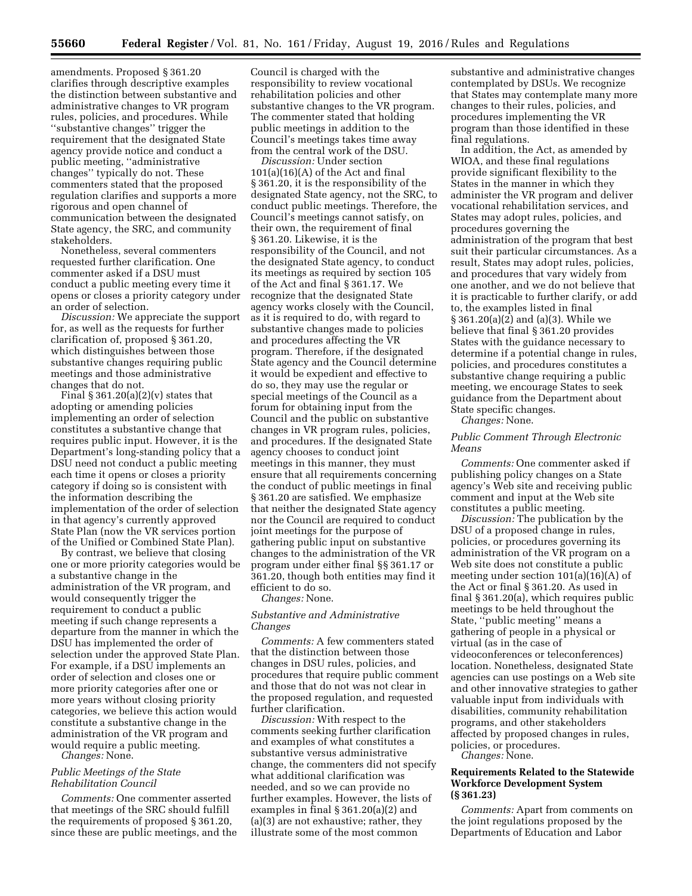amendments. Proposed § 361.20 clarifies through descriptive examples the distinction between substantive and administrative changes to VR program rules, policies, and procedures. While ''substantive changes'' trigger the requirement that the designated State agency provide notice and conduct a public meeting, ''administrative changes'' typically do not. These commenters stated that the proposed regulation clarifies and supports a more rigorous and open channel of communication between the designated State agency, the SRC, and community stakeholders.

Nonetheless, several commenters requested further clarification. One commenter asked if a DSU must conduct a public meeting every time it opens or closes a priority category under an order of selection.

*Discussion:* We appreciate the support for, as well as the requests for further clarification of, proposed § 361.20, which distinguishes between those substantive changes requiring public meetings and those administrative changes that do not.

Final § 361.20(a)(2)(v) states that adopting or amending policies implementing an order of selection constitutes a substantive change that requires public input. However, it is the Department's long-standing policy that a DSU need not conduct a public meeting each time it opens or closes a priority category if doing so is consistent with the information describing the implementation of the order of selection in that agency's currently approved State Plan (now the VR services portion of the Unified or Combined State Plan).

By contrast, we believe that closing one or more priority categories would be a substantive change in the administration of the VR program, and would consequently trigger the requirement to conduct a public meeting if such change represents a departure from the manner in which the DSU has implemented the order of selection under the approved State Plan. For example, if a DSU implements an order of selection and closes one or more priority categories after one or more years without closing priority categories, we believe this action would constitute a substantive change in the administration of the VR program and would require a public meeting.

*Changes:* None.

*Public Meetings of the State Rehabilitation Council*

*Comments:* One commenter asserted that meetings of the SRC should fulfill the requirements of proposed § 361.20, since these are public meetings, and the Council is charged with the responsibility to review vocational rehabilitation policies and other substantive changes to the VR program. The commenter stated that holding public meetings in addition to the Council's meetings takes time away from the central work of the DSU.

*Discussion:* Under section 101(a)(16)(A) of the Act and final § 361.20, it is the responsibility of the designated State agency, not the SRC, to conduct public meetings. Therefore, the Council's meetings cannot satisfy, on their own, the requirement of final § 361.20. Likewise, it is the responsibility of the Council, and not the designated State agency, to conduct its meetings as required by section 105 of the Act and final § 361.17. We recognize that the designated State agency works closely with the Council, as it is required to do, with regard to substantive changes made to policies and procedures affecting the VR program. Therefore, if the designated State agency and the Council determine it would be expedient and effective to do so, they may use the regular or special meetings of the Council as a forum for obtaining input from the Council and the public on substantive changes in VR program rules, policies, and procedures. If the designated State agency chooses to conduct joint meetings in this manner, they must ensure that all requirements concerning the conduct of public meetings in final § 361.20 are satisfied. We emphasize that neither the designated State agency nor the Council are required to conduct joint meetings for the purpose of gathering public input on substantive changes to the administration of the VR program under either final §§ 361.17 or 361.20, though both entities may find it efficient to do so.

*Changes:* None.

*Substantive and Administrative Changes*

*Comments:* A few commenters stated that the distinction between those changes in DSU rules, policies, and procedures that require public comment and those that do not was not clear in the proposed regulation, and requested further clarification.

*Discussion:* With respect to the comments seeking further clarification and examples of what constitutes a substantive versus administrative change, the commenters did not specify what additional clarification was needed, and so we can provide no further examples. However, the lists of examples in final § 361.20(a)(2) and (a)(3) are not exhaustive; rather, they illustrate some of the most common substantive and administrative changes contemplated by DSUs. We recognize that States may contemplate many more changes to their rules, policies, and procedures implementing the VR program than those identified in these final regulations.

In addition, the Act, as amended by WIOA, and these final regulations provide significant flexibility to the States in the manner in which they administer the VR program and deliver vocational rehabilitation services, and States may adopt rules, policies, and procedures governing the administration of the program that best suit their particular circumstances. As a result, States may adopt rules, policies, and procedures that vary widely from one another, and we do not believe that it is practicable to further clarify, or add to, the examples listed in final § 361.20(a)(2) and (a)(3). While we believe that final § 361.20 provides States with the guidance necessary to determine if a potential change in rules, policies, and procedures constitutes a substantive change requiring a public meeting, we encourage States to seek guidance from the Department about State specific changes.

*Changes:* None.

*Public Comment Through Electronic Means*

*Comments:* One commenter asked if publishing policy changes on a State agency's Web site and receiving public comment and input at the Web site constitutes a public meeting.

*Discussion:* The publication by the DSU of a proposed change in rules, policies, or procedures governing its administration of the VR program on a Web site does not constitute a public meeting under section 101(a)(16)(A) of the Act or final § 361.20. As used in final § 361.20(a), which requires public meetings to be held throughout the State, ''public meeting'' means a gathering of people in a physical or virtual (as in the case of videoconferences or teleconferences) location. Nonetheless, designated State agencies can use postings on a Web site and other innovative strategies to gather valuable input from individuals with disabilities, community rehabilitation programs, and other stakeholders affected by proposed changes in rules, policies, or procedures.

*Changes:* None.

**Requirements Related to the Statewide Workforce Development System (§ 361.23)**

*Comments:* Apart from comments on the joint regulations proposed by the Departments of Education and Labor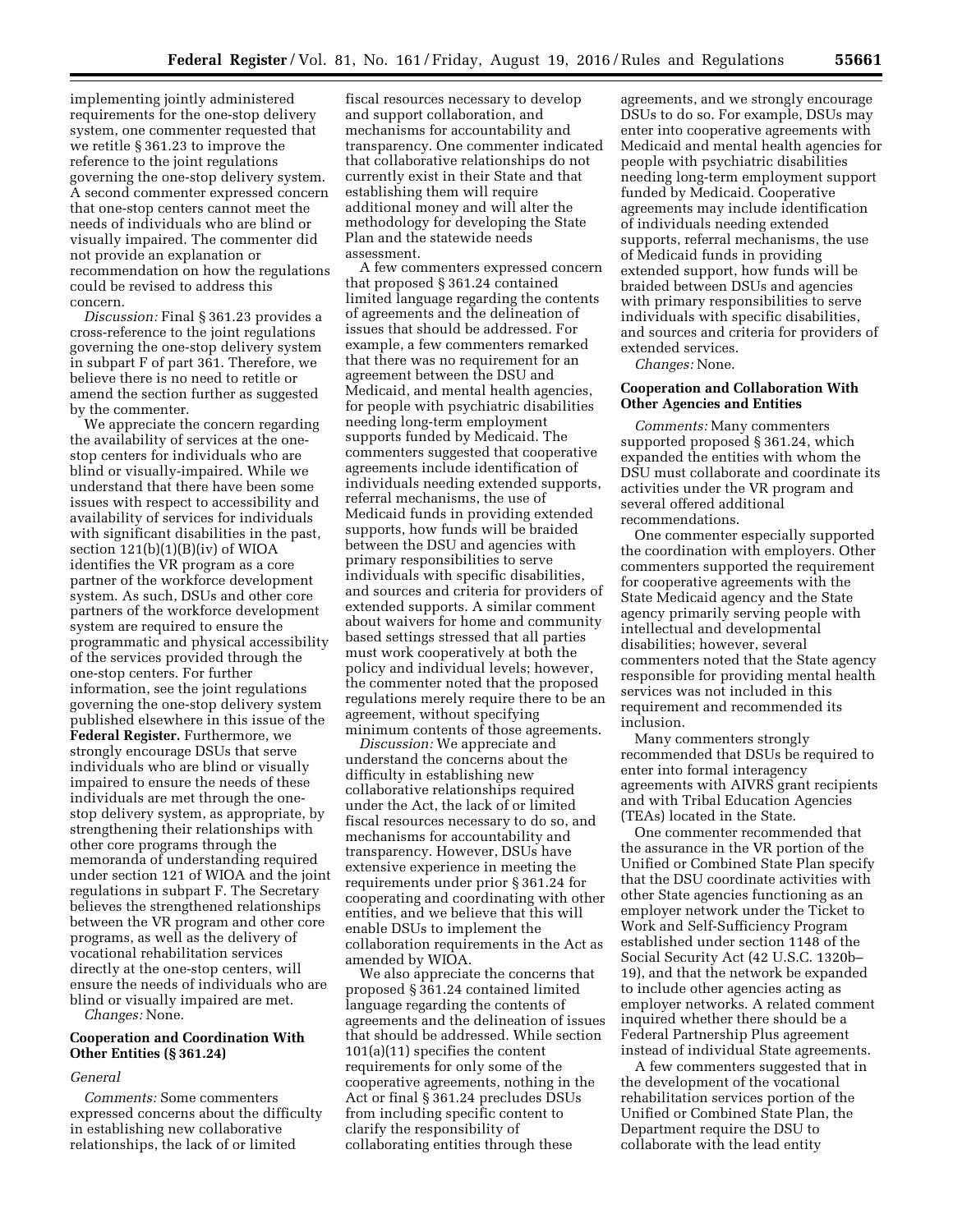implementing jointly administered requirements for the one-stop delivery system, one commenter requested that we retitle § 361.23 to improve the reference to the joint regulations governing the one-stop delivery system. A second commenter expressed concern that one-stop centers cannot meet the needs of individuals who are blind or visually impaired. The commenter did not provide an explanation or recommendation on how the regulations could be revised to address this concern.

*Discussion:* Final § 361.23 provides a cross-reference to the joint regulations governing the one-stop delivery system in subpart F of part 361. Therefore, we believe there is no need to retitle or amend the section further as suggested by the commenter.

We appreciate the concern regarding the availability of services at the one-stop centers for individuals who are blind or visually-impaired. While we understand that there have been some issues with respect to accessibility and availability of services for individuals with significant disabilities in the past, section 121(b)(1)(B)(iv) of WIOA identifies the VR program as a core partner of the workforce development system. As such, DSUs and other core partners of the workforce development system are required to ensure the programmatic and physical accessibility of the services provided through the one-stop centers. For further information, see the joint regulations governing the one-stop delivery system published elsewhere in this issue of the **Federal Register.** Furthermore, we strongly encourage DSUs that serve individuals who are blind or visually impaired to ensure the needs of these individuals are met through the one-stop delivery system, as appropriate, by strengthening their relationships with other core programs through the memoranda of understanding required under section 121 of WIOA and the joint regulations in subpart F. The Secretary believes the strengthened relationships between the VR program and other core programs, as well as the delivery of vocational rehabilitation services directly at the one-stop centers, will ensure the needs of individuals who are blind or visually impaired are met.

*Changes:* None.

### Cooperation and Coordination With Other Entities (§ 361.24)

*General*

*Comments:* Some commenters expressed concerns about the difficulty in establishing new collaborative relationships, the lack of or limited fiscal resources necessary to develop and support collaboration, and mechanisms for accountability and transparency. One commenter indicated that collaborative relationships do not currently exist in their State and that establishing them will require additional money and will alter the methodology for developing the State Plan and the statewide needs assessment.

A few commenters expressed concern that proposed § 361.24 contained limited language regarding the contents of agreements and the delineation of issues that should be addressed. For example, a few commenters remarked that there was no requirement for an agreement between the DSU and Medicaid, and mental health agencies, for people with psychiatric disabilities needing long-term employment supports funded by Medicaid. The commenters suggested that cooperative agreements include identification of individuals needing extended supports, referral mechanisms, the use of Medicaid funds in providing extended supports, how funds will be braided between the DSU and agencies with primary responsibilities to serve individuals with specific disabilities, and sources and criteria for providers of extended supports. A similar comment about waivers for home and community based settings stressed that all parties must work cooperatively at both the policy and individual levels; however, the commenter noted that the proposed regulations merely require there to be an agreement, without specifying minimum contents of those agreements.

*Discussion:* We appreciate and understand the concerns about the difficulty in establishing new collaborative relationships required under the Act, the lack of or limited fiscal resources necessary to do so, and mechanisms for accountability and transparency. However, DSUs have extensive experience in meeting the requirements under prior § 361.24 for cooperating and coordinating with other entities, and we believe that this will enable DSUs to implement the collaboration requirements in the Act as amended by WIOA.

We also appreciate the concerns that proposed § 361.24 contained limited language regarding the contents of agreements and the delineation of issues that should be addressed. While section 101(a)(11) specifies the content requirements for only some of the cooperative agreements, nothing in the Act or final § 361.24 precludes DSUs from including specific content to clarify the responsibility of collaborating entities through these agreements, and we strongly encourage DSUs to do so. For example, DSUs may enter into cooperative agreements with Medicaid and mental health agencies for people with psychiatric disabilities needing long-term employment support funded by Medicaid. Cooperative agreements may include identification of individuals needing extended supports, referral mechanisms, the use of Medicaid funds in providing extended support, how funds will be braided between DSUs and agencies with primary responsibilities to serve individuals with specific disabilities, and sources and criteria for providers of extended services.

*Changes:* None.

### Cooperation and Collaboration With Other Agencies and Entities

*Comments:* Many commenters supported proposed § 361.24, which expanded the entities with whom the DSU must collaborate and coordinate its activities under the VR program and several offered additional recommendations.

One commenter especially supported the coordination with employers. Other commenters supported the requirement for cooperative agreements with the State Medicaid agency and the State agency primarily serving people with intellectual and developmental disabilities; however, several commenters noted that the State agency responsible for providing mental health services was not included in this requirement and recommended its inclusion.

Many commenters strongly recommended that DSUs be required to enter into formal interagency agreements with AIVRS grant recipients and with Tribal Education Agencies (TEAs) located in the State.

One commenter recommended that the assurance in the VR portion of the Unified or Combined State Plan specify that the DSU coordinate activities with other State agencies functioning as an employer network under the Ticket to Work and Self-Sufficiency Program established under section 1148 of the Social Security Act (42 U.S.C. 1320b–19), and that the network be expanded to include other agencies acting as employer networks. A related comment inquired whether there should be a Federal Partnership Plus agreement instead of individual State agreements.

A few commenters suggested that in the development of the vocational rehabilitation services portion of the Unified or Combined State Plan, the Department require the DSU to collaborate with the lead entity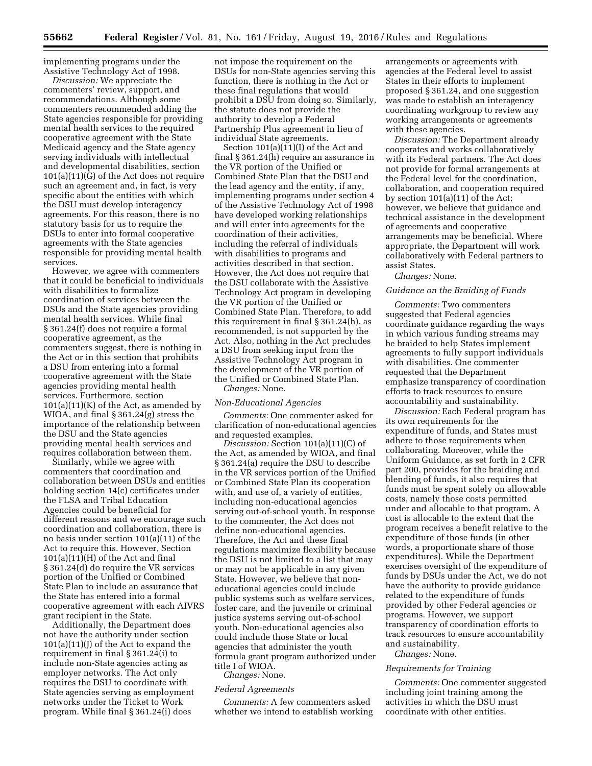implementing programs under the Assistive Technology Act of 1998.

*Discussion:* We appreciate the commenters' review, support, and recommendations. Although some commenters recommended adding the State agencies responsible for providing mental health services to the required cooperative agreement with the State Medicaid agency and the State agency serving individuals with intellectual and developmental disabilities, section 101(a)(11)(G) of the Act does not require such an agreement and, in fact, is very specific about the entities with which the DSU must develop interagency agreements. For this reason, there is no statutory basis for us to require the DSUs to enter into formal cooperative agreements with the State agencies responsible for providing mental health services.

However, we agree with commenters that it could be beneficial to individuals with disabilities to formalize coordination of services between the DSUs and the State agencies providing mental health services. While final § 361.24(f) does not require a formal cooperative agreement, as the commenters suggest, there is nothing in the Act or in this section that prohibits a DSU from entering into a formal cooperative agreement with the State agencies providing mental health services. Furthermore, section 101(a)(11)(K) of the Act, as amended by WIOA, and final § 361.24(g) stress the importance of the relationship between the DSU and the State agencies providing mental health services and requires collaboration between them.

Similarly, while we agree with commenters that coordination and collaboration between DSUs and entities holding section 14(c) certificates under the FLSA and Tribal Education Agencies could be beneficial for different reasons and we encourage such coordination and collaboration, there is no basis under section 101(a)(11) of the Act to require this. However, Section 101(a)(11)(H) of the Act and final § 361.24(d) do require the VR services portion of the Unified or Combined State Plan to include an assurance that the State has entered into a formal cooperative agreement with each AIVRS grant recipient in the State.

Additionally, the Department does not have the authority under section 101(a)(11)(J) of the Act to expand the requirement in final § 361.24(i) to include non-State agencies acting as employer networks. The Act only requires the DSU to coordinate with State agencies serving as employment networks under the Ticket to Work program. While final § 361.24(i) does not impose the requirement on the DSUs for non-State agencies serving this function, there is nothing in the Act or these final regulations that would prohibit a DSU from doing so. Similarly, the statute does not provide the authority to develop a Federal Partnership Plus agreement in lieu of individual State agreements.

Section 101(a)(11)(I) of the Act and final § 361.24(h) require an assurance in the VR portion of the Unified or Combined State Plan that the DSU and the lead agency and the entity, if any, implementing programs under section 4 of the Assistive Technology Act of 1998 have developed working relationships and will enter into agreements for the coordination of their activities, including the referral of individuals with disabilities to programs and activities described in that section. However, the Act does not require that the DSU collaborate with the Assistive Technology Act program in developing the VR portion of the Unified or Combined State Plan. Therefore, to add this requirement in final § 361.24(h), as recommended, is not supported by the Act. Also, nothing in the Act precludes a DSU from seeking input from the Assistive Technology Act program in the development of the VR portion of the Unified or Combined State Plan.

*Changes:* None.

*Non-Educational Agencies*

*Comments:* One commenter asked for clarification of non-educational agencies and requested examples.

*Discussion:* Section 101(a)(11)(C) of the Act, as amended by WIOA, and final § 361.24(a) require the DSU to describe in the VR services portion of the Unified or Combined State Plan its cooperation with, and use of, a variety of entities, including non-educational agencies serving out-of-school youth. In response to the commenter, the Act does not define non-educational agencies. Therefore, the Act and these final regulations maximize flexibility because the DSU is not limited to a list that may or may not be applicable in any given State. However, we believe that non-educational agencies could include public systems such as welfare services, foster care, and the juvenile or criminal justice systems serving out-of-school youth. Non-educational agencies also could include those State or local agencies that administer the youth formula grant program authorized under title I of WIOA.

*Changes:* None.

*Federal Agreements*

*Comments:* A few commenters asked whether we intend to establish working arrangements or agreements with agencies at the Federal level to assist States in their efforts to implement proposed § 361.24, and one suggestion was made to establish an interagency coordinating workgroup to review any working arrangements or agreements with these agencies.

*Discussion:* The Department already cooperates and works collaboratively with its Federal partners. The Act does not provide for formal arrangements at the Federal level for the coordination, collaboration, and cooperation required by section 101(a)(11) of the Act; however, we believe that guidance and technical assistance in the development of agreements and cooperative arrangements may be beneficial. Where appropriate, the Department will work collaboratively with Federal partners to assist States.

*Changes:* None.

*Guidance on the Braiding of Funds*

*Comments:* Two commenters suggested that Federal agencies coordinate guidance regarding the ways in which various funding streams may be braided to help States implement agreements to fully support individuals with disabilities. One commenter requested that the Department emphasize transparency of coordination efforts to track resources to ensure accountability and sustainability.

*Discussion:* Each Federal program has its own requirements for the expenditure of funds, and States must adhere to those requirements when collaborating. Moreover, while the Uniform Guidance, as set forth in 2 CFR part 200, provides for the braiding and blending of funds, it also requires that funds must be spent solely on allowable costs, namely those costs permitted under and allocable to that program. A cost is allocable to the extent that the program receives a benefit relative to the expenditure of those funds (in other words, a proportionate share of those expenditures). While the Department exercises oversight of the expenditure of funds by DSUs under the Act, we do not have the authority to provide guidance related to the expenditure of funds provided by other Federal agencies or programs. However, we support transparency of coordination efforts to track resources to ensure accountability and sustainability.

*Changes:* None.

*Requirements for Training*

*Comments:* One commenter suggested including joint training among the activities in which the DSU must coordinate with other entities.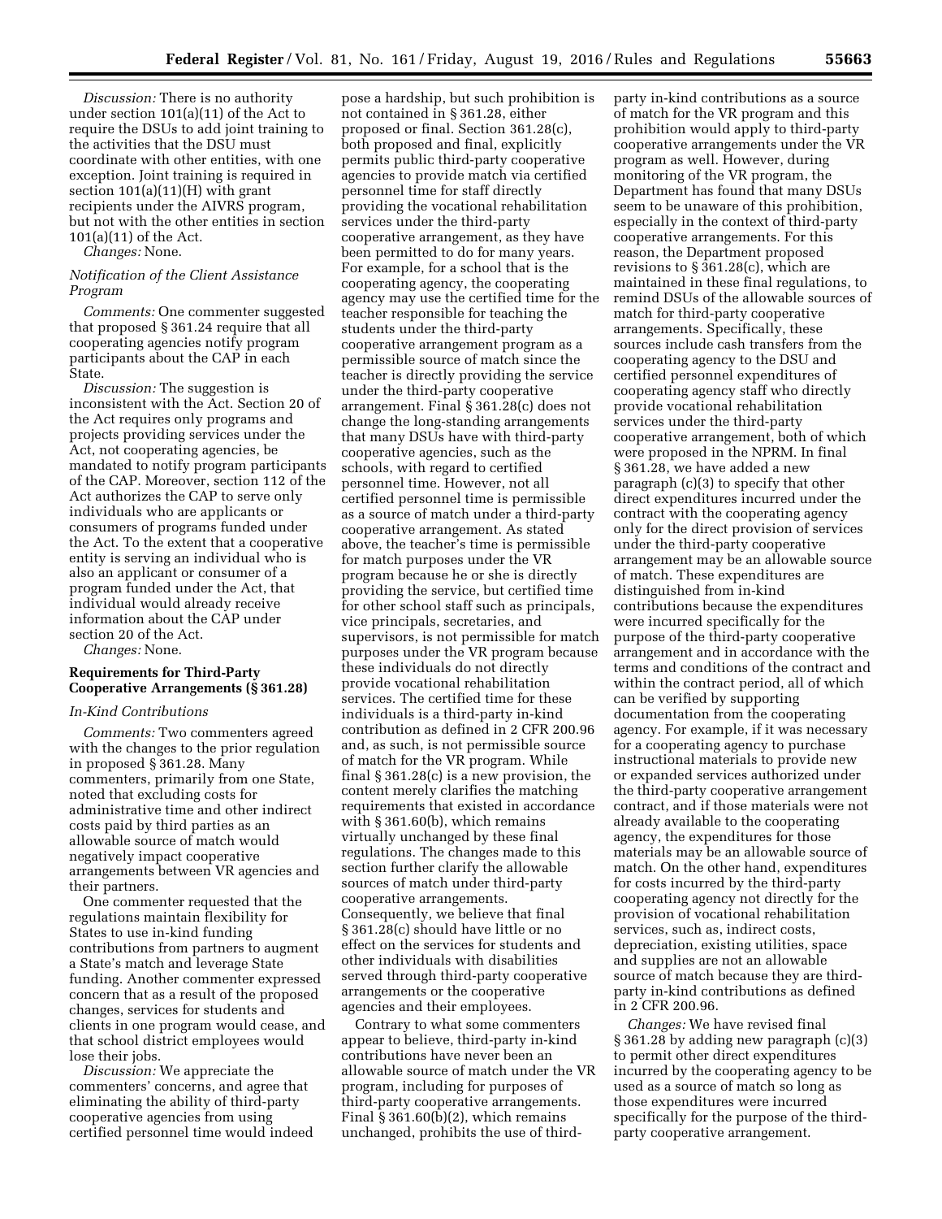*Discussion:* There is no authority under section 101(a)(11) of the Act to require the DSUs to add joint training to the activities that the DSU must coordinate with other entities, with one exception. Joint training is required in section 101(a)(11)(H) with grant recipients under the AIVRS program, but not with the other entities in section 101(a)(11) of the Act.

*Changes:* None.

*Notification of the Client Assistance Program*

*Comments:* One commenter suggested that proposed § 361.24 require that all cooperating agencies notify program participants about the CAP in each State.

*Discussion:* The suggestion is inconsistent with the Act. Section 20 of the Act requires only programs and projects providing services under the Act, not cooperating agencies, be mandated to notify program participants of the CAP. Moreover, section 112 of the Act authorizes the CAP to serve only individuals who are applicants or consumers of programs funded under the Act. To the extent that a cooperative entity is serving an individual who is also an applicant or consumer of a program funded under the Act, that individual would already receive information about the CAP under section 20 of the Act.

*Changes:* None.

**Requirements for Third-Party Cooperative Arrangements (§ 361.28)**

*In-Kind Contributions*

*Comments:* Two commenters agreed with the changes to the prior regulation in proposed § 361.28. Many commenters, primarily from one State, noted that excluding costs for administrative time and other indirect costs paid by third parties as an allowable source of match would negatively impact cooperative arrangements between VR agencies and their partners.

One commenter requested that the regulations maintain flexibility for States to use in-kind funding contributions from partners to augment a State's match and leverage State funding. Another commenter expressed concern that as a result of the proposed changes, services for students and clients in one program would cease, and that school district employees would lose their jobs.

*Discussion:* We appreciate the commenters' concerns, and agree that eliminating the ability of third-party cooperative agencies from using certified personnel time would indeed pose a hardship, but such prohibition is not contained in § 361.28, either proposed or final. Section 361.28(c), both proposed and final, explicitly permits public third-party cooperative agencies to provide match via certified personnel time for staff directly providing the vocational rehabilitation services under the third-party cooperative arrangement, as they have been permitted to do for many years. For example, for a school that is the cooperating agency, the cooperating agency may use the certified time for the teacher responsible for teaching the students under the third-party cooperative arrangement program as a permissible source of match since the teacher is directly providing the service under the third-party cooperative arrangement. Final § 361.28(c) does not change the long-standing arrangements that many DSUs have with third-party cooperative agencies, such as the schools, with regard to certified personnel time. However, not all certified personnel time is permissible as a source of match under a third-party cooperative arrangement. As stated above, the teacher's time is permissible for match purposes under the VR program because he or she is directly providing the service, but certified time for other school staff such as principals, vice principals, secretaries, and supervisors, is not permissible for match purposes under the VR program because these individuals do not directly provide vocational rehabilitation services. The certified time for these individuals is a third-party in-kind contribution as defined in 2 CFR 200.96 and, as such, is not permissible source of match for the VR program. While final § 361.28(c) is a new provision, the content merely clarifies the matching requirements that existed in accordance with § 361.60(b), which remains virtually unchanged by these final regulations. The changes made to this section further clarify the allowable sources of match under third-party cooperative arrangements. Consequently, we believe that final § 361.28(c) should have little or no effect on the services for students and other individuals with disabilities served through third-party cooperative arrangements or the cooperative agencies and their employees.

Contrary to what some commenters appear to believe, third-party in-kind contributions have never been an allowable source of match under the VR program, including for purposes of third-party cooperative arrangements. Final § 361.60(b)(2), which remains unchanged, prohibits the use of third-party in-kind contributions as a source of match for the VR program and this prohibition would apply to third-party cooperative arrangements under the VR program as well. However, during monitoring of the VR program, the Department has found that many DSUs seem to be unaware of this prohibition, especially in the context of third-party cooperative arrangements. For this reason, the Department proposed revisions to § 361.28(c), which are maintained in these final regulations, to remind DSUs of the allowable sources of match for third-party cooperative arrangements. Specifically, these sources include cash transfers from the cooperating agency to the DSU and certified personnel expenditures of cooperating agency staff who directly provide vocational rehabilitation services under the third-party cooperative arrangement, both of which were proposed in the NPRM. In final § 361.28, we have added a new paragraph (c)(3) to specify that other direct expenditures incurred under the contract with the cooperating agency only for the direct provision of services under the third-party cooperative arrangement may be an allowable source of match. These expenditures are distinguished from in-kind contributions because the expenditures were incurred specifically for the purpose of the third-party cooperative arrangement and in accordance with the terms and conditions of the contract and within the contract period, all of which can be verified by supporting documentation from the cooperating agency. For example, if it was necessary for a cooperating agency to purchase instructional materials to provide new or expanded services authorized under the third-party cooperative arrangement contract, and if those materials were not already available to the cooperating agency, the expenditures for those materials may be an allowable source of match. On the other hand, expenditures for costs incurred by the third-party cooperating agency not directly for the provision of vocational rehabilitation services, such as, indirect costs, depreciation, existing utilities, space and supplies are not an allowable source of match because they are third-party in-kind contributions as defined in 2 CFR 200.96.

*Changes:* We have revised final § 361.28 by adding new paragraph (c)(3) to permit other direct expenditures incurred by the cooperating agency to be used as a source of match so long as those expenditures were incurred specifically for the purpose of the third-party cooperative arrangement.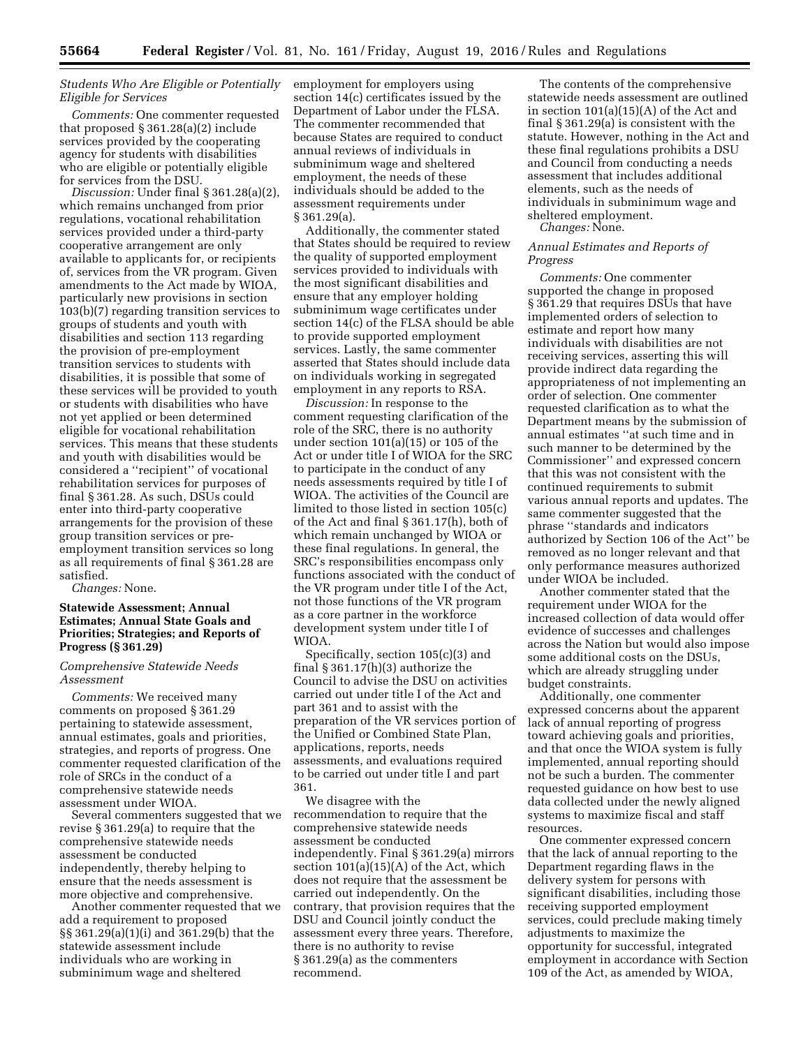*Students Who Are Eligible or Potentially Eligible for Services*

*Comments:* One commenter requested that proposed § 361.28(a)(2) include services provided by the cooperating agency for students with disabilities who are eligible or potentially eligible for services from the DSU.

*Discussion:* Under final § 361.28(a)(2), which remains unchanged from prior regulations, vocational rehabilitation services provided under a third-party cooperative arrangement are only available to applicants for, or recipients of, services from the VR program. Given amendments to the Act made by WIOA, particularly new provisions in section 103(b)(7) regarding transition services to groups of students and youth with disabilities and section 113 regarding the provision of pre-employment transition services to students with disabilities, it is possible that some of these services will be provided to youth or students with disabilities who have not yet applied or been determined eligible for vocational rehabilitation services. This means that these students and youth with disabilities would be considered a ''recipient'' of vocational rehabilitation services for purposes of final § 361.28. As such, DSUs could enter into third-party cooperative arrangements for the provision of these group transition services or pre-employment transition services so long as all requirements of final § 361.28 are satisfied.

*Changes:* None.

**Statewide Assessment; Annual Estimates; Annual State Goals and Priorities; Strategies; and Reports of Progress (§ 361.29)**

*Comprehensive Statewide Needs Assessment*

*Comments:* We received many comments on proposed § 361.29 pertaining to statewide assessment, annual estimates, goals and priorities, strategies, and reports of progress. One commenter requested clarification of the role of SRCs in the conduct of a comprehensive statewide needs assessment under WIOA.

Several commenters suggested that we revise § 361.29(a) to require that the comprehensive statewide needs assessment be conducted independently, thereby helping to ensure that the needs assessment is more objective and comprehensive.

Another commenter requested that we add a requirement to proposed §§ 361.29(a)(1)(i) and 361.29(b) that the statewide assessment include individuals who are working in subminimum wage and sheltered employment for employers using section 14(c) certificates issued by the Department of Labor under the FLSA. The commenter recommended that because States are required to conduct annual reviews of individuals in subminimum wage and sheltered employment, the needs of these individuals should be added to the assessment requirements under § 361.29(a).

Additionally, the commenter stated that States should be required to review the quality of supported employment services provided to individuals with the most significant disabilities and ensure that any employer holding subminimum wage certificates under section 14(c) of the FLSA should be able to provide supported employment services. Lastly, the same commenter asserted that States should include data on individuals working in segregated employment in any reports to RSA.

*Discussion:* In response to the comment requesting clarification of the role of the SRC, there is no authority under section 101(a)(15) or 105 of the Act or under title I of WIOA for the SRC to participate in the conduct of any needs assessments required by title I of WIOA. The activities of the Council are limited to those listed in section 105(c) of the Act and final § 361.17(h), both of which remain unchanged by WIOA or these final regulations. In general, the SRC's responsibilities encompass only functions associated with the conduct of the VR program under title I of the Act, not those functions of the VR program as a core partner in the workforce development system under title I of WIOA.

Specifically, section 105(c)(3) and final § 361.17(h)(3) authorize the Council to advise the DSU on activities carried out under title I of the Act and part 361 and to assist with the preparation of the VR services portion of the Unified or Combined State Plan, applications, reports, needs assessments, and evaluations required to be carried out under title I and part 361.

We disagree with the recommendation to require that the comprehensive statewide needs assessment be conducted independently. Final § 361.29(a) mirrors section 101(a)(15)(A) of the Act, which does not require that the assessment be carried out independently. On the contrary, that provision requires that the DSU and Council jointly conduct the assessment every three years. Therefore, there is no authority to revise § 361.29(a) as the commenters recommend.

The contents of the comprehensive statewide needs assessment are outlined in section 101(a)(15)(A) of the Act and final § 361.29(a) is consistent with the statute. However, nothing in the Act and these final regulations prohibits a DSU and Council from conducting a needs assessment that includes additional elements, such as the needs of individuals in subminimum wage and sheltered employment.

*Changes:* None.

*Annual Estimates and Reports of Progress*

*Comments:* One commenter supported the change in proposed § 361.29 that requires DSUs that have implemented orders of selection to estimate and report how many individuals with disabilities are not receiving services, asserting this will provide indirect data regarding the appropriateness of not implementing an order of selection. One commenter requested clarification as to what the Department means by the submission of annual estimates ''at such time and in such manner to be determined by the Commissioner'' and expressed concern that this was not consistent with the continued requirements to submit various annual reports and updates. The same commenter suggested that the phrase ''standards and indicators authorized by Section 106 of the Act'' be removed as no longer relevant and that only performance measures authorized under WIOA be included.

Another commenter stated that the requirement under WIOA for the increased collection of data would offer evidence of successes and challenges across the Nation but would also impose some additional costs on the DSUs, which are already struggling under budget constraints.

Additionally, one commenter expressed concerns about the apparent lack of annual reporting of progress toward achieving goals and priorities, and that once the WIOA system is fully implemented, annual reporting should not be such a burden. The commenter requested guidance on how best to use data collected under the newly aligned systems to maximize fiscal and staff resources.

One commenter expressed concern that the lack of annual reporting to the Department regarding flaws in the delivery system for persons with significant disabilities, including those receiving supported employment services, could preclude making timely adjustments to maximize the opportunity for successful, integrated employment in accordance with Section 109 of the Act, as amended by WIOA,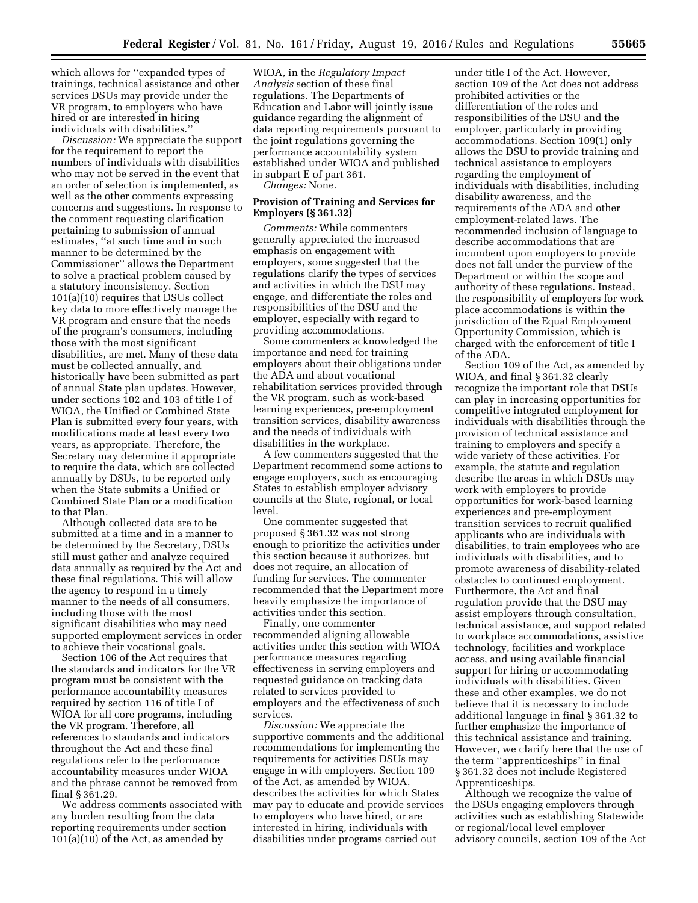which allows for "expanded types of trainings, technical assistance and other services DSUs may provide under the VR program, to employers who have hired or are interested in hiring individuals with disabilities."

*Discussion:* We appreciate the support for the requirement to report the numbers of individuals with disabilities who may not be served in the event that an order of selection is implemented, as well as the other comments expressing concerns and suggestions. In response to the comment requesting clarification pertaining to submission of annual estimates, "at such time and in such manner to be determined by the Commissioner" allows the Department to solve a practical problem caused by a statutory inconsistency. Section 101(a)(10) requires that DSUs collect key data to more effectively manage the VR program and ensure that the needs of the program's consumers, including those with the most significant disabilities, are met. Many of these data must be collected annually, and historically have been submitted as part of annual State plan updates. However, under sections 102 and 103 of title I of WIOA, the Unified or Combined State Plan is submitted every four years, with modifications made at least every two years, as appropriate. Therefore, the Secretary may determine it appropriate to require the data, which are collected annually by DSUs, to be reported only when the State submits a Unified or Combined State Plan or a modification to that Plan.

Although collected data are to be submitted at a time and in a manner to be determined by the Secretary, DSUs still must gather and analyze required data annually as required by the Act and these final regulations. This will allow the agency to respond in a timely manner to the needs of all consumers, including those with the most significant disabilities who may need supported employment services in order to achieve their vocational goals.

Section 106 of the Act requires that the standards and indicators for the VR program must be consistent with the performance accountability measures required by section 116 of title I of WIOA for all core programs, including the VR program. Therefore, all references to standards and indicators throughout the Act and these final regulations refer to the performance accountability measures under WIOA and the phrase cannot be removed from final § 361.29.

We address comments associated with any burden resulting from the data reporting requirements under section 101(a)(10) of the Act, as amended by WIOA, in the *Regulatory Impact Analysis* section of these final regulations. The Departments of Education and Labor will jointly issue guidance regarding the alignment of data reporting requirements pursuant to the joint regulations governing the performance accountability system established under WIOA and published in subpart E of part 361.

*Changes:* None.

**Provision of Training and Services for Employers (§ 361.32)**

*Comments:* While commenters generally appreciated the increased emphasis on engagement with employers, some suggested that the regulations clarify the types of services and activities in which the DSU may engage, and differentiate the roles and responsibilities of the DSU and the employer, especially with regard to providing accommodations.

Some commenters acknowledged the importance and need for training employers about their obligations under the ADA and about vocational rehabilitation services provided through the VR program, such as work-based learning experiences, pre-employment transition services, disability awareness and the needs of individuals with disabilities in the workplace.

A few commenters suggested that the Department recommend some actions to engage employers, such as encouraging States to establish employer advisory councils at the State, regional, or local level.

One commenter suggested that proposed § 361.32 was not strong enough to prioritize the activities under this section because it authorizes, but does not require, an allocation of funding for services. The commenter recommended that the Department more heavily emphasize the importance of activities under this section.

Finally, one commenter recommended aligning allowable activities under this section with WIOA performance measures regarding effectiveness in serving employers and requested guidance on tracking data related to services provided to employers and the effectiveness of such services.

*Discussion:* We appreciate the supportive comments and the additional recommendations for implementing the requirements for activities DSUs may engage in with employers. Section 109 of the Act, as amended by WIOA, describes the activities for which States may pay to educate and provide services to employers who have hired, or are interested in hiring, individuals with disabilities under programs carried out under title I of the Act. However, section 109 of the Act does not address prohibited activities or the differentiation of the roles and responsibilities of the DSU and the employer, particularly in providing accommodations. Section 109(1) only allows the DSU to provide training and technical assistance to employers regarding the employment of individuals with disabilities, including disability awareness, and the requirements of the ADA and other employment-related laws. The recommended inclusion of language to describe accommodations that are incumbent upon employers to provide does not fall under the purview of the Department or within the scope and authority of these regulations. Instead, the responsibility of employers for work place accommodations is within the jurisdiction of the Equal Employment Opportunity Commission, which is charged with the enforcement of title I of the ADA.

Section 109 of the Act, as amended by WIOA, and final § 361.32 clearly recognize the important role that DSUs can play in increasing opportunities for competitive integrated employment for individuals with disabilities through the provision of technical assistance and training to employers and specify a wide variety of these activities. For example, the statute and regulation describe the areas in which DSUs may work with employers to provide opportunities for work-based learning experiences and pre-employment transition services to recruit qualified applicants who are individuals with disabilities, to train employees who are individuals with disabilities, and to promote awareness of disability-related obstacles to continued employment. Furthermore, the Act and final regulation provide that the DSU may assist employers through consultation, technical assistance, and support related to workplace accommodations, assistive technology, facilities and workplace access, and using available financial support for hiring or accommodating individuals with disabilities. Given these and other examples, we do not believe that it is necessary to include additional language in final § 361.32 to further emphasize the importance of this technical assistance and training. However, we clarify here that the use of the term "apprenticeships" in final § 361.32 does not include Registered Apprenticeships.

Although we recognize the value of the DSUs engaging employers through activities such as establishing Statewide or regional/local level employer advisory councils, section 109 of the Act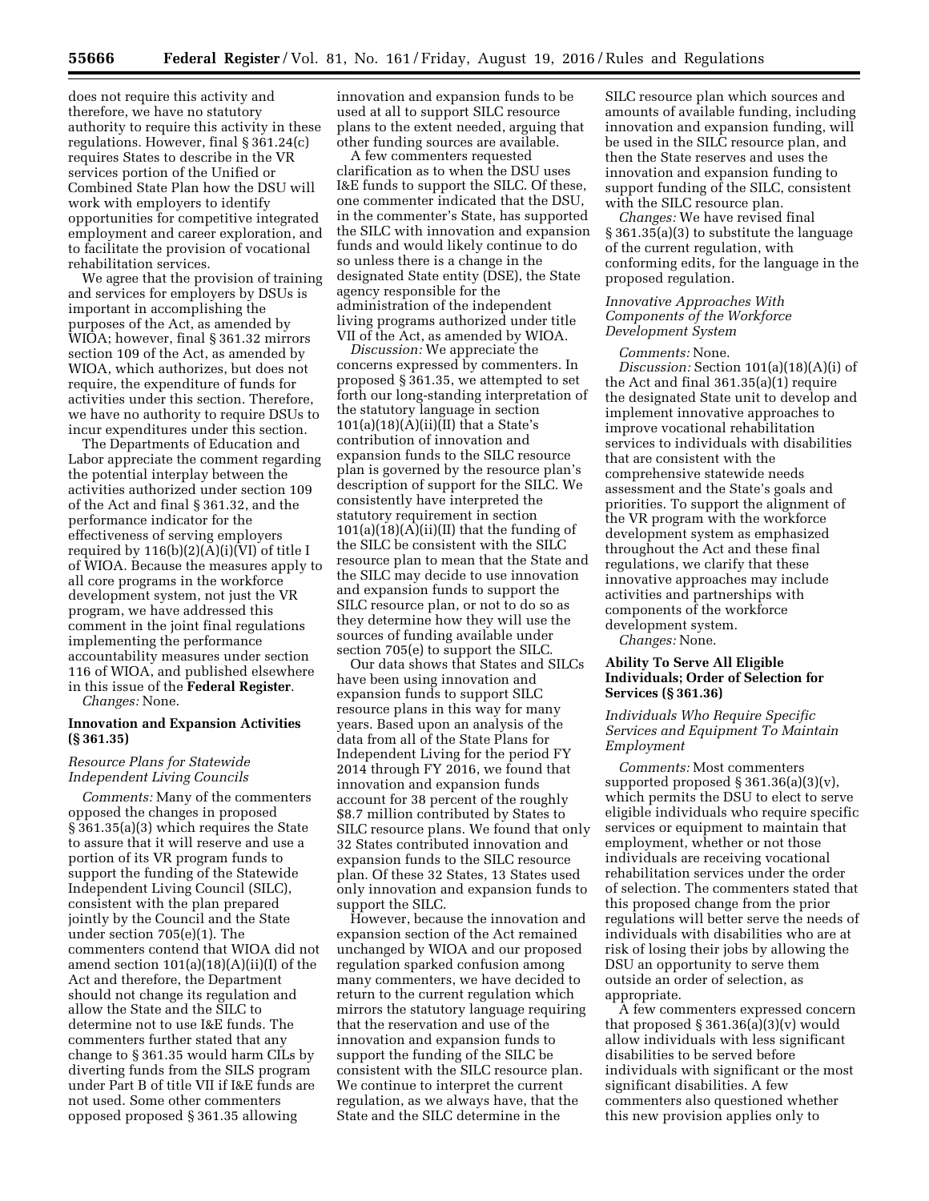does not require this activity and therefore, we have no statutory authority to require this activity in these regulations. However, final § 361.24(c) requires States to describe in the VR services portion of the Unified or Combined State Plan how the DSU will work with employers to identify opportunities for competitive integrated employment and career exploration, and to facilitate the provision of vocational rehabilitation services.

We agree that the provision of training and services for employers by DSUs is important in accomplishing the purposes of the Act, as amended by WIOA; however, final § 361.32 mirrors section 109 of the Act, as amended by WIOA, which authorizes, but does not require, the expenditure of funds for activities under this section. Therefore, we have no authority to require DSUs to incur expenditures under this section.

The Departments of Education and Labor appreciate the comment regarding the potential interplay between the activities authorized under section 109 of the Act and final § 361.32, and the performance indicator for the effectiveness of serving employers required by 116(b)(2)(A)(i)(VI) of title I of WIOA. Because the measures apply to all core programs in the workforce development system, not just the VR program, we have addressed this comment in the joint final regulations implementing the performance accountability measures under section 116 of WIOA, and published elsewhere in this issue of the **Federal Register**.

*Changes:* None.

## Innovation and Expansion Activities (§ 361.35)

### *Resource Plans for Statewide Independent Living Councils*

*Comments:* Many of the commenters opposed the changes in proposed § 361.35(a)(3) which requires the State to assure that it will reserve and use a portion of its VR program funds to support the funding of the Statewide Independent Living Council (SILC), consistent with the plan prepared jointly by the Council and the State under section 705(e)(1). The commenters contend that WIOA did not amend section 101(a)(18)(A)(ii)(I) of the Act and therefore, the Department should not change its regulation and allow the State and the SILC to determine not to use I&E funds. The commenters further stated that any change to § 361.35 would harm CILs by diverting funds from the SILS program under Part B of title VII if I&E funds are not used. Some other commenters opposed proposed § 361.35 allowing innovation and expansion funds to be used at all to support SILC resource plans to the extent needed, arguing that other funding sources are available.

A few commenters requested clarification as to when the DSU uses I&E funds to support the SILC. Of these, one commenter indicated that the DSU, in the commenter's State, has supported the SILC with innovation and expansion funds and would likely continue to do so unless there is a change in the designated State entity (DSE), the State agency responsible for the administration of the independent living programs authorized under title VII of the Act, as amended by WIOA.

*Discussion:* We appreciate the concerns expressed by commenters. In proposed § 361.35, we attempted to set forth our long-standing interpretation of the statutory language in section 101(a)(18)(A)(ii)(II) that a State's contribution of innovation and expansion funds to the SILC resource plan is governed by the resource plan's description of support for the SILC. We consistently have interpreted the statutory requirement in section 101(a)(18)(A)(ii)(II) that the funding of the SILC be consistent with the SILC resource plan to mean that the State and the SILC may decide to use innovation and expansion funds to support the SILC resource plan, or not to do so as they determine how they will use the sources of funding available under section 705(e) to support the SILC.

Our data shows that States and SILCs have been using innovation and expansion funds to support SILC resource plans in this way for many years. Based upon an analysis of the data from all of the State Plans for Independent Living for the period FY 2014 through FY 2016, we found that innovation and expansion funds account for 38 percent of the roughly $8.7 million contributed by States to SILC resource plans. We found that only 32 States contributed innovation and expansion funds to the SILC resource plan. Of these 32 States, 13 States used only innovation and expansion funds to support the SILC.

However, because the innovation and expansion section of the Act remained unchanged by WIOA and our proposed regulation sparked confusion among many commenters, we have decided to return to the current regulation which mirrors the statutory language requiring that the reservation and use of the innovation and expansion funds to support the funding of the SILC be consistent with the SILC resource plan. We continue to interpret the current regulation, as we always have, that the State and the SILC determine in the SILC resource plan which sources and amounts of available funding, including innovation and expansion funding, will be used in the SILC resource plan, and then the State reserves and uses the innovation and expansion funding to support funding of the SILC, consistent with the SILC resource plan.

*Changes:* We have revised final § 361.35(a)(3) to substitute the language of the current regulation, with conforming edits, for the language in the proposed regulation.

### *Innovative Approaches With Components of the Workforce Development System*

*Comments:* None.

*Discussion:* Section 101(a)(18)(A)(i) of the Act and final 361.35(a)(1) require the designated State unit to develop and implement innovative approaches to improve vocational rehabilitation services to individuals with disabilities that are consistent with the comprehensive statewide needs assessment and the State's goals and priorities. To support the alignment of the VR program with the workforce development system as emphasized throughout the Act and these final regulations, we clarify that these innovative approaches may include activities and partnerships with components of the workforce development system.

*Changes:* None.

## Ability To Serve All Eligible Individuals; Order of Selection for Services (§ 361.36)

### *Individuals Who Require Specific Services and Equipment To Maintain Employment*

*Comments:* Most commenters supported proposed § 361.36(a)(3)(v), which permits the DSU to elect to serve eligible individuals who require specific services or equipment to maintain that employment, whether or not those individuals are receiving vocational rehabilitation services under the order of selection. The commenters stated that this proposed change from the prior regulations will better serve the needs of individuals with disabilities who are at risk of losing their jobs by allowing the DSU an opportunity to serve them outside an order of selection, as appropriate.

A few commenters expressed concern that proposed § 361.36(a)(3)(v) would allow individuals with less significant disabilities to be served before individuals with significant or the most significant disabilities. A few commenters also questioned whether this new provision applies only to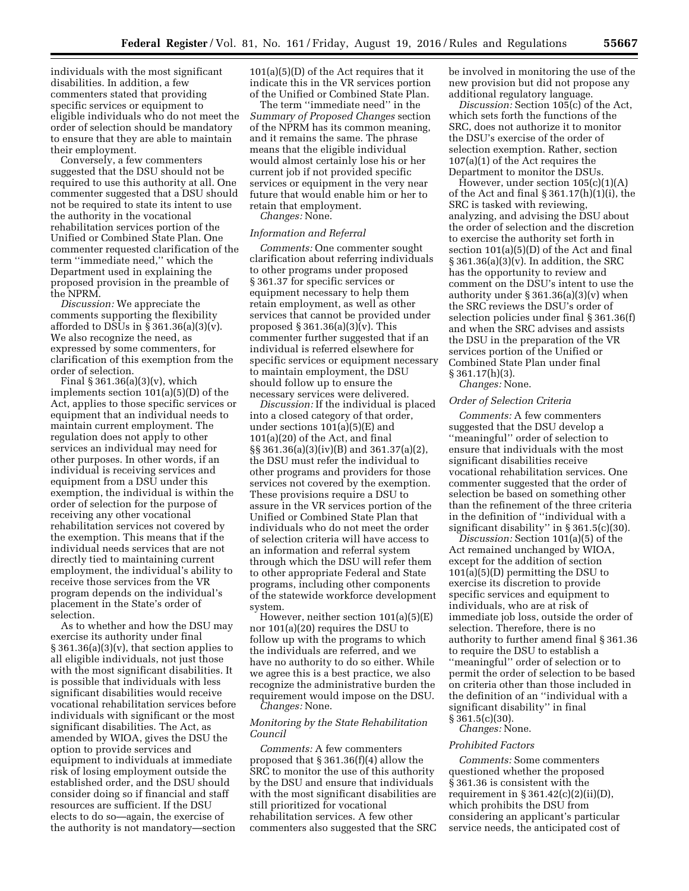individuals with the most significant disabilities. In addition, a few commenters stated that providing specific services or equipment to eligible individuals who do not meet the order of selection should be mandatory to ensure that they are able to maintain their employment.

Conversely, a few commenters suggested that the DSU should not be required to use this authority at all. One commenter suggested that a DSU should not be required to state its intent to use the authority in the vocational rehabilitation services portion of the Unified or Combined State Plan. One commenter requested clarification of the term ''immediate need,'' which the Department used in explaining the proposed provision in the preamble of the NPRM.

*Discussion:* We appreciate the comments supporting the flexibility afforded to DSUs in § 361.36(a)(3)(v). We also recognize the need, as expressed by some commenters, for clarification of this exemption from the order of selection.

Final § 361.36(a)(3)(v), which implements section 101(a)(5)(D) of the Act, applies to those specific services or equipment that an individual needs to maintain current employment. The regulation does not apply to other services an individual may need for other purposes. In other words, if an individual is receiving services and equipment from a DSU under this exemption, the individual is within the order of selection for the purpose of receiving any other vocational rehabilitation services not covered by the exemption. This means that if the individual needs services that are not directly tied to maintaining current employment, the individual's ability to receive those services from the VR program depends on the individual's placement in the State's order of selection.

As to whether and how the DSU may exercise its authority under final § 361.36(a)(3)(v), that section applies to all eligible individuals, not just those with the most significant disabilities. It is possible that individuals with less significant disabilities would receive vocational rehabilitation services before individuals with significant or the most significant disabilities. The Act, as amended by WIOA, gives the DSU the option to provide services and equipment to individuals at immediate risk of losing employment outside the established order, and the DSU should consider doing so if financial and staff resources are sufficient. If the DSU elects to do so—again, the exercise of the authority is not mandatory—section 101(a)(5)(D) of the Act requires that it indicate this in the VR services portion of the Unified or Combined State Plan.

The term ''immediate need'' in the *Summary of Proposed Changes* section of the NPRM has its common meaning, and it remains the same. The phrase means that the eligible individual would almost certainly lose his or her current job if not provided specific services or equipment in the very near future that would enable him or her to retain that employment.

*Changes:* None.

### *Information and Referral*

*Comments:* One commenter sought clarification about referring individuals to other programs under proposed § 361.37 for specific services or equipment necessary to help them retain employment, as well as other services that cannot be provided under proposed § 361.36(a)(3)(v). This commenter further suggested that if an individual is referred elsewhere for specific services or equipment necessary to maintain employment, the DSU should follow up to ensure the necessary services were delivered.

*Discussion:* If the individual is placed into a closed category of that order, under sections 101(a)(5)(E) and 101(a)(20) of the Act, and final §§ 361.36(a)(3)(iv)(B) and 361.37(a)(2), the DSU must refer the individual to other programs and providers for those services not covered by the exemption. These provisions require a DSU to assure in the VR services portion of the Unified or Combined State Plan that individuals who do not meet the order of selection criteria will have access to an information and referral system through which the DSU will refer them to other appropriate Federal and State programs, including other components of the statewide workforce development system.

However, neither section 101(a)(5)(E) nor 101(a)(20) requires the DSU to follow up with the programs to which the individuals are referred, and we have no authority to do so either. While we agree this is a best practice, we also recognize the administrative burden the requirement would impose on the DSU.

*Changes:* None.

### *Monitoring by the State Rehabilitation Council*

*Comments:* A few commenters proposed that § 361.36(f)(4) allow the SRC to monitor the use of this authority by the DSU and ensure that individuals with the most significant disabilities are still prioritized for vocational rehabilitation services. A few other commenters also suggested that the SRC be involved in monitoring the use of the new provision but did not propose any additional regulatory language.

*Discussion:* Section 105(c) of the Act, which sets forth the functions of the SRC, does not authorize it to monitor the DSU's exercise of the order of selection exemption. Rather, section 107(a)(1) of the Act requires the Department to monitor the DSUs.

However, under section 105(c)(1)(A) of the Act and final § 361.17(h)(1)(i), the SRC is tasked with reviewing, analyzing, and advising the DSU about the order of selection and the discretion to exercise the authority set forth in section 101(a)(5)(D) of the Act and final § 361.36(a)(3)(v). In addition, the SRC has the opportunity to review and comment on the DSU's intent to use the authority under § 361.36(a)(3)(v) when the SRC reviews the DSU's order of selection policies under final § 361.36(f) and when the SRC advises and assists the DSU in the preparation of the VR services portion of the Unified or Combined State Plan under final § 361.17(h)(3).

*Changes:* None.

### *Order of Selection Criteria*

*Comments:* A few commenters suggested that the DSU develop a ''meaningful'' order of selection to ensure that individuals with the most significant disabilities receive vocational rehabilitation services. One commenter suggested that the order of selection be based on something other than the refinement of the three criteria in the definition of ''individual with a significant disability'' in § 361.5(c)(30).

*Discussion:* Section 101(a)(5) of the Act remained unchanged by WIOA, except for the addition of section 101(a)(5)(D) permitting the DSU to exercise its discretion to provide specific services and equipment to individuals, who are at risk of immediate job loss, outside the order of selection. Therefore, there is no authority to further amend final § 361.36 to require the DSU to establish a ''meaningful'' order of selection or to permit the order of selection to be based on criteria other than those included in the definition of an ''individual with a significant disability'' in final § 361.5(c)(30).

*Changes:* None.

### *Prohibited Factors*

*Comments:* Some commenters questioned whether the proposed § 361.36 is consistent with the requirement in § 361.42(c)(2)(ii)(D), which prohibits the DSU from considering an applicant's particular service needs, the anticipated cost of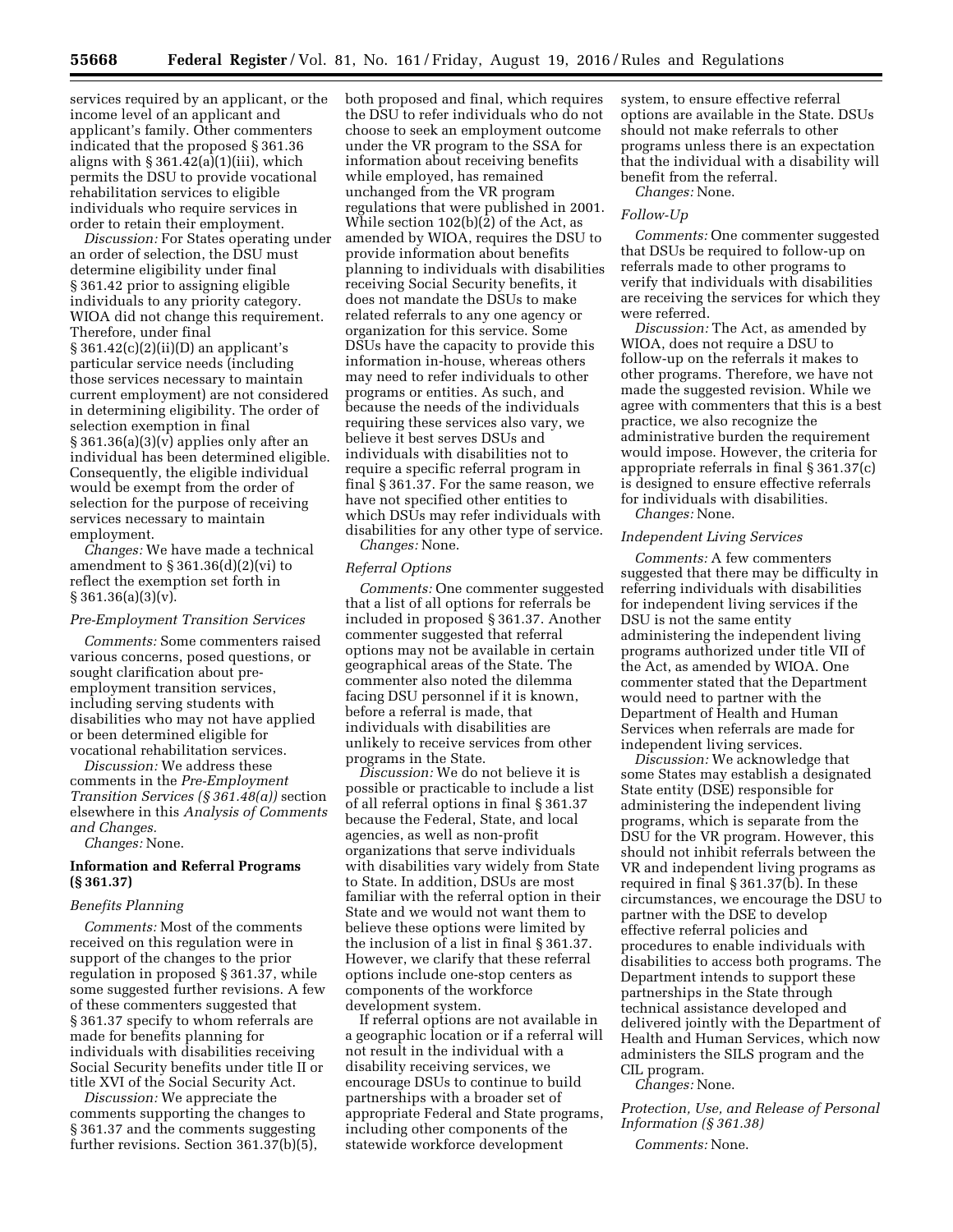services required by an applicant, or the income level of an applicant and applicant's family. Other commenters indicated that the proposed § 361.36 aligns with § 361.42(a)(1)(iii), which permits the DSU to provide vocational rehabilitation services to eligible individuals who require services in order to retain their employment.

*Discussion:* For States operating under an order of selection, the DSU must determine eligibility under final § 361.42 prior to assigning eligible individuals to any priority category. WIOA did not change this requirement. Therefore, under final § 361.42(c)(2)(ii)(D) an applicant's particular service needs (including those services necessary to maintain current employment) are not considered in determining eligibility. The order of selection exemption in final § 361.36(a)(3)(v) applies only after an individual has been determined eligible. Consequently, the eligible individual would be exempt from the order of selection for the purpose of receiving services necessary to maintain employment.

*Changes:* We have made a technical amendment to § 361.36(d)(2)(vi) to reflect the exemption set forth in § 361.36(a)(3)(v).

*Pre-Employment Transition Services*

*Comments:* Some commenters raised various concerns, posed questions, or sought clarification about pre-employment transition services, including serving students with disabilities who may not have applied or been determined eligible for vocational rehabilitation services.

*Discussion:* We address these comments in the *Pre-Employment Transition Services (§ 361.48(a))* section elsewhere in this *Analysis of Comments and Changes.*

*Changes:* None.

## Information and Referral Programs (§ 361.37)

*Benefits Planning*

*Comments:* Most of the comments received on this regulation were in support of the changes to the prior regulation in proposed § 361.37, while some suggested further revisions. A few of these commenters suggested that § 361.37 specify to whom referrals are made for benefits planning for individuals with disabilities receiving Social Security benefits under title II or title XVI of the Social Security Act.

*Discussion:* We appreciate the comments supporting the changes to § 361.37 and the comments suggesting further revisions. Section 361.37(b)(5), both proposed and final, which requires the DSU to refer individuals who do not choose to seek an employment outcome under the VR program to the SSA for information about receiving benefits while employed, has remained unchanged from the VR program regulations that were published in 2001. While section 102(b)(2) of the Act, as amended by WIOA, requires the DSU to provide information about benefits planning to individuals with disabilities receiving Social Security benefits, it does not mandate the DSUs to make related referrals to any one agency or organization for this service. Some DSUs have the capacity to provide this information in-house, whereas others may need to refer individuals to other programs or entities. As such, and because the needs of the individuals requiring these services also vary, we believe it best serves DSUs and individuals with disabilities not to require a specific referral program in final § 361.37. For the same reason, we have not specified other entities to which DSUs may refer individuals with disabilities for any other type of service.

*Changes:* None.

*Referral Options*

*Comments:* One commenter suggested that a list of all options for referrals be included in proposed § 361.37. Another commenter suggested that referral options may not be available in certain geographical areas of the State. The commenter also noted the dilemma facing DSU personnel if it is known, before a referral is made, that individuals with disabilities are unlikely to receive services from other programs in the State.

*Discussion:* We do not believe it is possible or practicable to include a list of all referral options in final § 361.37 because the Federal, State, and local agencies, as well as non-profit organizations that serve individuals with disabilities vary widely from State to State. In addition, DSUs are most familiar with the referral option in their State and we would not want them to believe these options were limited by the inclusion of a list in final § 361.37. However, we clarify that these referral options include one-stop centers as components of the workforce development system.

If referral options are not available in a geographic location or if a referral will not result in the individual with a disability receiving services, we encourage DSUs to continue to build partnerships with a broader set of appropriate Federal and State programs, including other components of the statewide workforce development system, to ensure effective referral options are available in the State. DSUs should not make referrals to other programs unless there is an expectation that the individual with a disability will benefit from the referral.

*Changes:* None.

*Follow-Up*

*Comments:* One commenter suggested that DSUs be required to follow-up on referrals made to other programs to verify that individuals with disabilities are receiving the services for which they were referred.

*Discussion:* The Act, as amended by WIOA, does not require a DSU to follow-up on the referrals it makes to other programs. Therefore, we have not made the suggested revision. While we agree with commenters that this is a best practice, we also recognize the administrative burden the requirement would impose. However, the criteria for appropriate referrals in final § 361.37(c) is designed to ensure effective referrals for individuals with disabilities.

*Changes:* None.

*Independent Living Services*

*Comments:* A few commenters suggested that there may be difficulty in referring individuals with disabilities for independent living services if the DSU is not the same entity administering the independent living programs authorized under title VII of the Act, as amended by WIOA. One commenter stated that the Department would need to partner with the Department of Health and Human Services when referrals are made for independent living services.

*Discussion:* We acknowledge that some States may establish a designated State entity (DSE) responsible for administering the independent living programs, which is separate from the DSU for the VR program. However, this should not inhibit referrals between the VR and independent living programs as required in final § 361.37(b). In these circumstances, we encourage the DSU to partner with the DSE to develop effective referral policies and procedures to enable individuals with disabilities to access both programs. The Department intends to support these partnerships in the State through technical assistance developed and delivered jointly with the Department of Health and Human Services, which now administers the SILS program and the CIL program.

*Changes:* None.

*Protection, Use, and Release of Personal Information (§ 361.38)*

*Comments:* None.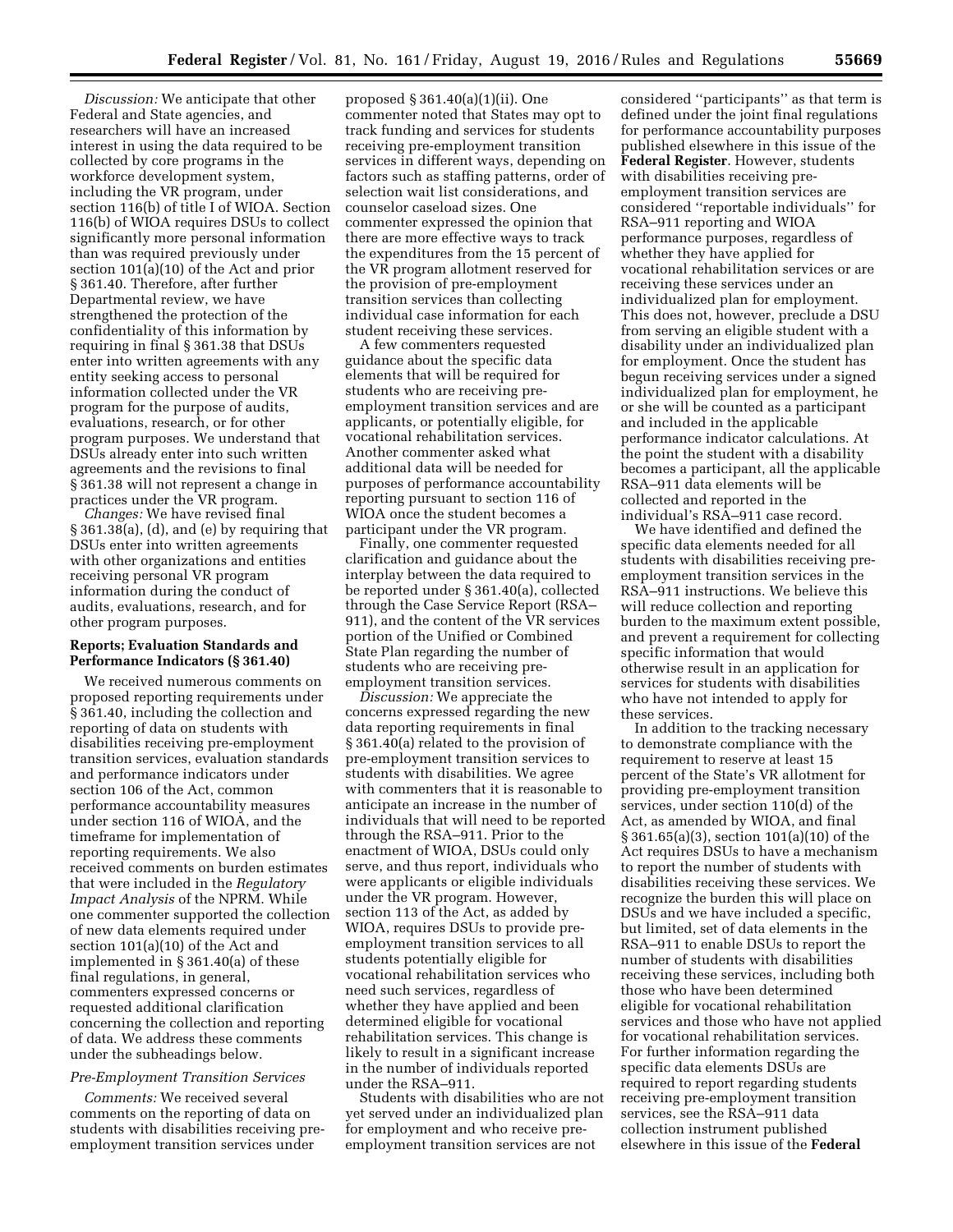*Discussion:* We anticipate that other Federal and State agencies, and researchers will have an increased interest in using the data required to be collected by core programs in the workforce development system, including the VR program, under section 116(b) of title I of WIOA. Section 116(b) of WIOA requires DSUs to collect significantly more personal information than was required previously under section 101(a)(10) of the Act and prior § 361.40. Therefore, after further Departmental review, we have strengthened the protection of the confidentiality of this information by requiring in final § 361.38 that DSUs enter into written agreements with any entity seeking access to personal information collected under the VR program for the purpose of audits, evaluations, research, or for other program purposes. We understand that DSUs already enter into such written agreements and the revisions to final § 361.38 will not represent a change in practices under the VR program.

*Changes:* We have revised final § 361.38(a), (d), and (e) by requiring that DSUs enter into written agreements with other organizations and entities receiving personal VR program information during the conduct of audits, evaluations, research, and for other program purposes.

### Reports; Evaluation Standards and Performance Indicators (§ 361.40)

We received numerous comments on proposed reporting requirements under § 361.40, including the collection and reporting of data on students with disabilities receiving pre-employment transition services, evaluation standards and performance indicators under section 106 of the Act, common performance accountability measures under section 116 of WIOA, and the timeframe for implementation of reporting requirements. We also received comments on burden estimates that were included in the *Regulatory Impact Analysis* of the NPRM. While one commenter supported the collection of new data elements required under section 101(a)(10) of the Act and implemented in § 361.40(a) of these final regulations, in general, commenters expressed concerns or requested additional clarification concerning the collection and reporting of data. We address these comments under the subheadings below.

#### *Pre-Employment Transition Services*

*Comments:* We received several comments on the reporting of data on students with disabilities receiving pre-employment transition services under proposed § 361.40(a)(1)(ii). One commenter noted that States may opt to track funding and services for students receiving pre-employment transition services in different ways, depending on factors such as staffing patterns, order of selection wait list considerations, and counselor caseload sizes. One commenter expressed the opinion that there are more effective ways to track the expenditures from the 15 percent of the VR program allotment reserved for the provision of pre-employment transition services than collecting individual case information for each student receiving these services.

A few commenters requested guidance about the specific data elements that will be required for students who are receiving pre-employment transition services and are applicants, or potentially eligible, for vocational rehabilitation services. Another commenter asked what additional data will be needed for purposes of performance accountability reporting pursuant to section 116 of WIOA once the student becomes a participant under the VR program.

Finally, one commenter requested clarification and guidance about the interplay between the data required to be reported under § 361.40(a), collected through the Case Service Report (RSA–911), and the content of the VR services portion of the Unified or Combined State Plan regarding the number of students who are receiving pre-employment transition services.

*Discussion:* We appreciate the concerns expressed regarding the new data reporting requirements in final § 361.40(a) related to the provision of pre-employment transition services to students with disabilities. We agree with commenters that it is reasonable to anticipate an increase in the number of individuals that will need to be reported through the RSA–911. Prior to the enactment of WIOA, DSUs could only serve, and thus report, individuals who were applicants or eligible individuals under the VR program. However, section 113 of the Act, as added by WIOA, requires DSUs to provide pre-employment transition services to all students potentially eligible for vocational rehabilitation services who need such services, regardless of whether they have applied and been determined eligible for vocational rehabilitation services. This change is likely to result in a significant increase in the number of individuals reported under the RSA–911.

Students with disabilities who are not yet served under an individualized plan for employment and who receive pre-employment transition services are not considered "participants" as that term is defined under the joint final regulations for performance accountability purposes published elsewhere in this issue of the **Federal Register**. However, students with disabilities receiving pre-employment transition services are considered "reportable individuals" for RSA–911 reporting and WIOA performance purposes, regardless of whether they have applied for vocational rehabilitation services or are receiving these services under an individualized plan for employment. This does not, however, preclude a DSU from serving an eligible student with a disability under an individualized plan for employment. Once the student has begun receiving services under a signed individualized plan for employment, he or she will be counted as a participant and included in the applicable performance indicator calculations. At the point the student with a disability becomes a participant, all the applicable RSA–911 data elements will be collected and reported in the individual's RSA–911 case record.

We have identified and defined the specific data elements needed for all students with disabilities receiving pre-employment transition services in the RSA–911 instructions. We believe this will reduce collection and reporting burden to the maximum extent possible, and prevent a requirement for collecting specific information that would otherwise result in an application for services for students with disabilities who have not intended to apply for these services.

In addition to the tracking necessary to demonstrate compliance with the requirement to reserve at least 15 percent of the State's VR allotment for providing pre-employment transition services, under section 110(d) of the Act, as amended by WIOA, and final § 361.65(a)(3), section 101(a)(10) of the Act requires DSUs to have a mechanism to report the number of students with disabilities receiving these services. We recognize the burden this will place on DSUs and we have included a specific, but limited, set of data elements in the RSA–911 to enable DSUs to report the number of students with disabilities receiving these services, including both those who have been determined eligible for vocational rehabilitation services and those who have not applied for vocational rehabilitation services. For further information regarding the specific data elements DSUs are required to report regarding students receiving pre-employment transition services, see the RSA–911 data collection instrument published elsewhere in this issue of the **Federal**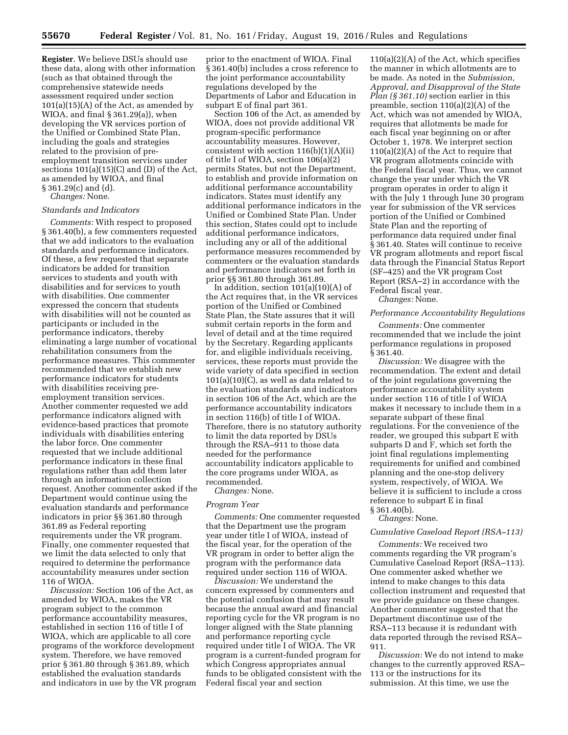**Register**. We believe DSUs should use these data, along with other information (such as that obtained through the comprehensive statewide needs assessment required under section 101(a)(15)(A) of the Act, as amended by WIOA, and final § 361.29(a)), when developing the VR services portion of the Unified or Combined State Plan, including the goals and strategies related to the provision of pre-employment transition services under sections 101(a)(15)(C) and (D) of the Act, as amended by WIOA, and final § 361.29(c) and (d).

*Changes:* None.

### Standards and Indicators

*Comments:* With respect to proposed § 361.40(b), a few commenters requested that we add indicators to the evaluation standards and performance indicators. Of these, a few requested that separate indicators be added for transition services to students and youth with disabilities and for services to youth with disabilities. One commenter expressed the concern that students with disabilities will not be counted as participants or included in the performance indicators, thereby eliminating a large number of vocational rehabilitation consumers from the performance measures. This commenter recommended that we establish new performance indicators for students with disabilities receiving pre-employment transition services. Another commenter requested we add performance indicators aligned with evidence-based practices that promote individuals with disabilities entering the labor force. One commenter requested that we include additional performance indicators in these final regulations rather than add them later through an information collection request. Another commenter asked if the Department would continue using the evaluation standards and performance indicators in prior §§ 361.80 through 361.89 as Federal reporting requirements under the VR program. Finally, one commenter requested that we limit the data selected to only that required to determine the performance accountability measures under section 116 of WIOA.

*Discussion:* Section 106 of the Act, as amended by WIOA, makes the VR program subject to the common performance accountability measures, established in section 116 of title I of WIOA, which are applicable to all core programs of the workforce development system. Therefore, we have removed prior § 361.80 through § 361.89, which established the evaluation standards and indicators in use by the VR program prior to the enactment of WIOA. Final § 361.40(b) includes a cross reference to the joint performance accountability regulations developed by the Departments of Labor and Education in subpart E of final part 361.

Section 106 of the Act, as amended by WIOA, does not provide additional VR program-specific performance accountability measures. However, consistent with section 116(b)(1)(A)(ii) of title I of WIOA, section 106(a)(2) permits States, but not the Department, to establish and provide information on additional performance accountability indicators. States must identify any additional performance indicators in the Unified or Combined State Plan. Under this section, States could opt to include additional performance indicators, including any or all of the additional performance measures recommended by commenters or the evaluation standards and performance indicators set forth in prior §§ 361.80 through 361.89.

In addition, section 101(a)(10)(A) of the Act requires that, in the VR services portion of the Unified or Combined State Plan, the State assures that it will submit certain reports in the form and level of detail and at the time required by the Secretary. Regarding applicants for, and eligible individuals receiving, services, these reports must provide the wide variety of data specified in section 101(a)(10)(C), as well as data related to the evaluation standards and indicators in section 106 of the Act, which are the performance accountability indicators in section 116(b) of title I of WIOA. Therefore, there is no statutory authority to limit the data reported by DSUs through the RSA–911 to those data needed for the performance accountability indicators applicable to the core programs under WIOA, as recommended.

*Changes:* None.

### Program Year

*Comments:* One commenter requested that the Department use the program year under title I of WIOA, instead of the fiscal year, for the operation of the VR program in order to better align the program with the performance data required under section 116 of WIOA.

*Discussion:* We understand the concern expressed by commenters and the potential confusion that may result because the annual award and financial reporting cycle for the VR program is no longer aligned with the State planning and performance reporting cycle required under title I of WIOA. The VR program is a current-funded program for which Congress appropriates annual funds to be obligated consistent with the Federal fiscal year and section 110(a)(2)(A) of the Act, which specifies the manner in which allotments are to be made. As noted in the *Submission, Approval, and Disapproval of the State Plan (§ 361.10)* section earlier in this preamble, section 110(a)(2)(A) of the Act, which was not amended by WIOA, requires that allotments be made for each fiscal year beginning on or after October 1, 1978. We interpret section 110(a)(2)(A) of the Act to require that VR program allotments coincide with the Federal fiscal year. Thus, we cannot change the year under which the VR program operates in order to align it with the July 1 through June 30 program year for submission of the VR services portion of the Unified or Combined State Plan and the reporting of performance data required under final § 361.40. States will continue to receive VR program allotments and report fiscal data through the Financial Status Report (SF–425) and the VR program Cost Report (RSA–2) in accordance with the Federal fiscal year.

*Changes:* None.

### Performance Accountability Regulations

*Comments:* One commenter recommended that we include the joint performance regulations in proposed § 361.40.

*Discussion:* We disagree with the recommendation. The extent and detail of the joint regulations governing the performance accountability system under section 116 of title I of WIOA makes it necessary to include them in a separate subpart of these final regulations. For the convenience of the reader, we grouped this subpart E with subparts D and F, which set forth the joint final regulations implementing requirements for unified and combined planning and the one-stop delivery system, respectively, of WIOA. We believe it is sufficient to include a cross reference to subpart E in final § 361.40(b).

*Changes:* None.

### Cumulative Caseload Report (RSA–113)

*Comments:* We received two comments regarding the VR program's Cumulative Caseload Report (RSA–113). One commenter asked whether we intend to make changes to this data collection instrument and requested that we provide guidance on these changes. Another commenter suggested that the Department discontinue use of the RSA–113 because it is redundant with data reported through the revised RSA–911.

*Discussion:* We do not intend to make changes to the currently approved RSA–113 or the instructions for its submission. At this time, we use the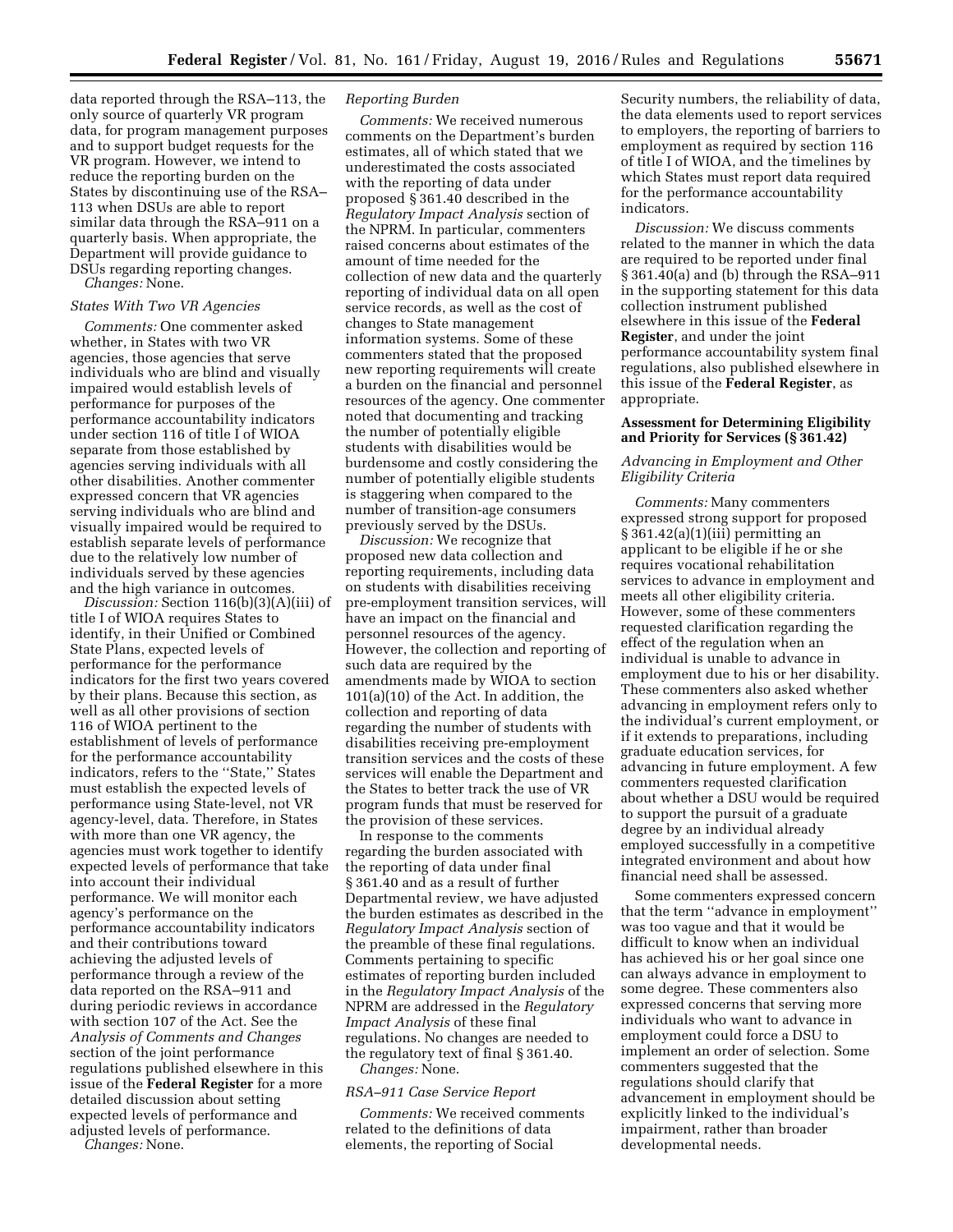data reported through the RSA–113, the only source of quarterly VR program data, for program management purposes and to support budget requests for the VR program. However, we intend to reduce the reporting burden on the States by discontinuing use of the RSA–113 when DSUs are able to report similar data through the RSA–911 on a quarterly basis. When appropriate, the Department will provide guidance to DSUs regarding reporting changes.

*Changes:* None.

*States With Two VR Agencies*

*Comments:* One commenter asked whether, in States with two VR agencies, those agencies that serve individuals who are blind and visually impaired would establish levels of performance for purposes of the performance accountability indicators under section 116 of title I of WIOA separate from those established by agencies serving individuals with all other disabilities. Another commenter expressed concern that VR agencies serving individuals who are blind and visually impaired would be required to establish separate levels of performance due to the relatively low number of individuals served by these agencies and the high variance in outcomes.

*Discussion:* Section 116(b)(3)(A)(iii) of title I of WIOA requires States to identify, in their Unified or Combined State Plans, expected levels of performance for the performance indicators for the first two years covered by their plans. Because this section, as well as all other provisions of section 116 of WIOA pertinent to the establishment of levels of performance for the performance accountability indicators, refers to the ''State,'' States must establish the expected levels of performance using State-level, not VR agency-level, data. Therefore, in States with more than one VR agency, the agencies must work together to identify expected levels of performance that take into account their individual performance. We will monitor each agency's performance on the performance accountability indicators and their contributions toward achieving the adjusted levels of performance through a review of the data reported on the RSA–911 and during periodic reviews in accordance with section 107 of the Act. See the *Analysis of Comments and Changes* section of the joint performance regulations published elsewhere in this issue of the **Federal Register** for a more detailed discussion about setting expected levels of performance and adjusted levels of performance.

*Changes:* None.

*Reporting Burden*

*Comments:* We received numerous comments on the Department's burden estimates, all of which stated that we underestimated the costs associated with the reporting of data under proposed § 361.40 described in the *Regulatory Impact Analysis* section of the NPRM. In particular, commenters raised concerns about estimates of the amount of time needed for the collection of new data and the quarterly reporting of individual data on all open service records, as well as the cost of changes to State management information systems. Some of these commenters stated that the proposed new reporting requirements will create a burden on the financial and personnel resources of the agency. One commenter noted that documenting and tracking the number of potentially eligible students with disabilities would be burdensome and costly considering the number of potentially eligible students is staggering when compared to the number of transition-age consumers previously served by the DSUs.

*Discussion:* We recognize that proposed new data collection and reporting requirements, including data on students with disabilities receiving pre-employment transition services, will have an impact on the financial and personnel resources of the agency. However, the collection and reporting of such data are required by the amendments made by WIOA to section 101(a)(10) of the Act. In addition, the collection and reporting of data regarding the number of students with disabilities receiving pre-employment transition services and the costs of these services will enable the Department and the States to better track the use of VR program funds that must be reserved for the provision of these services.

In response to the comments regarding the burden associated with the reporting of data under final § 361.40 and as a result of further Departmental review, we have adjusted the burden estimates as described in the *Regulatory Impact Analysis* section of the preamble of these final regulations. Comments pertaining to specific estimates of reporting burden included in the *Regulatory Impact Analysis* of the NPRM are addressed in the *Regulatory Impact Analysis* of these final regulations. No changes are needed to the regulatory text of final § 361.40.

*Changes:* None.

*RSA–911 Case Service Report*

*Comments:* We received comments related to the definitions of data elements, the reporting of Social Security numbers, the reliability of data, the data elements used to report services to employers, the reporting of barriers to employment as required by section 116 of title I of WIOA, and the timelines by which States must report data required for the performance accountability indicators.

*Discussion:* We discuss comments related to the manner in which the data are required to be reported under final § 361.40(a) and (b) through the RSA–911 in the supporting statement for this data collection instrument published elsewhere in this issue of the **Federal Register**, and under the joint performance accountability system final regulations, also published elsewhere in this issue of the **Federal Register**, as appropriate.

**Assessment for Determining Eligibility and Priority for Services (§ 361.42)**

*Advancing in Employment and Other Eligibility Criteria*

*Comments:* Many commenters expressed strong support for proposed § 361.42(a)(1)(iii) permitting an applicant to be eligible if he or she requires vocational rehabilitation services to advance in employment and meets all other eligibility criteria. However, some of these commenters requested clarification regarding the effect of the regulation when an individual is unable to advance in employment due to his or her disability. These commenters also asked whether advancing in employment refers only to the individual's current employment, or if it extends to preparations, including graduate education services, for advancing in future employment. A few commenters requested clarification about whether a DSU would be required to support the pursuit of a graduate degree by an individual already employed successfully in a competitive integrated environment and about how financial need shall be assessed.

Some commenters expressed concern that the term ''advance in employment'' was too vague and that it would be difficult to know when an individual has achieved his or her goal since one can always advance in employment to some degree. These commenters also expressed concerns that serving more individuals who want to advance in employment could force a DSU to implement an order of selection. Some commenters suggested that the regulations should clarify that advancement in employment should be explicitly linked to the individual's impairment, rather than broader developmental needs.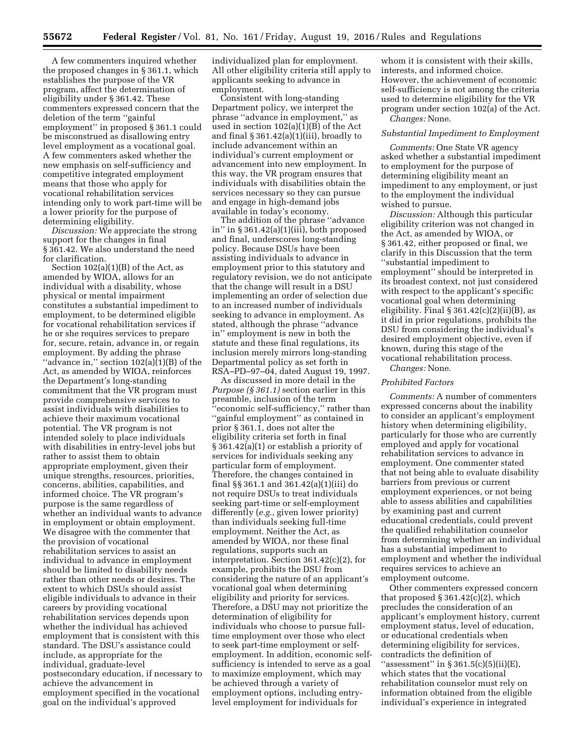A few commenters inquired whether the proposed changes in § 361.1, which establishes the purpose of the VR program, affect the determination of eligibility under § 361.42. These commenters expressed concern that the deletion of the term ''gainful employment'' in proposed § 361.1 could be misconstrued as disallowing entry level employment as a vocational goal. A few commenters asked whether the new emphasis on self-sufficiency and competitive integrated employment means that those who apply for vocational rehabilitation services intending only to work part-time will be a lower priority for the purpose of determining eligibility.

*Discussion:* We appreciate the strong support for the changes in final § 361.42. We also understand the need for clarification.

Section 102(a)(1)(B) of the Act, as amended by WIOA, allows for an individual with a disability, whose physical or mental impairment constitutes a substantial impediment to employment, to be determined eligible for vocational rehabilitation services if he or she requires services to prepare for, secure, retain, advance in, or regain employment. By adding the phrase ''advance in,'' section 102(a)(1)(B) of the Act, as amended by WIOA, reinforces the Department's long-standing commitment that the VR program must provide comprehensive services to assist individuals with disabilities to achieve their maximum vocational potential. The VR program is not intended solely to place individuals with disabilities in entry-level jobs but rather to assist them to obtain appropriate employment, given their unique strengths, resources, priorities, concerns, abilities, capabilities, and informed choice. The VR program's purpose is the same regardless of whether an individual wants to advance in employment or obtain employment. We disagree with the commenter that the provision of vocational rehabilitation services to assist an individual to advance in employment should be limited to disability needs rather than other needs or desires. The extent to which DSUs should assist eligible individuals to advance in their careers by providing vocational rehabilitation services depends upon whether the individual has achieved employment that is consistent with this standard. The DSU's assistance could include, as appropriate for the individual, graduate-level postsecondary education, if necessary to achieve the advancement in employment specified in the vocational goal on the individual's approved individualized plan for employment. All other eligibility criteria still apply to applicants seeking to advance in employment.

Consistent with long-standing Department policy, we interpret the phrase ''advance in employment,'' as used in section 102(a)(1)(B) of the Act and final § 361.42(a)(1)(iii), broadly to include advancement within an individual's current employment or advancement into new employment. In this way, the VR program ensures that individuals with disabilities obtain the services necessary so they can pursue and engage in high-demand jobs available in today's economy.

The addition of the phrase ''advance in'' in § 361.42(a)(1)(iii), both proposed and final, underscores long-standing policy. Because DSUs have been assisting individuals to advance in employment prior to this statutory and regulatory revision, we do not anticipate that the change will result in a DSU implementing an order of selection due to an increased number of individuals seeking to advance in employment. As stated, although the phrase ''advance in'' employment is new in both the statute and these final regulations, its inclusion merely mirrors long-standing Departmental policy as set forth in RSA–PD–97–04, dated August 19, 1997.

As discussed in more detail in the *Purpose (§ 361.1)* section earlier in this preamble, inclusion of the term ''economic self-sufficiency,'' rather than ''gainful employment'' as contained in prior § 361.1, does not alter the eligibility criteria set forth in final § 361.42(a)(1) or establish a priority of services for individuals seeking any particular form of employment. Therefore, the changes contained in final §§ 361.1 and 361.42(a)(1)(iii) do not require DSUs to treat individuals seeking part-time or self-employment differently (*e.g.,* given lower priority) than individuals seeking full-time employment. Neither the Act, as amended by WIOA, nor these final regulations, supports such an interpretation. Section 361.42(c)(2), for example, prohibits the DSU from considering the nature of an applicant's vocational goal when determining eligibility and priority for services. Therefore, a DSU may not prioritize the determination of eligibility for individuals who choose to pursue full-time employment over those who elect to seek part-time employment or self-employment. In addition, economic self-sufficiency is intended to serve as a goal to maximize employment, which may be achieved through a variety of employment options, including entry-level employment for individuals for whom it is consistent with their skills, interests, and informed choice. However, the achievement of economic self-sufficiency is not among the criteria used to determine eligibility for the VR program under section 102(a) of the Act.

*Changes:* None.

### *Substantial Impediment to Employment*

*Comments:* One State VR agency asked whether a substantial impediment to employment for the purpose of determining eligibility meant an impediment to any employment, or just to the employment the individual wished to pursue.

*Discussion:* Although this particular eligibility criterion was not changed in the Act, as amended by WIOA, or § 361.42, either proposed or final, we clarify in this Discussion that the term ''substantial impediment to employment'' should be interpreted in its broadest context, not just considered with respect to the applicant's specific vocational goal when determining eligibility. Final § 361.42(c)(2)(ii)(B), as it did in prior regulations, prohibits the DSU from considering the individual's desired employment objective, even if known, during this stage of the vocational rehabilitation process.

*Changes:* None.

### *Prohibited Factors*

*Comments:* A number of commenters expressed concerns about the inability to consider an applicant's employment history when determining eligibility, particularly for those who are currently employed and apply for vocational rehabilitation services to advance in employment. One commenter stated that not being able to evaluate disability barriers from previous or current employment experiences, or not being able to assess abilities and capabilities by examining past and current educational credentials, could prevent the qualified rehabilitation counselor from determining whether an individual has a substantial impediment to employment and whether the individual requires services to achieve an employment outcome.

Other commenters expressed concern that proposed § 361.42(c)(2), which precludes the consideration of an applicant's employment history, current employment status, level of education, or educational credentials when determining eligibility for services, contradicts the definition of ''assessment'' in § 361.5(c)(5)(ii)(E), which states that the vocational rehabilitation counselor must rely on information obtained from the eligible individual's experience in integrated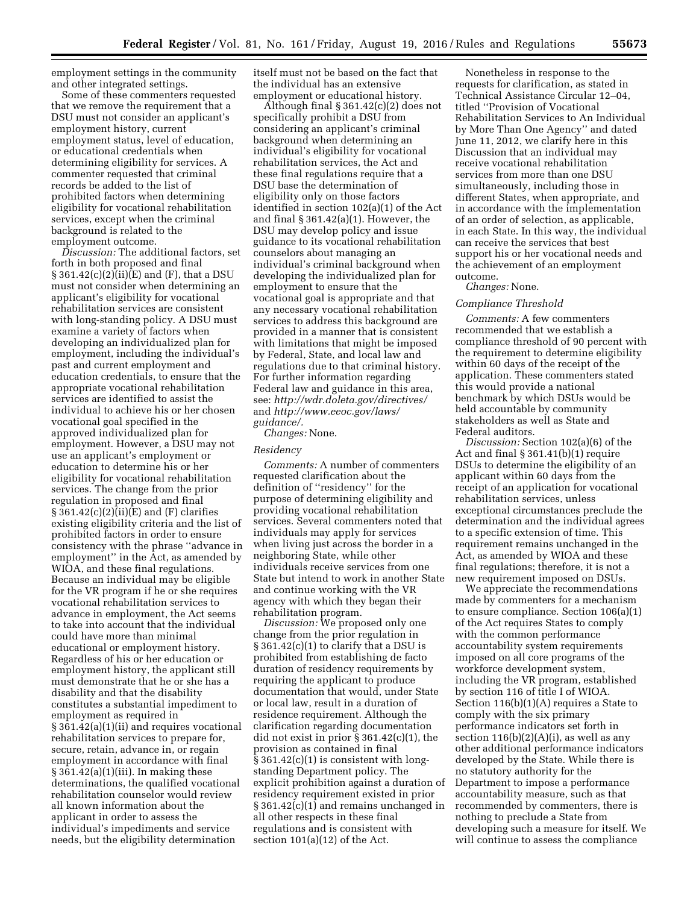employment settings in the community and other integrated settings.

Some of these commenters requested that we remove the requirement that a DSU must not consider an applicant's employment history, current employment status, level of education, or educational credentials when determining eligibility for services. A commenter requested that criminal records be added to the list of prohibited factors when determining eligibility for vocational rehabilitation services, except when the criminal background is related to the employment outcome.

*Discussion:* The additional factors, set forth in both proposed and final § 361.42(c)(2)(ii)(E) and (F), that a DSU must not consider when determining an applicant's eligibility for vocational rehabilitation services are consistent with long-standing policy. A DSU must examine a variety of factors when developing an individualized plan for employment, including the individual's past and current employment and education credentials, to ensure that the appropriate vocational rehabilitation services are identified to assist the individual to achieve his or her chosen vocational goal specified in the approved individualized plan for employment. However, a DSU may not use an applicant's employment or education to determine his or her eligibility for vocational rehabilitation services. The change from the prior regulation in proposed and final § 361.42(c)(2)(ii)(E) and (F) clarifies existing eligibility criteria and the list of prohibited factors in order to ensure consistency with the phrase "advance in employment" in the Act, as amended by WIOA, and these final regulations. Because an individual may be eligible for the VR program if he or she requires vocational rehabilitation services to advance in employment, the Act seems to take into account that the individual could have more than minimal educational or employment history. Regardless of his or her education or employment history, the applicant still must demonstrate that he or she has a disability and that the disability constitutes a substantial impediment to employment as required in § 361.42(a)(1)(ii) and requires vocational rehabilitation services to prepare for, secure, retain, advance in, or regain employment in accordance with final § 361.42(a)(1)(iii). In making these determinations, the qualified vocational rehabilitation counselor would review all known information about the applicant in order to assess the individual's impediments and service needs, but the eligibility determination itself must not be based on the fact that the individual has an extensive employment or educational history.

Although final § 361.42(c)(2) does not specifically prohibit a DSU from considering an applicant's criminal background when determining an individual's eligibility for vocational rehabilitation services, the Act and these final regulations require that a DSU base the determination of eligibility only on those factors identified in section 102(a)(1) of the Act and final § 361.42(a)(1). However, the DSU may develop policy and issue guidance to its vocational rehabilitation counselors about managing an individual's criminal background when developing the individualized plan for employment to ensure that the vocational goal is appropriate and that any necessary vocational rehabilitation services to address this background are provided in a manner that is consistent with limitations that might be imposed by Federal, State, and local law and regulations due to that criminal history. For further information regarding Federal law and guidance in this area, see: *http://wdr.doleta.gov/directives/* and *http://www.eeoc.gov/laws/guidance/.*

*Changes:* None.

*Residency*

*Comments:* A number of commenters requested clarification about the definition of "residency" for the purpose of determining eligibility and providing vocational rehabilitation services. Several commenters noted that individuals may apply for services when living just across the border in a neighboring State, while other individuals receive services from one State but intend to work in another State and continue working with the VR agency with which they began their rehabilitation program.

*Discussion:* We proposed only one change from the prior regulation in § 361.42(c)(1) to clarify that a DSU is prohibited from establishing de facto duration of residency requirements by requiring the applicant to produce documentation that would, under State or local law, result in a duration of residence requirement. Although the clarification regarding documentation did not exist in prior § 361.42(c)(1), the provision as contained in final § 361.42(c)(1) is consistent with long-standing Department policy. The explicit prohibition against a duration of residency requirement existed in prior § 361.42(c)(1) and remains unchanged in all other respects in these final regulations and is consistent with section 101(a)(12) of the Act.

Nonetheless in response to the requests for clarification, as stated in Technical Assistance Circular 12–04, titled "Provision of Vocational Rehabilitation Services to An Individual by More Than One Agency" and dated June 11, 2012, we clarify here in this Discussion that an individual may receive vocational rehabilitation services from more than one DSU simultaneously, including those in different States, when appropriate, and in accordance with the implementation of an order of selection, as applicable, in each State. In this way, the individual can receive the services that best support his or her vocational needs and the achievement of an employment outcome.

*Changes:* None.

*Compliance Threshold*

*Comments:* A few commenters recommended that we establish a compliance threshold of 90 percent with the requirement to determine eligibility within 60 days of the receipt of the application. These commenters stated this would provide a national benchmark by which DSUs would be held accountable by community stakeholders as well as State and Federal auditors.

*Discussion:* Section 102(a)(6) of the Act and final § 361.41(b)(1) require DSUs to determine the eligibility of an applicant within 60 days from the receipt of an application for vocational rehabilitation services, unless exceptional circumstances preclude the determination and the individual agrees to a specific extension of time. This requirement remains unchanged in the Act, as amended by WIOA and these final regulations; therefore, it is not a new requirement imposed on DSUs.

We appreciate the recommendations made by commenters for a mechanism to ensure compliance. Section 106(a)(1) of the Act requires States to comply with the common performance accountability system requirements imposed on all core programs of the workforce development system, including the VR program, established by section 116 of title I of WIOA. Section 116(b)(1)(A) requires a State to comply with the six primary performance indicators set forth in section 116(b)(2)(A)(i), as well as any other additional performance indicators developed by the State. While there is no statutory authority for the Department to impose a performance accountability measure, such as that recommended by commenters, there is nothing to preclude a State from developing such a measure for itself. We will continue to assess the compliance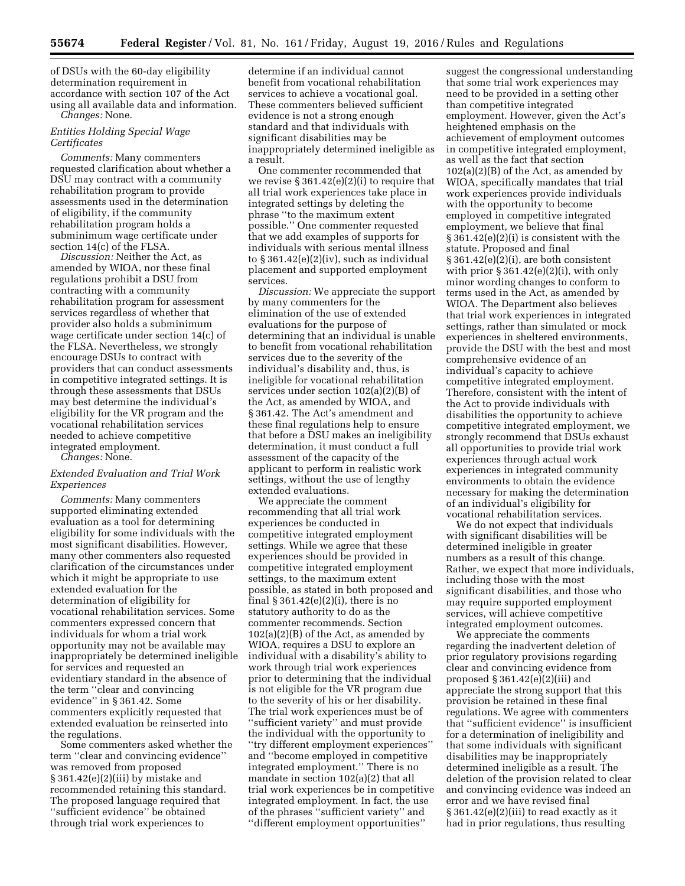of DSUs with the 60-day eligibility determination requirement in accordance with section 107 of the Act using all available data and information.

*Changes:* None.

*Entities Holding Special Wage Certificates*

*Comments:* Many commenters requested clarification about whether a DSU may contract with a community rehabilitation program to provide assessments used in the determination of eligibility, if the community rehabilitation program holds a subminimum wage certificate under section 14(c) of the FLSA.

*Discussion:* Neither the Act, as amended by WIOA, nor these final regulations prohibit a DSU from contracting with a community rehabilitation program for assessment services regardless of whether that provider also holds a subminimum wage certificate under section 14(c) of the FLSA. Nevertheless, we strongly encourage DSUs to contract with providers that can conduct assessments in competitive integrated settings. It is through these assessments that DSUs may best determine the individual's eligibility for the VR program and the vocational rehabilitation services needed to achieve competitive integrated employment.

*Changes:* None.

*Extended Evaluation and Trial Work Experiences*

*Comments:* Many commenters supported eliminating extended evaluation as a tool for determining eligibility for some individuals with the most significant disabilities. However, many other commenters also requested clarification of the circumstances under which it might be appropriate to use extended evaluation for the determination of eligibility for vocational rehabilitation services. Some commenters expressed concern that individuals for whom a trial work opportunity may not be available may inappropriately be determined ineligible for services and requested an evidentiary standard in the absence of the term "clear and convincing evidence" in § 361.42. Some commenters explicitly requested that extended evaluation be reinserted into the regulations.

Some commenters asked whether the term "clear and convincing evidence" was removed from proposed § 361.42(e)(2)(iii) by mistake and recommended retaining this standard. The proposed language required that "sufficient evidence" be obtained through trial work experiences to determine if an individual cannot benefit from vocational rehabilitation services to achieve a vocational goal. These commenters believed sufficient evidence is not a strong enough standard and that individuals with significant disabilities may be inappropriately determined ineligible as a result.

One commenter recommended that we revise § 361.42(e)(2)(i) to require that all trial work experiences take place in integrated settings by deleting the phrase "to the maximum extent possible." One commenter requested that we add examples of supports for individuals with serious mental illness to § 361.42(e)(2)(iv), such as individual placement and supported employment services.

*Discussion:* We appreciate the support by many commenters for the elimination of the use of extended evaluations for the purpose of determining that an individual is unable to benefit from vocational rehabilitation services due to the severity of the individual's disability and, thus, is ineligible for vocational rehabilitation services under section 102(a)(2)(B) of the Act, as amended by WIOA, and § 361.42. The Act's amendment and these final regulations help to ensure that before a DSU makes an ineligibility determination, it must conduct a full assessment of the capacity of the applicant to perform in realistic work settings, without the use of lengthy extended evaluations.

We appreciate the comment recommending that all trial work experiences be conducted in competitive integrated employment settings. While we agree that these experiences should be provided in competitive integrated employment settings, to the maximum extent possible, as stated in both proposed and final § 361.42(e)(2)(i), there is no statutory authority to do as the commenter recommends. Section 102(a)(2)(B) of the Act, as amended by WIOA, requires a DSU to explore an individual with a disability's ability to work through trial work experiences prior to determining that the individual is not eligible for the VR program due to the severity of his or her disability. The trial work experiences must be of "sufficient variety" and must provide the individual with the opportunity to "try different employment experiences" and "become employed in competitive integrated employment." There is no mandate in section 102(a)(2) that all trial work experiences be in competitive integrated employment. In fact, the use of the phrases "sufficient variety" and "different employment opportunities" suggest the congressional understanding that some trial work experiences may need to be provided in a setting other than competitive integrated employment. However, given the Act's heightened emphasis on the achievement of employment outcomes in competitive integrated employment, as well as the fact that section 102(a)(2)(B) of the Act, as amended by WIOA, specifically mandates that trial work experiences provide individuals with the opportunity to become employed in competitive integrated employment, we believe that final § 361.42(e)(2)(i) is consistent with the statute. Proposed and final § 361.42(e)(2)(i), are both consistent with prior § 361.42(e)(2)(i), with only minor wording changes to conform to terms used in the Act, as amended by WIOA. The Department also believes that trial work experiences in integrated settings, rather than simulated or mock experiences in sheltered environments, provide the DSU with the best and most comprehensive evidence of an individual's capacity to achieve competitive integrated employment. Therefore, consistent with the intent of the Act to provide individuals with disabilities the opportunity to achieve competitive integrated employment, we strongly recommend that DSUs exhaust all opportunities to provide trial work experiences through actual work experiences in integrated community environments to obtain the evidence necessary for making the determination of an individual's eligibility for vocational rehabilitation services.

We do not expect that individuals with significant disabilities will be determined ineligible in greater numbers as a result of this change. Rather, we expect that more individuals, including those with the most significant disabilities, and those who may require supported employment services, will achieve competitive integrated employment outcomes.

We appreciate the comments regarding the inadvertent deletion of prior regulatory provisions regarding clear and convincing evidence from proposed § 361.42(e)(2)(iii) and appreciate the strong support that this provision be retained in these final regulations. We agree with commenters that "sufficient evidence" is insufficient for a determination of ineligibility and that some individuals with significant disabilities may be inappropriately determined ineligible as a result. The deletion of the provision related to clear and convincing evidence was indeed an error and we have revised final § 361.42(e)(2)(iii) to read exactly as it had in prior regulations, thus resulting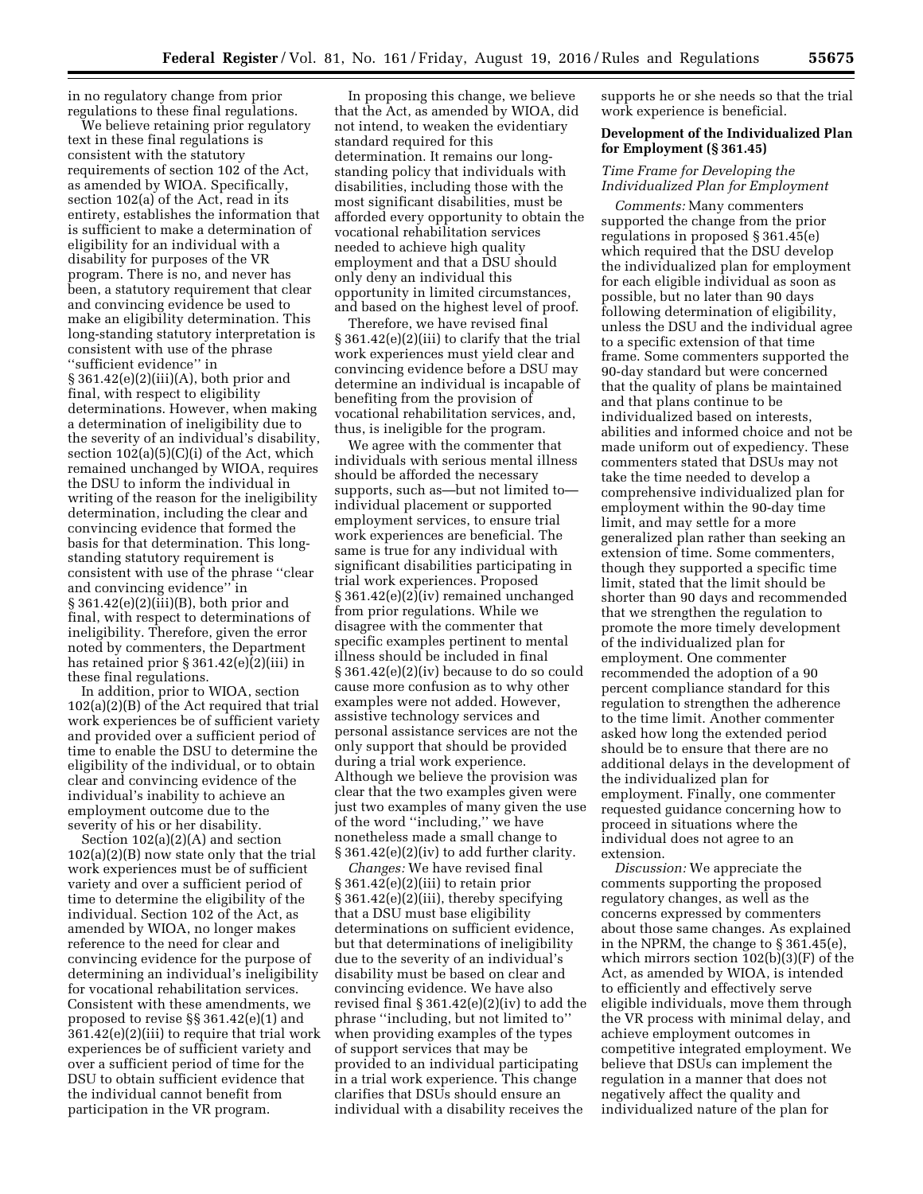in no regulatory change from prior regulations to these final regulations.

We believe retaining prior regulatory text in these final regulations is consistent with the statutory requirements of section 102 of the Act, as amended by WIOA. Specifically, section 102(a) of the Act, read in its entirety, establishes the information that is sufficient to make a determination of eligibility for an individual with a disability for purposes of the VR program. There is no, and never has been, a statutory requirement that clear and convincing evidence be used to make an eligibility determination. This long-standing statutory interpretation is consistent with use of the phrase "sufficient evidence" in § 361.42(e)(2)(iii)(A), both prior and final, with respect to eligibility determinations. However, when making a determination of ineligibility due to the severity of an individual's disability, section 102(a)(5)(C)(i) of the Act, which remained unchanged by WIOA, requires the DSU to inform the individual in writing of the reason for the ineligibility determination, including the clear and convincing evidence that formed the basis for that determination. This long-standing statutory requirement is consistent with use of the phrase "clear and convincing evidence" in § 361.42(e)(2)(iii)(B), both prior and final, with respect to determinations of ineligibility. Therefore, given the error noted by commenters, the Department has retained prior § 361.42(e)(2)(iii) in these final regulations.

In addition, prior to WIOA, section 102(a)(2)(B) of the Act required that trial work experiences be of sufficient variety and provided over a sufficient period of time to enable the DSU to determine the eligibility of the individual, or to obtain clear and convincing evidence of the individual's inability to achieve an employment outcome due to the severity of his or her disability.

Section 102(a)(2)(A) and section 102(a)(2)(B) now state only that the trial work experiences must be of sufficient variety and over a sufficient period of time to determine the eligibility of the individual. Section 102 of the Act, as amended by WIOA, no longer makes reference to the need for clear and convincing evidence for the purpose of determining an individual's ineligibility for vocational rehabilitation services. Consistent with these amendments, we proposed to revise §§ 361.42(e)(1) and 361.42(e)(2)(iii) to require that trial work experiences be of sufficient variety and over a sufficient period of time for the DSU to obtain sufficient evidence that the individual cannot benefit from participation in the VR program.

In proposing this change, we believe that the Act, as amended by WIOA, did not intend, to weaken the evidentiary standard required for this determination. It remains our long-standing policy that individuals with disabilities, including those with the most significant disabilities, must be afforded every opportunity to obtain the vocational rehabilitation services needed to achieve high quality employment and that a DSU should only deny an individual this opportunity in limited circumstances, and based on the highest level of proof.

Therefore, we have revised final § 361.42(e)(2)(iii) to clarify that the trial work experiences must yield clear and convincing evidence before a DSU may determine an individual is incapable of benefiting from the provision of vocational rehabilitation services, and, thus, is ineligible for the program.

We agree with the commenter that individuals with serious mental illness should be afforded the necessary supports, such as—but not limited to—individual placement or supported employment services, to ensure trial work experiences are beneficial. The same is true for any individual with significant disabilities participating in trial work experiences. Proposed § 361.42(e)(2)(iv) remained unchanged from prior regulations. While we disagree with the commenter that specific examples pertinent to mental illness should be included in final § 361.42(e)(2)(iv) because to do so could cause more confusion as to why other examples were not added. However, assistive technology services and personal assistance services are not the only support that should be provided during a trial work experience. Although we believe the provision was clear that the two examples given were just two examples of many given the use of the word "including," we have nonetheless made a small change to § 361.42(e)(2)(iv) to add further clarity.

*Changes:* We have revised final § 361.42(e)(2)(iii) to retain prior § 361.42(e)(2)(iii), thereby specifying that a DSU must base eligibility determinations on sufficient evidence, but that determinations of ineligibility due to the severity of an individual's disability must be based on clear and convincing evidence. We have also revised final § 361.42(e)(2)(iv) to add the phrase "including, but not limited to" when providing examples of the types of support services that may be provided to an individual participating in a trial work experience. This change clarifies that DSUs should ensure an individual with a disability receives the supports he or she needs so that the trial work experience is beneficial.

**Development of the Individualized Plan for Employment (§ 361.45)**

*Time Frame for Developing the Individualized Plan for Employment*

*Comments:* Many commenters supported the change from the prior regulations in proposed § 361.45(e) which required that the DSU develop the individualized plan for employment for each eligible individual as soon as possible, but no later than 90 days following determination of eligibility, unless the DSU and the individual agree to a specific extension of that time frame. Some commenters supported the 90-day standard but were concerned that the quality of plans be maintained and that plans continue to be individualized based on interests, abilities and informed choice and not be made uniform out of expediency. These commenters stated that DSUs may not take the time needed to develop a comprehensive individualized plan for employment within the 90-day time limit, and may settle for a more generalized plan rather than seeking an extension of time. Some commenters, though they supported a specific time limit, stated that the limit should be shorter than 90 days and recommended that we strengthen the regulation to promote the more timely development of the individualized plan for employment. One commenter recommended the adoption of a 90 percent compliance standard for this regulation to strengthen the adherence to the time limit. Another commenter asked how long the extended period should be to ensure that there are no additional delays in the development of the individualized plan for employment. Finally, one commenter requested guidance concerning how to proceed in situations where the individual does not agree to an extension.

*Discussion:* We appreciate the comments supporting the proposed regulatory changes, as well as the concerns expressed by commenters about those same changes. As explained in the NPRM, the change to § 361.45(e), which mirrors section 102(b)(3)(F) of the Act, as amended by WIOA, is intended to efficiently and effectively serve eligible individuals, move them through the VR process with minimal delay, and achieve employment outcomes in competitive integrated employment. We believe that DSUs can implement the regulation in a manner that does not negatively affect the quality and individualized nature of the plan for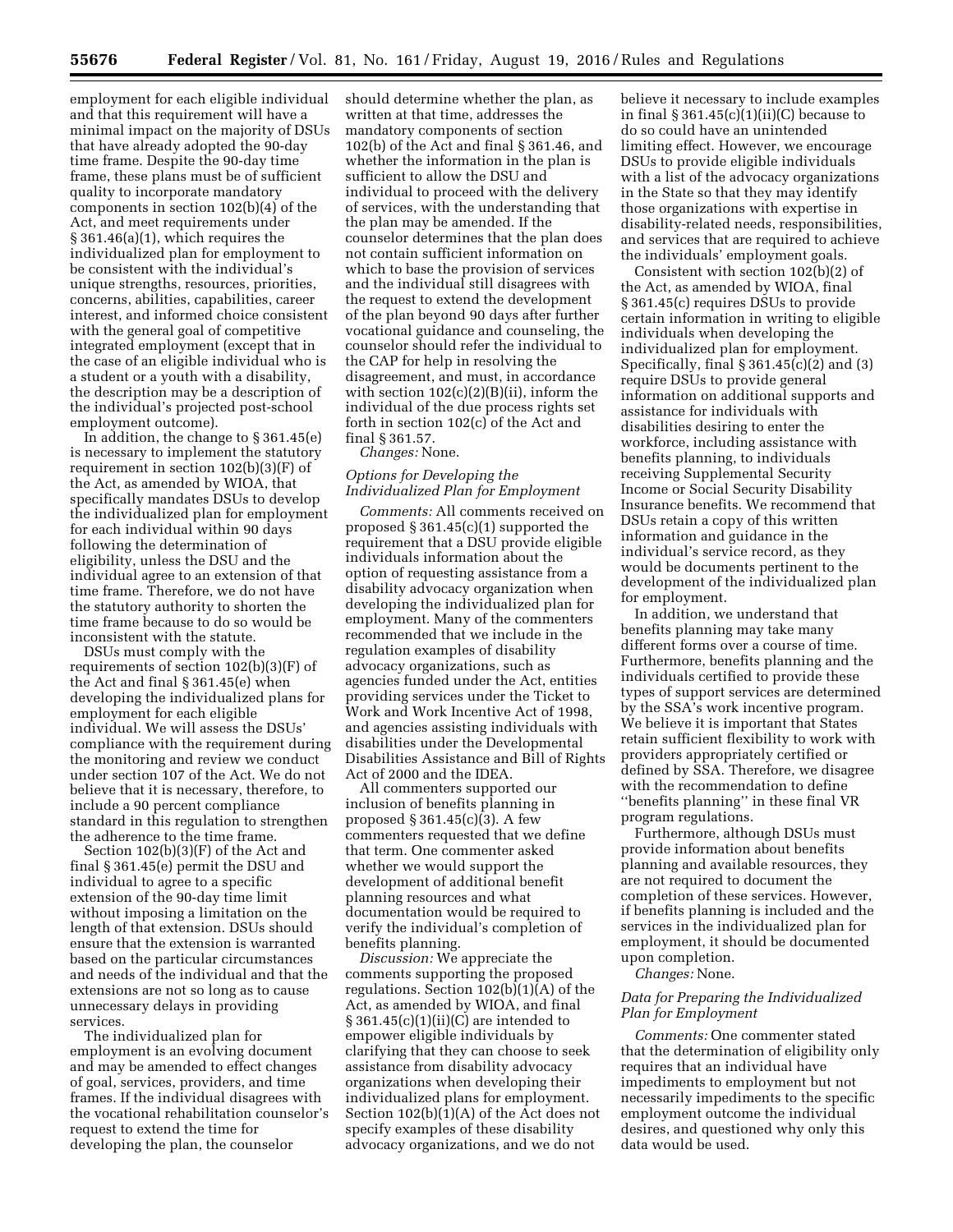employment for each eligible individual and that this requirement will have a minimal impact on the majority of DSUs that have already adopted the 90-day time frame. Despite the 90-day time frame, these plans must be of sufficient quality to incorporate mandatory components in section 102(b)(4) of the Act, and meet requirements under § 361.46(a)(1), which requires the individualized plan for employment to be consistent with the individual's unique strengths, resources, priorities, concerns, abilities, capabilities, career interest, and informed choice consistent with the general goal of competitive integrated employment (except that in the case of an eligible individual who is a student or a youth with a disability, the description may be a description of the individual's projected post-school employment outcome).

In addition, the change to § 361.45(e) is necessary to implement the statutory requirement in section 102(b)(3)(F) of the Act, as amended by WIOA, that specifically mandates DSUs to develop the individualized plan for employment for each individual within 90 days following the determination of eligibility, unless the DSU and the individual agree to an extension of that time frame. Therefore, we do not have the statutory authority to shorten the time frame because to do so would be inconsistent with the statute.

DSUs must comply with the requirements of section 102(b)(3)(F) of the Act and final § 361.45(e) when developing the individualized plans for employment for each eligible individual. We will assess the DSUs' compliance with the requirement during the monitoring and review we conduct under section 107 of the Act. We do not believe that it is necessary, therefore, to include a 90 percent compliance standard in this regulation to strengthen the adherence to the time frame.

Section 102(b)(3)(F) of the Act and final § 361.45(e) permit the DSU and individual to agree to a specific extension of the 90-day time limit without imposing a limitation on the length of that extension. DSUs should ensure that the extension is warranted based on the particular circumstances and needs of the individual and that the extensions are not so long as to cause unnecessary delays in providing services.

The individualized plan for employment is an evolving document and may be amended to effect changes of goal, services, providers, and time frames. If the individual disagrees with the vocational rehabilitation counselor's request to extend the time for developing the plan, the counselor should determine whether the plan, as written at that time, addresses the mandatory components of section 102(b) of the Act and final § 361.46, and whether the information in the plan is sufficient to allow the DSU and individual to proceed with the delivery of services, with the understanding that the plan may be amended. If the counselor determines that the plan does not contain sufficient information on which to base the provision of services and the individual still disagrees with the request to extend the development of the plan beyond 90 days after further vocational guidance and counseling, the counselor should refer the individual to the CAP for help in resolving the disagreement, and must, in accordance with section 102(c)(2)(B)(ii), inform the individual of the due process rights set forth in section 102(c) of the Act and final § 361.57.

*Changes:* None.

### *Options for Developing the Individualized Plan for Employment*

*Comments:* All comments received on proposed § 361.45(c)(1) supported the requirement that a DSU provide eligible individuals information about the option of requesting assistance from a disability advocacy organization when developing the individualized plan for employment. Many of the commenters recommended that we include in the regulation examples of disability advocacy organizations, such as agencies funded under the Act, entities providing services under the Ticket to Work and Work Incentive Act of 1998, and agencies assisting individuals with disabilities under the Developmental Disabilities Assistance and Bill of Rights Act of 2000 and the IDEA.

All commenters supported our inclusion of benefits planning in proposed § 361.45(c)(3). A few commenters requested that we define that term. One commenter asked whether we would support the development of additional benefit planning resources and what documentation would be required to verify the individual's completion of benefits planning.

*Discussion:* We appreciate the comments supporting the proposed regulations. Section 102(b)(1)(A) of the Act, as amended by WIOA, and final § 361.45(c)(1)(ii)(C) are intended to empower eligible individuals by clarifying that they can choose to seek assistance from disability advocacy organizations when developing their individualized plans for employment. Section 102(b)(1)(A) of the Act does not specify examples of these disability advocacy organizations, and we do not believe it necessary to include examples in final § 361.45(c)(1)(ii)(C) because to do so could have an unintended limiting effect. However, we encourage DSUs to provide eligible individuals with a list of the advocacy organizations in the State so that they may identify those organizations with expertise in disability-related needs, responsibilities, and services that are required to achieve the individuals' employment goals.

Consistent with section 102(b)(2) of the Act, as amended by WIOA, final § 361.45(c) requires DSUs to provide certain information in writing to eligible individuals when developing the individualized plan for employment. Specifically, final § 361.45(c)(2) and (3) require DSUs to provide general information on additional supports and assistance for individuals with disabilities desiring to enter the workforce, including assistance with benefits planning, to individuals receiving Supplemental Security Income or Social Security Disability Insurance benefits. We recommend that DSUs retain a copy of this written information and guidance in the individual's service record, as they would be documents pertinent to the development of the individualized plan for employment.

In addition, we understand that benefits planning may take many different forms over a course of time. Furthermore, benefits planning and the individuals certified to provide these types of support services are determined by the SSA's work incentive program. We believe it is important that States retain sufficient flexibility to work with providers appropriately certified or defined by SSA. Therefore, we disagree with the recommendation to define "benefits planning" in these final VR program regulations.

Furthermore, although DSUs must provide information about benefits planning and available resources, they are not required to document the completion of these services. However, if benefits planning is included and the services in the individualized plan for employment, it should be documented upon completion.

*Changes:* None.

### *Data for Preparing the Individualized Plan for Employment*

*Comments:* One commenter stated that the determination of eligibility only requires that an individual have impediments to employment but not necessarily impediments to the specific employment outcome the individual desires, and questioned why only this data would be used.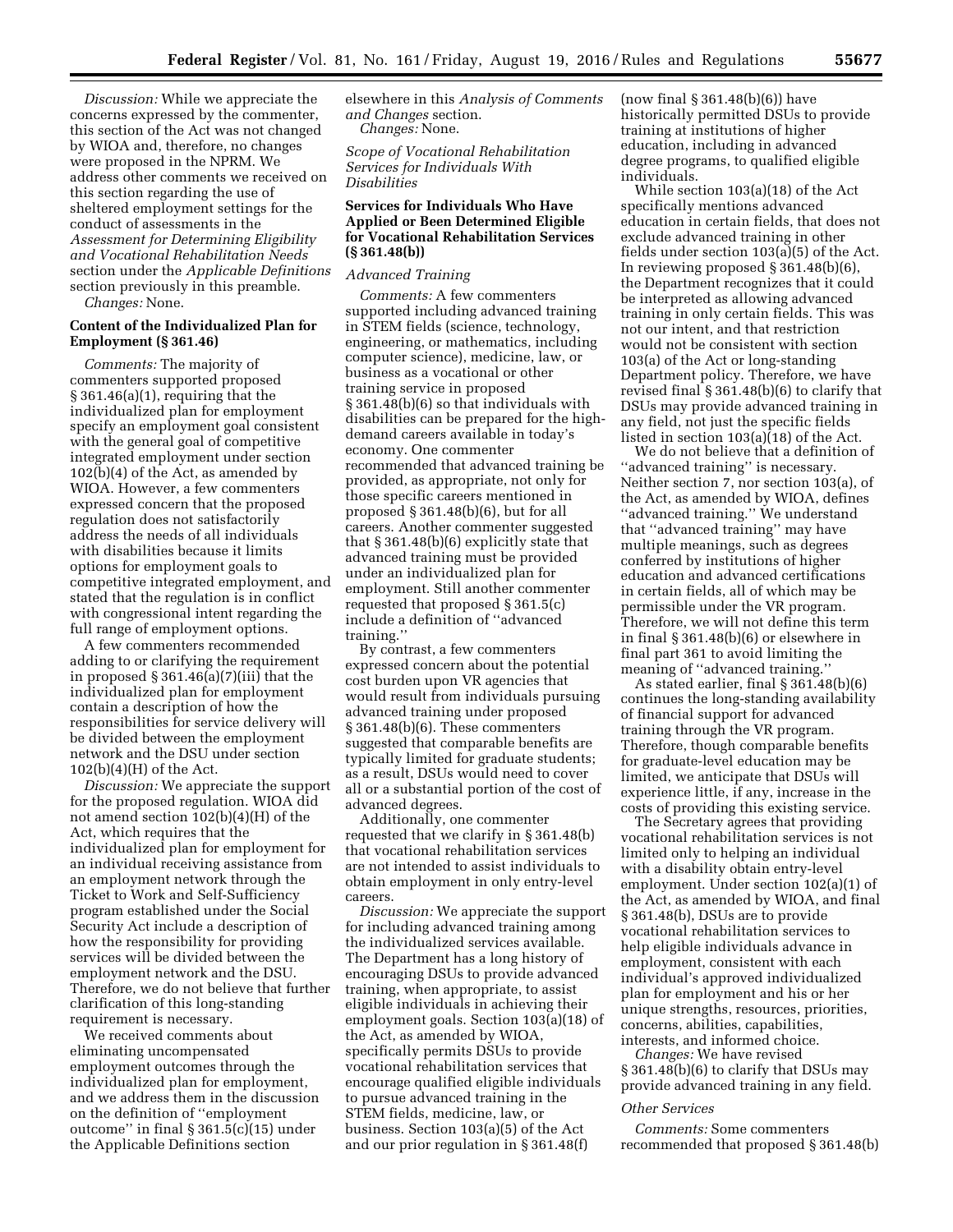*Discussion:* While we appreciate the concerns expressed by the commenter, this section of the Act was not changed by WIOA and, therefore, no changes were proposed in the NPRM. We address other comments we received on this section regarding the use of sheltered employment settings for the conduct of assessments in the *Assessment for Determining Eligibility and Vocational Rehabilitation Needs* section under the *Applicable Definitions* section previously in this preamble.

*Changes:* None.

**Content of the Individualized Plan for Employment (§ 361.46)**

*Comments:* The majority of commenters supported proposed § 361.46(a)(1), requiring that the individualized plan for employment specify an employment goal consistent with the general goal of competitive integrated employment under section 102(b)(4) of the Act, as amended by WIOA. However, a few commenters expressed concern that the proposed regulation does not satisfactorily address the needs of all individuals with disabilities because it limits options for employment goals to competitive integrated employment, and stated that the regulation is in conflict with congressional intent regarding the full range of employment options.

A few commenters recommended adding to or clarifying the requirement in proposed § 361.46(a)(7)(iii) that the individualized plan for employment contain a description of how the responsibilities for service delivery will be divided between the employment network and the DSU under section 102(b)(4)(H) of the Act.

*Discussion:* We appreciate the support for the proposed regulation. WIOA did not amend section 102(b)(4)(H) of the Act, which requires that the individualized plan for employment for an individual receiving assistance from an employment network through the Ticket to Work and Self-Sufficiency program established under the Social Security Act include a description of how the responsibility for providing services will be divided between the employment network and the DSU. Therefore, we do not believe that further clarification of this long-standing requirement is necessary.

We received comments about eliminating uncompensated employment outcomes through the individualized plan for employment, and we address them in the discussion on the definition of ''employment outcome'' in final § 361.5(c)(15) under the Applicable Definitions section elsewhere in this *Analysis of Comments and Changes* section.

*Changes:* None.

*Scope of Vocational Rehabilitation Services for Individuals With Disabilities*

**Services for Individuals Who Have Applied or Been Determined Eligible for Vocational Rehabilitation Services (§ 361.48(b))**

*Advanced Training*

*Comments:* A few commenters supported including advanced training in STEM fields (science, technology, engineering, or mathematics, including computer science), medicine, law, or business as a vocational or other training service in proposed § 361.48(b)(6) so that individuals with disabilities can be prepared for the high-demand careers available in today's economy. One commenter recommended that advanced training be provided, as appropriate, not only for those specific careers mentioned in proposed § 361.48(b)(6), but for all careers. Another commenter suggested that § 361.48(b)(6) explicitly state that advanced training must be provided under an individualized plan for employment. Still another commenter requested that proposed § 361.5(c) include a definition of ''advanced training.''

By contrast, a few commenters expressed concern about the potential cost burden upon VR agencies that would result from individuals pursuing advanced training under proposed § 361.48(b)(6). These commenters suggested that comparable benefits are typically limited for graduate students; as a result, DSUs would need to cover all or a substantial portion of the cost of advanced degrees.

Additionally, one commenter requested that we clarify in § 361.48(b) that vocational rehabilitation services are not intended to assist individuals to obtain employment in only entry-level careers.

*Discussion:* We appreciate the support for including advanced training among the individualized services available. The Department has a long history of encouraging DSUs to provide advanced training, when appropriate, to assist eligible individuals in achieving their employment goals. Section 103(a)(18) of the Act, as amended by WIOA, specifically permits DSUs to provide vocational rehabilitation services that encourage qualified eligible individuals to pursue advanced training in the STEM fields, medicine, law, or business. Section 103(a)(5) of the Act and our prior regulation in § 361.48(f) (now final § 361.48(b)(6)) have historically permitted DSUs to provide training at institutions of higher education, including in advanced degree programs, to qualified eligible individuals.

While section 103(a)(18) of the Act specifically mentions advanced education in certain fields, that does not exclude advanced training in other fields under section 103(a)(5) of the Act. In reviewing proposed § 361.48(b)(6), the Department recognizes that it could be interpreted as allowing advanced training in only certain fields. This was not our intent, and that restriction would not be consistent with section 103(a) of the Act or long-standing Department policy. Therefore, we have revised final § 361.48(b)(6) to clarify that DSUs may provide advanced training in any field, not just the specific fields listed in section 103(a)(18) of the Act.

We do not believe that a definition of ''advanced training'' is necessary. Neither section 7, nor section 103(a), of the Act, as amended by WIOA, defines ''advanced training.'' We understand that ''advanced training'' may have multiple meanings, such as degrees conferred by institutions of higher education and advanced certifications in certain fields, all of which may be permissible under the VR program. Therefore, we will not define this term in final § 361.48(b)(6) or elsewhere in final part 361 to avoid limiting the meaning of ''advanced training.''

As stated earlier, final § 361.48(b)(6) continues the long-standing availability of financial support for advanced training through the VR program. Therefore, though comparable benefits for graduate-level education may be limited, we anticipate that DSUs will experience little, if any, increase in the costs of providing this existing service.

The Secretary agrees that providing vocational rehabilitation services is not limited only to helping an individual with a disability obtain entry-level employment. Under section 102(a)(1) of the Act, as amended by WIOA, and final § 361.48(b), DSUs are to provide vocational rehabilitation services to help eligible individuals advance in employment, consistent with each individual's approved individualized plan for employment and his or her unique strengths, resources, priorities, concerns, abilities, capabilities, interests, and informed choice.

*Changes:* We have revised § 361.48(b)(6) to clarify that DSUs may provide advanced training in any field.

*Other Services*

*Comments:* Some commenters recommended that proposed § 361.48(b)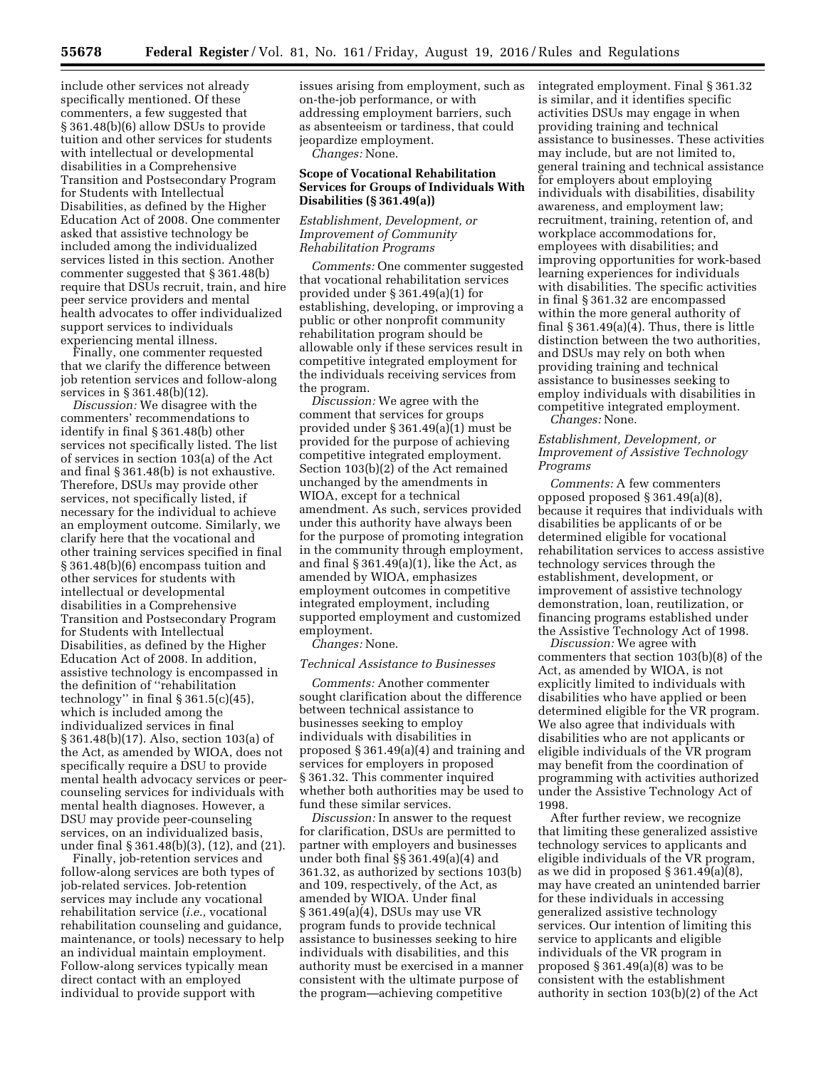include other services not already specifically mentioned. Of these commenters, a few suggested that § 361.48(b)(6) allow DSUs to provide tuition and other services for students with intellectual or developmental disabilities in a Comprehensive Transition and Postsecondary Program for Students with Intellectual Disabilities, as defined by the Higher Education Act of 2008. One commenter asked that assistive technology be included among the individualized services listed in this section. Another commenter suggested that § 361.48(b) require that DSUs recruit, train, and hire peer service providers and mental health advocates to offer individualized support services to individuals experiencing mental illness.

Finally, one commenter requested that we clarify the difference between job retention services and follow-along services in § 361.48(b)(12).

*Discussion:* We disagree with the commenters' recommendations to identify in final § 361.48(b) other services not specifically listed. The list of services in section 103(a) of the Act and final § 361.48(b) is not exhaustive. Therefore, DSUs may provide other services, not specifically listed, if necessary for the individual to achieve an employment outcome. Similarly, we clarify here that the vocational and other training services specified in final § 361.48(b)(6) encompass tuition and other services for students with intellectual or developmental disabilities in a Comprehensive Transition and Postsecondary Program for Students with Intellectual Disabilities, as defined by the Higher Education Act of 2008. In addition, assistive technology is encompassed in the definition of "rehabilitation technology" in final § 361.5(c)(45), which is included among the individualized services in final § 361.48(b)(17). Also, section 103(a) of the Act, as amended by WIOA, does not specifically require a DSU to provide mental health advocacy services or peer-counseling services for individuals with mental health diagnoses. However, a DSU may provide peer-counseling services, on an individualized basis, under final § 361.48(b)(3), (12), and (21).

Finally, job-retention services and follow-along services are both types of job-related services. Job-retention services may include any vocational rehabilitation service (*i.e.,* vocational rehabilitation counseling and guidance, maintenance, or tools) necessary to help an individual maintain employment. Follow-along services typically mean direct contact with an employed individual to provide support with issues arising from employment, such as on-the-job performance, or with addressing employment barriers, such as absenteeism or tardiness, that could jeopardize employment.

*Changes:* None.

## Scope of Vocational Rehabilitation Services for Groups of Individuals With Disabilities (§ 361.49(a))

### *Establishment, Development, or Improvement of Community Rehabilitation Programs*

*Comments:* One commenter suggested that vocational rehabilitation services provided under § 361.49(a)(1) for establishing, developing, or improving a public or other nonprofit community rehabilitation program should be allowable only if these services result in competitive integrated employment for the individuals receiving services from the program.

*Discussion:* We agree with the comment that services for groups provided under § 361.49(a)(1) must be provided for the purpose of achieving competitive integrated employment. Section 103(b)(2) of the Act remained unchanged by the amendments in WIOA, except for a technical amendment. As such, services provided under this authority have always been for the purpose of promoting integration in the community through employment, and final § 361.49(a)(1), like the Act, as amended by WIOA, emphasizes employment outcomes in competitive integrated employment, including supported employment and customized employment.

*Changes:* None.

### *Technical Assistance to Businesses*

*Comments:* Another commenter sought clarification about the difference between technical assistance to businesses seeking to employ individuals with disabilities in proposed § 361.49(a)(4) and training and services for employers in proposed § 361.32. This commenter inquired whether both authorities may be used to fund these similar services.

*Discussion:* In answer to the request for clarification, DSUs are permitted to partner with employers and businesses under both final §§ 361.49(a)(4) and 361.32, as authorized by sections 103(b) and 109, respectively, of the Act, as amended by WIOA. Under final § 361.49(a)(4), DSUs may use VR program funds to provide technical assistance to businesses seeking to hire individuals with disabilities, and this authority must be exercised in a manner consistent with the ultimate purpose of the program—achieving competitive integrated employment. Final § 361.32 is similar, and it identifies specific activities DSUs may engage in when providing training and technical assistance to businesses. These activities may include, but are not limited to, general training and technical assistance for employers about employing individuals with disabilities, disability awareness, and employment law; recruitment, training, retention of, and workplace accommodations for, employees with disabilities; and improving opportunities for work-based learning experiences for individuals with disabilities. The specific activities in final § 361.32 are encompassed within the more general authority of final § 361.49(a)(4). Thus, there is little distinction between the two authorities, and DSUs may rely on both when providing training and technical assistance to businesses seeking to employ individuals with disabilities in competitive integrated employment.

*Changes:* None.

### *Establishment, Development, or Improvement of Assistive Technology Programs*

*Comments:* A few commenters opposed proposed § 361.49(a)(8), because it requires that individuals with disabilities be applicants of or be determined eligible for vocational rehabilitation services to access assistive technology services through the establishment, development, or improvement of assistive technology demonstration, loan, reutilization, or financing programs established under the Assistive Technology Act of 1998.

*Discussion:* We agree with commenters that section 103(b)(8) of the Act, as amended by WIOA, is not explicitly limited to individuals with disabilities who have applied or been determined eligible for the VR program. We also agree that individuals with disabilities who are not applicants or eligible individuals of the VR program may benefit from the coordination of programming with activities authorized under the Assistive Technology Act of 1998.

After further review, we recognize that limiting these generalized assistive technology services to applicants and eligible individuals of the VR program, as we did in proposed § 361.49(a)(8), may have created an unintended barrier for these individuals in accessing generalized assistive technology services. Our intention of limiting this service to applicants and eligible individuals of the VR program in proposed § 361.49(a)(8) was to be consistent with the establishment authority in section 103(b)(2) of the Act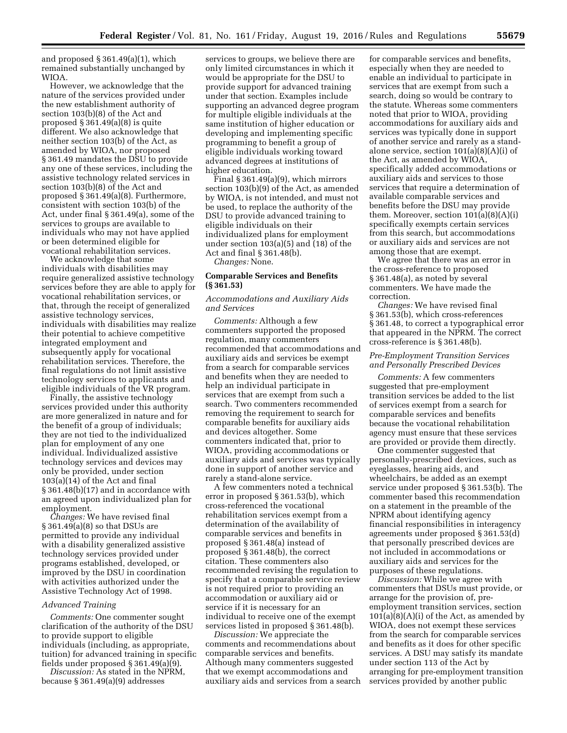and proposed § 361.49(a)(1), which remained substantially unchanged by WIOA.

However, we acknowledge that the nature of the services provided under the new establishment authority of section 103(b)(8) of the Act and proposed § 361.49(a)(8) is quite different. We also acknowledge that neither section 103(b) of the Act, as amended by WIOA, nor proposed § 361.49 mandates the DSU to provide any one of these services, including the assistive technology related services in section 103(b)(8) of the Act and proposed § 361.49(a)(8). Furthermore, consistent with section 103(b) of the Act, under final § 361.49(a), some of the services to groups are available to individuals who may not have applied or been determined eligible for vocational rehabilitation services.

We acknowledge that some individuals with disabilities may require generalized assistive technology services before they are able to apply for vocational rehabilitation services, or that, through the receipt of generalized assistive technology services, individuals with disabilities may realize their potential to achieve competitive integrated employment and subsequently apply for vocational rehabilitation services. Therefore, the final regulations do not limit assistive technology services to applicants and eligible individuals of the VR program.

Finally, the assistive technology services provided under this authority are more generalized in nature and for the benefit of a group of individuals; they are not tied to the individualized plan for employment of any one individual. Individualized assistive technology services and devices may only be provided, under section 103(a)(14) of the Act and final § 361.48(b)(17) and in accordance with an agreed upon individualized plan for employment.

*Changes:* We have revised final § 361.49(a)(8) so that DSUs are permitted to provide any individual with a disability generalized assistive technology services provided under programs established, developed, or improved by the DSU in coordination with activities authorized under the Assistive Technology Act of 1998.

### *Advanced Training*

*Comments:* One commenter sought clarification of the authority of the DSU to provide support to eligible individuals (including, as appropriate, tuition) for advanced training in specific fields under proposed § 361.49(a)(9).

*Discussion:* As stated in the NPRM, because § 361.49(a)(9) addresses services to groups, we believe there are only limited circumstances in which it would be appropriate for the DSU to provide support for advanced training under that section. Examples include supporting an advanced degree program for multiple eligible individuals at the same institution of higher education or developing and implementing specific programming to benefit a group of eligible individuals working toward advanced degrees at institutions of higher education.

Final § 361.49(a)(9), which mirrors section 103(b)(9) of the Act, as amended by WIOA, is not intended, and must not be used, to replace the authority of the DSU to provide advanced training to eligible individuals on their individualized plans for employment under section 103(a)(5) and (18) of the Act and final § 361.48(b).

*Changes:* None.

## Comparable Services and Benefits (§ 361.53)

### *Accommodations and Auxiliary Aids and Services*

*Comments:* Although a few commenters supported the proposed regulation, many commenters recommended that accommodations and auxiliary aids and services be exempt from a search for comparable services and benefits when they are needed to help an individual participate in services that are exempt from such a search. Two commenters recommended removing the requirement to search for comparable benefits for auxiliary aids and devices altogether. Some commenters indicated that, prior to WIOA, providing accommodations or auxiliary aids and services was typically done in support of another service and rarely a stand-alone service.

A few commenters noted a technical error in proposed § 361.53(b), which cross-referenced the vocational rehabilitation services exempt from a determination of the availability of comparable services and benefits in proposed § 361.48(a) instead of proposed § 361.48(b), the correct citation. These commenters also recommended revising the regulation to specify that a comparable service review is not required prior to providing an accommodation or auxiliary aid or service if it is necessary for an individual to receive one of the exempt services listed in proposed § 361.48(b).

*Discussion:* We appreciate the comments and recommendations about comparable services and benefits. Although many commenters suggested that we exempt accommodations and auxiliary aids and services from a search for comparable services and benefits, especially when they are needed to enable an individual to participate in services that are exempt from such a search, doing so would be contrary to the statute. Whereas some commenters noted that prior to WIOA, providing accommodations for auxiliary aids and services was typically done in support of another service and rarely as a stand-alone service, section 101(a)(8)(A)(i) of the Act, as amended by WIOA, specifically added accommodations or auxiliary aids and services to those services that require a determination of available comparable services and benefits before the DSU may provide them. Moreover, section 101(a)(8)(A)(i) specifically exempts certain services from this search, but accommodations or auxiliary aids and services are not among those that are exempt.

We agree that there was an error in the cross-reference to proposed § 361.48(a), as noted by several commenters. We have made the correction.

*Changes:* We have revised final § 361.53(b), which cross-references § 361.48, to correct a typographical error that appeared in the NPRM. The correct cross-reference is § 361.48(b).

### *Pre-Employment Transition Services and Personally Prescribed Devices*

*Comments:* A few commenters suggested that pre-employment transition services be added to the list of services exempt from a search for comparable services and benefits because the vocational rehabilitation agency must ensure that these services are provided or provide them directly.

One commenter suggested that personally-prescribed devices, such as eyeglasses, hearing aids, and wheelchairs, be added as an exempt service under proposed § 361.53(b). The commenter based this recommendation on a statement in the preamble of the NPRM about identifying agency financial responsibilities in interagency agreements under proposed § 361.53(d) that personally prescribed devices are not included in accommodations or auxiliary aids and services for the purposes of these regulations.

*Discussion:* While we agree with commenters that DSUs must provide, or arrange for the provision of, pre-employment transition services, section 101(a)(8)(A)(i) of the Act, as amended by WIOA, does not exempt these services from the search for comparable services and benefits as it does for other specific services. A DSU may satisfy its mandate under section 113 of the Act by arranging for pre-employment transition services provided by another public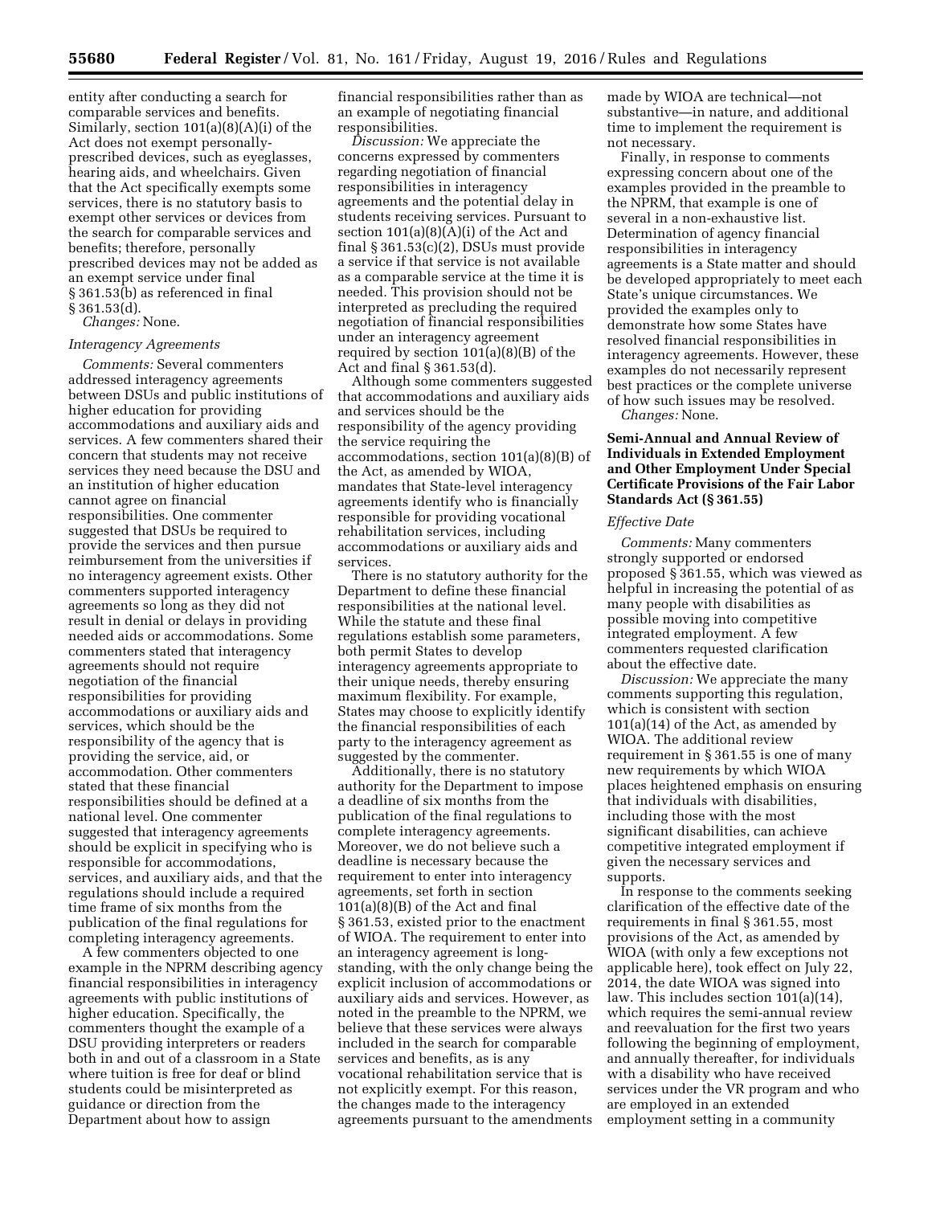entity after conducting a search for comparable services and benefits. Similarly, section 101(a)(8)(A)(i) of the Act does not exempt personally-prescribed devices, such as eyeglasses, hearing aids, and wheelchairs. Given that the Act specifically exempts some services, there is no statutory basis to exempt other services or devices from the search for comparable services and benefits; therefore, personally prescribed devices may not be added as an exempt service under final § 361.53(b) as referenced in final § 361.53(d).

*Changes:* None.

*Interagency Agreements*

*Comments:* Several commenters addressed interagency agreements between DSUs and public institutions of higher education for providing accommodations and auxiliary aids and services. A few commenters shared their concern that students may not receive services they need because the DSU and an institution of higher education cannot agree on financial responsibilities. One commenter suggested that DSUs be required to provide the services and then pursue reimbursement from the universities if no interagency agreement exists. Other commenters supported interagency agreements so long as they did not result in denial or delays in providing needed aids or accommodations. Some commenters stated that interagency agreements should not require negotiation of the financial responsibilities for providing accommodations or auxiliary aids and services, which should be the responsibility of the agency that is providing the service, aid, or accommodation. Other commenters stated that these financial responsibilities should be defined at a national level. One commenter suggested that interagency agreements should be explicit in specifying who is responsible for accommodations, services, and auxiliary aids, and that the regulations should include a required time frame of six months from the publication of the final regulations for completing interagency agreements.

A few commenters objected to one example in the NPRM describing agency financial responsibilities in interagency agreements with public institutions of higher education. Specifically, the commenters thought the example of a DSU providing interpreters or readers both in and out of a classroom in a State where tuition is free for deaf or blind students could be misinterpreted as guidance or direction from the Department about how to assign financial responsibilities rather than as an example of negotiating financial responsibilities.

*Discussion:* We appreciate the concerns expressed by commenters regarding negotiation of financial responsibilities in interagency agreements and the potential delay in students receiving services. Pursuant to section 101(a)(8)(A)(i) of the Act and final § 361.53(c)(2), DSUs must provide a service if that service is not available as a comparable service at the time it is needed. This provision should not be interpreted as precluding the required negotiation of financial responsibilities under an interagency agreement required by section 101(a)(8)(B) of the Act and final § 361.53(d).

Although some commenters suggested that accommodations and auxiliary aids and services should be the responsibility of the agency providing the service requiring the accommodations, section 101(a)(8)(B) of the Act, as amended by WIOA, mandates that State-level interagency agreements identify who is financially responsible for providing vocational rehabilitation services, including accommodations or auxiliary aids and services.

There is no statutory authority for the Department to define these financial responsibilities at the national level. While the statute and these final regulations establish some parameters, both permit States to develop interagency agreements appropriate to their unique needs, thereby ensuring maximum flexibility. For example, States may choose to explicitly identify the financial responsibilities of each party to the interagency agreement as suggested by the commenter.

Additionally, there is no statutory authority for the Department to impose a deadline of six months from the publication of the final regulations to complete interagency agreements. Moreover, we do not believe such a deadline is necessary because the requirement to enter into interagency agreements, set forth in section 101(a)(8)(B) of the Act and final § 361.53, existed prior to the enactment of WIOA. The requirement to enter into an interagency agreement is long-standing, with the only change being the explicit inclusion of accommodations or auxiliary aids and services. However, as noted in the preamble to the NPRM, we believe that these services were always included in the search for comparable services and benefits, as is any vocational rehabilitation service that is not explicitly exempt. For this reason, the changes made to the interagency agreements pursuant to the amendments made by WIOA are technical—not substantive—in nature, and additional time to implement the requirement is not necessary.

Finally, in response to comments expressing concern about one of the examples provided in the preamble to the NPRM, that example is one of several in a non-exhaustive list. Determination of agency financial responsibilities in interagency agreements is a State matter and should be developed appropriately to meet each State's unique circumstances. We provided the examples only to demonstrate how some States have resolved financial responsibilities in interagency agreements. However, these examples do not necessarily represent best practices or the complete universe of how such issues may be resolved.

*Changes:* None.

**Semi-Annual and Annual Review of Individuals in Extended Employment and Other Employment Under Special Certificate Provisions of the Fair Labor Standards Act (§ 361.55)**

*Effective Date*

*Comments:* Many commenters strongly supported or endorsed proposed § 361.55, which was viewed as helpful in increasing the potential of as many people with disabilities as possible moving into competitive integrated employment. A few commenters requested clarification about the effective date.

*Discussion:* We appreciate the many comments supporting this regulation, which is consistent with section 101(a)(14) of the Act, as amended by WIOA. The additional review requirement in § 361.55 is one of many new requirements by which WIOA places heightened emphasis on ensuring that individuals with disabilities, including those with the most significant disabilities, can achieve competitive integrated employment if given the necessary services and supports.

In response to the comments seeking clarification of the effective date of the requirements in final § 361.55, most provisions of the Act, as amended by WIOA (with only a few exceptions not applicable here), took effect on July 22, 2014, the date WIOA was signed into law. This includes section 101(a)(14), which requires the semi-annual review and reevaluation for the first two years following the beginning of employment, and annually thereafter, for individuals with a disability who have received services under the VR program and who are employed in an extended employment setting in a community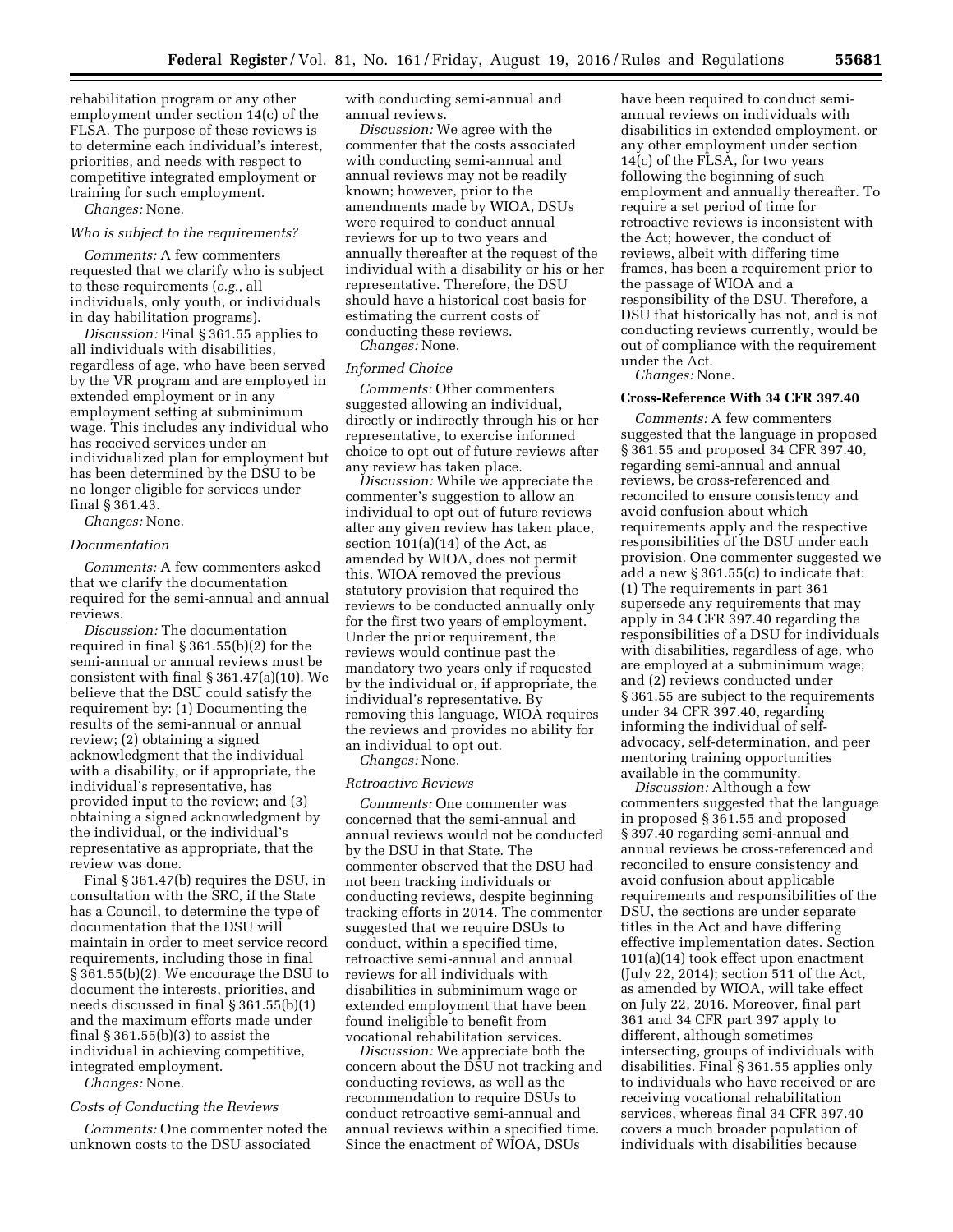rehabilitation program or any other employment under section 14(c) of the FLSA. The purpose of these reviews is to determine each individual's interest, priorities, and needs with respect to competitive integrated employment or training for such employment.

*Changes:* None.

*Who is subject to the requirements?*

*Comments:* A few commenters requested that we clarify who is subject to these requirements (*e.g.,* all individuals, only youth, or individuals in day habilitation programs).

*Discussion:* Final § 361.55 applies to all individuals with disabilities, regardless of age, who have been served by the VR program and are employed in extended employment or in any employment setting at subminimum wage. This includes any individual who has received services under an individualized plan for employment but has been determined by the DSU to be no longer eligible for services under final § 361.43.

*Changes:* None.

*Documentation*

*Comments:* A few commenters asked that we clarify the documentation required for the semi-annual and annual reviews.

*Discussion:* The documentation required in final § 361.55(b)(2) for the semi-annual or annual reviews must be consistent with final § 361.47(a)(10). We believe that the DSU could satisfy the requirement by: (1) Documenting the results of the semi-annual or annual review; (2) obtaining a signed acknowledgment that the individual with a disability, or if appropriate, the individual's representative, has provided input to the review; and (3) obtaining a signed acknowledgment by the individual, or the individual's representative as appropriate, that the review was done.

Final § 361.47(b) requires the DSU, in consultation with the SRC, if the State has a Council, to determine the type of documentation that the DSU will maintain in order to meet service record requirements, including those in final § 361.55(b)(2). We encourage the DSU to document the interests, priorities, and needs discussed in final § 361.55(b)(1) and the maximum efforts made under final § 361.55(b)(3) to assist the individual in achieving competitive, integrated employment.

*Changes:* None.

*Costs of Conducting the Reviews*

*Comments:* One commenter noted the unknown costs to the DSU associated with conducting semi-annual and annual reviews.

*Discussion:* We agree with the commenter that the costs associated with conducting semi-annual and annual reviews may not be readily known; however, prior to the amendments made by WIOA, DSUs were required to conduct annual reviews for up to two years and annually thereafter at the request of the individual with a disability or his or her representative. Therefore, the DSU should have a historical cost basis for estimating the current costs of conducting these reviews.

*Changes:* None.

*Informed Choice*

*Comments:* Other commenters suggested allowing an individual, directly or indirectly through his or her representative, to exercise informed choice to opt out of future reviews after any review has taken place.

*Discussion:* While we appreciate the commenter's suggestion to allow an individual to opt out of future reviews after any given review has taken place, section 101(a)(14) of the Act, as amended by WIOA, does not permit this. WIOA removed the previous statutory provision that required the reviews to be conducted annually only for the first two years of employment. Under the prior requirement, the reviews would continue past the mandatory two years only if requested by the individual or, if appropriate, the individual's representative. By removing this language, WIOA requires the reviews and provides no ability for an individual to opt out.

*Changes:* None.

*Retroactive Reviews*

*Comments:* One commenter was concerned that the semi-annual and annual reviews would not be conducted by the DSU in that State. The commenter observed that the DSU had not been tracking individuals or conducting reviews, despite beginning tracking efforts in 2014. The commenter suggested that we require DSUs to conduct, within a specified time, retroactive semi-annual and annual reviews for all individuals with disabilities in subminimum wage or extended employment that have been found ineligible to benefit from vocational rehabilitation services.

*Discussion:* We appreciate both the concern about the DSU not tracking and conducting reviews, as well as the recommendation to require DSUs to conduct retroactive semi-annual and annual reviews within a specified time. Since the enactment of WIOA, DSUs have been required to conduct semi-annual reviews on individuals with disabilities in extended employment, or any other employment under section 14(c) of the FLSA, for two years following the beginning of such employment and annually thereafter. To require a set period of time for retroactive reviews is inconsistent with the Act; however, the conduct of reviews, albeit with differing time frames, has been a requirement prior to the passage of WIOA and a responsibility of the DSU. Therefore, a DSU that historically has not, and is not conducting reviews currently, would be out of compliance with the requirement under the Act.

*Changes:* None.

**Cross-Reference With 34 CFR 397.40**

*Comments:* A few commenters suggested that the language in proposed § 361.55 and proposed 34 CFR 397.40, regarding semi-annual and annual reviews, be cross-referenced and reconciled to ensure consistency and avoid confusion about which requirements apply and the respective responsibilities of the DSU under each provision. One commenter suggested we add a new § 361.55(c) to indicate that: (1) The requirements in part 361 supersede any requirements that may apply in 34 CFR 397.40 regarding the responsibilities of a DSU for individuals with disabilities, regardless of age, who are employed at a subminimum wage; and (2) reviews conducted under § 361.55 are subject to the requirements under 34 CFR 397.40, regarding informing the individual of self-advocacy, self-determination, and peer mentoring training opportunities available in the community.

*Discussion:* Although a few commenters suggested that the language in proposed § 361.55 and proposed § 397.40 regarding semi-annual and annual reviews be cross-referenced and reconciled to ensure consistency and avoid confusion about applicable requirements and responsibilities of the DSU, the sections are under separate titles in the Act and have differing effective implementation dates. Section 101(a)(14) took effect upon enactment (July 22, 2014); section 511 of the Act, as amended by WIOA, will take effect on July 22, 2016. Moreover, final part 361 and 34 CFR part 397 apply to different, although sometimes intersecting, groups of individuals with disabilities. Final § 361.55 applies only to individuals who have received or are receiving vocational rehabilitation services, whereas final 34 CFR 397.40 covers a much broader population of individuals with disabilities because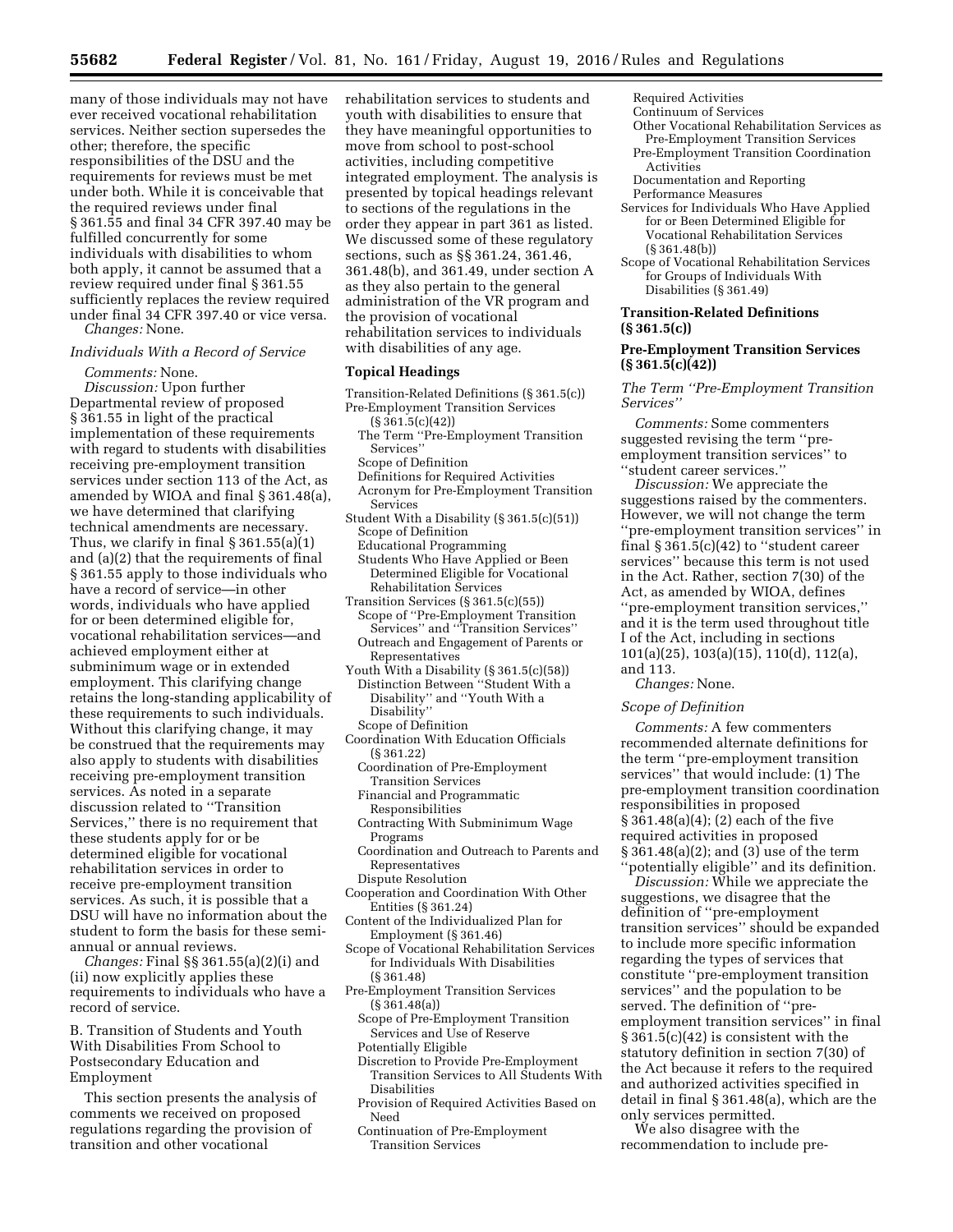many of those individuals may not have ever received vocational rehabilitation services. Neither section supersedes the other; therefore, the specific responsibilities of the DSU and the requirements for reviews must be met under both. While it is conceivable that the required reviews under final § 361.55 and final 34 CFR 397.40 may be fulfilled concurrently for some individuals with disabilities to whom both apply, it cannot be assumed that a review required under final § 361.55 sufficiently replaces the review required under final 34 CFR 397.40 or vice versa.

*Changes:* None.

*Individuals With a Record of Service*

*Comments:* None.

*Discussion:* Upon further Departmental review of proposed § 361.55 in light of the practical implementation of these requirements with regard to students with disabilities receiving pre-employment transition services under section 113 of the Act, as amended by WIOA and final § 361.48(a), we have determined that clarifying technical amendments are necessary. Thus, we clarify in final § 361.55(a)(1) and (a)(2) that the requirements of final § 361.55 apply to those individuals who have a record of service—in other words, individuals who have applied for or been determined eligible for, vocational rehabilitation services—and achieved employment either at subminimum wage or in extended employment. This clarifying change retains the long-standing applicability of these requirements to such individuals. Without this clarifying change, it may be construed that the requirements may also apply to students with disabilities receiving pre-employment transition services. As noted in a separate discussion related to "Transition Services," there is no requirement that these students apply for or be determined eligible for vocational rehabilitation services in order to receive pre-employment transition services. As such, it is possible that a DSU will have no information about the student to form the basis for these semi-annual or annual reviews.

*Changes:* Final §§ 361.55(a)(2)(i) and (ii) now explicitly applies these requirements to individuals who have a record of service.

B. Transition of Students and Youth With Disabilities From School to Postsecondary Education and Employment

This section presents the analysis of comments we received on proposed regulations regarding the provision of transition and other vocational rehabilitation services to students and youth with disabilities to ensure that they have meaningful opportunities to move from school to post-school activities, including competitive integrated employment. The analysis is presented by topical headings relevant to sections of the regulations in the order they appear in part 361 as listed. We discussed some of these regulatory sections, such as §§ 361.24, 361.46, 361.48(b), and 361.49, under section A as they also pertain to the general administration of the VR program and the provision of vocational rehabilitation services to individuals with disabilities of any age.

**Topical Headings**

- Transition-Related Definitions (§ 361.5(c))
- Pre-Employment Transition Services (§ 361.5(c)(42))
  - The Term "Pre-Employment Transition Services"
  - Scope of Definition
  - Definitions for Required Activities
  - Acronym for Pre-Employment Transition Services
- Student With a Disability (§ 361.5(c)(51))
  - Scope of Definition
  - Educational Programming
  - Students Who Have Applied or Been Determined Eligible for Vocational Rehabilitation Services
- Transition Services (§ 361.5(c)(55))
  - Scope of "Pre-Employment Transition Services" and "Transition Services"
  - Outreach and Engagement of Parents or Representatives
- Youth With a Disability (§ 361.5(c)(58))
  - Distinction Between "Student With a Disability" and "Youth With a Disability"
  - Scope of Definition
- Coordination With Education Officials (§ 361.22)
  - Coordination of Pre-Employment Transition Services
  - Financial and Programmatic Responsibilities
  - Contracting With Subminimum Wage Programs
  - Coordination and Outreach to Parents and Representatives
  - Dispute Resolution
- Cooperation and Coordination With Other Entities (§ 361.24)
- Content of the Individualized Plan for Employment (§ 361.46)
- Scope of Vocational Rehabilitation Services for Individuals With Disabilities (§ 361.48)
- Pre-Employment Transition Services (§ 361.48(a))
  - Scope of Pre-Employment Transition Services and Use of Reserve
  - Potentially Eligible
  - Discretion to Provide Pre-Employment Transition Services to All Students With Disabilities
  - Provision of Required Activities Based on Need
  - Continuation of Pre-Employment Transition Services
  - Required Activities
  - Continuum of Services
  - Other Vocational Rehabilitation Services as Pre-Employment Transition Services
  - Pre-Employment Transition Coordination Activities
  - Documentation and Reporting
  - Performance Measures
- Services for Individuals Who Have Applied for or Been Determined Eligible for Vocational Rehabilitation Services (§ 361.48(b))
- Scope of Vocational Rehabilitation Services for Groups of Individuals With Disabilities (§ 361.49)

**Transition-Related Definitions (§ 361.5(c))**

**Pre-Employment Transition Services (§ 361.5(c)(42))**

*The Term "Pre-Employment Transition Services"*

*Comments:* Some commenters suggested revising the term "pre-employment transition services" to "student career services."

*Discussion:* We appreciate the suggestions raised by the commenters. However, we will not change the term "pre-employment transition services" in final § 361.5(c)(42) to "student career services" because this term is not used in the Act. Rather, section 7(30) of the Act, as amended by WIOA, defines "pre-employment transition services," and it is the term used throughout title I of the Act, including in sections 101(a)(25), 103(a)(15), 110(d), 112(a), and 113.

*Changes:* None.

*Scope of Definition*

*Comments:* A few commenters recommended alternate definitions for the term "pre-employment transition services" that would include: (1) The pre-employment transition coordination responsibilities in proposed § 361.48(a)(4); (2) each of the five required activities in proposed § 361.48(a)(2); and (3) use of the term "potentially eligible" and its definition.

*Discussion:* While we appreciate the suggestions, we disagree that the definition of "pre-employment transition services" should be expanded to include more specific information regarding the types of services that constitute "pre-employment transition services" and the population to be served. The definition of "pre-employment transition services" in final § 361.5(c)(42) is consistent with the statutory definition in section 7(30) of the Act because it refers to the required and authorized activities specified in detail in final § 361.48(a), which are the only services permitted.

We also disagree with the recommendation to include pre-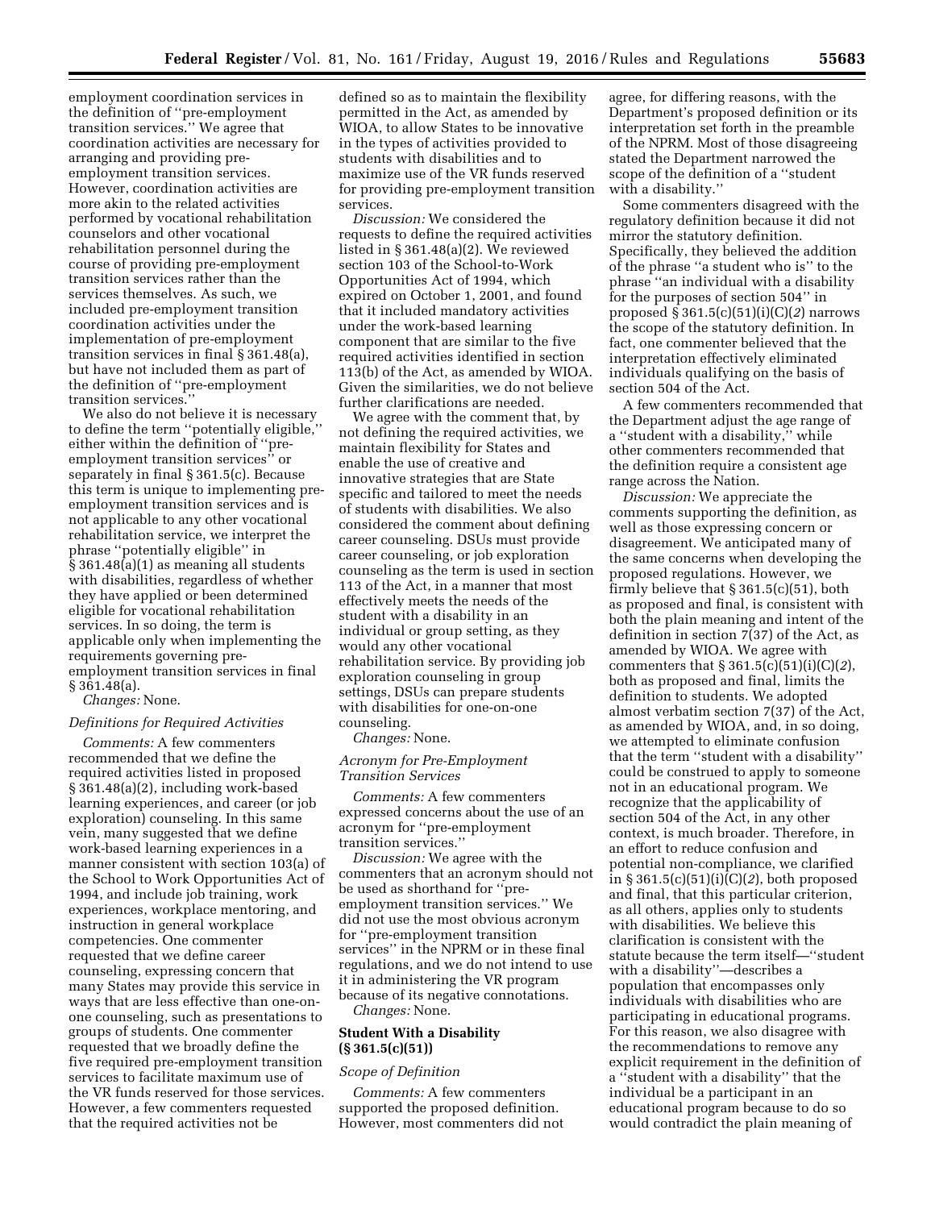employment coordination services in the definition of ''pre-employment transition services.'' We agree that coordination activities are necessary for arranging and providing pre-employment transition services. However, coordination activities are more akin to the related activities performed by vocational rehabilitation counselors and other vocational rehabilitation personnel during the course of providing pre-employment transition services rather than the services themselves. As such, we included pre-employment transition coordination activities under the implementation of pre-employment transition services in final § 361.48(a), but have not included them as part of the definition of ''pre-employment transition services.''

We also do not believe it is necessary to define the term ''potentially eligible,'' either within the definition of ''pre-employment transition services'' or separately in final § 361.5(c). Because this term is unique to implementing pre-employment transition services and is not applicable to any other vocational rehabilitation service, we interpret the phrase ''potentially eligible'' in § 361.48(a)(1) as meaning all students with disabilities, regardless of whether they have applied or been determined eligible for vocational rehabilitation services. In so doing, the term is applicable only when implementing the requirements governing pre-employment transition services in final § 361.48(a).

*Changes:* None.

*Definitions for Required Activities*

*Comments:* A few commenters recommended that we define the required activities listed in proposed § 361.48(a)(2), including work-based learning experiences, and career (or job exploration) counseling. In this same vein, many suggested that we define work-based learning experiences in a manner consistent with section 103(a) of the School to Work Opportunities Act of 1994, and include job training, work experiences, workplace mentoring, and instruction in general workplace competencies. One commenter requested that we define career counseling, expressing concern that many States may provide this service in ways that are less effective than one-on-one counseling, such as presentations to groups of students. One commenter requested that we broadly define the five required pre-employment transition services to facilitate maximum use of the VR funds reserved for those services. However, a few commenters requested that the required activities not be defined so as to maintain the flexibility permitted in the Act, as amended by WIOA, to allow States to be innovative in the types of activities provided to students with disabilities and to maximize use of the VR funds reserved for providing pre-employment transition services.

*Discussion:* We considered the requests to define the required activities listed in § 361.48(a)(2). We reviewed section 103 of the School-to-Work Opportunities Act of 1994, which expired on October 1, 2001, and found that it included mandatory activities under the work-based learning component that are similar to the five required activities identified in section 113(b) of the Act, as amended by WIOA. Given the similarities, we do not believe further clarifications are needed.

We agree with the comment that, by not defining the required activities, we maintain flexibility for States and enable the use of creative and innovative strategies that are State specific and tailored to meet the needs of students with disabilities. We also considered the comment about defining career counseling. DSUs must provide career counseling, or job exploration counseling as the term is used in section 113 of the Act, in a manner that most effectively meets the needs of the student with a disability in an individual or group setting, as they would any other vocational rehabilitation service. By providing job exploration counseling in group settings, DSUs can prepare students with disabilities for one-on-one counseling.

*Changes:* None.

*Acronym for Pre-Employment Transition Services*

*Comments:* A few commenters expressed concerns about the use of an acronym for ''pre-employment transition services.''

*Discussion:* We agree with the commenters that an acronym should not be used as shorthand for ''pre-employment transition services.'' We did not use the most obvious acronym for ''pre-employment transition services'' in the NPRM or in these final regulations, and we do not intend to use it in administering the VR program because of its negative connotations.

*Changes:* None.

**Student With a Disability (§ 361.5(c)(51))**

*Scope of Definition*

*Comments:* A few commenters supported the proposed definition. However, most commenters did not agree, for differing reasons, with the Department's proposed definition or its interpretation set forth in the preamble of the NPRM. Most of those disagreeing stated the Department narrowed the scope of the definition of a ''student with a disability.''

Some commenters disagreed with the regulatory definition because it did not mirror the statutory definition. Specifically, they believed the addition of the phrase ''a student who is'' to the phrase ''an individual with a disability for the purposes of section 504'' in proposed § 361.5(c)(51)(i)(C)(*2*) narrows the scope of the statutory definition. In fact, one commenter believed that the interpretation effectively eliminated individuals qualifying on the basis of section 504 of the Act.

A few commenters recommended that the Department adjust the age range of a ''student with a disability,'' while other commenters recommended that the definition require a consistent age range across the Nation.

*Discussion:* We appreciate the comments supporting the definition, as well as those expressing concern or disagreement. We anticipated many of the same concerns when developing the proposed regulations. However, we firmly believe that § 361.5(c)(51), both as proposed and final, is consistent with both the plain meaning and intent of the definition in section 7(37) of the Act, as amended by WIOA. We agree with commenters that § 361.5(c)(51)(i)(C)(*2*), both as proposed and final, limits the definition to students. We adopted almost verbatim section 7(37) of the Act, as amended by WIOA, and, in so doing, we attempted to eliminate confusion that the term ''student with a disability'' could be construed to apply to someone not in an educational program. We recognize that the applicability of section 504 of the Act, in any other context, is much broader. Therefore, in an effort to reduce confusion and potential non-compliance, we clarified in § 361.5(c)(51)(i)(C)(*2*), both proposed and final, that this particular criterion, as all others, applies only to students with disabilities. We believe this clarification is consistent with the statute because the term itself—''student with a disability''—describes a population that encompasses only individuals with disabilities who are participating in educational programs. For this reason, we also disagree with the recommendations to remove any explicit requirement in the definition of a ''student with a disability'' that the individual be a participant in an educational program because to do so would contradict the plain meaning of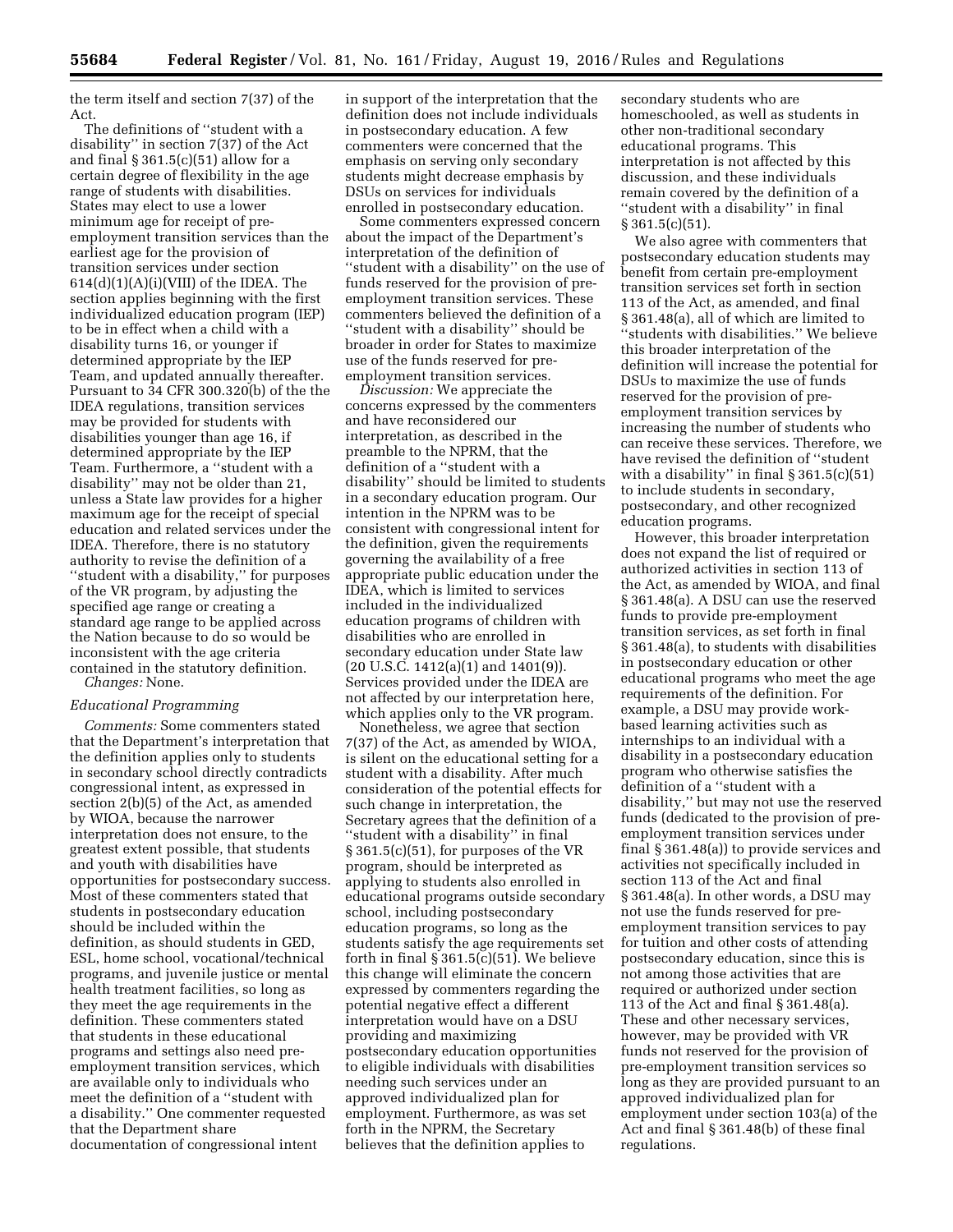the term itself and section 7(37) of the Act.

The definitions of "student with a disability" in section 7(37) of the Act and final § 361.5(c)(51) allow for a certain degree of flexibility in the age range of students with disabilities. States may elect to use a lower minimum age for receipt of pre-employment transition services than the earliest age for the provision of transition services under section 614(d)(1)(A)(i)(VIII) of the IDEA. The section applies beginning with the first individualized education program (IEP) to be in effect when a child with a disability turns 16, or younger if determined appropriate by the IEP Team, and updated annually thereafter. Pursuant to 34 CFR 300.320(b) of the the IDEA regulations, transition services may be provided for students with disabilities younger than age 16, if determined appropriate by the IEP Team. Furthermore, a "student with a disability" may not be older than 21, unless a State law provides for a higher maximum age for the receipt of special education and related services under the IDEA. Therefore, there is no statutory authority to revise the definition of a "student with a disability," for purposes of the VR program, by adjusting the specified age range or creating a standard age range to be applied across the Nation because to do so would be inconsistent with the age criteria contained in the statutory definition.

*Changes:* None.

### *Educational Programming*

*Comments:* Some commenters stated that the Department's interpretation that the definition applies only to students in secondary school directly contradicts congressional intent, as expressed in section 2(b)(5) of the Act, as amended by WIOA, because the narrower interpretation does not ensure, to the greatest extent possible, that students and youth with disabilities have opportunities for postsecondary success. Most of these commenters stated that students in postsecondary education should be included within the definition, as should students in GED, ESL, home school, vocational/technical programs, and juvenile justice or mental health treatment facilities, so long as they meet the age requirements in the definition. These commenters stated that students in these educational programs and settings also need pre-employment transition services, which are available only to individuals who meet the definition of a "student with a disability." One commenter requested that the Department share documentation of congressional intent in support of the interpretation that the definition does not include individuals in postsecondary education. A few commenters were concerned that the emphasis on serving only secondary students might decrease emphasis by DSUs on services for individuals enrolled in postsecondary education.

Some commenters expressed concern about the impact of the Department's interpretation of the definition of "student with a disability" on the use of funds reserved for the provision of pre-employment transition services. These commenters believed the definition of a "student with a disability" should be broader in order for States to maximize use of the funds reserved for pre-employment transition services.

*Discussion:* We appreciate the concerns expressed by the commenters and have reconsidered our interpretation, as described in the preamble to the NPRM, that the definition of a "student with a disability" should be limited to students in a secondary education program. Our intention in the NPRM was to be consistent with congressional intent for the definition, given the requirements governing the availability of a free appropriate public education under the IDEA, which is limited to services included in the individualized education programs of children with disabilities who are enrolled in secondary education under State law (20 U.S.C. 1412(a)(1) and 1401(9)). Services provided under the IDEA are not affected by our interpretation here, which applies only to the VR program.

Nonetheless, we agree that section 7(37) of the Act, as amended by WIOA, is silent on the educational setting for a student with a disability. After much consideration of the potential effects for such change in interpretation, the Secretary agrees that the definition of a "student with a disability" in final § 361.5(c)(51), for purposes of the VR program, should be interpreted as applying to students also enrolled in educational programs outside secondary school, including postsecondary education programs, so long as the students satisfy the age requirements set forth in final § 361.5(c)(51). We believe this change will eliminate the concern expressed by commenters regarding the potential negative effect a different interpretation would have on a DSU providing and maximizing postsecondary education opportunities to eligible individuals with disabilities needing such services under an approved individualized plan for employment. Furthermore, as was set forth in the NPRM, the Secretary believes that the definition applies to secondary students who are homeschooled, as well as students in other non-traditional secondary educational programs. This interpretation is not affected by this discussion, and these individuals remain covered by the definition of a "student with a disability" in final § 361.5(c)(51).

We also agree with commenters that postsecondary education students may benefit from certain pre-employment transition services set forth in section 113 of the Act, as amended, and final § 361.48(a), all of which are limited to "students with disabilities." We believe this broader interpretation of the definition will increase the potential for DSUs to maximize the use of funds reserved for the provision of pre-employment transition services by increasing the number of students who can receive these services. Therefore, we have revised the definition of "student with a disability" in final § 361.5(c)(51) to include students in secondary, postsecondary, and other recognized education programs.

However, this broader interpretation does not expand the list of required or authorized activities in section 113 of the Act, as amended by WIOA, and final § 361.48(a). A DSU can use the reserved funds to provide pre-employment transition services, as set forth in final § 361.48(a), to students with disabilities in postsecondary education or other educational programs who meet the age requirements of the definition. For example, a DSU may provide work-based learning activities such as internships to an individual with a disability in a postsecondary education program who otherwise satisfies the definition of a "student with a disability," but may not use the reserved funds (dedicated to the provision of pre-employment transition services under final § 361.48(a)) to provide services and activities not specifically included in section 113 of the Act and final § 361.48(a). In other words, a DSU may not use the funds reserved for pre-employment transition services to pay for tuition and other costs of attending postsecondary education, since this is not among those activities that are required or authorized under section 113 of the Act and final § 361.48(a). These and other necessary services, however, may be provided with VR funds not reserved for the provision of pre-employment transition services so long as they are provided pursuant to an approved individualized plan for employment under section 103(a) of the Act and final § 361.48(b) of these final regulations.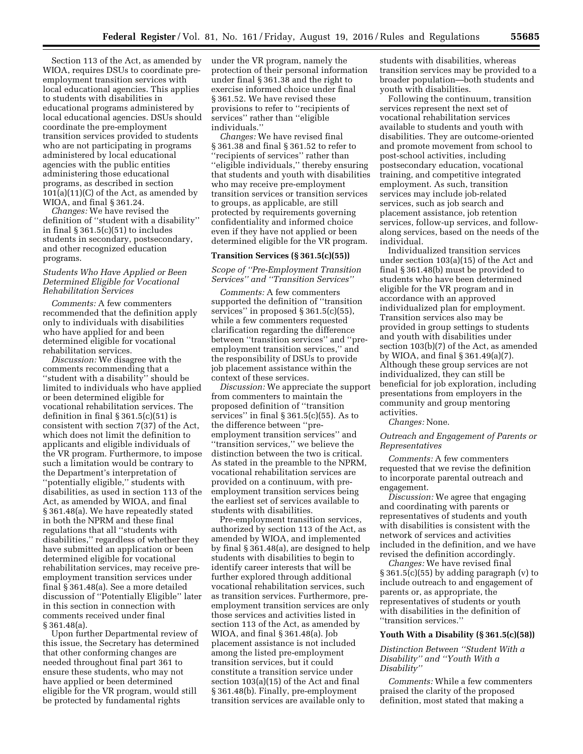Section 113 of the Act, as amended by WIOA, requires DSUs to coordinate pre-employment transition services with local educational agencies. This applies to students with disabilities in educational programs administered by local educational agencies. DSUs should coordinate the pre-employment transition services provided to students who are not participating in programs administered by local educational agencies with the public entities administering those educational programs, as described in section 101(a)(11)(C) of the Act, as amended by WIOA, and final § 361.24.

*Changes:* We have revised the definition of ''student with a disability'' in final § 361.5(c)(51) to includes students in secondary, postsecondary, and other recognized education programs.

### *Students Who Have Applied or Been Determined Eligible for Vocational Rehabilitation Services*

*Comments:* A few commenters recommended that the definition apply only to individuals with disabilities who have applied for and been determined eligible for vocational rehabilitation services.

*Discussion:* We disagree with the comments recommending that a ''student with a disability'' should be limited to individuals who have applied or been determined eligible for vocational rehabilitation services. The definition in final § 361.5(c)(51) is consistent with section 7(37) of the Act, which does not limit the definition to applicants and eligible individuals of the VR program. Furthermore, to impose such a limitation would be contrary to the Department's interpretation of ''potentially eligible,'' students with disabilities, as used in section 113 of the Act, as amended by WIOA, and final § 361.48(a). We have repeatedly stated in both the NPRM and these final regulations that all ''students with disabilities,'' regardless of whether they have submitted an application or been determined eligible for vocational rehabilitation services, may receive pre-employment transition services under final § 361.48(a). See a more detailed discussion of ''Potentially Eligible'' later in this section in connection with comments received under final § 361.48(a).

Upon further Departmental review of this issue, the Secretary has determined that other conforming changes are needed throughout final part 361 to ensure these students, who may not have applied or been determined eligible for the VR program, would still be protected by fundamental rights under the VR program, namely the protection of their personal information under final § 361.38 and the right to exercise informed choice under final § 361.52. We have revised these provisions to refer to ''recipients of services'' rather than ''eligible individuals.''

*Changes:* We have revised final § 361.38 and final § 361.52 to refer to ''recipients of services'' rather than ''eligible individuals,'' thereby ensuring that students and youth with disabilities who may receive pre-employment transition services or transition services to groups, as applicable, are still protected by requirements governing confidentiality and informed choice even if they have not applied or been determined eligible for the VR program.

## Transition Services (§ 361.5(c)(55))

### *Scope of ''Pre-Employment Transition Services'' and ''Transition Services''*

*Comments:* A few commenters supported the definition of ''transition services'' in proposed § 361.5(c)(55), while a few commenters requested clarification regarding the difference between ''transition services'' and ''pre-employment transition services,'' and the responsibility of DSUs to provide job placement assistance within the context of these services.

*Discussion:* We appreciate the support from commenters to maintain the proposed definition of ''transition services'' in final § 361.5(c)(55). As to the difference between ''pre-employment transition services'' and ''transition services,'' we believe the distinction between the two is critical. As stated in the preamble to the NPRM, vocational rehabilitation services are provided on a continuum, with pre-employment transition services being the earliest set of services available to students with disabilities.

Pre-employment transition services, authorized by section 113 of the Act, as amended by WIOA, and implemented by final § 361.48(a), are designed to help students with disabilities to begin to identify career interests that will be further explored through additional vocational rehabilitation services, such as transition services. Furthermore, pre-employment transition services are only those services and activities listed in section 113 of the Act, as amended by WIOA, and final § 361.48(a). Job placement assistance is not included among the listed pre-employment transition services, but it could constitute a transition service under section 103(a)(15) of the Act and final § 361.48(b). Finally, pre-employment transition services are available only to students with disabilities, whereas transition services may be provided to a broader population—both students and youth with disabilities.

Following the continuum, transition services represent the next set of vocational rehabilitation services available to students and youth with disabilities. They are outcome-oriented and promote movement from school to post-school activities, including postsecondary education, vocational training, and competitive integrated employment. As such, transition services may include job-related services, such as job search and placement assistance, job retention services, follow-up services, and follow-along services, based on the needs of the individual.

Individualized transition services under section 103(a)(15) of the Act and final § 361.48(b) must be provided to students who have been determined eligible for the VR program and in accordance with an approved individualized plan for employment. Transition services also may be provided in group settings to students and youth with disabilities under section 103(b)(7) of the Act, as amended by WIOA, and final § 361.49(a)(7). Although these group services are not individualized, they can still be beneficial for job exploration, including presentations from employers in the community and group mentoring activities.

*Changes:* None.

### *Outreach and Engagement of Parents or Representatives*

*Comments:* A few commenters requested that we revise the definition to incorporate parental outreach and engagement.

*Discussion:* We agree that engaging and coordinating with parents or representatives of students and youth with disabilities is consistent with the network of services and activities included in the definition, and we have revised the definition accordingly.

*Changes:* We have revised final § 361.5(c)(55) by adding paragraph (v) to include outreach to and engagement of parents or, as appropriate, the representatives of students or youth with disabilities in the definition of ''transition services.''

## Youth With a Disability (§ 361.5(c)(58))

### *Distinction Between ''Student With a Disability'' and ''Youth With a Disability''*

*Comments:* While a few commenters praised the clarity of the proposed definition, most stated that making a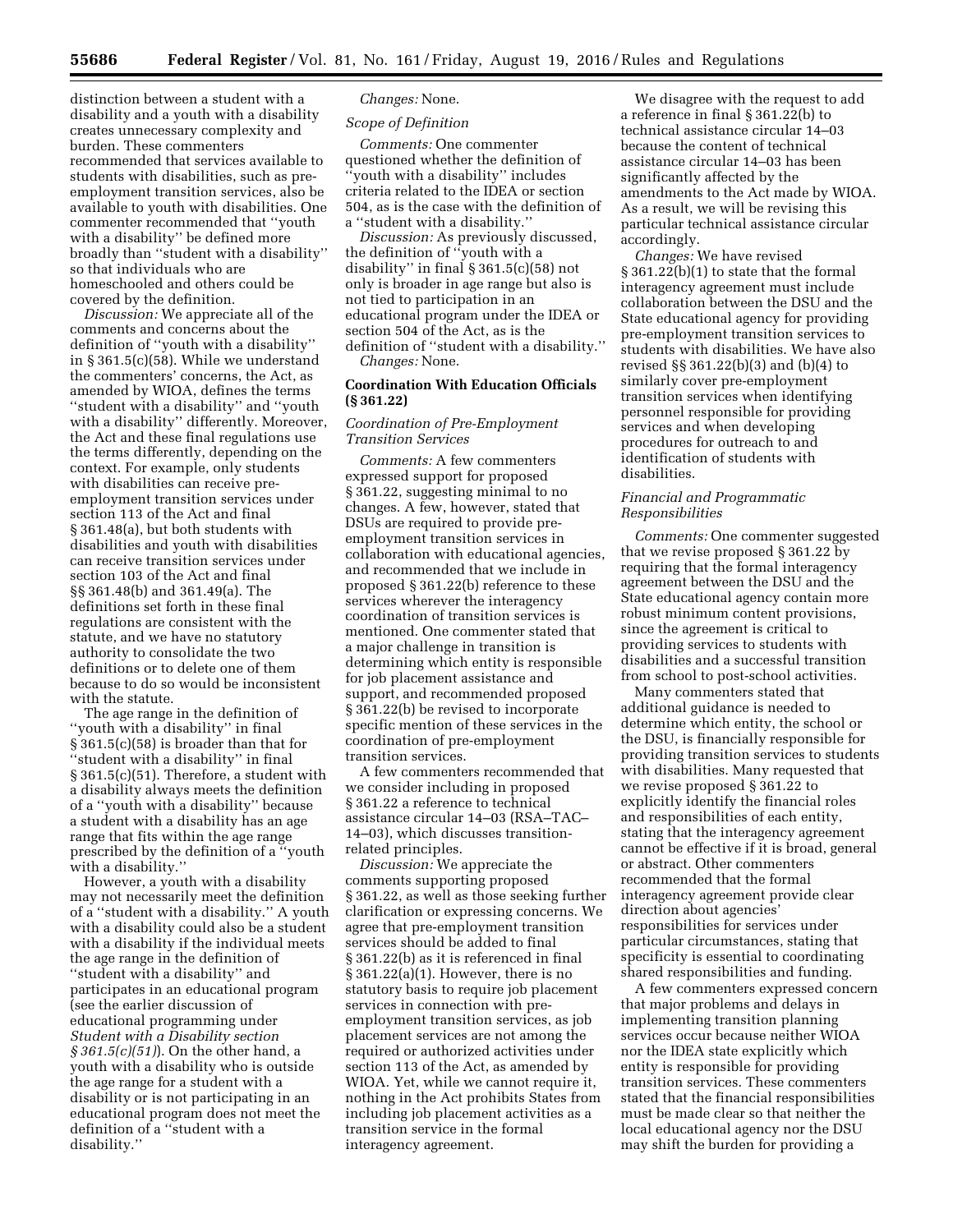distinction between a student with a disability and a youth with a disability creates unnecessary complexity and burden. These commenters recommended that services available to students with disabilities, such as pre-employment transition services, also be available to youth with disabilities. One commenter recommended that ''youth with a disability'' be defined more broadly than ''student with a disability'' so that individuals who are homeschooled and others could be covered by the definition.

*Discussion:* We appreciate all of the comments and concerns about the definition of ''youth with a disability'' in § 361.5(c)(58). While we understand the commenters' concerns, the Act, as amended by WIOA, defines the terms ''student with a disability'' and ''youth with a disability'' differently. Moreover, the Act and these final regulations use the terms differently, depending on the context. For example, only students with disabilities can receive pre-employment transition services under section 113 of the Act and final § 361.48(a), but both students with disabilities and youth with disabilities can receive transition services under section 103 of the Act and final §§ 361.48(b) and 361.49(a). The definitions set forth in these final regulations are consistent with the statute, and we have no statutory authority to consolidate the two definitions or to delete one of them because to do so would be inconsistent with the statute.

The age range in the definition of ''youth with a disability'' in final § 361.5(c)(58) is broader than that for ''student with a disability'' in final § 361.5(c)(51). Therefore, a student with a disability always meets the definition of a ''youth with a disability'' because a student with a disability has an age range that fits within the age range prescribed by the definition of a ''youth with a disability.''

However, a youth with a disability may not necessarily meet the definition of a ''student with a disability.'' A youth with a disability could also be a student with a disability if the individual meets the age range in the definition of ''student with a disability'' and participates in an educational program (see the earlier discussion of educational programming under *Student with a Disability section § 361.5(c)(51)*). On the other hand, a youth with a disability who is outside the age range for a student with a disability or is not participating in an educational program does not meet the definition of a ''student with a disability.''

*Changes:* None.

*Scope of Definition*

*Comments:* One commenter questioned whether the definition of ''youth with a disability'' includes criteria related to the IDEA or section 504, as is the case with the definition of a ''student with a disability.''

*Discussion:* As previously discussed, the definition of ''youth with a disability'' in final § 361.5(c)(58) not only is broader in age range but also is not tied to participation in an educational program under the IDEA or section 504 of the Act, as is the definition of ''student with a disability.''

*Changes:* None.

**Coordination With Education Officials (§ 361.22)**

*Coordination of Pre-Employment Transition Services*

*Comments:* A few commenters expressed support for proposed § 361.22, suggesting minimal to no changes. A few, however, stated that DSUs are required to provide pre-employment transition services in collaboration with educational agencies, and recommended that we include in proposed § 361.22(b) reference to these services wherever the interagency coordination of transition services is mentioned. One commenter stated that a major challenge in transition is determining which entity is responsible for job placement assistance and support, and recommended proposed § 361.22(b) be revised to incorporate specific mention of these services in the coordination of pre-employment transition services.

A few commenters recommended that we consider including in proposed § 361.22 a reference to technical assistance circular 14–03 (RSA–TAC–14–03), which discusses transition-related principles.

*Discussion:* We appreciate the comments supporting proposed § 361.22, as well as those seeking further clarification or expressing concerns. We agree that pre-employment transition services should be added to final § 361.22(b) as it is referenced in final § 361.22(a)(1). However, there is no statutory basis to require job placement services in connection with pre-employment transition services, as job placement services are not among the required or authorized activities under section 113 of the Act, as amended by WIOA. Yet, while we cannot require it, nothing in the Act prohibits States from including job placement activities as a transition service in the formal interagency agreement.

We disagree with the request to add a reference in final § 361.22(b) to technical assistance circular 14–03 because the content of technical assistance circular 14–03 has been significantly affected by the amendments to the Act made by WIOA. As a result, we will be revising this particular technical assistance circular accordingly.

*Changes:* We have revised § 361.22(b)(1) to state that the formal interagency agreement must include collaboration between the DSU and the State educational agency for providing pre-employment transition services to students with disabilities. We have also revised §§ 361.22(b)(3) and (b)(4) to similarly cover pre-employment transition services when identifying personnel responsible for providing services and when developing procedures for outreach to and identification of students with disabilities.

*Financial and Programmatic Responsibilities*

*Comments:* One commenter suggested that we revise proposed § 361.22 by requiring that the formal interagency agreement between the DSU and the State educational agency contain more robust minimum content provisions, since the agreement is critical to providing services to students with disabilities and a successful transition from school to post-school activities.

Many commenters stated that additional guidance is needed to determine which entity, the school or the DSU, is financially responsible for providing transition services to students with disabilities. Many requested that we revise proposed § 361.22 to explicitly identify the financial roles and responsibilities of each entity, stating that the interagency agreement cannot be effective if it is broad, general or abstract. Other commenters recommended that the formal interagency agreement provide clear direction about agencies' responsibilities for services under particular circumstances, stating that specificity is essential to coordinating shared responsibilities and funding.

A few commenters expressed concern that major problems and delays in implementing transition planning services occur because neither WIOA nor the IDEA state explicitly which entity is responsible for providing transition services. These commenters stated that the financial responsibilities must be made clear so that neither the local educational agency nor the DSU may shift the burden for providing a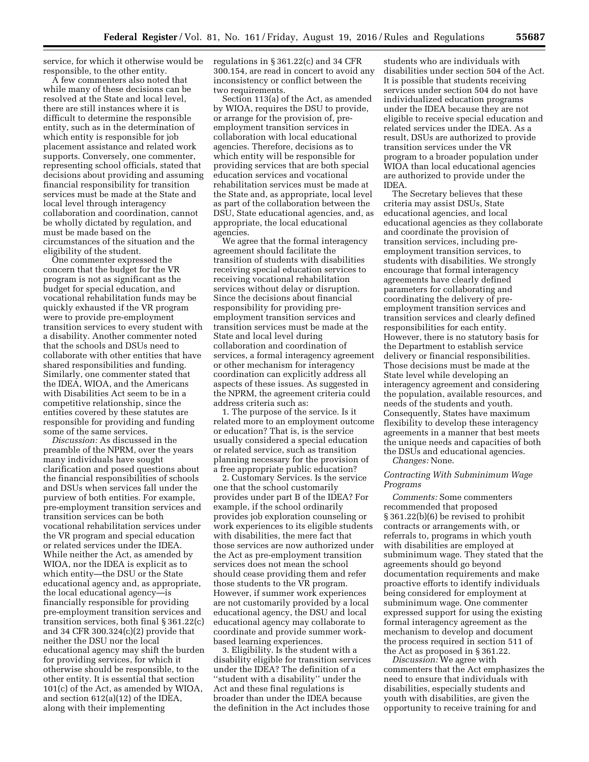service, for which it otherwise would be responsible, to the other entity.

A few commenters also noted that while many of these decisions can be resolved at the State and local level, there are still instances where it is difficult to determine the responsible entity, such as in the determination of which entity is responsible for job placement assistance and related work supports. Conversely, one commenter, representing school officials, stated that decisions about providing and assuming financial responsibility for transition services must be made at the State and local level through interagency collaboration and coordination, cannot be wholly dictated by regulation, and must be made based on the circumstances of the situation and the eligibility of the student.

One commenter expressed the concern that the budget for the VR program is not as significant as the budget for special education, and vocational rehabilitation funds may be quickly exhausted if the VR program were to provide pre-employment transition services to every student with a disability. Another commenter noted that the schools and DSUs need to collaborate with other entities that have shared responsibilities and funding. Similarly, one commenter stated that the IDEA, WIOA, and the Americans with Disabilities Act seem to be in a competitive relationship, since the entities covered by these statutes are responsible for providing and funding some of the same services.

*Discussion:* As discussed in the preamble of the NPRM, over the years many individuals have sought clarification and posed questions about the financial responsibilities of schools and DSUs when services fall under the purview of both entities. For example, pre-employment transition services and transition services can be both vocational rehabilitation services under the VR program and special education or related services under the IDEA. While neither the Act, as amended by WIOA, nor the IDEA is explicit as to which entity—the DSU or the State educational agency and, as appropriate, the local educational agency—is financially responsible for providing pre-employment transition services and transition services, both final § 361.22(c) and 34 CFR 300.324(c)(2) provide that neither the DSU nor the local educational agency may shift the burden for providing services, for which it otherwise should be responsible, to the other entity. It is essential that section 101(c) of the Act, as amended by WIOA, and section 612(a)(12) of the IDEA, along with their implementing regulations in § 361.22(c) and 34 CFR 300.154, are read in concert to avoid any inconsistency or conflict between the two requirements.

Section 113(a) of the Act, as amended by WIOA, requires the DSU to provide, or arrange for the provision of, pre-employment transition services in collaboration with local educational agencies. Therefore, decisions as to which entity will be responsible for providing services that are both special education services and vocational rehabilitation services must be made at the State and, as appropriate, local level as part of the collaboration between the DSU, State educational agencies, and, as appropriate, the local educational agencies.

We agree that the formal interagency agreement should facilitate the transition of students with disabilities receiving special education services to receiving vocational rehabilitation services without delay or disruption. Since the decisions about financial responsibility for providing pre-employment transition services and transition services must be made at the State and local level during collaboration and coordination of services, a formal interagency agreement or other mechanism for interagency coordination can explicitly address all aspects of these issues. As suggested in the NPRM, the agreement criteria could address criteria such as:

1. The purpose of the service. Is it related more to an employment outcome or education? That is, is the service usually considered a special education or related service, such as transition planning necessary for the provision of a free appropriate public education?

2. Customary Services. Is the service one that the school customarily provides under part B of the IDEA? For example, if the school ordinarily provides job exploration counseling or work experiences to its eligible students with disabilities, the mere fact that those services are now authorized under the Act as pre-employment transition services does not mean the school should cease providing them and refer those students to the VR program. However, if summer work experiences are not customarily provided by a local educational agency, the DSU and local educational agency may collaborate to coordinate and provide summer work-based learning experiences.

3. Eligibility. Is the student with a disability eligible for transition services under the IDEA? The definition of a ''student with a disability'' under the Act and these final regulations is broader than under the IDEA because the definition in the Act includes those students who are individuals with disabilities under section 504 of the Act. It is possible that students receiving services under section 504 do not have individualized education programs under the IDEA because they are not eligible to receive special education and related services under the IDEA. As a result, DSUs are authorized to provide transition services under the VR program to a broader population under WIOA than local educational agencies are authorized to provide under the IDEA.

The Secretary believes that these criteria may assist DSUs, State educational agencies, and local educational agencies as they collaborate and coordinate the provision of transition services, including pre-employment transition services, to students with disabilities. We strongly encourage that formal interagency agreements have clearly defined parameters for collaborating and coordinating the delivery of pre-employment transition services and transition services and clearly defined responsibilities for each entity. However, there is no statutory basis for the Department to establish service delivery or financial responsibilities. Those decisions must be made at the State level while developing an interagency agreement and considering the population, available resources, and needs of the students and youth. Consequently, States have maximum flexibility to develop these interagency agreements in a manner that best meets the unique needs and capacities of both the DSUs and educational agencies.

*Changes:* None.

### *Contracting With Subminimum Wage Programs*

*Comments:* Some commenters recommended that proposed § 361.22(b)(6) be revised to prohibit contracts or arrangements with, or referrals to, programs in which youth with disabilities are employed at subminimum wage. They stated that the agreements should go beyond documentation requirements and make proactive efforts to identify individuals being considered for employment at subminimum wage. One commenter expressed support for using the existing formal interagency agreement as the mechanism to develop and document the process required in section 511 of the Act as proposed in § 361.22.

*Discussion:* We agree with commenters that the Act emphasizes the need to ensure that individuals with disabilities, especially students and youth with disabilities, are given the opportunity to receive training for and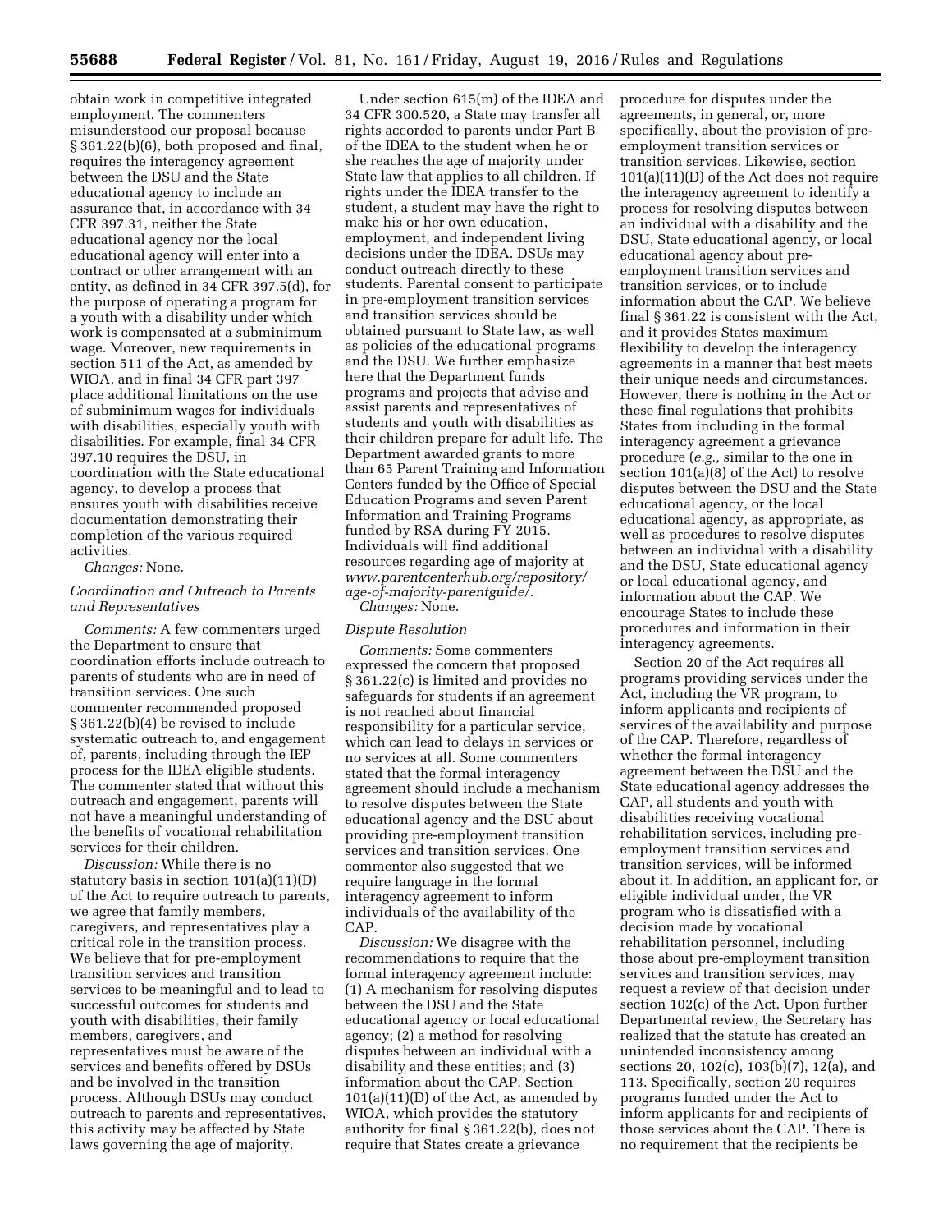obtain work in competitive integrated employment. The commenters misunderstood our proposal because § 361.22(b)(6), both proposed and final, requires the interagency agreement between the DSU and the State educational agency to include an assurance that, in accordance with 34 CFR 397.31, neither the State educational agency nor the local educational agency will enter into a contract or other arrangement with an entity, as defined in 34 CFR 397.5(d), for the purpose of operating a program for a youth with a disability under which work is compensated at a subminimum wage. Moreover, new requirements in section 511 of the Act, as amended by WIOA, and in final 34 CFR part 397 place additional limitations on the use of subminimum wages for individuals with disabilities, especially youth with disabilities. For example, final 34 CFR 397.10 requires the DSU, in coordination with the State educational agency, to develop a process that ensures youth with disabilities receive documentation demonstrating their completion of the various required activities.

*Changes:* None.

### *Coordination and Outreach to Parents and Representatives*

*Comments:* A few commenters urged the Department to ensure that coordination efforts include outreach to parents of students who are in need of transition services. One such commenter recommended proposed § 361.22(b)(4) be revised to include systematic outreach to, and engagement of, parents, including through the IEP process for the IDEA eligible students. The commenter stated that without this outreach and engagement, parents will not have a meaningful understanding of the benefits of vocational rehabilitation services for their children.

*Discussion:* While there is no statutory basis in section 101(a)(11)(D) of the Act to require outreach to parents, we agree that family members, caregivers, and representatives play a critical role in the transition process. We believe that for pre-employment transition services and transition services to be meaningful and to lead to successful outcomes for students and youth with disabilities, their family members, caregivers, and representatives must be aware of the services and benefits offered by DSUs and be involved in the transition process. Although DSUs may conduct outreach to parents and representatives, this activity may be affected by State laws governing the age of majority.

Under section 615(m) of the IDEA and 34 CFR 300.520, a State may transfer all rights accorded to parents under Part B of the IDEA to the student when he or she reaches the age of majority under State law that applies to all children. If rights under the IDEA transfer to the student, a student may have the right to make his or her own education, employment, and independent living decisions under the IDEA. DSUs may conduct outreach directly to these students. Parental consent to participate in pre-employment transition services and transition services should be obtained pursuant to State law, as well as policies of the educational programs and the DSU. We further emphasize here that the Department funds programs and projects that advise and assist parents and representatives of students and youth with disabilities as their children prepare for adult life. The Department awarded grants to more than 65 Parent Training and Information Centers funded by the Office of Special Education Programs and seven Parent Information and Training Programs funded by RSA during FY 2015. Individuals will find additional resources regarding age of majority at *www.parentcenterhub.org/repository/age-of-majority-parentguide/.*

*Changes:* None.

### *Dispute Resolution*

*Comments:* Some commenters expressed the concern that proposed § 361.22(c) is limited and provides no safeguards for students if an agreement is not reached about financial responsibility for a particular service, which can lead to delays in services or no services at all. Some commenters stated that the formal interagency agreement should include a mechanism to resolve disputes between the State educational agency and the DSU about providing pre-employment transition services and transition services. One commenter also suggested that we require language in the formal interagency agreement to inform individuals of the availability of the CAP.

*Discussion:* We disagree with the recommendations to require that the formal interagency agreement include: (1) A mechanism for resolving disputes between the DSU and the State educational agency or local educational agency; (2) a method for resolving disputes between an individual with a disability and these entities; and (3) information about the CAP. Section 101(a)(11)(D) of the Act, as amended by WIOA, which provides the statutory authority for final § 361.22(b), does not require that States create a grievance procedure for disputes under the agreements, in general, or, more specifically, about the provision of pre-employment transition services or transition services. Likewise, section 101(a)(11)(D) of the Act does not require the interagency agreement to identify a process for resolving disputes between an individual with a disability and the DSU, State educational agency, or local educational agency about pre-employment transition services and transition services, or to include information about the CAP. We believe final § 361.22 is consistent with the Act, and it provides States maximum flexibility to develop the interagency agreements in a manner that best meets their unique needs and circumstances. However, there is nothing in the Act or these final regulations that prohibits States from including in the formal interagency agreement a grievance procedure (*e.g.,* similar to the one in section 101(a)(8) of the Act) to resolve disputes between the DSU and the State educational agency, or the local educational agency, as appropriate, as well as procedures to resolve disputes between an individual with a disability and the DSU, State educational agency or local educational agency, and information about the CAP. We encourage States to include these procedures and information in their interagency agreements.

Section 20 of the Act requires all programs providing services under the Act, including the VR program, to inform applicants and recipients of services of the availability and purpose of the CAP. Therefore, regardless of whether the formal interagency agreement between the DSU and the State educational agency addresses the CAP, all students and youth with disabilities receiving vocational rehabilitation services, including pre-employment transition services and transition services, will be informed about it. In addition, an applicant for, or eligible individual under, the VR program who is dissatisfied with a decision made by vocational rehabilitation personnel, including those about pre-employment transition services and transition services, may request a review of that decision under section 102(c) of the Act. Upon further Departmental review, the Secretary has realized that the statute has created an unintended inconsistency among sections 20, 102(c), 103(b)(7), 12(a), and 113. Specifically, section 20 requires programs funded under the Act to inform applicants for and recipients of those services about the CAP. There is no requirement that the recipients be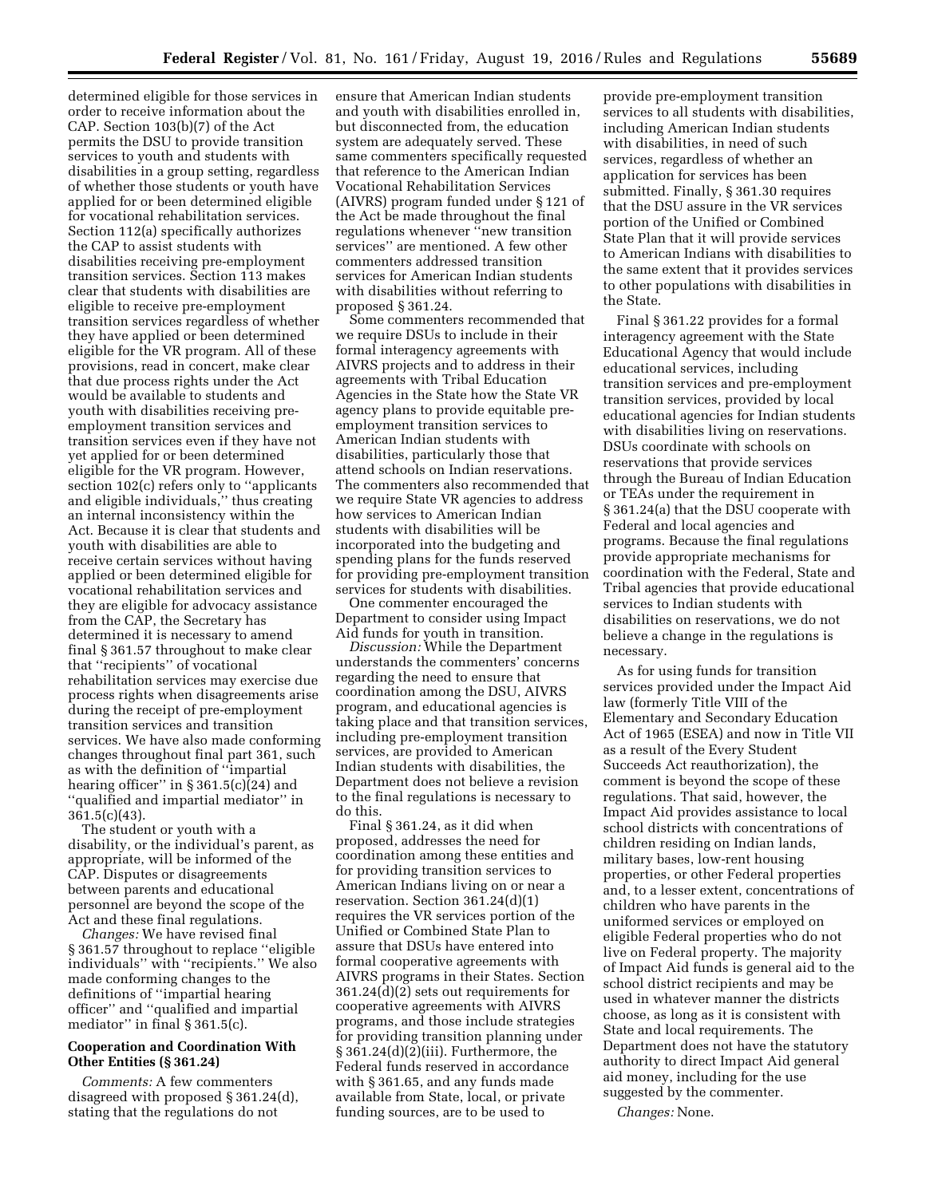determined eligible for those services in order to receive information about the CAP. Section 103(b)(7) of the Act permits the DSU to provide transition services to youth and students with disabilities in a group setting, regardless of whether those students or youth have applied for or been determined eligible for vocational rehabilitation services. Section 112(a) specifically authorizes the CAP to assist students with disabilities receiving pre-employment transition services. Section 113 makes clear that students with disabilities are eligible to receive pre-employment transition services regardless of whether they have applied or been determined eligible for the VR program. All of these provisions, read in concert, make clear that due process rights under the Act would be available to students and youth with disabilities receiving pre-employment transition services and transition services even if they have not yet applied for or been determined eligible for the VR program. However, section 102(c) refers only to ''applicants and eligible individuals,'' thus creating an internal inconsistency within the Act. Because it is clear that students and youth with disabilities are able to receive certain services without having applied or been determined eligible for vocational rehabilitation services and they are eligible for advocacy assistance from the CAP, the Secretary has determined it is necessary to amend final § 361.57 throughout to make clear that ''recipients'' of vocational rehabilitation services may exercise due process rights when disagreements arise during the receipt of pre-employment transition services and transition services. We have also made conforming changes throughout final part 361, such as with the definition of ''impartial hearing officer'' in § 361.5(c)(24) and ''qualified and impartial mediator'' in 361.5(c)(43).

The student or youth with a disability, or the individual's parent, as appropriate, will be informed of the CAP. Disputes or disagreements between parents and educational personnel are beyond the scope of the Act and these final regulations.

*Changes:* We have revised final § 361.57 throughout to replace ''eligible individuals'' with ''recipients.'' We also made conforming changes to the definitions of ''impartial hearing officer'' and ''qualified and impartial mediator'' in final § 361.5(c).

**Cooperation and Coordination With Other Entities (§ 361.24)**

*Comments:* A few commenters disagreed with proposed § 361.24(d), stating that the regulations do not ensure that American Indian students and youth with disabilities enrolled in, but disconnected from, the education system are adequately served. These same commenters specifically requested that reference to the American Indian Vocational Rehabilitation Services (AIVRS) program funded under § 121 of the Act be made throughout the final regulations whenever ''new transition services'' are mentioned. A few other commenters addressed transition services for American Indian students with disabilities without referring to proposed § 361.24.

Some commenters recommended that we require DSUs to include in their formal interagency agreements with AIVRS projects and to address in their agreements with Tribal Education Agencies in the State how the State VR agency plans to provide equitable pre-employment transition services to American Indian students with disabilities, particularly those that attend schools on Indian reservations. The commenters also recommended that we require State VR agencies to address how services to American Indian students with disabilities will be incorporated into the budgeting and spending plans for the funds reserved for providing pre-employment transition services for students with disabilities.

One commenter encouraged the Department to consider using Impact Aid funds for youth in transition.

*Discussion:* While the Department understands the commenters' concerns regarding the need to ensure that coordination among the DSU, AIVRS program, and educational agencies is taking place and that transition services, including pre-employment transition services, are provided to American Indian students with disabilities, the Department does not believe a revision to the final regulations is necessary to do this.

Final § 361.24, as it did when proposed, addresses the need for coordination among these entities and for providing transition services to American Indians living on or near a reservation. Section 361.24(d)(1) requires the VR services portion of the Unified or Combined State Plan to assure that DSUs have entered into formal cooperative agreements with AIVRS programs in their States. Section 361.24(d)(2) sets out requirements for cooperative agreements with AIVRS programs, and those include strategies for providing transition planning under § 361.24(d)(2)(iii). Furthermore, the Federal funds reserved in accordance with § 361.65, and any funds made available from State, local, or private funding sources, are to be used to provide pre-employment transition services to all students with disabilities, including American Indian students with disabilities, in need of such services, regardless of whether an application for services has been submitted. Finally, § 361.30 requires that the DSU assure in the VR services portion of the Unified or Combined State Plan that it will provide services to American Indians with disabilities to the same extent that it provides services to other populations with disabilities in the State.

Final § 361.22 provides for a formal interagency agreement with the State Educational Agency that would include educational services, including transition services and pre-employment transition services, provided by local educational agencies for Indian students with disabilities living on reservations. DSUs coordinate with schools on reservations that provide services through the Bureau of Indian Education or TEAs under the requirement in § 361.24(a) that the DSU cooperate with Federal and local agencies and programs. Because the final regulations provide appropriate mechanisms for coordination with the Federal, State and Tribal agencies that provide educational services to Indian students with disabilities on reservations, we do not believe a change in the regulations is necessary.

As for using funds for transition services provided under the Impact Aid law (formerly Title VIII of the Elementary and Secondary Education Act of 1965 (ESEA) and now in Title VII as a result of the Every Student Succeeds Act reauthorization), the comment is beyond the scope of these regulations. That said, however, the Impact Aid provides assistance to local school districts with concentrations of children residing on Indian lands, military bases, low-rent housing properties, or other Federal properties and, to a lesser extent, concentrations of children who have parents in the uniformed services or employed on eligible Federal properties who do not live on Federal property. The majority of Impact Aid funds is general aid to the school district recipients and may be used in whatever manner the districts choose, as long as it is consistent with State and local requirements. The Department does not have the statutory authority to direct Impact Aid general aid money, including for the use suggested by the commenter.

*Changes:* None.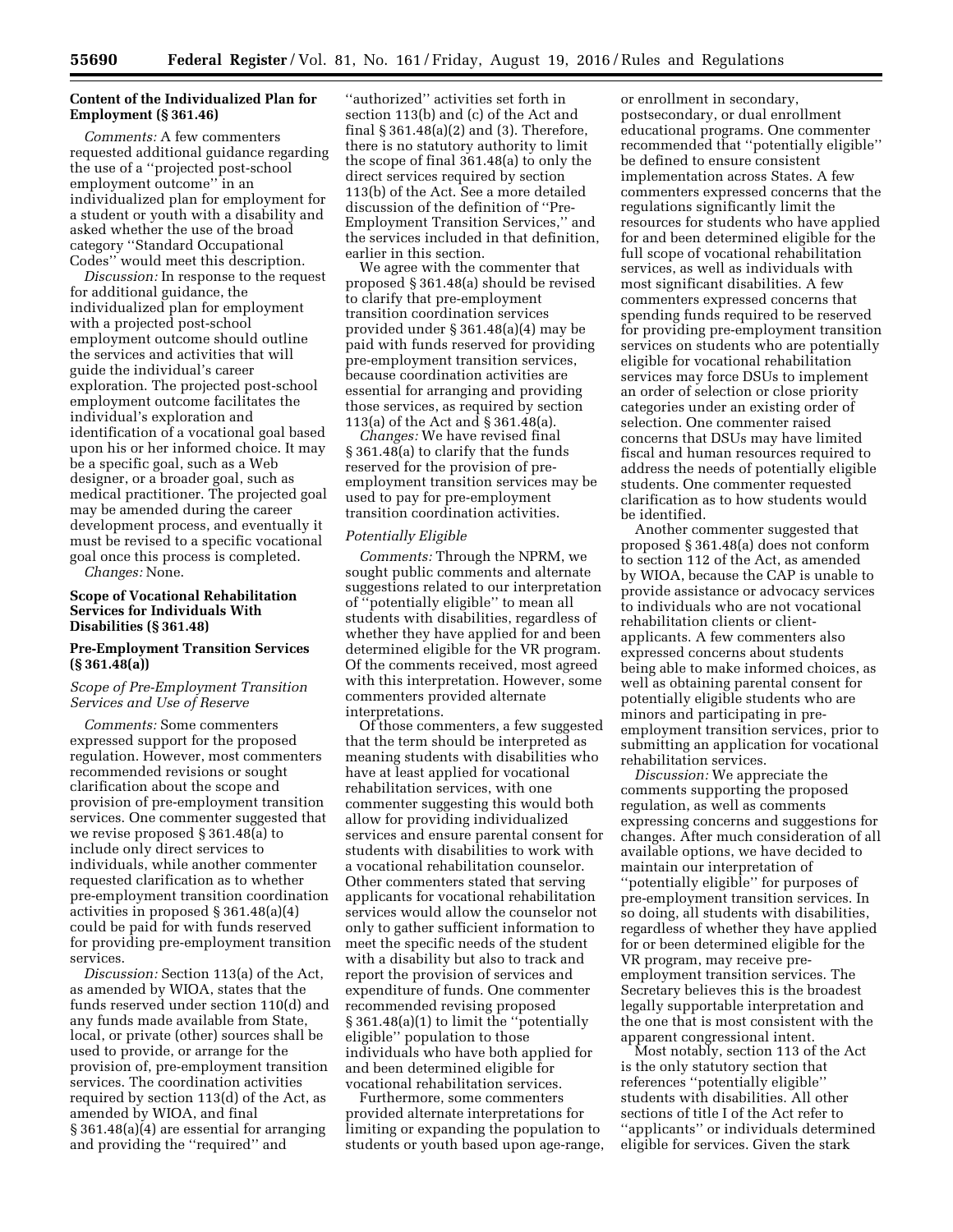**Content of the Individualized Plan for Employment (§ 361.46)**

*Comments:* A few commenters requested additional guidance regarding the use of a ''projected post-school employment outcome'' in an individualized plan for employment for a student or youth with a disability and asked whether the use of the broad category ''Standard Occupational Codes'' would meet this description.

*Discussion:* In response to the request for additional guidance, the individualized plan for employment with a projected post-school employment outcome should outline the services and activities that will guide the individual's career exploration. The projected post-school employment outcome facilitates the individual's exploration and identification of a vocational goal based upon his or her informed choice. It may be a specific goal, such as a Web designer, or a broader goal, such as medical practitioner. The projected goal may be amended during the career development process, and eventually it must be revised to a specific vocational goal once this process is completed.

*Changes:* None.

**Scope of Vocational Rehabilitation Services for Individuals With Disabilities (§ 361.48)**

**Pre-Employment Transition Services (§ 361.48(a))**

*Scope of Pre-Employment Transition Services and Use of Reserve*

*Comments:* Some commenters expressed support for the proposed regulation. However, most commenters recommended revisions or sought clarification about the scope and provision of pre-employment transition services. One commenter suggested that we revise proposed § 361.48(a) to include only direct services to individuals, while another commenter requested clarification as to whether pre-employment transition coordination activities in proposed § 361.48(a)(4) could be paid for with funds reserved for providing pre-employment transition services.

*Discussion:* Section 113(a) of the Act, as amended by WIOA, states that the funds reserved under section 110(d) and any funds made available from State, local, or private (other) sources shall be used to provide, or arrange for the provision of, pre-employment transition services. The coordination activities required by section 113(d) of the Act, as amended by WIOA, and final § 361.48(a)(4) are essential for arranging and providing the ''required'' and ''authorized'' activities set forth in section 113(b) and (c) of the Act and final § 361.48(a)(2) and (3). Therefore, there is no statutory authority to limit the scope of final 361.48(a) to only the direct services required by section 113(b) of the Act. See a more detailed discussion of the definition of ''Pre-Employment Transition Services,'' and the services included in that definition, earlier in this section.

We agree with the commenter that proposed § 361.48(a) should be revised to clarify that pre-employment transition coordination services provided under § 361.48(a)(4) may be paid with funds reserved for providing pre-employment transition services, because coordination activities are essential for arranging and providing those services, as required by section 113(a) of the Act and § 361.48(a).

*Changes:* We have revised final § 361.48(a) to clarify that the funds reserved for the provision of pre-employment transition services may be used to pay for pre-employment transition coordination activities.

*Potentially Eligible*

*Comments:* Through the NPRM, we sought public comments and alternate suggestions related to our interpretation of ''potentially eligible'' to mean all students with disabilities, regardless of whether they have applied for and been determined eligible for the VR program. Of the comments received, most agreed with this interpretation. However, some commenters provided alternate interpretations.

Of those commenters, a few suggested that the term should be interpreted as meaning students with disabilities who have at least applied for vocational rehabilitation services, with one commenter suggesting this would both allow for providing individualized services and ensure parental consent for students with disabilities to work with a vocational rehabilitation counselor. Other commenters stated that serving applicants for vocational rehabilitation services would allow the counselor not only to gather sufficient information to meet the specific needs of the student with a disability but also to track and report the provision of services and expenditure of funds. One commenter recommended revising proposed § 361.48(a)(1) to limit the ''potentially eligible'' population to those individuals who have both applied for and been determined eligible for vocational rehabilitation services.

Furthermore, some commenters provided alternate interpretations for limiting or expanding the population to students or youth based upon age-range, or enrollment in secondary, postsecondary, or dual enrollment educational programs. One commenter recommended that ''potentially eligible'' be defined to ensure consistent implementation across States. A few commenters expressed concerns that the regulations significantly limit the resources for students who have applied for and been determined eligible for the full scope of vocational rehabilitation services, as well as individuals with most significant disabilities. A few commenters expressed concerns that spending funds required to be reserved for providing pre-employment transition services on students who are potentially eligible for vocational rehabilitation services may force DSUs to implement an order of selection or close priority categories under an existing order of selection. One commenter raised concerns that DSUs may have limited fiscal and human resources required to address the needs of potentially eligible students. One commenter requested clarification as to how students would be identified.

Another commenter suggested that proposed § 361.48(a) does not conform to section 112 of the Act, as amended by WIOA, because the CAP is unable to provide assistance or advocacy services to individuals who are not vocational rehabilitation clients or client-applicants. A few commenters also expressed concerns about students being able to make informed choices, as well as obtaining parental consent for potentially eligible students who are minors and participating in pre-employment transition services, prior to submitting an application for vocational rehabilitation services.

*Discussion:* We appreciate the comments supporting the proposed regulation, as well as comments expressing concerns and suggestions for changes. After much consideration of all available options, we have decided to maintain our interpretation of ''potentially eligible'' for purposes of pre-employment transition services. In so doing, all students with disabilities, regardless of whether they have applied for or been determined eligible for the VR program, may receive pre-employment transition services. The Secretary believes this is the broadest legally supportable interpretation and the one that is most consistent with the apparent congressional intent.

Most notably, section 113 of the Act is the only statutory section that references ''potentially eligible'' students with disabilities. All other sections of title I of the Act refer to ''applicants'' or individuals determined eligible for services. Given the stark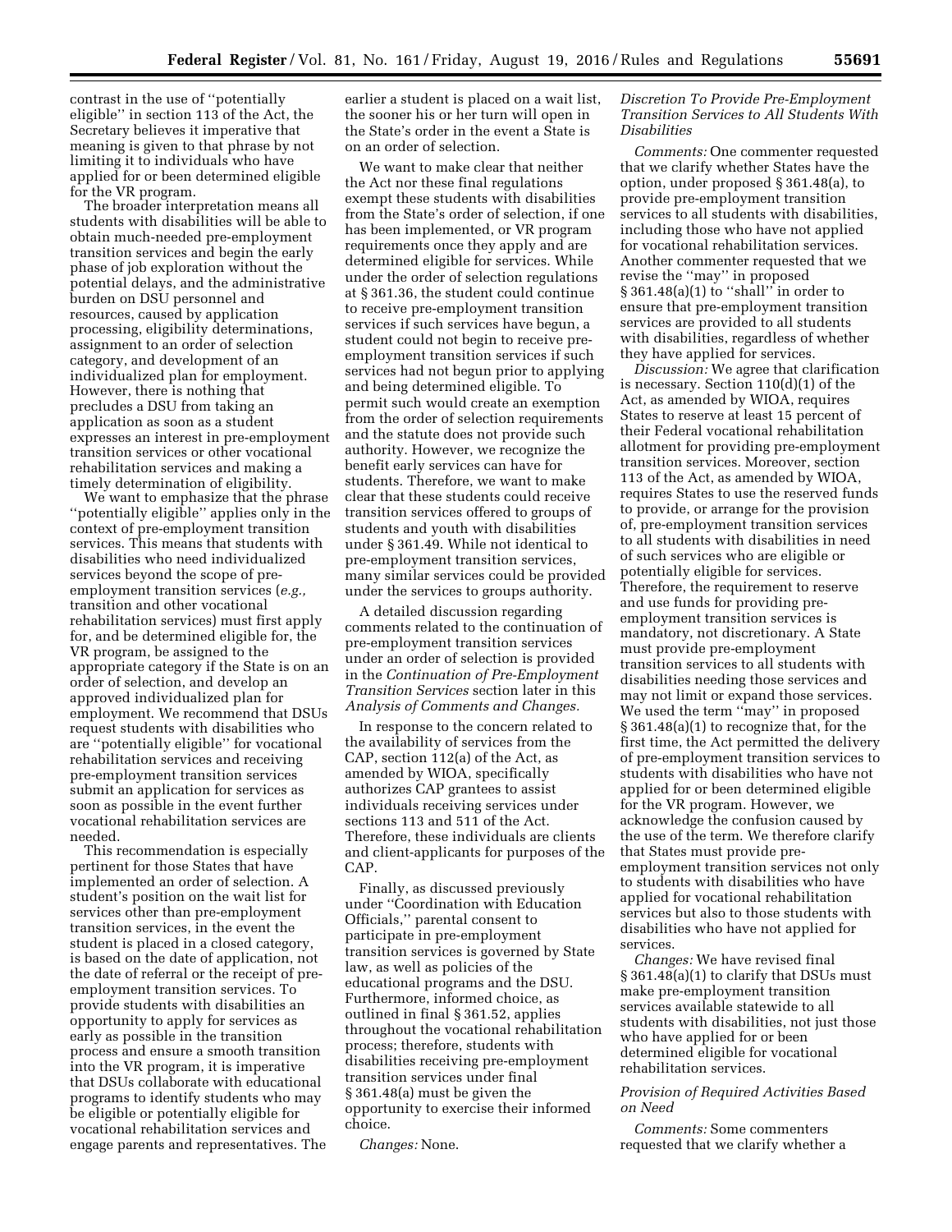contrast in the use of ''potentially eligible'' in section 113 of the Act, the Secretary believes it imperative that meaning is given to that phrase by not limiting it to individuals who have applied for or been determined eligible for the VR program.

The broader interpretation means all students with disabilities will be able to obtain much-needed pre-employment transition services and begin the early phase of job exploration without the potential delays, and the administrative burden on DSU personnel and resources, caused by application processing, eligibility determinations, assignment to an order of selection category, and development of an individualized plan for employment. However, there is nothing that precludes a DSU from taking an application as soon as a student expresses an interest in pre-employment transition services or other vocational rehabilitation services and making a timely determination of eligibility.

We want to emphasize that the phrase ''potentially eligible'' applies only in the context of pre-employment transition services. This means that students with disabilities who need individualized services beyond the scope of pre-employment transition services (*e.g.,* transition and other vocational rehabilitation services) must first apply for, and be determined eligible for, the VR program, be assigned to the appropriate category if the State is on an order of selection, and develop an approved individualized plan for employment. We recommend that DSUs request students with disabilities who are ''potentially eligible'' for vocational rehabilitation services and receiving pre-employment transition services submit an application for services as soon as possible in the event further vocational rehabilitation services are needed.

This recommendation is especially pertinent for those States that have implemented an order of selection. A student's position on the wait list for services other than pre-employment transition services, in the event the student is placed in a closed category, is based on the date of application, not the date of referral or the receipt of pre-employment transition services. To provide students with disabilities an opportunity to apply for services as early as possible in the transition process and ensure a smooth transition into the VR program, it is imperative that DSUs collaborate with educational programs to identify students who may be eligible or potentially eligible for vocational rehabilitation services and engage parents and representatives. The earlier a student is placed on a wait list, the sooner his or her turn will open in the State's order in the event a State is on an order of selection.

We want to make clear that neither the Act nor these final regulations exempt these students with disabilities from the State's order of selection, if one has been implemented, or VR program requirements once they apply and are determined eligible for services. While under the order of selection regulations at § 361.36, the student could continue to receive pre-employment transition services if such services have begun, a student could not begin to receive pre-employment transition services if such services had not begun prior to applying and being determined eligible. To permit such would create an exemption from the order of selection requirements and the statute does not provide such authority. However, we recognize the benefit early services can have for students. Therefore, we want to make clear that these students could receive transition services offered to groups of students and youth with disabilities under § 361.49. While not identical to pre-employment transition services, many similar services could be provided under the services to groups authority.

A detailed discussion regarding comments related to the continuation of pre-employment transition services under an order of selection is provided in the *Continuation of Pre-Employment Transition Services* section later in this *Analysis of Comments and Changes.*

In response to the concern related to the availability of services from the CAP, section 112(a) of the Act, as amended by WIOA, specifically authorizes CAP grantees to assist individuals receiving services under sections 113 and 511 of the Act. Therefore, these individuals are clients and client-applicants for purposes of the CAP.

Finally, as discussed previously under ''Coordination with Education Officials,'' parental consent to participate in pre-employment transition services is governed by State law, as well as policies of the educational programs and the DSU. Furthermore, informed choice, as outlined in final § 361.52, applies throughout the vocational rehabilitation process; therefore, students with disabilities receiving pre-employment transition services under final § 361.48(a) must be given the opportunity to exercise their informed choice.

*Changes:* None.

*Discretion To Provide Pre-Employment Transition Services to All Students With Disabilities*

*Comments:* One commenter requested that we clarify whether States have the option, under proposed § 361.48(a), to provide pre-employment transition services to all students with disabilities, including those who have not applied for vocational rehabilitation services. Another commenter requested that we revise the ''may'' in proposed § 361.48(a)(1) to ''shall'' in order to ensure that pre-employment transition services are provided to all students with disabilities, regardless of whether they have applied for services.

*Discussion:* We agree that clarification is necessary. Section 110(d)(1) of the Act, as amended by WIOA, requires States to reserve at least 15 percent of their Federal vocational rehabilitation allotment for providing pre-employment transition services. Moreover, section 113 of the Act, as amended by WIOA, requires States to use the reserved funds to provide, or arrange for the provision of, pre-employment transition services to all students with disabilities in need of such services who are eligible or potentially eligible for services. Therefore, the requirement to reserve and use funds for providing pre-employment transition services is mandatory, not discretionary. A State must provide pre-employment transition services to all students with disabilities needing those services and may not limit or expand those services. We used the term ''may'' in proposed § 361.48(a)(1) to recognize that, for the first time, the Act permitted the delivery of pre-employment transition services to students with disabilities who have not applied for or been determined eligible for the VR program. However, we acknowledge the confusion caused by the use of the term. We therefore clarify that States must provide pre-employment transition services not only to students with disabilities who have applied for vocational rehabilitation services but also to those students with disabilities who have not applied for services.

*Changes:* We have revised final § 361.48(a)(1) to clarify that DSUs must make pre-employment transition services available statewide to all students with disabilities, not just those who have applied for or been determined eligible for vocational rehabilitation services.

*Provision of Required Activities Based on Need*

*Comments:* Some commenters requested that we clarify whether a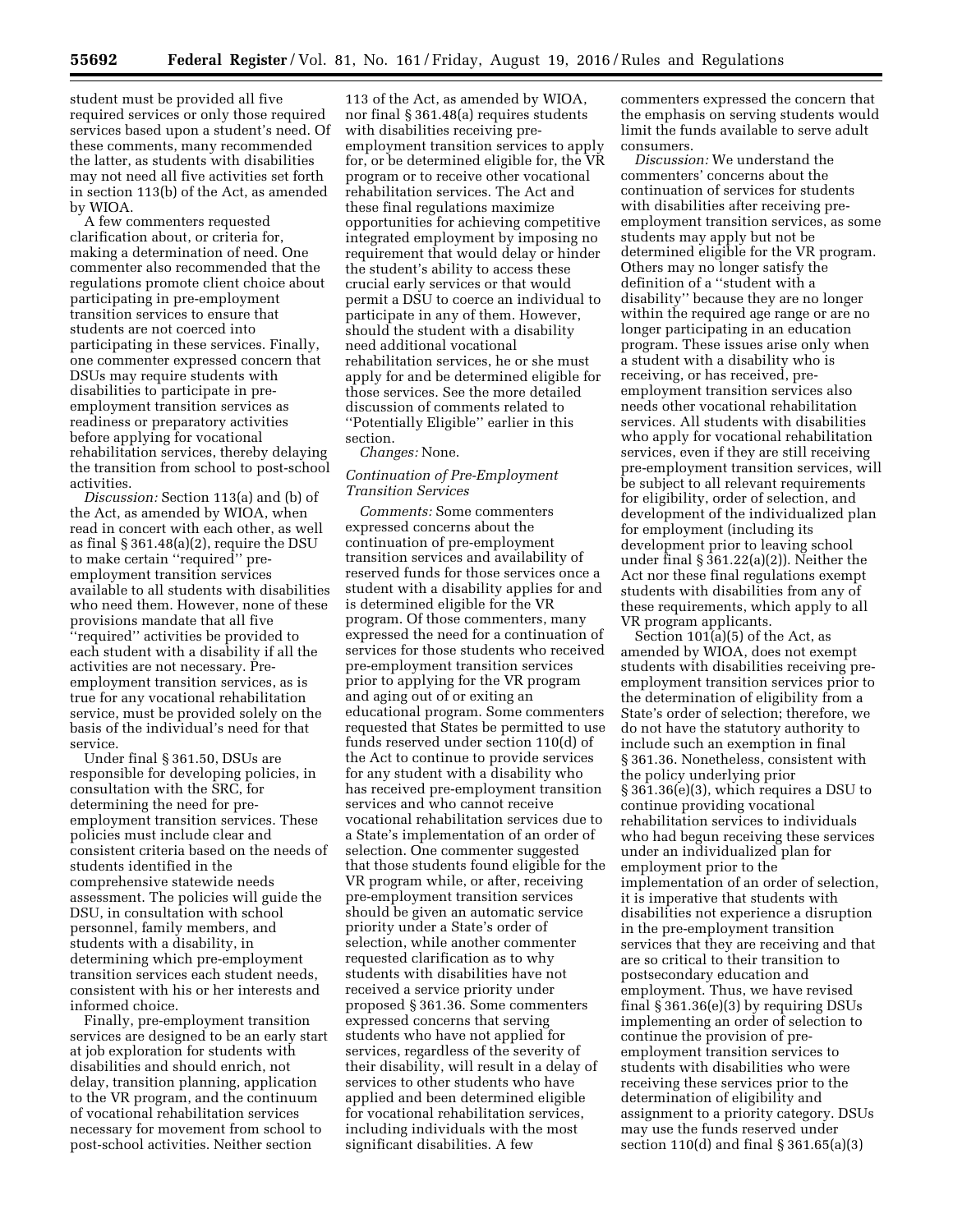student must be provided all five required services or only those required services based upon a student's need. Of these comments, many recommended the latter, as students with disabilities may not need all five activities set forth in section 113(b) of the Act, as amended by WIOA.

A few commenters requested clarification about, or criteria for, making a determination of need. One commenter also recommended that the regulations promote client choice about participating in pre-employment transition services to ensure that students are not coerced into participating in these services. Finally, one commenter expressed concern that DSUs may require students with disabilities to participate in pre-employment transition services as readiness or preparatory activities before applying for vocational rehabilitation services, thereby delaying the transition from school to post-school activities.

*Discussion:* Section 113(a) and (b) of the Act, as amended by WIOA, when read in concert with each other, as well as final § 361.48(a)(2), require the DSU to make certain ''required'' pre-employment transition services available to all students with disabilities who need them. However, none of these provisions mandate that all five ''required'' activities be provided to each student with a disability if all the activities are not necessary. Pre-employment transition services, as is true for any vocational rehabilitation service, must be provided solely on the basis of the individual's need for that service.

Under final § 361.50, DSUs are responsible for developing policies, in consultation with the SRC, for determining the need for pre-employment transition services. These policies must include clear and consistent criteria based on the needs of students identified in the comprehensive statewide needs assessment. The policies will guide the DSU, in consultation with school personnel, family members, and students with a disability, in determining which pre-employment transition services each student needs, consistent with his or her interests and informed choice.

Finally, pre-employment transition services are designed to be an early start at job exploration for students with disabilities and should enrich, not delay, transition planning, application to the VR program, and the continuum of vocational rehabilitation services necessary for movement from school to post-school activities. Neither section 113 of the Act, as amended by WIOA, nor final § 361.48(a) requires students with disabilities receiving pre-employment transition services to apply for, or be determined eligible for, the VR program or to receive other vocational rehabilitation services. The Act and these final regulations maximize opportunities for achieving competitive integrated employment by imposing no requirement that would delay or hinder the student's ability to access these crucial early services or that would permit a DSU to coerce an individual to participate in any of them. However, should the student with a disability need additional vocational rehabilitation services, he or she must apply for and be determined eligible for those services. See the more detailed discussion of comments related to ''Potentially Eligible'' earlier in this section.

*Changes:* None.

*Continuation of Pre-Employment Transition Services*

*Comments:* Some commenters expressed concerns about the continuation of pre-employment transition services and availability of reserved funds for those services once a student with a disability applies for and is determined eligible for the VR program. Of those commenters, many expressed the need for a continuation of services for those students who received pre-employment transition services prior to applying for the VR program and aging out of or exiting an educational program. Some commenters requested that States be permitted to use funds reserved under section 110(d) of the Act to continue to provide services for any student with a disability who has received pre-employment transition services and who cannot receive vocational rehabilitation services due to a State's implementation of an order of selection. One commenter suggested that those students found eligible for the VR program while, or after, receiving pre-employment transition services should be given an automatic service priority under a State's order of selection, while another commenter requested clarification as to why students with disabilities have not received a service priority under proposed § 361.36. Some commenters expressed concerns that serving students who have not applied for services, regardless of the severity of their disability, will result in a delay of services to other students who have applied and been determined eligible for vocational rehabilitation services, including individuals with the most significant disabilities. A few commenters expressed the concern that the emphasis on serving students would limit the funds available to serve adult consumers.

*Discussion:* We understand the commenters' concerns about the continuation of services for students with disabilities after receiving pre-employment transition services, as some students may apply but not be determined eligible for the VR program. Others may no longer satisfy the definition of a ''student with a disability'' because they are no longer within the required age range or are no longer participating in an education program. These issues arise only when a student with a disability who is receiving, or has received, pre-employment transition services also needs other vocational rehabilitation services. All students with disabilities who apply for vocational rehabilitation services, even if they are still receiving pre-employment transition services, will be subject to all relevant requirements for eligibility, order of selection, and development of the individualized plan for employment (including its development prior to leaving school under final § 361.22(a)(2)). Neither the Act nor these final regulations exempt students with disabilities from any of these requirements, which apply to all VR program applicants.

Section 101(a)(5) of the Act, as amended by WIOA, does not exempt students with disabilities receiving pre-employment transition services prior to the determination of eligibility from a State's order of selection; therefore, we do not have the statutory authority to include such an exemption in final § 361.36. Nonetheless, consistent with the policy underlying prior § 361.36(e)(3), which requires a DSU to continue providing vocational rehabilitation services to individuals who had begun receiving these services under an individualized plan for employment prior to the implementation of an order of selection, it is imperative that students with disabilities not experience a disruption in the pre-employment transition services that they are receiving and that are so critical to their transition to postsecondary education and employment. Thus, we have revised final § 361.36(e)(3) by requiring DSUs implementing an order of selection to continue the provision of pre-employment transition services to students with disabilities who were receiving these services prior to the determination of eligibility and assignment to a priority category. DSUs may use the funds reserved under section 110(d) and final § 361.65(a)(3)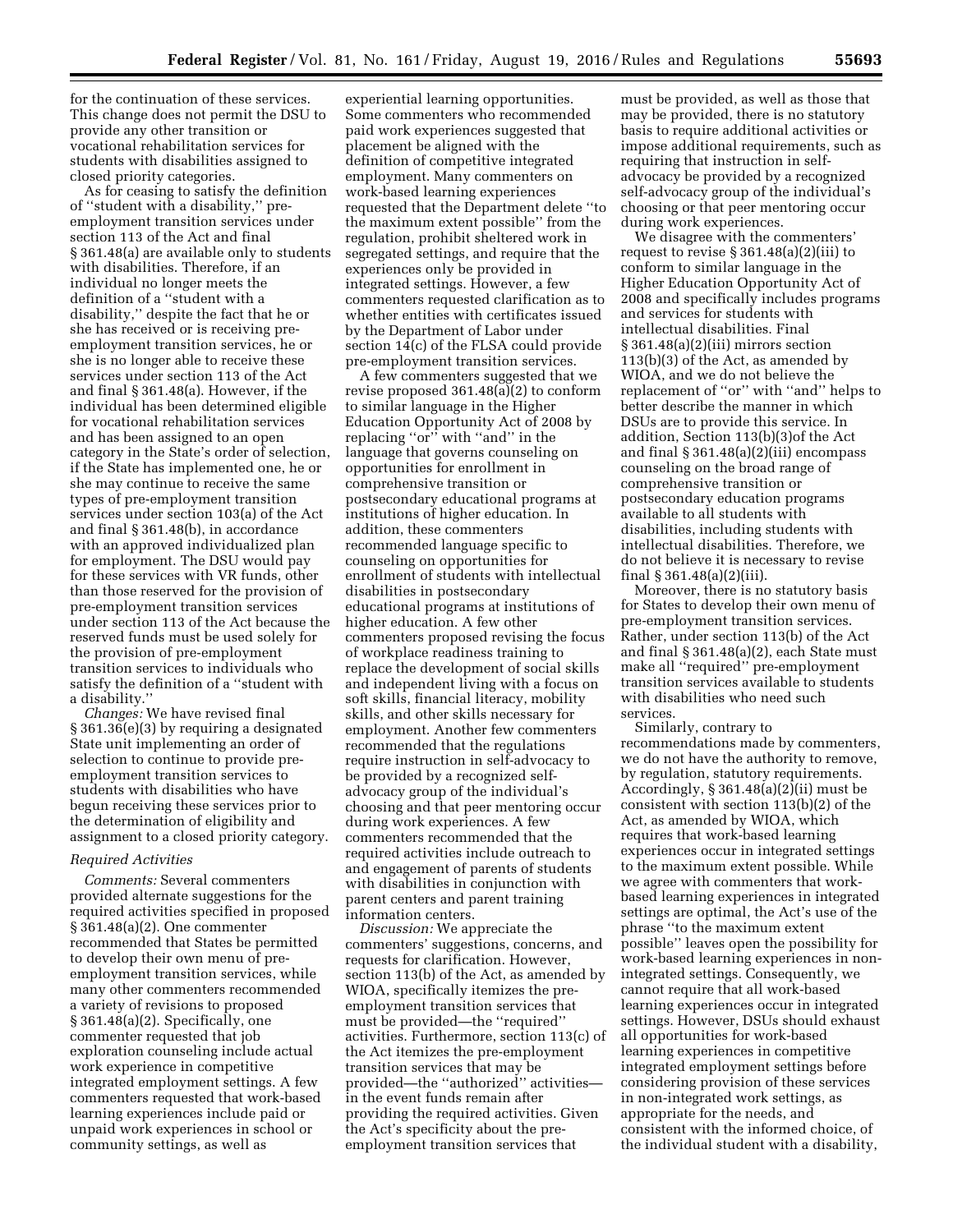for the continuation of these services. This change does not permit the DSU to provide any other transition or vocational rehabilitation services for students with disabilities assigned to closed priority categories.

As for ceasing to satisfy the definition of "student with a disability," pre-employment transition services under section 113 of the Act and final § 361.48(a) are available only to students with disabilities. Therefore, if an individual no longer meets the definition of a "student with a disability," despite the fact that he or she has received or is receiving pre-employment transition services, he or she is no longer able to receive these services under section 113 of the Act and final § 361.48(a). However, if the individual has been determined eligible for vocational rehabilitation services and has been assigned to an open category in the State's order of selection, if the State has implemented one, he or she may continue to receive the same types of pre-employment transition services under section 103(a) of the Act and final § 361.48(b), in accordance with an approved individualized plan for employment. The DSU would pay for these services with VR funds, other than those reserved for the provision of pre-employment transition services under section 113 of the Act because the reserved funds must be used solely for the provision of pre-employment transition services to individuals who satisfy the definition of a "student with a disability."

*Changes:* We have revised final § 361.36(e)(3) by requiring a designated State unit implementing an order of selection to continue to provide pre-employment transition services to students with disabilities who have begun receiving these services prior to the determination of eligibility and assignment to a closed priority category.

*Required Activities*

*Comments:* Several commenters provided alternate suggestions for the required activities specified in proposed § 361.48(a)(2). One commenter recommended that States be permitted to develop their own menu of pre-employment transition services, while many other commenters recommended a variety of revisions to proposed § 361.48(a)(2). Specifically, one commenter requested that job exploration counseling include actual work experience in competitive integrated employment settings. A few commenters requested that work-based learning experiences include paid or unpaid work experiences in school or community settings, as well as experiential learning opportunities. Some commenters who recommended paid work experiences suggested that placement be aligned with the definition of competitive integrated employment. Many commenters on work-based learning experiences requested that the Department delete "to the maximum extent possible" from the regulation, prohibit sheltered work in segregated settings, and require that the experiences only be provided in integrated settings. However, a few commenters requested clarification as to whether entities with certificates issued by the Department of Labor under section 14(c) of the FLSA could provide pre-employment transition services.

A few commenters suggested that we revise proposed 361.48(a)(2) to conform to similar language in the Higher Education Opportunity Act of 2008 by replacing "or" with "and" in the language that governs counseling on opportunities for enrollment in comprehensive transition or postsecondary educational programs at institutions of higher education. In addition, these commenters recommended language specific to counseling on opportunities for enrollment of students with intellectual disabilities in postsecondary educational programs at institutions of higher education. A few other commenters proposed revising the focus of workplace readiness training to replace the development of social skills and independent living with a focus on soft skills, financial literacy, mobility skills, and other skills necessary for employment. Another few commenters recommended that the regulations require instruction in self-advocacy to be provided by a recognized self-advocacy group of the individual's choosing and that peer mentoring occur during work experiences. A few commenters recommended that the required activities include outreach to and engagement of parents of students with disabilities in conjunction with parent centers and parent training information centers.

*Discussion:* We appreciate the commenters' suggestions, concerns, and requests for clarification. However, section 113(b) of the Act, as amended by WIOA, specifically itemizes the pre-employment transition services that must be provided—the "required" activities. Furthermore, section 113(c) of the Act itemizes the pre-employment transition services that may be provided—the "authorized" activities—in the event funds remain after providing the required activities. Given the Act's specificity about the pre-employment transition services that must be provided, as well as those that may be provided, there is no statutory basis to require additional activities or impose additional requirements, such as requiring that instruction in self-advocacy be provided by a recognized self-advocacy group of the individual's choosing or that peer mentoring occur during work experiences.

We disagree with the commenters' request to revise § 361.48(a)(2)(iii) to conform to similar language in the Higher Education Opportunity Act of 2008 and specifically includes programs and services for students with intellectual disabilities. Final § 361.48(a)(2)(iii) mirrors section 113(b)(3) of the Act, as amended by WIOA, and we do not believe the replacement of "or" with "and" helps to better describe the manner in which DSUs are to provide this service. In addition, Section 113(b)(3)of the Act and final § 361.48(a)(2)(iii) encompass counseling on the broad range of comprehensive transition or postsecondary education programs available to all students with disabilities, including students with intellectual disabilities. Therefore, we do not believe it is necessary to revise final § 361.48(a)(2)(iii).

Moreover, there is no statutory basis for States to develop their own menu of pre-employment transition services. Rather, under section 113(b) of the Act and final § 361.48(a)(2), each State must make all "required" pre-employment transition services available to students with disabilities who need such services.

Similarly, contrary to recommendations made by commenters, we do not have the authority to remove, by regulation, statutory requirements. Accordingly, § 361.48(a)(2)(ii) must be consistent with section 113(b)(2) of the Act, as amended by WIOA, which requires that work-based learning experiences occur in integrated settings to the maximum extent possible. While we agree with commenters that work-based learning experiences in integrated settings are optimal, the Act's use of the phrase "to the maximum extent possible" leaves open the possibility for work-based learning experiences in non-integrated settings. Consequently, we cannot require that all work-based learning experiences occur in integrated settings. However, DSUs should exhaust all opportunities for work-based learning experiences in competitive integrated employment settings before considering provision of these services in non-integrated work settings, as appropriate for the needs, and consistent with the informed choice, of the individual student with a disability,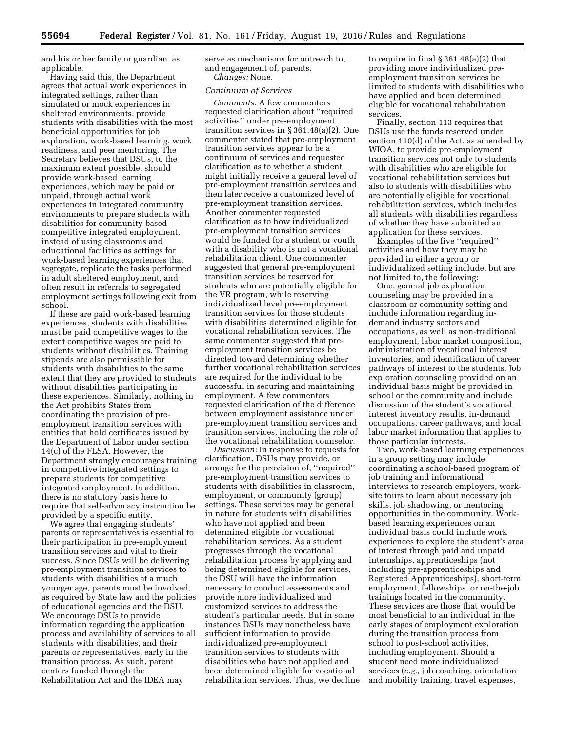and his or her family or guardian, as applicable.

Having said this, the Department agrees that actual work experiences in integrated settings, rather than simulated or mock experiences in sheltered environments, provide students with disabilities with the most beneficial opportunities for job exploration, work-based learning, work readiness, and peer mentoring. The Secretary believes that DSUs, to the maximum extent possible, should provide work-based learning experiences, which may be paid or unpaid, through actual work experiences in integrated community environments to prepare students with disabilities for community-based competitive integrated employment, instead of using classrooms and educational facilities as settings for work-based learning experiences that segregate, replicate the tasks performed in adult sheltered employment, and often result in referrals to segregated employment settings following exit from school.

If these are paid work-based learning experiences, students with disabilities must be paid competitive wages to the extent competitive wages are paid to students without disabilities. Training stipends are also permissible for students with disabilities to the same extent that they are provided to students without disabilities participating in these experiences. Similarly, nothing in the Act prohibits States from coordinating the provision of pre-employment transition services with entities that hold certificates issued by the Department of Labor under section 14(c) of the FLSA. However, the Department strongly encourages training in competitive integrated settings to prepare students for competitive integrated employment. In addition, there is no statutory basis here to require that self-advocacy instruction be provided by a specific entity.

We agree that engaging students' parents or representatives is essential to their participation in pre-employment transition services and vital to their success. Since DSUs will be delivering pre-employment transition services to students with disabilities at a much younger age, parents must be involved, as required by State law and the policies of educational agencies and the DSU. We encourage DSUs to provide information regarding the application process and availability of services to all students with disabilities, and their parents or representatives, early in the transition process. As such, parent centers funded through the Rehabilitation Act and the IDEA may serve as mechanisms for outreach to, and engagement of, parents.

*Changes:* None.

*Continuum of Services*

*Comments:* A few commenters requested clarification about "required activities" under pre-employment transition services in § 361.48(a)(2). One commenter stated that pre-employment transition services appear to be a continuum of services and requested clarification as to whether a student might initially receive a general level of pre-employment transition services and then later receive a customized level of pre-employment transition services. Another commenter requested clarification as to how individualized pre-employment transition services would be funded for a student or youth with a disability who is not a vocational rehabilitation client. One commenter suggested that general pre-employment transition services be reserved for students who are potentially eligible for the VR program, while reserving individualized level pre-employment transition services for those students with disabilities determined eligible for vocational rehabilitation services. The same commenter suggested that pre-employment transition services be directed toward determining whether further vocational rehabilitation services are required for the individual to be successful in securing and maintaining employment. A few commenters requested clarification of the difference between employment assistance under pre-employment transition services and transition services, including the role of the vocational rehabilitation counselor.

*Discussion:* In response to requests for clarification, DSUs may provide, or arrange for the provision of, "required" pre-employment transition services to students with disabilities in classroom, employment, or community (group) settings. These services may be general in nature for students with disabilities who have not applied and been determined eligible for vocational rehabilitation services. As a student progresses through the vocational rehabilitation process by applying and being determined eligible for services, the DSU will have the information necessary to conduct assessments and provide more individualized and customized services to address the student's particular needs. But in some instances DSUs may nonetheless have sufficient information to provide individualized pre-employment transition services to students with disabilities who have not applied and been determined eligible for vocational rehabilitation services. Thus, we decline to require in final § 361.48(a)(2) that providing more individualized pre-employment transition services be limited to students with disabilities who have applied and been determined eligible for vocational rehabilitation services.

Finally, section 113 requires that DSUs use the funds reserved under section 110(d) of the Act, as amended by WIOA, to provide pre-employment transition services not only to students with disabilities who are eligible for vocational rehabilitation services but also to students with disabilities who are potentially eligible for vocational rehabilitation services, which includes all students with disabilities regardless of whether they have submitted an application for these services.

Examples of the five "required" activities and how they may be provided in either a group or individualized setting include, but are not limited to, the following:

One, general job exploration counseling may be provided in a classroom or community setting and include information regarding in-demand industry sectors and occupations, as well as non-traditional employment, labor market composition, administration of vocational interest inventories, and identification of career pathways of interest to the students. Job exploration counseling provided on an individual basis might be provided in school or the community and include discussion of the student's vocational interest inventory results, in-demand occupations, career pathways, and local labor market information that applies to those particular interests.

Two, work-based learning experiences in a group setting may include coordinating a school-based program of job training and informational interviews to research employers, work-site tours to learn about necessary job skills, job shadowing, or mentoring opportunities in the community. Work-based learning experiences on an individual basis could include work experiences to explore the student's area of interest through paid and unpaid internships, apprenticeships (not including pre-apprenticeships and Registered Apprenticeships), short-term employment, fellowships, or on-the-job trainings located in the community. These services are those that would be most beneficial to an individual in the early stages of employment exploration during the transition process from school to post-school activities, including employment. Should a student need more individualized services (*e.g.,* job coaching, orientation and mobility training, travel expenses,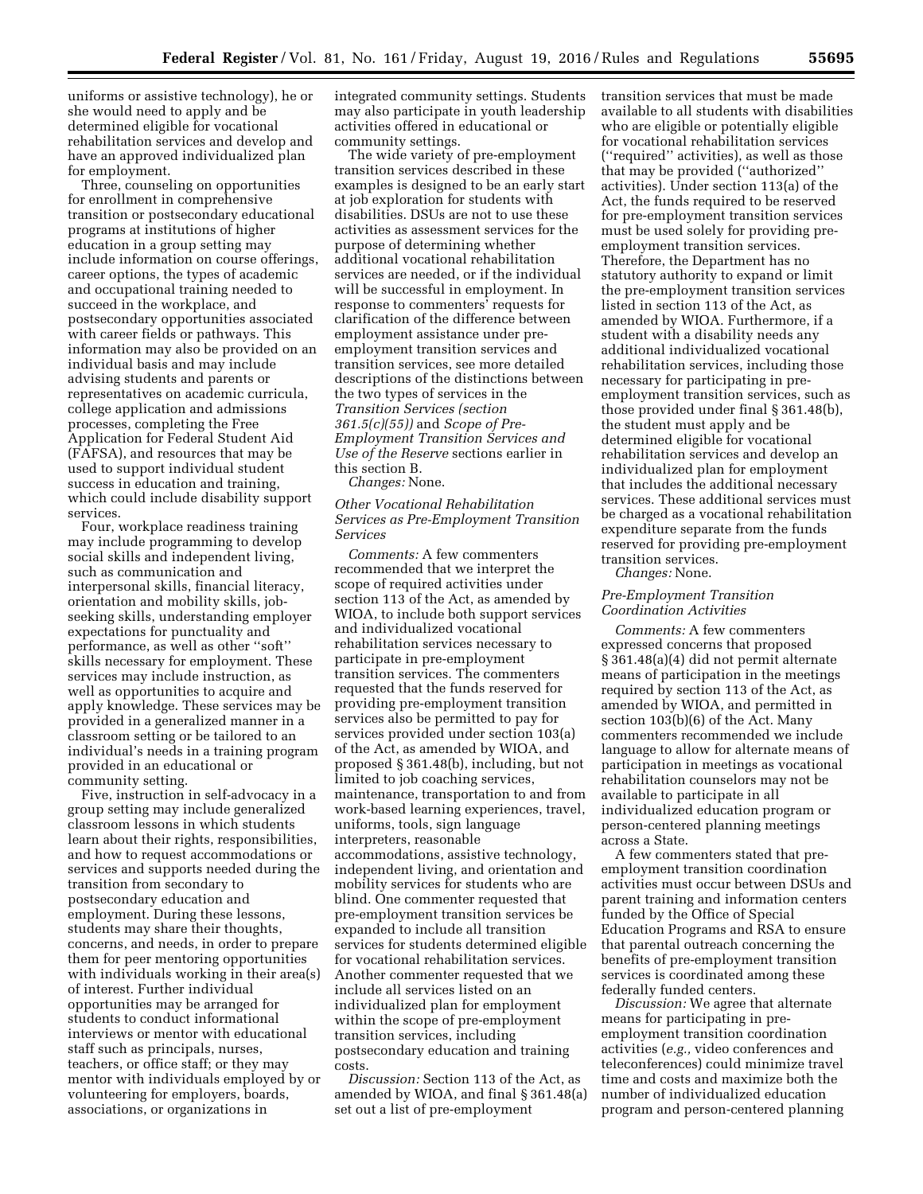uniforms or assistive technology), he or she would need to apply and be determined eligible for vocational rehabilitation services and develop and have an approved individualized plan for employment.

Three, counseling on opportunities for enrollment in comprehensive transition or postsecondary educational programs at institutions of higher education in a group setting may include information on course offerings, career options, the types of academic and occupational training needed to succeed in the workplace, and postsecondary opportunities associated with career fields or pathways. This information may also be provided on an individual basis and may include advising students and parents or representatives on academic curricula, college application and admissions processes, completing the Free Application for Federal Student Aid (FAFSA), and resources that may be used to support individual student success in education and training, which could include disability support services.

Four, workplace readiness training may include programming to develop social skills and independent living, such as communication and interpersonal skills, financial literacy, orientation and mobility skills, job-seeking skills, understanding employer expectations for punctuality and performance, as well as other ''soft'' skills necessary for employment. These services may include instruction, as well as opportunities to acquire and apply knowledge. These services may be provided in a generalized manner in a classroom setting or be tailored to an individual's needs in a training program provided in an educational or community setting.

Five, instruction in self-advocacy in a group setting may include generalized classroom lessons in which students learn about their rights, responsibilities, and how to request accommodations or services and supports needed during the transition from secondary to postsecondary education and employment. During these lessons, students may share their thoughts, concerns, and needs, in order to prepare them for peer mentoring opportunities with individuals working in their area(s) of interest. Further individual opportunities may be arranged for students to conduct informational interviews or mentor with educational staff such as principals, nurses, teachers, or office staff; or they may mentor with individuals employed by or volunteering for employers, boards, associations, or organizations in integrated community settings. Students may also participate in youth leadership activities offered in educational or community settings.

The wide variety of pre-employment transition services described in these examples is designed to be an early start at job exploration for students with disabilities. DSUs are not to use these activities as assessment services for the purpose of determining whether additional vocational rehabilitation services are needed, or if the individual will be successful in employment. In response to commenters' requests for clarification of the difference between employment assistance under pre-employment transition services and transition services, see more detailed descriptions of the distinctions between the two types of services in the *Transition Services (section 361.5(c)(55))* and *Scope of Pre-Employment Transition Services and Use of the Reserve* sections earlier in this section B.

*Changes:* None.

*Other Vocational Rehabilitation Services as Pre-Employment Transition Services*

*Comments:* A few commenters recommended that we interpret the scope of required activities under section 113 of the Act, as amended by WIOA, to include both support services and individualized vocational rehabilitation services necessary to participate in pre-employment transition services. The commenters requested that the funds reserved for providing pre-employment transition services also be permitted to pay for services provided under section 103(a) of the Act, as amended by WIOA, and proposed § 361.48(b), including, but not limited to job coaching services, maintenance, transportation to and from work-based learning experiences, travel, uniforms, tools, sign language interpreters, reasonable accommodations, assistive technology, independent living, and orientation and mobility services for students who are blind. One commenter requested that pre-employment transition services be expanded to include all transition services for students determined eligible for vocational rehabilitation services. Another commenter requested that we include all services listed on an individualized plan for employment within the scope of pre-employment transition services, including postsecondary education and training costs.

*Discussion:* Section 113 of the Act, as amended by WIOA, and final § 361.48(a) set out a list of pre-employment transition services that must be made available to all students with disabilities who are eligible or potentially eligible for vocational rehabilitation services (''required'' activities), as well as those that may be provided (''authorized'' activities). Under section 113(a) of the Act, the funds required to be reserved for pre-employment transition services must be used solely for providing pre-employment transition services. Therefore, the Department has no statutory authority to expand or limit the pre-employment transition services listed in section 113 of the Act, as amended by WIOA. Furthermore, if a student with a disability needs any additional individualized vocational rehabilitation services, including those necessary for participating in pre-employment transition services, such as those provided under final § 361.48(b), the student must apply and be determined eligible for vocational rehabilitation services and develop an individualized plan for employment that includes the additional necessary services. These additional services must be charged as a vocational rehabilitation expenditure separate from the funds reserved for providing pre-employment transition services.

*Changes:* None.

*Pre-Employment Transition Coordination Activities*

*Comments:* A few commenters expressed concerns that proposed § 361.48(a)(4) did not permit alternate means of participation in the meetings required by section 113 of the Act, as amended by WIOA, and permitted in section 103(b)(6) of the Act. Many commenters recommended we include language to allow for alternate means of participation in meetings as vocational rehabilitation counselors may not be available to participate in all individualized education program or person-centered planning meetings across a State.

A few commenters stated that pre-employment transition coordination activities must occur between DSUs and parent training and information centers funded by the Office of Special Education Programs and RSA to ensure that parental outreach concerning the benefits of pre-employment transition services is coordinated among these federally funded centers.

*Discussion:* We agree that alternate means for participating in pre-employment transition coordination activities (*e.g.,* video conferences and teleconferences) could minimize travel time and costs and maximize both the number of individualized education program and person-centered planning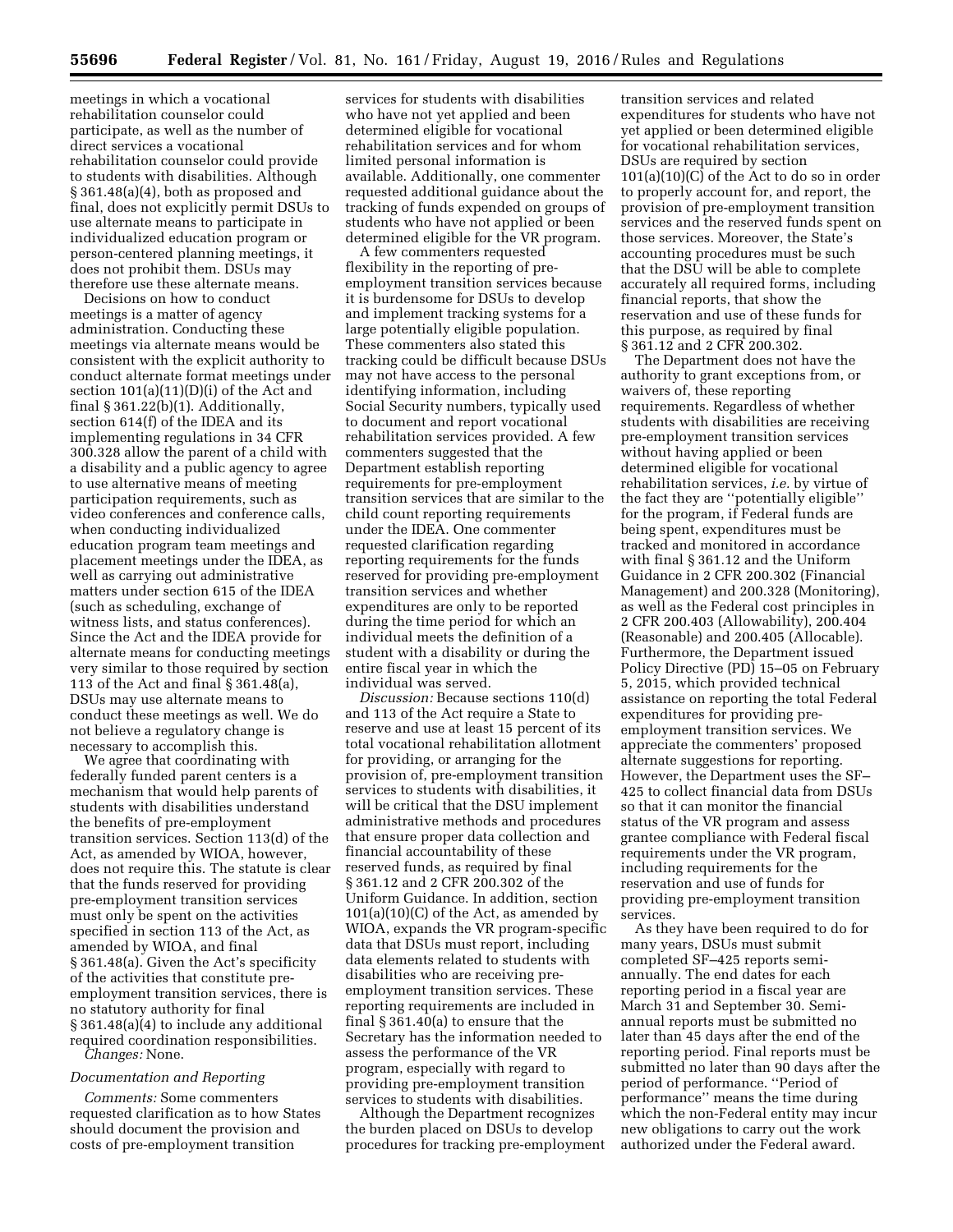meetings in which a vocational rehabilitation counselor could participate, as well as the number of direct services a vocational rehabilitation counselor could provide to students with disabilities. Although § 361.48(a)(4), both as proposed and final, does not explicitly permit DSUs to use alternate means to participate in individualized education program or person-centered planning meetings, it does not prohibit them. DSUs may therefore use these alternate means.

Decisions on how to conduct meetings is a matter of agency administration. Conducting these meetings via alternate means would be consistent with the explicit authority to conduct alternate format meetings under section 101(a)(11)(D)(i) of the Act and final § 361.22(b)(1). Additionally, section 614(f) of the IDEA and its implementing regulations in 34 CFR 300.328 allow the parent of a child with a disability and a public agency to agree to use alternative means of meeting participation requirements, such as video conferences and conference calls, when conducting individualized education program team meetings and placement meetings under the IDEA, as well as carrying out administrative matters under section 615 of the IDEA (such as scheduling, exchange of witness lists, and status conferences). Since the Act and the IDEA provide for alternate means for conducting meetings very similar to those required by section 113 of the Act and final § 361.48(a), DSUs may use alternate means to conduct these meetings as well. We do not believe a regulatory change is necessary to accomplish this.

We agree that coordinating with federally funded parent centers is a mechanism that would help parents of students with disabilities understand the benefits of pre-employment transition services. Section 113(d) of the Act, as amended by WIOA, however, does not require this. The statute is clear that the funds reserved for providing pre-employment transition services must only be spent on the activities specified in section 113 of the Act, as amended by WIOA, and final § 361.48(a). Given the Act's specificity of the activities that constitute pre-employment transition services, there is no statutory authority for final § 361.48(a)(4) to include any additional required coordination responsibilities.

*Changes:* None.

*Documentation and Reporting*

*Comments:* Some commenters requested clarification as to how States should document the provision and costs of pre-employment transition services for students with disabilities who have not yet applied and been determined eligible for vocational rehabilitation services and for whom limited personal information is available. Additionally, one commenter requested additional guidance about the tracking of funds expended on groups of students who have not applied or been determined eligible for the VR program.

A few commenters requested flexibility in the reporting of pre-employment transition services because it is burdensome for DSUs to develop and implement tracking systems for a large potentially eligible population. These commenters also stated this tracking could be difficult because DSUs may not have access to the personal identifying information, including Social Security numbers, typically used to document and report vocational rehabilitation services provided. A few commenters suggested that the Department establish reporting requirements for pre-employment transition services that are similar to the child count reporting requirements under the IDEA. One commenter requested clarification regarding reporting requirements for the funds reserved for providing pre-employment transition services and whether expenditures are only to be reported during the time period for which an individual meets the definition of a student with a disability or during the entire fiscal year in which the individual was served.

*Discussion:* Because sections 110(d) and 113 of the Act require a State to reserve and use at least 15 percent of its total vocational rehabilitation allotment for providing, or arranging for the provision of, pre-employment transition services to students with disabilities, it will be critical that the DSU implement administrative methods and procedures that ensure proper data collection and financial accountability of these reserved funds, as required by final § 361.12 and 2 CFR 200.302 of the Uniform Guidance. In addition, section 101(a)(10)(C) of the Act, as amended by WIOA, expands the VR program-specific data that DSUs must report, including data elements related to students with disabilities who are receiving pre-employment transition services. These reporting requirements are included in final § 361.40(a) to ensure that the Secretary has the information needed to assess the performance of the VR program, especially with regard to providing pre-employment transition services to students with disabilities.

Although the Department recognizes the burden placed on DSUs to develop procedures for tracking pre-employment transition services and related expenditures for students who have not yet applied or been determined eligible for vocational rehabilitation services, DSUs are required by section 101(a)(10)(C) of the Act to do so in order to properly account for, and report, the provision of pre-employment transition services and the reserved funds spent on those services. Moreover, the State's accounting procedures must be such that the DSU will be able to complete accurately all required forms, including financial reports, that show the reservation and use of these funds for this purpose, as required by final § 361.12 and 2 CFR 200.302.

The Department does not have the authority to grant exceptions from, or waivers of, these reporting requirements. Regardless of whether students with disabilities are receiving pre-employment transition services without having applied or been determined eligible for vocational rehabilitation services, *i.e.* by virtue of the fact they are ''potentially eligible'' for the program, if Federal funds are being spent, expenditures must be tracked and monitored in accordance with final § 361.12 and the Uniform Guidance in 2 CFR 200.302 (Financial Management) and 200.328 (Monitoring), as well as the Federal cost principles in 2 CFR 200.403 (Allowability), 200.404 (Reasonable) and 200.405 (Allocable). Furthermore, the Department issued Policy Directive (PD) 15–05 on February 5, 2015, which provided technical assistance on reporting the total Federal expenditures for providing pre-employment transition services. We appreciate the commenters' proposed alternate suggestions for reporting. However, the Department uses the SF–425 to collect financial data from DSUs so that it can monitor the financial status of the VR program and assess grantee compliance with Federal fiscal requirements under the VR program, including requirements for the reservation and use of funds for providing pre-employment transition services.

As they have been required to do for many years, DSUs must submit completed SF–425 reports semi-annually. The end dates for each reporting period in a fiscal year are March 31 and September 30. Semi-annual reports must be submitted no later than 45 days after the end of the reporting period. Final reports must be submitted no later than 90 days after the period of performance. ''Period of performance'' means the time during which the non-Federal entity may incur new obligations to carry out the work authorized under the Federal award.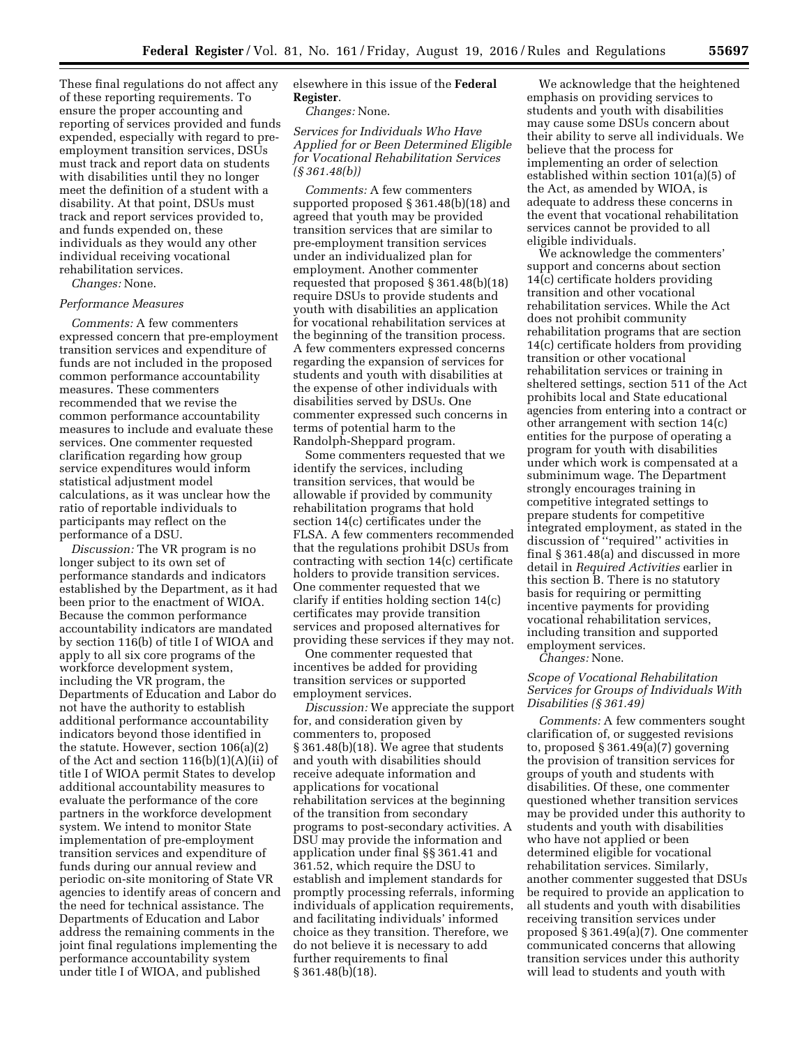These final regulations do not affect any of these reporting requirements. To ensure the proper accounting and reporting of services provided and funds expended, especially with regard to pre-employment transition services, DSUs must track and report data on students with disabilities until they no longer meet the definition of a student with a disability. At that point, DSUs must track and report services provided to, and funds expended on, these individuals as they would any other individual receiving vocational rehabilitation services.

*Changes:* None.

*Performance Measures*

*Comments:* A few commenters expressed concern that pre-employment transition services and expenditure of funds are not included in the proposed common performance accountability measures. These commenters recommended that we revise the common performance accountability measures to include and evaluate these services. One commenter requested clarification regarding how group service expenditures would inform statistical adjustment model calculations, as it was unclear how the ratio of reportable individuals to participants may reflect on the performance of a DSU.

*Discussion:* The VR program is no longer subject to its own set of performance standards and indicators established by the Department, as it had been prior to the enactment of WIOA. Because the common performance accountability indicators are mandated by section 116(b) of title I of WIOA and apply to all six core programs of the workforce development system, including the VR program, the Departments of Education and Labor do not have the authority to establish additional performance accountability indicators beyond those identified in the statute. However, section 106(a)(2) of the Act and section 116(b)(1)(A)(ii) of title I of WIOA permit States to develop additional accountability measures to evaluate the performance of the core partners in the workforce development system. We intend to monitor State implementation of pre-employment transition services and expenditure of funds during our annual review and periodic on-site monitoring of State VR agencies to identify areas of concern and the need for technical assistance. The Departments of Education and Labor address the remaining comments in the joint final regulations implementing the performance accountability system under title I of WIOA, and published elsewhere in this issue of the **Federal Register**.

*Changes:* None.

*Services for Individuals Who Have Applied for or Been Determined Eligible for Vocational Rehabilitation Services (§ 361.48(b))*

*Comments:* A few commenters supported proposed § 361.48(b)(18) and agreed that youth may be provided transition services that are similar to pre-employment transition services under an individualized plan for employment. Another commenter requested that proposed § 361.48(b)(18) require DSUs to provide students and youth with disabilities an application for vocational rehabilitation services at the beginning of the transition process. A few commenters expressed concerns regarding the expansion of services for students and youth with disabilities at the expense of other individuals with disabilities served by DSUs. One commenter expressed such concerns in terms of potential harm to the Randolph-Sheppard program.

Some commenters requested that we identify the services, including transition services, that would be allowable if provided by community rehabilitation programs that hold section 14(c) certificates under the FLSA. A few commenters recommended that the regulations prohibit DSUs from contracting with section 14(c) certificate holders to provide transition services. One commenter requested that we clarify if entities holding section 14(c) certificates may provide transition services and proposed alternatives for providing these services if they may not.

One commenter requested that incentives be added for providing transition services or supported employment services.

*Discussion:* We appreciate the support for, and consideration given by commenters to, proposed § 361.48(b)(18). We agree that students and youth with disabilities should receive adequate information and applications for vocational rehabilitation services at the beginning of the transition from secondary programs to post-secondary activities. A DSU may provide the information and application under final §§ 361.41 and 361.52, which require the DSU to establish and implement standards for promptly processing referrals, informing individuals of application requirements, and facilitating individuals' informed choice as they transition. Therefore, we do not believe it is necessary to add further requirements to final § 361.48(b)(18).

We acknowledge that the heightened emphasis on providing services to students and youth with disabilities may cause some DSUs concern about their ability to serve all individuals. We believe that the process for implementing an order of selection established within section 101(a)(5) of the Act, as amended by WIOA, is adequate to address these concerns in the event that vocational rehabilitation services cannot be provided to all eligible individuals.

We acknowledge the commenters' support and concerns about section 14(c) certificate holders providing transition and other vocational rehabilitation services. While the Act does not prohibit community rehabilitation programs that are section 14(c) certificate holders from providing transition or other vocational rehabilitation services or training in sheltered settings, section 511 of the Act prohibits local and State educational agencies from entering into a contract or other arrangement with section 14(c) entities for the purpose of operating a program for youth with disabilities under which work is compensated at a subminimum wage. The Department strongly encourages training in competitive integrated settings to prepare students for competitive integrated employment, as stated in the discussion of "required" activities in final § 361.48(a) and discussed in more detail in *Required Activities* earlier in this section B. There is no statutory basis for requiring or permitting incentive payments for providing vocational rehabilitation services, including transition and supported employment services.

*Changes:* None.

*Scope of Vocational Rehabilitation Services for Groups of Individuals With Disabilities (§ 361.49)*

*Comments:* A few commenters sought clarification of, or suggested revisions to, proposed § 361.49(a)(7) governing the provision of transition services for groups of youth and students with disabilities. Of these, one commenter questioned whether transition services may be provided under this authority to students and youth with disabilities who have not applied or been determined eligible for vocational rehabilitation services. Similarly, another commenter suggested that DSUs be required to provide an application to all students and youth with disabilities receiving transition services under proposed § 361.49(a)(7). One commenter communicated concerns that allowing transition services under this authority will lead to students and youth with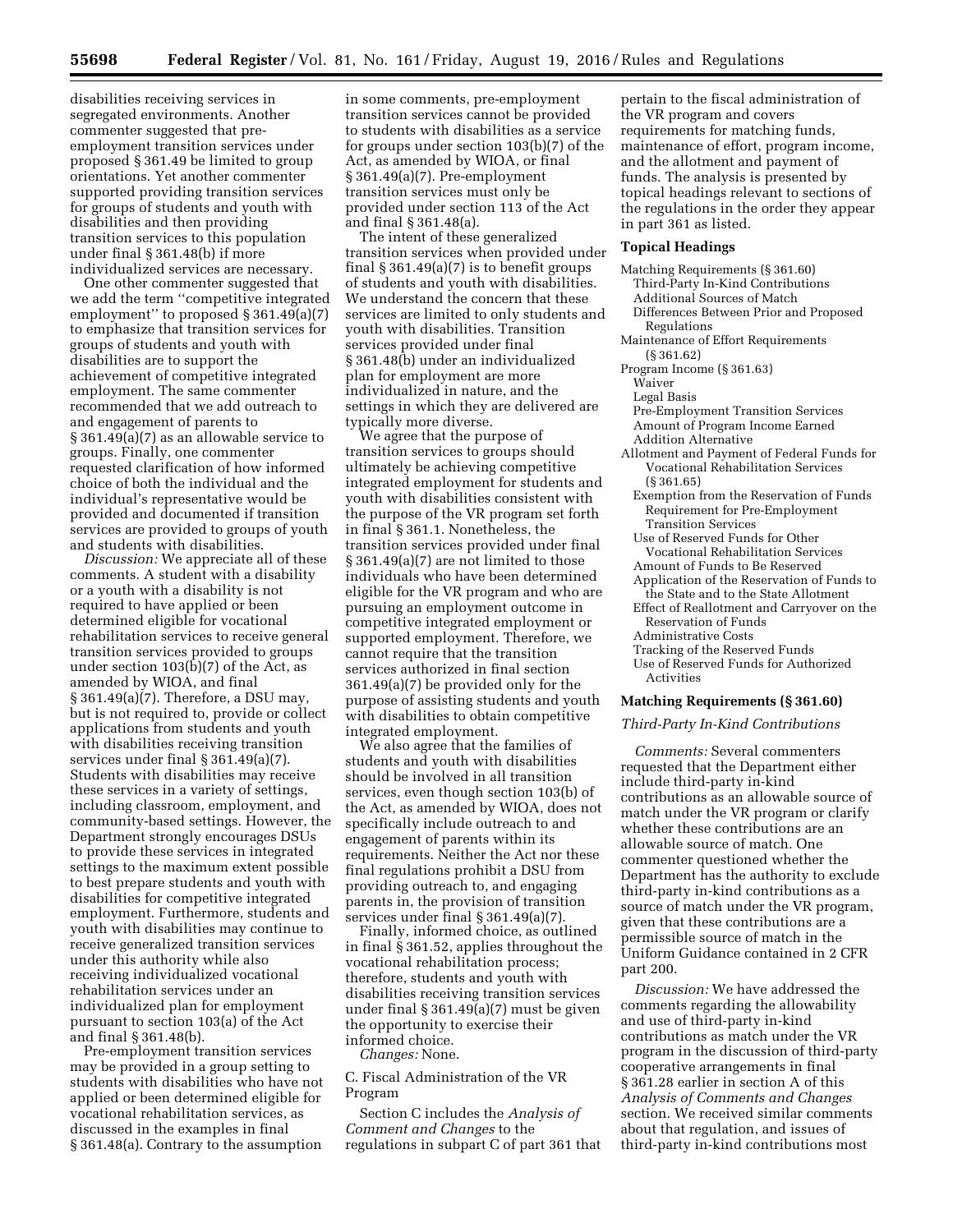disabilities receiving services in segregated environments. Another commenter suggested that pre-employment transition services under proposed § 361.49 be limited to group orientations. Yet another commenter supported providing transition services for groups of students and youth with disabilities and then providing transition services to this population under final § 361.48(b) if more individualized services are necessary.

One other commenter suggested that we add the term ''competitive integrated employment'' to proposed § 361.49(a)(7) to emphasize that transition services for groups of students and youth with disabilities are to support the achievement of competitive integrated employment. The same commenter recommended that we add outreach to and engagement of parents to § 361.49(a)(7) as an allowable service to groups. Finally, one commenter requested clarification of how informed choice of both the individual and the individual's representative would be provided and documented if transition services are provided to groups of youth and students with disabilities.

*Discussion:* We appreciate all of these comments. A student with a disability or a youth with a disability is not required to have applied or been determined eligible for vocational rehabilitation services to receive general transition services provided to groups under section 103(b)(7) of the Act, as amended by WIOA, and final § 361.49(a)(7). Therefore, a DSU may, but is not required to, provide or collect applications from students and youth with disabilities receiving transition services under final § 361.49(a)(7). Students with disabilities may receive these services in a variety of settings, including classroom, employment, and community-based settings. However, the Department strongly encourages DSUs to provide these services in integrated settings to the maximum extent possible to best prepare students and youth with disabilities for competitive integrated employment. Furthermore, students and youth with disabilities may continue to receive generalized transition services under this authority while also receiving individualized vocational rehabilitation services under an individualized plan for employment pursuant to section 103(a) of the Act and final § 361.48(b).

Pre-employment transition services may be provided in a group setting to students with disabilities who have not applied or been determined eligible for vocational rehabilitation services, as discussed in the examples in final § 361.48(a). Contrary to the assumption in some comments, pre-employment transition services cannot be provided to students with disabilities as a service for groups under section 103(b)(7) of the Act, as amended by WIOA, or final § 361.49(a)(7). Pre-employment transition services must only be provided under section 113 of the Act and final § 361.48(a).

The intent of these generalized transition services when provided under final § 361.49(a)(7) is to benefit groups of students and youth with disabilities. We understand the concern that these services are limited to only students and youth with disabilities. Transition services provided under final § 361.48(b) under an individualized plan for employment are more individualized in nature, and the settings in which they are delivered are typically more diverse.

We agree that the purpose of transition services to groups should ultimately be achieving competitive integrated employment for students and youth with disabilities consistent with the purpose of the VR program set forth in final § 361.1. Nonetheless, the transition services provided under final § 361.49(a)(7) are not limited to those individuals who have been determined eligible for the VR program and who are pursuing an employment outcome in competitive integrated employment or supported employment. Therefore, we cannot require that the transition services authorized in final section 361.49(a)(7) be provided only for the purpose of assisting students and youth with disabilities to obtain competitive integrated employment.

We also agree that the families of students and youth with disabilities should be involved in all transition services, even though section 103(b) of the Act, as amended by WIOA, does not specifically include outreach to and engagement of parents within its requirements. Neither the Act nor these final regulations prohibit a DSU from providing outreach to, and engaging parents in, the provision of transition services under final § 361.49(a)(7).

Finally, informed choice, as outlined in final § 361.52, applies throughout the vocational rehabilitation process; therefore, students and youth with disabilities receiving transition services under final § 361.49(a)(7) must be given the opportunity to exercise their informed choice.

*Changes:* None.

C. Fiscal Administration of the VR Program

Section C includes the *Analysis of Comment and Changes* to the regulations in subpart C of part 361 that pertain to the fiscal administration of the VR program and covers requirements for matching funds, maintenance of effort, program income, and the allotment and payment of funds. The analysis is presented by topical headings relevant to sections of the regulations in the order they appear in part 361 as listed.

**Topical Headings**

Matching Requirements (§ 361.60)
 Third-Party In-Kind Contributions
 Additional Sources of Match
 Differences Between Prior and Proposed Regulations
Maintenance of Effort Requirements (§ 361.62)
Program Income (§ 361.63)
 Waiver
 Legal Basis
 Pre-Employment Transition Services
 Amount of Program Income Earned
 Addition Alternative
Allotment and Payment of Federal Funds for Vocational Rehabilitation Services (§ 361.65)
 Exemption from the Reservation of Funds Requirement for Pre-Employment Transition Services
 Use of Reserved Funds for Other Vocational Rehabilitation Services
 Amount of Funds to Be Reserved
 Application of the Reservation of Funds to the State and to the State Allotment
 Effect of Reallotment and Carryover on the Reservation of Funds
 Administrative Costs
 Tracking of the Reserved Funds
 Use of Reserved Funds for Authorized Activities

**Matching Requirements (§ 361.60)**

*Third-Party In-Kind Contributions*

*Comments:* Several commenters requested that the Department either include third-party in-kind contributions as an allowable source of match under the VR program or clarify whether these contributions are an allowable source of match. One commenter questioned whether the Department has the authority to exclude third-party in-kind contributions as a source of match under the VR program, given that these contributions are a permissible source of match in the Uniform Guidance contained in 2 CFR part 200.

*Discussion:* We have addressed the comments regarding the allowability and use of third-party in-kind contributions as match under the VR program in the discussion of third-party cooperative arrangements in final § 361.28 earlier in section A of this *Analysis of Comments and Changes* section. We received similar comments about that regulation, and issues of third-party in-kind contributions most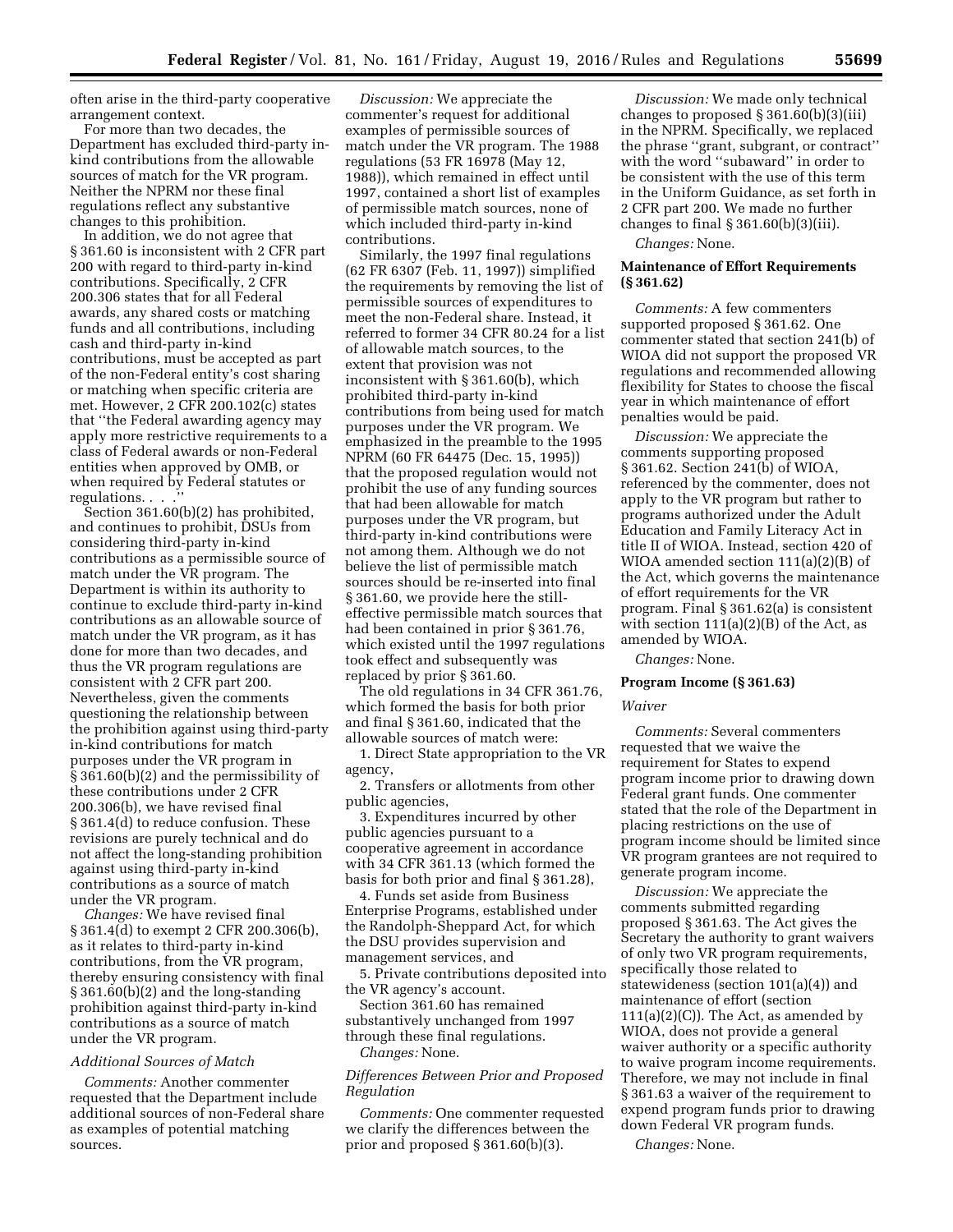often arise in the third-party cooperative arrangement context.

For more than two decades, the Department has excluded third-party in-kind contributions from the allowable sources of match for the VR program. Neither the NPRM nor these final regulations reflect any substantive changes to this prohibition.

In addition, we do not agree that § 361.60 is inconsistent with 2 CFR part 200 with regard to third-party in-kind contributions. Specifically, 2 CFR 200.306 states that for all Federal awards, any shared costs or matching funds and all contributions, including cash and third-party in-kind contributions, must be accepted as part of the non-Federal entity's cost sharing or matching when specific criteria are met. However, 2 CFR 200.102(c) states that "the Federal awarding agency may apply more restrictive requirements to a class of Federal awards or non-Federal entities when approved by OMB, or when required by Federal statutes or regulations. . . ."

Section 361.60(b)(2) has prohibited, and continues to prohibit, DSUs from considering third-party in-kind contributions as a permissible source of match under the VR program. The Department is within its authority to continue to exclude third-party in-kind contributions as an allowable source of match under the VR program, as it has done for more than two decades, and thus the VR program regulations are consistent with 2 CFR part 200. Nevertheless, given the comments questioning the relationship between the prohibition against using third-party in-kind contributions for match purposes under the VR program in § 361.60(b)(2) and the permissibility of these contributions under 2 CFR 200.306(b), we have revised final § 361.4(d) to reduce confusion. These revisions are purely technical and do not affect the long-standing prohibition against using third-party in-kind contributions as a source of match under the VR program.

*Changes:* We have revised final § 361.4(d) to exempt 2 CFR 200.306(b), as it relates to third-party in-kind contributions, from the VR program, thereby ensuring consistency with final § 361.60(b)(2) and the long-standing prohibition against third-party in-kind contributions as a source of match under the VR program.

*Additional Sources of Match*

*Comments:* Another commenter requested that the Department include additional sources of non-Federal share as examples of potential matching sources.

*Discussion:* We appreciate the commenter's request for additional examples of permissible sources of match under the VR program. The 1988 regulations (53 FR 16978 (May 12, 1988)), which remained in effect until 1997, contained a short list of examples of permissible match sources, none of which included third-party in-kind contributions.

Similarly, the 1997 final regulations (62 FR 6307 (Feb. 11, 1997)) simplified the requirements by removing the list of permissible sources of expenditures to meet the non-Federal share. Instead, it referred to former 34 CFR 80.24 for a list of allowable match sources, to the extent that provision was not inconsistent with § 361.60(b), which prohibited third-party in-kind contributions from being used for match purposes under the VR program. We emphasized in the preamble to the 1995 NPRM (60 FR 64475 (Dec. 15, 1995)) that the proposed regulation would not prohibit the use of any funding sources that had been allowable for match purposes under the VR program, but third-party in-kind contributions were not among them. Although we do not believe the list of permissible match sources should be re-inserted into final § 361.60, we provide here the still-effective permissible match sources that had been contained in prior § 361.76, which existed until the 1997 regulations took effect and subsequently was replaced by prior § 361.60.

The old regulations in 34 CFR 361.76, which formed the basis for both prior and final § 361.60, indicated that the allowable sources of match were:

1. Direct State appropriation to the VR agency,
2. Transfers or allotments from other public agencies,
3. Expenditures incurred by other public agencies pursuant to a cooperative agreement in accordance with 34 CFR 361.13 (which formed the basis for both prior and final § 361.28),
4. Funds set aside from Business Enterprise Programs, established under the Randolph-Sheppard Act, for which the DSU provides supervision and management services, and
5. Private contributions deposited into the VR agency's account.

Section 361.60 has remained substantively unchanged from 1997 through these final regulations.

*Changes:* None.

*Differences Between Prior and Proposed Regulation*

*Comments:* One commenter requested we clarify the differences between the prior and proposed § 361.60(b)(3).

*Discussion:* We made only technical changes to proposed § 361.60(b)(3)(iii) in the NPRM. Specifically, we replaced the phrase "grant, subgrant, or contract" with the word "subaward" in order to be consistent with the use of this term in the Uniform Guidance, as set forth in 2 CFR part 200. We made no further changes to final § 361.60(b)(3)(iii).

*Changes:* None.

**Maintenance of Effort Requirements (§ 361.62)**

*Comments:* A few commenters supported proposed § 361.62. One commenter stated that section 241(b) of WIOA did not support the proposed VR regulations and recommended allowing flexibility for States to choose the fiscal year in which maintenance of effort penalties would be paid.

*Discussion:* We appreciate the comments supporting proposed § 361.62. Section 241(b) of WIOA, referenced by the commenter, does not apply to the VR program but rather to programs authorized under the Adult Education and Family Literacy Act in title II of WIOA. Instead, section 420 of WIOA amended section 111(a)(2)(B) of the Act, which governs the maintenance of effort requirements for the VR program. Final § 361.62(a) is consistent with section 111(a)(2)(B) of the Act, as amended by WIOA.

*Changes:* None.

**Program Income (§ 361.63)**

*Waiver*

*Comments:* Several commenters requested that we waive the requirement for States to expend program income prior to drawing down Federal grant funds. One commenter stated that the role of the Department in placing restrictions on the use of program income should be limited since VR program grantees are not required to generate program income.

*Discussion:* We appreciate the comments submitted regarding proposed § 361.63. The Act gives the Secretary the authority to grant waivers of only two VR program requirements, specifically those related to statewideness (section 101(a)(4)) and maintenance of effort (section 111(a)(2)(C)). The Act, as amended by WIOA, does not provide a general waiver authority or a specific authority to waive program income requirements. Therefore, we may not include in final § 361.63 a waiver of the requirement to expend program funds prior to drawing down Federal VR program funds.

*Changes:* None.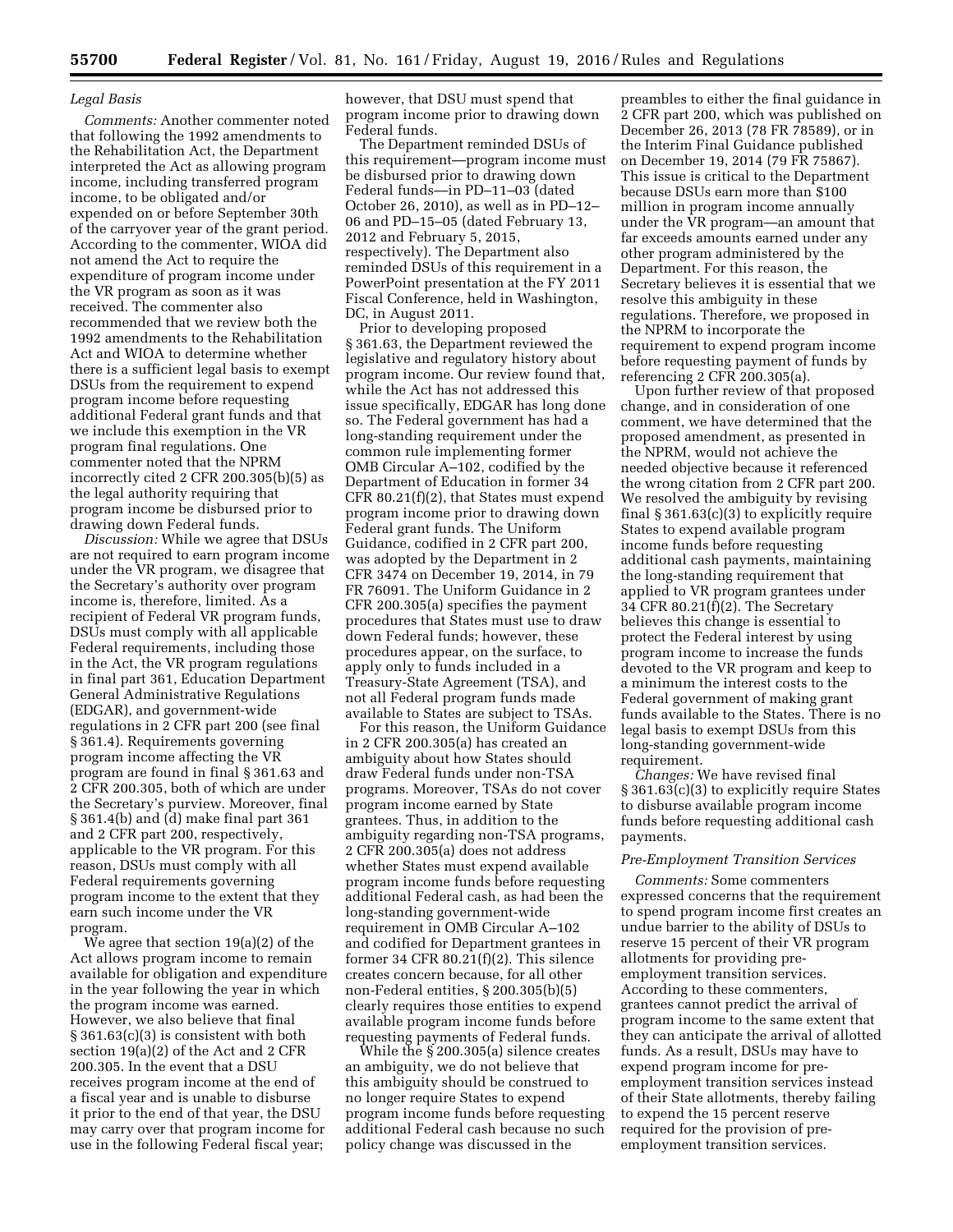*Legal Basis*

*Comments:* Another commenter noted that following the 1992 amendments to the Rehabilitation Act, the Department interpreted the Act as allowing program income, including transferred program income, to be obligated and/or expended on or before September 30th of the carryover year of the grant period. According to the commenter, WIOA did not amend the Act to require the expenditure of program income under the VR program as soon as it was received. The commenter also recommended that we review both the 1992 amendments to the Rehabilitation Act and WIOA to determine whether there is a sufficient legal basis to exempt DSUs from the requirement to expend program income before requesting additional Federal grant funds and that we include this exemption in the VR program final regulations. One commenter noted that the NPRM incorrectly cited 2 CFR 200.305(b)(5) as the legal authority requiring that program income be disbursed prior to drawing down Federal funds.

*Discussion:* While we agree that DSUs are not required to earn program income under the VR program, we disagree that the Secretary's authority over program income is, therefore, limited. As a recipient of Federal VR program funds, DSUs must comply with all applicable Federal requirements, including those in the Act, the VR program regulations in final part 361, Education Department General Administrative Regulations (EDGAR), and government-wide regulations in 2 CFR part 200 (see final § 361.4). Requirements governing program income affecting the VR program are found in final § 361.63 and 2 CFR 200.305, both of which are under the Secretary's purview. Moreover, final § 361.4(b) and (d) make final part 361 and 2 CFR part 200, respectively, applicable to the VR program. For this reason, DSUs must comply with all Federal requirements governing program income to the extent that they earn such income under the VR program.

We agree that section 19(a)(2) of the Act allows program income to remain available for obligation and expenditure in the year following the year in which the program income was earned. However, we also believe that final § 361.63(c)(3) is consistent with both section 19(a)(2) of the Act and 2 CFR 200.305. In the event that a DSU receives program income at the end of a fiscal year and is unable to disburse it prior to the end of that year, the DSU may carry over that program income for use in the following Federal fiscal year; however, that DSU must spend that program income prior to drawing down Federal funds.

The Department reminded DSUs of this requirement—program income must be disbursed prior to drawing down Federal funds—in PD–11–03 (dated October 26, 2010), as well as in PD–12–06 and PD–15–05 (dated February 13, 2012 and February 5, 2015, respectively). The Department also reminded DSUs of this requirement in a PowerPoint presentation at the FY 2011 Fiscal Conference, held in Washington, DC, in August 2011.

Prior to developing proposed § 361.63, the Department reviewed the legislative and regulatory history about program income. Our review found that, while the Act has not addressed this issue specifically, EDGAR has long done so. The Federal government has had a long-standing requirement under the common rule implementing former OMB Circular A–102, codified by the Department of Education in former 34 CFR 80.21(f)(2), that States must expend program income prior to drawing down Federal grant funds. The Uniform Guidance, codified in 2 CFR part 200, was adopted by the Department in 2 CFR 3474 on December 19, 2014, in 79 FR 76091. The Uniform Guidance in 2 CFR 200.305(a) specifies the payment procedures that States must use to draw down Federal funds; however, these procedures appear, on the surface, to apply only to funds included in a Treasury-State Agreement (TSA), and not all Federal program funds made available to States are subject to TSAs.

For this reason, the Uniform Guidance in 2 CFR 200.305(a) has created an ambiguity about how States should draw Federal funds under non-TSA programs. Moreover, TSAs do not cover program income earned by State grantees. Thus, in addition to the ambiguity regarding non-TSA programs, 2 CFR 200.305(a) does not address whether States must expend available program income funds before requesting additional Federal cash, as had been the long-standing government-wide requirement in OMB Circular A–102 and codified for Department grantees in former 34 CFR 80.21(f)(2). This silence creates concern because, for all other non-Federal entities, § 200.305(b)(5) clearly requires those entities to expend available program income funds before requesting payments of Federal funds.

While the § 200.305(a) silence creates an ambiguity, we do not believe that this ambiguity should be construed to no longer require States to expend program income funds before requesting additional Federal cash because no such policy change was discussed in the preambles to either the final guidance in 2 CFR part 200, which was published on December 26, 2013 (78 FR 78589), or in the Interim Final Guidance published on December 19, 2014 (79 FR 75867). This issue is critical to the Department because DSUs earn more than $100 million in program income annually under the VR program—an amount that far exceeds amounts earned under any other program administered by the Department. For this reason, the Secretary believes it is essential that we resolve this ambiguity in these regulations. Therefore, we proposed in the NPRM to incorporate the requirement to expend program income before requesting payment of funds by referencing 2 CFR 200.305(a).

Upon further review of that proposed change, and in consideration of one comment, we have determined that the proposed amendment, as presented in the NPRM, would not achieve the needed objective because it referenced the wrong citation from 2 CFR part 200. We resolved the ambiguity by revising final § 361.63(c)(3) to explicitly require States to expend available program income funds before requesting additional cash payments, maintaining the long-standing requirement that applied to VR program grantees under 34 CFR 80.21(f)(2). The Secretary believes this change is essential to protect the Federal interest by using program income to increase the funds devoted to the VR program and keep to a minimum the interest costs to the Federal government of making grant funds available to the States. There is no legal basis to exempt DSUs from this long-standing government-wide requirement.

*Changes:* We have revised final § 361.63(c)(3) to explicitly require States to disburse available program income funds before requesting additional cash payments.

*Pre-Employment Transition Services*

*Comments:* Some commenters expressed concerns that the requirement to spend program income first creates an undue barrier to the ability of DSUs to reserve 15 percent of their VR program allotments for providing pre-employment transition services. According to these commenters, grantees cannot predict the arrival of program income to the same extent that they can anticipate the arrival of allotted funds. As a result, DSUs may have to expend program income for pre-employment transition services instead of their State allotments, thereby failing to expend the 15 percent reserve required for the provision of pre-employment transition services.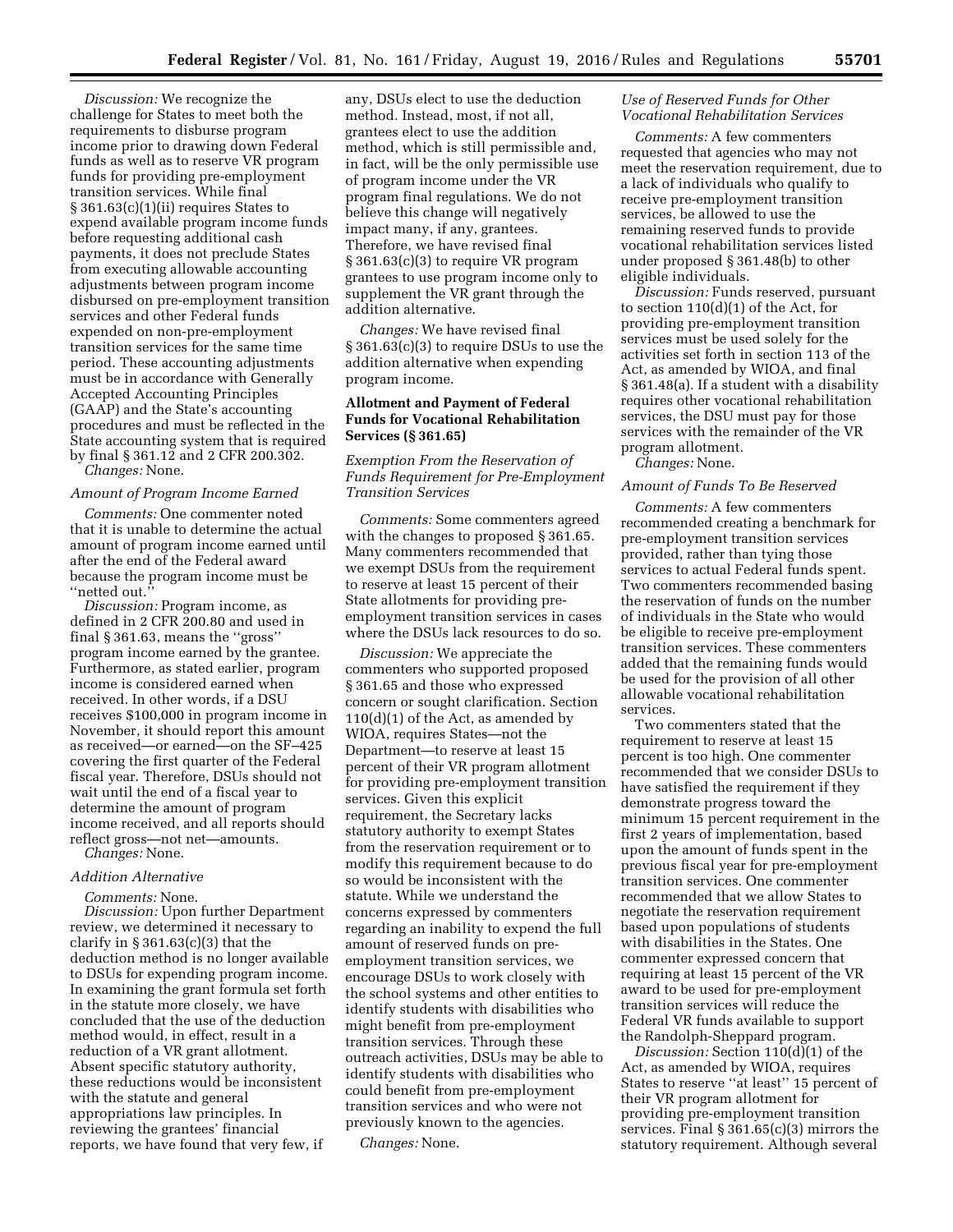*Discussion:* We recognize the challenge for States to meet both the requirements to disburse program income prior to drawing down Federal funds as well as to reserve VR program funds for providing pre-employment transition services. While final § 361.63(c)(1)(ii) requires States to expend available program income funds before requesting additional cash payments, it does not preclude States from executing allowable accounting adjustments between program income disbursed on pre-employment transition services and other Federal funds expended on non-pre-employment transition services for the same time period. These accounting adjustments must be in accordance with Generally Accepted Accounting Principles (GAAP) and the State's accounting procedures and must be reflected in the State accounting system that is required by final § 361.12 and 2 CFR 200.302.

*Changes:* None.

*Amount of Program Income Earned*

*Comments:* One commenter noted that it is unable to determine the actual amount of program income earned until after the end of the Federal award because the program income must be ''netted out.''

*Discussion:* Program income, as defined in 2 CFR 200.80 and used in final § 361.63, means the ''gross'' program income earned by the grantee. Furthermore, as stated earlier, program income is considered earned when received. In other words, if a DSU receives $100,000 in program income in November, it should report this amount as received—or earned—on the SF–425 covering the first quarter of the Federal fiscal year. Therefore, DSUs should not wait until the end of a fiscal year to determine the amount of program income received, and all reports should reflect gross—not net—amounts.

*Changes:* None.

*Addition Alternative*

*Comments:* None.

*Discussion:* Upon further Department review, we determined it necessary to clarify in § 361.63(c)(3) that the deduction method is no longer available to DSUs for expending program income. In examining the grant formula set forth in the statute more closely, we have concluded that the use of the deduction method would, in effect, result in a reduction of a VR grant allotment. Absent specific statutory authority, these reductions would be inconsistent with the statute and general appropriations law principles. In reviewing the grantees' financial reports, we have found that very few, if any, DSUs elect to use the deduction method. Instead, most, if not all, grantees elect to use the addition method, which is still permissible and, in fact, will be the only permissible use of program income under the VR program final regulations. We do not believe this change will negatively impact many, if any, grantees. Therefore, we have revised final § 361.63(c)(3) to require VR program grantees to use program income only to supplement the VR grant through the addition alternative.

*Changes:* We have revised final § 361.63(c)(3) to require DSUs to use the addition alternative when expending program income.

**Allotment and Payment of Federal Funds for Vocational Rehabilitation Services (§ 361.65)**

*Exemption From the Reservation of Funds Requirement for Pre-Employment Transition Services*

*Comments:* Some commenters agreed with the changes to proposed § 361.65. Many commenters recommended that we exempt DSUs from the requirement to reserve at least 15 percent of their State allotments for providing pre-employment transition services in cases where the DSUs lack resources to do so.

*Discussion:* We appreciate the commenters who supported proposed § 361.65 and those who expressed concern or sought clarification. Section 110(d)(1) of the Act, as amended by WIOA, requires States—not the Department—to reserve at least 15 percent of their VR program allotment for providing pre-employment transition services. Given this explicit requirement, the Secretary lacks statutory authority to exempt States from the reservation requirement or to modify this requirement because to do so would be inconsistent with the statute. While we understand the concerns expressed by commenters regarding an inability to expend the full amount of reserved funds on pre-employment transition services, we encourage DSUs to work closely with the school systems and other entities to identify students with disabilities who might benefit from pre-employment transition services. Through these outreach activities, DSUs may be able to identify students with disabilities who could benefit from pre-employment transition services and who were not previously known to the agencies.

*Changes:* None.

*Use of Reserved Funds for Other Vocational Rehabilitation Services*

*Comments:* A few commenters requested that agencies who may not meet the reservation requirement, due to a lack of individuals who qualify to receive pre-employment transition services, be allowed to use the remaining reserved funds to provide vocational rehabilitation services listed under proposed § 361.48(b) to other eligible individuals.

*Discussion:* Funds reserved, pursuant to section 110(d)(1) of the Act, for providing pre-employment transition services must be used solely for the activities set forth in section 113 of the Act, as amended by WIOA, and final § 361.48(a). If a student with a disability requires other vocational rehabilitation services, the DSU must pay for those services with the remainder of the VR program allotment.

*Changes:* None.

*Amount of Funds To Be Reserved*

*Comments:* A few commenters recommended creating a benchmark for pre-employment transition services provided, rather than tying those services to actual Federal funds spent. Two commenters recommended basing the reservation of funds on the number of individuals in the State who would be eligible to receive pre-employment transition services. These commenters added that the remaining funds would be used for the provision of all other allowable vocational rehabilitation services.

Two commenters stated that the requirement to reserve at least 15 percent is too high. One commenter recommended that we consider DSUs to have satisfied the requirement if they demonstrate progress toward the minimum 15 percent requirement in the first 2 years of implementation, based upon the amount of funds spent in the previous fiscal year for pre-employment transition services. One commenter recommended that we allow States to negotiate the reservation requirement based upon populations of students with disabilities in the States. One commenter expressed concern that requiring at least 15 percent of the VR award to be used for pre-employment transition services will reduce the Federal VR funds available to support the Randolph-Sheppard program.

*Discussion:* Section 110(d)(1) of the Act, as amended by WIOA, requires States to reserve ''at least'' 15 percent of their VR program allotment for providing pre-employment transition services. Final § 361.65(c)(3) mirrors the statutory requirement. Although several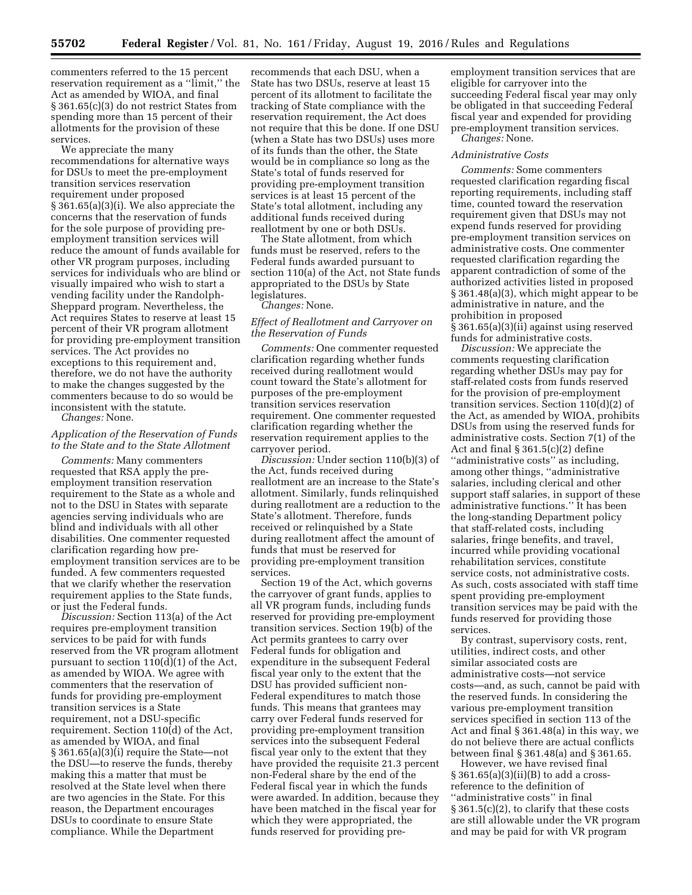commenters referred to the 15 percent reservation requirement as a "limit," the Act as amended by WIOA, and final § 361.65(c)(3) do not restrict States from spending more than 15 percent of their allotments for the provision of these services.

We appreciate the many recommendations for alternative ways for DSUs to meet the pre-employment transition services reservation requirement under proposed § 361.65(a)(3)(i). We also appreciate the concerns that the reservation of funds for the sole purpose of providing pre-employment transition services will reduce the amount of funds available for other VR program purposes, including services for individuals who are blind or visually impaired who wish to start a vending facility under the Randolph-Sheppard program. Nevertheless, the Act requires States to reserve at least 15 percent of their VR program allotment for providing pre-employment transition services. The Act provides no exceptions to this requirement and, therefore, we do not have the authority to make the changes suggested by the commenters because to do so would be inconsistent with the statute.

*Changes:* None.

*Application of the Reservation of Funds to the State and to the State Allotment*

*Comments:* Many commenters requested that RSA apply the pre-employment transition reservation requirement to the State as a whole and not to the DSU in States with separate agencies serving individuals who are blind and individuals with all other disabilities. One commenter requested clarification regarding how pre-employment transition services are to be funded. A few commenters requested that we clarify whether the reservation requirement applies to the State funds, or just the Federal funds.

*Discussion:* Section 113(a) of the Act requires pre-employment transition services to be paid for with funds reserved from the VR program allotment pursuant to section 110(d)(1) of the Act, as amended by WIOA. We agree with commenters that the reservation of funds for providing pre-employment transition services is a State requirement, not a DSU-specific requirement. Section 110(d) of the Act, as amended by WIOA, and final § 361.65(a)(3)(i) require the State—not the DSU—to reserve the funds, thereby making this a matter that must be resolved at the State level when there are two agencies in the State. For this reason, the Department encourages DSUs to coordinate to ensure State compliance. While the Department recommends that each DSU, when a State has two DSUs, reserve at least 15 percent of its allotment to facilitate the tracking of State compliance with the reservation requirement, the Act does not require that this be done. If one DSU (when a State has two DSUs) uses more of its funds than the other, the State would be in compliance so long as the State's total of funds reserved for providing pre-employment transition services is at least 15 percent of the State's total allotment, including any additional funds received during reallotment by one or both DSUs.

The State allotment, from which funds must be reserved, refers to the Federal funds awarded pursuant to section 110(a) of the Act, not State funds appropriated to the DSUs by State legislatures.

*Changes:* None.

*Effect of Reallotment and Carryover on the Reservation of Funds*

*Comments:* One commenter requested clarification regarding whether funds received during reallotment would count toward the State's allotment for purposes of the pre-employment transition services reservation requirement. One commenter requested clarification regarding whether the reservation requirement applies to the carryover period.

*Discussion:* Under section 110(b)(3) of the Act, funds received during reallotment are an increase to the State's allotment. Similarly, funds relinquished during reallotment are a reduction to the State's allotment. Therefore, funds received or relinquished by a State during reallotment affect the amount of funds that must be reserved for providing pre-employment transition services.

Section 19 of the Act, which governs the carryover of grant funds, applies to all VR program funds, including funds reserved for providing pre-employment transition services. Section 19(b) of the Act permits grantees to carry over Federal funds for obligation and expenditure in the subsequent Federal fiscal year only to the extent that the DSU has provided sufficient non-Federal expenditures to match those funds. This means that grantees may carry over Federal funds reserved for providing pre-employment transition services into the subsequent Federal fiscal year only to the extent that they have provided the requisite 21.3 percent non-Federal share by the end of the Federal fiscal year in which the funds were awarded. In addition, because they have been matched in the fiscal year for which they were appropriated, the funds reserved for providing pre-employment transition services that are eligible for carryover into the succeeding Federal fiscal year may only be obligated in that succeeding Federal fiscal year and expended for providing pre-employment transition services.

*Changes:* None.

*Administrative Costs*

*Comments:* Some commenters requested clarification regarding fiscal reporting requirements, including staff time, counted toward the reservation requirement given that DSUs may not expend funds reserved for providing pre-employment transition services on administrative costs. One commenter requested clarification regarding the apparent contradiction of some of the authorized activities listed in proposed § 361.48(a)(3), which might appear to be administrative in nature, and the prohibition in proposed § 361.65(a)(3)(ii) against using reserved funds for administrative costs.

*Discussion:* We appreciate the comments requesting clarification regarding whether DSUs may pay for staff-related costs from funds reserved for the provision of pre-employment transition services. Section 110(d)(2) of the Act, as amended by WIOA, prohibits DSUs from using the reserved funds for administrative costs. Section 7(1) of the Act and final § 361.5(c)(2) define "administrative costs" as including, among other things, "administrative salaries, including clerical and other support staff salaries, in support of these administrative functions." It has been the long-standing Department policy that staff-related costs, including salaries, fringe benefits, and travel, incurred while providing vocational rehabilitation services, constitute service costs, not administrative costs. As such, costs associated with staff time spent providing pre-employment transition services may be paid with the funds reserved for providing those services.

By contrast, supervisory costs, rent, utilities, indirect costs, and other similar associated costs are administrative costs—not service costs—and, as such, cannot be paid with the reserved funds. In considering the various pre-employment transition services specified in section 113 of the Act and final § 361.48(a) in this way, we do not believe there are actual conflicts between final § 361.48(a) and § 361.65.

However, we have revised final § 361.65(a)(3)(ii)(B) to add a cross-reference to the definition of "administrative costs" in final § 361.5(c)(2), to clarify that these costs are still allowable under the VR program and may be paid for with VR program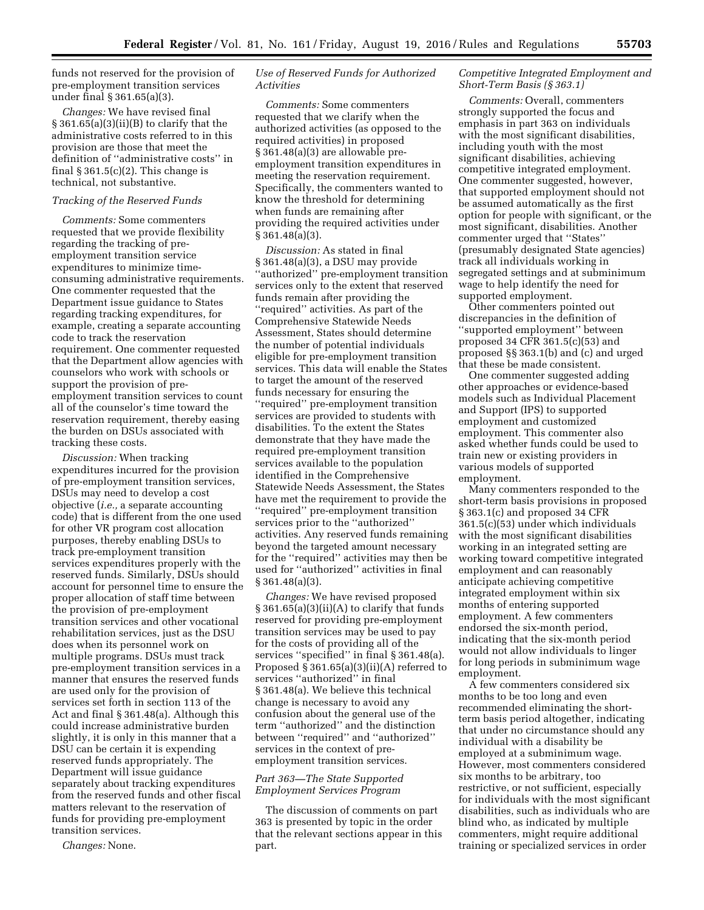funds not reserved for the provision of pre-employment transition services under final § 361.65(a)(3).

*Changes:* We have revised final § 361.65(a)(3)(ii)(B) to clarify that the administrative costs referred to in this provision are those that meet the definition of ''administrative costs'' in final § 361.5(c)(2). This change is technical, not substantive.

*Tracking of the Reserved Funds*

*Comments:* Some commenters requested that we provide flexibility regarding the tracking of pre-employment transition service expenditures to minimize time-consuming administrative requirements. One commenter requested that the Department issue guidance to States regarding tracking expenditures, for example, creating a separate accounting code to track the reservation requirement. One commenter requested that the Department allow agencies with counselors who work with schools or support the provision of pre-employment transition services to count all of the counselor's time toward the reservation requirement, thereby easing the burden on DSUs associated with tracking these costs.

*Discussion:* When tracking expenditures incurred for the provision of pre-employment transition services, DSUs may need to develop a cost objective (*i.e.,* a separate accounting code) that is different from the one used for other VR program cost allocation purposes, thereby enabling DSUs to track pre-employment transition services expenditures properly with the reserved funds. Similarly, DSUs should account for personnel time to ensure the proper allocation of staff time between the provision of pre-employment transition services and other vocational rehabilitation services, just as the DSU does when its personnel work on multiple programs. DSUs must track pre-employment transition services in a manner that ensures the reserved funds are used only for the provision of services set forth in section 113 of the Act and final § 361.48(a). Although this could increase administrative burden slightly, it is only in this manner that a DSU can be certain it is expending reserved funds appropriately. The Department will issue guidance separately about tracking expenditures from the reserved funds and other fiscal matters relevant to the reservation of funds for providing pre-employment transition services.

*Changes:* None.

*Use of Reserved Funds for Authorized Activities*

*Comments:* Some commenters requested that we clarify when the authorized activities (as opposed to the required activities) in proposed § 361.48(a)(3) are allowable pre-employment transition expenditures in meeting the reservation requirement. Specifically, the commenters wanted to know the threshold for determining when funds are remaining after providing the required activities under § 361.48(a)(3).

*Discussion:* As stated in final § 361.48(a)(3), a DSU may provide ''authorized'' pre-employment transition services only to the extent that reserved funds remain after providing the ''required'' activities. As part of the Comprehensive Statewide Needs Assessment, States should determine the number of potential individuals eligible for pre-employment transition services. This data will enable the States to target the amount of the reserved funds necessary for ensuring the ''required'' pre-employment transition services are provided to students with disabilities. To the extent the States demonstrate that they have made the required pre-employment transition services available to the population identified in the Comprehensive Statewide Needs Assessment, the States have met the requirement to provide the ''required'' pre-employment transition services prior to the ''authorized'' activities. Any reserved funds remaining beyond the targeted amount necessary for the ''required'' activities may then be used for ''authorized'' activities in final § 361.48(a)(3).

*Changes:* We have revised proposed § 361.65(a)(3)(ii)(A) to clarify that funds reserved for providing pre-employment transition services may be used to pay for the costs of providing all of the services ''specified'' in final § 361.48(a). Proposed § 361.65(a)(3)(ii)(A) referred to services ''authorized'' in final § 361.48(a). We believe this technical change is necessary to avoid any confusion about the general use of the term ''authorized'' and the distinction between ''required'' and ''authorized'' services in the context of pre-employment transition services.

*Part 363—The State Supported Employment Services Program*

The discussion of comments on part 363 is presented by topic in the order that the relevant sections appear in this part.

*Competitive Integrated Employment and Short-Term Basis (§ 363.1)*

*Comments:* Overall, commenters strongly supported the focus and emphasis in part 363 on individuals with the most significant disabilities, including youth with the most significant disabilities, achieving competitive integrated employment. One commenter suggested, however, that supported employment should not be assumed automatically as the first option for people with significant, or the most significant, disabilities. Another commenter urged that ''States'' (presumably designated State agencies) track all individuals working in segregated settings and at subminimum wage to help identify the need for supported employment.

Other commenters pointed out discrepancies in the definition of ''supported employment'' between proposed 34 CFR 361.5(c)(53) and proposed §§ 363.1(b) and (c) and urged that these be made consistent.

One commenter suggested adding other approaches or evidence-based models such as Individual Placement and Support (IPS) to supported employment and customized employment. This commenter also asked whether funds could be used to train new or existing providers in various models of supported employment.

Many commenters responded to the short-term basis provisions in proposed § 363.1(c) and proposed 34 CFR 361.5(c)(53) under which individuals with the most significant disabilities working in an integrated setting are working toward competitive integrated employment and can reasonably anticipate achieving competitive integrated employment within six months of entering supported employment. A few commenters endorsed the six-month period, indicating that the six-month period would not allow individuals to linger for long periods in subminimum wage employment.

A few commenters considered six months to be too long and even recommended eliminating the short-term basis period altogether, indicating that under no circumstance should any individual with a disability be employed at a subminimum wage. However, most commenters considered six months to be arbitrary, too restrictive, or not sufficient, especially for individuals with the most significant disabilities, such as individuals who are blind who, as indicated by multiple commenters, might require additional training or specialized services in order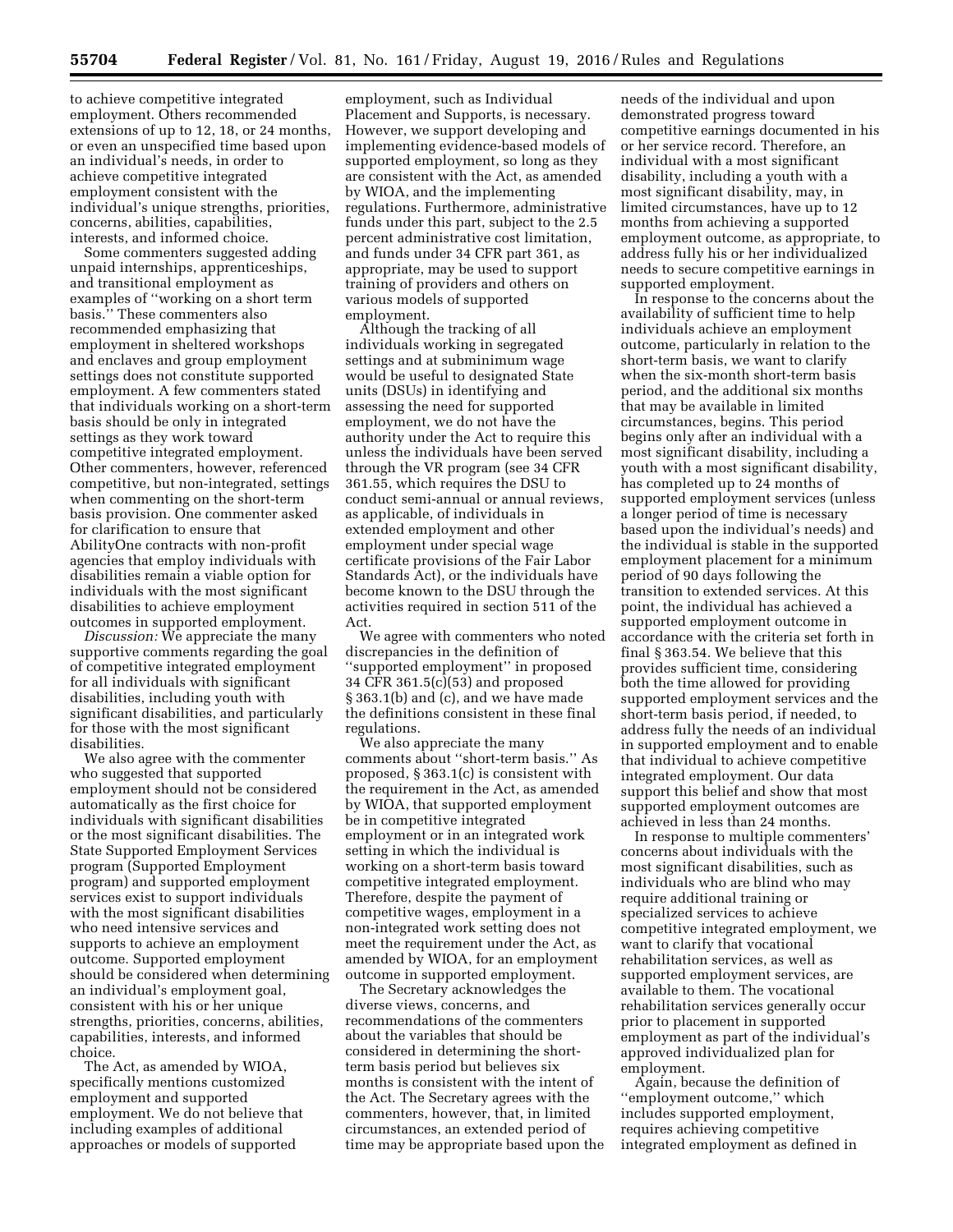to achieve competitive integrated employment. Others recommended extensions of up to 12, 18, or 24 months, or even an unspecified time based upon an individual's needs, in order to achieve competitive integrated employment consistent with the individual's unique strengths, priorities, concerns, abilities, capabilities, interests, and informed choice.

Some commenters suggested adding unpaid internships, apprenticeships, and transitional employment as examples of "working on a short term basis." These commenters also recommended emphasizing that employment in sheltered workshops and enclaves and group employment settings does not constitute supported employment. A few commenters stated that individuals working on a short-term basis should be only in integrated settings as they work toward competitive integrated employment. Other commenters, however, referenced competitive, but non-integrated, settings when commenting on the short-term basis provision. One commenter asked for clarification to ensure that AbilityOne contracts with non-profit agencies that employ individuals with disabilities remain a viable option for individuals with the most significant disabilities to achieve employment outcomes in supported employment.

*Discussion:* We appreciate the many supportive comments regarding the goal of competitive integrated employment for all individuals with significant disabilities, including youth with significant disabilities, and particularly for those with the most significant disabilities.

We also agree with the commenter who suggested that supported employment should not be considered automatically as the first choice for individuals with significant disabilities or the most significant disabilities. The State Supported Employment Services program (Supported Employment program) and supported employment services exist to support individuals with the most significant disabilities who need intensive services and supports to achieve an employment outcome. Supported employment should be considered when determining an individual's employment goal, consistent with his or her unique strengths, priorities, concerns, abilities, capabilities, interests, and informed choice.

The Act, as amended by WIOA, specifically mentions customized employment and supported employment. We do not believe that including examples of additional approaches or models of supported employment, such as Individual Placement and Supports, is necessary. However, we support developing and implementing evidence-based models of supported employment, so long as they are consistent with the Act, as amended by WIOA, and the implementing regulations. Furthermore, administrative funds under this part, subject to the 2.5 percent administrative cost limitation, and funds under 34 CFR part 361, as appropriate, may be used to support training of providers and others on various models of supported employment.

Although the tracking of all individuals working in segregated settings and at subminimum wage would be useful to designated State units (DSUs) in identifying and assessing the need for supported employment, we do not have the authority under the Act to require this unless the individuals have been served through the VR program (see 34 CFR 361.55, which requires the DSU to conduct semi-annual or annual reviews, as applicable, of individuals in extended employment and other employment under special wage certificate provisions of the Fair Labor Standards Act), or the individuals have become known to the DSU through the activities required in section 511 of the Act.

We agree with commenters who noted discrepancies in the definition of "supported employment" in proposed 34 CFR 361.5(c)(53) and proposed § 363.1(b) and (c), and we have made the definitions consistent in these final regulations.

We also appreciate the many comments about "short-term basis." As proposed, § 363.1(c) is consistent with the requirement in the Act, as amended by WIOA, that supported employment be in competitive integrated employment or in an integrated work setting in which the individual is working on a short-term basis toward competitive integrated employment. Therefore, despite the payment of competitive wages, employment in a non-integrated work setting does not meet the requirement under the Act, as amended by WIOA, for an employment outcome in supported employment.

The Secretary acknowledges the diverse views, concerns, and recommendations of the commenters about the variables that should be considered in determining the short-term basis period but believes six months is consistent with the intent of the Act. The Secretary agrees with the commenters, however, that, in limited circumstances, an extended period of time may be appropriate based upon the needs of the individual and upon demonstrated progress toward competitive earnings documented in his or her service record. Therefore, an individual with a most significant disability, including a youth with a most significant disability, may, in limited circumstances, have up to 12 months from achieving a supported employment outcome, as appropriate, to address fully his or her individualized needs to secure competitive earnings in supported employment.

In response to the concerns about the availability of sufficient time to help individuals achieve an employment outcome, particularly in relation to the short-term basis, we want to clarify when the six-month short-term basis period, and the additional six months that may be available in limited circumstances, begins. This period begins only after an individual with a most significant disability, including a youth with a most significant disability, has completed up to 24 months of supported employment services (unless a longer period of time is necessary based upon the individual's needs) and the individual is stable in the supported employment placement for a minimum period of 90 days following the transition to extended services. At this point, the individual has achieved a supported employment outcome in accordance with the criteria set forth in final § 363.54. We believe that this provides sufficient time, considering both the time allowed for providing supported employment services and the short-term basis period, if needed, to address fully the needs of an individual in supported employment and to enable that individual to achieve competitive integrated employment. Our data support this belief and show that most supported employment outcomes are achieved in less than 24 months.

In response to multiple commenters' concerns about individuals with the most significant disabilities, such as individuals who are blind who may require additional training or specialized services to achieve competitive integrated employment, we want to clarify that vocational rehabilitation services, as well as supported employment services, are available to them. The vocational rehabilitation services generally occur prior to placement in supported employment as part of the individual's approved individualized plan for employment.

Again, because the definition of "employment outcome," which includes supported employment, requires achieving competitive integrated employment as defined in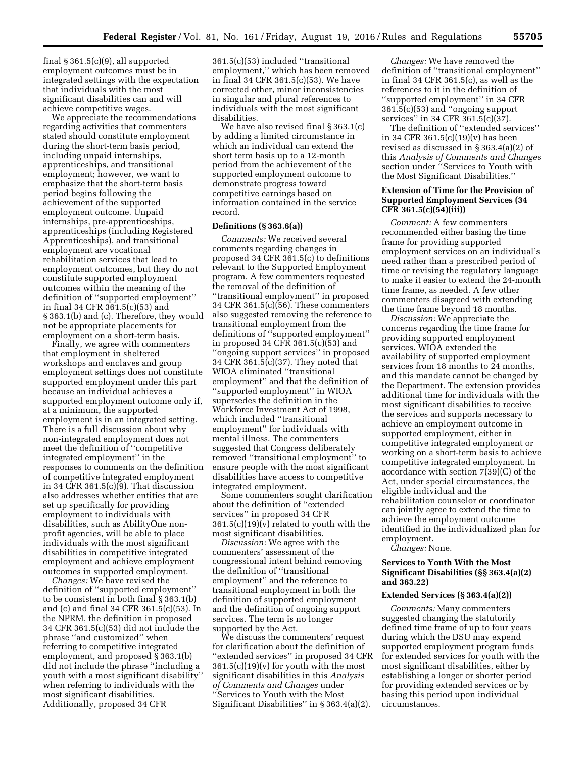final § 361.5(c)(9), all supported employment outcomes must be in integrated settings with the expectation that individuals with the most significant disabilities can and will achieve competitive wages.

We appreciate the recommendations regarding activities that commenters stated should constitute employment during the short-term basis period, including unpaid internships, apprenticeships, and transitional employment; however, we want to emphasize that the short-term basis period begins following the achievement of the supported employment outcome. Unpaid internships, pre-apprenticeships, apprenticeships (including Registered Apprenticeships), and transitional employment are vocational rehabilitation services that lead to employment outcomes, but they do not constitute supported employment outcomes within the meaning of the definition of ''supported employment'' in final 34 CFR 361.5(c)(53) and § 363.1(b) and (c). Therefore, they would not be appropriate placements for employment on a short-term basis.

Finally, we agree with commenters that employment in sheltered workshops and enclaves and group employment settings does not constitute supported employment under this part because an individual achieves a supported employment outcome only if, at a minimum, the supported employment is in an integrated setting. There is a full discussion about why non-integrated employment does not meet the definition of ''competitive integrated employment'' in the responses to comments on the definition of competitive integrated employment in 34 CFR 361.5(c)(9). That discussion also addresses whether entities that are set up specifically for providing employment to individuals with disabilities, such as AbilityOne non-profit agencies, will be able to place individuals with the most significant disabilities in competitive integrated employment and achieve employment outcomes in supported employment.

*Changes:* We have revised the definition of ''supported employment'' to be consistent in both final § 363.1(b) and (c) and final 34 CFR 361.5(c)(53). In the NPRM, the definition in proposed 34 CFR 361.5(c)(53) did not include the phrase ''and customized'' when referring to competitive integrated employment, and proposed § 363.1(b) did not include the phrase ''including a youth with a most significant disability'' when referring to individuals with the most significant disabilities. Additionally, proposed 34 CFR 361.5(c)(53) included ''transitional employment,'' which has been removed in final 34 CFR 361.5(c)(53). We have corrected other, minor inconsistencies in singular and plural references to individuals with the most significant disabilities.

We have also revised final § 363.1(c) by adding a limited circumstance in which an individual can extend the short term basis up to a 12-month period from the achievement of the supported employment outcome to demonstrate progress toward competitive earnings based on information contained in the service record.

### Definitions (§ 363.6(a))

*Comments:* We received several comments regarding changes in proposed 34 CFR 361.5(c) to definitions relevant to the Supported Employment program. A few commenters requested the removal of the definition of ''transitional employment'' in proposed 34 CFR 361.5(c)(56). These commenters also suggested removing the reference to transitional employment from the definitions of ''supported employment'' in proposed 34 CFR 361.5(c)(53) and ''ongoing support services'' in proposed 34 CFR 361.5(c)(37). They noted that WIOA eliminated ''transitional employment'' and that the definition of ''supported employment'' in WIOA supersedes the definition in the Workforce Investment Act of 1998, which included ''transitional employment'' for individuals with mental illness. The commenters suggested that Congress deliberately removed ''transitional employment'' to ensure people with the most significant disabilities have access to competitive integrated employment.

Some commenters sought clarification about the definition of ''extended services'' in proposed 34 CFR 361.5(c)(19)(v) related to youth with the most significant disabilities.

*Discussion:* We agree with the commenters' assessment of the congressional intent behind removing the definition of ''transitional employment'' and the reference to transitional employment in both the definition of supported employment and the definition of ongoing support services. The term is no longer supported by the Act.

We discuss the commenters' request for clarification about the definition of ''extended services'' in proposed 34 CFR 361.5(c)(19)(v) for youth with the most significant disabilities in this *Analysis of Comments and Changes* under ''Services to Youth with the Most Significant Disabilities'' in § 363.4(a)(2).

*Changes:* We have removed the definition of ''transitional employment'' in final 34 CFR 361.5(c), as well as the references to it in the definition of ''supported employment'' in 34 CFR 361.5(c)(53) and ''ongoing support services'' in 34 CFR 361.5(c)(37).

The definition of ''extended services'' in 34 CFR 361.5(c)(19)(v) has been revised as discussed in § 363.4(a)(2) of this *Analysis of Comments and Changes* section under ''Services to Youth with the Most Significant Disabilities.''

### Extension of Time for the Provision of Supported Employment Services (34 CFR 361.5(c)(54)(iii))

*Comment:* A few commenters recommended either basing the time frame for providing supported employment services on an individual's need rather than a prescribed period of time or revising the regulatory language to make it easier to extend the 24-month time frame, as needed. A few other commenters disagreed with extending the time frame beyond 18 months.

*Discussion:* We appreciate the concerns regarding the time frame for providing supported employment services. WIOA extended the availability of supported employment services from 18 months to 24 months, and this mandate cannot be changed by the Department. The extension provides additional time for individuals with the most significant disabilities to receive the services and supports necessary to achieve an employment outcome in supported employment, either in competitive integrated employment or working on a short-term basis to achieve competitive integrated employment. In accordance with section 7(39)(C) of the Act, under special circumstances, the eligible individual and the rehabilitation counselor or coordinator can jointly agree to extend the time to achieve the employment outcome identified in the individualized plan for employment.

*Changes:* None.

### Services to Youth With the Most Significant Disabilities (§§ 363.4(a)(2) and 363.22)

### Extended Services (§ 363.4(a)(2))

*Comments:* Many commenters suggested changing the statutorily defined time frame of up to four years during which the DSU may expend supported employment program funds for extended services for youth with the most significant disabilities, either by establishing a longer or shorter period for providing extended services or by basing this period upon individual circumstances.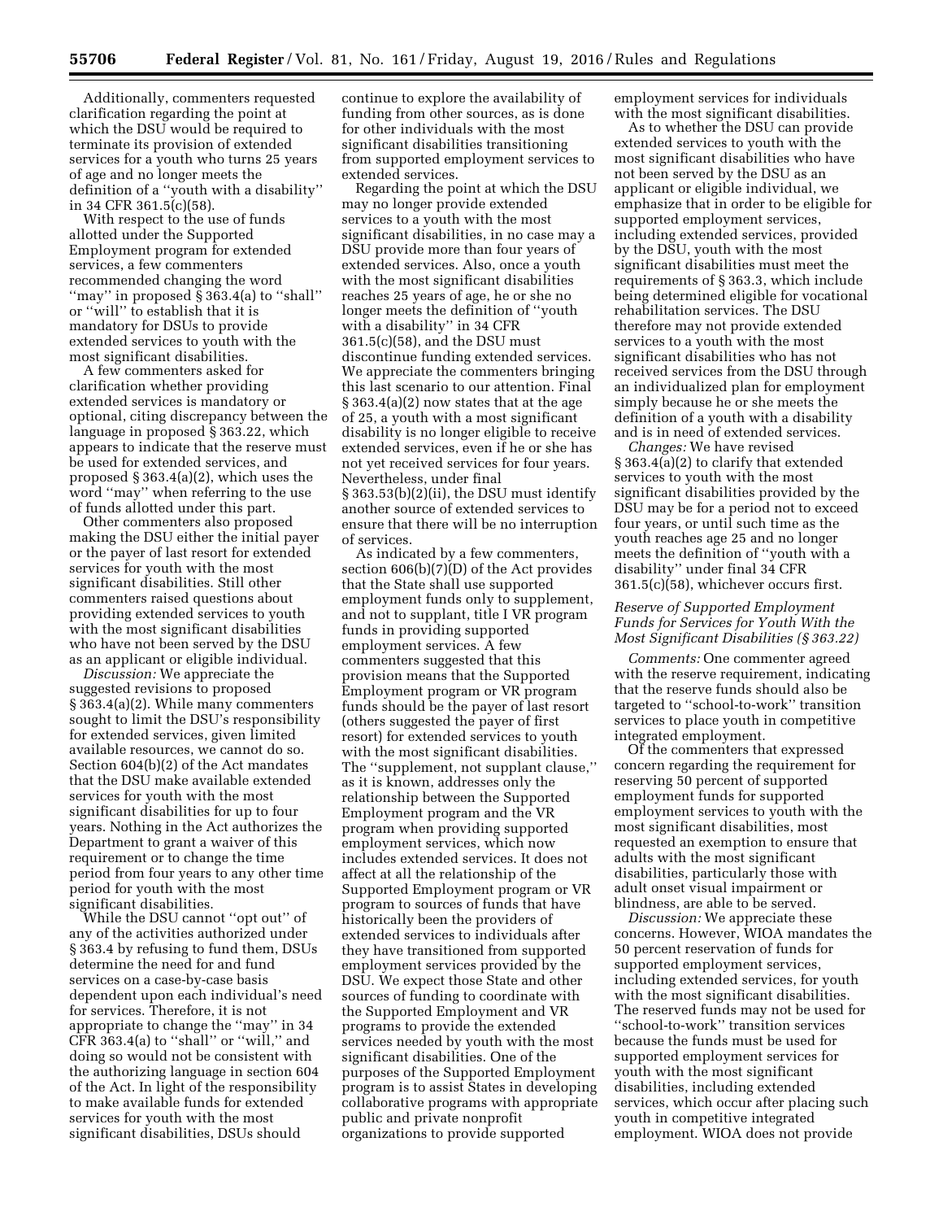Additionally, commenters requested clarification regarding the point at which the DSU would be required to terminate its provision of extended services for a youth who turns 25 years of age and no longer meets the definition of a ''youth with a disability'' in 34 CFR 361.5(c)(58).

With respect to the use of funds allotted under the Supported Employment program for extended services, a few commenters recommended changing the word ''may'' in proposed § 363.4(a) to ''shall'' or ''will'' to establish that it is mandatory for DSUs to provide extended services to youth with the most significant disabilities.

A few commenters asked for clarification whether providing extended services is mandatory or optional, citing discrepancy between the language in proposed § 363.22, which appears to indicate that the reserve must be used for extended services, and proposed § 363.4(a)(2), which uses the word ''may'' when referring to the use of funds allotted under this part.

Other commenters also proposed making the DSU either the initial payer or the payer of last resort for extended services for youth with the most significant disabilities. Still other commenters raised questions about providing extended services to youth with the most significant disabilities who have not been served by the DSU as an applicant or eligible individual.

*Discussion:* We appreciate the suggested revisions to proposed § 363.4(a)(2). While many commenters sought to limit the DSU's responsibility for extended services, given limited available resources, we cannot do so. Section 604(b)(2) of the Act mandates that the DSU make available extended services for youth with the most significant disabilities for up to four years. Nothing in the Act authorizes the Department to grant a waiver of this requirement or to change the time period from four years to any other time period for youth with the most significant disabilities.

While the DSU cannot ''opt out'' of any of the activities authorized under § 363.4 by refusing to fund them, DSUs determine the need for and fund services on a case-by-case basis dependent upon each individual's need for services. Therefore, it is not appropriate to change the ''may'' in 34 CFR 363.4(a) to ''shall'' or ''will,'' and doing so would not be consistent with the authorizing language in section 604 of the Act. In light of the responsibility to make available funds for extended services for youth with the most significant disabilities, DSUs should continue to explore the availability of funding from other sources, as is done for other individuals with the most significant disabilities transitioning from supported employment services to extended services.

Regarding the point at which the DSU may no longer provide extended services to a youth with the most significant disabilities, in no case may a DSU provide more than four years of extended services. Also, once a youth with the most significant disabilities reaches 25 years of age, he or she no longer meets the definition of ''youth with a disability'' in 34 CFR 361.5(c)(58), and the DSU must discontinue funding extended services. We appreciate the commenters bringing this last scenario to our attention. Final § 363.4(a)(2) now states that at the age of 25, a youth with a most significant disability is no longer eligible to receive extended services, even if he or she has not yet received services for four years. Nevertheless, under final § 363.53(b)(2)(ii), the DSU must identify another source of extended services to ensure that there will be no interruption of services.

As indicated by a few commenters, section 606(b)(7)(D) of the Act provides that the State shall use supported employment funds only to supplement, and not to supplant, title I VR program funds in providing supported employment services. A few commenters suggested that this provision means that the Supported Employment program or VR program funds should be the payer of last resort (others suggested the payer of first resort) for extended services to youth with the most significant disabilities. The ''supplement, not supplant clause,'' as it is known, addresses only the relationship between the Supported Employment program and the VR program when providing supported employment services, which now includes extended services. It does not affect at all the relationship of the Supported Employment program or VR program to sources of funds that have historically been the providers of extended services to individuals after they have transitioned from supported employment services provided by the DSU. We expect those State and other sources of funding to coordinate with the Supported Employment and VR programs to provide the extended services needed by youth with the most significant disabilities. One of the purposes of the Supported Employment program is to assist States in developing collaborative programs with appropriate public and private nonprofit organizations to provide supported employment services for individuals with the most significant disabilities.

As to whether the DSU can provide extended services to youth with the most significant disabilities who have not been served by the DSU as an applicant or eligible individual, we emphasize that in order to be eligible for supported employment services, including extended services, provided by the DSU, youth with the most significant disabilities must meet the requirements of § 363.3, which include being determined eligible for vocational rehabilitation services. The DSU therefore may not provide extended services to a youth with the most significant disabilities who has not received services from the DSU through an individualized plan for employment simply because he or she meets the definition of a youth with a disability and is in need of extended services.

*Changes:* We have revised § 363.4(a)(2) to clarify that extended services to youth with the most significant disabilities provided by the DSU may be for a period not to exceed four years, or until such time as the youth reaches age 25 and no longer meets the definition of ''youth with a disability'' under final 34 CFR 361.5(c)(58), whichever occurs first.

*Reserve of Supported Employment Funds for Services for Youth With the Most Significant Disabilities (§ 363.22)*

*Comments:* One commenter agreed with the reserve requirement, indicating that the reserve funds should also be targeted to ''school-to-work'' transition services to place youth in competitive integrated employment.

Of the commenters that expressed concern regarding the requirement for reserving 50 percent of supported employment funds for supported employment services to youth with the most significant disabilities, most requested an exemption to ensure that adults with the most significant disabilities, particularly those with adult onset visual impairment or blindness, are able to be served.

*Discussion:* We appreciate these concerns. However, WIOA mandates the 50 percent reservation of funds for supported employment services, including extended services, for youth with the most significant disabilities. The reserved funds may not be used for ''school-to-work'' transition services because the funds must be used for supported employment services for youth with the most significant disabilities, including extended services, which occur after placing such youth in competitive integrated employment. WIOA does not provide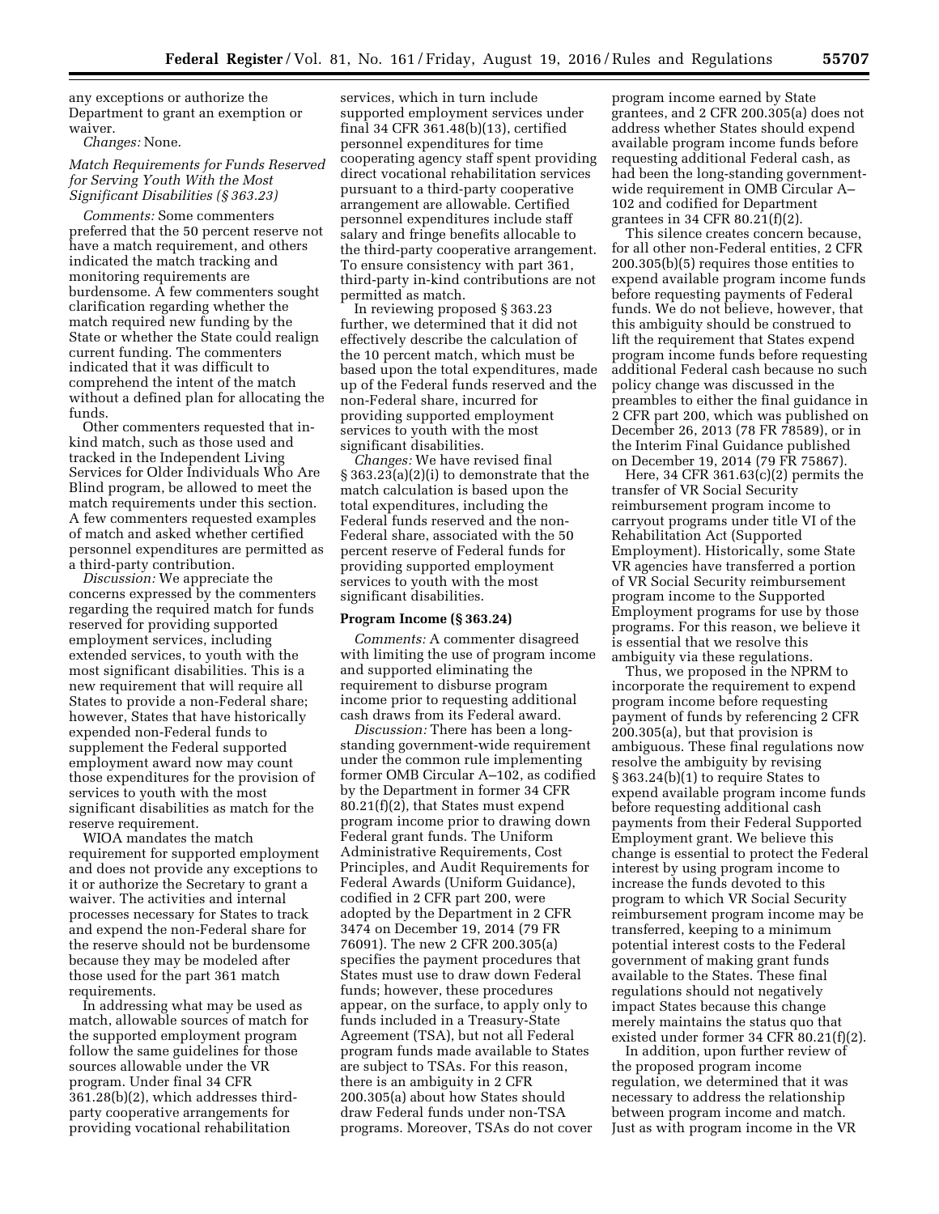any exceptions or authorize the Department to grant an exemption or waiver.

*Changes:* None.

### *Match Requirements for Funds Reserved for Serving Youth With the Most Significant Disabilities (§ 363.23)*

*Comments:* Some commenters preferred that the 50 percent reserve not have a match requirement, and others indicated the match tracking and monitoring requirements are burdensome. A few commenters sought clarification regarding whether the match required new funding by the State or whether the State could realign current funding. The commenters indicated that it was difficult to comprehend the intent of the match without a defined plan for allocating the funds.

Other commenters requested that in-kind match, such as those used and tracked in the Independent Living Services for Older Individuals Who Are Blind program, be allowed to meet the match requirements under this section. A few commenters requested examples of match and asked whether certified personnel expenditures are permitted as a third-party contribution.

*Discussion:* We appreciate the concerns expressed by the commenters regarding the required match for funds reserved for providing supported employment services, including extended services, to youth with the most significant disabilities. This is a new requirement that will require all States to provide a non-Federal share; however, States that have historically expended non-Federal funds to supplement the Federal supported employment award now may count those expenditures for the provision of services to youth with the most significant disabilities as match for the reserve requirement.

WIOA mandates the match requirement for supported employment and does not provide any exceptions to it or authorize the Secretary to grant a waiver. The activities and internal processes necessary for States to track and expend the non-Federal share for the reserve should not be burdensome because they may be modeled after those used for the part 361 match requirements.

In addressing what may be used as match, allowable sources of match for the supported employment program follow the same guidelines for those sources allowable under the VR program. Under final 34 CFR 361.28(b)(2), which addresses third-party cooperative arrangements for providing vocational rehabilitation services, which in turn include supported employment services under final 34 CFR 361.48(b)(13), certified personnel expenditures for time cooperating agency staff spent providing direct vocational rehabilitation services pursuant to a third-party cooperative arrangement are allowable. Certified personnel expenditures include staff salary and fringe benefits allocable to the third-party cooperative arrangement. To ensure consistency with part 361, third-party in-kind contributions are not permitted as match.

In reviewing proposed § 363.23 further, we determined that it did not effectively describe the calculation of the 10 percent match, which must be based upon the total expenditures, made up of the Federal funds reserved and the non-Federal share, incurred for providing supported employment services to youth with the most significant disabilities.

*Changes:* We have revised final § 363.23(a)(2)(i) to demonstrate that the match calculation is based upon the total expenditures, including the Federal funds reserved and the non-Federal share, associated with the 50 percent reserve of Federal funds for providing supported employment services to youth with the most significant disabilities.

### Program Income (§ 363.24)

*Comments:* A commenter disagreed with limiting the use of program income and supported eliminating the requirement to disburse program income prior to requesting additional cash draws from its Federal award.

*Discussion:* There has been a long-standing government-wide requirement under the common rule implementing former OMB Circular A–102, as codified by the Department in former 34 CFR 80.21(f)(2), that States must expend program income prior to drawing down Federal grant funds. The Uniform Administrative Requirements, Cost Principles, and Audit Requirements for Federal Awards (Uniform Guidance), codified in 2 CFR part 200, were adopted by the Department in 2 CFR 3474 on December 19, 2014 (79 FR 76091). The new 2 CFR 200.305(a) specifies the payment procedures that States must use to draw down Federal funds; however, these procedures appear, on the surface, to apply only to funds included in a Treasury-State Agreement (TSA), but not all Federal program funds made available to States are subject to TSAs. For this reason, there is an ambiguity in 2 CFR 200.305(a) about how States should draw Federal funds under non-TSA programs. Moreover, TSAs do not cover program income earned by State grantees, and 2 CFR 200.305(a) does not address whether States should expend available program income funds before requesting additional Federal cash, as had been the long-standing government-wide requirement in OMB Circular A–102 and codified for Department grantees in 34 CFR 80.21(f)(2).

This silence creates concern because, for all other non-Federal entities, 2 CFR 200.305(b)(5) requires those entities to expend available program income funds before requesting payments of Federal funds. We do not believe, however, that this ambiguity should be construed to lift the requirement that States expend program income funds before requesting additional Federal cash because no such policy change was discussed in the preambles to either the final guidance in 2 CFR part 200, which was published on December 26, 2013 (78 FR 78589), or in the Interim Final Guidance published on December 19, 2014 (79 FR 75867).

Here, 34 CFR 361.63(c)(2) permits the transfer of VR Social Security reimbursement program income to carryout programs under title VI of the Rehabilitation Act (Supported Employment). Historically, some State VR agencies have transferred a portion of VR Social Security reimbursement program income to the Supported Employment programs for use by those programs. For this reason, we believe it is essential that we resolve this ambiguity via these regulations.

Thus, we proposed in the NPRM to incorporate the requirement to expend program income before requesting payment of funds by referencing 2 CFR 200.305(a), but that provision is ambiguous. These final regulations now resolve the ambiguity by revising § 363.24(b)(1) to require States to expend available program income funds before requesting additional cash payments from their Federal Supported Employment grant. We believe this change is essential to protect the Federal interest by using program income to increase the funds devoted to this program to which VR Social Security reimbursement program income may be transferred, keeping to a minimum potential interest costs to the Federal government of making grant funds available to the States. These final regulations should not negatively impact States because this change merely maintains the status quo that existed under former 34 CFR 80.21(f)(2).

In addition, upon further review of the proposed program income regulation, we determined that it was necessary to address the relationship between program income and match. Just as with program income in the VR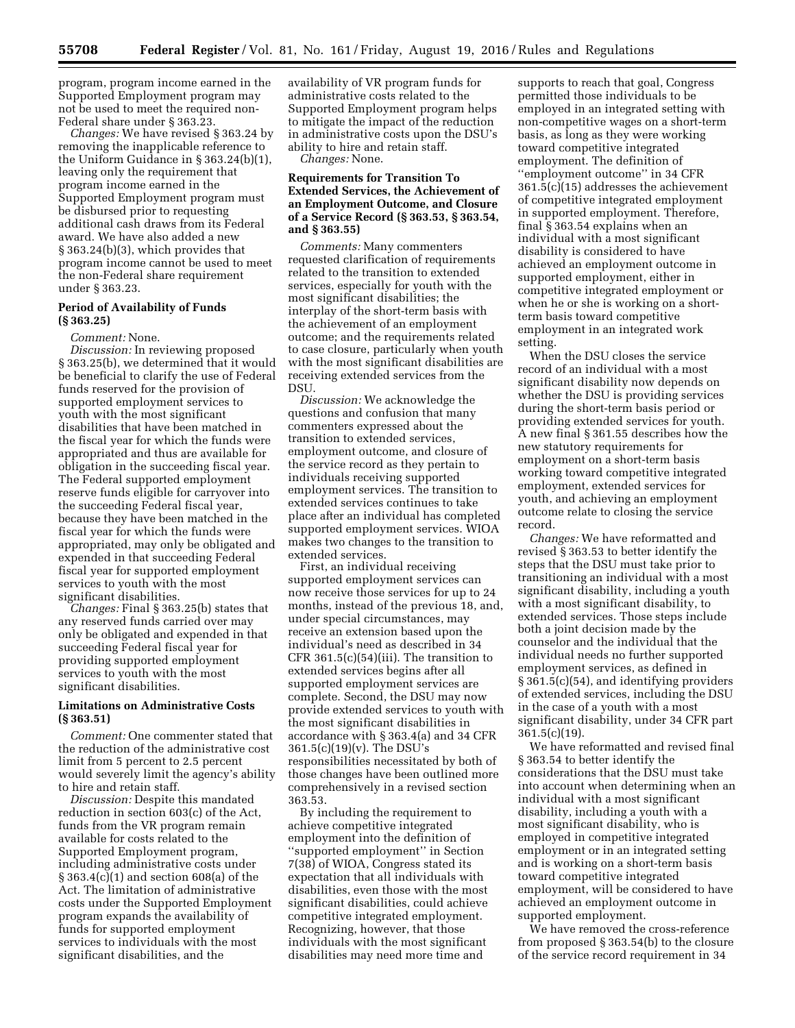program, program income earned in the Supported Employment program may not be used to meet the required non-Federal share under § 363.23.

*Changes:* We have revised § 363.24 by removing the inapplicable reference to the Uniform Guidance in § 363.24(b)(1), leaving only the requirement that program income earned in the Supported Employment program must be disbursed prior to requesting additional cash draws from its Federal award. We have also added a new § 363.24(b)(3), which provides that program income cannot be used to meet the non-Federal share requirement under § 363.23.

**Period of Availability of Funds (§ 363.25)**

*Comment:* None.

*Discussion:* In reviewing proposed § 363.25(b), we determined that it would be beneficial to clarify the use of Federal funds reserved for the provision of supported employment services to youth with the most significant disabilities that have been matched in the fiscal year for which the funds were appropriated and thus are available for obligation in the succeeding fiscal year. The Federal supported employment reserve funds eligible for carryover into the succeeding Federal fiscal year, because they have been matched in the fiscal year for which the funds were appropriated, may only be obligated and expended in that succeeding Federal fiscal year for supported employment services to youth with the most significant disabilities.

*Changes:* Final § 363.25(b) states that any reserved funds carried over may only be obligated and expended in that succeeding Federal fiscal year for providing supported employment services to youth with the most significant disabilities.

**Limitations on Administrative Costs (§ 363.51)**

*Comment:* One commenter stated that the reduction of the administrative cost limit from 5 percent to 2.5 percent would severely limit the agency's ability to hire and retain staff.

*Discussion:* Despite this mandated reduction in section 603(c) of the Act, funds from the VR program remain available for costs related to the Supported Employment program, including administrative costs under § 363.4(c)(1) and section 608(a) of the Act. The limitation of administrative costs under the Supported Employment program expands the availability of funds for supported employment services to individuals with the most significant disabilities, and the availability of VR program funds for administrative costs related to the Supported Employment program helps to mitigate the impact of the reduction in administrative costs upon the DSU's ability to hire and retain staff.

*Changes:* None.

**Requirements for Transition To Extended Services, the Achievement of an Employment Outcome, and Closure of a Service Record (§ 363.53, § 363.54, and § 363.55)**

*Comments:* Many commenters requested clarification of requirements related to the transition to extended services, especially for youth with the most significant disabilities; the interplay of the short-term basis with the achievement of an employment outcome; and the requirements related to case closure, particularly when youth with the most significant disabilities are receiving extended services from the DSU.

*Discussion:* We acknowledge the questions and confusion that many commenters expressed about the transition to extended services, employment outcome, and closure of the service record as they pertain to individuals receiving supported employment services. The transition to extended services continues to take place after an individual has completed supported employment services. WIOA makes two changes to the transition to extended services.

First, an individual receiving supported employment services can now receive those services for up to 24 months, instead of the previous 18, and, under special circumstances, may receive an extension based upon the individual's need as described in 34 CFR 361.5(c)(54)(iii). The transition to extended services begins after all supported employment services are complete. Second, the DSU may now provide extended services to youth with the most significant disabilities in accordance with § 363.4(a) and 34 CFR 361.5(c)(19)(v). The DSU's responsibilities necessitated by both of those changes have been outlined more comprehensively in a revised section 363.53.

By including the requirement to achieve competitive integrated employment into the definition of ''supported employment'' in Section 7(38) of WIOA, Congress stated its expectation that all individuals with disabilities, even those with the most significant disabilities, could achieve competitive integrated employment. Recognizing, however, that those individuals with the most significant disabilities may need more time and supports to reach that goal, Congress permitted those individuals to be employed in an integrated setting with non-competitive wages on a short-term basis, as long as they were working toward competitive integrated employment. The definition of ''employment outcome'' in 34 CFR 361.5(c)(15) addresses the achievement of competitive integrated employment in supported employment. Therefore, final § 363.54 explains when an individual with a most significant disability is considered to have achieved an employment outcome in supported employment, either in competitive integrated employment or when he or she is working on a short-term basis toward competitive employment in an integrated work setting.

When the DSU closes the service record of an individual with a most significant disability now depends on whether the DSU is providing services during the short-term basis period or providing extended services for youth. A new final § 361.55 describes how the new statutory requirements for employment on a short-term basis working toward competitive integrated employment, extended services for youth, and achieving an employment outcome relate to closing the service record.

*Changes:* We have reformatted and revised § 363.53 to better identify the steps that the DSU must take prior to transitioning an individual with a most significant disability, including a youth with a most significant disability, to extended services. Those steps include both a joint decision made by the counselor and the individual that the individual needs no further supported employment services, as defined in § 361.5(c)(54), and identifying providers of extended services, including the DSU in the case of a youth with a most significant disability, under 34 CFR part 361.5(c)(19).

We have reformatted and revised final § 363.54 to better identify the considerations that the DSU must take into account when determining when an individual with a most significant disability, including a youth with a most significant disability, who is employed in competitive integrated employment or in an integrated setting and is working on a short-term basis toward competitive integrated employment, will be considered to have achieved an employment outcome in supported employment.

We have removed the cross-reference from proposed § 363.54(b) to the closure of the service record requirement in 34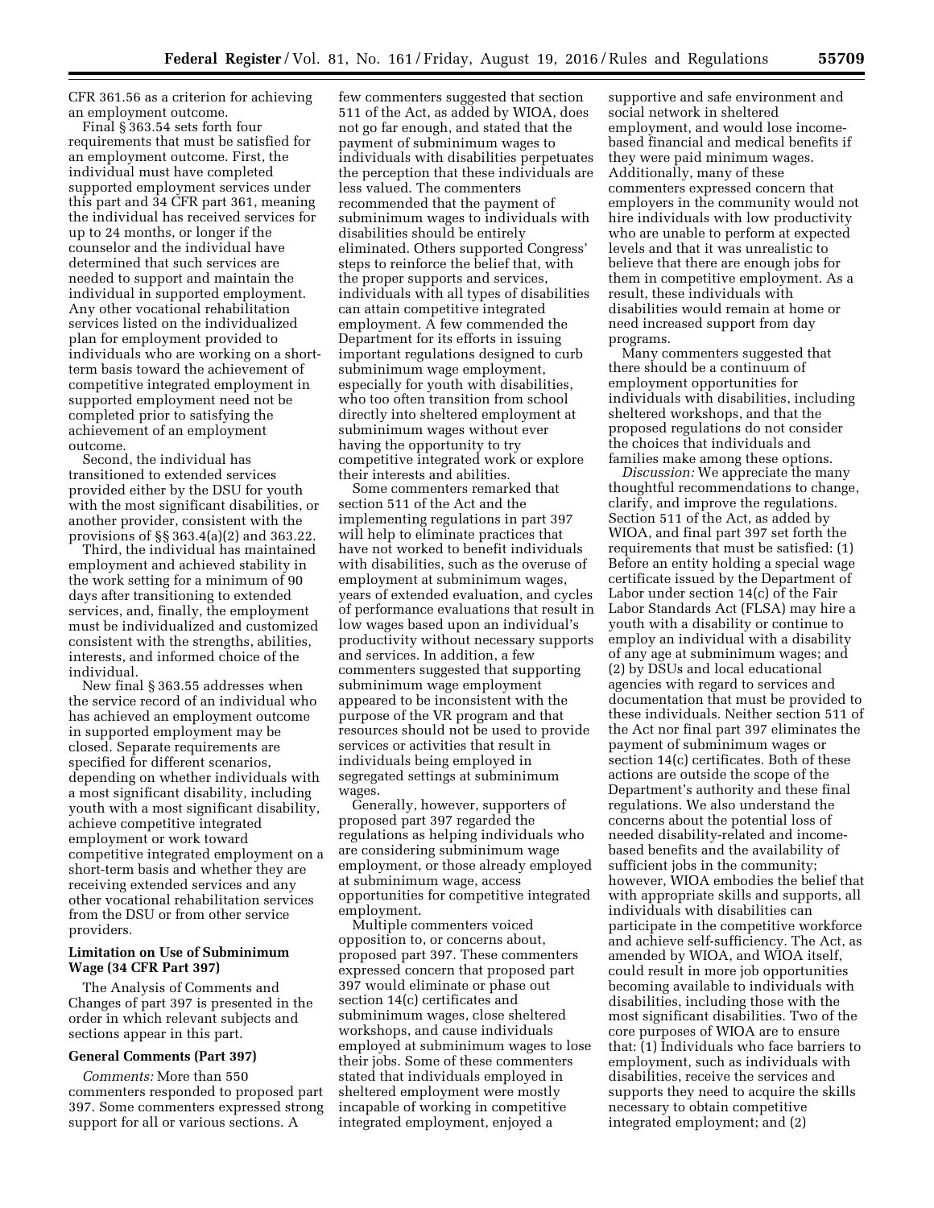CFR 361.56 as a criterion for achieving an employment outcome.

Final § 363.54 sets forth four requirements that must be satisfied for an employment outcome. First, the individual must have completed supported employment services under this part and 34 CFR part 361, meaning the individual has received services for up to 24 months, or longer if the counselor and the individual have determined that such services are needed to support and maintain the individual in supported employment. Any other vocational rehabilitation services listed on the individualized plan for employment provided to individuals who are working on a short-term basis toward the achievement of competitive integrated employment in supported employment need not be completed prior to satisfying the achievement of an employment outcome.

Second, the individual has transitioned to extended services provided either by the DSU for youth with the most significant disabilities, or another provider, consistent with the provisions of §§ 363.4(a)(2) and 363.22.

Third, the individual has maintained employment and achieved stability in the work setting for a minimum of 90 days after transitioning to extended services, and, finally, the employment must be individualized and customized consistent with the strengths, abilities, interests, and informed choice of the individual.

New final § 363.55 addresses when the service record of an individual who has achieved an employment outcome in supported employment may be closed. Separate requirements are specified for different scenarios, depending on whether individuals with a most significant disability, including youth with a most significant disability, achieve competitive integrated employment or work toward competitive integrated employment on a short-term basis and whether they are receiving extended services and any other vocational rehabilitation services from the DSU or from other service providers.

### Limitation on Use of Subminimum Wage (34 CFR Part 397)

The Analysis of Comments and Changes of part 397 is presented in the order in which relevant subjects and sections appear in this part.

### General Comments (Part 397)

*Comments:* More than 550 commenters responded to proposed part 397. Some commenters expressed strong support for all or various sections. A few commenters suggested that section 511 of the Act, as added by WIOA, does not go far enough, and stated that the payment of subminimum wages to individuals with disabilities perpetuates the perception that these individuals are less valued. The commenters recommended that the payment of subminimum wages to individuals with disabilities should be entirely eliminated. Others supported Congress' steps to reinforce the belief that, with the proper supports and services, individuals with all types of disabilities can attain competitive integrated employment. A few commended the Department for its efforts in issuing important regulations designed to curb subminimum wage employment, especially for youth with disabilities, who too often transition from school directly into sheltered employment at subminimum wages without ever having the opportunity to try competitive integrated work or explore their interests and abilities.

Some commenters remarked that section 511 of the Act and the implementing regulations in part 397 will help to eliminate practices that have not worked to benefit individuals with disabilities, such as the overuse of employment at subminimum wages, years of extended evaluation, and cycles of performance evaluations that result in low wages based upon an individual's productivity without necessary supports and services. In addition, a few commenters suggested that supporting subminimum wage employment appeared to be inconsistent with the purpose of the VR program and that resources should not be used to provide services or activities that result in individuals being employed in segregated settings at subminimum wages.

Generally, however, supporters of proposed part 397 regarded the regulations as helping individuals who are considering subminimum wage employment, or those already employed at subminimum wage, access opportunities for competitive integrated employment.

Multiple commenters voiced opposition to, or concerns about, proposed part 397. These commenters expressed concern that proposed part 397 would eliminate or phase out section 14(c) certificates and subminimum wages, close sheltered workshops, and cause individuals employed at subminimum wages to lose their jobs. Some of these commenters stated that individuals employed in sheltered employment were mostly incapable of working in competitive integrated employment, enjoyed a supportive and safe environment and social network in sheltered employment, and would lose income-based financial and medical benefits if they were paid minimum wages. Additionally, many of these commenters expressed concern that employers in the community would not hire individuals with low productivity who are unable to perform at expected levels and that it was unrealistic to believe that there are enough jobs for them in competitive employment. As a result, these individuals with disabilities would remain at home or need increased support from day programs.

Many commenters suggested that there should be a continuum of employment opportunities for individuals with disabilities, including sheltered workshops, and that the proposed regulations do not consider the choices that individuals and families make among these options.

*Discussion:* We appreciate the many thoughtful recommendations to change, clarify, and improve the regulations. Section 511 of the Act, as added by WIOA, and final part 397 set forth the requirements that must be satisfied: (1) Before an entity holding a special wage certificate issued by the Department of Labor under section 14(c) of the Fair Labor Standards Act (FLSA) may hire a youth with a disability or continue to employ an individual with a disability of any age at subminimum wages; and (2) by DSUs and local educational agencies with regard to services and documentation that must be provided to these individuals. Neither section 511 of the Act nor final part 397 eliminates the payment of subminimum wages or section 14(c) certificates. Both of these actions are outside the scope of the Department's authority and these final regulations. We also understand the concerns about the potential loss of needed disability-related and income-based benefits and the availability of sufficient jobs in the community; however, WIOA embodies the belief that with appropriate skills and supports, all individuals with disabilities can participate in the competitive workforce and achieve self-sufficiency. The Act, as amended by WIOA, and WIOA itself, could result in more job opportunities becoming available to individuals with disabilities, including those with the most significant disabilities. Two of the core purposes of WIOA are to ensure that: (1) Individuals who face barriers to employment, such as individuals with disabilities, receive the services and supports they need to acquire the skills necessary to obtain competitive integrated employment; and (2)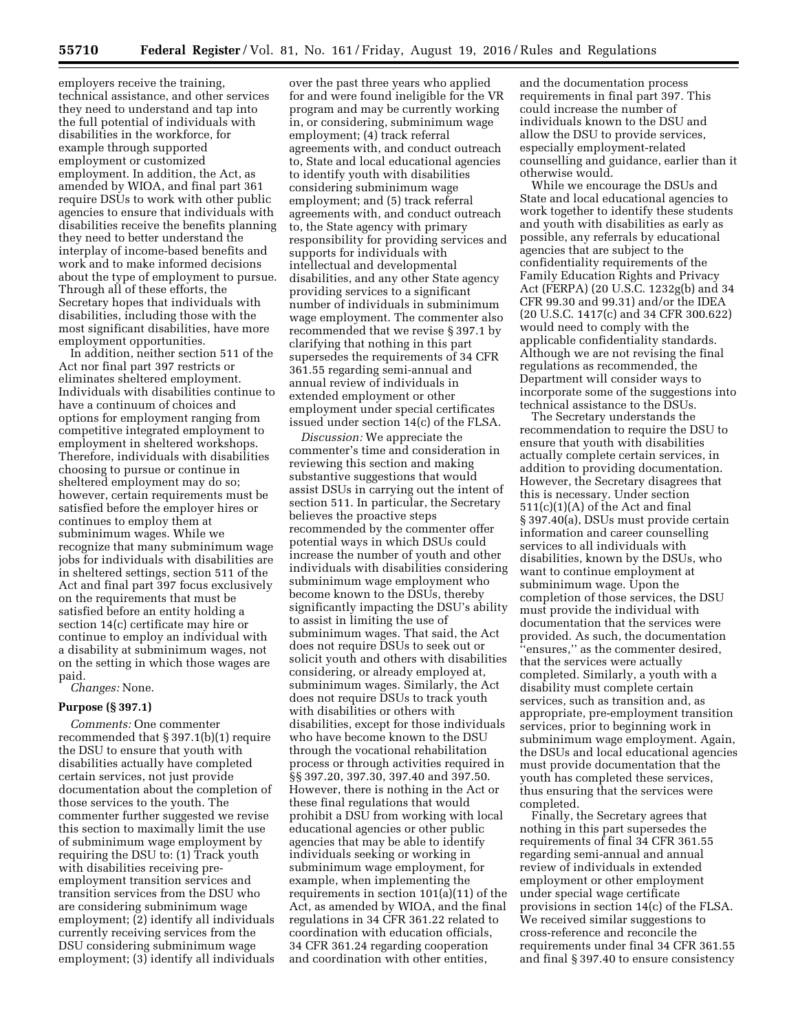employers receive the training, technical assistance, and other services they need to understand and tap into the full potential of individuals with disabilities in the workforce, for example through supported employment or customized employment. In addition, the Act, as amended by WIOA, and final part 361 require DSUs to work with other public agencies to ensure that individuals with disabilities receive the benefits planning they need to better understand the interplay of income-based benefits and work and to make informed decisions about the type of employment to pursue. Through all of these efforts, the Secretary hopes that individuals with disabilities, including those with the most significant disabilities, have more employment opportunities.

In addition, neither section 511 of the Act nor final part 397 restricts or eliminates sheltered employment. Individuals with disabilities continue to have a continuum of choices and options for employment ranging from competitive integrated employment to employment in sheltered workshops. Therefore, individuals with disabilities choosing to pursue or continue in sheltered employment may do so; however, certain requirements must be satisfied before the employer hires or continues to employ them at subminimum wages. While we recognize that many subminimum wage jobs for individuals with disabilities are in sheltered settings, section 511 of the Act and final part 397 focus exclusively on the requirements that must be satisfied before an entity holding a section 14(c) certificate may hire or continue to employ an individual with a disability at subminimum wages, not on the setting in which those wages are paid.

*Changes:* None.

**Purpose (§ 397.1)**

*Comments:* One commenter recommended that § 397.1(b)(1) require the DSU to ensure that youth with disabilities actually have completed certain services, not just provide documentation about the completion of those services to the youth. The commenter further suggested we revise this section to maximally limit the use of subminimum wage employment by requiring the DSU to: (1) Track youth with disabilities receiving pre-employment transition services and transition services from the DSU who are considering subminimum wage employment; (2) identify all individuals currently receiving services from the DSU considering subminimum wage employment; (3) identify all individuals over the past three years who applied for and were found ineligible for the VR program and may be currently working in, or considering, subminimum wage employment; (4) track referral agreements with, and conduct outreach to, State and local educational agencies to identify youth with disabilities considering subminimum wage employment; and (5) track referral agreements with, and conduct outreach to, the State agency with primary responsibility for providing services and supports for individuals with intellectual and developmental disabilities, and any other State agency providing services to a significant number of individuals in subminimum wage employment. The commenter also recommended that we revise § 397.1 by clarifying that nothing in this part supersedes the requirements of 34 CFR 361.55 regarding semi-annual and annual review of individuals in extended employment or other employment under special certificates issued under section 14(c) of the FLSA.

*Discussion:* We appreciate the commenter's time and consideration in reviewing this section and making substantive suggestions that would assist DSUs in carrying out the intent of section 511. In particular, the Secretary believes the proactive steps recommended by the commenter offer potential ways in which DSUs could increase the number of youth and other individuals with disabilities considering subminimum wage employment who become known to the DSUs, thereby significantly impacting the DSU's ability to assist in limiting the use of subminimum wages. That said, the Act does not require DSUs to seek out or solicit youth and others with disabilities considering, or already employed at, subminimum wages. Similarly, the Act does not require DSUs to track youth with disabilities or others with disabilities, except for those individuals who have become known to the DSU through the vocational rehabilitation process or through activities required in §§ 397.20, 397.30, 397.40 and 397.50. However, there is nothing in the Act or these final regulations that would prohibit a DSU from working with local educational agencies or other public agencies that may be able to identify individuals seeking or working in subminimum wage employment, for example, when implementing the requirements in section 101(a)(11) of the Act, as amended by WIOA, and the final regulations in 34 CFR 361.22 related to coordination with education officials, 34 CFR 361.24 regarding cooperation and coordination with other entities, and the documentation process requirements in final part 397. This could increase the number of individuals known to the DSU and allow the DSU to provide services, especially employment-related counselling and guidance, earlier than it otherwise would.

While we encourage the DSUs and State and local educational agencies to work together to identify these students and youth with disabilities as early as possible, any referrals by educational agencies that are subject to the confidentiality requirements of the Family Education Rights and Privacy Act (FERPA) (20 U.S.C. 1232g(b) and 34 CFR 99.30 and 99.31) and/or the IDEA (20 U.S.C. 1417(c) and 34 CFR 300.622) would need to comply with the applicable confidentiality standards. Although we are not revising the final regulations as recommended, the Department will consider ways to incorporate some of the suggestions into technical assistance to the DSUs.

The Secretary understands the recommendation to require the DSU to ensure that youth with disabilities actually complete certain services, in addition to providing documentation. However, the Secretary disagrees that this is necessary. Under section 511(c)(1)(A) of the Act and final § 397.40(a), DSUs must provide certain information and career counselling services to all individuals with disabilities, known by the DSUs, who want to continue employment at subminimum wage. Upon the completion of those services, the DSU must provide the individual with documentation that the services were provided. As such, the documentation "ensures," as the commenter desired, that the services were actually completed. Similarly, a youth with a disability must complete certain services, such as transition and, as appropriate, pre-employment transition services, prior to beginning work in subminimum wage employment. Again, the DSUs and local educational agencies must provide documentation that the youth has completed these services, thus ensuring that the services were completed.

Finally, the Secretary agrees that nothing in this part supersedes the requirements of final 34 CFR 361.55 regarding semi-annual and annual review of individuals in extended employment or other employment under special wage certificate provisions in section 14(c) of the FLSA. We received similar suggestions to cross-reference and reconcile the requirements under final 34 CFR 361.55 and final § 397.40 to ensure consistency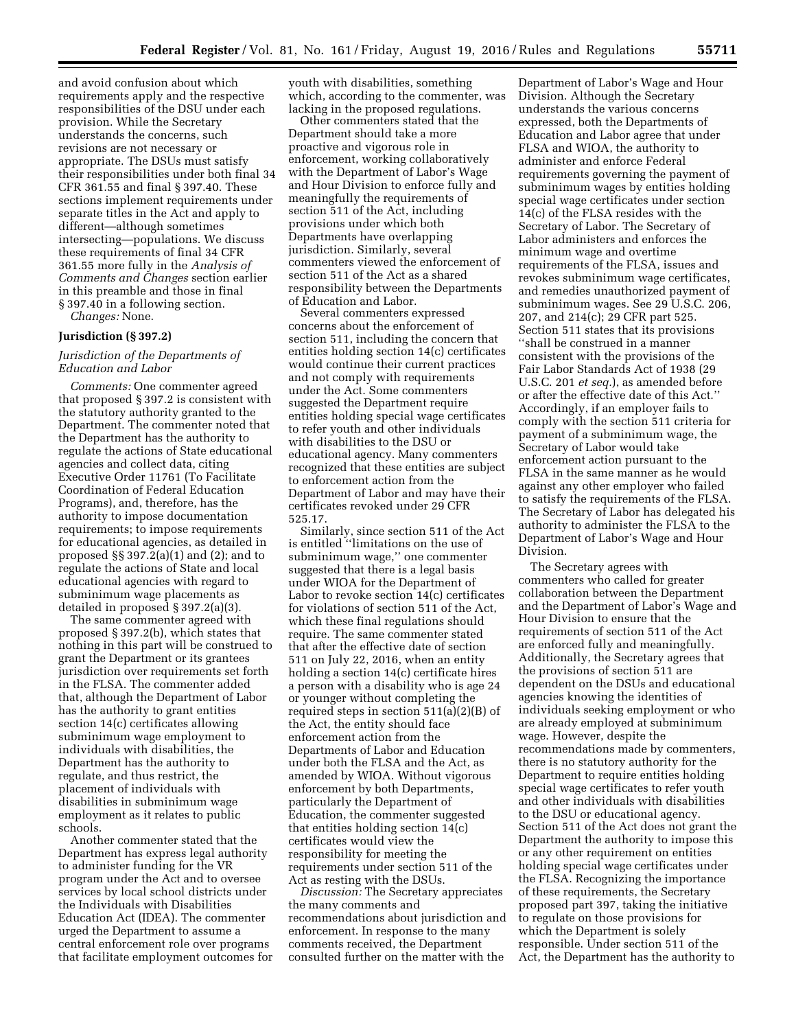and avoid confusion about which requirements apply and the respective responsibilities of the DSU under each provision. While the Secretary understands the concerns, such revisions are not necessary or appropriate. The DSUs must satisfy their responsibilities under both final 34 CFR 361.55 and final § 397.40. These sections implement requirements under separate titles in the Act and apply to different—although sometimes intersecting—populations. We discuss these requirements of final 34 CFR 361.55 more fully in the *Analysis of Comments and Changes* section earlier in this preamble and those in final § 397.40 in a following section.

*Changes:* None.

### Jurisdiction (§ 397.2)

#### *Jurisdiction of the Departments of Education and Labor*

*Comments:* One commenter agreed that proposed § 397.2 is consistent with the statutory authority granted to the Department. The commenter noted that the Department has the authority to regulate the actions of State educational agencies and collect data, citing Executive Order 11761 (To Facilitate Coordination of Federal Education Programs), and, therefore, has the authority to impose documentation requirements; to impose requirements for educational agencies, as detailed in proposed §§ 397.2(a)(1) and (2); and to regulate the actions of State and local educational agencies with regard to subminimum wage placements as detailed in proposed § 397.2(a)(3).

The same commenter agreed with proposed § 397.2(b), which states that nothing in this part will be construed to grant the Department or its grantees jurisdiction over requirements set forth in the FLSA. The commenter added that, although the Department of Labor has the authority to grant entities section 14(c) certificates allowing subminimum wage employment to individuals with disabilities, the Department has the authority to regulate, and thus restrict, the placement of individuals with disabilities in subminimum wage employment as it relates to public schools.

Another commenter stated that the Department has express legal authority to administer funding for the VR program under the Act and to oversee services by local school districts under the Individuals with Disabilities Education Act (IDEA). The commenter urged the Department to assume a central enforcement role over programs that facilitate employment outcomes for youth with disabilities, something which, according to the commenter, was lacking in the proposed regulations.

Other commenters stated that the Department should take a more proactive and vigorous role in enforcement, working collaboratively with the Department of Labor's Wage and Hour Division to enforce fully and meaningfully the requirements of section 511 of the Act, including provisions under which both Departments have overlapping jurisdiction. Similarly, several commenters viewed the enforcement of section 511 of the Act as a shared responsibility between the Departments of Education and Labor.

Several commenters expressed concerns about the enforcement of section 511, including the concern that entities holding section 14(c) certificates would continue their current practices and not comply with requirements under the Act. Some commenters suggested the Department require entities holding special wage certificates to refer youth and other individuals with disabilities to the DSU or educational agency. Many commenters recognized that these entities are subject to enforcement action from the Department of Labor and may have their certificates revoked under 29 CFR 525.17.

Similarly, since section 511 of the Act is entitled "limitations on the use of subminimum wage," one commenter suggested that there is a legal basis under WIOA for the Department of Labor to revoke section 14(c) certificates for violations of section 511 of the Act, which these final regulations should require. The same commenter stated that after the effective date of section 511 on July 22, 2016, when an entity holding a section 14(c) certificate hires a person with a disability who is age 24 or younger without completing the required steps in section 511(a)(2)(B) of the Act, the entity should face enforcement action from the Departments of Labor and Education under both the FLSA and the Act, as amended by WIOA. Without vigorous enforcement by both Departments, particularly the Department of Education, the commenter suggested that entities holding section 14(c) certificates would view the responsibility for meeting the requirements under section 511 of the Act as resting with the DSUs.

*Discussion:* The Secretary appreciates the many comments and recommendations about jurisdiction and enforcement. In response to the many comments received, the Department consulted further on the matter with the Department of Labor's Wage and Hour Division. Although the Secretary understands the various concerns expressed, both the Departments of Education and Labor agree that under FLSA and WIOA, the authority to administer and enforce Federal requirements governing the payment of subminimum wages by entities holding special wage certificates under section 14(c) of the FLSA resides with the Secretary of Labor. The Secretary of Labor administers and enforces the minimum wage and overtime requirements of the FLSA, issues and revokes subminimum wage certificates, and remedies unauthorized payment of subminimum wages. See 29 U.S.C. 206, 207, and 214(c); 29 CFR part 525. Section 511 states that its provisions "shall be construed in a manner consistent with the provisions of the Fair Labor Standards Act of 1938 (29 U.S.C. 201 *et seq.*), as amended before or after the effective date of this Act." Accordingly, if an employer fails to comply with the section 511 criteria for payment of a subminimum wage, the Secretary of Labor would take enforcement action pursuant to the FLSA in the same manner as he would against any other employer who failed to satisfy the requirements of the FLSA. The Secretary of Labor has delegated his authority to administer the FLSA to the Department of Labor's Wage and Hour Division.

The Secretary agrees with commenters who called for greater collaboration between the Department and the Department of Labor's Wage and Hour Division to ensure that the requirements of section 511 of the Act are enforced fully and meaningfully. Additionally, the Secretary agrees that the provisions of section 511 are dependent on the DSUs and educational agencies knowing the identities of individuals seeking employment or who are already employed at subminimum wage. However, despite the recommendations made by commenters, there is no statutory authority for the Department to require entities holding special wage certificates to refer youth and other individuals with disabilities to the DSU or educational agency. Section 511 of the Act does not grant the Department the authority to impose this or any other requirement on entities holding special wage certificates under the FLSA. Recognizing the importance of these requirements, the Secretary proposed part 397, taking the initiative to regulate on those provisions for which the Department is solely responsible. Under section 511 of the Act, the Department has the authority to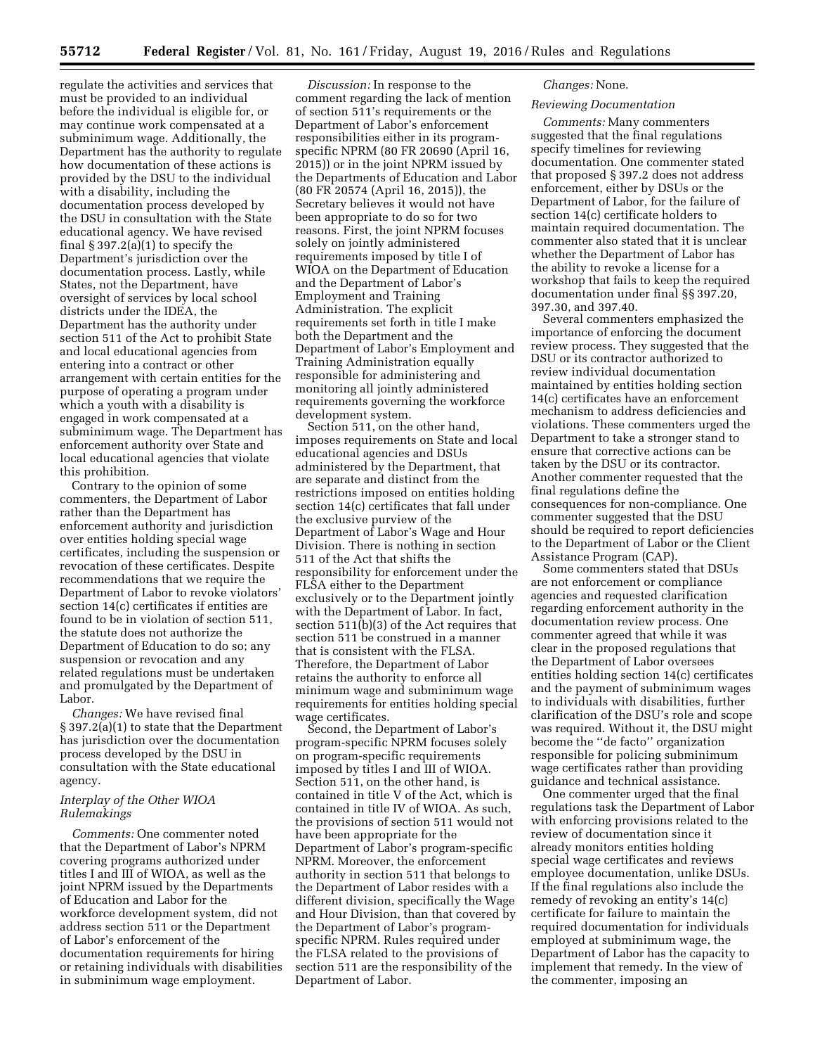regulate the activities and services that must be provided to an individual before the individual is eligible for, or may continue work compensated at a subminimum wage. Additionally, the Department has the authority to regulate how documentation of these actions is provided by the DSU to the individual with a disability, including the documentation process developed by the DSU in consultation with the State educational agency. We have revised final § 397.2(a)(1) to specify the Department's jurisdiction over the documentation process. Lastly, while States, not the Department, have oversight of services by local school districts under the IDEA, the Department has the authority under section 511 of the Act to prohibit State and local educational agencies from entering into a contract or other arrangement with certain entities for the purpose of operating a program under which a youth with a disability is engaged in work compensated at a subminimum wage. The Department has enforcement authority over State and local educational agencies that violate this prohibition.

Contrary to the opinion of some commenters, the Department of Labor rather than the Department has enforcement authority and jurisdiction over entities holding special wage certificates, including the suspension or revocation of these certificates. Despite recommendations that we require the Department of Labor to revoke violators' section 14(c) certificates if entities are found to be in violation of section 511, the statute does not authorize the Department of Education to do so; any suspension or revocation and any related regulations must be undertaken and promulgated by the Department of Labor.

*Changes:* We have revised final § 397.2(a)(1) to state that the Department has jurisdiction over the documentation process developed by the DSU in consultation with the State educational agency.

*Interplay of the Other WIOA Rulemakings*

*Comments:* One commenter noted that the Department of Labor's NPRM covering programs authorized under titles I and III of WIOA, as well as the joint NPRM issued by the Departments of Education and Labor for the workforce development system, did not address section 511 or the Department of Labor's enforcement of the documentation requirements for hiring or retaining individuals with disabilities in subminimum wage employment.

*Discussion:* In response to the comment regarding the lack of mention of section 511's requirements or the Department of Labor's enforcement responsibilities either in its program-specific NPRM (80 FR 20690 (April 16, 2015)) or in the joint NPRM issued by the Departments of Education and Labor (80 FR 20574 (April 16, 2015)), the Secretary believes it would not have been appropriate to do so for two reasons. First, the joint NPRM focuses solely on jointly administered requirements imposed by title I of WIOA on the Department of Education and the Department of Labor's Employment and Training Administration. The explicit requirements set forth in title I make both the Department and the Department of Labor's Employment and Training Administration equally responsible for administering and monitoring all jointly administered requirements governing the workforce development system.

Section 511, on the other hand, imposes requirements on State and local educational agencies and DSUs administered by the Department, that are separate and distinct from the restrictions imposed on entities holding section 14(c) certificates that fall under the exclusive purview of the Department of Labor's Wage and Hour Division. There is nothing in section 511 of the Act that shifts the responsibility for enforcement under the FLSA either to the Department exclusively or to the Department jointly with the Department of Labor. In fact, section 511(b)(3) of the Act requires that section 511 be construed in a manner that is consistent with the FLSA. Therefore, the Department of Labor retains the authority to enforce all minimum wage and subminimum wage requirements for entities holding special wage certificates.

Second, the Department of Labor's program-specific NPRM focuses solely on program-specific requirements imposed by titles I and III of WIOA. Section 511, on the other hand, is contained in title V of the Act, which is contained in title IV of WIOA. As such, the provisions of section 511 would not have been appropriate for the Department of Labor's program-specific NPRM. Moreover, the enforcement authority in section 511 that belongs to the Department of Labor resides with a different division, specifically the Wage and Hour Division, than that covered by the Department of Labor's program-specific NPRM. Rules required under the FLSA related to the provisions of section 511 are the responsibility of the Department of Labor.

*Changes:* None.

*Reviewing Documentation*

*Comments:* Many commenters suggested that the final regulations specify timelines for reviewing documentation. One commenter stated that proposed § 397.2 does not address enforcement, either by DSUs or the Department of Labor, for the failure of section 14(c) certificate holders to maintain required documentation. The commenter also stated that it is unclear whether the Department of Labor has the ability to revoke a license for a workshop that fails to keep the required documentation under final §§ 397.20, 397.30, and 397.40.

Several commenters emphasized the importance of enforcing the document review process. They suggested that the DSU or its contractor authorized to review individual documentation maintained by entities holding section 14(c) certificates have an enforcement mechanism to address deficiencies and violations. These commenters urged the Department to take a stronger stand to ensure that corrective actions can be taken by the DSU or its contractor. Another commenter requested that the final regulations define the consequences for non-compliance. One commenter suggested that the DSU should be required to report deficiencies to the Department of Labor or the Client Assistance Program (CAP).

Some commenters stated that DSUs are not enforcement or compliance agencies and requested clarification regarding enforcement authority in the documentation review process. One commenter agreed that while it was clear in the proposed regulations that the Department of Labor oversees entities holding section 14(c) certificates and the payment of subminimum wages to individuals with disabilities, further clarification of the DSU's role and scope was required. Without it, the DSU might become the ''de facto'' organization responsible for policing subminimum wage certificates rather than providing guidance and technical assistance.

One commenter urged that the final regulations task the Department of Labor with enforcing provisions related to the review of documentation since it already monitors entities holding special wage certificates and reviews employee documentation, unlike DSUs. If the final regulations also include the remedy of revoking an entity's 14(c) certificate for failure to maintain the required documentation for individuals employed at subminimum wage, the Department of Labor has the capacity to implement that remedy. In the view of the commenter, imposing an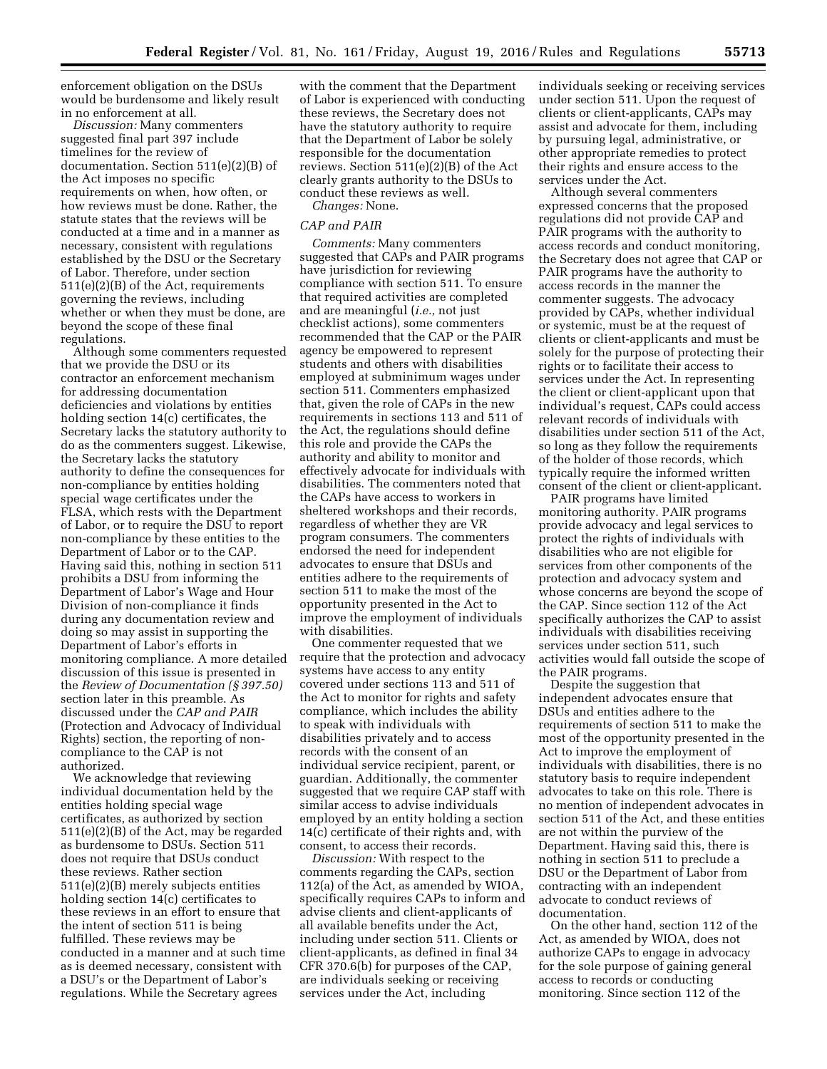enforcement obligation on the DSUs would be burdensome and likely result in no enforcement at all.

*Discussion:* Many commenters suggested final part 397 include timelines for the review of documentation. Section 511(e)(2)(B) of the Act imposes no specific requirements on when, how often, or how reviews must be done. Rather, the statute states that the reviews will be conducted at a time and in a manner as necessary, consistent with regulations established by the DSU or the Secretary of Labor. Therefore, under section 511(e)(2)(B) of the Act, requirements governing the reviews, including whether or when they must be done, are beyond the scope of these final regulations.

Although some commenters requested that we provide the DSU or its contractor an enforcement mechanism for addressing documentation deficiencies and violations by entities holding section 14(c) certificates, the Secretary lacks the statutory authority to do as the commenters suggest. Likewise, the Secretary lacks the statutory authority to define the consequences for non-compliance by entities holding special wage certificates under the FLSA, which rests with the Department of Labor, or to require the DSU to report non-compliance by these entities to the Department of Labor or to the CAP. Having said this, nothing in section 511 prohibits a DSU from informing the Department of Labor's Wage and Hour Division of non-compliance it finds during any documentation review and doing so may assist in supporting the Department of Labor's efforts in monitoring compliance. A more detailed discussion of this issue is presented in the *Review of Documentation (§ 397.50)* section later in this preamble. As discussed under the *CAP and PAIR* (Protection and Advocacy of Individual Rights) section, the reporting of non-compliance to the CAP is not authorized.

We acknowledge that reviewing individual documentation held by the entities holding special wage certificates, as authorized by section 511(e)(2)(B) of the Act, may be regarded as burdensome to DSUs. Section 511 does not require that DSUs conduct these reviews. Rather section 511(e)(2)(B) merely subjects entities holding section 14(c) certificates to these reviews in an effort to ensure that the intent of section 511 is being fulfilled. These reviews may be conducted in a manner and at such time as is deemed necessary, consistent with a DSU's or the Department of Labor's regulations. While the Secretary agrees with the comment that the Department of Labor is experienced with conducting these reviews, the Secretary does not have the statutory authority to require that the Department of Labor be solely responsible for the documentation reviews. Section 511(e)(2)(B) of the Act clearly grants authority to the DSUs to conduct these reviews as well.

*Changes:* None.

*CAP and PAIR*

*Comments:* Many commenters suggested that CAPs and PAIR programs have jurisdiction for reviewing compliance with section 511. To ensure that required activities are completed and are meaningful (*i.e.,* not just checklist actions), some commenters recommended that the CAP or the PAIR agency be empowered to represent students and others with disabilities employed at subminimum wages under section 511. Commenters emphasized that, given the role of CAPs in the new requirements in sections 113 and 511 of the Act, the regulations should define this role and provide the CAPs the authority and ability to monitor and effectively advocate for individuals with disabilities. The commenters noted that the CAPs have access to workers in sheltered workshops and their records, regardless of whether they are VR program consumers. The commenters endorsed the need for independent advocates to ensure that DSUs and entities adhere to the requirements of section 511 to make the most of the opportunity presented in the Act to improve the employment of individuals with disabilities.

One commenter requested that we require that the protection and advocacy systems have access to any entity covered under sections 113 and 511 of the Act to monitor for rights and safety compliance, which includes the ability to speak with individuals with disabilities privately and to access records with the consent of an individual service recipient, parent, or guardian. Additionally, the commenter suggested that we require CAP staff with similar access to advise individuals employed by an entity holding a section 14(c) certificate of their rights and, with consent, to access their records.

*Discussion:* With respect to the comments regarding the CAPs, section 112(a) of the Act, as amended by WIOA, specifically requires CAPs to inform and advise clients and client-applicants of all available benefits under the Act, including under section 511. Clients or client-applicants, as defined in final 34 CFR 370.6(b) for purposes of the CAP, are individuals seeking or receiving services under the Act, including individuals seeking or receiving services under section 511. Upon the request of clients or client-applicants, CAPs may assist and advocate for them, including by pursuing legal, administrative, or other appropriate remedies to protect their rights and ensure access to the services under the Act.

Although several commenters expressed concerns that the proposed regulations did not provide CAP and PAIR programs with the authority to access records and conduct monitoring, the Secretary does not agree that CAP or PAIR programs have the authority to access records in the manner the commenter suggests. The advocacy provided by CAPs, whether individual or systemic, must be at the request of clients or client-applicants and must be solely for the purpose of protecting their rights or to facilitate their access to services under the Act. In representing the client or client-applicant upon that individual's request, CAPs could access relevant records of individuals with disabilities under section 511 of the Act, so long as they follow the requirements of the holder of those records, which typically require the informed written consent of the client or client-applicant.

PAIR programs have limited monitoring authority. PAIR programs provide advocacy and legal services to protect the rights of individuals with disabilities who are not eligible for services from other components of the protection and advocacy system and whose concerns are beyond the scope of the CAP. Since section 112 of the Act specifically authorizes the CAP to assist individuals with disabilities receiving services under section 511, such activities would fall outside the scope of the PAIR programs.

Despite the suggestion that independent advocates ensure that DSUs and entities adhere to the requirements of section 511 to make the most of the opportunity presented in the Act to improve the employment of individuals with disabilities, there is no statutory basis to require independent advocates to take on this role. There is no mention of independent advocates in section 511 of the Act, and these entities are not within the purview of the Department. Having said this, there is nothing in section 511 to preclude a DSU or the Department of Labor from contracting with an independent advocate to conduct reviews of documentation.

On the other hand, section 112 of the Act, as amended by WIOA, does not authorize CAPs to engage in advocacy for the sole purpose of gaining general access to records or conducting monitoring. Since section 112 of the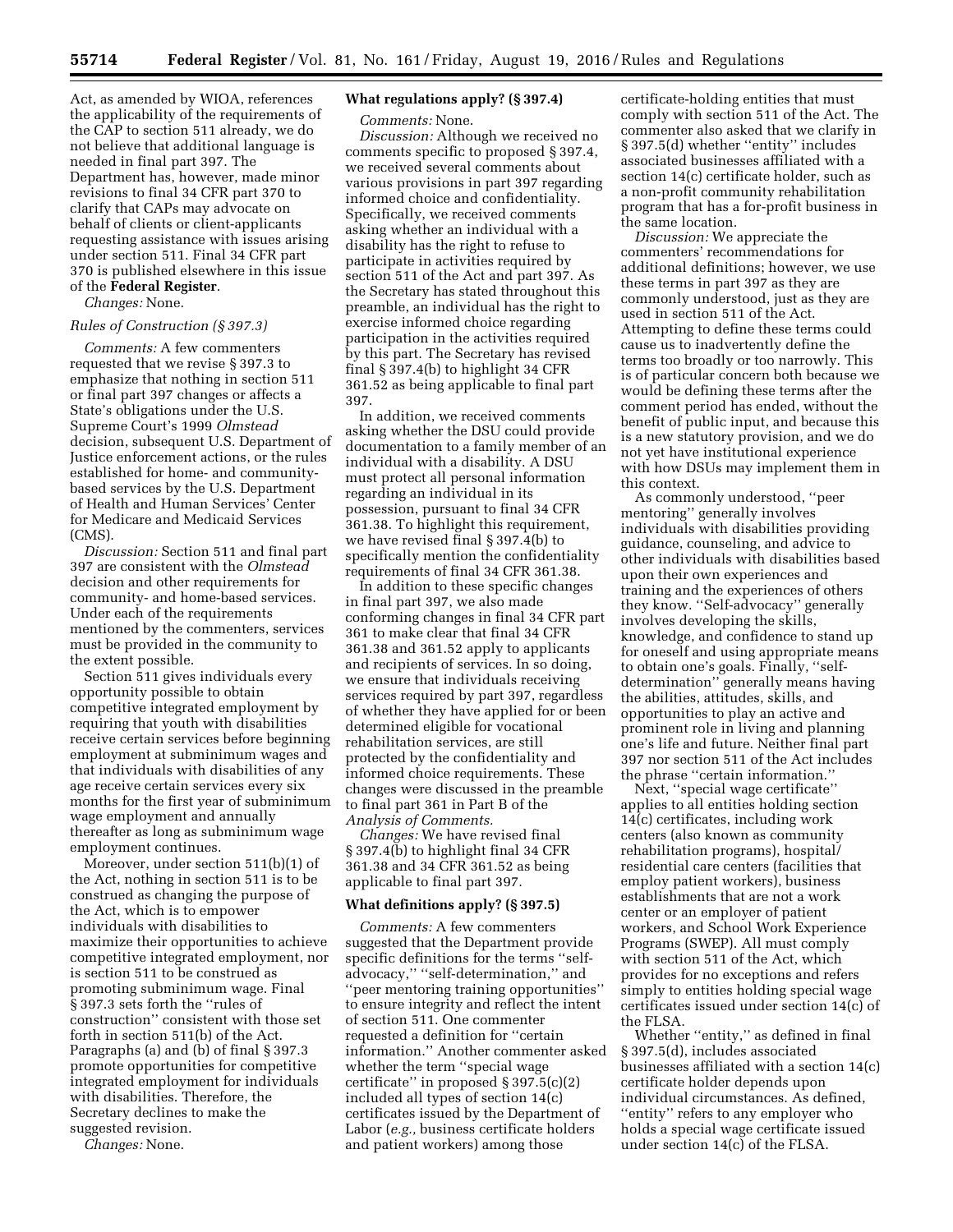Act, as amended by WIOA, references the applicability of the requirements of the CAP to section 511 already, we do not believe that additional language is needed in final part 397. The Department has, however, made minor revisions to final 34 CFR part 370 to clarify that CAPs may advocate on behalf of clients or client-applicants requesting assistance with issues arising under section 511. Final 34 CFR part 370 is published elsewhere in this issue of the **Federal Register**.

*Changes:* None.

*Rules of Construction (§ 397.3)*

*Comments:* A few commenters requested that we revise § 397.3 to emphasize that nothing in section 511 or final part 397 changes or affects a State's obligations under the U.S. Supreme Court's 1999 *Olmstead* decision, subsequent U.S. Department of Justice enforcement actions, or the rules established for home- and community-based services by the U.S. Department of Health and Human Services' Center for Medicare and Medicaid Services (CMS).

*Discussion:* Section 511 and final part 397 are consistent with the *Olmstead* decision and other requirements for community- and home-based services. Under each of the requirements mentioned by the commenters, services must be provided in the community to the extent possible.

Section 511 gives individuals every opportunity possible to obtain competitive integrated employment by requiring that youth with disabilities receive certain services before beginning employment at subminimum wages and that individuals with disabilities of any age receive certain services every six months for the first year of subminimum wage employment and annually thereafter as long as subminimum wage employment continues.

Moreover, under section 511(b)(1) of the Act, nothing in section 511 is to be construed as changing the purpose of the Act, which is to empower individuals with disabilities to maximize their opportunities to achieve competitive integrated employment, nor is section 511 to be construed as promoting subminimum wage. Final § 397.3 sets forth the ''rules of construction'' consistent with those set forth in section 511(b) of the Act. Paragraphs (a) and (b) of final § 397.3 promote opportunities for competitive integrated employment for individuals with disabilities. Therefore, the Secretary declines to make the suggested revision.

*Changes:* None.

**What regulations apply? (§ 397.4)**

*Comments:* None.

*Discussion:* Although we received no comments specific to proposed § 397.4, we received several comments about various provisions in part 397 regarding informed choice and confidentiality. Specifically, we received comments asking whether an individual with a disability has the right to refuse to participate in activities required by section 511 of the Act and part 397. As the Secretary has stated throughout this preamble, an individual has the right to exercise informed choice regarding participation in the activities required by this part. The Secretary has revised final § 397.4(b) to highlight 34 CFR 361.52 as being applicable to final part 397.

In addition, we received comments asking whether the DSU could provide documentation to a family member of an individual with a disability. A DSU must protect all personal information regarding an individual in its possession, pursuant to final 34 CFR 361.38. To highlight this requirement, we have revised final § 397.4(b) to specifically mention the confidentiality requirements of final 34 CFR 361.38.

In addition to these specific changes in final part 397, we also made conforming changes in final 34 CFR part 361 to make clear that final 34 CFR 361.38 and 361.52 apply to applicants and recipients of services. In so doing, we ensure that individuals receiving services required by part 397, regardless of whether they have applied for or been determined eligible for vocational rehabilitation services, are still protected by the confidentiality and informed choice requirements. These changes were discussed in the preamble to final part 361 in Part B of the *Analysis of Comments.*

*Changes:* We have revised final § 397.4(b) to highlight final 34 CFR 361.38 and 34 CFR 361.52 as being applicable to final part 397.

**What definitions apply? (§ 397.5)**

*Comments:* A few commenters suggested that the Department provide specific definitions for the terms ''self-advocacy,'' ''self-determination,'' and ''peer mentoring training opportunities'' to ensure integrity and reflect the intent of section 511. One commenter requested a definition for ''certain information.'' Another commenter asked whether the term ''special wage certificate'' in proposed § 397.5(c)(2) included all types of section 14(c) certificates issued by the Department of Labor (*e.g.,* business certificate holders and patient workers) among those certificate-holding entities that must comply with section 511 of the Act. The commenter also asked that we clarify in § 397.5(d) whether ''entity'' includes associated businesses affiliated with a section 14(c) certificate holder, such as a non-profit community rehabilitation program that has a for-profit business in the same location.

*Discussion:* We appreciate the commenters' recommendations for additional definitions; however, we use these terms in part 397 as they are commonly understood, just as they are used in section 511 of the Act. Attempting to define these terms could cause us to inadvertently define the terms too broadly or too narrowly. This is of particular concern both because we would be defining these terms after the comment period has ended, without the benefit of public input, and because this is a new statutory provision, and we do not yet have institutional experience with how DSUs may implement them in this context.

As commonly understood, ''peer mentoring'' generally involves individuals with disabilities providing guidance, counseling, and advice to other individuals with disabilities based upon their own experiences and training and the experiences of others they know. ''Self-advocacy'' generally involves developing the skills, knowledge, and confidence to stand up for oneself and using appropriate means to obtain one's goals. Finally, ''self-determination'' generally means having the abilities, attitudes, skills, and opportunities to play an active and prominent role in living and planning one's life and future. Neither final part 397 nor section 511 of the Act includes the phrase ''certain information.''

Next, ''special wage certificate'' applies to all entities holding section 14(c) certificates, including work centers (also known as community rehabilitation programs), hospital/residential care centers (facilities that employ patient workers), business establishments that are not a work center or an employer of patient workers, and School Work Experience Programs (SWEP). All must comply with section 511 of the Act, which provides for no exceptions and refers simply to entities holding special wage certificates issued under section 14(c) of the FLSA.

Whether ''entity,'' as defined in final § 397.5(d), includes associated businesses affiliated with a section 14(c) certificate holder depends upon individual circumstances. As defined, ''entity'' refers to any employer who holds a special wage certificate issued under section 14(c) of the FLSA.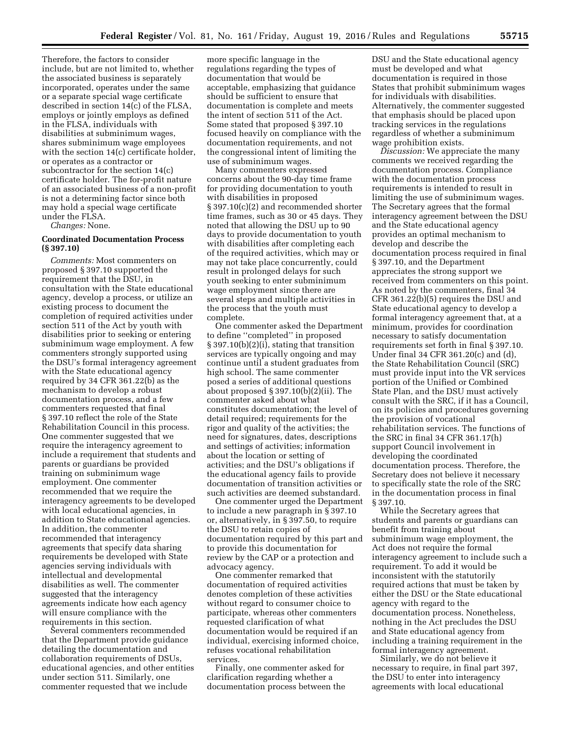Therefore, the factors to consider include, but are not limited to, whether the associated business is separately incorporated, operates under the same or a separate special wage certificate described in section 14(c) of the FLSA, employs or jointly employs as defined in the FLSA, individuals with disabilities at subminimum wages, shares subminimum wage employees with the section 14(c) certificate holder, or operates as a contractor or subcontractor for the section 14(c) certificate holder. The for-profit nature of an associated business of a non-profit is not a determining factor since both may hold a special wage certificate under the FLSA.

*Changes:* None.

**Coordinated Documentation Process (§ 397.10)**

*Comments:* Most commenters on proposed § 397.10 supported the requirement that the DSU, in consultation with the State educational agency, develop a process, or utilize an existing process to document the completion of required activities under section 511 of the Act by youth with disabilities prior to seeking or entering subminimum wage employment. A few commenters strongly supported using the DSU's formal interagency agreement with the State educational agency required by 34 CFR 361.22(b) as the mechanism to develop a robust documentation process, and a few commenters requested that final § 397.10 reflect the role of the State Rehabilitation Council in this process. One commenter suggested that we require the interagency agreement to include a requirement that students and parents or guardians be provided training on subminimum wage employment. One commenter recommended that we require the interagency agreements to be developed with local educational agencies, in addition to State educational agencies. In addition, the commenter recommended that interagency agreements that specify data sharing requirements be developed with State agencies serving individuals with intellectual and developmental disabilities as well. The commenter suggested that the interagency agreements indicate how each agency will ensure compliance with the requirements in this section.

Several commenters recommended that the Department provide guidance detailing the documentation and collaboration requirements of DSUs, educational agencies, and other entities under section 511. Similarly, one commenter requested that we include more specific language in the regulations regarding the types of documentation that would be acceptable, emphasizing that guidance should be sufficient to ensure that documentation is complete and meets the intent of section 511 of the Act. Some stated that proposed § 397.10 focused heavily on compliance with the documentation requirements, and not the congressional intent of limiting the use of subminimum wages.

Many commenters expressed concerns about the 90-day time frame for providing documentation to youth with disabilities in proposed § 397.10(c)(2) and recommended shorter time frames, such as 30 or 45 days. They noted that allowing the DSU up to 90 days to provide documentation to youth with disabilities after completing each of the required activities, which may or may not take place concurrently, could result in prolonged delays for such youth seeking to enter subminimum wage employment since there are several steps and multiple activities in the process that the youth must complete.

One commenter asked the Department to define "completed" in proposed § 397.10(b)(2)(i), stating that transition services are typically ongoing and may continue until a student graduates from high school. The same commenter posed a series of additional questions about proposed § 397.10(b)(2)(ii). The commenter asked about what constitutes documentation; the level of detail required; requirements for the rigor and quality of the activities; the need for signatures, dates, descriptions and settings of activities; information about the location or setting of activities; and the DSU's obligations if the educational agency fails to provide documentation of transition activities or such activities are deemed substandard.

One commenter urged the Department to include a new paragraph in § 397.10 or, alternatively, in § 397.50, to require the DSU to retain copies of documentation required by this part and to provide this documentation for review by the CAP or a protection and advocacy agency.

One commenter remarked that documentation of required activities denotes completion of these activities without regard to consumer choice to participate, whereas other commenters requested clarification of what documentation would be required if an individual, exercising informed choice, refuses vocational rehabilitation services.

Finally, one commenter asked for clarification regarding whether a documentation process between the DSU and the State educational agency must be developed and what documentation is required in those States that prohibit subminimum wages for individuals with disabilities. Alternatively, the commenter suggested that emphasis should be placed upon tracking services in the regulations regardless of whether a subminimum wage prohibition exists.

*Discussion:* We appreciate the many comments we received regarding the documentation process. Compliance with the documentation process requirements is intended to result in limiting the use of subminimum wages. The Secretary agrees that the formal interagency agreement between the DSU and the State educational agency provides an optimal mechanism to develop and describe the documentation process required in final § 397.10, and the Department appreciates the strong support we received from commenters on this point. As noted by the commenters, final 34 CFR 361.22(b)(5) requires the DSU and State educational agency to develop a formal interagency agreement that, at a minimum, provides for coordination necessary to satisfy documentation requirements set forth in final § 397.10. Under final 34 CFR 361.20(c) and (d), the State Rehabilitation Council (SRC) must provide input into the VR services portion of the Unified or Combined State Plan, and the DSU must actively consult with the SRC, if it has a Council, on its policies and procedures governing the provision of vocational rehabilitation services. The functions of the SRC in final 34 CFR 361.17(h) support Council involvement in developing the coordinated documentation process. Therefore, the Secretary does not believe it necessary to specifically state the role of the SRC in the documentation process in final § 397.10.

While the Secretary agrees that students and parents or guardians can benefit from training about subminimum wage employment, the Act does not require the formal interagency agreement to include such a requirement. To add it would be inconsistent with the statutorily required actions that must be taken by either the DSU or the State educational agency with regard to the documentation process. Nonetheless, nothing in the Act precludes the DSU and State educational agency from including a training requirement in the formal interagency agreement.

Similarly, we do not believe it necessary to require, in final part 397, the DSU to enter into interagency agreements with local educational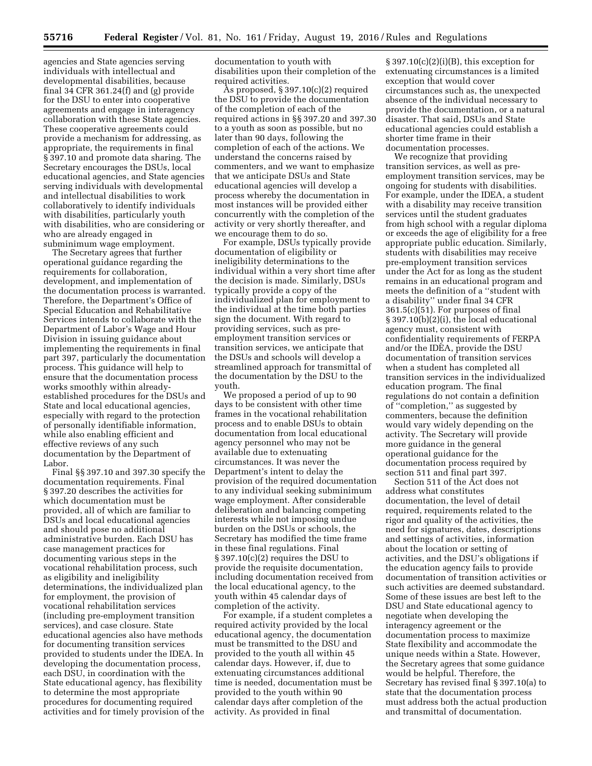agencies and State agencies serving individuals with intellectual and developmental disabilities, because final 34 CFR 361.24(f) and (g) provide for the DSU to enter into cooperative agreements and engage in interagency collaboration with these State agencies. These cooperative agreements could provide a mechanism for addressing, as appropriate, the requirements in final § 397.10 and promote data sharing. The Secretary encourages the DSUs, local educational agencies, and State agencies serving individuals with developmental and intellectual disabilities to work collaboratively to identify individuals with disabilities, particularly youth with disabilities, who are considering or who are already engaged in subminimum wage employment.

The Secretary agrees that further operational guidance regarding the requirements for collaboration, development, and implementation of the documentation process is warranted. Therefore, the Department's Office of Special Education and Rehabilitative Services intends to collaborate with the Department of Labor's Wage and Hour Division in issuing guidance about implementing the requirements in final part 397, particularly the documentation process. This guidance will help to ensure that the documentation process works smoothly within already-established procedures for the DSUs and State and local educational agencies, especially with regard to the protection of personally identifiable information, while also enabling efficient and effective reviews of any such documentation by the Department of Labor.

Final §§ 397.10 and 397.30 specify the documentation requirements. Final § 397.20 describes the activities for which documentation must be provided, all of which are familiar to DSUs and local educational agencies and should pose no additional administrative burden. Each DSU has case management practices for documenting various steps in the vocational rehabilitation process, such as eligibility and ineligibility determinations, the individualized plan for employment, the provision of vocational rehabilitation services (including pre-employment transition services), and case closure. State educational agencies also have methods for documenting transition services provided to students under the IDEA. In developing the documentation process, each DSU, in coordination with the State educational agency, has flexibility to determine the most appropriate procedures for documenting required activities and for timely provision of the documentation to youth with disabilities upon their completion of the required activities.

As proposed, § 397.10(c)(2) required the DSU to provide the documentation of the completion of each of the required actions in §§ 397.20 and 397.30 to a youth as soon as possible, but no later than 90 days, following the completion of each of the actions. We understand the concerns raised by commenters, and we want to emphasize that we anticipate DSUs and State educational agencies will develop a process whereby the documentation in most instances will be provided either concurrently with the completion of the activity or very shortly thereafter, and we encourage them to do so.

For example, DSUs typically provide documentation of eligibility or ineligibility determinations to the individual within a very short time after the decision is made. Similarly, DSUs typically provide a copy of the individualized plan for employment to the individual at the time both parties sign the document. With regard to providing services, such as pre-employment transition services or transition services, we anticipate that the DSUs and schools will develop a streamlined approach for transmittal of the documentation by the DSU to the youth.

We proposed a period of up to 90 days to be consistent with other time frames in the vocational rehabilitation process and to enable DSUs to obtain documentation from local educational agency personnel who may not be available due to extenuating circumstances. It was never the Department's intent to delay the provision of the required documentation to any individual seeking subminimum wage employment. After considerable deliberation and balancing competing interests while not imposing undue burden on the DSUs or schools, the Secretary has modified the time frame in these final regulations. Final § 397.10(c)(2) requires the DSU to provide the requisite documentation, including documentation received from the local educational agency, to the youth within 45 calendar days of completion of the activity.

For example, if a student completes a required activity provided by the local educational agency, the documentation must be transmitted to the DSU and provided to the youth all within 45 calendar days. However, if, due to extenuating circumstances additional time is needed, documentation must be provided to the youth within 90 calendar days after completion of the activity. As provided in final § 397.10(c)(2)(i)(B), this exception for extenuating circumstances is a limited exception that would cover circumstances such as, the unexpected absence of the individual necessary to provide the documentation, or a natural disaster. That said, DSUs and State educational agencies could establish a shorter time frame in their documentation processes.

We recognize that providing transition services, as well as pre-employment transition services, may be ongoing for students with disabilities. For example, under the IDEA, a student with a disability may receive transition services until the student graduates from high school with a regular diploma or exceeds the age of eligibility for a free appropriate public education. Similarly, students with disabilities may receive pre-employment transition services under the Act for as long as the student remains in an educational program and meets the definition of a "student with a disability" under final 34 CFR 361.5(c)(51). For purposes of final § 397.10(b)(2)(i), the local educational agency must, consistent with confidentiality requirements of FERPA and/or the IDEA, provide the DSU documentation of transition services when a student has completed all transition services in the individualized education program. The final regulations do not contain a definition of "completion," as suggested by commenters, because the definition would vary widely depending on the activity. The Secretary will provide more guidance in the general operational guidance for the documentation process required by section 511 and final part 397.

Section 511 of the Act does not address what constitutes documentation, the level of detail required, requirements related to the rigor and quality of the activities, the need for signatures, dates, descriptions and settings of activities, information about the location or setting of activities, and the DSU's obligations if the education agency fails to provide documentation of transition activities or such activities are deemed substandard. Some of these issues are best left to the DSU and State educational agency to negotiate when developing the interagency agreement or the documentation process to maximize State flexibility and accommodate the unique needs within a State. However, the Secretary agrees that some guidance would be helpful. Therefore, the Secretary has revised final § 397.10(a) to state that the documentation process must address both the actual production and transmittal of documentation.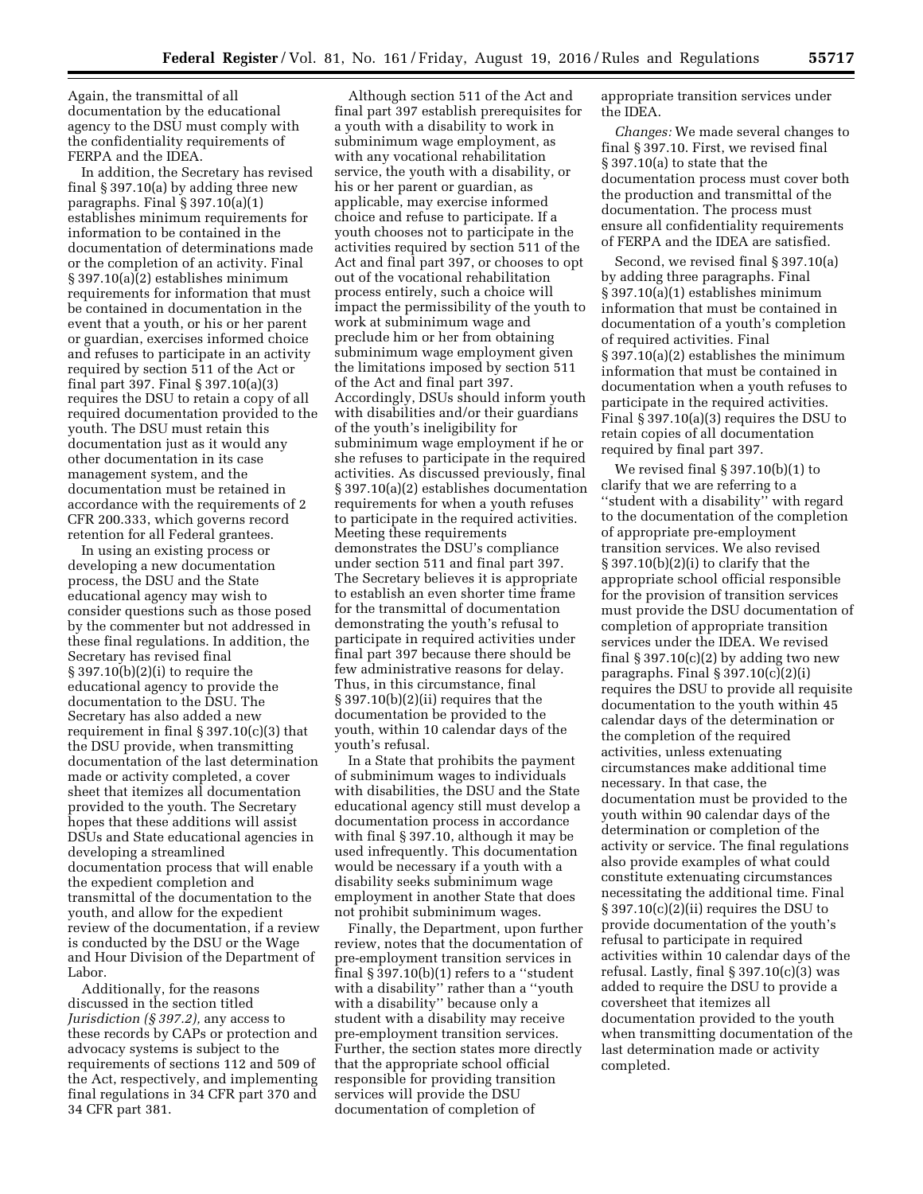Again, the transmittal of all documentation by the educational agency to the DSU must comply with the confidentiality requirements of FERPA and the IDEA.

In addition, the Secretary has revised final § 397.10(a) by adding three new paragraphs. Final § 397.10(a)(1) establishes minimum requirements for information to be contained in the documentation of determinations made or the completion of an activity. Final § 397.10(a)(2) establishes minimum requirements for information that must be contained in documentation in the event that a youth, or his or her parent or guardian, exercises informed choice and refuses to participate in an activity required by section 511 of the Act or final part 397. Final § 397.10(a)(3) requires the DSU to retain a copy of all required documentation provided to the youth. The DSU must retain this documentation just as it would any other documentation in its case management system, and the documentation must be retained in accordance with the requirements of 2 CFR 200.333, which governs record retention for all Federal grantees.

In using an existing process or developing a new documentation process, the DSU and the State educational agency may wish to consider questions such as those posed by the commenter but not addressed in these final regulations. In addition, the Secretary has revised final § 397.10(b)(2)(i) to require the educational agency to provide the documentation to the DSU. The Secretary has also added a new requirement in final § 397.10(c)(3) that the DSU provide, when transmitting documentation of the last determination made or activity completed, a cover sheet that itemizes all documentation provided to the youth. The Secretary hopes that these additions will assist DSUs and State educational agencies in developing a streamlined documentation process that will enable the expedient completion and transmittal of the documentation to the youth, and allow for the expedient review of the documentation, if a review is conducted by the DSU or the Wage and Hour Division of the Department of Labor.

Additionally, for the reasons discussed in the section titled *Jurisdiction (§ 397.2),* any access to these records by CAPs or protection and advocacy systems is subject to the requirements of sections 112 and 509 of the Act, respectively, and implementing final regulations in 34 CFR part 370 and 34 CFR part 381.

Although section 511 of the Act and final part 397 establish prerequisites for a youth with a disability to work in subminimum wage employment, as with any vocational rehabilitation service, the youth with a disability, or his or her parent or guardian, as applicable, may exercise informed choice and refuse to participate. If a youth chooses not to participate in the activities required by section 511 of the Act and final part 397, or chooses to opt out of the vocational rehabilitation process entirely, such a choice will impact the permissibility of the youth to work at subminimum wage and preclude him or her from obtaining subminimum wage employment given the limitations imposed by section 511 of the Act and final part 397. Accordingly, DSUs should inform youth with disabilities and/or their guardians of the youth's ineligibility for subminimum wage employment if he or she refuses to participate in the required activities. As discussed previously, final § 397.10(a)(2) establishes documentation requirements for when a youth refuses to participate in the required activities. Meeting these requirements demonstrates the DSU's compliance under section 511 and final part 397. The Secretary believes it is appropriate to establish an even shorter time frame for the transmittal of documentation demonstrating the youth's refusal to participate in required activities under final part 397 because there should be few administrative reasons for delay. Thus, in this circumstance, final § 397.10(b)(2)(ii) requires that the documentation be provided to the youth, within 10 calendar days of the youth's refusal.

In a State that prohibits the payment of subminimum wages to individuals with disabilities, the DSU and the State educational agency still must develop a documentation process in accordance with final § 397.10, although it may be used infrequently. This documentation would be necessary if a youth with a disability seeks subminimum wage employment in another State that does not prohibit subminimum wages.

Finally, the Department, upon further review, notes that the documentation of pre-employment transition services in final § 397.10(b)(1) refers to a ''student with a disability'' rather than a ''youth with a disability'' because only a student with a disability may receive pre-employment transition services. Further, the section states more directly that the appropriate school official responsible for providing transition services will provide the DSU documentation of completion of appropriate transition services under the IDEA.

*Changes:* We made several changes to final § 397.10. First, we revised final § 397.10(a) to state that the documentation process must cover both the production and transmittal of the documentation. The process must ensure all confidentiality requirements of FERPA and the IDEA are satisfied.

Second, we revised final § 397.10(a) by adding three paragraphs. Final § 397.10(a)(1) establishes minimum information that must be contained in documentation of a youth's completion of required activities. Final § 397.10(a)(2) establishes the minimum information that must be contained in documentation when a youth refuses to participate in the required activities. Final § 397.10(a)(3) requires the DSU to retain copies of all documentation required by final part 397.

We revised final § 397.10(b)(1) to clarify that we are referring to a ''student with a disability'' with regard to the documentation of the completion of appropriate pre-employment transition services. We also revised § 397.10(b)(2)(i) to clarify that the appropriate school official responsible for the provision of transition services must provide the DSU documentation of completion of appropriate transition services under the IDEA. We revised final § 397.10(c)(2) by adding two new paragraphs. Final § 397.10(c)(2)(i) requires the DSU to provide all requisite documentation to the youth within 45 calendar days of the determination or the completion of the required activities, unless extenuating circumstances make additional time necessary. In that case, the documentation must be provided to the youth within 90 calendar days of the determination or completion of the activity or service. The final regulations also provide examples of what could constitute extenuating circumstances necessitating the additional time. Final § 397.10(c)(2)(ii) requires the DSU to provide documentation of the youth's refusal to participate in required activities within 10 calendar days of the refusal. Lastly, final § 397.10(c)(3) was added to require the DSU to provide a coversheet that itemizes all documentation provided to the youth when transmitting documentation of the last determination made or activity completed.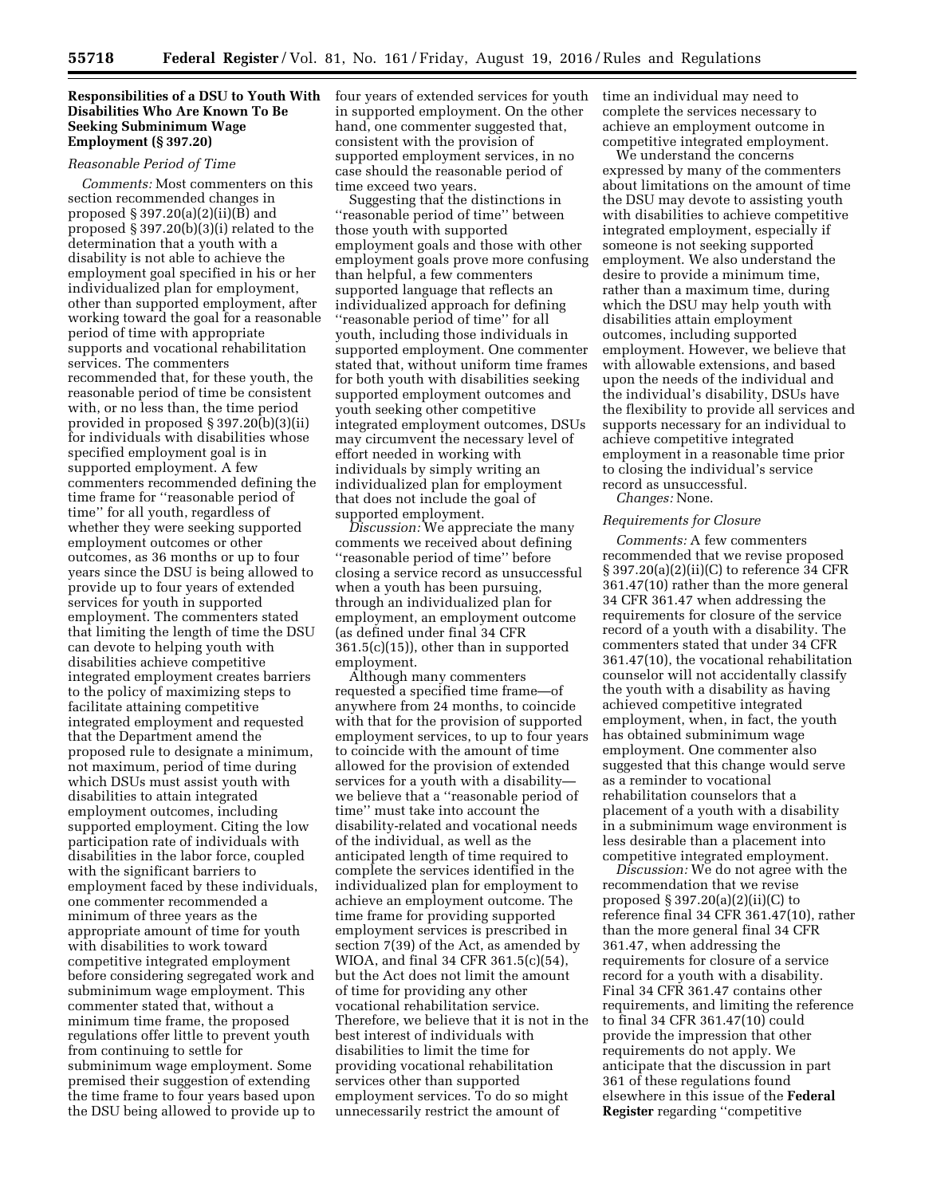**Responsibilities of a DSU to Youth With Disabilities Who Are Known To Be Seeking Subminimum Wage Employment (§ 397.20)**

*Reasonable Period of Time*

*Comments:* Most commenters on this section recommended changes in proposed § 397.20(a)(2)(ii)(B) and proposed § 397.20(b)(3)(i) related to the determination that a youth with a disability is not able to achieve the employment goal specified in his or her individualized plan for employment, other than supported employment, after working toward the goal for a reasonable period of time with appropriate supports and vocational rehabilitation services. The commenters recommended that, for these youth, the reasonable period of time be consistent with, or no less than, the time period provided in proposed § 397.20(b)(3)(ii) for individuals with disabilities whose specified employment goal is in supported employment. A few commenters recommended defining the time frame for ''reasonable period of time'' for all youth, regardless of whether they were seeking supported employment outcomes or other outcomes, as 36 months or up to four years since the DSU is being allowed to provide up to four years of extended services for youth in supported employment. The commenters stated that limiting the length of time the DSU can devote to helping youth with disabilities achieve competitive integrated employment creates barriers to the policy of maximizing steps to facilitate attaining competitive integrated employment and requested that the Department amend the proposed rule to designate a minimum, not maximum, period of time during which DSUs must assist youth with disabilities to attain integrated employment outcomes, including supported employment. Citing the low participation rate of individuals with disabilities in the labor force, coupled with the significant barriers to employment faced by these individuals, one commenter recommended a minimum of three years as the appropriate amount of time for youth with disabilities to work toward competitive integrated employment before considering segregated work and subminimum wage employment. This commenter stated that, without a minimum time frame, the proposed regulations offer little to prevent youth from continuing to settle for subminimum wage employment. Some premised their suggestion of extending the time frame to four years based upon the DSU being allowed to provide up to four years of extended services for youth in supported employment. On the other hand, one commenter suggested that, consistent with the provision of supported employment services, in no case should the reasonable period of time exceed two years.

Suggesting that the distinctions in ''reasonable period of time'' between those youth with supported employment goals and those with other employment goals prove more confusing than helpful, a few commenters supported language that reflects an individualized approach for defining ''reasonable period of time'' for all youth, including those individuals in supported employment. One commenter stated that, without uniform time frames for both youth with disabilities seeking supported employment outcomes and youth seeking other competitive integrated employment outcomes, DSUs may circumvent the necessary level of effort needed in working with individuals by simply writing an individualized plan for employment that does not include the goal of supported employment.

*Discussion:* We appreciate the many comments we received about defining ''reasonable period of time'' before closing a service record as unsuccessful when a youth has been pursuing, through an individualized plan for employment, an employment outcome (as defined under final 34 CFR 361.5(c)(15)), other than in supported employment.

Although many commenters requested a specified time frame—of anywhere from 24 months, to coincide with that for the provision of supported employment services, to up to four years to coincide with the amount of time allowed for the provision of extended services for a youth with a disability—we believe that a ''reasonable period of time'' must take into account the disability-related and vocational needs of the individual, as well as the anticipated length of time required to complete the services identified in the individualized plan for employment to achieve an employment outcome. The time frame for providing supported employment services is prescribed in section 7(39) of the Act, as amended by WIOA, and final 34 CFR 361.5(c)(54), but the Act does not limit the amount of time for providing any other vocational rehabilitation service. Therefore, we believe that it is not in the best interest of individuals with disabilities to limit the time for providing vocational rehabilitation services other than supported employment services. To do so might unnecessarily restrict the amount of time an individual may need to complete the services necessary to achieve an employment outcome in competitive integrated employment.

We understand the concerns expressed by many of the commenters about limitations on the amount of time the DSU may devote to assisting youth with disabilities to achieve competitive integrated employment, especially if someone is not seeking supported employment. We also understand the desire to provide a minimum time, rather than a maximum time, during which the DSU may help youth with disabilities attain employment outcomes, including supported employment. However, we believe that with allowable extensions, and based upon the needs of the individual and the individual's disability, DSUs have the flexibility to provide all services and supports necessary for an individual to achieve competitive integrated employment in a reasonable time prior to closing the individual's service record as unsuccessful.

*Changes:* None.

*Requirements for Closure*

*Comments:* A few commenters recommended that we revise proposed § 397.20(a)(2)(ii)(C) to reference 34 CFR 361.47(10) rather than the more general 34 CFR 361.47 when addressing the requirements for closure of the service record of a youth with a disability. The commenters stated that under 34 CFR 361.47(10), the vocational rehabilitation counselor will not accidentally classify the youth with a disability as having achieved competitive integrated employment, when, in fact, the youth has obtained subminimum wage employment. One commenter also suggested that this change would serve as a reminder to vocational rehabilitation counselors that a placement of a youth with a disability in a subminimum wage environment is less desirable than a placement into competitive integrated employment.

*Discussion:* We do not agree with the recommendation that we revise proposed § 397.20(a)(2)(ii)(C) to reference final 34 CFR 361.47(10), rather than the more general final 34 CFR 361.47, when addressing the requirements for closure of a service record for a youth with a disability. Final 34 CFR 361.47 contains other requirements, and limiting the reference to final 34 CFR 361.47(10) could provide the impression that other requirements do not apply. We anticipate that the discussion in part 361 of these regulations found elsewhere in this issue of the **Federal Register** regarding ''competitive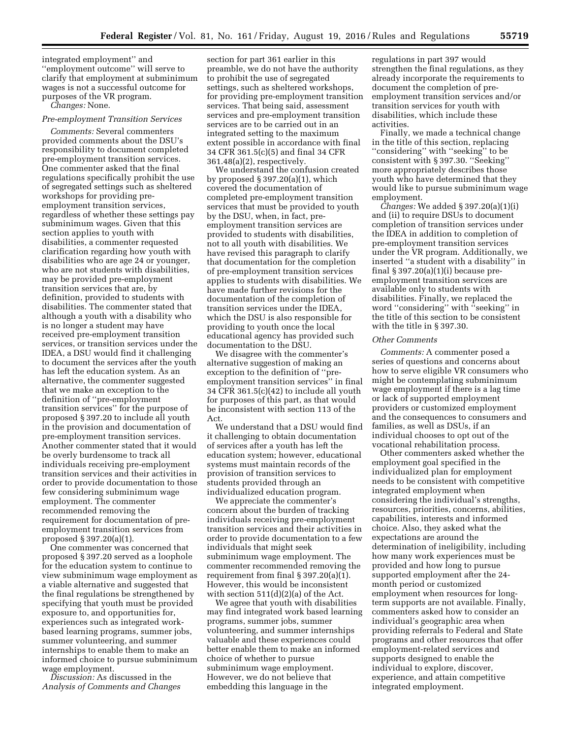integrated employment'' and ''employment outcome'' will serve to clarify that employment at subminimum wages is not a successful outcome for purposes of the VR program.

*Changes:* None.

*Pre-employment Transition Services*

*Comments:* Several commenters provided comments about the DSU's responsibility to document completed pre-employment transition services. One commenter asked that the final regulations specifically prohibit the use of segregated settings such as sheltered workshops for providing pre-employment transition services, regardless of whether these settings pay subminimum wages. Given that this section applies to youth with disabilities, a commenter requested clarification regarding how youth with disabilities who are age 24 or younger, who are not students with disabilities, may be provided pre-employment transition services that are, by definition, provided to students with disabilities. The commenter stated that although a youth with a disability who is no longer a student may have received pre-employment transition services, or transition services under the IDEA, a DSU would find it challenging to document the services after the youth has left the education system. As an alternative, the commenter suggested that we make an exception to the definition of ''pre-employment transition services'' for the purpose of proposed § 397.20 to include all youth in the provision and documentation of pre-employment transition services. Another commenter stated that it would be overly burdensome to track all individuals receiving pre-employment transition services and their activities in order to provide documentation to those few considering subminimum wage employment. The commenter recommended removing the requirement for documentation of pre-employment transition services from proposed § 397.20(a)(1).

One commenter was concerned that proposed § 397.20 served as a loophole for the education system to continue to view subminimum wage employment as a viable alternative and suggested that the final regulations be strengthened by specifying that youth must be provided exposure to, and opportunities for, experiences such as integrated work-based learning programs, summer jobs, summer volunteering, and summer internships to enable them to make an informed choice to pursue subminimum wage employment.

*Discussion:* As discussed in the *Analysis of Comments and Changes* section for part 361 earlier in this preamble, we do not have the authority to prohibit the use of segregated settings, such as sheltered workshops, for providing pre-employment transition services. That being said, assessment services and pre-employment transition services are to be carried out in an integrated setting to the maximum extent possible in accordance with final 34 CFR 361.5(c)(5) and final 34 CFR 361.48(a)(2), respectively.

We understand the confusion created by proposed § 397.20(a)(1), which covered the documentation of completed pre-employment transition services that must be provided to youth by the DSU, when, in fact, pre-employment transition services are provided to students with disabilities, not to all youth with disabilities. We have revised this paragraph to clarify that documentation for the completion of pre-employment transition services applies to students with disabilities. We have made further revisions for the documentation of the completion of transition services under the IDEA, which the DSU is also responsible for providing to youth once the local educational agency has provided such documentation to the DSU.

We disagree with the commenter's alternative suggestion of making an exception to the definition of ''pre-employment transition services'' in final 34 CFR 361.5(c)(42) to include all youth for purposes of this part, as that would be inconsistent with section 113 of the Act.

We understand that a DSU would find it challenging to obtain documentation of services after a youth has left the education system; however, educational systems must maintain records of the provision of transition services to students provided through an individualized education program.

We appreciate the commenter's concern about the burden of tracking individuals receiving pre-employment transition services and their activities in order to provide documentation to a few individuals that might seek subminimum wage employment. The commenter recommended removing the requirement from final § 397.20(a)(1). However, this would be inconsistent with section 511(d)(2)(a) of the Act.

We agree that youth with disabilities may find integrated work based learning programs, summer jobs, summer volunteering, and summer internships valuable and these experiences could better enable them to make an informed choice of whether to pursue subminimum wage employment. However, we do not believe that embedding this language in the regulations in part 397 would strengthen the final regulations, as they already incorporate the requirements to document the completion of pre-employment transition services and/or transition services for youth with disabilities, which include these activities.

Finally, we made a technical change in the title of this section, replacing ''considering'' with ''seeking'' to be consistent with § 397.30. ''Seeking'' more appropriately describes those youth who have determined that they would like to pursue subminimum wage employment.

*Changes:* We added § 397.20(a)(1)(i) and (ii) to require DSUs to document completion of transition services under the IDEA in addition to completion of pre-employment transition services under the VR program. Additionally, we inserted ''a student with a disability'' in final § 397.20(a)(1)(i) because pre-employment transition services are available only to students with disabilities. Finally, we replaced the word ''considering'' with ''seeking'' in the title of this section to be consistent with the title in § 397.30.

*Other Comments*

*Comments:* A commenter posed a series of questions and concerns about how to serve eligible VR consumers who might be contemplating subminimum wage employment if there is a lag time or lack of supported employment providers or customized employment and the consequences to consumers and families, as well as DSUs, if an individual chooses to opt out of the vocational rehabilitation process.

Other commenters asked whether the employment goal specified in the individualized plan for employment needs to be consistent with competitive integrated employment when considering the individual's strengths, resources, priorities, concerns, abilities, capabilities, interests and informed choice. Also, they asked what the expectations are around the determination of ineligibility, including how many work experiences must be provided and how long to pursue supported employment after the 24-month period or customized employment when resources for long-term supports are not available. Finally, commenters asked how to consider an individual's geographic area when providing referrals to Federal and State programs and other resources that offer employment-related services and supports designed to enable the individual to explore, discover, experience, and attain competitive integrated employment.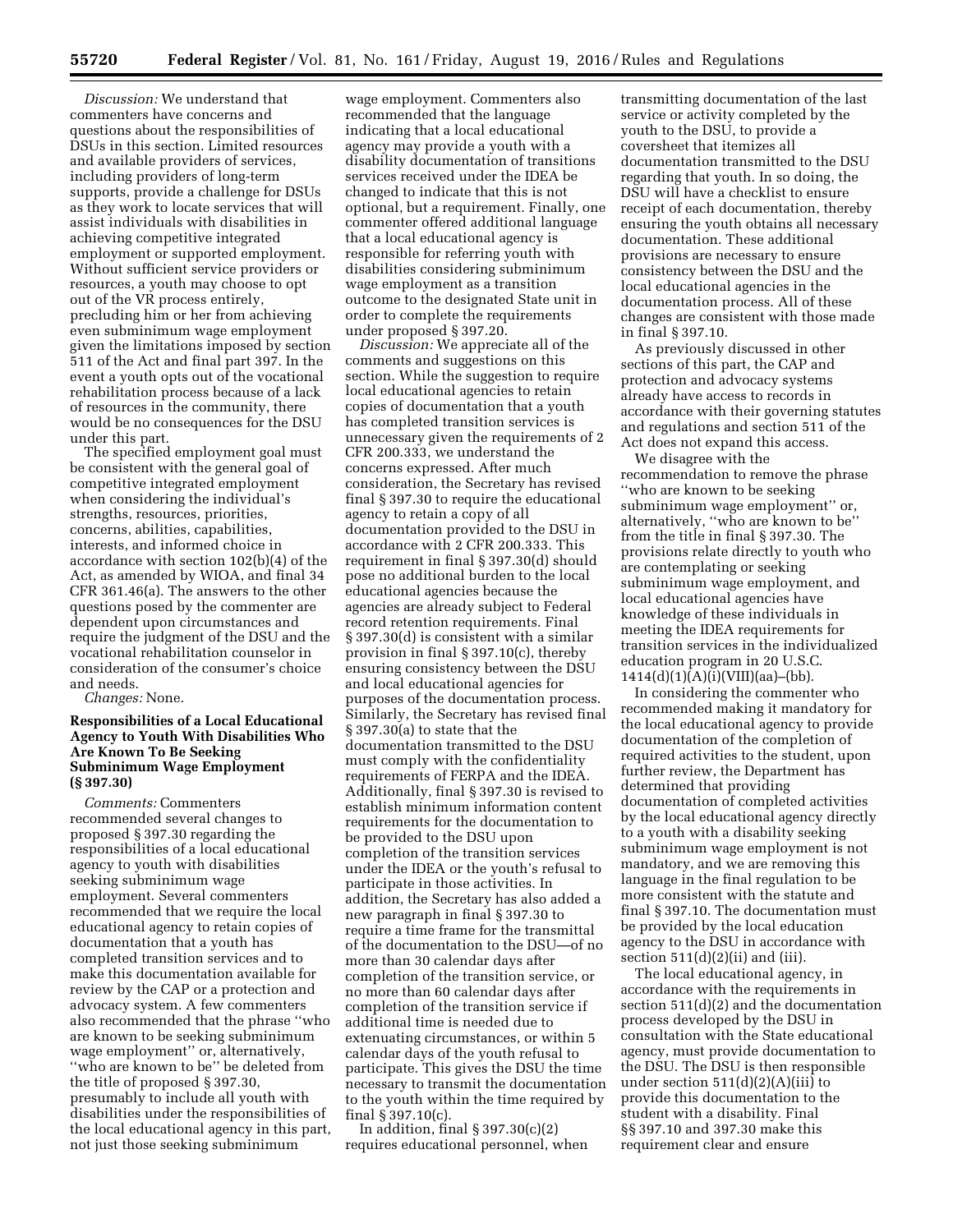*Discussion:* We understand that commenters have concerns and questions about the responsibilities of DSUs in this section. Limited resources and available providers of services, including providers of long-term supports, provide a challenge for DSUs as they work to locate services that will assist individuals with disabilities in achieving competitive integrated employment or supported employment. Without sufficient service providers or resources, a youth may choose to opt out of the VR process entirely, precluding him or her from achieving even subminimum wage employment given the limitations imposed by section 511 of the Act and final part 397. In the event a youth opts out of the vocational rehabilitation process because of a lack of resources in the community, there would be no consequences for the DSU under this part.

The specified employment goal must be consistent with the general goal of competitive integrated employment when considering the individual's strengths, resources, priorities, concerns, abilities, capabilities, interests, and informed choice in accordance with section 102(b)(4) of the Act, as amended by WIOA, and final 34 CFR 361.46(a). The answers to the other questions posed by the commenter are dependent upon circumstances and require the judgment of the DSU and the vocational rehabilitation counselor in consideration of the consumer's choice and needs.

*Changes:* None.

**Responsibilities of a Local Educational Agency to Youth With Disabilities Who Are Known To Be Seeking Subminimum Wage Employment (§ 397.30)**

*Comments:* Commenters recommended several changes to proposed § 397.30 regarding the responsibilities of a local educational agency to youth with disabilities seeking subminimum wage employment. Several commenters recommended that we require the local educational agency to retain copies of documentation that a youth has completed transition services and to make this documentation available for review by the CAP or a protection and advocacy system. A few commenters also recommended that the phrase "who are known to be seeking subminimum wage employment" or, alternatively, "who are known to be" be deleted from the title of proposed § 397.30, presumably to include all youth with disabilities under the responsibilities of the local educational agency in this part, not just those seeking subminimum wage employment. Commenters also recommended that the language indicating that a local educational agency may provide a youth with a disability documentation of transitions services received under the IDEA be changed to indicate that this is not optional, but a requirement. Finally, one commenter offered additional language that a local educational agency is responsible for referring youth with disabilities considering subminimum wage employment as a transition outcome to the designated State unit in order to complete the requirements under proposed § 397.20.

*Discussion:* We appreciate all of the comments and suggestions on this section. While the suggestion to require local educational agencies to retain copies of documentation that a youth has completed transition services is unnecessary given the requirements of 2 CFR 200.333, we understand the concerns expressed. After much consideration, the Secretary has revised final § 397.30 to require the educational agency to retain a copy of all documentation provided to the DSU in accordance with 2 CFR 200.333. This requirement in final § 397.30(d) should pose no additional burden to the local educational agencies because the agencies are already subject to Federal record retention requirements. Final § 397.30(d) is consistent with a similar provision in final § 397.10(c), thereby ensuring consistency between the DSU and local educational agencies for purposes of the documentation process. Similarly, the Secretary has revised final § 397.30(a) to state that the documentation transmitted to the DSU must comply with the confidentiality requirements of FERPA and the IDEA. Additionally, final § 397.30 is revised to establish minimum information content requirements for the documentation to be provided to the DSU upon completion of the transition services under the IDEA or the youth's refusal to participate in those activities. In addition, the Secretary has also added a new paragraph in final § 397.30 to require a time frame for the transmittal of the documentation to the DSU—of no more than 30 calendar days after completion of the transition service, or no more than 60 calendar days after completion of the transition service if additional time is needed due to extenuating circumstances, or within 5 calendar days of the youth refusal to participate. This gives the DSU the time necessary to transmit the documentation to the youth within the time required by final § 397.10(c).

In addition, final § 397.30(c)(2) requires educational personnel, when transmitting documentation of the last service or activity completed by the youth to the DSU, to provide a coversheet that itemizes all documentation transmitted to the DSU regarding that youth. In so doing, the DSU will have a checklist to ensure receipt of each documentation, thereby ensuring the youth obtains all necessary documentation. These additional provisions are necessary to ensure consistency between the DSU and the local educational agencies in the documentation process. All of these changes are consistent with those made in final § 397.10.

As previously discussed in other sections of this part, the CAP and protection and advocacy systems already have access to records in accordance with their governing statutes and regulations and section 511 of the Act does not expand this access.

We disagree with the recommendation to remove the phrase "who are known to be seeking subminimum wage employment" or, alternatively, "who are known to be" from the title in final § 397.30. The provisions relate directly to youth who are contemplating or seeking subminimum wage employment, and local educational agencies have knowledge of these individuals in meeting the IDEA requirements for transition services in the individualized education program in 20 U.S.C. 1414(d)(1)(A)(i)(VIII)(aa)–(bb).

In considering the commenter who recommended making it mandatory for the local educational agency to provide documentation of the completion of required activities to the student, upon further review, the Department has determined that providing documentation of completed activities by the local educational agency directly to a youth with a disability seeking subminimum wage employment is not mandatory, and we are removing this language in the final regulation to be more consistent with the statute and final § 397.10. The documentation must be provided by the local education agency to the DSU in accordance with section 511(d)(2)(ii) and (iii).

The local educational agency, in accordance with the requirements in section 511(d)(2) and the documentation process developed by the DSU in consultation with the State educational agency, must provide documentation to the DSU. The DSU is then responsible under section 511(d)(2)(A)(iii) to provide this documentation to the student with a disability. Final §§ 397.10 and 397.30 make this requirement clear and ensure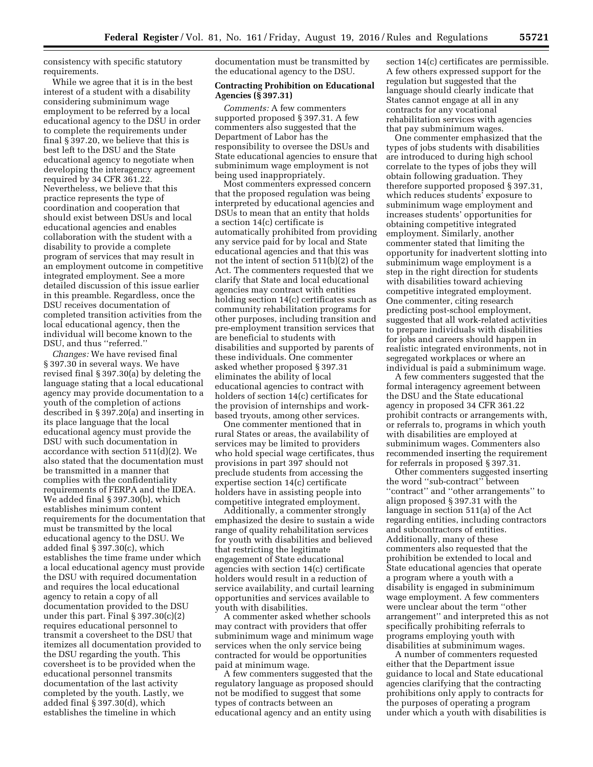consistency with specific statutory requirements.

While we agree that it is in the best interest of a student with a disability considering subminimum wage employment to be referred by a local educational agency to the DSU in order to complete the requirements under final § 397.20, we believe that this is best left to the DSU and the State educational agency to negotiate when developing the interagency agreement required by 34 CFR 361.22. Nevertheless, we believe that this practice represents the type of coordination and cooperation that should exist between DSUs and local educational agencies and enables collaboration with the student with a disability to provide a complete program of services that may result in an employment outcome in competitive integrated employment. See a more detailed discussion of this issue earlier in this preamble. Regardless, once the DSU receives documentation of completed transition activities from the local educational agency, then the individual will become known to the DSU, and thus ''referred.''

*Changes:* We have revised final § 397.30 in several ways. We have revised final § 397.30(a) by deleting the language stating that a local educational agency may provide documentation to a youth of the completion of actions described in § 397.20(a) and inserting in its place language that the local educational agency must provide the DSU with such documentation in accordance with section 511(d)(2). We also stated that the documentation must be transmitted in a manner that complies with the confidentiality requirements of FERPA and the IDEA. We added final § 397.30(b), which establishes minimum content requirements for the documentation that must be transmitted by the local educational agency to the DSU. We added final § 397.30(c), which establishes the time frame under which a local educational agency must provide the DSU with required documentation and requires the local educational agency to retain a copy of all documentation provided to the DSU under this part. Final § 397.30(c)(2) requires educational personnel to transmit a coversheet to the DSU that itemizes all documentation provided to the DSU regarding the youth. This coversheet is to be provided when the educational personnel transmits documentation of the last activity completed by the youth. Lastly, we added final § 397.30(d), which establishes the timeline in which documentation must be transmitted by the educational agency to the DSU.

**Contracting Prohibition on Educational Agencies (§ 397.31)**

*Comments:* A few commenters supported proposed § 397.31. A few commenters also suggested that the Department of Labor has the responsibility to oversee the DSUs and State educational agencies to ensure that subminimum wage employment is not being used inappropriately.

Most commenters expressed concern that the proposed regulation was being interpreted by educational agencies and DSUs to mean that an entity that holds a section 14(c) certificate is automatically prohibited from providing any service paid for by local and State educational agencies and that this was not the intent of section 511(b)(2) of the Act. The commenters requested that we clarify that State and local educational agencies may contract with entities holding section 14(c) certificates such as community rehabilitation programs for other purposes, including transition and pre-employment transition services that are beneficial to students with disabilities and supported by parents of these individuals. One commenter asked whether proposed § 397.31 eliminates the ability of local educational agencies to contract with holders of section 14(c) certificates for the provision of internships and work-based tryouts, among other services.

One commenter mentioned that in rural States or areas, the availability of services may be limited to providers who hold special wage certificates, thus provisions in part 397 should not preclude students from accessing the expertise section 14(c) certificate holders have in assisting people into competitive integrated employment.

Additionally, a commenter strongly emphasized the desire to sustain a wide range of quality rehabilitation services for youth with disabilities and believed that restricting the legitimate engagement of State educational agencies with section 14(c) certificate holders would result in a reduction of service availability, and curtail learning opportunities and services available to youth with disabilities.

A commenter asked whether schools may contract with providers that offer subminimum wage and minimum wage services when the only service being contracted for would be opportunities paid at minimum wage.

A few commenters suggested that the regulatory language as proposed should not be modified to suggest that some types of contracts between an educational agency and an entity using section 14(c) certificates are permissible. A few others expressed support for the regulation but suggested that the language should clearly indicate that States cannot engage at all in any contracts for any vocational rehabilitation services with agencies that pay subminimum wages.

One commenter emphasized that the types of jobs students with disabilities are introduced to during high school correlate to the types of jobs they will obtain following graduation. They therefore supported proposed § 397.31, which reduces students' exposure to subminimum wage employment and increases students' opportunities for obtaining competitive integrated employment. Similarly, another commenter stated that limiting the opportunity for inadvertent slotting into subminimum wage employment is a step in the right direction for students with disabilities toward achieving competitive integrated employment. One commenter, citing research predicting post-school employment, suggested that all work-related activities to prepare individuals with disabilities for jobs and careers should happen in realistic integrated environments, not in segregated workplaces or where an individual is paid a subminimum wage.

A few commenters suggested that the formal interagency agreement between the DSU and the State educational agency in proposed 34 CFR 361.22 prohibit contracts or arrangements with, or referrals to, programs in which youth with disabilities are employed at subminimum wages. Commenters also recommended inserting the requirement for referrals in proposed § 397.31.

Other commenters suggested inserting the word ''sub-contract'' between ''contract'' and ''other arrangements'' to align proposed § 397.31 with the language in section 511(a) of the Act regarding entities, including contractors and subcontractors of entities. Additionally, many of these commenters also requested that the prohibition be extended to local and State educational agencies that operate a program where a youth with a disability is engaged in subminimum wage employment. A few commenters were unclear about the term ''other arrangement'' and interpreted this as not specifically prohibiting referrals to programs employing youth with disabilities at subminimum wages.

A number of commenters requested either that the Department issue guidance to local and State educational agencies clarifying that the contracting prohibitions only apply to contracts for the purposes of operating a program under which a youth with disabilities is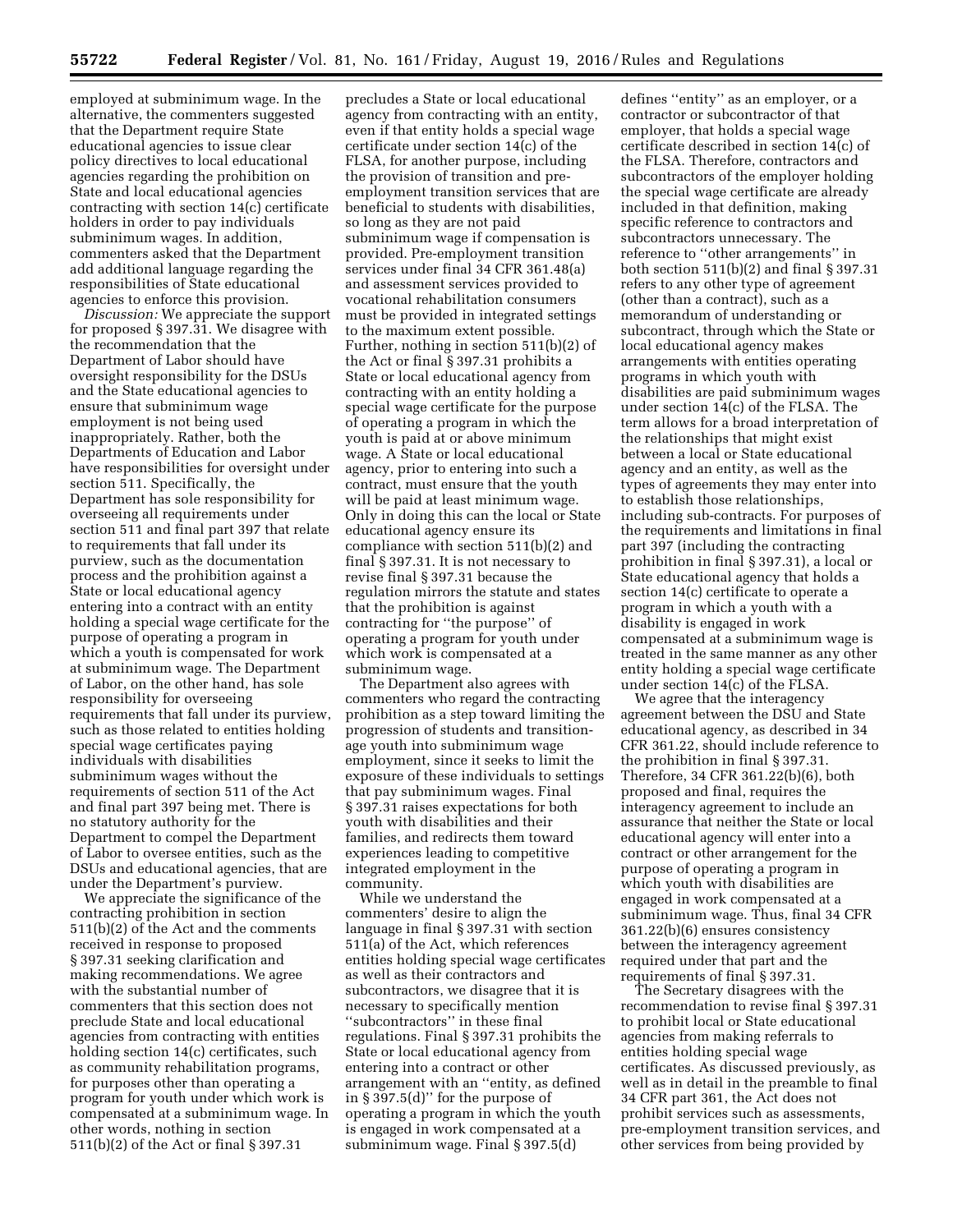employed at subminimum wage. In the alternative, the commenters suggested that the Department require State educational agencies to issue clear policy directives to local educational agencies regarding the prohibition on State and local educational agencies contracting with section 14(c) certificate holders in order to pay individuals subminimum wages. In addition, commenters asked that the Department add additional language regarding the responsibilities of State educational agencies to enforce this provision.

*Discussion:* We appreciate the support for proposed § 397.31. We disagree with the recommendation that the Department of Labor should have oversight responsibility for the DSUs and the State educational agencies to ensure that subminimum wage employment is not being used inappropriately. Rather, both the Departments of Education and Labor have responsibilities for oversight under section 511. Specifically, the Department has sole responsibility for overseeing all requirements under section 511 and final part 397 that relate to requirements that fall under its purview, such as the documentation process and the prohibition against a State or local educational agency entering into a contract with an entity holding a special wage certificate for the purpose of operating a program in which a youth is compensated for work at subminimum wage. The Department of Labor, on the other hand, has sole responsibility for overseeing requirements that fall under its purview, such as those related to entities holding special wage certificates paying individuals with disabilities subminimum wages without the requirements of section 511 of the Act and final part 397 being met. There is no statutory authority for the Department to compel the Department of Labor to oversee entities, such as the DSUs and educational agencies, that are under the Department's purview.

We appreciate the significance of the contracting prohibition in section 511(b)(2) of the Act and the comments received in response to proposed § 397.31 seeking clarification and making recommendations. We agree with the substantial number of commenters that this section does not preclude State and local educational agencies from contracting with entities holding section 14(c) certificates, such as community rehabilitation programs, for purposes other than operating a program for youth under which work is compensated at a subminimum wage. In other words, nothing in section 511(b)(2) of the Act or final § 397.31 precludes a State or local educational agency from contracting with an entity, even if that entity holds a special wage certificate under section 14(c) of the FLSA, for another purpose, including the provision of transition and pre-employment transition services that are beneficial to students with disabilities, so long as they are not paid subminimum wage if compensation is provided. Pre-employment transition services under final 34 CFR 361.48(a) and assessment services provided to vocational rehabilitation consumers must be provided in integrated settings to the maximum extent possible. Further, nothing in section 511(b)(2) of the Act or final § 397.31 prohibits a State or local educational agency from contracting with an entity holding a special wage certificate for the purpose of operating a program in which the youth is paid at or above minimum wage. A State or local educational agency, prior to entering into such a contract, must ensure that the youth will be paid at least minimum wage. Only in doing this can the local or State educational agency ensure its compliance with section 511(b)(2) and final § 397.31. It is not necessary to revise final § 397.31 because the regulation mirrors the statute and states that the prohibition is against contracting for "the purpose" of operating a program for youth under which work is compensated at a subminimum wage.

The Department also agrees with commenters who regard the contracting prohibition as a step toward limiting the progression of students and transition-age youth into subminimum wage employment, since it seeks to limit the exposure of these individuals to settings that pay subminimum wages. Final § 397.31 raises expectations for both youth with disabilities and their families, and redirects them toward experiences leading to competitive integrated employment in the community.

While we understand the commenters' desire to align the language in final § 397.31 with section 511(a) of the Act, which references entities holding special wage certificates as well as their contractors and subcontractors, we disagree that it is necessary to specifically mention "subcontractors" in these final regulations. Final § 397.31 prohibits the State or local educational agency from entering into a contract or other arrangement with an "entity, as defined in § 397.5(d)" for the purpose of operating a program in which the youth is engaged in work compensated at a subminimum wage. Final § 397.5(d) defines "entity" as an employer, or a contractor or subcontractor of that employer, that holds a special wage certificate described in section 14(c) of the FLSA. Therefore, contractors and subcontractors of the employer holding the special wage certificate are already included in that definition, making specific reference to contractors and subcontractors unnecessary. The reference to "other arrangements" in both section 511(b)(2) and final § 397.31 refers to any other type of agreement (other than a contract), such as a memorandum of understanding or subcontract, through which the State or local educational agency makes arrangements with entities operating programs in which youth with disabilities are paid subminimum wages under section 14(c) of the FLSA. The term allows for a broad interpretation of the relationships that might exist between a local or State educational agency and an entity, as well as the types of agreements they may enter into to establish those relationships, including sub-contracts. For purposes of the requirements and limitations in final part 397 (including the contracting prohibition in final § 397.31), a local or State educational agency that holds a section 14(c) certificate to operate a program in which a youth with a disability is engaged in work compensated at a subminimum wage is treated in the same manner as any other entity holding a special wage certificate under section 14(c) of the FLSA.

We agree that the interagency agreement between the DSU and State educational agency, as described in 34 CFR 361.22, should include reference to the prohibition in final § 397.31. Therefore, 34 CFR 361.22(b)(6), both proposed and final, requires the interagency agreement to include an assurance that neither the State or local educational agency will enter into a contract or other arrangement for the purpose of operating a program in which youth with disabilities are engaged in work compensated at a subminimum wage. Thus, final 34 CFR 361.22(b)(6) ensures consistency between the interagency agreement required under that part and the requirements of final § 397.31.

The Secretary disagrees with the recommendation to revise final § 397.31 to prohibit local or State educational agencies from making referrals to entities holding special wage certificates. As discussed previously, as well as in detail in the preamble to final 34 CFR part 361, the Act does not prohibit services such as assessments, pre-employment transition services, and other services from being provided by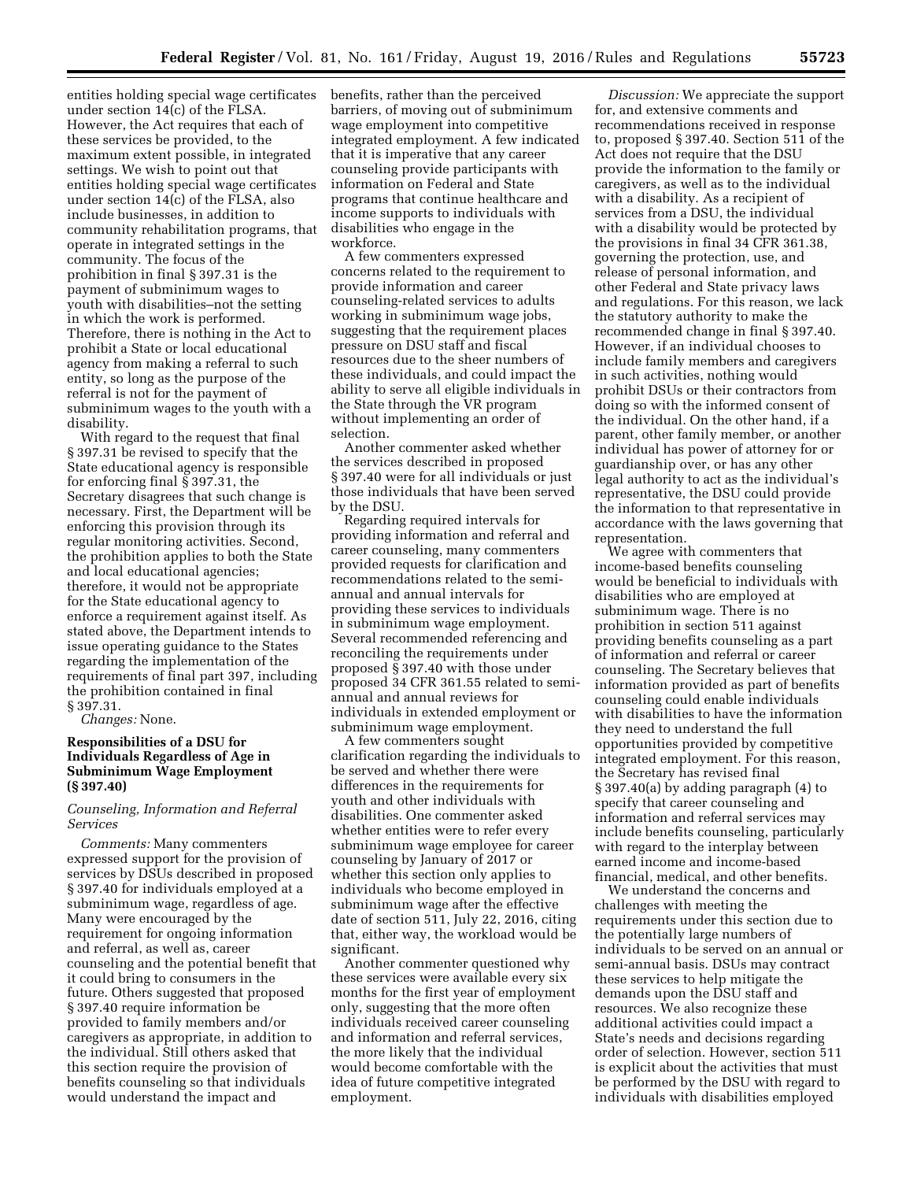entities holding special wage certificates under section 14(c) of the FLSA. However, the Act requires that each of these services be provided, to the maximum extent possible, in integrated settings. We wish to point out that entities holding special wage certificates under section 14(c) of the FLSA, also include businesses, in addition to community rehabilitation programs, that operate in integrated settings in the community. The focus of the prohibition in final § 397.31 is the payment of subminimum wages to youth with disabilities–not the setting in which the work is performed. Therefore, there is nothing in the Act to prohibit a State or local educational agency from making a referral to such entity, so long as the purpose of the referral is not for the payment of subminimum wages to the youth with a disability.

With regard to the request that final § 397.31 be revised to specify that the State educational agency is responsible for enforcing final § 397.31, the Secretary disagrees that such change is necessary. First, the Department will be enforcing this provision through its regular monitoring activities. Second, the prohibition applies to both the State and local educational agencies; therefore, it would not be appropriate for the State educational agency to enforce a requirement against itself. As stated above, the Department intends to issue operating guidance to the States regarding the implementation of the requirements of final part 397, including the prohibition contained in final § 397.31.

*Changes:* None.

## Responsibilities of a DSU for Individuals Regardless of Age in Subminimum Wage Employment (§ 397.40)

### *Counseling, Information and Referral Services*

*Comments:* Many commenters expressed support for the provision of services by DSUs described in proposed § 397.40 for individuals employed at a subminimum wage, regardless of age. Many were encouraged by the requirement for ongoing information and referral, as well as, career counseling and the potential benefit that it could bring to consumers in the future. Others suggested that proposed § 397.40 require information be provided to family members and/or caregivers as appropriate, in addition to the individual. Still others asked that this section require the provision of benefits counseling so that individuals would understand the impact and benefits, rather than the perceived barriers, of moving out of subminimum wage employment into competitive integrated employment. A few indicated that it is imperative that any career counseling provide participants with information on Federal and State programs that continue healthcare and income supports to individuals with disabilities who engage in the workforce.

A few commenters expressed concerns related to the requirement to provide information and career counseling-related services to adults working in subminimum wage jobs, suggesting that the requirement places pressure on DSU staff and fiscal resources due to the sheer numbers of these individuals, and could impact the ability to serve all eligible individuals in the State through the VR program without implementing an order of selection.

Another commenter asked whether the services described in proposed § 397.40 were for all individuals or just those individuals that have been served by the DSU.

Regarding required intervals for providing information and referral and career counseling, many commenters provided requests for clarification and recommendations related to the semi-annual and annual intervals for providing these services to individuals in subminimum wage employment. Several recommended referencing and reconciling the requirements under proposed § 397.40 with those under proposed 34 CFR 361.55 related to semi-annual and annual reviews for individuals in extended employment or subminimum wage employment.

A few commenters sought clarification regarding the individuals to be served and whether there were differences in the requirements for youth and other individuals with disabilities. One commenter asked whether entities were to refer every subminimum wage employee for career counseling by January of 2017 or whether this section only applies to individuals who become employed in subminimum wage after the effective date of section 511, July 22, 2016, citing that, either way, the workload would be significant.

Another commenter questioned why these services were available every six months for the first year of employment only, suggesting that the more often individuals received career counseling and information and referral services, the more likely that the individual would become comfortable with the idea of future competitive integrated employment.

*Discussion:* We appreciate the support for, and extensive comments and recommendations received in response to, proposed § 397.40. Section 511 of the Act does not require that the DSU provide the information to the family or caregivers, as well as to the individual with a disability. As a recipient of services from a DSU, the individual with a disability would be protected by the provisions in final 34 CFR 361.38, governing the protection, use, and release of personal information, and other Federal and State privacy laws and regulations. For this reason, we lack the statutory authority to make the recommended change in final § 397.40. However, if an individual chooses to include family members and caregivers in such activities, nothing would prohibit DSUs or their contractors from doing so with the informed consent of the individual. On the other hand, if a parent, other family member, or another individual has power of attorney for or guardianship over, or has any other legal authority to act as the individual's representative, the DSU could provide the information to that representative in accordance with the laws governing that representation.

We agree with commenters that income-based benefits counseling would be beneficial to individuals with disabilities who are employed at subminimum wage. There is no prohibition in section 511 against providing benefits counseling as a part of information and referral or career counseling. The Secretary believes that information provided as part of benefits counseling could enable individuals with disabilities to have the information they need to understand the full opportunities provided by competitive integrated employment. For this reason, the Secretary has revised final § 397.40(a) by adding paragraph (4) to specify that career counseling and information and referral services may include benefits counseling, particularly with regard to the interplay between earned income and income-based financial, medical, and other benefits.

We understand the concerns and challenges with meeting the requirements under this section due to the potentially large numbers of individuals to be served on an annual or semi-annual basis. DSUs may contract these services to help mitigate the demands upon the DSU staff and resources. We also recognize these additional activities could impact a State's needs and decisions regarding order of selection. However, section 511 is explicit about the activities that must be performed by the DSU with regard to individuals with disabilities employed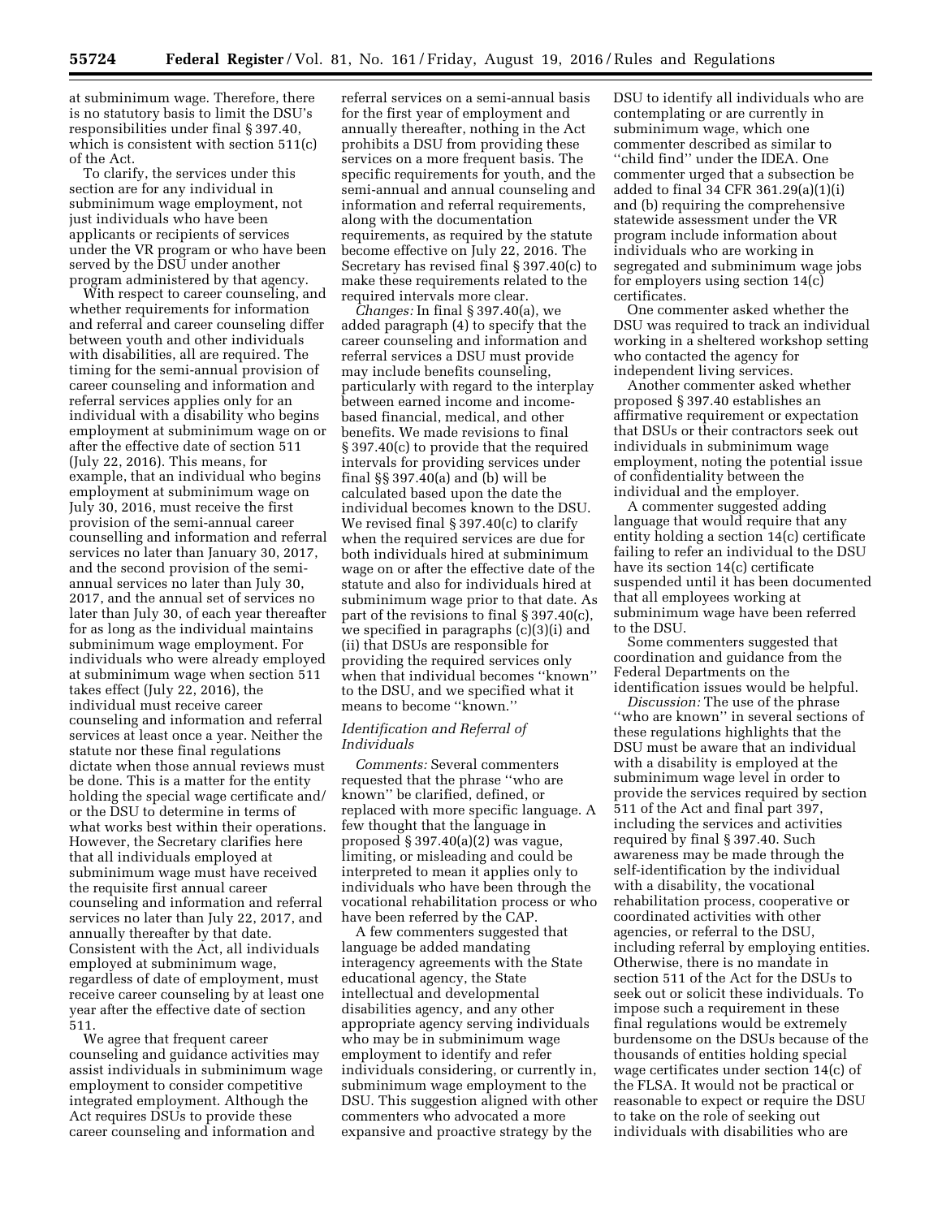at subminimum wage. Therefore, there is no statutory basis to limit the DSU's responsibilities under final § 397.40, which is consistent with section 511(c) of the Act.

To clarify, the services under this section are for any individual in subminimum wage employment, not just individuals who have been applicants or recipients of services under the VR program or who have been served by the DSU under another program administered by that agency.

With respect to career counseling, and whether requirements for information and referral and career counseling differ between youth and other individuals with disabilities, all are required. The timing for the semi-annual provision of career counseling and information and referral services applies only for an individual with a disability who begins employment at subminimum wage on or after the effective date of section 511 (July 22, 2016). This means, for example, that an individual who begins employment at subminimum wage on July 30, 2016, must receive the first provision of the semi-annual career counselling and information and referral services no later than January 30, 2017, and the second provision of the semi-annual services no later than July 30, 2017, and the annual set of services no later than July 30, of each year thereafter for as long as the individual maintains subminimum wage employment. For individuals who were already employed at subminimum wage when section 511 takes effect (July 22, 2016), the individual must receive career counseling and information and referral services at least once a year. Neither the statute nor these final regulations dictate when those annual reviews must be done. This is a matter for the entity holding the special wage certificate and/or the DSU to determine in terms of what works best within their operations. However, the Secretary clarifies here that all individuals employed at subminimum wage must have received the requisite first annual career counseling and information and referral services no later than July 22, 2017, and annually thereafter by that date. Consistent with the Act, all individuals employed at subminimum wage, regardless of date of employment, must receive career counseling by at least one year after the effective date of section 511.

We agree that frequent career counseling and guidance activities may assist individuals in subminimum wage employment to consider competitive integrated employment. Although the Act requires DSUs to provide these career counseling and information and referral services on a semi-annual basis for the first year of employment and annually thereafter, nothing in the Act prohibits a DSU from providing these services on a more frequent basis. The specific requirements for youth, and the semi-annual and annual counseling and information and referral requirements, along with the documentation requirements, as required by the statute become effective on July 22, 2016. The Secretary has revised final § 397.40(c) to make these requirements related to the required intervals more clear.

*Changes:* In final § 397.40(a), we added paragraph (4) to specify that the career counseling and information and referral services a DSU must provide may include benefits counseling, particularly with regard to the interplay between earned income and income-based financial, medical, and other benefits. We made revisions to final § 397.40(c) to provide that the required intervals for providing services under final §§ 397.40(a) and (b) will be calculated based upon the date the individual becomes known to the DSU. We revised final § 397.40(c) to clarify when the required services are due for both individuals hired at subminimum wage on or after the effective date of the statute and also for individuals hired at subminimum wage prior to that date. As part of the revisions to final § 397.40(c), we specified in paragraphs (c)(3)(i) and (ii) that DSUs are responsible for providing the required services only when that individual becomes "known" to the DSU, and we specified what it means to become "known."

### *Identification and Referral of Individuals*

*Comments:* Several commenters requested that the phrase "who are known" be clarified, defined, or replaced with more specific language. A few thought that the language in proposed § 397.40(a)(2) was vague, limiting, or misleading and could be interpreted to mean it applies only to individuals who have been through the vocational rehabilitation process or who have been referred by the CAP.

A few commenters suggested that language be added mandating interagency agreements with the State educational agency, the State intellectual and developmental disabilities agency, and any other appropriate agency serving individuals who may be in subminimum wage employment to identify and refer individuals considering, or currently in, subminimum wage employment to the DSU. This suggestion aligned with other commenters who advocated a more expansive and proactive strategy by the DSU to identify all individuals who are contemplating or are currently in subminimum wage, which one commenter described as similar to "child find" under the IDEA. One commenter urged that a subsection be added to final 34 CFR 361.29(a)(1)(i) and (b) requiring the comprehensive statewide assessment under the VR program include information about individuals who are working in segregated and subminimum wage jobs for employers using section 14(c) certificates.

One commenter asked whether the DSU was required to track an individual working in a sheltered workshop setting who contacted the agency for independent living services.

Another commenter asked whether proposed § 397.40 establishes an affirmative requirement or expectation that DSUs or their contractors seek out individuals in subminimum wage employment, noting the potential issue of confidentiality between the individual and the employer.

A commenter suggested adding language that would require that any entity holding a section 14(c) certificate failing to refer an individual to the DSU have its section 14(c) certificate suspended until it has been documented that all employees working at subminimum wage have been referred to the DSU.

Some commenters suggested that coordination and guidance from the Federal Departments on the identification issues would be helpful.

*Discussion:* The use of the phrase "who are known" in several sections of these regulations highlights that the DSU must be aware that an individual with a disability is employed at the subminimum wage level in order to provide the services required by section 511 of the Act and final part 397, including the services and activities required by final § 397.40. Such awareness may be made through the self-identification by the individual with a disability, the vocational rehabilitation process, cooperative or coordinated activities with other agencies, or referral to the DSU, including referral by employing entities. Otherwise, there is no mandate in section 511 of the Act for the DSUs to seek out or solicit these individuals. To impose such a requirement in these final regulations would be extremely burdensome on the DSUs because of the thousands of entities holding special wage certificates under section 14(c) of the FLSA. It would not be practical or reasonable to expect or require the DSU to take on the role of seeking out individuals with disabilities who are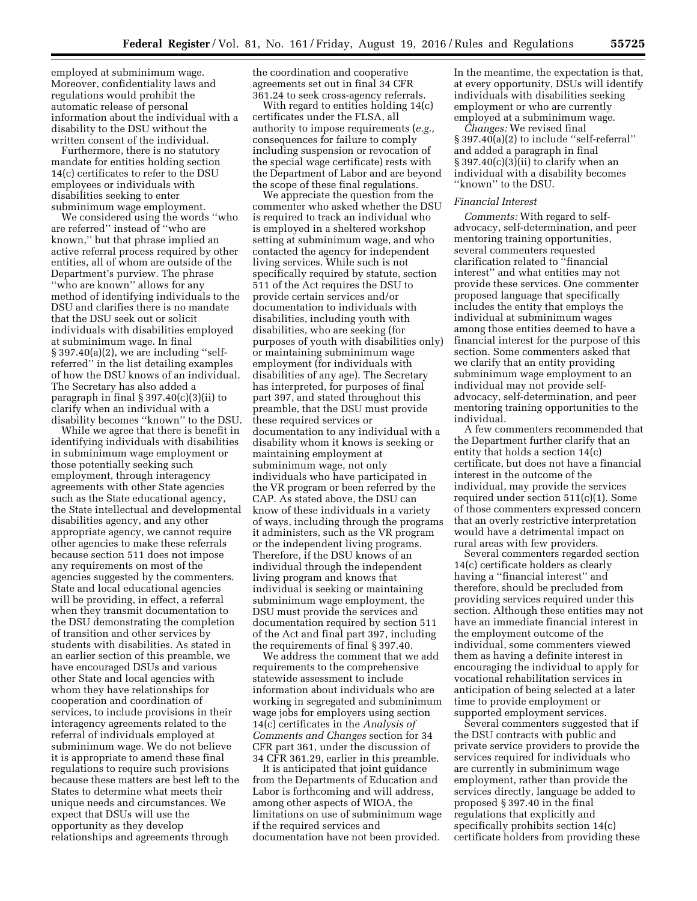employed at subminimum wage. Moreover, confidentiality laws and regulations would prohibit the automatic release of personal information about the individual with a disability to the DSU without the written consent of the individual.

Furthermore, there is no statutory mandate for entities holding section 14(c) certificates to refer to the DSU employees or individuals with disabilities seeking to enter subminimum wage employment.

We considered using the words ''who are referred'' instead of ''who are known,'' but that phrase implied an active referral process required by other entities, all of whom are outside of the Department's purview. The phrase ''who are known'' allows for any method of identifying individuals to the DSU and clarifies there is no mandate that the DSU seek out or solicit individuals with disabilities employed at subminimum wage. In final § 397.40(a)(2), we are including ''self-referred'' in the list detailing examples of how the DSU knows of an individual. The Secretary has also added a paragraph in final § 397.40(c)(3)(ii) to clarify when an individual with a disability becomes ''known'' to the DSU.

While we agree that there is benefit in identifying individuals with disabilities in subminimum wage employment or those potentially seeking such employment, through interagency agreements with other State agencies such as the State educational agency, the State intellectual and developmental disabilities agency, and any other appropriate agency, we cannot require other agencies to make these referrals because section 511 does not impose any requirements on most of the agencies suggested by the commenters. State and local educational agencies will be providing, in effect, a referral when they transmit documentation to the DSU demonstrating the completion of transition and other services by students with disabilities. As stated in an earlier section of this preamble, we have encouraged DSUs and various other State and local agencies with whom they have relationships for cooperation and coordination of services, to include provisions in their interagency agreements related to the referral of individuals employed at subminimum wage. We do not believe it is appropriate to amend these final regulations to require such provisions because these matters are best left to the States to determine what meets their unique needs and circumstances. We expect that DSUs will use the opportunity as they develop relationships and agreements through the coordination and cooperative agreements set out in final 34 CFR 361.24 to seek cross-agency referrals.

With regard to entities holding 14(c) certificates under the FLSA, all authority to impose requirements (*e.g.,* consequences for failure to comply including suspension or revocation of the special wage certificate) rests with the Department of Labor and are beyond the scope of these final regulations.

We appreciate the question from the commenter who asked whether the DSU is required to track an individual who is employed in a sheltered workshop setting at subminimum wage, and who contacted the agency for independent living services. While such is not specifically required by statute, section 511 of the Act requires the DSU to provide certain services and/or documentation to individuals with disabilities, including youth with disabilities, who are seeking (for purposes of youth with disabilities only) or maintaining subminimum wage employment (for individuals with disabilities of any age). The Secretary has interpreted, for purposes of final part 397, and stated throughout this preamble, that the DSU must provide these required services or documentation to any individual with a disability whom it knows is seeking or maintaining employment at subminimum wage, not only individuals who have participated in the VR program or been referred by the CAP. As stated above, the DSU can know of these individuals in a variety of ways, including through the programs it administers, such as the VR program or the independent living programs. Therefore, if the DSU knows of an individual through the independent living program and knows that individual is seeking or maintaining subminimum wage employment, the DSU must provide the services and documentation required by section 511 of the Act and final part 397, including the requirements of final § 397.40.

We address the comment that we add requirements to the comprehensive statewide assessment to include information about individuals who are working in segregated and subminimum wage jobs for employers using section 14(c) certificates in the *Analysis of Comments and Changes* section for 34 CFR part 361, under the discussion of 34 CFR 361.29, earlier in this preamble.

It is anticipated that joint guidance from the Departments of Education and Labor is forthcoming and will address, among other aspects of WIOA, the limitations on use of subminimum wage if the required services and documentation have not been provided. In the meantime, the expectation is that, at every opportunity, DSUs will identify individuals with disabilities seeking employment or who are currently employed at a subminimum wage.

*Changes:* We revised final § 397.40(a)(2) to include ''self-referral'' and added a paragraph in final § 397.40(c)(3)(ii) to clarify when an individual with a disability becomes ''known'' to the DSU.

### *Financial Interest*

*Comments:* With regard to self-advocacy, self-determination, and peer mentoring training opportunities, several commenters requested clarification related to ''financial interest'' and what entities may not provide these services. One commenter proposed language that specifically includes the entity that employs the individual at subminimum wages among those entities deemed to have a financial interest for the purpose of this section. Some commenters asked that we clarify that an entity providing subminimum wage employment to an individual may not provide self-advocacy, self-determination, and peer mentoring training opportunities to the individual.

A few commenters recommended that the Department further clarify that an entity that holds a section 14(c) certificate, but does not have a financial interest in the outcome of the individual, may provide the services required under section 511(c)(1). Some of those commenters expressed concern that an overly restrictive interpretation would have a detrimental impact on rural areas with few providers.

Several commenters regarded section 14(c) certificate holders as clearly having a ''financial interest'' and therefore, should be precluded from providing services required under this section. Although these entities may not have an immediate financial interest in the employment outcome of the individual, some commenters viewed them as having a definite interest in encouraging the individual to apply for vocational rehabilitation services in anticipation of being selected at a later time to provide employment or supported employment services.

Several commenters suggested that if the DSU contracts with public and private service providers to provide the services required for individuals who are currently in subminimum wage employment, rather than provide the services directly, language be added to proposed § 397.40 in the final regulations that explicitly and specifically prohibits section 14(c) certificate holders from providing these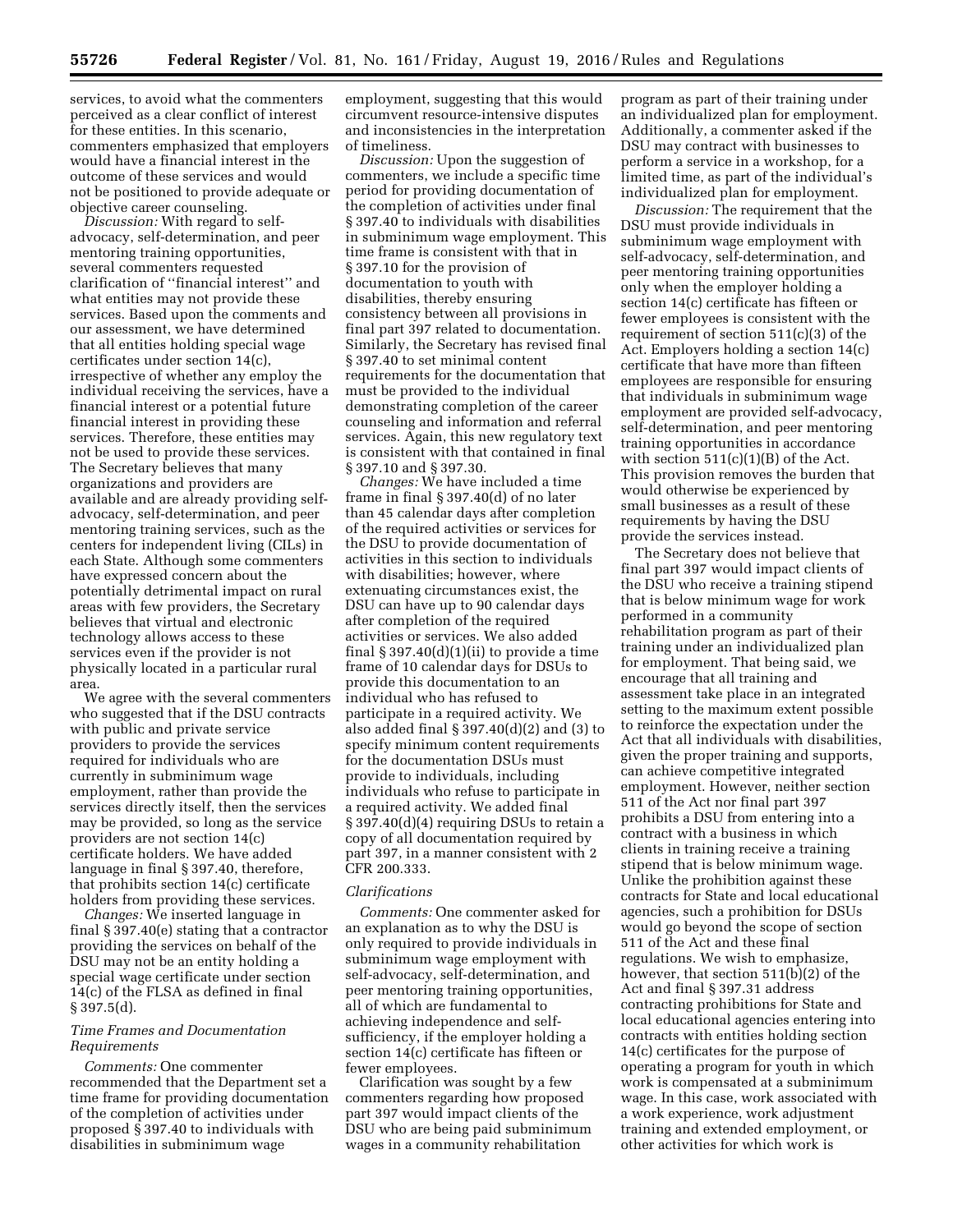services, to avoid what the commenters perceived as a clear conflict of interest for these entities. In this scenario, commenters emphasized that employers would have a financial interest in the outcome of these services and would not be positioned to provide adequate or objective career counseling.

*Discussion:* With regard to self-advocacy, self-determination, and peer mentoring training opportunities, several commenters requested clarification of ''financial interest'' and what entities may not provide these services. Based upon the comments and our assessment, we have determined that all entities holding special wage certificates under section 14(c), irrespective of whether any employ the individual receiving the services, have a financial interest or a potential future financial interest in providing these services. Therefore, these entities may not be used to provide these services. The Secretary believes that many organizations and providers are available and are already providing self-advocacy, self-determination, and peer mentoring training services, such as the centers for independent living (CILs) in each State. Although some commenters have expressed concern about the potentially detrimental impact on rural areas with few providers, the Secretary believes that virtual and electronic technology allows access to these services even if the provider is not physically located in a particular rural area.

We agree with the several commenters who suggested that if the DSU contracts with public and private service providers to provide the services required for individuals who are currently in subminimum wage employment, rather than provide the services directly itself, then the services may be provided, so long as the service providers are not section 14(c) certificate holders. We have added language in final § 397.40, therefore, that prohibits section 14(c) certificate holders from providing these services.

*Changes:* We inserted language in final § 397.40(e) stating that a contractor providing the services on behalf of the DSU may not be an entity holding a special wage certificate under section 14(c) of the FLSA as defined in final § 397.5(d).

*Time Frames and Documentation Requirements*

*Comments:* One commenter recommended that the Department set a time frame for providing documentation of the completion of activities under proposed § 397.40 to individuals with disabilities in subminimum wage employment, suggesting that this would circumvent resource-intensive disputes and inconsistencies in the interpretation of timeliness.

*Discussion:* Upon the suggestion of commenters, we include a specific time period for providing documentation of the completion of activities under final § 397.40 to individuals with disabilities in subminimum wage employment. This time frame is consistent with that in § 397.10 for the provision of documentation to youth with disabilities, thereby ensuring consistency between all provisions in final part 397 related to documentation. Similarly, the Secretary has revised final § 397.40 to set minimal content requirements for the documentation that must be provided to the individual demonstrating completion of the career counseling and information and referral services. Again, this new regulatory text is consistent with that contained in final § 397.10 and § 397.30.

*Changes:* We have included a time frame in final § 397.40(d) of no later than 45 calendar days after completion of the required activities or services for the DSU to provide documentation of activities in this section to individuals with disabilities; however, where extenuating circumstances exist, the DSU can have up to 90 calendar days after completion of the required activities or services. We also added final § 397.40(d)(1)(ii) to provide a time frame of 10 calendar days for DSUs to provide this documentation to an individual who has refused to participate in a required activity. We also added final § 397.40(d)(2) and (3) to specify minimum content requirements for the documentation DSUs must provide to individuals, including individuals who refuse to participate in a required activity. We added final § 397.40(d)(4) requiring DSUs to retain a copy of all documentation required by part 397, in a manner consistent with 2 CFR 200.333.

*Clarifications*

*Comments:* One commenter asked for an explanation as to why the DSU is only required to provide individuals in subminimum wage employment with self-advocacy, self-determination, and peer mentoring training opportunities, all of which are fundamental to achieving independence and self-sufficiency, if the employer holding a section 14(c) certificate has fifteen or fewer employees.

Clarification was sought by a few commenters regarding how proposed part 397 would impact clients of the DSU who are being paid subminimum wages in a community rehabilitation program as part of their training under an individualized plan for employment. Additionally, a commenter asked if the DSU may contract with businesses to perform a service in a workshop, for a limited time, as part of the individual's individualized plan for employment.

*Discussion:* The requirement that the DSU must provide individuals in subminimum wage employment with self-advocacy, self-determination, and peer mentoring training opportunities only when the employer holding a section 14(c) certificate has fifteen or fewer employees is consistent with the requirement of section 511(c)(3) of the Act. Employers holding a section 14(c) certificate that have more than fifteen employees are responsible for ensuring that individuals in subminimum wage employment are provided self-advocacy, self-determination, and peer mentoring training opportunities in accordance with section 511(c)(1)(B) of the Act. This provision removes the burden that would otherwise be experienced by small businesses as a result of these requirements by having the DSU provide the services instead.

The Secretary does not believe that final part 397 would impact clients of the DSU who receive a training stipend that is below minimum wage for work performed in a community rehabilitation program as part of their training under an individualized plan for employment. That being said, we encourage that all training and assessment take place in an integrated setting to the maximum extent possible to reinforce the expectation under the Act that all individuals with disabilities, given the proper training and supports, can achieve competitive integrated employment. However, neither section 511 of the Act nor final part 397 prohibits a DSU from entering into a contract with a business in which clients in training receive a training stipend that is below minimum wage. Unlike the prohibition against these contracts for State and local educational agencies, such a prohibition for DSUs would go beyond the scope of section 511 of the Act and these final regulations. We wish to emphasize, however, that section 511(b)(2) of the Act and final § 397.31 address contracting prohibitions for State and local educational agencies entering into contracts with entities holding section 14(c) certificates for the purpose of operating a program for youth in which work is compensated at a subminimum wage. In this case, work associated with a work experience, work adjustment training and extended employment, or other activities for which work is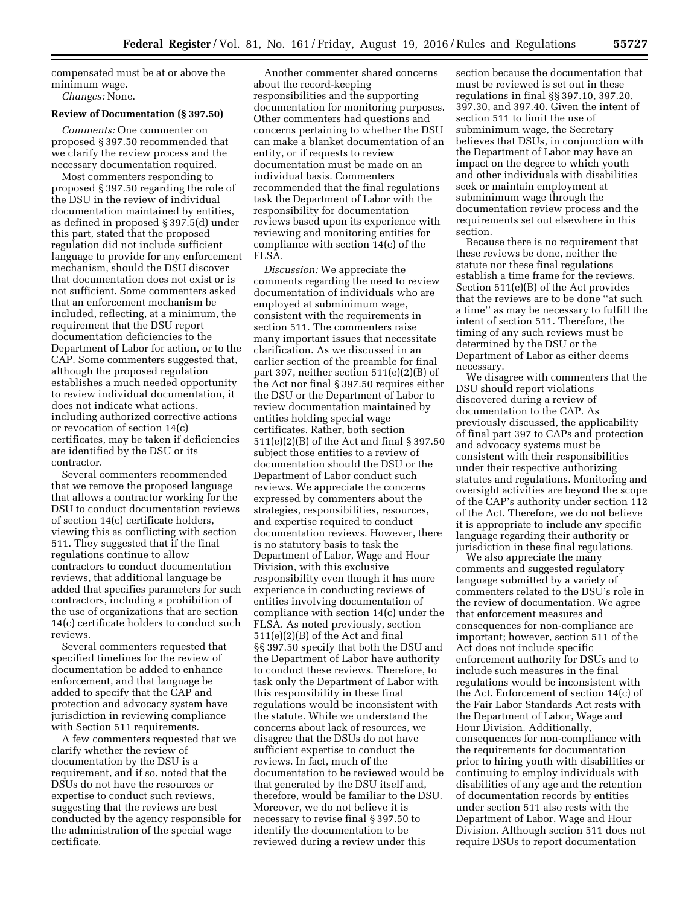compensated must be at or above the minimum wage.

*Changes:* None.

**Review of Documentation (§ 397.50)**

*Comments:* One commenter on proposed § 397.50 recommended that we clarify the review process and the necessary documentation required.

Most commenters responding to proposed § 397.50 regarding the role of the DSU in the review of individual documentation maintained by entities, as defined in proposed § 397.5(d) under this part, stated that the proposed regulation did not include sufficient language to provide for any enforcement mechanism, should the DSU discover that documentation does not exist or is not sufficient. Some commenters asked that an enforcement mechanism be included, reflecting, at a minimum, the requirement that the DSU report documentation deficiencies to the Department of Labor for action, or to the CAP. Some commenters suggested that, although the proposed regulation establishes a much needed opportunity to review individual documentation, it does not indicate what actions, including authorized corrective actions or revocation of section 14(c) certificates, may be taken if deficiencies are identified by the DSU or its contractor.

Several commenters recommended that we remove the proposed language that allows a contractor working for the DSU to conduct documentation reviews of section 14(c) certificate holders, viewing this as conflicting with section 511. They suggested that if the final regulations continue to allow contractors to conduct documentation reviews, that additional language be added that specifies parameters for such contractors, including a prohibition of the use of organizations that are section 14(c) certificate holders to conduct such reviews.

Several commenters requested that specified timelines for the review of documentation be added to enhance enforcement, and that language be added to specify that the CAP and protection and advocacy system have jurisdiction in reviewing compliance with Section 511 requirements.

A few commenters requested that we clarify whether the review of documentation by the DSU is a requirement, and if so, noted that the DSUs do not have the resources or expertise to conduct such reviews, suggesting that the reviews are best conducted by the agency responsible for the administration of the special wage certificate.

Another commenter shared concerns about the record-keeping responsibilities and the supporting documentation for monitoring purposes. Other commenters had questions and concerns pertaining to whether the DSU can make a blanket documentation of an entity, or if requests to review documentation must be made on an individual basis. Commenters recommended that the final regulations task the Department of Labor with the responsibility for documentation reviews based upon its experience with reviewing and monitoring entities for compliance with section 14(c) of the FLSA.

*Discussion:* We appreciate the comments regarding the need to review documentation of individuals who are employed at subminimum wage, consistent with the requirements in section 511. The commenters raise many important issues that necessitate clarification. As we discussed in an earlier section of the preamble for final part 397, neither section 511(e)(2)(B) of the Act nor final § 397.50 requires either the DSU or the Department of Labor to review documentation maintained by entities holding special wage certificates. Rather, both section 511(e)(2)(B) of the Act and final § 397.50 subject those entities to a review of documentation should the DSU or the Department of Labor conduct such reviews. We appreciate the concerns expressed by commenters about the strategies, responsibilities, resources, and expertise required to conduct documentation reviews. However, there is no statutory basis to task the Department of Labor, Wage and Hour Division, with this exclusive responsibility even though it has more experience in conducting reviews of entities involving documentation of compliance with section 14(c) under the FLSA. As noted previously, section 511(e)(2)(B) of the Act and final §§ 397.50 specify that both the DSU and the Department of Labor have authority to conduct these reviews. Therefore, to task only the Department of Labor with this responsibility in these final regulations would be inconsistent with the statute. While we understand the concerns about lack of resources, we disagree that the DSUs do not have sufficient expertise to conduct the reviews. In fact, much of the documentation to be reviewed would be that generated by the DSU itself and, therefore, would be familiar to the DSU. Moreover, we do not believe it is necessary to revise final § 397.50 to identify the documentation to be reviewed during a review under this section because the documentation that must be reviewed is set out in these regulations in final §§ 397.10, 397.20, 397.30, and 397.40. Given the intent of section 511 to limit the use of subminimum wage, the Secretary believes that DSUs, in conjunction with the Department of Labor may have an impact on the degree to which youth and other individuals with disabilities seek or maintain employment at subminimum wage through the documentation review process and the requirements set out elsewhere in this section.

Because there is no requirement that these reviews be done, neither the statute nor these final regulations establish a time frame for the reviews. Section 511(e)(B) of the Act provides that the reviews are to be done "at such a time" as may be necessary to fulfill the intent of section 511. Therefore, the timing of any such reviews must be determined by the DSU or the Department of Labor as either deems necessary.

We disagree with commenters that the DSU should report violations discovered during a review of documentation to the CAP. As previously discussed, the applicability of final part 397 to CAPs and protection and advocacy systems must be consistent with their responsibilities under their respective authorizing statutes and regulations. Monitoring and oversight activities are beyond the scope of the CAP's authority under section 112 of the Act. Therefore, we do not believe it is appropriate to include any specific language regarding their authority or jurisdiction in these final regulations.

We also appreciate the many comments and suggested regulatory language submitted by a variety of commenters related to the DSU's role in the review of documentation. We agree that enforcement measures and consequences for non-compliance are important; however, section 511 of the Act does not include specific enforcement authority for DSUs and to include such measures in the final regulations would be inconsistent with the Act. Enforcement of section 14(c) of the Fair Labor Standards Act rests with the Department of Labor, Wage and Hour Division. Additionally, consequences for non-compliance with the requirements for documentation prior to hiring youth with disabilities or continuing to employ individuals with disabilities of any age and the retention of documentation records by entities under section 511 also rests with the Department of Labor, Wage and Hour Division. Although section 511 does not require DSUs to report documentation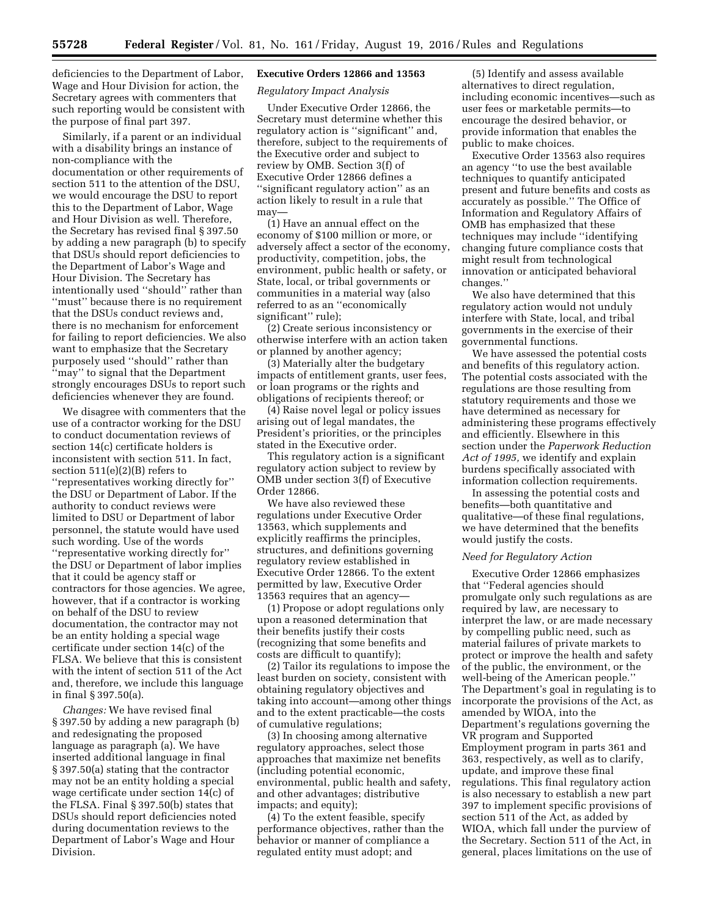deficiencies to the Department of Labor, Wage and Hour Division for action, the Secretary agrees with commenters that such reporting would be consistent with the purpose of final part 397.

Similarly, if a parent or an individual with a disability brings an instance of non-compliance with the documentation or other requirements of section 511 to the attention of the DSU, we would encourage the DSU to report this to the Department of Labor, Wage and Hour Division as well. Therefore, the Secretary has revised final § 397.50 by adding a new paragraph (b) to specify that DSUs should report deficiencies to the Department of Labor's Wage and Hour Division. The Secretary has intentionally used ''should'' rather than ''must'' because there is no requirement that the DSUs conduct reviews and, there is no mechanism for enforcement for failing to report deficiencies. We also want to emphasize that the Secretary purposely used ''should'' rather than ''may'' to signal that the Department strongly encourages DSUs to report such deficiencies whenever they are found.

We disagree with commenters that the use of a contractor working for the DSU to conduct documentation reviews of section 14(c) certificate holders is inconsistent with section 511. In fact, section 511(e)(2)(B) refers to ''representatives working directly for'' the DSU or Department of Labor. If the authority to conduct reviews were limited to DSU or Department of labor personnel, the statute would have used such wording. Use of the words ''representative working directly for'' the DSU or Department of labor implies that it could be agency staff or contractors for those agencies. We agree, however, that if a contractor is working on behalf of the DSU to review documentation, the contractor may not be an entity holding a special wage certificate under section 14(c) of the FLSA. We believe that this is consistent with the intent of section 511 of the Act and, therefore, we include this language in final § 397.50(a).

*Changes:* We have revised final § 397.50 by adding a new paragraph (b) and redesignating the proposed language as paragraph (a). We have inserted additional language in final § 397.50(a) stating that the contractor may not be an entity holding a special wage certificate under section 14(c) of the FLSA. Final § 397.50(b) states that DSUs should report deficiencies noted during documentation reviews to the Department of Labor's Wage and Hour Division.

## Executive Orders 12866 and 13563

### *Regulatory Impact Analysis*

Under Executive Order 12866, the Secretary must determine whether this regulatory action is ''significant'' and, therefore, subject to the requirements of the Executive order and subject to review by OMB. Section 3(f) of Executive Order 12866 defines a ''significant regulatory action'' as an action likely to result in a rule that may—

(1) Have an annual effect on the economy of $100 million or more, or adversely affect a sector of the economy, productivity, competition, jobs, the environment, public health or safety, or State, local, or tribal governments or communities in a material way (also referred to as an ''economically significant'' rule);

(2) Create serious inconsistency or otherwise interfere with an action taken or planned by another agency;

(3) Materially alter the budgetary impacts of entitlement grants, user fees, or loan programs or the rights and obligations of recipients thereof; or

(4) Raise novel legal or policy issues arising out of legal mandates, the President's priorities, or the principles stated in the Executive order.

This regulatory action is a significant regulatory action subject to review by OMB under section 3(f) of Executive Order 12866.

We have also reviewed these regulations under Executive Order 13563, which supplements and explicitly reaffirms the principles, structures, and definitions governing regulatory review established in Executive Order 12866. To the extent permitted by law, Executive Order 13563 requires that an agency—

(1) Propose or adopt regulations only upon a reasoned determination that their benefits justify their costs (recognizing that some benefits and costs are difficult to quantify);

(2) Tailor its regulations to impose the least burden on society, consistent with obtaining regulatory objectives and taking into account—among other things and to the extent practicable—the costs of cumulative regulations;

(3) In choosing among alternative regulatory approaches, select those approaches that maximize net benefits (including potential economic, environmental, public health and safety, and other advantages; distributive impacts; and equity);

(4) To the extent feasible, specify performance objectives, rather than the behavior or manner of compliance a regulated entity must adopt; and

(5) Identify and assess available alternatives to direct regulation, including economic incentives—such as user fees or marketable permits—to encourage the desired behavior, or provide information that enables the public to make choices.

Executive Order 13563 also requires an agency ''to use the best available techniques to quantify anticipated present and future benefits and costs as accurately as possible.'' The Office of Information and Regulatory Affairs of OMB has emphasized that these techniques may include ''identifying changing future compliance costs that might result from technological innovation or anticipated behavioral changes.''

We also have determined that this regulatory action would not unduly interfere with State, local, and tribal governments in the exercise of their governmental functions.

We have assessed the potential costs and benefits of this regulatory action. The potential costs associated with the regulations are those resulting from statutory requirements and those we have determined as necessary for administering these programs effectively and efficiently. Elsewhere in this section under the *Paperwork Reduction Act of 1995,* we identify and explain burdens specifically associated with information collection requirements.

In assessing the potential costs and benefits—both quantitative and qualitative—of these final regulations, we have determined that the benefits would justify the costs.

### *Need for Regulatory Action*

Executive Order 12866 emphasizes that ''Federal agencies should promulgate only such regulations as are required by law, are necessary to interpret the law, or are made necessary by compelling public need, such as material failures of private markets to protect or improve the health and safety of the public, the environment, or the well-being of the American people.'' The Department's goal in regulating is to incorporate the provisions of the Act, as amended by WIOA, into the Department's regulations governing the VR program and Supported Employment program in parts 361 and 363, respectively, as well as to clarify, update, and improve these final regulations. This final regulatory action is also necessary to establish a new part 397 to implement specific provisions of section 511 of the Act, as added by WIOA, which fall under the purview of the Secretary. Section 511 of the Act, in general, places limitations on the use of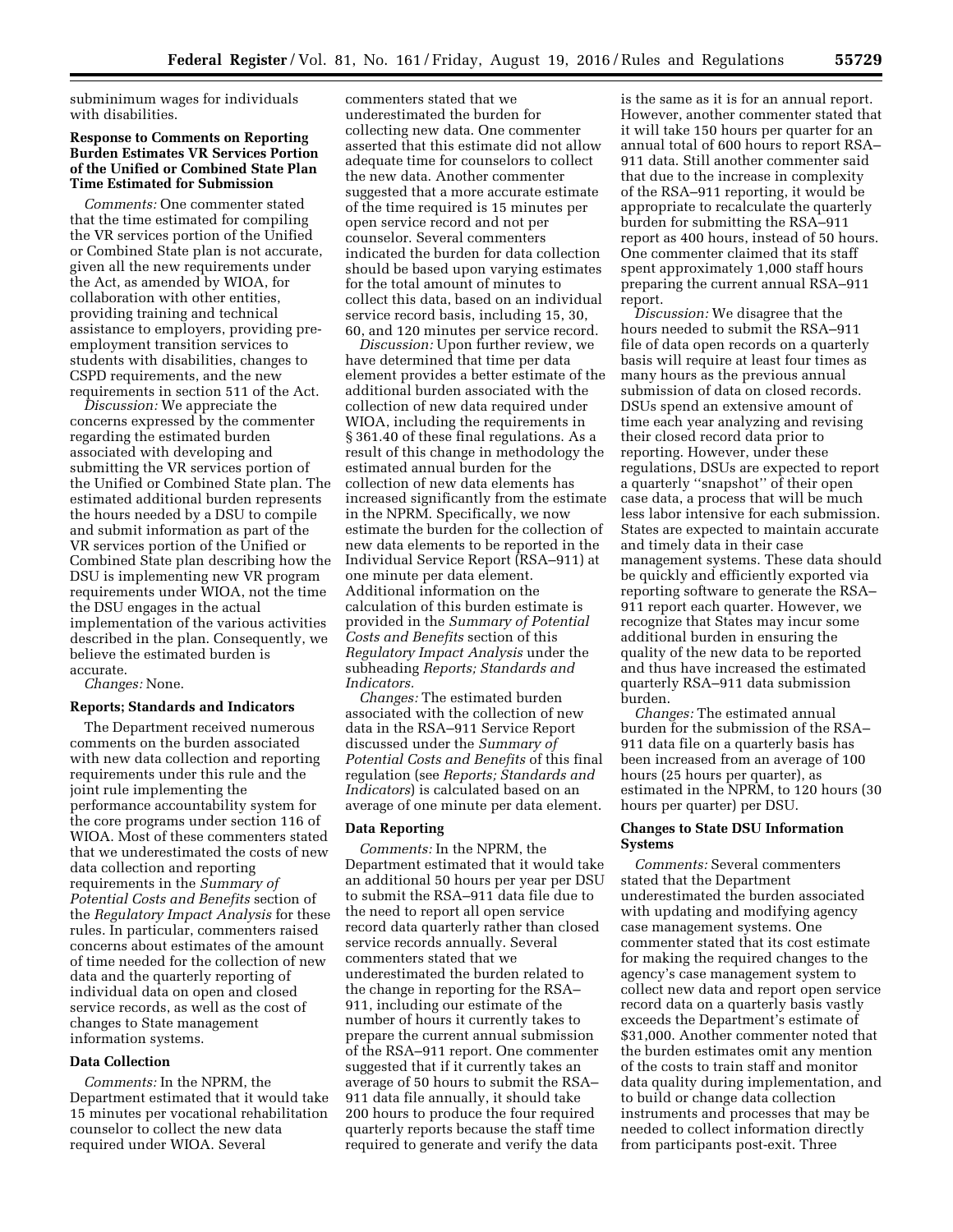subminimum wages for individuals with disabilities.

**Response to Comments on Reporting Burden Estimates VR Services Portion of the Unified or Combined State Plan Time Estimated for Submission**

*Comments:* One commenter stated that the time estimated for compiling the VR services portion of the Unified or Combined State plan is not accurate, given all the new requirements under the Act, as amended by WIOA, for collaboration with other entities, providing training and technical assistance to employers, providing pre-employment transition services to students with disabilities, changes to CSPD requirements, and the new requirements in section 511 of the Act.

*Discussion:* We appreciate the concerns expressed by the commenter regarding the estimated burden associated with developing and submitting the VR services portion of the Unified or Combined State plan. The estimated additional burden represents the hours needed by a DSU to compile and submit information as part of the VR services portion of the Unified or Combined State plan describing how the DSU is implementing new VR program requirements under WIOA, not the time the DSU engages in the actual implementation of the various activities described in the plan. Consequently, we believe the estimated burden is accurate.

*Changes:* None.

**Reports; Standards and Indicators**

The Department received numerous comments on the burden associated with new data collection and reporting requirements under this rule and the joint rule implementing the performance accountability system for the core programs under section 116 of WIOA. Most of these commenters stated that we underestimated the costs of new data collection and reporting requirements in the *Summary of Potential Costs and Benefits* section of the *Regulatory Impact Analysis* for these rules. In particular, commenters raised concerns about estimates of the amount of time needed for the collection of new data and the quarterly reporting of individual data on open and closed service records, as well as the cost of changes to State management information systems.

**Data Collection**

*Comments:* In the NPRM, the Department estimated that it would take 15 minutes per vocational rehabilitation counselor to collect the new data required under WIOA. Several commenters stated that we underestimated the burden for collecting new data. One commenter asserted that this estimate did not allow adequate time for counselors to collect the new data. Another commenter suggested that a more accurate estimate of the time required is 15 minutes per open service record and not per counselor. Several commenters indicated the burden for data collection should be based upon varying estimates for the total amount of minutes to collect this data, based on an individual service record basis, including 15, 30, 60, and 120 minutes per service record.

*Discussion:* Upon further review, we have determined that time per data element provides a better estimate of the additional burden associated with the collection of new data required under WIOA, including the requirements in § 361.40 of these final regulations. As a result of this change in methodology the estimated annual burden for the collection of new data elements has increased significantly from the estimate in the NPRM. Specifically, we now estimate the burden for the collection of new data elements to be reported in the Individual Service Report (RSA–911) at one minute per data element. Additional information on the calculation of this burden estimate is provided in the *Summary of Potential Costs and Benefits* section of this *Regulatory Impact Analysis* under the subheading *Reports; Standards and Indicators.*

*Changes:* The estimated burden associated with the collection of new data in the RSA–911 Service Report discussed under the *Summary of Potential Costs and Benefits* of this final regulation (see *Reports; Standards and Indicators*) is calculated based on an average of one minute per data element.

**Data Reporting**

*Comments:* In the NPRM, the Department estimated that it would take an additional 50 hours per year per DSU to submit the RSA–911 data file due to the need to report all open service record data quarterly rather than closed service records annually. Several commenters stated that we underestimated the burden related to the change in reporting for the RSA–911, including our estimate of the number of hours it currently takes to prepare the current annual submission of the RSA–911 report. One commenter suggested that if it currently takes an average of 50 hours to submit the RSA–911 data file annually, it should take 200 hours to produce the four required quarterly reports because the staff time required to generate and verify the data is the same as it is for an annual report. However, another commenter stated that it will take 150 hours per quarter for an annual total of 600 hours to report RSA–911 data. Still another commenter said that due to the increase in complexity of the RSA–911 reporting, it would be appropriate to recalculate the quarterly burden for submitting the RSA–911 report as 400 hours, instead of 50 hours. One commenter claimed that its staff spent approximately 1,000 staff hours preparing the current annual RSA–911 report.

*Discussion:* We disagree that the hours needed to submit the RSA–911 file of data open records on a quarterly basis will require at least four times as many hours as the previous annual submission of data on closed records. DSUs spend an extensive amount of time each year analyzing and revising their closed record data prior to reporting. However, under these regulations, DSUs are expected to report a quarterly ''snapshot'' of their open case data, a process that will be much less labor intensive for each submission. States are expected to maintain accurate and timely data in their case management systems. These data should be quickly and efficiently exported via reporting software to generate the RSA–911 report each quarter. However, we recognize that States may incur some additional burden in ensuring the quality of the new data to be reported and thus have increased the estimated quarterly RSA–911 data submission burden.

*Changes:* The estimated annual burden for the submission of the RSA–911 data file on a quarterly basis has been increased from an average of 100 hours (25 hours per quarter), as estimated in the NPRM, to 120 hours (30 hours per quarter) per DSU.

**Changes to State DSU Information Systems**

*Comments:* Several commenters stated that the Department underestimated the burden associated with updating and modifying agency case management systems. One commenter stated that its cost estimate for making the required changes to the agency's case management system to collect new data and report open service record data on a quarterly basis vastly exceeds the Department's estimate of $31,000. Another commenter noted that the burden estimates omit any mention of the costs to train staff and monitor data quality during implementation, and to build or change data collection instruments and processes that may be needed to collect information directly from participants post-exit. Three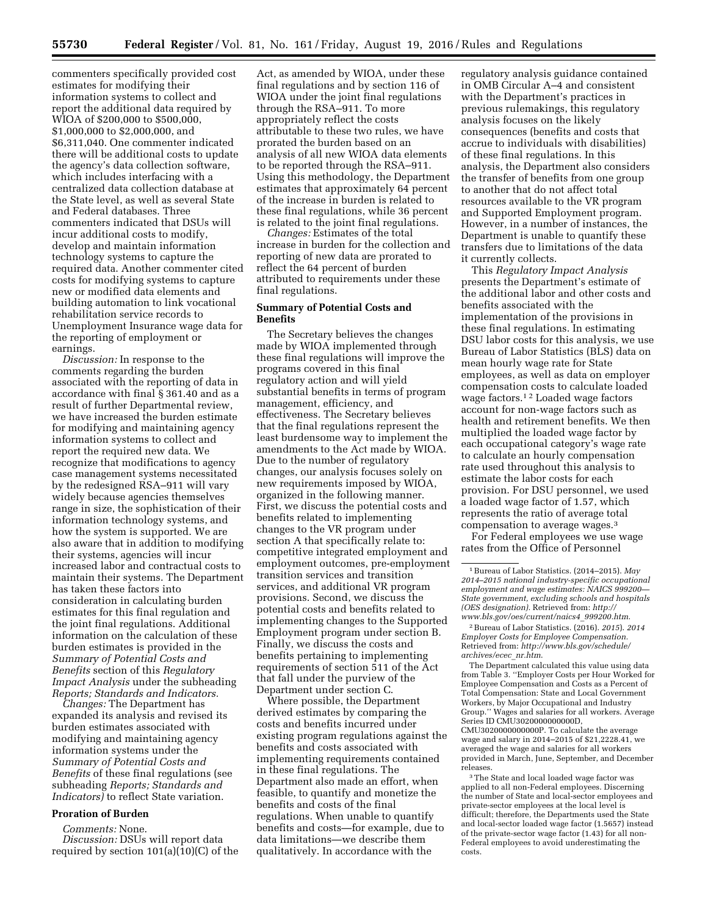commenters specifically provided cost estimates for modifying their information systems to collect and report the additional data required by WIOA of $200,000 to $500,000, $1,000,000 to $2,000,000, and $6,311,040. One commenter indicated there will be additional costs to update the agency's data collection software, which includes interfacing with a centralized data collection database at the State level, as well as several State and Federal databases. Three commenters indicated that DSUs will incur additional costs to modify, develop and maintain information technology systems to capture the required data. Another commenter cited costs for modifying systems to capture new or modified data elements and building automation to link vocational rehabilitation service records to Unemployment Insurance wage data for the reporting of employment or earnings.

*Discussion:* In response to the comments regarding the burden associated with the reporting of data in accordance with final § 361.40 and as a result of further Departmental review, we have increased the burden estimate for modifying and maintaining agency information systems to collect and report the required new data. We recognize that modifications to agency case management systems necessitated by the redesigned RSA–911 will vary widely because agencies themselves range in size, the sophistication of their information technology systems, and how the system is supported. We are also aware that in addition to modifying their systems, agencies will incur increased labor and contractual costs to maintain their systems. The Department has taken these factors into consideration in calculating burden estimates for this final regulation and the joint final regulations. Additional information on the calculation of these burden estimates is provided in the *Summary of Potential Costs and Benefits* section of this *Regulatory Impact Analysis* under the subheading *Reports; Standards and Indicators.*

*Changes:* The Department has expanded its analysis and revised its burden estimates associated with modifying and maintaining agency information systems under the *Summary of Potential Costs and Benefits* of these final regulations (see subheading *Reports; Standards and Indicators)* to reflect State variation.

**Proration of Burden**

*Comments:* None.

*Discussion:* DSUs will report data required by section 101(a)(10)(C) of the Act, as amended by WIOA, under these final regulations and by section 116 of WIOA under the joint final regulations through the RSA–911. To more appropriately reflect the costs attributable to these two rules, we have prorated the burden based on an analysis of all new WIOA data elements to be reported through the RSA–911. Using this methodology, the Department estimates that approximately 64 percent of the increase in burden is related to these final regulations, while 36 percent is related to the joint final regulations.

*Changes:* Estimates of the total increase in burden for the collection and reporting of new data are prorated to reflect the 64 percent of burden attributed to requirements under these final regulations.

**Summary of Potential Costs and Benefits**

The Secretary believes the changes made by WIOA implemented through these final regulations will improve the programs covered in this final regulatory action and will yield substantial benefits in terms of program management, efficiency, and effectiveness. The Secretary believes that the final regulations represent the least burdensome way to implement the amendments to the Act made by WIOA. Due to the number of regulatory changes, our analysis focuses solely on new requirements imposed by WIOA, organized in the following manner. First, we discuss the potential costs and benefits related to implementing changes to the VR program under section A that specifically relate to: competitive integrated employment and employment outcomes, pre-employment transition services and transition services, and additional VR program provisions. Second, we discuss the potential costs and benefits related to implementing changes to the Supported Employment program under section B. Finally, we discuss the costs and benefits pertaining to implementing requirements of section 511 of the Act that fall under the purview of the Department under section C.

Where possible, the Department derived estimates by comparing the costs and benefits incurred under existing program regulations against the benefits and costs associated with implementing requirements contained in these final regulations. The Department also made an effort, when feasible, to quantify and monetize the benefits and costs of the final regulations. When unable to quantify benefits and costs—for example, due to data limitations—we describe them qualitatively. In accordance with the regulatory analysis guidance contained in OMB Circular A–4 and consistent with the Department's practices in previous rulemakings, this regulatory analysis focuses on the likely consequences (benefits and costs that accrue to individuals with disabilities) of these final regulations. In this analysis, the Department also considers the transfer of benefits from one group to another that do not affect total resources available to the VR program and Supported Employment program. However, in a number of instances, the Department is unable to quantify these transfers due to limitations of the data it currently collects.

This *Regulatory Impact Analysis* presents the Department's estimate of the additional labor and other costs and benefits associated with the implementation of the provisions in these final regulations. In estimating DSU labor costs for this analysis, we use Bureau of Labor Statistics (BLS) data on mean hourly wage rate for State employees, as well as data on employer compensation costs to calculate loaded wage factors.[1] [2] Loaded wage factors account for non-wage factors such as health and retirement benefits. We then multiplied the loaded wage factor by each occupational category's wage rate to calculate an hourly compensation rate used throughout this analysis to estimate the labor costs for each provision. For DSU personnel, we used a loaded wage factor of 1.57, which represents the ratio of average total compensation to average wages.[3]

For Federal employees we use wage rates from the Office of Personnel

---

[1] Bureau of Labor Statistics. (2014–2015). *May 2014–2015 national industry-specific occupational employment and wage estimates: NAICS 999200—State government, excluding schools and hospitals (OES designation).* Retrieved from: *http://www.bls.gov/oes/current/naics4_999200.htm.*

[2] Bureau of Labor Statistics. (2016). *2015*). *2014 Employer Costs for Employee Compensation.* Retrieved from: *http://www.bls.gov/schedule/archives/ecec_nr.htm.*

The Department calculated this value using data from Table 3. ''Employer Costs per Hour Worked for Employee Compensation and Costs as a Percent of Total Compensation: State and Local Government Workers, by Major Occupational and Industry Group.'' Wages and salaries for all workers. Average Series ID CMU3020000000000D, CMU3020000000000P. To calculate the average wage and salary in 2014–2015 of $21,2228.41, we averaged the wage and salaries for all workers provided in March, June, September, and December releases.

[3] The State and local loaded wage factor was applied to all non-Federal employees. Discerning the number of State and local-sector employees and private-sector employees at the local level is difficult; therefore, the Departments used the State and local-sector loaded wage factor (1.5657) instead of the private-sector wage factor (1.43) for all non-Federal employees to avoid underestimating the costs.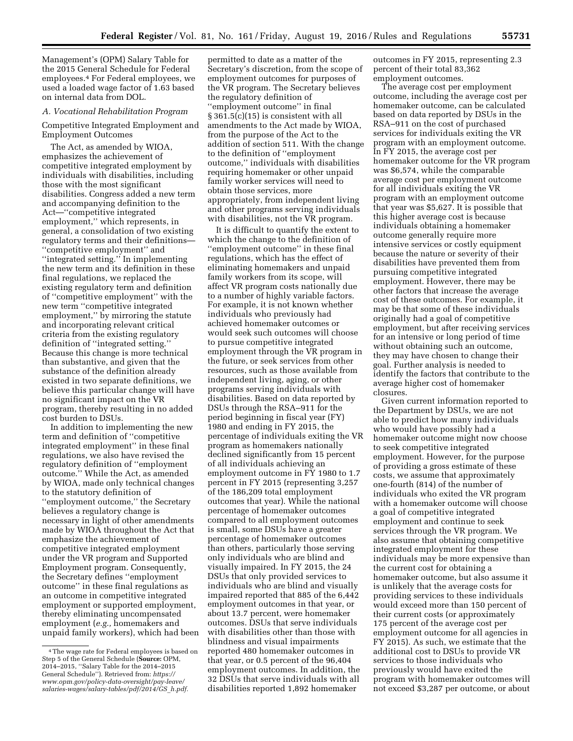Management's (OPM) Salary Table for the 2015 General Schedule for Federal employees.[4] For Federal employees, we used a loaded wage factor of 1.63 based on internal data from DOL.

*A. Vocational Rehabilitation Program*

Competitive Integrated Employment and Employment Outcomes

The Act, as amended by WIOA, emphasizes the achievement of competitive integrated employment by individuals with disabilities, including those with the most significant disabilities. Congress added a new term and accompanying definition to the Act—''competitive integrated employment,'' which represents, in general, a consolidation of two existing regulatory terms and their definitions—''competitive employment'' and ''integrated setting.'' In implementing the new term and its definition in these final regulations, we replaced the existing regulatory term and definition of ''competitive employment'' with the new term ''competitive integrated employment,'' by mirroring the statute and incorporating relevant critical criteria from the existing regulatory definition of ''integrated setting.'' Because this change is more technical than substantive, and given that the substance of the definition already existed in two separate definitions, we believe this particular change will have no significant impact on the VR program, thereby resulting in no added cost burden to DSUs.

In addition to implementing the new term and definition of ''competitive integrated employment'' in these final regulations, we also have revised the regulatory definition of ''employment outcome.'' While the Act, as amended by WIOA, made only technical changes to the statutory definition of ''employment outcome,'' the Secretary believes a regulatory change is necessary in light of other amendments made by WIOA throughout the Act that emphasize the achievement of competitive integrated employment under the VR program and Supported Employment program. Consequently, the Secretary defines ''employment outcome'' in these final regulations as an outcome in competitive integrated employment or supported employment, thereby eliminating uncompensated employment (*e.g.*, homemakers and unpaid family workers), which had been permitted to date as a matter of the Secretary's discretion, from the scope of employment outcomes for purposes of the VR program. The Secretary believes the regulatory definition of ''employment outcome'' in final § 361.5(c)(15) is consistent with all amendments to the Act made by WIOA, from the purpose of the Act to the addition of section 511. With the change to the definition of ''employment outcome,'' individuals with disabilities requiring homemaker or other unpaid family worker services will need to obtain those services, more appropriately, from independent living and other programs serving individuals with disabilities, not the VR program.

It is difficult to quantify the extent to which the change to the definition of ''employment outcome'' in these final regulations, which has the effect of eliminating homemakers and unpaid family workers from its scope, will affect VR program costs nationally due to a number of highly variable factors. For example, it is not known whether individuals who previously had achieved homemaker outcomes or would seek such outcomes will choose to pursue competitive integrated employment through the VR program in the future, or seek services from other resources, such as those available from independent living, aging, or other programs serving individuals with disabilities. Based on data reported by DSUs through the RSA–911 for the period beginning in fiscal year (FY) 1980 and ending in FY 2015, the percentage of individuals exiting the VR program as homemakers nationally declined significantly from 15 percent of all individuals achieving an employment outcome in FY 1980 to 1.7 percent in FY 2015 (representing 3,257 of the 186,209 total employment outcomes that year). While the national percentage of homemaker outcomes compared to all employment outcomes is small, some DSUs have a greater percentage of homemaker outcomes than others, particularly those serving only individuals who are blind and visually impaired. In FY 2015, the 24 DSUs that only provided services to individuals who are blind and visually impaired reported that 885 of the 6,442 employment outcomes in that year, or about 13.7 percent, were homemaker outcomes. DSUs that serve individuals with disabilities other than those with blindness and visual impairments reported 480 homemaker outcomes in that year, or 0.5 percent of the 96,404 employment outcomes. In addition, the 32 DSUs that serve individuals with all disabilities reported 1,892 homemaker outcomes in FY 2015, representing 2.3 percent of their total 83,362 employment outcomes.

The average cost per employment outcome, including the average cost per homemaker outcome, can be calculated based on data reported by DSUs in the RSA–911 on the cost of purchased services for individuals exiting the VR program with an employment outcome. In FY 2015, the average cost per homemaker outcome for the VR program was $6,574, while the comparable average cost per employment outcome for all individuals exiting the VR program with an employment outcome that year was $5,627. It is possible that this higher average cost is because individuals obtaining a homemaker outcome generally require more intensive services or costly equipment because the nature or severity of their disabilities have prevented them from pursuing competitive integrated employment. However, there may be other factors that increase the average cost of these outcomes. For example, it may be that some of these individuals originally had a goal of competitive employment, but after receiving services for an intensive or long period of time without obtaining such an outcome, they may have chosen to change their goal. Further analysis is needed to identify the factors that contribute to the average higher cost of homemaker closures.

Given current information reported to the Department by DSUs, we are not able to predict how many individuals who would have possibly had a homemaker outcome might now choose to seek competitive integrated employment. However, for the purpose of providing a gross estimate of these costs, we assume that approximately one-fourth (814) of the number of individuals who exited the VR program with a homemaker outcome will choose a goal of competitive integrated employment and continue to seek services through the VR program. We also assume that obtaining competitive integrated employment for these individuals may be more expensive than the current cost for obtaining a homemaker outcome, but also assume it is unlikely that the average costs for providing services to these individuals would exceed more than 150 percent of their current costs (or approximately 175 percent of the average cost per employment outcome for all agencies in FY 2015). As such, we estimate that the additional cost to DSUs to provide VR services to those individuals who previously would have exited the program with homemaker outcomes will not exceed $3,287 per outcome, or about

[4] The wage rate for Federal employees is based on Step 5 of the General Schedule (**Source:** OPM, 2014–2015, ''Salary Table for the 2014–2015 General Schedule''). Retrieved from: *https://www.opm.gov/policy-data-oversight/pay-leave/salaries-wages/salary-tables/pdf/2014/GS_h.pdf.*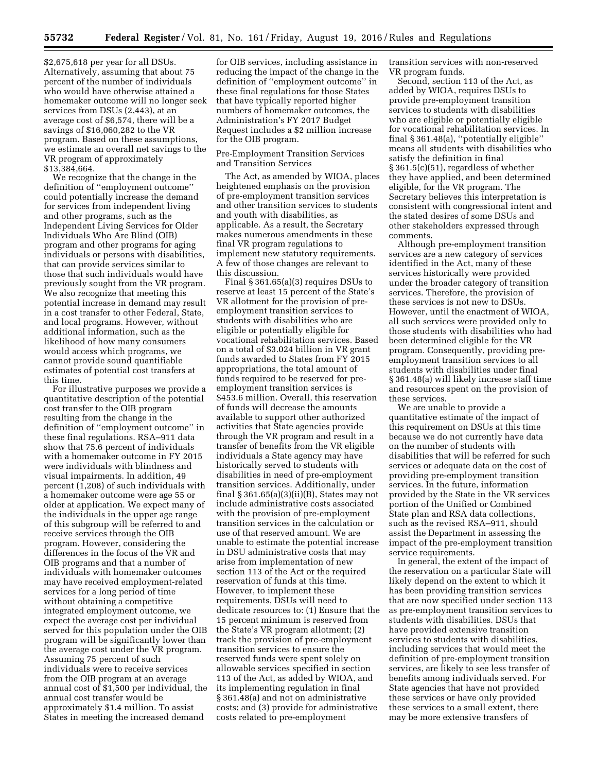$2,675,618 per year for all DSUs. Alternatively, assuming that about 75 percent of the number of individuals who would have otherwise attained a homemaker outcome will no longer seek services from DSUs (2,443), at an average cost of $6,574, there will be a savings of $16,060,282 to the VR program. Based on these assumptions, we estimate an overall net savings to the VR program of approximately $13,384,664.

We recognize that the change in the definition of ''employment outcome'' could potentially increase the demand for services from independent living and other programs, such as the Independent Living Services for Older Individuals Who Are Blind (OIB) program and other programs for aging individuals or persons with disabilities, that can provide services similar to those that such individuals would have previously sought from the VR program. We also recognize that meeting this potential increase in demand may result in a cost transfer to other Federal, State, and local programs. However, without additional information, such as the likelihood of how many consumers would access which programs, we cannot provide sound quantifiable estimates of potential cost transfers at this time.

For illustrative purposes we provide a quantitative description of the potential cost transfer to the OIB program resulting from the change in the definition of ''employment outcome'' in these final regulations. RSA–911 data show that 75.6 percent of individuals with a homemaker outcome in FY 2015 were individuals with blindness and visual impairments. In addition, 49 percent (1,208) of such individuals with a homemaker outcome were age 55 or older at application. We expect many of the individuals in the upper age range of this subgroup will be referred to and receive services through the OIB program. However, considering the differences in the focus of the VR and OIB programs and that a number of individuals with homemaker outcomes may have received employment-related services for a long period of time without obtaining a competitive integrated employment outcome, we expect the average cost per individual served for this population under the OIB program will be significantly lower than the average cost under the VR program. Assuming 75 percent of such individuals were to receive services from the OIB program at an average annual cost of $1,500 per individual, the annual cost transfer would be approximately $1.4 million. To assist States in meeting the increased demand for OIB services, including assistance in reducing the impact of the change in the definition of ''employment outcome'' in these final regulations for those States that have typically reported higher numbers of homemaker outcomes, the Administration's FY 2017 Budget Request includes a $2 million increase for the OIB program.

Pre-Employment Transition Services and Transition Services

The Act, as amended by WIOA, places heightened emphasis on the provision of pre-employment transition services and other transition services to students and youth with disabilities, as applicable. As a result, the Secretary makes numerous amendments in these final VR program regulations to implement new statutory requirements. A few of those changes are relevant to this discussion.

Final § 361.65(a)(3) requires DSUs to reserve at least 15 percent of the State's VR allotment for the provision of pre-employment transition services to students with disabilities who are eligible or potentially eligible for vocational rehabilitation services. Based on a total of $3.024 billion in VR grant funds awarded to States from FY 2015 appropriations, the total amount of funds required to be reserved for pre-employment transition services is $453.6 million. Overall, this reservation of funds will decrease the amounts available to support other authorized activities that State agencies provide through the VR program and result in a transfer of benefits from the VR eligible individuals a State agency may have historically served to students with disabilities in need of pre-employment transition services. Additionally, under final § 361.65(a)(3)(ii)(B), States may not include administrative costs associated with the provision of pre-employment transition services in the calculation or use of that reserved amount. We are unable to estimate the potential increase in DSU administrative costs that may arise from implementation of new section 113 of the Act or the required reservation of funds at this time. However, to implement these requirements, DSUs will need to dedicate resources to: (1) Ensure that the 15 percent minimum is reserved from the State's VR program allotment; (2) track the provision of pre-employment transition services to ensure the reserved funds were spent solely on allowable services specified in section 113 of the Act, as added by WIOA, and its implementing regulation in final § 361.48(a) and not on administrative costs; and (3) provide for administrative costs related to pre-employment transition services with non-reserved VR program funds.

Second, section 113 of the Act, as added by WIOA, requires DSUs to provide pre-employment transition services to students with disabilities who are eligible or potentially eligible for vocational rehabilitation services. In final § 361.48(a), ''potentially eligible'' means all students with disabilities who satisfy the definition in final § 361.5(c)(51), regardless of whether they have applied, and been determined eligible, for the VR program. The Secretary believes this interpretation is consistent with congressional intent and the stated desires of some DSUs and other stakeholders expressed through comments.

Although pre-employment transition services are a new category of services identified in the Act, many of these services historically were provided under the broader category of transition services. Therefore, the provision of these services is not new to DSUs. However, until the enactment of WIOA, all such services were provided only to those students with disabilities who had been determined eligible for the VR program. Consequently, providing pre-employment transition services to all students with disabilities under final § 361.48(a) will likely increase staff time and resources spent on the provision of these services.

We are unable to provide a quantitative estimate of the impact of this requirement on DSUs at this time because we do not currently have data on the number of students with disabilities that will be referred for such services or adequate data on the cost of providing pre-employment transition services. In the future, information provided by the State in the VR services portion of the Unified or Combined State plan and RSA data collections, such as the revised RSA–911, should assist the Department in assessing the impact of the pre-employment transition service requirements.

In general, the extent of the impact of the reservation on a particular State will likely depend on the extent to which it has been providing transition services that are now specified under section 113 as pre-employment transition services to students with disabilities. DSUs that have provided extensive transition services to students with disabilities, including services that would meet the definition of pre-employment transition services, are likely to see less transfer of benefits among individuals served. For State agencies that have not provided these services or have only provided these services to a small extent, there may be more extensive transfers of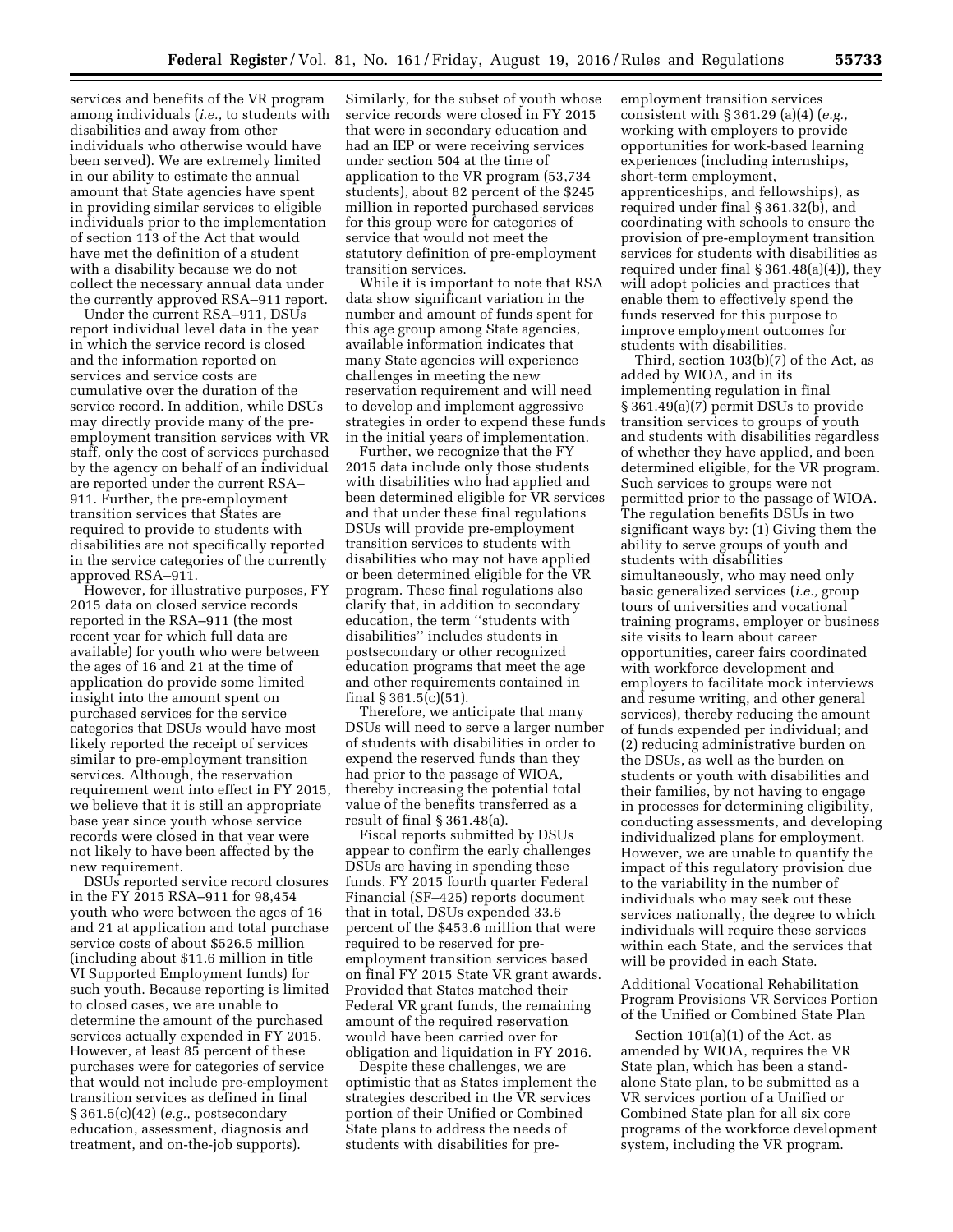services and benefits of the VR program among individuals (*i.e.,* to students with disabilities and away from other individuals who otherwise would have been served). We are extremely limited in our ability to estimate the annual amount that State agencies have spent in providing similar services to eligible individuals prior to the implementation of section 113 of the Act that would have met the definition of a student with a disability because we do not collect the necessary annual data under the currently approved RSA–911 report.

Under the current RSA–911, DSUs report individual level data in the year in which the service record is closed and the information reported on services and service costs are cumulative over the duration of the service record. In addition, while DSUs may directly provide many of the pre-employment transition services with VR staff, only the cost of services purchased by the agency on behalf of an individual are reported under the current RSA–911. Further, the pre-employment transition services that States are required to provide to students with disabilities are not specifically reported in the service categories of the currently approved RSA–911.

However, for illustrative purposes, FY 2015 data on closed service records reported in the RSA–911 (the most recent year for which full data are available) for youth who were between the ages of 16 and 21 at the time of application do provide some limited insight into the amount spent on purchased services for the service categories that DSUs would have most likely reported the receipt of services similar to pre-employment transition services. Although, the reservation requirement went into effect in FY 2015, we believe that it is still an appropriate base year since youth whose service records were closed in that year were not likely to have been affected by the new requirement.

DSUs reported service record closures in the FY 2015 RSA–911 for 98,454 youth who were between the ages of 16 and 21 at application and total purchase service costs of about $526.5 million (including about $11.6 million in title VI Supported Employment funds) for such youth. Because reporting is limited to closed cases, we are unable to determine the amount of the purchased services actually expended in FY 2015. However, at least 85 percent of these purchases were for categories of service that would not include pre-employment transition services as defined in final § 361.5(c)(42) (*e.g.,* postsecondary education, assessment, diagnosis and treatment, and on-the-job supports). Similarly, for the subset of youth whose service records were closed in FY 2015 that were in secondary education and had an IEP or were receiving services under section 504 at the time of application to the VR program (53,734 students), about 82 percent of the $245 million in reported purchased services for this group were for categories of service that would not meet the statutory definition of pre-employment transition services.

While it is important to note that RSA data show significant variation in the number and amount of funds spent for this age group among State agencies, available information indicates that many State agencies will experience challenges in meeting the new reservation requirement and will need to develop and implement aggressive strategies in order to expend these funds in the initial years of implementation.

Further, we recognize that the FY 2015 data include only those students with disabilities who had applied and been determined eligible for VR services and that under these final regulations DSUs will provide pre-employment transition services to students with disabilities who may not have applied or been determined eligible for the VR program. These final regulations also clarify that, in addition to secondary education, the term ''students with disabilities'' includes students in postsecondary or other recognized education programs that meet the age and other requirements contained in final § 361.5(c)(51).

Therefore, we anticipate that many DSUs will need to serve a larger number of students with disabilities in order to expend the reserved funds than they had prior to the passage of WIOA, thereby increasing the potential total value of the benefits transferred as a result of final § 361.48(a).

Fiscal reports submitted by DSUs appear to confirm the early challenges DSUs are having in spending these funds. FY 2015 fourth quarter Federal Financial (SF–425) reports document that in total, DSUs expended 33.6 percent of the $453.6 million that were required to be reserved for pre-employment transition services based on final FY 2015 State VR grant awards. Provided that States matched their Federal VR grant funds, the remaining amount of the required reservation would have been carried over for obligation and liquidation in FY 2016.

Despite these challenges, we are optimistic that as States implement the strategies described in the VR services portion of their Unified or Combined State plans to address the needs of students with disabilities for pre-employment transition services consistent with § 361.29 (a)(4) (*e.g.,* working with employers to provide opportunities for work-based learning experiences (including internships, short-term employment, apprenticeships, and fellowships), as required under final § 361.32(b), and coordinating with schools to ensure the provision of pre-employment transition services for students with disabilities as required under final § 361.48(a)(4)), they will adopt policies and practices that enable them to effectively spend the funds reserved for this purpose to improve employment outcomes for students with disabilities.

Third, section 103(b)(7) of the Act, as added by WIOA, and in its implementing regulation in final § 361.49(a)(7) permit DSUs to provide transition services to groups of youth and students with disabilities regardless of whether they have applied, and been determined eligible, for the VR program. Such services to groups were not permitted prior to the passage of WIOA. The regulation benefits DSUs in two significant ways by: (1) Giving them the ability to serve groups of youth and students with disabilities simultaneously, who may need only basic generalized services (*i.e.,* group tours of universities and vocational training programs, employer or business site visits to learn about career opportunities, career fairs coordinated with workforce development and employers to facilitate mock interviews and resume writing, and other general services), thereby reducing the amount of funds expended per individual; and (2) reducing administrative burden on the DSUs, as well as the burden on students or youth with disabilities and their families, by not having to engage in processes for determining eligibility, conducting assessments, and developing individualized plans for employment. However, we are unable to quantify the impact of this regulatory provision due to the variability in the number of individuals who may seek out these services nationally, the degree to which individuals will require these services within each State, and the services that will be provided in each State.

Additional Vocational Rehabilitation Program Provisions VR Services Portion of the Unified or Combined State Plan

Section 101(a)(1) of the Act, as amended by WIOA, requires the VR State plan, which has been a stand-alone State plan, to be submitted as a VR services portion of a Unified or Combined State plan for all six core programs of the workforce development system, including the VR program.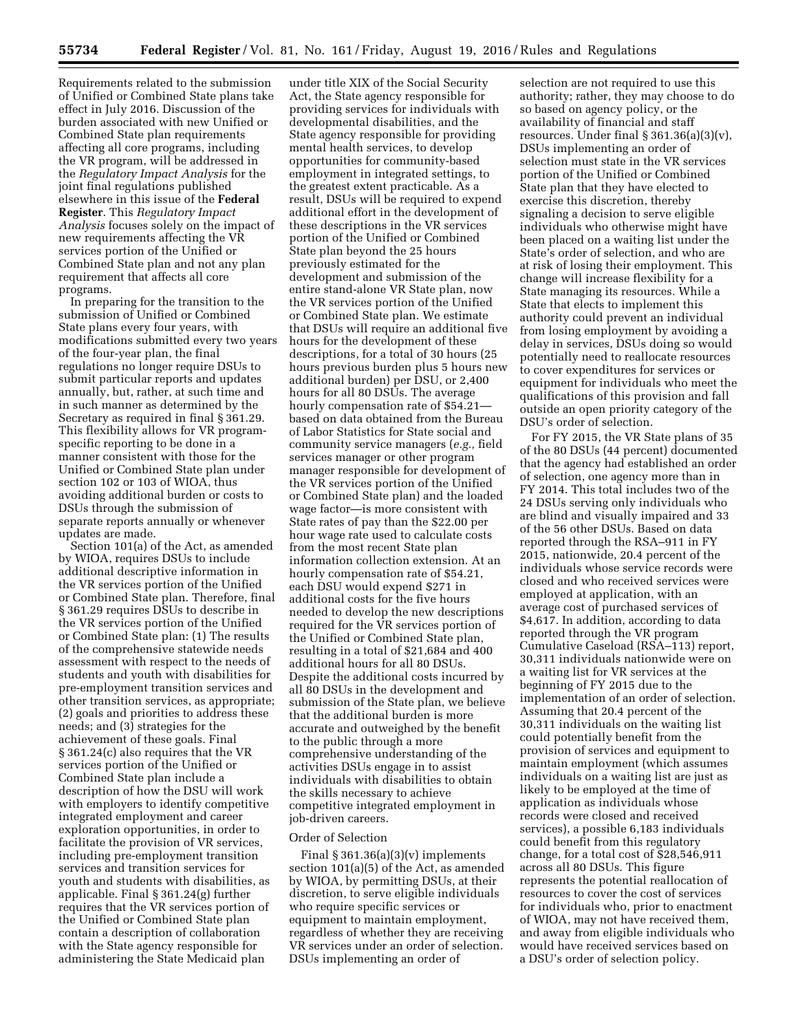Requirements related to the submission of Unified or Combined State plans take effect in July 2016. Discussion of the burden associated with new Unified or Combined State plan requirements affecting all core programs, including the VR program, will be addressed in the *Regulatory Impact Analysis* for the joint final regulations published elsewhere in this issue of the **Federal Register**. This *Regulatory Impact Analysis* focuses solely on the impact of new requirements affecting the VR services portion of the Unified or Combined State plan and not any plan requirement that affects all core programs.

In preparing for the transition to the submission of Unified or Combined State plans every four years, with modifications submitted every two years of the four-year plan, the final regulations no longer require DSUs to submit particular reports and updates annually, but, rather, at such time and in such manner as determined by the Secretary as required in final § 361.29. This flexibility allows for VR program-specific reporting to be done in a manner consistent with those for the Unified or Combined State plan under section 102 or 103 of WIOA, thus avoiding additional burden or costs to DSUs through the submission of separate reports annually or whenever updates are made.

Section 101(a) of the Act, as amended by WIOA, requires DSUs to include additional descriptive information in the VR services portion of the Unified or Combined State plan. Therefore, final § 361.29 requires DSUs to describe in the VR services portion of the Unified or Combined State plan: (1) The results of the comprehensive statewide needs assessment with respect to the needs of students and youth with disabilities for pre-employment transition services and other transition services, as appropriate; (2) goals and priorities to address these needs; and (3) strategies for the achievement of these goals. Final § 361.24(c) also requires that the VR services portion of the Unified or Combined State plan include a description of how the DSU will work with employers to identify competitive integrated employment and career exploration opportunities, in order to facilitate the provision of VR services, including pre-employment transition services and transition services for youth and students with disabilities, as applicable. Final § 361.24(g) further requires that the VR services portion of the Unified or Combined State plan contain a description of collaboration with the State agency responsible for administering the State Medicaid plan under title XIX of the Social Security Act, the State agency responsible for providing services for individuals with developmental disabilities, and the State agency responsible for providing mental health services, to develop opportunities for community-based employment in integrated settings, to the greatest extent practicable. As a result, DSUs will be required to expend additional effort in the development of these descriptions in the VR services portion of the Unified or Combined State plan beyond the 25 hours previously estimated for the development and submission of the entire stand-alone VR State plan, now the VR services portion of the Unified or Combined State plan. We estimate that DSUs will require an additional five hours for the development of these descriptions, for a total of 30 hours (25 hours previous burden plus 5 hours new additional burden) per DSU, or 2,400 hours for all 80 DSUs. The average hourly compensation rate of $54.21—based on data obtained from the Bureau of Labor Statistics for State social and community service managers (*e.g.,* field services manager or other program manager responsible for development of the VR services portion of the Unified or Combined State plan) and the loaded wage factor—is more consistent with State rates of pay than the $22.00 per hour wage rate used to calculate costs from the most recent State plan information collection extension. At an hourly compensation rate of $54.21, each DSU would expend $271 in additional costs for the five hours needed to develop the new descriptions required for the VR services portion of the Unified or Combined State plan, resulting in a total of $21,684 and 400 additional hours for all 80 DSUs. Despite the additional costs incurred by all 80 DSUs in the development and submission of the State plan, we believe that the additional burden is more accurate and outweighed by the benefit to the public through a more comprehensive understanding of the activities DSUs engage in to assist individuals with disabilities to obtain the skills necessary to achieve competitive integrated employment in job-driven careers.

Order of Selection

Final § 361.36(a)(3)(v) implements section 101(a)(5) of the Act, as amended by WIOA, by permitting DSUs, at their discretion, to serve eligible individuals who require specific services or equipment to maintain employment, regardless of whether they are receiving VR services under an order of selection. DSUs implementing an order of selection are not required to use this authority; rather, they may choose to do so based on agency policy, or the availability of financial and staff resources. Under final § 361.36(a)(3)(v), DSUs implementing an order of selection must state in the VR services portion of the Unified or Combined State plan that they have elected to exercise this discretion, thereby signaling a decision to serve eligible individuals who otherwise might have been placed on a waiting list under the State's order of selection, and who are at risk of losing their employment. This change will increase flexibility for a State managing its resources. While a State that elects to implement this authority could prevent an individual from losing employment by avoiding a delay in services, DSUs doing so would potentially need to reallocate resources to cover expenditures for services or equipment for individuals who meet the qualifications of this provision and fall outside an open priority category of the DSU's order of selection.

For FY 2015, the VR State plans of 35 of the 80 DSUs (44 percent) documented that the agency had established an order of selection, one agency more than in FY 2014. This total includes two of the 24 DSUs serving only individuals who are blind and visually impaired and 33 of the 56 other DSUs. Based on data reported through the RSA–911 in FY 2015, nationwide, 20.4 percent of the individuals whose service records were closed and who received services were employed at application, with an average cost of purchased services of $4,617. In addition, according to data reported through the VR program Cumulative Caseload (RSA–113) report, 30,311 individuals nationwide were on a waiting list for VR services at the beginning of FY 2015 due to the implementation of an order of selection. Assuming that 20.4 percent of the 30,311 individuals on the waiting list could potentially benefit from the provision of services and equipment to maintain employment (which assumes individuals on a waiting list are just as likely to be employed at the time of application as individuals whose records were closed and received services), a possible 6,183 individuals could benefit from this regulatory change, for a total cost of $28,546,911 across all 80 DSUs. This figure represents the potential reallocation of resources to cover the cost of services for individuals who, prior to enactment of WIOA, may not have received them, and away from eligible individuals who would have received services based on a DSU's order of selection policy.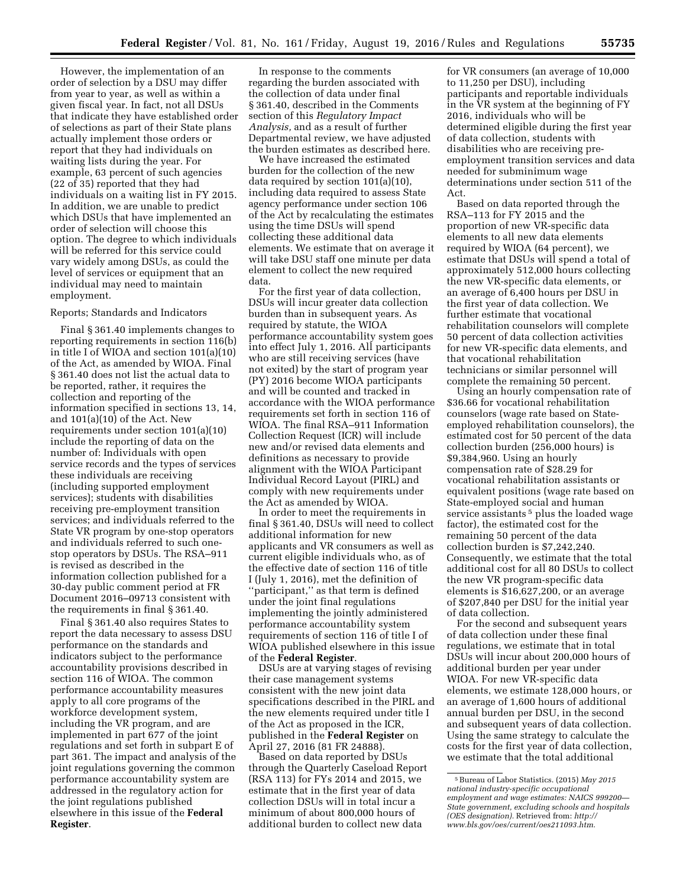However, the implementation of an order of selection by a DSU may differ from year to year, as well as within a given fiscal year. In fact, not all DSUs that indicate they have established order of selections as part of their State plans actually implement those orders or report that they had individuals on waiting lists during the year. For example, 63 percent of such agencies (22 of 35) reported that they had individuals on a waiting list in FY 2015. In addition, we are unable to predict which DSUs that have implemented an order of selection will choose this option. The degree to which individuals will be referred for this service could vary widely among DSUs, as could the level of services or equipment that an individual may need to maintain employment.

Reports; Standards and Indicators

Final § 361.40 implements changes to reporting requirements in section 116(b) in title I of WIOA and section 101(a)(10) of the Act, as amended by WIOA. Final § 361.40 does not list the actual data to be reported, rather, it requires the collection and reporting of the information specified in sections 13, 14, and 101(a)(10) of the Act. New requirements under section 101(a)(10) include the reporting of data on the number of: Individuals with open service records and the types of services these individuals are receiving (including supported employment services); students with disabilities receiving pre-employment transition services; and individuals referred to the State VR program by one-stop operators and individuals referred to such one-stop operators by DSUs. The RSA–911 is revised as described in the information collection published for a 30-day public comment period at FR Document 2016–09713 consistent with the requirements in final § 361.40.

Final § 361.40 also requires States to report the data necessary to assess DSU performance on the standards and indicators subject to the performance accountability provisions described in section 116 of WIOA. The common performance accountability measures apply to all core programs of the workforce development system, including the VR program, and are implemented in part 677 of the joint regulations and set forth in subpart E of part 361. The impact and analysis of the joint regulations governing the common performance accountability system are addressed in the regulatory action for the joint regulations published elsewhere in this issue of the **Federal Register**.

In response to the comments regarding the burden associated with the collection of data under final § 361.40, described in the Comments section of this *Regulatory Impact Analysis,* and as a result of further Departmental review, we have adjusted the burden estimates as described here.

We have increased the estimated burden for the collection of the new data required by section 101(a)(10), including data required to assess State agency performance under section 106 of the Act by recalculating the estimates using the time DSUs will spend collecting these additional data elements. We estimate that on average it will take DSU staff one minute per data element to collect the new required data.

For the first year of data collection, DSUs will incur greater data collection burden than in subsequent years. As required by statute, the WIOA performance accountability system goes into effect July 1, 2016. All participants who are still receiving services (have not exited) by the start of program year (PY) 2016 become WIOA participants and will be counted and tracked in accordance with the WIOA performance requirements set forth in section 116 of WIOA. The final RSA–911 Information Collection Request (ICR) will include new and/or revised data elements and definitions as necessary to provide alignment with the WIOA Participant Individual Record Layout (PIRL) and comply with new requirements under the Act as amended by WIOA.

In order to meet the requirements in final § 361.40, DSUs will need to collect additional information for new applicants and VR consumers as well as current eligible individuals who, as of the effective date of section 116 of title I (July 1, 2016), met the definition of "participant," as that term is defined under the joint final regulations implementing the jointly administered performance accountability system requirements of section 116 of title I of WIOA published elsewhere in this issue of the **Federal Register**.

DSUs are at varying stages of revising their case management systems consistent with the new joint data specifications described in the PIRL and the new elements required under title I of the Act as proposed in the ICR, published in the **Federal Register** on April 27, 2016 (81 FR 24888).

Based on data reported by DSUs through the Quarterly Caseload Report (RSA 113) for FYs 2014 and 2015, we estimate that in the first year of data collection DSUs will in total incur a minimum of about 800,000 hours of additional burden to collect new data for VR consumers (an average of 10,000 to 11,250 per DSU), including participants and reportable individuals in the VR system at the beginning of FY 2016, individuals who will be determined eligible during the first year of data collection, students with disabilities who are receiving pre-employment transition services and data needed for subminimum wage determinations under section 511 of the Act.

Based on data reported through the RSA–113 for FY 2015 and the proportion of new VR-specific data elements to all new data elements required by WIOA (64 percent), we estimate that DSUs will spend a total of approximately 512,000 hours collecting the new VR-specific data elements, or an average of 6,400 hours per DSU in the first year of data collection. We further estimate that vocational rehabilitation counselors will complete 50 percent of data collection activities for new VR-specific data elements, and that vocational rehabilitation technicians or similar personnel will complete the remaining 50 percent.

Using an hourly compensation rate of $36.66 for vocational rehabilitation counselors (wage rate based on State-employed rehabilitation counselors), the estimated cost for 50 percent of the data collection burden (256,000 hours) is $9,384,960. Using an hourly compensation rate of $28.29 for vocational rehabilitation assistants or equivalent positions (wage rate based on State-employed social and human service assistants [5] plus the loaded wage factor), the estimated cost for the remaining 50 percent of the data collection burden is $7,242,240. Consequently, we estimate that the total additional cost for all 80 DSUs to collect the new VR program-specific data elements is $16,627,200, or an average of $207,840 per DSU for the initial year of data collection.

For the second and subsequent years of data collection under these final regulations, we estimate that in total DSUs will incur about 200,000 hours of additional burden per year under WIOA. For new VR-specific data elements, we estimate 128,000 hours, or an average of 1,600 hours of additional annual burden per DSU, in the second and subsequent years of data collection. Using the same strategy to calculate the costs for the first year of data collection, we estimate that the total additional

---

[5] Bureau of Labor Statistics. (2015) *May 2015 national industry-specific occupational employment and wage estimates: NAICS 999200—State government, excluding schools and hospitals (OES designation).* Retrieved from: *http://www.bls.gov/oes/current/oes211093.htm.*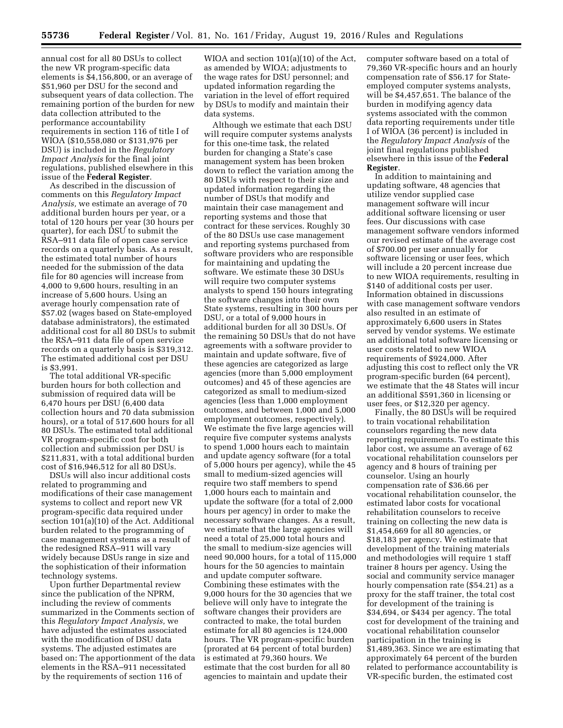annual cost for all 80 DSUs to collect the new VR program-specific data elements is $4,156,800, or an average of $51,960 per DSU for the second and subsequent years of data collection. The remaining portion of the burden for new data collection attributed to the performance accountability requirements in section 116 of title I of WIOA ($10,558,080 or $131,976 per DSU) is included in the *Regulatory Impact Analysis* for the final joint regulations, published elsewhere in this issue of the **Federal Register**.

As described in the discussion of comments on this *Regulatory Impact Analysis,* we estimate an average of 70 additional burden hours per year, or a total of 120 hours per year (30 hours per quarter), for each DSU to submit the RSA–911 data file of open case service records on a quarterly basis. As a result, the estimated total number of hours needed for the submission of the data file for 80 agencies will increase from 4,000 to 9,600 hours, resulting in an increase of 5,600 hours. Using an average hourly compensation rate of $57.02 (wages based on State-employed database administrators), the estimated additional cost for all 80 DSUs to submit the RSA–911 data file of open service records on a quarterly basis is $319,312. The estimated additional cost per DSU is $3,991.

The total additional VR-specific burden hours for both collection and submission of required data will be 6,470 hours per DSU (6,400 data collection hours and 70 data submission hours), or a total of 517,600 hours for all 80 DSUs. The estimated total additional VR program-specific cost for both collection and submission per DSU is $211,831, with a total additional burden cost of $16,946,512 for all 80 DSUs.

DSUs will also incur additional costs related to programming and modifications of their case management systems to collect and report new VR program-specific data required under section 101(a)(10) of the Act. Additional burden related to the programming of case management systems as a result of the redesigned RSA–911 will vary widely because DSUs range in size and the sophistication of their information technology systems.

Upon further Departmental review since the publication of the NPRM, including the review of comments summarized in the Comments section of this *Regulatory Impact Analysis,* we have adjusted the estimates associated with the modification of DSU data systems. The adjusted estimates are based on: The apportionment of the data elements in the RSA–911 necessitated by the requirements of section 116 of WIOA and section 101(a)(10) of the Act, as amended by WIOA; adjustments to the wage rates for DSU personnel; and updated information regarding the variation in the level of effort required by DSUs to modify and maintain their data systems.

Although we estimate that each DSU will require computer systems analysts for this one-time task, the related burden for changing a State's case management system has been broken down to reflect the variation among the 80 DSUs with respect to their size and updated information regarding the number of DSUs that modify and maintain their case management and reporting systems and those that contract for these services. Roughly 30 of the 80 DSUs use case management and reporting systems purchased from software providers who are responsible for maintaining and updating the software. We estimate these 30 DSUs will require two computer systems analysts to spend 150 hours integrating the software changes into their own State systems, resulting in 300 hours per DSU, or a total of 9,000 hours in additional burden for all 30 DSUs. Of the remaining 50 DSUs that do not have agreements with a software provider to maintain and update software, five of these agencies are categorized as large agencies (more than 5,000 employment outcomes) and 45 of these agencies are categorized as small to medium-sized agencies (less than 1,000 employment outcomes, and between 1,000 and 5,000 employment outcomes, respectively). We estimate the five large agencies will require five computer systems analysts to spend 1,000 hours each to maintain and update agency software (for a total of 5,000 hours per agency), while the 45 small to medium-sized agencies will require two staff members to spend 1,000 hours each to maintain and update the software (for a total of 2,000 hours per agency) in order to make the necessary software changes. As a result, we estimate that the large agencies will need a total of 25,000 total hours and the small to medium-size agencies will need 90,000 hours, for a total of 115,000 hours for the 50 agencies to maintain and update computer software. Combining these estimates with the 9,000 hours for the 30 agencies that we believe will only have to integrate the software changes their providers are contracted to make, the total burden estimate for all 80 agencies is 124,000 hours. The VR program-specific burden (prorated at 64 percent of total burden) is estimated at 79,360 hours. We estimate that the cost burden for all 80 agencies to maintain and update their computer software based on a total of 79,360 VR-specific hours and an hourly compensation rate of $56.17 for State-employed computer systems analysts, will be $4,457,651. The balance of the burden in modifying agency data systems associated with the common data reporting requirements under title I of WIOA (36 percent) is included in the *Regulatory Impact Analysis* of the joint final regulations published elsewhere in this issue of the **Federal Register**.

In addition to maintaining and updating software, 48 agencies that utilize vendor supplied case management software will incur additional software licensing or user fees. Our discussions with case management software vendors informed our revised estimate of the average cost of $700.00 per user annually for software licensing or user fees, which will include a 20 percent increase due to new WIOA requirements, resulting in $140 of additional costs per user. Information obtained in discussions with case management software vendors also resulted in an estimate of approximately 6,600 users in States served by vendor systems. We estimate an additional total software licensing or user costs related to new WIOA requirements of $924,000. After adjusting this cost to reflect only the VR program-specific burden (64 percent), we estimate that the 48 States will incur an additional $591,360 in licensing or user fees, or $12,320 per agency.

Finally, the 80 DSUs will be required to train vocational rehabilitation counselors regarding the new data reporting requirements. To estimate this labor cost, we assume an average of 62 vocational rehabilitation counselors per agency and 8 hours of training per counselor. Using an hourly compensation rate of $36.66 per vocational rehabilitation counselor, the estimated labor costs for vocational rehabilitation counselors to receive training on collecting the new data is $1,454,669 for all 80 agencies, or $18,183 per agency. We estimate that development of the training materials and methodologies will require 1 staff trainer 8 hours per agency. Using the social and community service manager hourly compensation rate ($54.21) as a proxy for the staff trainer, the total cost for development of the training is $34,694, or $434 per agency. The total cost for development of the training and vocational rehabilitation counselor participation in the training is $1,489,363. Since we are estimating that approximately 64 percent of the burden related to performance accountability is VR-specific burden, the estimated cost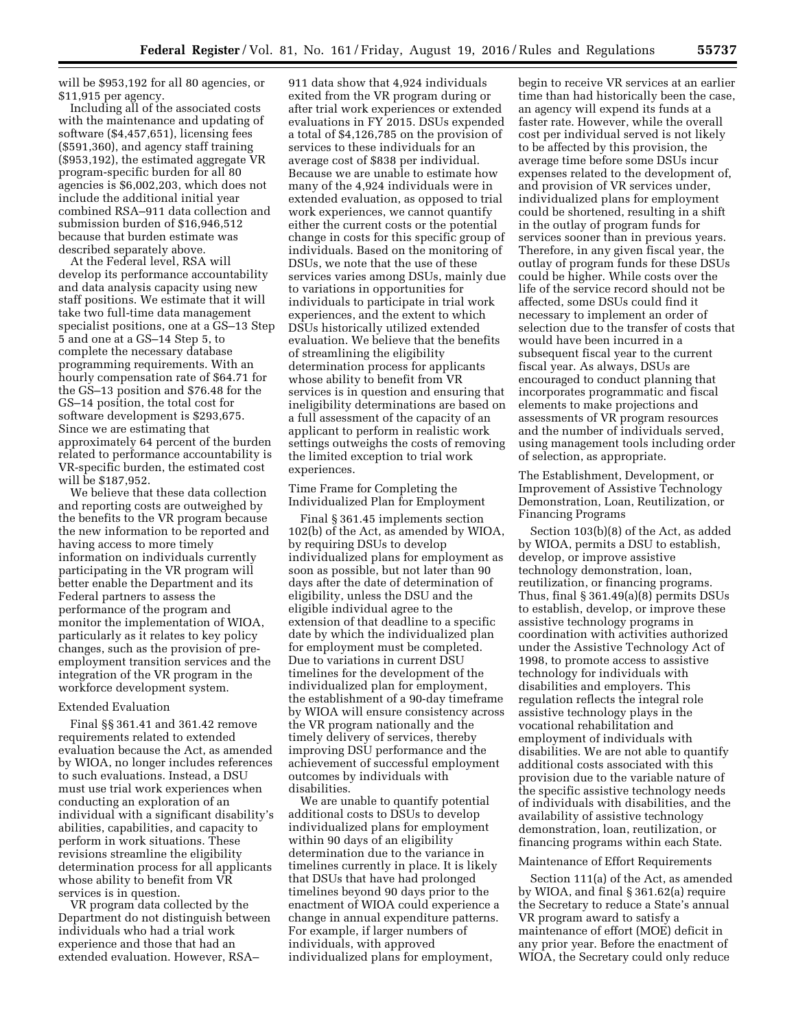will be $953,192 for all 80 agencies, or $11,915 per agency.

Including all of the associated costs with the maintenance and updating of software ($4,457,651), licensing fees ($591,360), and agency staff training ($953,192), the estimated aggregate VR program-specific burden for all 80 agencies is $6,002,203, which does not include the additional initial year combined RSA–911 data collection and submission burden of $16,946,512 because that burden estimate was described separately above.

At the Federal level, RSA will develop its performance accountability and data analysis capacity using new staff positions. We estimate that it will take two full-time data management specialist positions, one at a GS–13 Step 5 and one at a GS–14 Step 5, to complete the necessary database programming requirements. With an hourly compensation rate of $64.71 for the GS–13 position and $76.48 for the GS–14 position, the total cost for software development is $293,675. Since we are estimating that approximately 64 percent of the burden related to performance accountability is VR-specific burden, the estimated cost will be $187,952.

We believe that these data collection and reporting costs are outweighed by the benefits to the VR program because the new information to be reported and having access to more timely information on individuals currently participating in the VR program will better enable the Department and its Federal partners to assess the performance of the program and monitor the implementation of WIOA, particularly as it relates to key policy changes, such as the provision of pre-employment transition services and the integration of the VR program in the workforce development system.

Extended Evaluation

Final §§ 361.41 and 361.42 remove requirements related to extended evaluation because the Act, as amended by WIOA, no longer includes references to such evaluations. Instead, a DSU must use trial work experiences when conducting an exploration of an individual with a significant disability's abilities, capabilities, and capacity to perform in work situations. These revisions streamline the eligibility determination process for all applicants whose ability to benefit from VR services is in question.

VR program data collected by the Department do not distinguish between individuals who had a trial work experience and those that had an extended evaluation. However, RSA–911 data show that 4,924 individuals exited from the VR program during or after trial work experiences or extended evaluations in FY 2015. DSUs expended a total of $4,126,785 on the provision of services to these individuals for an average cost of $838 per individual. Because we are unable to estimate how many of the 4,924 individuals were in extended evaluation, as opposed to trial work experiences, we cannot quantify either the current costs or the potential change in costs for this specific group of individuals. Based on the monitoring of DSUs, we note that the use of these services varies among DSUs, mainly due to variations in opportunities for individuals to participate in trial work experiences, and the extent to which DSUs historically utilized extended evaluation. We believe that the benefits of streamlining the eligibility determination process for applicants whose ability to benefit from VR services is in question and ensuring that ineligibility determinations are based on a full assessment of the capacity of an applicant to perform in realistic work settings outweighs the costs of removing the limited exception to trial work experiences.

Time Frame for Completing the Individualized Plan for Employment

Final § 361.45 implements section 102(b) of the Act, as amended by WIOA, by requiring DSUs to develop individualized plans for employment as soon as possible, but not later than 90 days after the date of determination of eligibility, unless the DSU and the eligible individual agree to the extension of that deadline to a specific date by which the individualized plan for employment must be completed. Due to variations in current DSU timelines for the development of the individualized plan for employment, the establishment of a 90-day timeframe by WIOA will ensure consistency across the VR program nationally and the timely delivery of services, thereby improving DSU performance and the achievement of successful employment outcomes by individuals with disabilities.

We are unable to quantify potential additional costs to DSUs to develop individualized plans for employment within 90 days of an eligibility determination due to the variance in timelines currently in place. It is likely that DSUs that have had prolonged timelines beyond 90 days prior to the enactment of WIOA could experience a change in annual expenditure patterns. For example, if larger numbers of individuals, with approved individualized plans for employment, begin to receive VR services at an earlier time than had historically been the case, an agency will expend its funds at a faster rate. However, while the overall cost per individual served is not likely to be affected by this provision, the average time before some DSUs incur expenses related to the development of, and provision of VR services under, individualized plans for employment could be shortened, resulting in a shift in the outlay of program funds for services sooner than in previous years. Therefore, in any given fiscal year, the outlay of program funds for these DSUs could be higher. While costs over the life of the service record should not be affected, some DSUs could find it necessary to implement an order of selection due to the transfer of costs that would have been incurred in a subsequent fiscal year to the current fiscal year. As always, DSUs are encouraged to conduct planning that incorporates programmatic and fiscal elements to make projections and assessments of VR program resources and the number of individuals served, using management tools including order of selection, as appropriate.

The Establishment, Development, or Improvement of Assistive Technology Demonstration, Loan, Reutilization, or Financing Programs

Section 103(b)(8) of the Act, as added by WIOA, permits a DSU to establish, develop, or improve assistive technology demonstration, loan, reutilization, or financing programs. Thus, final § 361.49(a)(8) permits DSUs to establish, develop, or improve these assistive technology programs in coordination with activities authorized under the Assistive Technology Act of 1998, to promote access to assistive technology for individuals with disabilities and employers. This regulation reflects the integral role assistive technology plays in the vocational rehabilitation and employment of individuals with disabilities. We are not able to quantify additional costs associated with this provision due to the variable nature of the specific assistive technology needs of individuals with disabilities, and the availability of assistive technology demonstration, loan, reutilization, or financing programs within each State.

Maintenance of Effort Requirements

Section 111(a) of the Act, as amended by WIOA, and final § 361.62(a) require the Secretary to reduce a State's annual VR program award to satisfy a maintenance of effort (MOE) deficit in any prior year. Before the enactment of WIOA, the Secretary could only reduce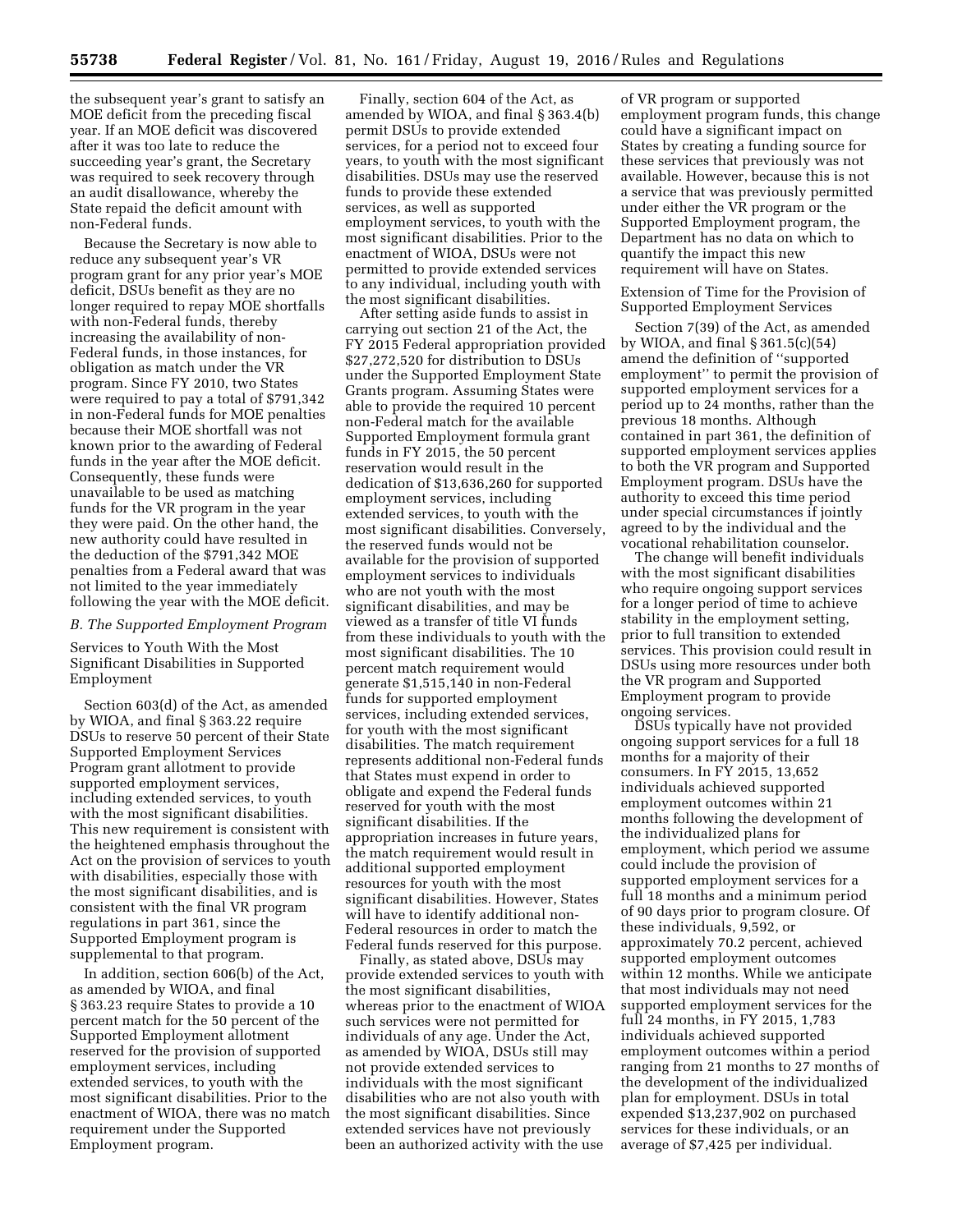the subsequent year's grant to satisfy an MOE deficit from the preceding fiscal year. If an MOE deficit was discovered after it was too late to reduce the succeeding year's grant, the Secretary was required to seek recovery through an audit disallowance, whereby the State repaid the deficit amount with non-Federal funds.

Because the Secretary is now able to reduce any subsequent year's VR program grant for any prior year's MOE deficit, DSUs benefit as they are no longer required to repay MOE shortfalls with non-Federal funds, thereby increasing the availability of non-Federal funds, in those instances, for obligation as match under the VR program. Since FY 2010, two States were required to pay a total of $791,342 in non-Federal funds for MOE penalties because their MOE shortfall was not known prior to the awarding of Federal funds in the year after the MOE deficit. Consequently, these funds were unavailable to be used as matching funds for the VR program in the year they were paid. On the other hand, the new authority could have resulted in the deduction of the $791,342 MOE penalties from a Federal award that was not limited to the year immediately following the year with the MOE deficit.

*B. The Supported Employment Program*

Services to Youth With the Most Significant Disabilities in Supported Employment

Section 603(d) of the Act, as amended by WIOA, and final § 363.22 require DSUs to reserve 50 percent of their State Supported Employment Services Program grant allotment to provide supported employment services, including extended services, to youth with the most significant disabilities. This new requirement is consistent with the heightened emphasis throughout the Act on the provision of services to youth with disabilities, especially those with the most significant disabilities, and is consistent with the final VR program regulations in part 361, since the Supported Employment program is supplemental to that program.

In addition, section 606(b) of the Act, as amended by WIOA, and final § 363.23 require States to provide a 10 percent match for the 50 percent of the Supported Employment allotment reserved for the provision of supported employment services, including extended services, to youth with the most significant disabilities. Prior to the enactment of WIOA, there was no match requirement under the Supported Employment program.

Finally, section 604 of the Act, as amended by WIOA, and final § 363.4(b) permit DSUs to provide extended services, for a period not to exceed four years, to youth with the most significant disabilities. DSUs may use the reserved funds to provide these extended services, as well as supported employment services, to youth with the most significant disabilities. Prior to the enactment of WIOA, DSUs were not permitted to provide extended services to any individual, including youth with the most significant disabilities.

After setting aside funds to assist in carrying out section 21 of the Act, the FY 2015 Federal appropriation provided $27,272,520 for distribution to DSUs under the Supported Employment State Grants program. Assuming States were able to provide the required 10 percent non-Federal match for the available Supported Employment formula grant funds in FY 2015, the 50 percent reservation would result in the dedication of $13,636,260 for supported employment services, including extended services, to youth with the most significant disabilities. Conversely, the reserved funds would not be available for the provision of supported employment services to individuals who are not youth with the most significant disabilities, and may be viewed as a transfer of title VI funds from these individuals to youth with the most significant disabilities. The 10 percent match requirement would generate $1,515,140 in non-Federal funds for supported employment services, including extended services, for youth with the most significant disabilities. The match requirement represents additional non-Federal funds that States must expend in order to obligate and expend the Federal funds reserved for youth with the most significant disabilities. If the appropriation increases in future years, the match requirement would result in additional supported employment resources for youth with the most significant disabilities. However, States will have to identify additional non-Federal resources in order to match the Federal funds reserved for this purpose.

Finally, as stated above, DSUs may provide extended services to youth with the most significant disabilities, whereas prior to the enactment of WIOA such services were not permitted for individuals of any age. Under the Act, as amended by WIOA, DSUs still may not provide extended services to individuals with the most significant disabilities who are not also youth with the most significant disabilities. Since extended services have not previously been an authorized activity with the use of VR program or supported employment program funds, this change could have a significant impact on States by creating a funding source for these services that previously was not available. However, because this is not a service that was previously permitted under either the VR program or the Supported Employment program, the Department has no data on which to quantify the impact this new requirement will have on States.

Extension of Time for the Provision of Supported Employment Services

Section 7(39) of the Act, as amended by WIOA, and final § 361.5(c)(54) amend the definition of "supported employment" to permit the provision of supported employment services for a period up to 24 months, rather than the previous 18 months. Although contained in part 361, the definition of supported employment services applies to both the VR program and Supported Employment program. DSUs have the authority to exceed this time period under special circumstances if jointly agreed to by the individual and the vocational rehabilitation counselor.

The change will benefit individuals with the most significant disabilities who require ongoing support services for a longer period of time to achieve stability in the employment setting, prior to full transition to extended services. This provision could result in DSUs using more resources under both the VR program and Supported Employment program to provide ongoing services.

DSUs typically have not provided ongoing support services for a full 18 months for a majority of their consumers. In FY 2015, 13,652 individuals achieved supported employment outcomes within 21 months following the development of the individualized plans for employment, which period we assume could include the provision of supported employment services for a full 18 months and a minimum period of 90 days prior to program closure. Of these individuals, 9,592, or approximately 70.2 percent, achieved supported employment outcomes within 12 months. While we anticipate that most individuals may not need supported employment services for the full 24 months, in FY 2015, 1,783 individuals achieved supported employment outcomes within a period ranging from 21 months to 27 months of the development of the individualized plan for employment. DSUs in total expended $13,237,902 on purchased services for these individuals, or an average of $7,425 per individual.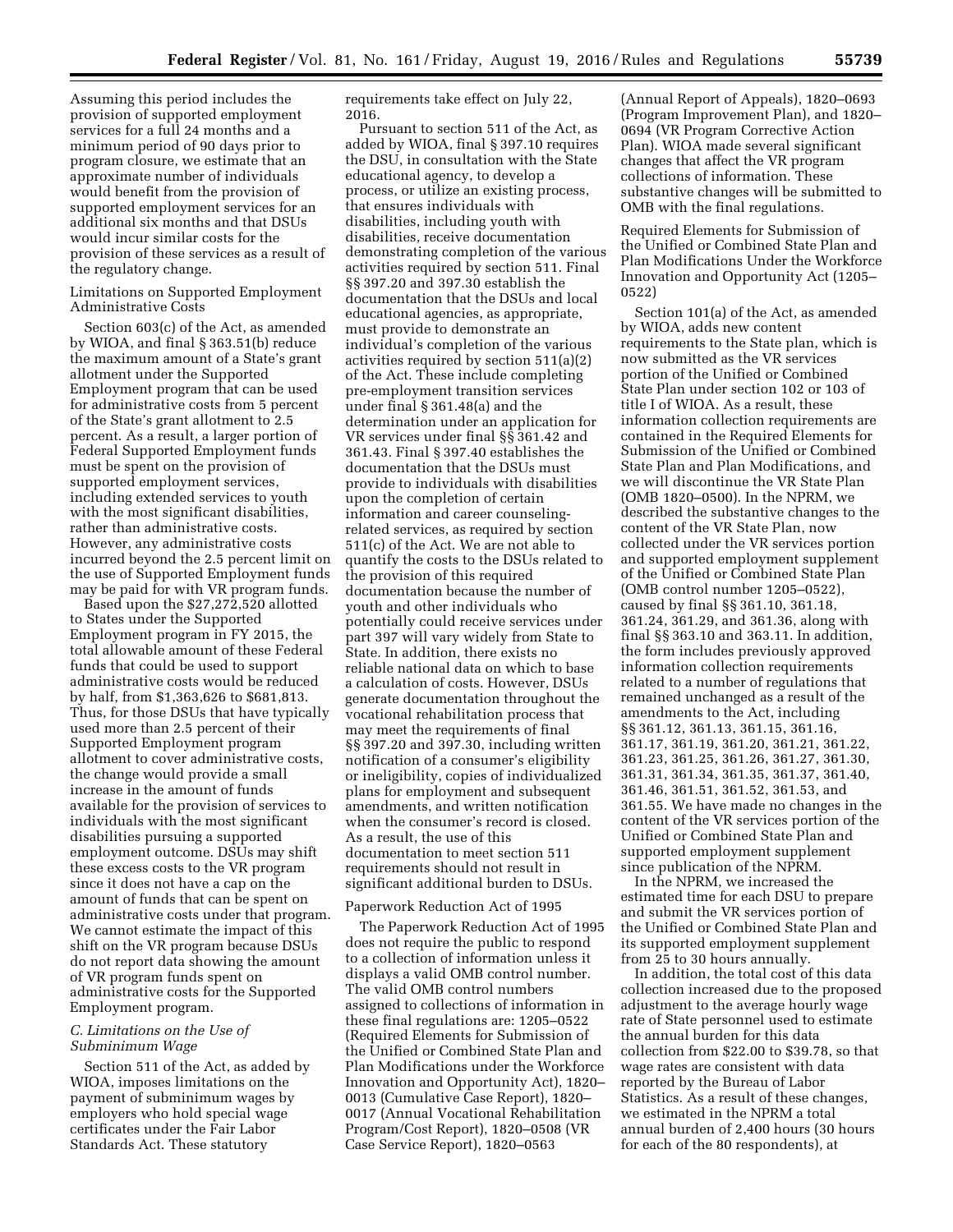Assuming this period includes the provision of supported employment services for a full 24 months and a minimum period of 90 days prior to program closure, we estimate that an approximate number of individuals would benefit from the provision of supported employment services for an additional six months and that DSUs would incur similar costs for the provision of these services as a result of the regulatory change.

Limitations on Supported Employment Administrative Costs

Section 603(c) of the Act, as amended by WIOA, and final § 363.51(b) reduce the maximum amount of a State's grant allotment under the Supported Employment program that can be used for administrative costs from 5 percent of the State's grant allotment to 2.5 percent. As a result, a larger portion of Federal Supported Employment funds must be spent on the provision of supported employment services, including extended services to youth with the most significant disabilities, rather than administrative costs. However, any administrative costs incurred beyond the 2.5 percent limit on the use of Supported Employment funds may be paid for with VR program funds.

Based upon the $27,272,520 allotted to States under the Supported Employment program in FY 2015, the total allowable amount of these Federal funds that could be used to support administrative costs would be reduced by half, from $1,363,626 to $681,813. Thus, for those DSUs that have typically used more than 2.5 percent of their Supported Employment program allotment to cover administrative costs, the change would provide a small increase in the amount of funds available for the provision of services to individuals with the most significant disabilities pursuing a supported employment outcome. DSUs may shift these excess costs to the VR program since it does not have a cap on the amount of funds that can be spent on administrative costs under that program. We cannot estimate the impact of this shift on the VR program because DSUs do not report data showing the amount of VR program funds spent on administrative costs for the Supported Employment program.

### *C. Limitations on the Use of Subminimum Wage*

Section 511 of the Act, as added by WIOA, imposes limitations on the payment of subminimum wages by employers who hold special wage certificates under the Fair Labor Standards Act. These statutory requirements take effect on July 22, 2016.

Pursuant to section 511 of the Act, as added by WIOA, final § 397.10 requires the DSU, in consultation with the State educational agency, to develop a process, or utilize an existing process, that ensures individuals with disabilities, including youth with disabilities, receive documentation demonstrating completion of the various activities required by section 511. Final §§ 397.20 and 397.30 establish the documentation that the DSUs and local educational agencies, as appropriate, must provide to demonstrate an individual's completion of the various activities required by section 511(a)(2) of the Act. These include completing pre-employment transition services under final § 361.48(a) and the determination under an application for VR services under final §§ 361.42 and 361.43. Final § 397.40 establishes the documentation that the DSUs must provide to individuals with disabilities upon the completion of certain information and career counseling-related services, as required by section 511(c) of the Act. We are not able to quantify the costs to the DSUs related to the provision of this required documentation because the number of youth and other individuals who potentially could receive services under part 397 will vary widely from State to State. In addition, there exists no reliable national data on which to base a calculation of costs. However, DSUs generate documentation throughout the vocational rehabilitation process that may meet the requirements of final §§ 397.20 and 397.30, including written notification of a consumer's eligibility or ineligibility, copies of individualized plans for employment and subsequent amendments, and written notification when the consumer's record is closed. As a result, the use of this documentation to meet section 511 requirements should not result in significant additional burden to DSUs.

Paperwork Reduction Act of 1995

The Paperwork Reduction Act of 1995 does not require the public to respond to a collection of information unless it displays a valid OMB control number. The valid OMB control numbers assigned to collections of information in these final regulations are: 1205–0522 (Required Elements for Submission of the Unified or Combined State Plan and Plan Modifications under the Workforce Innovation and Opportunity Act), 1820–0013 (Cumulative Case Report), 1820–0017 (Annual Vocational Rehabilitation Program/Cost Report), 1820–0508 (VR Case Service Report), 1820–0563 (Annual Report of Appeals), 1820–0693 (Program Improvement Plan), and 1820–0694 (VR Program Corrective Action Plan). WIOA made several significant changes that affect the VR program collections of information. These substantive changes will be submitted to OMB with the final regulations.

Required Elements for Submission of the Unified or Combined State Plan and Plan Modifications Under the Workforce Innovation and Opportunity Act (1205–0522)

Section 101(a) of the Act, as amended by WIOA, adds new content requirements to the State plan, which is now submitted as the VR services portion of the Unified or Combined State Plan under section 102 or 103 of title I of WIOA. As a result, these information collection requirements are contained in the Required Elements for Submission of the Unified or Combined State Plan and Plan Modifications, and we will discontinue the VR State Plan (OMB 1820–0500). In the NPRM, we described the substantive changes to the content of the VR State Plan, now collected under the VR services portion and supported employment supplement of the Unified or Combined State Plan (OMB control number 1205–0522), caused by final §§ 361.10, 361.18, 361.24, 361.29, and 361.36, along with final §§ 363.10 and 363.11. In addition, the form includes previously approved information collection requirements related to a number of regulations that remained unchanged as a result of the amendments to the Act, including §§ 361.12, 361.13, 361.15, 361.16, 361.17, 361.19, 361.20, 361.21, 361.22, 361.23, 361.25, 361.26, 361.27, 361.30, 361.31, 361.34, 361.35, 361.37, 361.40, 361.46, 361.51, 361.52, 361.53, and 361.55. We have made no changes in the content of the VR services portion of the Unified or Combined State Plan and supported employment supplement since publication of the NPRM.

In the NPRM, we increased the estimated time for each DSU to prepare and submit the VR services portion of the Unified or Combined State Plan and its supported employment supplement from 25 to 30 hours annually.

In addition, the total cost of this data collection increased due to the proposed adjustment to the average hourly wage rate of State personnel used to estimate the annual burden for this data collection from $22.00 to $39.78, so that wage rates are consistent with data reported by the Bureau of Labor Statistics. As a result of these changes, we estimated in the NPRM a total annual burden of 2,400 hours (30 hours for each of the 80 respondents), at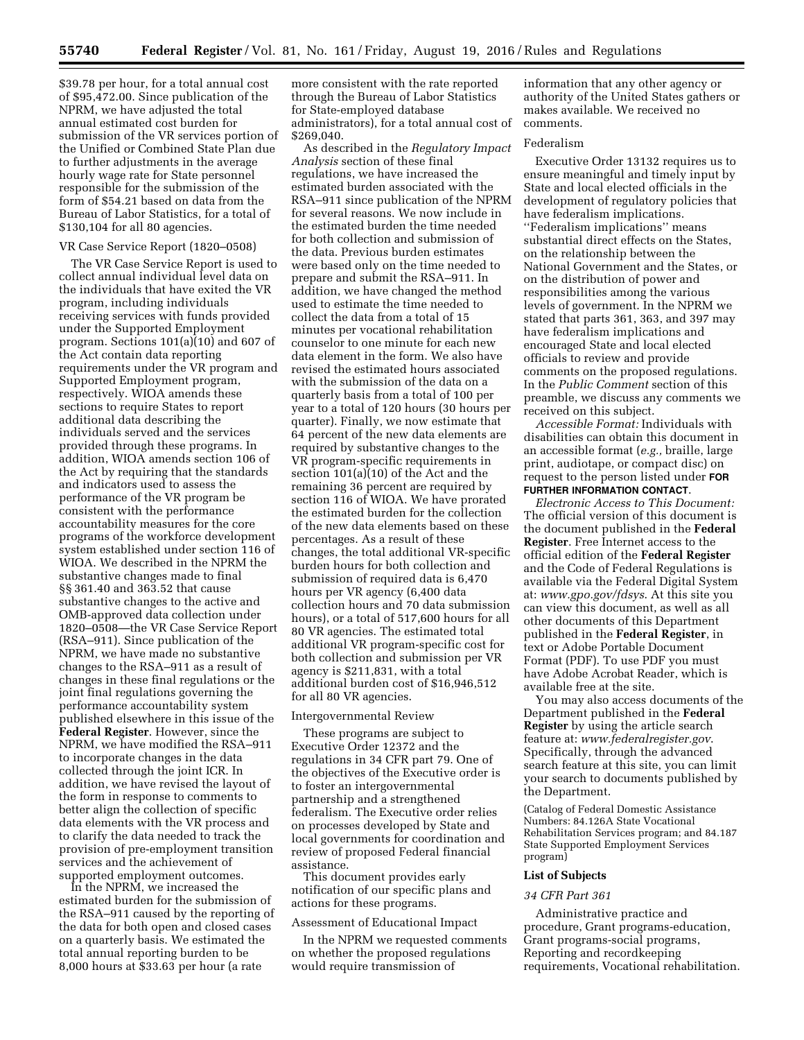$39.78 per hour, for a total annual cost of $95,472.00. Since publication of the NPRM, we have adjusted the total annual estimated cost burden for submission of the VR services portion of the Unified or Combined State Plan due to further adjustments in the average hourly wage rate for State personnel responsible for the submission of the form of $54.21 based on data from the Bureau of Labor Statistics, for a total of $130,104 for all 80 agencies.

VR Case Service Report (1820–0508)

The VR Case Service Report is used to collect annual individual level data on the individuals that have exited the VR program, including individuals receiving services with funds provided under the Supported Employment program. Sections 101(a)(10) and 607 of the Act contain data reporting requirements under the VR program and Supported Employment program, respectively. WIOA amends these sections to require States to report additional data describing the individuals served and the services provided through these programs. In addition, WIOA amends section 106 of the Act by requiring that the standards and indicators used to assess the performance of the VR program be consistent with the performance accountability measures for the core programs of the workforce development system established under section 116 of WIOA. We described in the NPRM the substantive changes made to final §§ 361.40 and 363.52 that cause substantive changes to the active and OMB-approved data collection under 1820–0508—the VR Case Service Report (RSA–911). Since publication of the NPRM, we have made no substantive changes to the RSA–911 as a result of changes in these final regulations or the joint final regulations governing the performance accountability system published elsewhere in this issue of the **Federal Register**. However, since the NPRM, we have modified the RSA–911 to incorporate changes in the data collected through the joint ICR. In addition, we have revised the layout of the form in response to comments to better align the collection of specific data elements with the VR process and to clarify the data needed to track the provision of pre-employment transition services and the achievement of supported employment outcomes.

In the NPRM, we increased the estimated burden for the submission of the RSA–911 caused by the reporting of the data for both open and closed cases on a quarterly basis. We estimated the total annual reporting burden to be 8,000 hours at $33.63 per hour (a rate more consistent with the rate reported through the Bureau of Labor Statistics for State-employed database administrators), for a total annual cost of $269,040.

As described in the *Regulatory Impact Analysis* section of these final regulations, we have increased the estimated burden associated with the RSA–911 since publication of the NPRM for several reasons. We now include in the estimated burden the time needed for both collection and submission of the data. Previous burden estimates were based only on the time needed to prepare and submit the RSA–911. In addition, we have changed the method used to estimate the time needed to collect the data from a total of 15 minutes per vocational rehabilitation counselor to one minute for each new data element in the form. We also have revised the estimated hours associated with the submission of the data on a quarterly basis from a total of 100 per year to a total of 120 hours (30 hours per quarter). Finally, we now estimate that 64 percent of the new data elements are required by substantive changes to the VR program-specific requirements in section 101(a)(10) of the Act and the remaining 36 percent are required by section 116 of WIOA. We have prorated the estimated burden for the collection of the new data elements based on these percentages. As a result of these changes, the total additional VR-specific burden hours for both collection and submission of required data is 6,470 hours per VR agency (6,400 data collection hours and 70 data submission hours), or a total of 517,600 hours for all 80 VR agencies. The estimated total additional VR program-specific cost for both collection and submission per VR agency is $211,831, with a total additional burden cost of $16,946,512 for all 80 VR agencies.

Intergovernmental Review

These programs are subject to Executive Order 12372 and the regulations in 34 CFR part 79. One of the objectives of the Executive order is to foster an intergovernmental partnership and a strengthened federalism. The Executive order relies on processes developed by State and local governments for coordination and review of proposed Federal financial assistance.

This document provides early notification of our specific plans and actions for these programs.

Assessment of Educational Impact

In the NPRM we requested comments on whether the proposed regulations would require transmission of information that any other agency or authority of the United States gathers or makes available. We received no comments.

Federalism

Executive Order 13132 requires us to ensure meaningful and timely input by State and local elected officials in the development of regulatory policies that have federalism implications. ''Federalism implications'' means substantial direct effects on the States, on the relationship between the National Government and the States, or on the distribution of power and responsibilities among the various levels of government. In the NPRM we stated that parts 361, 363, and 397 may have federalism implications and encouraged State and local elected officials to review and provide comments on the proposed regulations. In the *Public Comment* section of this preamble, we discuss any comments we received on this subject.

*Accessible Format:* Individuals with disabilities can obtain this document in an accessible format (*e.g.,* braille, large print, audiotape, or compact disc) on request to the person listed under **FOR FURTHER INFORMATION CONTACT**.

*Electronic Access to This Document:* The official version of this document is the document published in the **Federal Register**. Free Internet access to the official edition of the **Federal Register** and the Code of Federal Regulations is available via the Federal Digital System at: *www.gpo.gov/fdsys*. At this site you can view this document, as well as all other documents of this Department published in the **Federal Register**, in text or Adobe Portable Document Format (PDF). To use PDF you must have Adobe Acrobat Reader, which is available free at the site.

You may also access documents of the Department published in the **Federal Register** by using the article search feature at: *www.federalregister.gov*. Specifically, through the advanced search feature at this site, you can limit your search to documents published by the Department.

(Catalog of Federal Domestic Assistance Numbers: 84.126A State Vocational Rehabilitation Services program; and 84.187 State Supported Employment Services program)

**List of Subjects**

*34 CFR Part 361*

Administrative practice and procedure, Grant programs-education, Grant programs-social programs, Reporting and recordkeeping requirements, Vocational rehabilitation.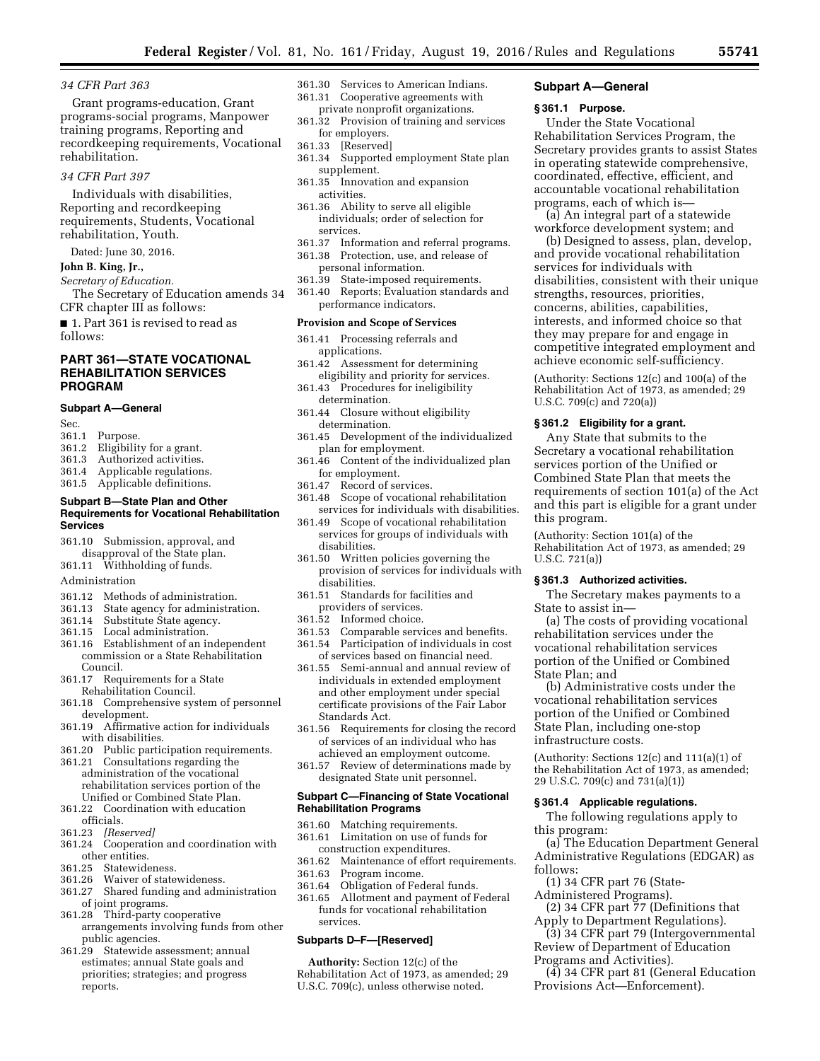*34 CFR Part 363*

Grant programs-education, Grant programs-social programs, Manpower training programs, Reporting and recordkeeping requirements, Vocational rehabilitation.

*34 CFR Part 397*

Individuals with disabilities, Reporting and recordkeeping requirements, Students, Vocational rehabilitation, Youth.

Dated: June 30, 2016.

**John B. King, Jr.,**

*Secretary of Education.*

The Secretary of Education amends 34 CFR chapter III as follows:

■ 1. Part 361 is revised to read as follows:

## PART 361—STATE VOCATIONAL REHABILITATION SERVICES PROGRAM

**Subpart A—General**

Sec.
361.1 Purpose.
361.2 Eligibility for a grant.
361.3 Authorized activities.
361.4 Applicable regulations.
361.5 Applicable definitions.

**Subpart B—State Plan and Other Requirements for Vocational Rehabilitation Services**

361.10 Submission, approval, and disapproval of the State plan.
361.11 Withholding of funds.

Administration

361.12 Methods of administration.
361.13 State agency for administration.
361.14 Substitute State agency.
361.15 Local administration.
361.16 Establishment of an independent commission or a State Rehabilitation Council.
361.17 Requirements for a State Rehabilitation Council.
361.18 Comprehensive system of personnel development.
361.19 Affirmative action for individuals with disabilities.
361.20 Public participation requirements.
361.21 Consultations regarding the administration of the vocational rehabilitation services portion of the Unified or Combined State Plan.
361.22 Coordination with education officials.
361.23 *[Reserved]*
361.24 Cooperation and coordination with other entities.
361.25 Statewideness.
361.26 Waiver of statewideness.
361.27 Shared funding and administration of joint programs.
361.28 Third-party cooperative arrangements involving funds from other public agencies.
361.29 Statewide assessment; annual estimates; annual State goals and priorities; strategies; and progress reports.
361.30 Services to American Indians.
361.31 Cooperative agreements with private nonprofit organizations.
361.32 Provision of training and services for employers.
361.33 [Reserved]
361.34 Supported employment State plan supplement.
361.35 Innovation and expansion activities.
361.36 Ability to serve all eligible individuals; order of selection for services.
361.37 Information and referral programs.
361.38 Protection, use, and release of personal information.
361.39 State-imposed requirements.
361.40 Reports; Evaluation standards and performance indicators.

**Provision and Scope of Services**

361.41 Processing referrals and applications.
361.42 Assessment for determining eligibility and priority for services.
361.43 Procedures for ineligibility determination.
361.44 Closure without eligibility determination.
361.45 Development of the individualized plan for employment.
361.46 Content of the individualized plan for employment.
361.47 Record of services.
361.48 Scope of vocational rehabilitation services for individuals with disabilities.
361.49 Scope of vocational rehabilitation services for groups of individuals with disabilities.
361.50 Written policies governing the provision of services for individuals with disabilities.
361.51 Standards for facilities and providers of services.
361.52 Informed choice.
361.53 Comparable services and benefits.
361.54 Participation of individuals in cost of services based on financial need.
361.55 Semi-annual and annual review of individuals in extended employment and other employment under special certificate provisions of the Fair Labor Standards Act.
361.56 Requirements for closing the record of services of an individual who has achieved an employment outcome.
361.57 Review of determinations made by designated State unit personnel.

**Subpart C—Financing of State Vocational Rehabilitation Programs**

361.60 Matching requirements.
361.61 Limitation on use of funds for construction expenditures.
361.62 Maintenance of effort requirements.
361.63 Program income.
361.64 Obligation of Federal funds.
361.65 Allotment and payment of Federal funds for vocational rehabilitation services.

**Subparts D–F—[Reserved]**

**Authority:** Section 12(c) of the Rehabilitation Act of 1973, as amended; 29 U.S.C. 709(c), unless otherwise noted.

### Subpart A—General

#### § 361.1 Purpose.

Under the State Vocational Rehabilitation Services Program, the Secretary provides grants to assist States in operating statewide comprehensive, coordinated, effective, efficient, and accountable vocational rehabilitation programs, each of which is—

(a) An integral part of a statewide workforce development system; and

(b) Designed to assess, plan, develop, and provide vocational rehabilitation services for individuals with disabilities, consistent with their unique strengths, resources, priorities, concerns, abilities, capabilities, interests, and informed choice so that they may prepare for and engage in competitive integrated employment and achieve economic self-sufficiency.

(Authority: Sections 12(c) and 100(a) of the Rehabilitation Act of 1973, as amended; 29 U.S.C. 709(c) and 720(a))

#### § 361.2 Eligibility for a grant.

Any State that submits to the Secretary a vocational rehabilitation services portion of the Unified or Combined State Plan that meets the requirements of section 101(a) of the Act and this part is eligible for a grant under this program.

(Authority: Section 101(a) of the Rehabilitation Act of 1973, as amended; 29 U.S.C. 721(a))

#### § 361.3 Authorized activities.

The Secretary makes payments to a State to assist in—

(a) The costs of providing vocational rehabilitation services under the vocational rehabilitation services portion of the Unified or Combined State Plan; and

(b) Administrative costs under the vocational rehabilitation services portion of the Unified or Combined State Plan, including one-stop infrastructure costs.

(Authority: Sections 12(c) and 111(a)(1) of the Rehabilitation Act of 1973, as amended; 29 U.S.C. 709(c) and 731(a)(1))

#### § 361.4 Applicable regulations.

The following regulations apply to this program:

(a) The Education Department General Administrative Regulations (EDGAR) as follows:

(1) 34 CFR part 76 (State-Administered Programs).

(2) 34 CFR part 77 (Definitions that Apply to Department Regulations).

(3) 34 CFR part 79 (Intergovernmental Review of Department of Education Programs and Activities).

(4) 34 CFR part 81 (General Education Provisions Act—Enforcement).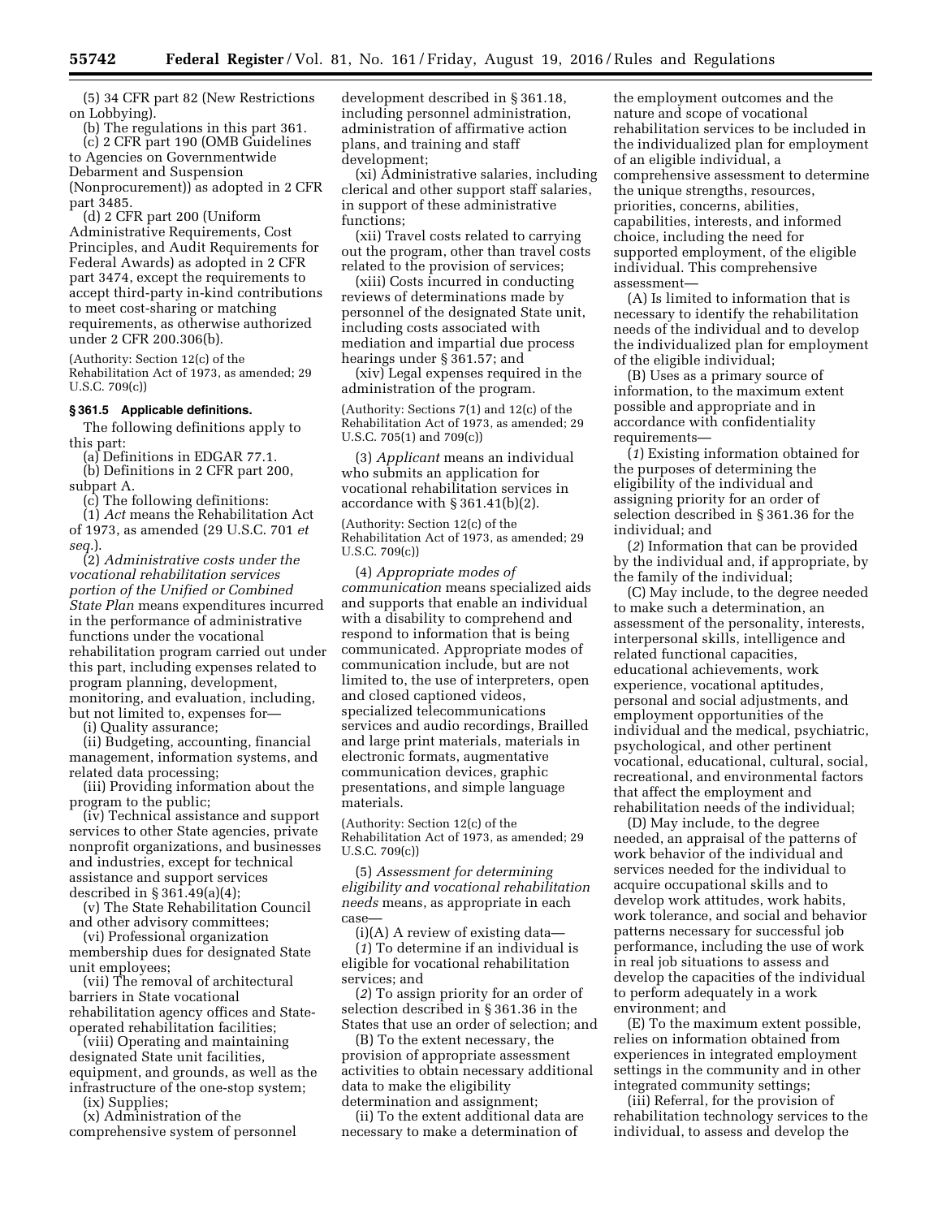(5) 34 CFR part 82 (New Restrictions on Lobbying).

(b) The regulations in this part 361.

(c) 2 CFR part 190 (OMB Guidelines to Agencies on Governmentwide Debarment and Suspension (Nonprocurement)) as adopted in 2 CFR part 3485.

(d) 2 CFR part 200 (Uniform Administrative Requirements, Cost Principles, and Audit Requirements for Federal Awards) as adopted in 2 CFR part 3474, except the requirements to accept third-party in-kind contributions to meet cost-sharing or matching requirements, as otherwise authorized under 2 CFR 200.306(b).

(Authority: Section 12(c) of the Rehabilitation Act of 1973, as amended; 29 U.S.C. 709(c))

**§ 361.5 Applicable definitions.**

The following definitions apply to this part:

(a) Definitions in EDGAR 77.1.

(b) Definitions in 2 CFR part 200, subpart A.

(c) The following definitions:

(1) *Act* means the Rehabilitation Act of 1973, as amended (29 U.S.C. 701 *et seq.*).

(2) *Administrative costs under the vocational rehabilitation services portion of the Unified or Combined State Plan* means expenditures incurred in the performance of administrative functions under the vocational rehabilitation program carried out under this part, including expenses related to program planning, development, monitoring, and evaluation, including, but not limited to, expenses for—

(i) Quality assurance;

(ii) Budgeting, accounting, financial management, information systems, and related data processing;

(iii) Providing information about the program to the public;

(iv) Technical assistance and support services to other State agencies, private nonprofit organizations, and businesses and industries, except for technical assistance and support services described in § 361.49(a)(4);

(v) The State Rehabilitation Council and other advisory committees;

(vi) Professional organization membership dues for designated State unit employees;

(vii) The removal of architectural barriers in State vocational rehabilitation agency offices and State-operated rehabilitation facilities;

(viii) Operating and maintaining designated State unit facilities, equipment, and grounds, as well as the infrastructure of the one-stop system;

(ix) Supplies;

(x) Administration of the comprehensive system of personnel development described in § 361.18, including personnel administration, administration of affirmative action plans, and training and staff development;

(xi) Administrative salaries, including clerical and other support staff salaries, in support of these administrative functions;

(xii) Travel costs related to carrying out the program, other than travel costs related to the provision of services;

(xiii) Costs incurred in conducting reviews of determinations made by personnel of the designated State unit, including costs associated with mediation and impartial due process hearings under § 361.57; and

(xiv) Legal expenses required in the administration of the program.

(Authority: Sections 7(1) and 12(c) of the Rehabilitation Act of 1973, as amended; 29 U.S.C. 705(1) and 709(c))

(3) *Applicant* means an individual who submits an application for vocational rehabilitation services in accordance with § 361.41(b)(2).

(Authority: Section 12(c) of the Rehabilitation Act of 1973, as amended; 29 U.S.C. 709(c))

(4) *Appropriate modes of communication* means specialized aids and supports that enable an individual with a disability to comprehend and respond to information that is being communicated. Appropriate modes of communication include, but are not limited to, the use of interpreters, open and closed captioned videos, specialized telecommunications services and audio recordings, Brailled and large print materials, materials in electronic formats, augmentative communication devices, graphic presentations, and simple language materials.

(Authority: Section 12(c) of the Rehabilitation Act of 1973, as amended; 29 U.S.C. 709(c))

(5) *Assessment for determining eligibility and vocational rehabilitation needs* means, as appropriate in each case—

(i)(A) A review of existing data—

(*1*) To determine if an individual is eligible for vocational rehabilitation services; and

(*2*) To assign priority for an order of selection described in § 361.36 in the States that use an order of selection; and

(B) To the extent necessary, the provision of appropriate assessment activities to obtain necessary additional data to make the eligibility determination and assignment;

(ii) To the extent additional data are necessary to make a determination of the employment outcomes and the nature and scope of vocational rehabilitation services to be included in the individualized plan for employment of an eligible individual, a comprehensive assessment to determine the unique strengths, resources, priorities, concerns, abilities, capabilities, interests, and informed choice, including the need for supported employment, of the eligible individual. This comprehensive assessment—

(A) Is limited to information that is necessary to identify the rehabilitation needs of the individual and to develop the individualized plan for employment of the eligible individual;

(B) Uses as a primary source of information, to the maximum extent possible and appropriate and in accordance with confidentiality requirements—

(*1*) Existing information obtained for the purposes of determining the eligibility of the individual and assigning priority for an order of selection described in § 361.36 for the individual; and

(*2*) Information that can be provided by the individual and, if appropriate, by the family of the individual;

(C) May include, to the degree needed to make such a determination, an assessment of the personality, interests, interpersonal skills, intelligence and related functional capacities, educational achievements, work experience, vocational aptitudes, personal and social adjustments, and employment opportunities of the individual and the medical, psychiatric, psychological, and other pertinent vocational, educational, cultural, social, recreational, and environmental factors that affect the employment and rehabilitation needs of the individual;

(D) May include, to the degree needed, an appraisal of the patterns of work behavior of the individual and services needed for the individual to acquire occupational skills and to develop work attitudes, work habits, work tolerance, and social and behavior patterns necessary for successful job performance, including the use of work in real job situations to assess and develop the capacities of the individual to perform adequately in a work environment; and

(E) To the maximum extent possible, relies on information obtained from experiences in integrated employment settings in the community and in other integrated community settings;

(iii) Referral, for the provision of rehabilitation technology services to the individual, to assess and develop the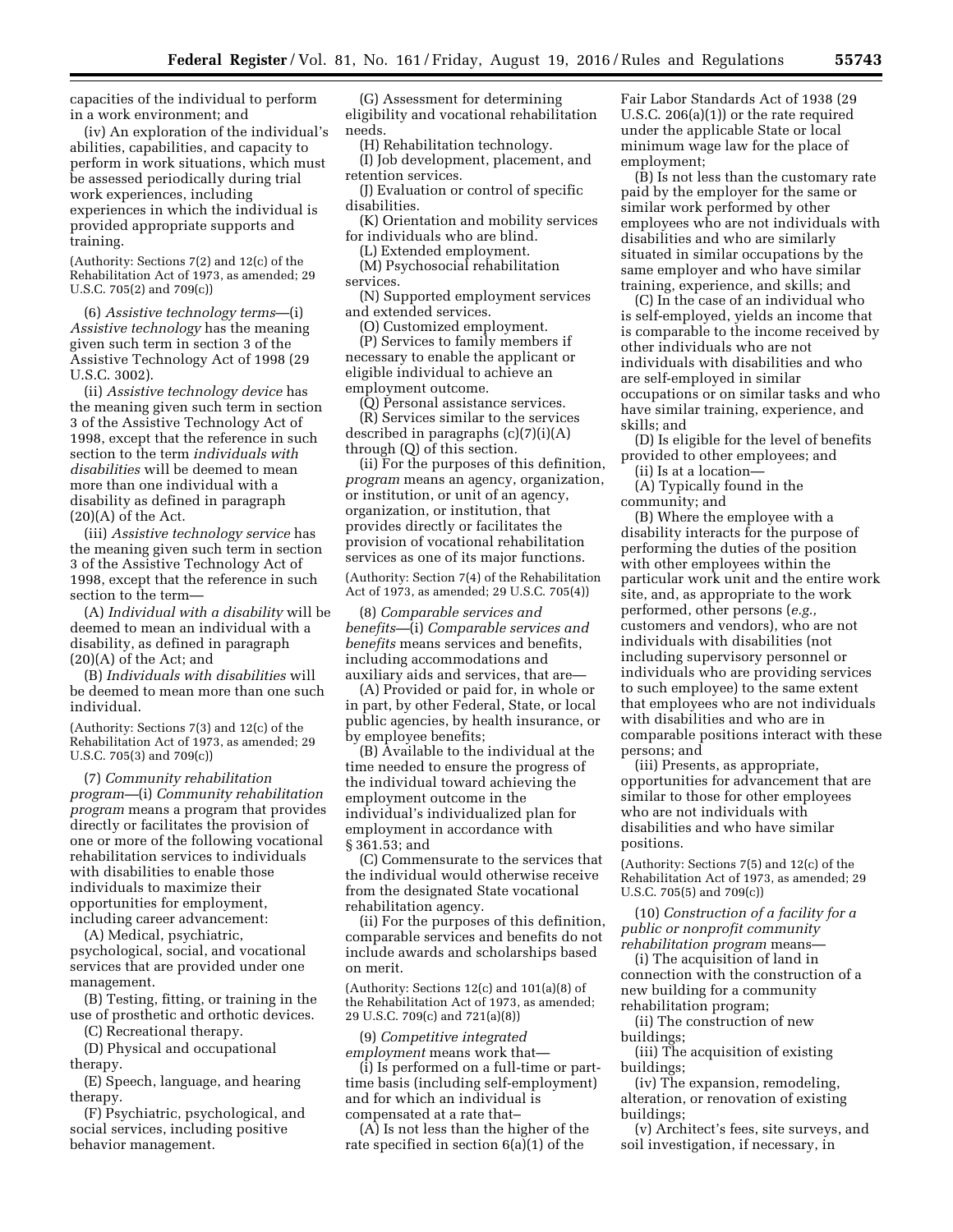capacities of the individual to perform in a work environment; and

(iv) An exploration of the individual's abilities, capabilities, and capacity to perform in work situations, which must be assessed periodically during trial work experiences, including experiences in which the individual is provided appropriate supports and training.

(Authority: Sections 7(2) and 12(c) of the Rehabilitation Act of 1973, as amended; 29 U.S.C. 705(2) and 709(c))

(6) *Assistive technology terms*—(i) *Assistive technology* has the meaning given such term in section 3 of the Assistive Technology Act of 1998 (29 U.S.C. 3002).

(ii) *Assistive technology device* has the meaning given such term in section 3 of the Assistive Technology Act of 1998, except that the reference in such section to the term *individuals with disabilities* will be deemed to mean more than one individual with a disability as defined in paragraph (20)(A) of the Act.

(iii) *Assistive technology service* has the meaning given such term in section 3 of the Assistive Technology Act of 1998, except that the reference in such section to the term—

(A) *Individual with a disability* will be deemed to mean an individual with a disability, as defined in paragraph (20)(A) of the Act; and

(B) *Individuals with disabilities* will be deemed to mean more than one such individual.

(Authority: Sections 7(3) and 12(c) of the Rehabilitation Act of 1973, as amended; 29 U.S.C. 705(3) and 709(c))

(7) *Community rehabilitation program*—(i) *Community rehabilitation program* means a program that provides directly or facilitates the provision of one or more of the following vocational rehabilitation services to individuals with disabilities to enable those individuals to maximize their opportunities for employment, including career advancement:

(A) Medical, psychiatric, psychological, social, and vocational services that are provided under one management.

(B) Testing, fitting, or training in the use of prosthetic and orthotic devices.

(C) Recreational therapy.

(D) Physical and occupational therapy.

(E) Speech, language, and hearing therapy.

(F) Psychiatric, psychological, and social services, including positive behavior management.

(G) Assessment for determining eligibility and vocational rehabilitation needs.

(H) Rehabilitation technology.

(I) Job development, placement, and retention services.

(J) Evaluation or control of specific disabilities.

(K) Orientation and mobility services for individuals who are blind.

(L) Extended employment.

(M) Psychosocial rehabilitation services.

(N) Supported employment services and extended services.

(O) Customized employment.

(P) Services to family members if necessary to enable the applicant or eligible individual to achieve an employment outcome.

(Q) Personal assistance services.

(R) Services similar to the services described in paragraphs (c)(7)(i)(A) through (Q) of this section.

(ii) For the purposes of this definition, *program* means an agency, organization, or institution, or unit of an agency, organization, or institution, that provides directly or facilitates the provision of vocational rehabilitation services as one of its major functions.

(Authority: Section 7(4) of the Rehabilitation Act of 1973, as amended; 29 U.S.C. 705(4))

(8) *Comparable services and benefits*—(i) *Comparable services and benefits* means services and benefits, including accommodations and auxiliary aids and services, that are—

(A) Provided or paid for, in whole or in part, by other Federal, State, or local public agencies, by health insurance, or by employee benefits;

(B) Available to the individual at the time needed to ensure the progress of the individual toward achieving the employment outcome in the individual's individualized plan for employment in accordance with § 361.53; and

(C) Commensurate to the services that the individual would otherwise receive from the designated State vocational rehabilitation agency.

(ii) For the purposes of this definition, comparable services and benefits do not include awards and scholarships based on merit.

(Authority: Sections 12(c) and 101(a)(8) of the Rehabilitation Act of 1973, as amended; 29 U.S.C. 709(c) and 721(a)(8))

(9) *Competitive integrated employment* means work that—

(i) Is performed on a full-time or part-time basis (including self-employment) and for which an individual is compensated at a rate that–

(A) Is not less than the higher of the rate specified in section 6(a)(1) of the Fair Labor Standards Act of 1938 (29 U.S.C. 206(a)(1)) or the rate required under the applicable State or local minimum wage law for the place of employment;

(B) Is not less than the customary rate paid by the employer for the same or similar work performed by other employees who are not individuals with disabilities and who are similarly situated in similar occupations by the same employer and who have similar training, experience, and skills; and

(C) In the case of an individual who is self-employed, yields an income that is comparable to the income received by other individuals who are not individuals with disabilities and who are self-employed in similar occupations or on similar tasks and who have similar training, experience, and skills; and

(D) Is eligible for the level of benefits provided to other employees; and

(ii) Is at a location—

(A) Typically found in the community; and

(B) Where the employee with a disability interacts for the purpose of performing the duties of the position with other employees within the particular work unit and the entire work site, and, as appropriate to the work performed, other persons (*e.g.,* customers and vendors), who are not individuals with disabilities (not including supervisory personnel or individuals who are providing services to such employee) to the same extent that employees who are not individuals with disabilities and who are in comparable positions interact with these persons; and

(iii) Presents, as appropriate, opportunities for advancement that are similar to those for other employees who are not individuals with disabilities and who have similar positions.

(Authority: Sections 7(5) and 12(c) of the Rehabilitation Act of 1973, as amended; 29 U.S.C. 705(5) and 709(c))

(10) *Construction of a facility for a public or nonprofit community rehabilitation program* means—

(i) The acquisition of land in connection with the construction of a new building for a community rehabilitation program;

(ii) The construction of new buildings;

(iii) The acquisition of existing buildings;

(iv) The expansion, remodeling, alteration, or renovation of existing buildings;

(v) Architect's fees, site surveys, and soil investigation, if necessary, in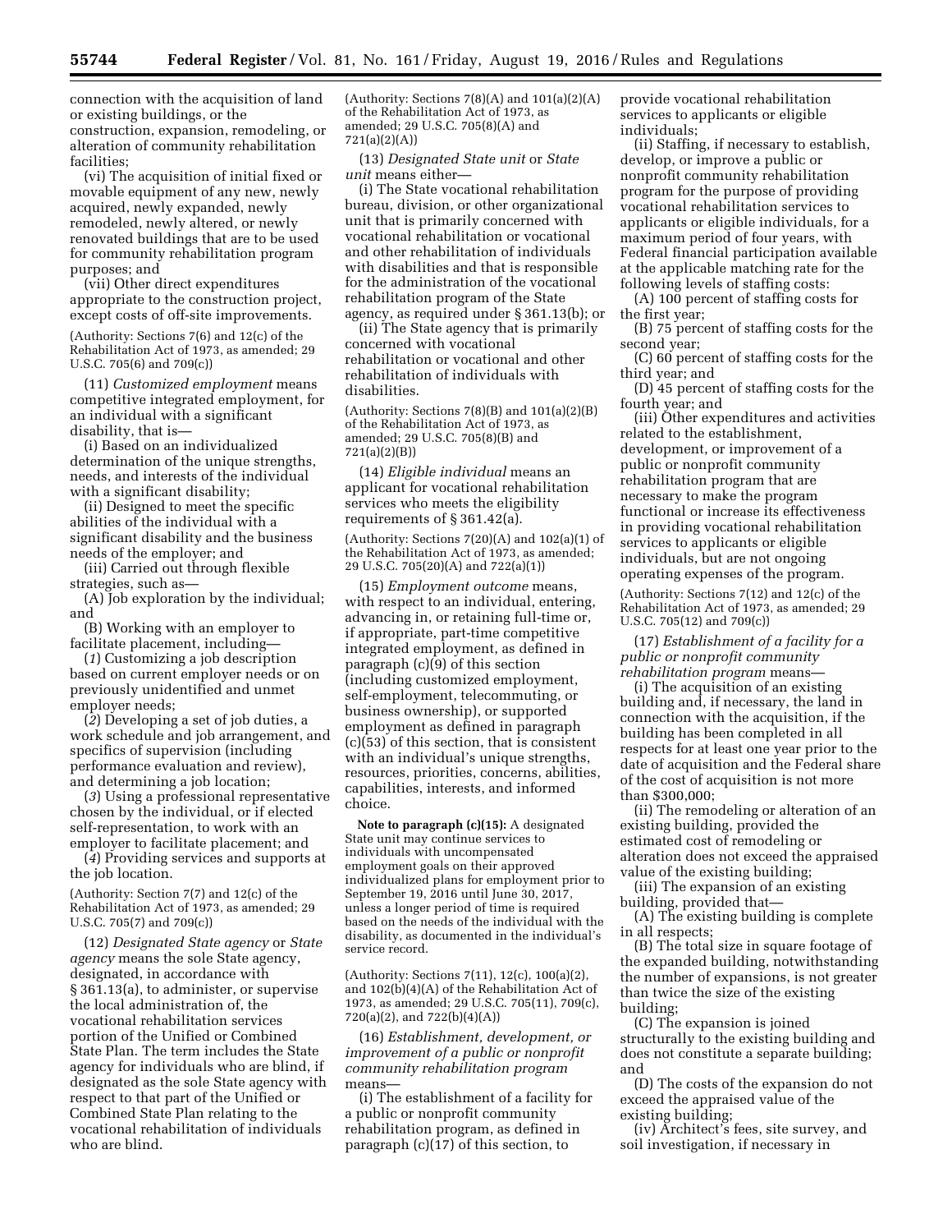connection with the acquisition of land or existing buildings, or the construction, expansion, remodeling, or alteration of community rehabilitation facilities;

(vi) The acquisition of initial fixed or movable equipment of any new, newly acquired, newly expanded, newly remodeled, newly altered, or newly renovated buildings that are to be used for community rehabilitation program purposes; and

(vii) Other direct expenditures appropriate to the construction project, except costs of off-site improvements.

(Authority: Sections 7(6) and 12(c) of the Rehabilitation Act of 1973, as amended; 29 U.S.C. 705(6) and 709(c))

(11) *Customized employment* means competitive integrated employment, for an individual with a significant disability, that is—

(i) Based on an individualized determination of the unique strengths, needs, and interests of the individual with a significant disability;

(ii) Designed to meet the specific abilities of the individual with a significant disability and the business needs of the employer; and

(iii) Carried out through flexible strategies, such as—

(A) Job exploration by the individual; and

(B) Working with an employer to facilitate placement, including—

(*1*) Customizing a job description based on current employer needs or on previously unidentified and unmet employer needs;

(*2*) Developing a set of job duties, a work schedule and job arrangement, and specifics of supervision (including performance evaluation and review), and determining a job location;

(*3*) Using a professional representative chosen by the individual, or if elected self-representation, to work with an employer to facilitate placement; and

(*4*) Providing services and supports at the job location.

(Authority: Section 7(7) and 12(c) of the Rehabilitation Act of 1973, as amended; 29 U.S.C. 705(7) and 709(c))

(12) *Designated State agency* or *State agency* means the sole State agency, designated, in accordance with § 361.13(a), to administer, or supervise the local administration of, the vocational rehabilitation services portion of the Unified or Combined State Plan. The term includes the State agency for individuals who are blind, if designated as the sole State agency with respect to that part of the Unified or Combined State Plan relating to the vocational rehabilitation of individuals who are blind.

(Authority: Sections 7(8)(A) and 101(a)(2)(A) of the Rehabilitation Act of 1973, as amended; 29 U.S.C. 705(8)(A) and 721(a)(2)(A))

(13) *Designated State unit* or *State unit* means either—

(i) The State vocational rehabilitation bureau, division, or other organizational unit that is primarily concerned with vocational rehabilitation or vocational and other rehabilitation of individuals with disabilities and that is responsible for the administration of the vocational rehabilitation program of the State agency, as required under § 361.13(b); or

(ii) The State agency that is primarily concerned with vocational rehabilitation or vocational and other rehabilitation of individuals with disabilities.

(Authority: Sections 7(8)(B) and 101(a)(2)(B) of the Rehabilitation Act of 1973, as amended; 29 U.S.C. 705(8)(B) and 721(a)(2)(B))

(14) *Eligible individual* means an applicant for vocational rehabilitation services who meets the eligibility requirements of § 361.42(a).

(Authority: Sections 7(20)(A) and 102(a)(1) of the Rehabilitation Act of 1973, as amended; 29 U.S.C. 705(20)(A) and 722(a)(1))

(15) *Employment outcome* means, with respect to an individual, entering, advancing in, or retaining full-time or, if appropriate, part-time competitive integrated employment, as defined in paragraph (c)(9) of this section (including customized employment, self-employment, telecommuting, or business ownership), or supported employment as defined in paragraph (c)(53) of this section, that is consistent with an individual's unique strengths, resources, priorities, concerns, abilities, capabilities, interests, and informed choice.

**Note to paragraph (c)(15):** A designated State unit may continue services to individuals with uncompensated employment goals on their approved individualized plans for employment prior to September 19, 2016 until June 30, 2017, unless a longer period of time is required based on the needs of the individual with the disability, as documented in the individual's service record.

(Authority: Sections 7(11), 12(c), 100(a)(2), and 102(b)(4)(A) of the Rehabilitation Act of 1973, as amended; 29 U.S.C. 705(11), 709(c), 720(a)(2), and 722(b)(4)(A))

(16) *Establishment, development, or improvement of a public or nonprofit community rehabilitation program* means—

(i) The establishment of a facility for a public or nonprofit community rehabilitation program, as defined in paragraph (c)(17) of this section, to provide vocational rehabilitation services to applicants or eligible individuals;

(ii) Staffing, if necessary to establish, develop, or improve a public or nonprofit community rehabilitation program for the purpose of providing vocational rehabilitation services to applicants or eligible individuals, for a maximum period of four years, with Federal financial participation available at the applicable matching rate for the following levels of staffing costs:

(A) 100 percent of staffing costs for the first year;

(B) 75 percent of staffing costs for the second year;

(C) 60 percent of staffing costs for the third year; and

(D) 45 percent of staffing costs for the fourth year; and

(iii) Other expenditures and activities related to the establishment, development, or improvement of a public or nonprofit community rehabilitation program that are necessary to make the program functional or increase its effectiveness in providing vocational rehabilitation services to applicants or eligible individuals, but are not ongoing operating expenses of the program.

(Authority: Sections 7(12) and 12(c) of the Rehabilitation Act of 1973, as amended; 29 U.S.C. 705(12) and 709(c))

(17) *Establishment of a facility for a public or nonprofit community rehabilitation program* means—

(i) The acquisition of an existing building and, if necessary, the land in connection with the acquisition, if the building has been completed in all respects for at least one year prior to the date of acquisition and the Federal share of the cost of acquisition is not more than $300,000;

(ii) The remodeling or alteration of an existing building, provided the estimated cost of remodeling or alteration does not exceed the appraised value of the existing building;

(iii) The expansion of an existing building, provided that—

(A) The existing building is complete in all respects;

(B) The total size in square footage of the expanded building, notwithstanding the number of expansions, is not greater than twice the size of the existing building;

(C) The expansion is joined structurally to the existing building and does not constitute a separate building; and

(D) The costs of the expansion do not exceed the appraised value of the existing building;

(iv) Architect's fees, site survey, and soil investigation, if necessary in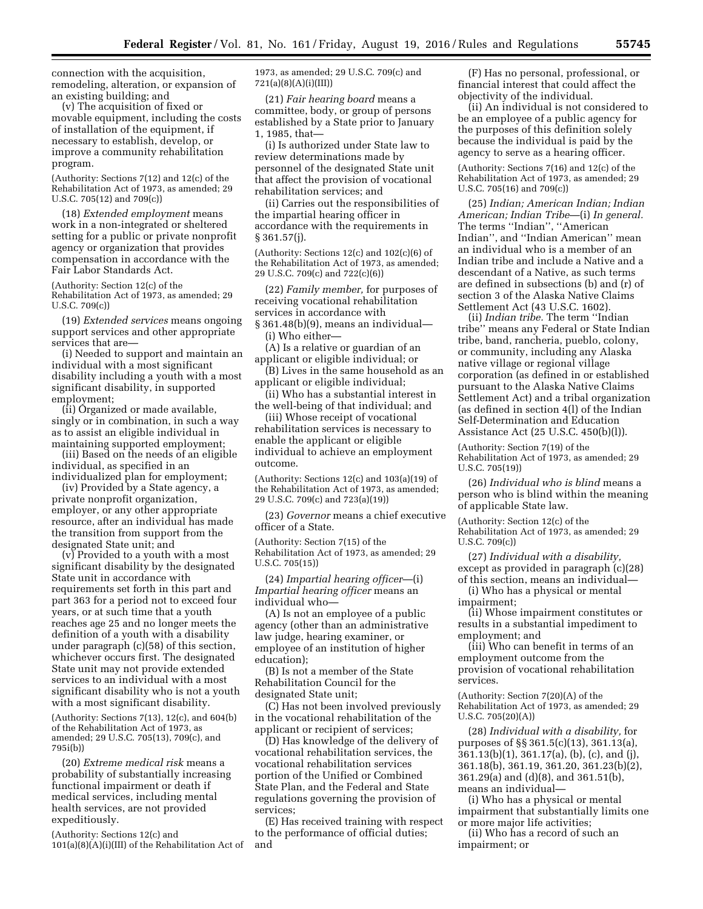connection with the acquisition, remodeling, alteration, or expansion of an existing building; and

(v) The acquisition of fixed or movable equipment, including the costs of installation of the equipment, if necessary to establish, develop, or improve a community rehabilitation program.

(Authority: Sections 7(12) and 12(c) of the Rehabilitation Act of 1973, as amended; 29 U.S.C. 705(12) and 709(c))

(18) *Extended employment* means work in a non-integrated or sheltered setting for a public or private nonprofit agency or organization that provides compensation in accordance with the Fair Labor Standards Act.

(Authority: Section 12(c) of the Rehabilitation Act of 1973, as amended; 29 U.S.C. 709(c))

(19) *Extended services* means ongoing support services and other appropriate services that are—

(i) Needed to support and maintain an individual with a most significant disability including a youth with a most significant disability, in supported employment;

(ii) Organized or made available, singly or in combination, in such a way as to assist an eligible individual in maintaining supported employment;

(iii) Based on the needs of an eligible individual, as specified in an individualized plan for employment;

(iv) Provided by a State agency, a private nonprofit organization, employer, or any other appropriate resource, after an individual has made the transition from support from the designated State unit; and

(v) Provided to a youth with a most significant disability by the designated State unit in accordance with requirements set forth in this part and part 363 for a period not to exceed four years, or at such time that a youth reaches age 25 and no longer meets the definition of a youth with a disability under paragraph (c)(58) of this section, whichever occurs first. The designated State unit may not provide extended services to an individual with a most significant disability who is not a youth with a most significant disability.

(Authority: Sections 7(13), 12(c), and 604(b) of the Rehabilitation Act of 1973, as amended; 29 U.S.C. 705(13), 709(c), and 795i(b))

(20) *Extreme medical risk* means a probability of substantially increasing functional impairment or death if medical services, including mental health services, are not provided expeditiously.

(Authority: Sections 12(c) and 101(a)(8)(A)(i)(III) of the Rehabilitation Act of 1973, as amended; 29 U.S.C. 709(c) and 721(a)(8)(A)(i)(III))

(21) *Fair hearing board* means a committee, body, or group of persons established by a State prior to January 1, 1985, that—

(i) Is authorized under State law to review determinations made by personnel of the designated State unit that affect the provision of vocational rehabilitation services; and

(ii) Carries out the responsibilities of the impartial hearing officer in accordance with the requirements in § 361.57(j).

(Authority: Sections 12(c) and 102(c)(6) of the Rehabilitation Act of 1973, as amended; 29 U.S.C. 709(c) and 722(c)(6))

(22) *Family member,* for purposes of receiving vocational rehabilitation services in accordance with § 361.48(b)(9), means an individual—

(i) Who either—

(A) Is a relative or guardian of an applicant or eligible individual; or

(B) Lives in the same household as an applicant or eligible individual;

(ii) Who has a substantial interest in the well-being of that individual; and

(iii) Whose receipt of vocational rehabilitation services is necessary to enable the applicant or eligible individual to achieve an employment outcome.

(Authority: Sections 12(c) and 103(a)(19) of the Rehabilitation Act of 1973, as amended; 29 U.S.C. 709(c) and 723(a)(19))

(23) *Governor* means a chief executive officer of a State.

(Authority: Section 7(15) of the Rehabilitation Act of 1973, as amended; 29 U.S.C. 705(15))

(24) *Impartial hearing officer*—(i) *Impartial hearing officer* means an individual who—

(A) Is not an employee of a public agency (other than an administrative law judge, hearing examiner, or employee of an institution of higher education);

(B) Is not a member of the State Rehabilitation Council for the designated State unit;

(C) Has not been involved previously in the vocational rehabilitation of the applicant or recipient of services;

(D) Has knowledge of the delivery of vocational rehabilitation services, the vocational rehabilitation services portion of the Unified or Combined State Plan, and the Federal and State regulations governing the provision of services;

(E) Has received training with respect to the performance of official duties; and

(F) Has no personal, professional, or financial interest that could affect the objectivity of the individual.

(ii) An individual is not considered to be an employee of a public agency for the purposes of this definition solely because the individual is paid by the agency to serve as a hearing officer.

(Authority: Sections 7(16) and 12(c) of the Rehabilitation Act of 1973, as amended; 29 U.S.C. 705(16) and 709(c))

(25) *Indian; American Indian; Indian American; Indian Tribe*—(i) *In general.* The terms ''Indian'', ''American Indian'', and ''Indian American'' mean an individual who is a member of an Indian tribe and include a Native and a descendant of a Native, as such terms are defined in subsections (b) and (r) of section 3 of the Alaska Native Claims Settlement Act (43 U.S.C. 1602).

(ii) *Indian tribe.* The term ''Indian tribe'' means any Federal or State Indian tribe, band, rancheria, pueblo, colony, or community, including any Alaska native village or regional village corporation (as defined in or established pursuant to the Alaska Native Claims Settlement Act) and a tribal organization (as defined in section 4(l) of the Indian Self-Determination and Education Assistance Act (25 U.S.C. 450(b)(l)).

(Authority: Section 7(19) of the Rehabilitation Act of 1973, as amended; 29 U.S.C. 705(19))

(26) *Individual who is blind* means a person who is blind within the meaning of applicable State law.

(Authority: Section 12(c) of the Rehabilitation Act of 1973, as amended; 29 U.S.C. 709(c))

(27) *Individual with a disability,* except as provided in paragraph (c)(28) of this section, means an individual—

(i) Who has a physical or mental impairment;

(ii) Whose impairment constitutes or results in a substantial impediment to employment; and

(iii) Who can benefit in terms of an employment outcome from the provision of vocational rehabilitation services.

(Authority: Section 7(20)(A) of the Rehabilitation Act of 1973, as amended; 29 U.S.C. 705(20)(A))

(28) *Individual with a disability,* for purposes of §§ 361.5(c)(13), 361.13(a), 361.13(b)(1), 361.17(a), (b), (c), and (j), 361.18(b), 361.19, 361.20, 361.23(b)(2), 361.29(a) and (d)(8), and 361.51(b), means an individual—

(i) Who has a physical or mental impairment that substantially limits one or more major life activities;

(ii) Who has a record of such an impairment; or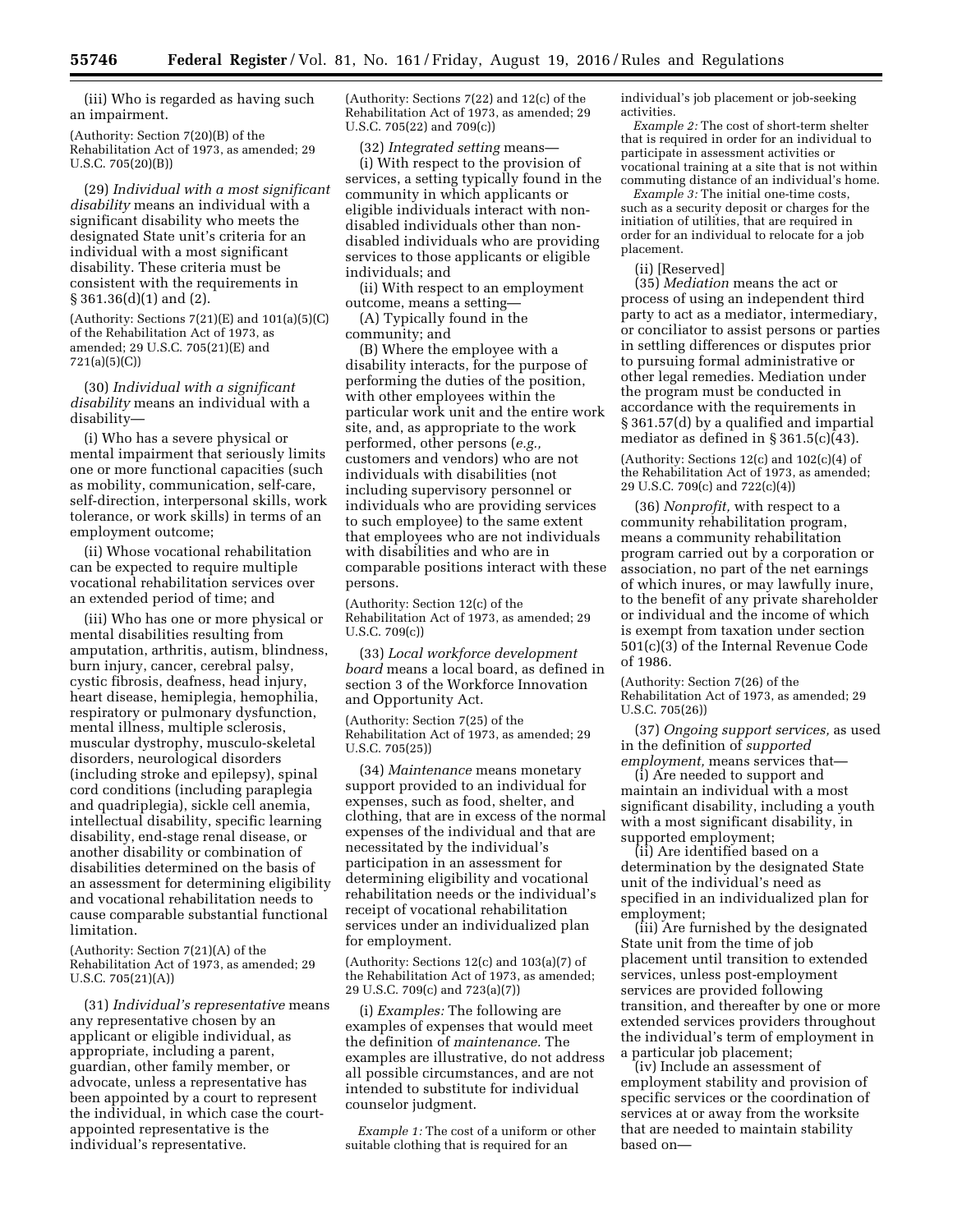(iii) Who is regarded as having such an impairment.

(Authority: Section 7(20)(B) of the Rehabilitation Act of 1973, as amended; 29 U.S.C. 705(20)(B))

(29) *Individual with a most significant disability* means an individual with a significant disability who meets the designated State unit's criteria for an individual with a most significant disability. These criteria must be consistent with the requirements in § 361.36(d)(1) and (2).

(Authority: Sections 7(21)(E) and 101(a)(5)(C) of the Rehabilitation Act of 1973, as amended; 29 U.S.C. 705(21)(E) and 721(a)(5)(C))

(30) *Individual with a significant disability* means an individual with a disability—

(i) Who has a severe physical or mental impairment that seriously limits one or more functional capacities (such as mobility, communication, self-care, self-direction, interpersonal skills, work tolerance, or work skills) in terms of an employment outcome;

(ii) Whose vocational rehabilitation can be expected to require multiple vocational rehabilitation services over an extended period of time; and

(iii) Who has one or more physical or mental disabilities resulting from amputation, arthritis, autism, blindness, burn injury, cancer, cerebral palsy, cystic fibrosis, deafness, head injury, heart disease, hemiplegia, hemophilia, respiratory or pulmonary dysfunction, mental illness, multiple sclerosis, muscular dystrophy, musculo-skeletal disorders, neurological disorders (including stroke and epilepsy), spinal cord conditions (including paraplegia and quadriplegia), sickle cell anemia, intellectual disability, specific learning disability, end-stage renal disease, or another disability or combination of disabilities determined on the basis of an assessment for determining eligibility and vocational rehabilitation needs to cause comparable substantial functional limitation.

(Authority: Section 7(21)(A) of the Rehabilitation Act of 1973, as amended; 29 U.S.C. 705(21)(A))

(31) *Individual's representative* means any representative chosen by an applicant or eligible individual, as appropriate, including a parent, guardian, other family member, or advocate, unless a representative has been appointed by a court to represent the individual, in which case the court-appointed representative is the individual's representative.

(Authority: Sections 7(22) and 12(c) of the Rehabilitation Act of 1973, as amended; 29 U.S.C. 705(22) and 709(c))

(32) *Integrated setting* means—

(i) With respect to the provision of services, a setting typically found in the community in which applicants or eligible individuals interact with non-disabled individuals other than non-disabled individuals who are providing services to those applicants or eligible individuals; and

(ii) With respect to an employment outcome, means a setting—

(A) Typically found in the community; and

(B) Where the employee with a disability interacts, for the purpose of performing the duties of the position, with other employees within the particular work unit and the entire work site, and, as appropriate to the work performed, other persons (*e.g.,* customers and vendors) who are not individuals with disabilities (not including supervisory personnel or individuals who are providing services to such employee) to the same extent that employees who are not individuals with disabilities and who are in comparable positions interact with these persons.

(Authority: Section 12(c) of the Rehabilitation Act of 1973, as amended; 29 U.S.C. 709(c))

(33) *Local workforce development board* means a local board, as defined in section 3 of the Workforce Innovation and Opportunity Act.

(Authority: Section 7(25) of the Rehabilitation Act of 1973, as amended; 29 U.S.C. 705(25))

(34) *Maintenance* means monetary support provided to an individual for expenses, such as food, shelter, and clothing, that are in excess of the normal expenses of the individual and that are necessitated by the individual's participation in an assessment for determining eligibility and vocational rehabilitation needs or the individual's receipt of vocational rehabilitation services under an individualized plan for employment.

(Authority: Sections 12(c) and 103(a)(7) of the Rehabilitation Act of 1973, as amended; 29 U.S.C. 709(c) and 723(a)(7))

(i) *Examples:* The following are examples of expenses that would meet the definition of *maintenance.* The examples are illustrative, do not address all possible circumstances, and are not intended to substitute for individual counselor judgment.

*Example 1:* The cost of a uniform or other suitable clothing that is required for an individual's job placement or job-seeking activities.

*Example 2:* The cost of short-term shelter that is required in order for an individual to participate in assessment activities or vocational training at a site that is not within commuting distance of an individual's home.

*Example 3:* The initial one-time costs, such as a security deposit or charges for the initiation of utilities, that are required in order for an individual to relocate for a job placement.

(ii) [Reserved]

(35) *Mediation* means the act or process of using an independent third party to act as a mediator, intermediary, or conciliator to assist persons or parties in settling differences or disputes prior to pursuing formal administrative or other legal remedies. Mediation under the program must be conducted in accordance with the requirements in § 361.57(d) by a qualified and impartial mediator as defined in § 361.5(c)(43).

(Authority: Sections 12(c) and 102(c)(4) of the Rehabilitation Act of 1973, as amended; 29 U.S.C. 709(c) and 722(c)(4))

(36) *Nonprofit,* with respect to a community rehabilitation program, means a community rehabilitation program carried out by a corporation or association, no part of the net earnings of which inures, or may lawfully inure, to the benefit of any private shareholder or individual and the income of which is exempt from taxation under section 501(c)(3) of the Internal Revenue Code of 1986.

(Authority: Section 7(26) of the Rehabilitation Act of 1973, as amended; 29 U.S.C. 705(26))

(37) *Ongoing support services,* as used in the definition of *supported employment,* means services that—

(i) Are needed to support and maintain an individual with a most significant disability, including a youth with a most significant disability, in supported employment;

(ii) Are identified based on a determination by the designated State unit of the individual's need as specified in an individualized plan for employment;

(iii) Are furnished by the designated State unit from the time of job placement until transition to extended services, unless post-employment services are provided following transition, and thereafter by one or more extended services providers throughout the individual's term of employment in a particular job placement;

(iv) Include an assessment of employment stability and provision of specific services or the coordination of services at or away from the worksite that are needed to maintain stability based on—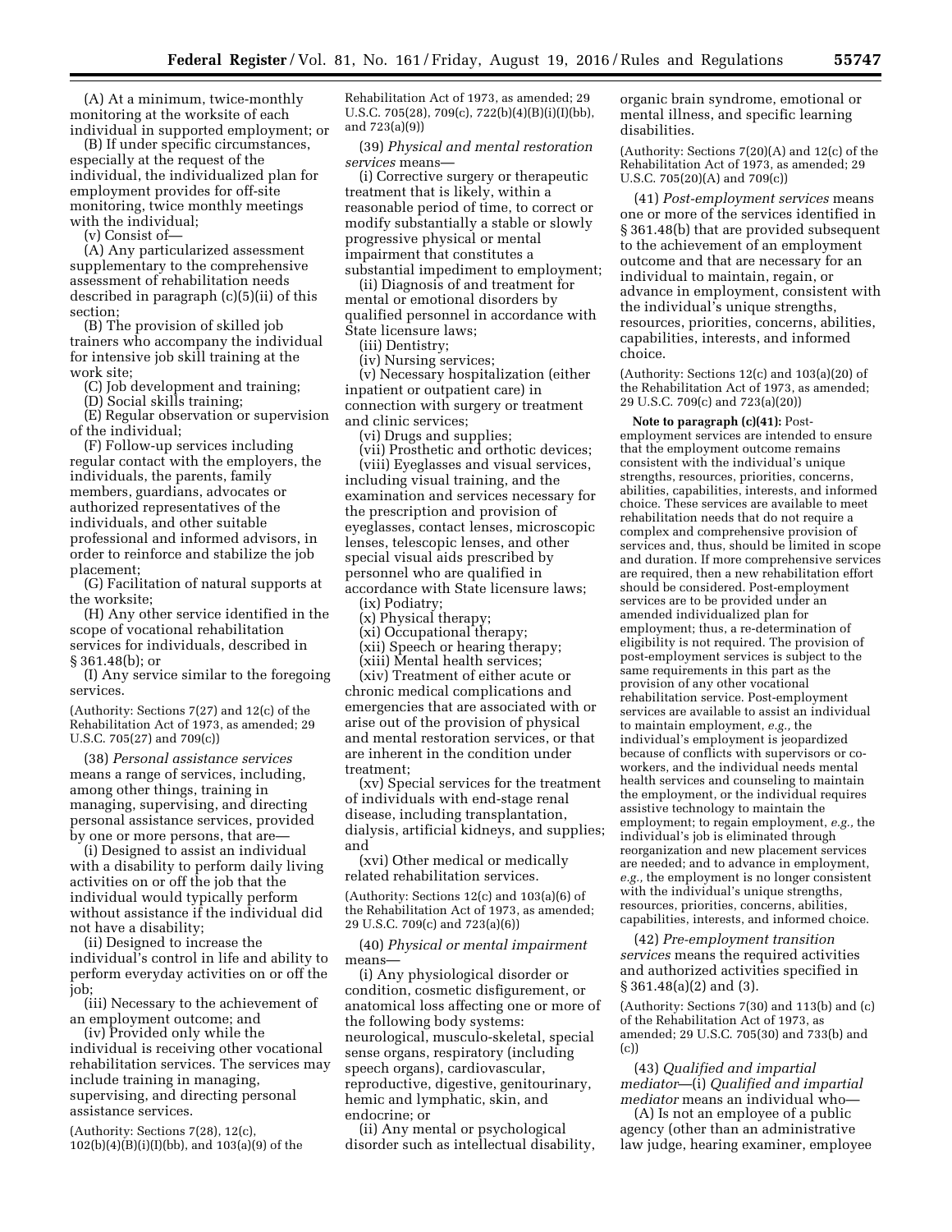(A) At a minimum, twice-monthly monitoring at the worksite of each individual in supported employment; or

(B) If under specific circumstances, especially at the request of the individual, the individualized plan for employment provides for off-site monitoring, twice monthly meetings with the individual;

(v) Consist of—

(A) Any particularized assessment supplementary to the comprehensive assessment of rehabilitation needs described in paragraph (c)(5)(ii) of this section;

(B) The provision of skilled job trainers who accompany the individual for intensive job skill training at the work site;

(C) Job development and training;

(D) Social skills training;

(E) Regular observation or supervision of the individual;

(F) Follow-up services including regular contact with the employers, the individuals, the parents, family members, guardians, advocates or authorized representatives of the individuals, and other suitable professional and informed advisors, in order to reinforce and stabilize the job placement;

(G) Facilitation of natural supports at the worksite;

(H) Any other service identified in the scope of vocational rehabilitation services for individuals, described in § 361.48(b); or

(I) Any service similar to the foregoing services.

(Authority: Sections 7(27) and 12(c) of the Rehabilitation Act of 1973, as amended; 29 U.S.C. 705(27) and 709(c))

(38) *Personal assistance services* means a range of services, including, among other things, training in managing, supervising, and directing personal assistance services, provided by one or more persons, that are—

(i) Designed to assist an individual with a disability to perform daily living activities on or off the job that the individual would typically perform without assistance if the individual did not have a disability;

(ii) Designed to increase the individual's control in life and ability to perform everyday activities on or off the job;

(iii) Necessary to the achievement of an employment outcome; and

(iv) Provided only while the individual is receiving other vocational rehabilitation services. The services may include training in managing, supervising, and directing personal assistance services.

(Authority: Sections 7(28), 12(c), 102(b)(4)(B)(i)(I)(bb), and 103(a)(9) of the Rehabilitation Act of 1973, as amended; 29 U.S.C. 705(28), 709(c), 722(b)(4)(B)(i)(I)(bb), and 723(a)(9))

(39) *Physical and mental restoration services* means—

(i) Corrective surgery or therapeutic treatment that is likely, within a reasonable period of time, to correct or modify substantially a stable or slowly progressive physical or mental impairment that constitutes a substantial impediment to employment;

(ii) Diagnosis of and treatment for mental or emotional disorders by qualified personnel in accordance with State licensure laws;

(iii) Dentistry;

(iv) Nursing services;

(v) Necessary hospitalization (either inpatient or outpatient care) in connection with surgery or treatment and clinic services;

(vi) Drugs and supplies;

(vii) Prosthetic and orthotic devices;

(viii) Eyeglasses and visual services, including visual training, and the examination and services necessary for the prescription and provision of eyeglasses, contact lenses, microscopic lenses, telescopic lenses, and other special visual aids prescribed by personnel who are qualified in accordance with State licensure laws;

(ix) Podiatry;

(x) Physical therapy;

(xi) Occupational therapy;

(xii) Speech or hearing therapy;

(xiii) Mental health services;

(xiv) Treatment of either acute or chronic medical complications and emergencies that are associated with or arise out of the provision of physical and mental restoration services, or that are inherent in the condition under treatment;

(xv) Special services for the treatment of individuals with end-stage renal disease, including transplantation, dialysis, artificial kidneys, and supplies; and

(xvi) Other medical or medically related rehabilitation services.

(Authority: Sections 12(c) and 103(a)(6) of the Rehabilitation Act of 1973, as amended; 29 U.S.C. 709(c) and 723(a)(6))

(40) *Physical or mental impairment* means—

(i) Any physiological disorder or condition, cosmetic disfigurement, or anatomical loss affecting one or more of the following body systems: neurological, musculo-skeletal, special sense organs, respiratory (including speech organs), cardiovascular, reproductive, digestive, genitourinary, hemic and lymphatic, skin, and endocrine; or

(ii) Any mental or psychological disorder such as intellectual disability, organic brain syndrome, emotional or mental illness, and specific learning disabilities.

(Authority: Sections 7(20)(A) and 12(c) of the Rehabilitation Act of 1973, as amended; 29 U.S.C. 705(20)(A) and 709(c))

(41) *Post-employment services* means one or more of the services identified in § 361.48(b) that are provided subsequent to the achievement of an employment outcome and that are necessary for an individual to maintain, regain, or advance in employment, consistent with the individual's unique strengths, resources, priorities, concerns, abilities, capabilities, interests, and informed choice.

(Authority: Sections 12(c) and 103(a)(20) of the Rehabilitation Act of 1973, as amended; 29 U.S.C. 709(c) and 723(a)(20))

**Note to paragraph (c)(41):** Post-employment services are intended to ensure that the employment outcome remains consistent with the individual's unique strengths, resources, priorities, concerns, abilities, capabilities, interests, and informed choice. These services are available to meet rehabilitation needs that do not require a complex and comprehensive provision of services and, thus, should be limited in scope and duration. If more comprehensive services are required, then a new rehabilitation effort should be considered. Post-employment services are to be provided under an amended individualized plan for employment; thus, a re-determination of eligibility is not required. The provision of post-employment services is subject to the same requirements in this part as the provision of any other vocational rehabilitation service. Post-employment services are available to assist an individual to maintain employment, *e.g.,* the individual's employment is jeopardized because of conflicts with supervisors or co-workers, and the individual needs mental health services and counseling to maintain the employment, or the individual requires assistive technology to maintain the employment; to regain employment, *e.g.,* the individual's job is eliminated through reorganization and new placement services are needed; and to advance in employment, *e.g.,* the employment is no longer consistent with the individual's unique strengths, resources, priorities, concerns, abilities, capabilities, interests, and informed choice.

(42) *Pre-employment transition services* means the required activities and authorized activities specified in § 361.48(a)(2) and (3).

(Authority: Sections 7(30) and 113(b) and (c) of the Rehabilitation Act of 1973, as amended; 29 U.S.C. 705(30) and 733(b) and (c))

(43) *Qualified and impartial mediator*—(i) *Qualified and impartial mediator* means an individual who—

(A) Is not an employee of a public agency (other than an administrative law judge, hearing examiner, employee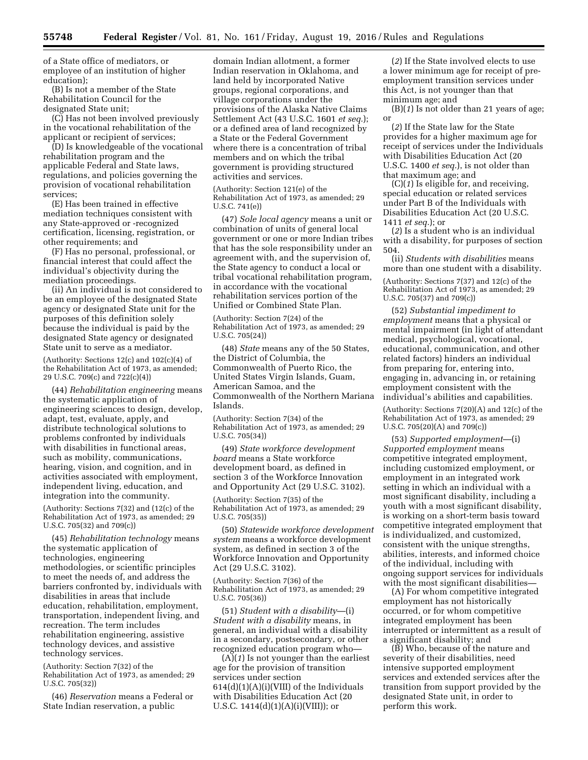of a State office of mediators, or employee of an institution of higher education);

(B) Is not a member of the State Rehabilitation Council for the designated State unit;

(C) Has not been involved previously in the vocational rehabilitation of the applicant or recipient of services;

(D) Is knowledgeable of the vocational rehabilitation program and the applicable Federal and State laws, regulations, and policies governing the provision of vocational rehabilitation services;

(E) Has been trained in effective mediation techniques consistent with any State-approved or -recognized certification, licensing, registration, or other requirements; and

(F) Has no personal, professional, or financial interest that could affect the individual's objectivity during the mediation proceedings.

(ii) An individual is not considered to be an employee of the designated State agency or designated State unit for the purposes of this definition solely because the individual is paid by the designated State agency or designated State unit to serve as a mediator.

(Authority: Sections 12(c) and 102(c)(4) of the Rehabilitation Act of 1973, as amended; 29 U.S.C. 709(c) and 722(c)(4))

(44) *Rehabilitation engineering* means the systematic application of engineering sciences to design, develop, adapt, test, evaluate, apply, and distribute technological solutions to problems confronted by individuals with disabilities in functional areas, such as mobility, communications, hearing, vision, and cognition, and in activities associated with employment, independent living, education, and integration into the community.

(Authority: Sections 7(32) and (12(c) of the Rehabilitation Act of 1973, as amended; 29 U.S.C. 705(32) and 709(c))

(45) *Rehabilitation technology* means the systematic application of technologies, engineering methodologies, or scientific principles to meet the needs of, and address the barriers confronted by, individuals with disabilities in areas that include education, rehabilitation, employment, transportation, independent living, and recreation. The term includes rehabilitation engineering, assistive technology devices, and assistive technology services.

(Authority: Section 7(32) of the Rehabilitation Act of 1973, as amended; 29 U.S.C. 705(32))

(46) *Reservation* means a Federal or State Indian reservation, a public domain Indian allotment, a former Indian reservation in Oklahoma, and land held by incorporated Native groups, regional corporations, and village corporations under the provisions of the Alaska Native Claims Settlement Act (43 U.S.C. 1601 *et seq.*); or a defined area of land recognized by a State or the Federal Government where there is a concentration of tribal members and on which the tribal government is providing structured activities and services.

(Authority: Section 121(e) of the Rehabilitation Act of 1973, as amended; 29 U.S.C. 741(e))

(47) *Sole local agency* means a unit or combination of units of general local government or one or more Indian tribes that has the sole responsibility under an agreement with, and the supervision of, the State agency to conduct a local or tribal vocational rehabilitation program, in accordance with the vocational rehabilitation services portion of the Unified or Combined State Plan.

(Authority: Section 7(24) of the Rehabilitation Act of 1973, as amended; 29 U.S.C. 705(24))

(48) *State* means any of the 50 States, the District of Columbia, the Commonwealth of Puerto Rico, the United States Virgin Islands, Guam, American Samoa, and the Commonwealth of the Northern Mariana Islands.

(Authority: Section 7(34) of the Rehabilitation Act of 1973, as amended; 29 U.S.C. 705(34))

(49) *State workforce development board* means a State workforce development board, as defined in section 3 of the Workforce Innovation and Opportunity Act (29 U.S.C. 3102).

(Authority: Section 7(35) of the Rehabilitation Act of 1973, as amended; 29 U.S.C. 705(35))

(50) *Statewide workforce development system* means a workforce development system, as defined in section 3 of the Workforce Innovation and Opportunity Act (29 U.S.C. 3102).

(Authority: Section 7(36) of the Rehabilitation Act of 1973, as amended; 29 U.S.C. 705(36))

(51) *Student with a disability*—(i) *Student with a disability* means, in general, an individual with a disability in a secondary, postsecondary, or other recognized education program who—

(A)(*1*) Is not younger than the earliest age for the provision of transition services under section 614(d)(1)(A)(i)(VIII) of the Individuals with Disabilities Education Act (20 U.S.C. 1414(d)(1)(A)(i)(VIII)); or

(*2*) If the State involved elects to use a lower minimum age for receipt of pre-employment transition services under this Act, is not younger than that minimum age; and

(B)(*1*) Is not older than 21 years of age; or

(*2*) If the State law for the State provides for a higher maximum age for receipt of services under the Individuals with Disabilities Education Act (20 U.S.C. 1400 *et seq.*), is not older than that maximum age; and

(C)(*1*) Is eligible for, and receiving, special education or related services under Part B of the Individuals with Disabilities Education Act (20 U.S.C. 1411 *et seq.*); or

(*2*) Is a student who is an individual with a disability, for purposes of section 504.

(ii) *Students with disabilities* means more than one student with a disability.

(Authority: Sections 7(37) and 12(c) of the Rehabilitation Act of 1973, as amended; 29 U.S.C. 705(37) and 709(c))

(52) *Substantial impediment to employment* means that a physical or mental impairment (in light of attendant medical, psychological, vocational, educational, communication, and other related factors) hinders an individual from preparing for, entering into, engaging in, advancing in, or retaining employment consistent with the individual's abilities and capabilities.

(Authority: Sections 7(20)(A) and 12(c) of the Rehabilitation Act of 1973, as amended; 29 U.S.C. 705(20)(A) and 709(c))

(53) *Supported employment*—(i) *Supported employment* means competitive integrated employment, including customized employment, or employment in an integrated work setting in which an individual with a most significant disability, including a youth with a most significant disability, is working on a short-term basis toward competitive integrated employment that is individualized, and customized, consistent with the unique strengths, abilities, interests, and informed choice of the individual, including with ongoing support services for individuals with the most significant disabilities—

(A) For whom competitive integrated employment has not historically occurred, or for whom competitive integrated employment has been interrupted or intermittent as a result of a significant disability; and

(B) Who, because of the nature and severity of their disabilities, need intensive supported employment services and extended services after the transition from support provided by the designated State unit, in order to perform this work.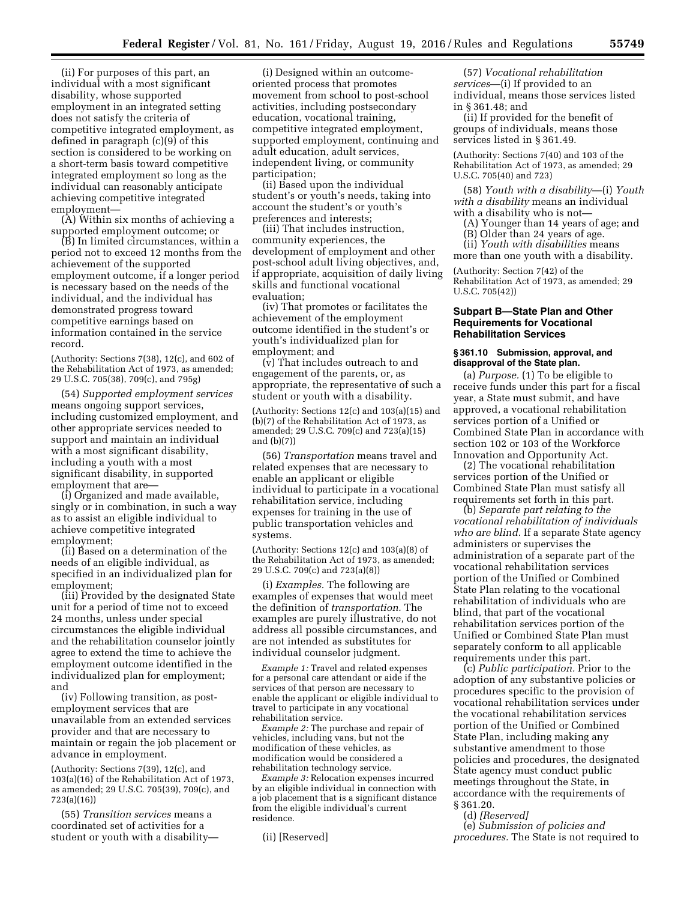(ii) For purposes of this part, an individual with a most significant disability, whose supported employment in an integrated setting does not satisfy the criteria of competitive integrated employment, as defined in paragraph (c)(9) of this section is considered to be working on a short-term basis toward competitive integrated employment so long as the individual can reasonably anticipate achieving competitive integrated employment—

(A) Within six months of achieving a supported employment outcome; or

(B) In limited circumstances, within a period not to exceed 12 months from the achievement of the supported employment outcome, if a longer period is necessary based on the needs of the individual, and the individual has demonstrated progress toward competitive earnings based on information contained in the service record.

(Authority: Sections 7(38), 12(c), and 602 of the Rehabilitation Act of 1973, as amended; 29 U.S.C. 705(38), 709(c), and 795g)

(54) *Supported employment services* means ongoing support services, including customized employment, and other appropriate services needed to support and maintain an individual with a most significant disability, including a youth with a most significant disability, in supported employment that are—

(i) Organized and made available, singly or in combination, in such a way as to assist an eligible individual to achieve competitive integrated employment;

(ii) Based on a determination of the needs of an eligible individual, as specified in an individualized plan for employment;

(iii) Provided by the designated State unit for a period of time not to exceed 24 months, unless under special circumstances the eligible individual and the rehabilitation counselor jointly agree to extend the time to achieve the employment outcome identified in the individualized plan for employment; and

(iv) Following transition, as post-employment services that are unavailable from an extended services provider and that are necessary to maintain or regain the job placement or advance in employment.

(Authority: Sections 7(39), 12(c), and 103(a)(16) of the Rehabilitation Act of 1973, as amended; 29 U.S.C. 705(39), 709(c), and 723(a)(16))

(55) *Transition services* means a coordinated set of activities for a student or youth with a disability—

(i) Designed within an outcome-oriented process that promotes movement from school to post-school activities, including postsecondary education, vocational training, competitive integrated employment, supported employment, continuing and adult education, adult services, independent living, or community participation;

(ii) Based upon the individual student's or youth's needs, taking into account the student's or youth's preferences and interests;

(iii) That includes instruction, community experiences, the development of employment and other post-school adult living objectives, and, if appropriate, acquisition of daily living skills and functional vocational evaluation;

(iv) That promotes or facilitates the achievement of the employment outcome identified in the student's or youth's individualized plan for employment; and

(v) That includes outreach to and engagement of the parents, or, as appropriate, the representative of such a student or youth with a disability.

(Authority: Sections 12(c) and 103(a)(15) and (b)(7) of the Rehabilitation Act of 1973, as amended; 29 U.S.C. 709(c) and 723(a)(15) and (b)(7))

(56) *Transportation* means travel and related expenses that are necessary to enable an applicant or eligible individual to participate in a vocational rehabilitation service, including expenses for training in the use of public transportation vehicles and systems.

(Authority: Sections 12(c) and 103(a)(8) of the Rehabilitation Act of 1973, as amended; 29 U.S.C. 709(c) and 723(a)(8))

(i) *Examples.* The following are examples of expenses that would meet the definition of *transportation.* The examples are purely illustrative, do not address all possible circumstances, and are not intended as substitutes for individual counselor judgment.

*Example 1:* Travel and related expenses for a personal care attendant or aide if the services of that person are necessary to enable the applicant or eligible individual to travel to participate in any vocational rehabilitation service.

*Example 2:* The purchase and repair of vehicles, including vans, but not the modification of these vehicles, as modification would be considered a rehabilitation technology service.

*Example 3:* Relocation expenses incurred by an eligible individual in connection with a job placement that is a significant distance from the eligible individual's current residence.

(ii) [Reserved]

(57) *Vocational rehabilitation services*—(i) If provided to an individual, means those services listed in § 361.48; and

(ii) If provided for the benefit of groups of individuals, means those services listed in § 361.49.

(Authority: Sections 7(40) and 103 of the Rehabilitation Act of 1973, as amended; 29 U.S.C. 705(40) and 723)

(58) *Youth with a disability*—(i) *Youth with a disability* means an individual with a disability who is not—

(A) Younger than 14 years of age; and

(B) Older than 24 years of age.

(ii) *Youth with disabilities* means more than one youth with a disability.

(Authority: Section 7(42) of the Rehabilitation Act of 1973, as amended; 29 U.S.C. 705(42))

## Subpart B—State Plan and Other Requirements for Vocational Rehabilitation Services

### § 361.10 Submission, approval, and disapproval of the State plan.

(a) *Purpose.* (1) To be eligible to receive funds under this part for a fiscal year, a State must submit, and have approved, a vocational rehabilitation services portion of a Unified or Combined State Plan in accordance with section 102 or 103 of the Workforce Innovation and Opportunity Act.

(2) The vocational rehabilitation services portion of the Unified or Combined State Plan must satisfy all requirements set forth in this part.

(b) *Separate part relating to the vocational rehabilitation of individuals who are blind.* If a separate State agency administers or supervises the administration of a separate part of the vocational rehabilitation services portion of the Unified or Combined State Plan relating to the vocational rehabilitation of individuals who are blind, that part of the vocational rehabilitation services portion of the Unified or Combined State Plan must separately conform to all applicable requirements under this part.

(c) *Public participation.* Prior to the adoption of any substantive policies or procedures specific to the provision of vocational rehabilitation services under the vocational rehabilitation services portion of the Unified or Combined State Plan, including making any substantive amendment to those policies and procedures, the designated State agency must conduct public meetings throughout the State, in accordance with the requirements of § 361.20.

(d) *[Reserved]*

(e) *Submission of policies and procedures.* The State is not required to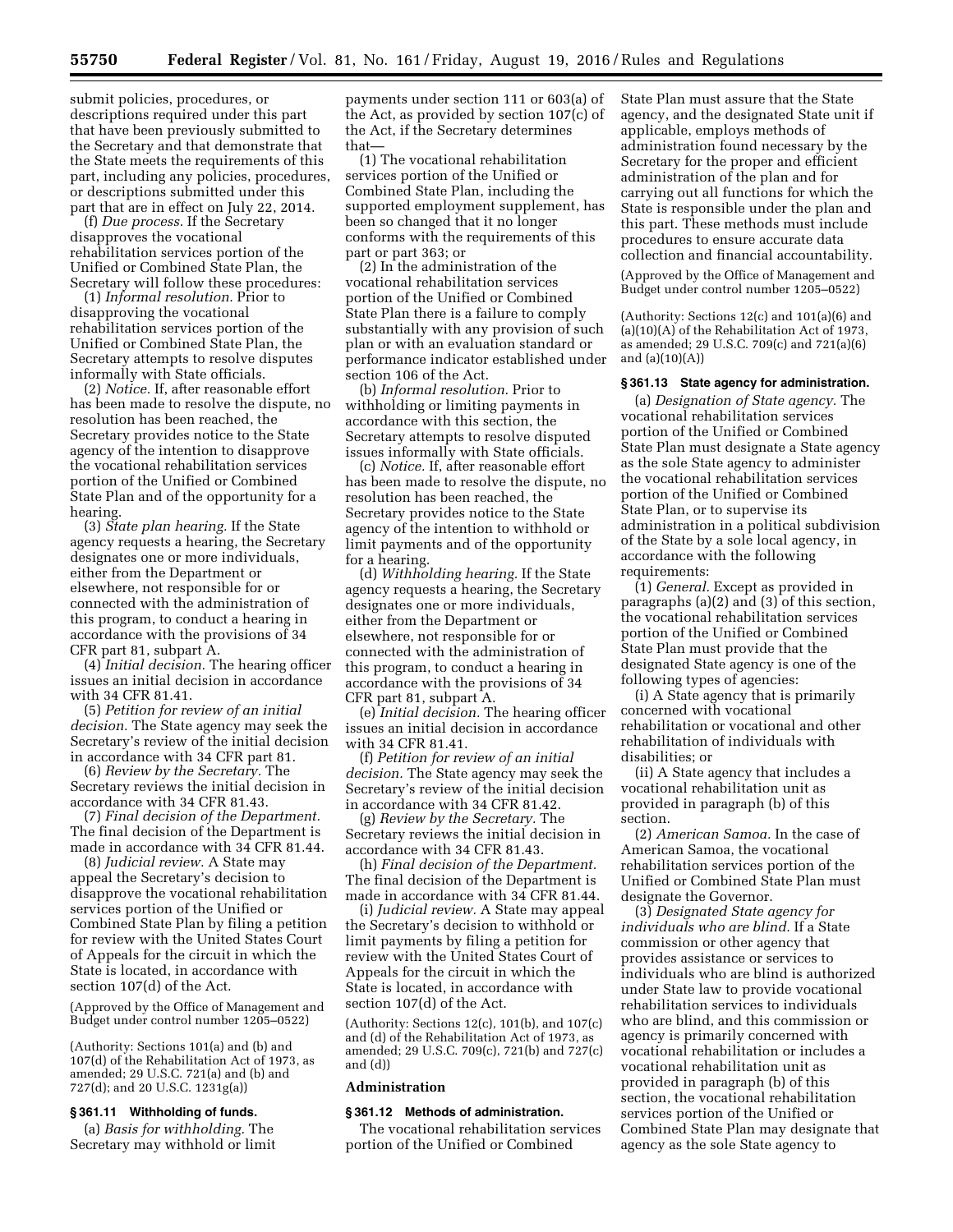submit policies, procedures, or descriptions required under this part that have been previously submitted to the Secretary and that demonstrate that the State meets the requirements of this part, including any policies, procedures, or descriptions submitted under this part that are in effect on July 22, 2014.

(f) *Due process.* If the Secretary disapproves the vocational rehabilitation services portion of the Unified or Combined State Plan, the Secretary will follow these procedures:

(1) *Informal resolution.* Prior to disapproving the vocational rehabilitation services portion of the Unified or Combined State Plan, the Secretary attempts to resolve disputes informally with State officials.

(2) *Notice.* If, after reasonable effort has been made to resolve the dispute, no resolution has been reached, the Secretary provides notice to the State agency of the intention to disapprove the vocational rehabilitation services portion of the Unified or Combined State Plan and of the opportunity for a hearing.

(3) *State plan hearing.* If the State agency requests a hearing, the Secretary designates one or more individuals, either from the Department or elsewhere, not responsible for or connected with the administration of this program, to conduct a hearing in accordance with the provisions of 34 CFR part 81, subpart A.

(4) *Initial decision.* The hearing officer issues an initial decision in accordance with 34 CFR 81.41.

(5) *Petition for review of an initial decision.* The State agency may seek the Secretary's review of the initial decision in accordance with 34 CFR part 81.

(6) *Review by the Secretary.* The Secretary reviews the initial decision in accordance with 34 CFR 81.43.

(7) *Final decision of the Department.* The final decision of the Department is made in accordance with 34 CFR 81.44.

(8) *Judicial review.* A State may appeal the Secretary's decision to disapprove the vocational rehabilitation services portion of the Unified or Combined State Plan by filing a petition for review with the United States Court of Appeals for the circuit in which the State is located, in accordance with section 107(d) of the Act.

(Approved by the Office of Management and Budget under control number 1205–0522)

(Authority: Sections 101(a) and (b) and 107(d) of the Rehabilitation Act of 1973, as amended; 29 U.S.C. 721(a) and (b) and 727(d); and 20 U.S.C. 1231g(a))

### § 361.11 Withholding of funds.

(a) *Basis for withholding.* The Secretary may withhold or limit payments under section 111 or 603(a) of the Act, as provided by section 107(c) of the Act, if the Secretary determines that—

(1) The vocational rehabilitation services portion of the Unified or Combined State Plan, including the supported employment supplement, has been so changed that it no longer conforms with the requirements of this part or part 363; or

(2) In the administration of the vocational rehabilitation services portion of the Unified or Combined State Plan there is a failure to comply substantially with any provision of such plan or with an evaluation standard or performance indicator established under section 106 of the Act.

(b) *Informal resolution.* Prior to withholding or limiting payments in accordance with this section, the Secretary attempts to resolve disputed issues informally with State officials.

(c) *Notice.* If, after reasonable effort has been made to resolve the dispute, no resolution has been reached, the Secretary provides notice to the State agency of the intention to withhold or limit payments and of the opportunity for a hearing.

(d) *Withholding hearing.* If the State agency requests a hearing, the Secretary designates one or more individuals, either from the Department or elsewhere, not responsible for or connected with the administration of this program, to conduct a hearing in accordance with the provisions of 34 CFR part 81, subpart A.

(e) *Initial decision.* The hearing officer issues an initial decision in accordance with 34 CFR 81.41.

(f) *Petition for review of an initial decision.* The State agency may seek the Secretary's review of the initial decision in accordance with 34 CFR 81.42.

(g) *Review by the Secretary.* The Secretary reviews the initial decision in accordance with 34 CFR 81.43.

(h) *Final decision of the Department.* The final decision of the Department is made in accordance with 34 CFR 81.44.

(i) *Judicial review.* A State may appeal the Secretary's decision to withhold or limit payments by filing a petition for review with the United States Court of Appeals for the circuit in which the State is located, in accordance with section 107(d) of the Act.

(Authority: Sections 12(c), 101(b), and 107(c) and (d) of the Rehabilitation Act of 1973, as amended; 29 U.S.C. 709(c), 721(b) and 727(c) and (d))

## Administration

### § 361.12 Methods of administration.

The vocational rehabilitation services portion of the Unified or Combined State Plan must assure that the State agency, and the designated State unit if applicable, employs methods of administration found necessary by the Secretary for the proper and efficient administration of the plan and for carrying out all functions for which the State is responsible under the plan and this part. These methods must include procedures to ensure accurate data collection and financial accountability.

(Approved by the Office of Management and Budget under control number 1205–0522)

(Authority: Sections 12(c) and 101(a)(6) and (a)(10)(A) of the Rehabilitation Act of 1973, as amended; 29 U.S.C. 709(c) and 721(a)(6) and (a)(10)(A))

### § 361.13 State agency for administration.

(a) *Designation of State agency.* The vocational rehabilitation services portion of the Unified or Combined State Plan must designate a State agency as the sole State agency to administer the vocational rehabilitation services portion of the Unified or Combined State Plan, or to supervise its administration in a political subdivision of the State by a sole local agency, in accordance with the following requirements:

(1) *General.* Except as provided in paragraphs (a)(2) and (3) of this section, the vocational rehabilitation services portion of the Unified or Combined State Plan must provide that the designated State agency is one of the following types of agencies:

(i) A State agency that is primarily concerned with vocational rehabilitation or vocational and other rehabilitation of individuals with disabilities; or

(ii) A State agency that includes a vocational rehabilitation unit as provided in paragraph (b) of this section.

(2) *American Samoa.* In the case of American Samoa, the vocational rehabilitation services portion of the Unified or Combined State Plan must designate the Governor.

(3) *Designated State agency for individuals who are blind.* If a State commission or other agency that provides assistance or services to individuals who are blind is authorized under State law to provide vocational rehabilitation services to individuals who are blind, and this commission or agency is primarily concerned with vocational rehabilitation or includes a vocational rehabilitation unit as provided in paragraph (b) of this section, the vocational rehabilitation services portion of the Unified or Combined State Plan may designate that agency as the sole State agency to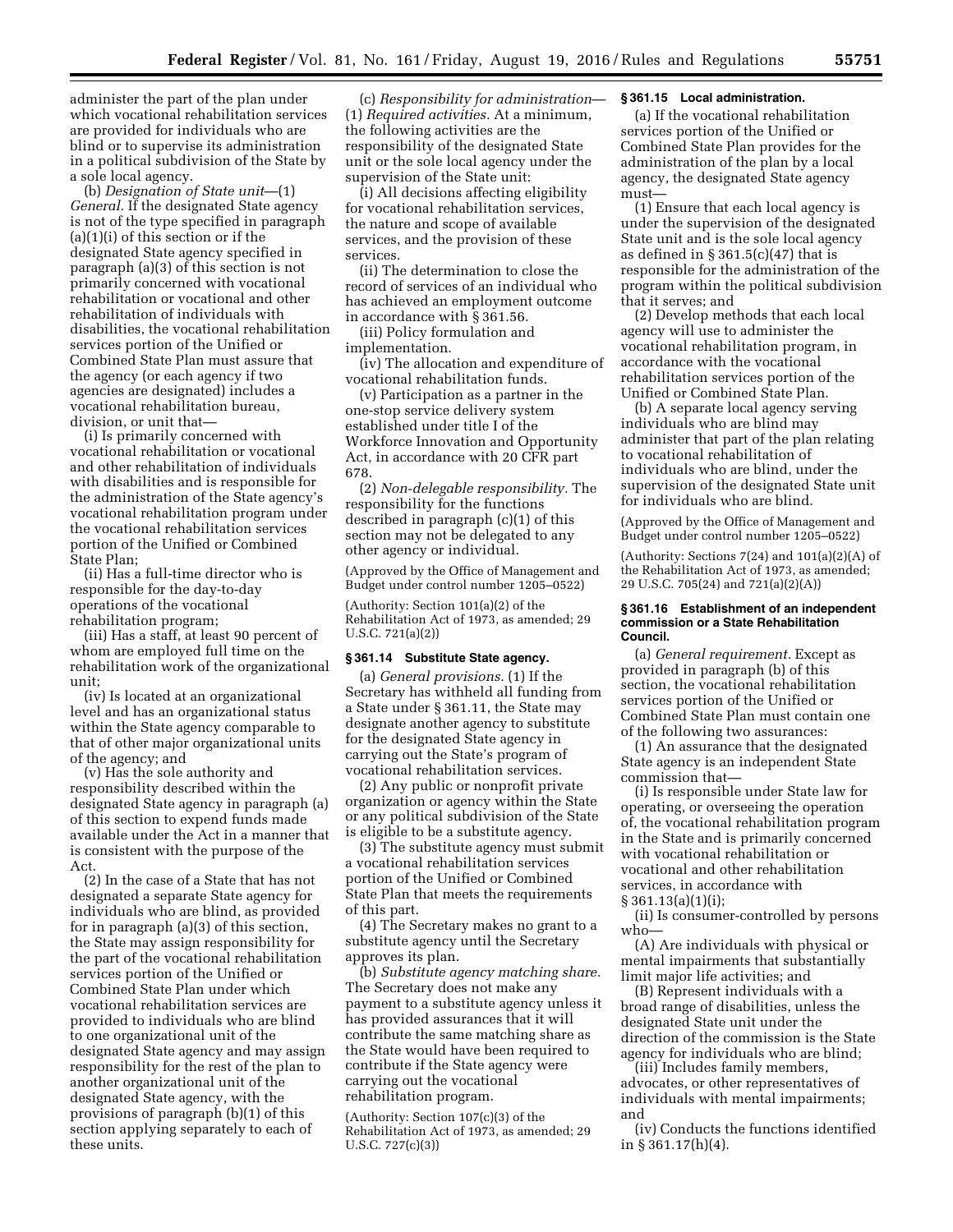administer the part of the plan under which vocational rehabilitation services are provided for individuals who are blind or to supervise its administration in a political subdivision of the State by a sole local agency.

(b) *Designation of State unit*—(1) *General.* If the designated State agency is not of the type specified in paragraph (a)(1)(i) of this section or if the designated State agency specified in paragraph (a)(3) of this section is not primarily concerned with vocational rehabilitation or vocational and other rehabilitation of individuals with disabilities, the vocational rehabilitation services portion of the Unified or Combined State Plan must assure that the agency (or each agency if two agencies are designated) includes a vocational rehabilitation bureau, division, or unit that—

(i) Is primarily concerned with vocational rehabilitation or vocational and other rehabilitation of individuals with disabilities and is responsible for the administration of the State agency's vocational rehabilitation program under the vocational rehabilitation services portion of the Unified or Combined State Plan;

(ii) Has a full-time director who is responsible for the day-to-day operations of the vocational rehabilitation program;

(iii) Has a staff, at least 90 percent of whom are employed full time on the rehabilitation work of the organizational unit;

(iv) Is located at an organizational level and has an organizational status within the State agency comparable to that of other major organizational units of the agency; and

(v) Has the sole authority and responsibility described within the designated State agency in paragraph (a) of this section to expend funds made available under the Act in a manner that is consistent with the purpose of the Act.

(2) In the case of a State that has not designated a separate State agency for individuals who are blind, as provided for in paragraph (a)(3) of this section, the State may assign responsibility for the part of the vocational rehabilitation services portion of the Unified or Combined State Plan under which vocational rehabilitation services are provided to individuals who are blind to one organizational unit of the designated State agency and may assign responsibility for the rest of the plan to another organizational unit of the designated State agency, with the provisions of paragraph (b)(1) of this section applying separately to each of these units.

(c) *Responsibility for administration*—(1) *Required activities.* At a minimum, the following activities are the responsibility of the designated State unit or the sole local agency under the supervision of the State unit:

(i) All decisions affecting eligibility for vocational rehabilitation services, the nature and scope of available services, and the provision of these services.

(ii) The determination to close the record of services of an individual who has achieved an employment outcome in accordance with § 361.56.

(iii) Policy formulation and implementation.

(iv) The allocation and expenditure of vocational rehabilitation funds.

(v) Participation as a partner in the one-stop service delivery system established under title I of the Workforce Innovation and Opportunity Act, in accordance with 20 CFR part 678.

(2) *Non-delegable responsibility.* The responsibility for the functions described in paragraph (c)(1) of this section may not be delegated to any other agency or individual.

(Approved by the Office of Management and Budget under control number 1205–0522)

(Authority: Section 101(a)(2) of the Rehabilitation Act of 1973, as amended; 29 U.S.C. 721(a)(2))

### § 361.14 Substitute State agency.

(a) *General provisions.* (1) If the Secretary has withheld all funding from a State under § 361.11, the State may designate another agency to substitute for the designated State agency in carrying out the State's program of vocational rehabilitation services.

(2) Any public or nonprofit private organization or agency within the State or any political subdivision of the State is eligible to be a substitute agency.

(3) The substitute agency must submit a vocational rehabilitation services portion of the Unified or Combined State Plan that meets the requirements of this part.

(4) The Secretary makes no grant to a substitute agency until the Secretary approves its plan.

(b) *Substitute agency matching share.* The Secretary does not make any payment to a substitute agency unless it has provided assurances that it will contribute the same matching share as the State would have been required to contribute if the State agency were carrying out the vocational rehabilitation program.

(Authority: Section 107(c)(3) of the Rehabilitation Act of 1973, as amended; 29 U.S.C. 727(c)(3))

### § 361.15 Local administration.

(a) If the vocational rehabilitation services portion of the Unified or Combined State Plan provides for the administration of the plan by a local agency, the designated State agency must—

(1) Ensure that each local agency is under the supervision of the designated State unit and is the sole local agency as defined in § 361.5(c)(47) that is responsible for the administration of the program within the political subdivision that it serves; and

(2) Develop methods that each local agency will use to administer the vocational rehabilitation program, in accordance with the vocational rehabilitation services portion of the Unified or Combined State Plan.

(b) A separate local agency serving individuals who are blind may administer that part of the plan relating to vocational rehabilitation of individuals who are blind, under the supervision of the designated State unit for individuals who are blind.

(Approved by the Office of Management and Budget under control number 1205–0522)

(Authority: Sections 7(24) and 101(a)(2)(A) of the Rehabilitation Act of 1973, as amended; 29 U.S.C. 705(24) and 721(a)(2)(A))

### § 361.16 Establishment of an independent commission or a State Rehabilitation Council.

(a) *General requirement.* Except as provided in paragraph (b) of this section, the vocational rehabilitation services portion of the Unified or Combined State Plan must contain one of the following two assurances:

(1) An assurance that the designated State agency is an independent State commission that—

(i) Is responsible under State law for operating, or overseeing the operation of, the vocational rehabilitation program in the State and is primarily concerned with vocational rehabilitation or vocational and other rehabilitation services, in accordance with § 361.13(a)(1)(i);

(ii) Is consumer-controlled by persons who—

(A) Are individuals with physical or mental impairments that substantially limit major life activities; and

(B) Represent individuals with a broad range of disabilities, unless the designated State unit under the direction of the commission is the State agency for individuals who are blind;

(iii) Includes family members, advocates, or other representatives of individuals with mental impairments; and

(iv) Conducts the functions identified in § 361.17(h)(4).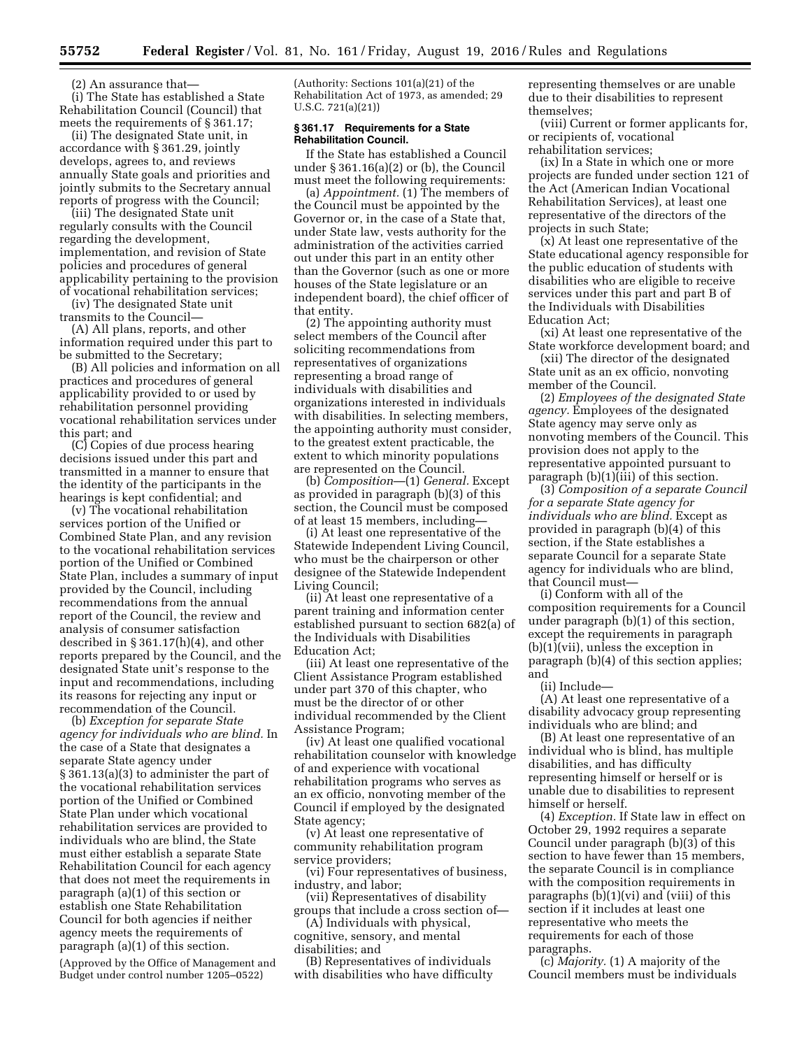(2) An assurance that—

(i) The State has established a State Rehabilitation Council (Council) that meets the requirements of § 361.17;

(ii) The designated State unit, in accordance with § 361.29, jointly develops, agrees to, and reviews annually State goals and priorities and jointly submits to the Secretary annual reports of progress with the Council;

(iii) The designated State unit regularly consults with the Council regarding the development, implementation, and revision of State policies and procedures of general applicability pertaining to the provision of vocational rehabilitation services;

(iv) The designated State unit transmits to the Council—

(A) All plans, reports, and other information required under this part to be submitted to the Secretary;

(B) All policies and information on all practices and procedures of general applicability provided to or used by rehabilitation personnel providing vocational rehabilitation services under this part; and

(C) Copies of due process hearing decisions issued under this part and transmitted in a manner to ensure that the identity of the participants in the hearings is kept confidential; and

(v) The vocational rehabilitation services portion of the Unified or Combined State Plan, and any revision to the vocational rehabilitation services portion of the Unified or Combined State Plan, includes a summary of input provided by the Council, including recommendations from the annual report of the Council, the review and analysis of consumer satisfaction described in § 361.17(h)(4), and other reports prepared by the Council, and the designated State unit's response to the input and recommendations, including its reasons for rejecting any input or recommendation of the Council.

(b) *Exception for separate State agency for individuals who are blind.* In the case of a State that designates a separate State agency under § 361.13(a)(3) to administer the part of the vocational rehabilitation services portion of the Unified or Combined State Plan under which vocational rehabilitation services are provided to individuals who are blind, the State must either establish a separate State Rehabilitation Council for each agency that does not meet the requirements in paragraph (a)(1) of this section or establish one State Rehabilitation Council for both agencies if neither agency meets the requirements of paragraph (a)(1) of this section.

(Approved by the Office of Management and Budget under control number 1205–0522)

(Authority: Sections 101(a)(21) of the Rehabilitation Act of 1973, as amended; 29 U.S.C. 721(a)(21))

**§ 361.17 Requirements for a State Rehabilitation Council.**

If the State has established a Council under § 361.16(a)(2) or (b), the Council must meet the following requirements:

(a) *Appointment.* (1) The members of the Council must be appointed by the Governor or, in the case of a State that, under State law, vests authority for the administration of the activities carried out under this part in an entity other than the Governor (such as one or more houses of the State legislature or an independent board), the chief officer of that entity.

(2) The appointing authority must select members of the Council after soliciting recommendations from representatives of organizations representing a broad range of individuals with disabilities and organizations interested in individuals with disabilities. In selecting members, the appointing authority must consider, to the greatest extent practicable, the extent to which minority populations are represented on the Council.

(b) *Composition*—(1) *General.* Except as provided in paragraph (b)(3) of this section, the Council must be composed of at least 15 members, including—

(i) At least one representative of the Statewide Independent Living Council, who must be the chairperson or other designee of the Statewide Independent Living Council;

(ii) At least one representative of a parent training and information center established pursuant to section 682(a) of the Individuals with Disabilities Education Act;

(iii) At least one representative of the Client Assistance Program established under part 370 of this chapter, who must be the director of or other individual recommended by the Client Assistance Program;

(iv) At least one qualified vocational rehabilitation counselor with knowledge of and experience with vocational rehabilitation programs who serves as an ex officio, nonvoting member of the Council if employed by the designated State agency;

(v) At least one representative of community rehabilitation program service providers;

(vi) Four representatives of business, industry, and labor;

(vii) Representatives of disability groups that include a cross section of—

(A) Individuals with physical, cognitive, sensory, and mental disabilities; and

(B) Representatives of individuals with disabilities who have difficulty representing themselves or are unable due to their disabilities to represent themselves;

(viii) Current or former applicants for, or recipients of, vocational rehabilitation services;

(ix) In a State in which one or more projects are funded under section 121 of the Act (American Indian Vocational Rehabilitation Services), at least one representative of the directors of the projects in such State;

(x) At least one representative of the State educational agency responsible for the public education of students with disabilities who are eligible to receive services under this part and part B of the Individuals with Disabilities Education Act;

(xi) At least one representative of the State workforce development board; and

(xii) The director of the designated State unit as an ex officio, nonvoting member of the Council.

(2) *Employees of the designated State agency.* Employees of the designated State agency may serve only as nonvoting members of the Council. This provision does not apply to the representative appointed pursuant to paragraph (b)(1)(iii) of this section.

(3) *Composition of a separate Council for a separate State agency for individuals who are blind.* Except as provided in paragraph (b)(4) of this section, if the State establishes a separate Council for a separate State agency for individuals who are blind, that Council must—

(i) Conform with all of the composition requirements for a Council under paragraph (b)(1) of this section, except the requirements in paragraph (b)(1)(vii), unless the exception in paragraph (b)(4) of this section applies; and

(ii) Include—

(A) At least one representative of a disability advocacy group representing individuals who are blind; and

(B) At least one representative of an individual who is blind, has multiple disabilities, and has difficulty representing himself or herself or is unable due to disabilities to represent himself or herself.

(4) *Exception.* If State law in effect on October 29, 1992 requires a separate Council under paragraph (b)(3) of this section to have fewer than 15 members, the separate Council is in compliance with the composition requirements in paragraphs (b)(1)(vi) and (viii) of this section if it includes at least one representative who meets the requirements for each of those paragraphs.

(c) *Majority.* (1) A majority of the Council members must be individuals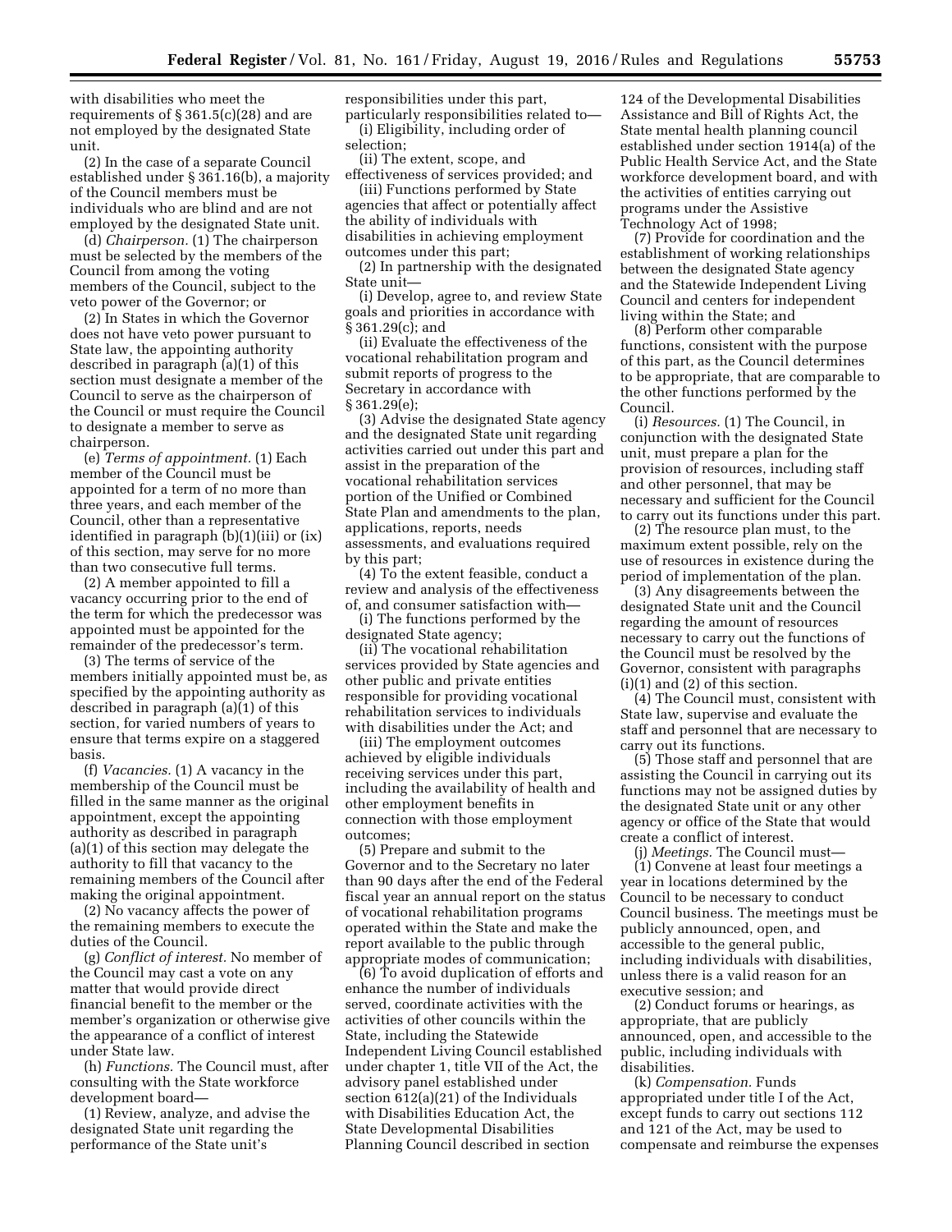with disabilities who meet the requirements of § 361.5(c)(28) and are not employed by the designated State unit.

(2) In the case of a separate Council established under § 361.16(b), a majority of the Council members must be individuals who are blind and are not employed by the designated State unit.

(d) *Chairperson.* (1) The chairperson must be selected by the members of the Council from among the voting members of the Council, subject to the veto power of the Governor; or

(2) In States in which the Governor does not have veto power pursuant to State law, the appointing authority described in paragraph (a)(1) of this section must designate a member of the Council to serve as the chairperson of the Council or must require the Council to designate a member to serve as chairperson.

(e) *Terms of appointment.* (1) Each member of the Council must be appointed for a term of no more than three years, and each member of the Council, other than a representative identified in paragraph (b)(1)(iii) or (ix) of this section, may serve for no more than two consecutive full terms.

(2) A member appointed to fill a vacancy occurring prior to the end of the term for which the predecessor was appointed must be appointed for the remainder of the predecessor's term.

(3) The terms of service of the members initially appointed must be, as specified by the appointing authority as described in paragraph (a)(1) of this section, for varied numbers of years to ensure that terms expire on a staggered basis.

(f) *Vacancies.* (1) A vacancy in the membership of the Council must be filled in the same manner as the original appointment, except the appointing authority as described in paragraph (a)(1) of this section may delegate the authority to fill that vacancy to the remaining members of the Council after making the original appointment.

(2) No vacancy affects the power of the remaining members to execute the duties of the Council.

(g) *Conflict of interest.* No member of the Council may cast a vote on any matter that would provide direct financial benefit to the member or the member's organization or otherwise give the appearance of a conflict of interest under State law.

(h) *Functions.* The Council must, after consulting with the State workforce development board—

(1) Review, analyze, and advise the designated State unit regarding the performance of the State unit's responsibilities under this part, particularly responsibilities related to—

(i) Eligibility, including order of selection;

(ii) The extent, scope, and effectiveness of services provided; and

(iii) Functions performed by State agencies that affect or potentially affect the ability of individuals with disabilities in achieving employment outcomes under this part;

(2) In partnership with the designated State unit—

(i) Develop, agree to, and review State goals and priorities in accordance with § 361.29(c); and

(ii) Evaluate the effectiveness of the vocational rehabilitation program and submit reports of progress to the Secretary in accordance with § 361.29(e);

(3) Advise the designated State agency and the designated State unit regarding activities carried out under this part and assist in the preparation of the vocational rehabilitation services portion of the Unified or Combined State Plan and amendments to the plan, applications, reports, needs assessments, and evaluations required by this part;

(4) To the extent feasible, conduct a review and analysis of the effectiveness of, and consumer satisfaction with—

(i) The functions performed by the designated State agency;

(ii) The vocational rehabilitation services provided by State agencies and other public and private entities responsible for providing vocational rehabilitation services to individuals with disabilities under the Act; and

(iii) The employment outcomes achieved by eligible individuals receiving services under this part, including the availability of health and other employment benefits in connection with those employment outcomes;

(5) Prepare and submit to the Governor and to the Secretary no later than 90 days after the end of the Federal fiscal year an annual report on the status of vocational rehabilitation programs operated within the State and make the report available to the public through appropriate modes of communication;

(6) To avoid duplication of efforts and enhance the number of individuals served, coordinate activities with the activities of other councils within the State, including the Statewide Independent Living Council established under chapter 1, title VII of the Act, the advisory panel established under section 612(a)(21) of the Individuals with Disabilities Education Act, the State Developmental Disabilities Planning Council described in section 124 of the Developmental Disabilities Assistance and Bill of Rights Act, the State mental health planning council established under section 1914(a) of the Public Health Service Act, and the State workforce development board, and with the activities of entities carrying out programs under the Assistive Technology Act of 1998;

(7) Provide for coordination and the establishment of working relationships between the designated State agency and the Statewide Independent Living Council and centers for independent living within the State; and

(8) Perform other comparable functions, consistent with the purpose of this part, as the Council determines to be appropriate, that are comparable to the other functions performed by the Council.

(i) *Resources.* (1) The Council, in conjunction with the designated State unit, must prepare a plan for the provision of resources, including staff and other personnel, that may be necessary and sufficient for the Council to carry out its functions under this part.

(2) The resource plan must, to the maximum extent possible, rely on the use of resources in existence during the period of implementation of the plan.

(3) Any disagreements between the designated State unit and the Council regarding the amount of resources necessary to carry out the functions of the Council must be resolved by the Governor, consistent with paragraphs (i)(1) and (2) of this section.

(4) The Council must, consistent with State law, supervise and evaluate the staff and personnel that are necessary to carry out its functions.

(5) Those staff and personnel that are assisting the Council in carrying out its functions may not be assigned duties by the designated State unit or any other agency or office of the State that would create a conflict of interest.

(j) *Meetings.* The Council must—

(1) Convene at least four meetings a year in locations determined by the Council to be necessary to conduct Council business. The meetings must be publicly announced, open, and accessible to the general public, including individuals with disabilities, unless there is a valid reason for an executive session; and

(2) Conduct forums or hearings, as appropriate, that are publicly announced, open, and accessible to the public, including individuals with disabilities.

(k) *Compensation.* Funds appropriated under title I of the Act, except funds to carry out sections 112 and 121 of the Act, may be used to compensate and reimburse the expenses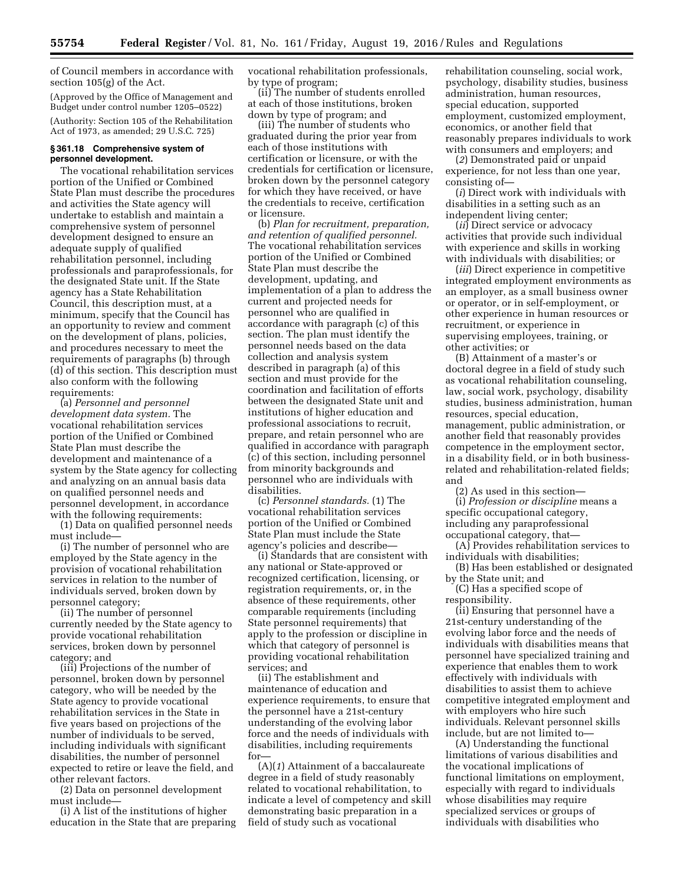of Council members in accordance with section 105(g) of the Act.

(Approved by the Office of Management and Budget under control number 1205–0522)

(Authority: Section 105 of the Rehabilitation Act of 1973, as amended; 29 U.S.C. 725)

### § 361.18 Comprehensive system of personnel development.

The vocational rehabilitation services portion of the Unified or Combined State Plan must describe the procedures and activities the State agency will undertake to establish and maintain a comprehensive system of personnel development designed to ensure an adequate supply of qualified rehabilitation personnel, including professionals and paraprofessionals, for the designated State unit. If the State agency has a State Rehabilitation Council, this description must, at a minimum, specify that the Council has an opportunity to review and comment on the development of plans, policies, and procedures necessary to meet the requirements of paragraphs (b) through (d) of this section. This description must also conform with the following requirements:

(a) *Personnel and personnel development data system.* The vocational rehabilitation services portion of the Unified or Combined State Plan must describe the development and maintenance of a system by the State agency for collecting and analyzing on an annual basis data on qualified personnel needs and personnel development, in accordance with the following requirements:

(1) Data on qualified personnel needs must include—

(i) The number of personnel who are employed by the State agency in the provision of vocational rehabilitation services in relation to the number of individuals served, broken down by personnel category;

(ii) The number of personnel currently needed by the State agency to provide vocational rehabilitation services, broken down by personnel category; and

(iii) Projections of the number of personnel, broken down by personnel category, who will be needed by the State agency to provide vocational rehabilitation services in the State in five years based on projections of the number of individuals to be served, including individuals with significant disabilities, the number of personnel expected to retire or leave the field, and other relevant factors.

(2) Data on personnel development must include—

(i) A list of the institutions of higher education in the State that are preparing vocational rehabilitation professionals, by type of program;

(ii) The number of students enrolled at each of those institutions, broken down by type of program; and

(iii) The number of students who graduated during the prior year from each of those institutions with certification or licensure, or with the credentials for certification or licensure, broken down by the personnel category for which they have received, or have the credentials to receive, certification or licensure.

(b) *Plan for recruitment, preparation, and retention of qualified personnel.* The vocational rehabilitation services portion of the Unified or Combined State Plan must describe the development, updating, and implementation of a plan to address the current and projected needs for personnel who are qualified in accordance with paragraph (c) of this section. The plan must identify the personnel needs based on the data collection and analysis system described in paragraph (a) of this section and must provide for the coordination and facilitation of efforts between the designated State unit and institutions of higher education and professional associations to recruit, prepare, and retain personnel who are qualified in accordance with paragraph (c) of this section, including personnel from minority backgrounds and personnel who are individuals with disabilities.

(c) *Personnel standards.* (1) The vocational rehabilitation services portion of the Unified or Combined State Plan must include the State agency's policies and describe—

(i) Standards that are consistent with any national or State-approved or recognized certification, licensing, or registration requirements, or, in the absence of these requirements, other comparable requirements (including State personnel requirements) that apply to the profession or discipline in which that category of personnel is providing vocational rehabilitation services; and

(ii) The establishment and maintenance of education and experience requirements, to ensure that the personnel have a 21st-century understanding of the evolving labor force and the needs of individuals with disabilities, including requirements for—

(A)(*1*) Attainment of a baccalaureate degree in a field of study reasonably related to vocational rehabilitation, to indicate a level of competency and skill demonstrating basic preparation in a field of study such as vocational rehabilitation counseling, social work, psychology, disability studies, business administration, human resources, special education, supported employment, customized employment, economics, or another field that reasonably prepares individuals to work with consumers and employers; and

(*2*) Demonstrated paid or unpaid experience, for not less than one year, consisting of—

(*i*) Direct work with individuals with disabilities in a setting such as an independent living center;

(*ii*) Direct service or advocacy activities that provide such individual with experience and skills in working with individuals with disabilities; or

(*iii*) Direct experience in competitive integrated employment environments as an employer, as a small business owner or operator, or in self-employment, or other experience in human resources or recruitment, or experience in supervising employees, training, or other activities; or

(B) Attainment of a master's or doctoral degree in a field of study such as vocational rehabilitation counseling, law, social work, psychology, disability studies, business administration, human resources, special education, management, public administration, or another field that reasonably provides competence in the employment sector, in a disability field, or in both business-related and rehabilitation-related fields; and

(2) As used in this section—

(i) *Profession or discipline* means a specific occupational category, including any paraprofessional occupational category, that—

(A) Provides rehabilitation services to individuals with disabilities;

(B) Has been established or designated by the State unit; and

(C) Has a specified scope of responsibility.

(ii) Ensuring that personnel have a 21st-century understanding of the evolving labor force and the needs of individuals with disabilities means that personnel have specialized training and experience that enables them to work effectively with individuals with disabilities to assist them to achieve competitive integrated employment and with employers who hire such individuals. Relevant personnel skills include, but are not limited to—

(A) Understanding the functional limitations of various disabilities and the vocational implications of functional limitations on employment, especially with regard to individuals whose disabilities may require specialized services or groups of individuals with disabilities who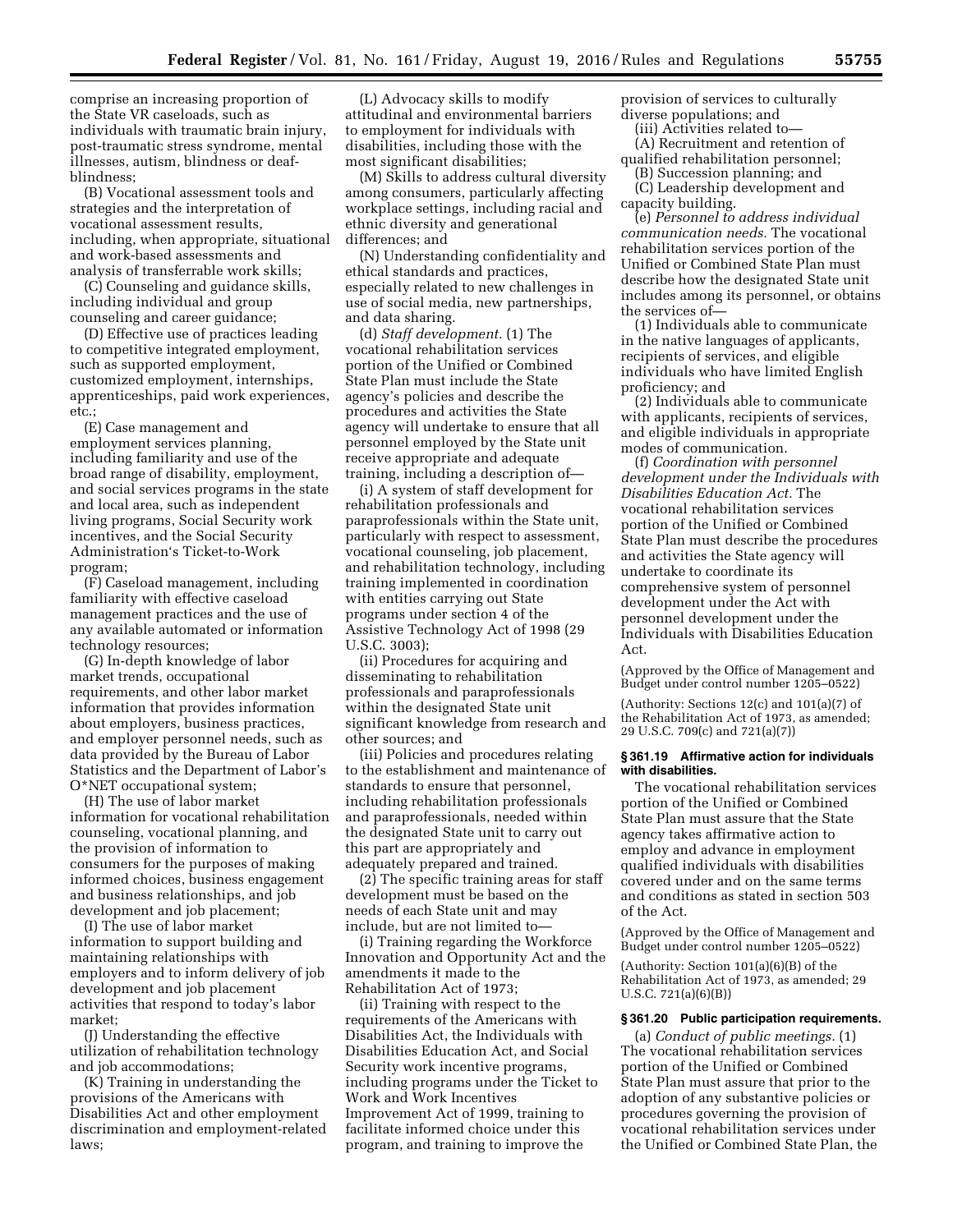comprise an increasing proportion of the State VR caseloads, such as individuals with traumatic brain injury, post-traumatic stress syndrome, mental illnesses, autism, blindness or deaf-blindness;

(B) Vocational assessment tools and strategies and the interpretation of vocational assessment results, including, when appropriate, situational and work-based assessments and analysis of transferrable work skills;

(C) Counseling and guidance skills, including individual and group counseling and career guidance;

(D) Effective use of practices leading to competitive integrated employment, such as supported employment, customized employment, internships, apprenticeships, paid work experiences, etc.;

(E) Case management and employment services planning, including familiarity and use of the broad range of disability, employment, and social services programs in the state and local area, such as independent living programs, Social Security work incentives, and the Social Security Administration's Ticket-to-Work program;

(F) Caseload management, including familiarity with effective caseload management practices and the use of any available automated or information technology resources;

(G) In-depth knowledge of labor market trends, occupational requirements, and other labor market information that provides information about employers, business practices, and employer personnel needs, such as data provided by the Bureau of Labor Statistics and the Department of Labor's O*NET occupational system;

(H) The use of labor market information for vocational rehabilitation counseling, vocational planning, and the provision of information to consumers for the purposes of making informed choices, business engagement and business relationships, and job development and job placement;

(I) The use of labor market information to support building and maintaining relationships with employers and to inform delivery of job development and job placement activities that respond to today's labor market;

(J) Understanding the effective utilization of rehabilitation technology and job accommodations;

(K) Training in understanding the provisions of the Americans with Disabilities Act and other employment discrimination and employment-related laws;

(L) Advocacy skills to modify attitudinal and environmental barriers to employment for individuals with disabilities, including those with the most significant disabilities;

(M) Skills to address cultural diversity among consumers, particularly affecting workplace settings, including racial and ethnic diversity and generational differences; and

(N) Understanding confidentiality and ethical standards and practices, especially related to new challenges in use of social media, new partnerships, and data sharing.

(d) *Staff development.* (1) The vocational rehabilitation services portion of the Unified or Combined State Plan must include the State agency's policies and describe the procedures and activities the State agency will undertake to ensure that all personnel employed by the State unit receive appropriate and adequate training, including a description of—

(i) A system of staff development for rehabilitation professionals and paraprofessionals within the State unit, particularly with respect to assessment, vocational counseling, job placement, and rehabilitation technology, including training implemented in coordination with entities carrying out State programs under section 4 of the Assistive Technology Act of 1998 (29 U.S.C. 3003);

(ii) Procedures for acquiring and disseminating to rehabilitation professionals and paraprofessionals within the designated State unit significant knowledge from research and other sources; and

(iii) Policies and procedures relating to the establishment and maintenance of standards to ensure that personnel, including rehabilitation professionals and paraprofessionals, needed within the designated State unit to carry out this part are appropriately and adequately prepared and trained.

(2) The specific training areas for staff development must be based on the needs of each State unit and may include, but are not limited to—

(i) Training regarding the Workforce Innovation and Opportunity Act and the amendments it made to the Rehabilitation Act of 1973;

(ii) Training with respect to the requirements of the Americans with Disabilities Act, the Individuals with Disabilities Education Act, and Social Security work incentive programs, including programs under the Ticket to Work and Work Incentives Improvement Act of 1999, training to facilitate informed choice under this program, and training to improve the provision of services to culturally diverse populations; and

(iii) Activities related to—

(A) Recruitment and retention of qualified rehabilitation personnel;

(B) Succession planning; and

(C) Leadership development and capacity building.

(e) *Personnel to address individual communication needs.* The vocational rehabilitation services portion of the Unified or Combined State Plan must describe how the designated State unit includes among its personnel, or obtains the services of—

(1) Individuals able to communicate in the native languages of applicants, recipients of services, and eligible individuals who have limited English proficiency; and

(2) Individuals able to communicate with applicants, recipients of services, and eligible individuals in appropriate modes of communication.

(f) *Coordination with personnel development under the Individuals with Disabilities Education Act.* The vocational rehabilitation services portion of the Unified or Combined State Plan must describe the procedures and activities the State agency will undertake to coordinate its comprehensive system of personnel development under the Act with personnel development under the Individuals with Disabilities Education Act.

(Approved by the Office of Management and Budget under control number 1205–0522)

(Authority: Sections 12(c) and 101(a)(7) of the Rehabilitation Act of 1973, as amended; 29 U.S.C. 709(c) and 721(a)(7))

### § 361.19 Affirmative action for individuals with disabilities.

The vocational rehabilitation services portion of the Unified or Combined State Plan must assure that the State agency takes affirmative action to employ and advance in employment qualified individuals with disabilities covered under and on the same terms and conditions as stated in section 503 of the Act.

(Approved by the Office of Management and Budget under control number 1205–0522)

(Authority: Section 101(a)(6)(B) of the Rehabilitation Act of 1973, as amended; 29 U.S.C. 721(a)(6)(B))

### § 361.20 Public participation requirements.

(a) *Conduct of public meetings.* (1) The vocational rehabilitation services portion of the Unified or Combined State Plan must assure that prior to the adoption of any substantive policies or procedures governing the provision of vocational rehabilitation services under the Unified or Combined State Plan, the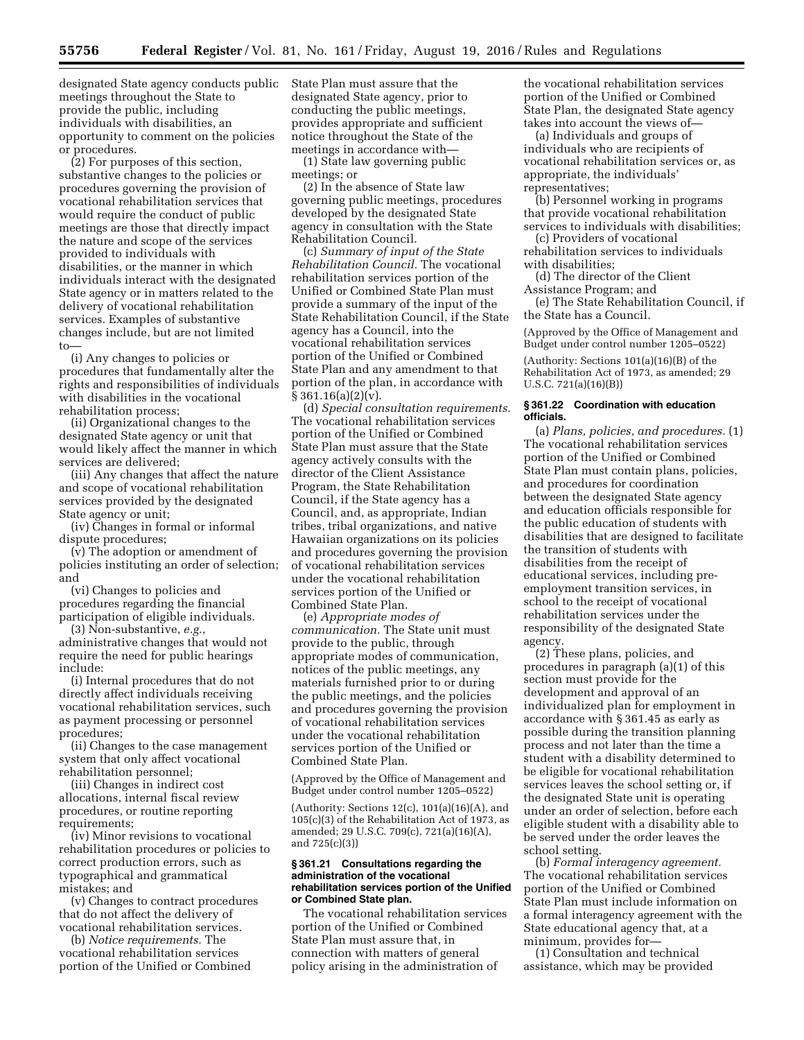designated State agency conducts public meetings throughout the State to provide the public, including individuals with disabilities, an opportunity to comment on the policies or procedures.

(2) For purposes of this section, substantive changes to the policies or procedures governing the provision of vocational rehabilitation services that would require the conduct of public meetings are those that directly impact the nature and scope of the services provided to individuals with disabilities, or the manner in which individuals interact with the designated State agency or in matters related to the delivery of vocational rehabilitation services. Examples of substantive changes include, but are not limited to—

(i) Any changes to policies or procedures that fundamentally alter the rights and responsibilities of individuals with disabilities in the vocational rehabilitation process;

(ii) Organizational changes to the designated State agency or unit that would likely affect the manner in which services are delivered;

(iii) Any changes that affect the nature and scope of vocational rehabilitation services provided by the designated State agency or unit;

(iv) Changes in formal or informal dispute procedures;

(v) The adoption or amendment of policies instituting an order of selection; and

(vi) Changes to policies and procedures regarding the financial participation of eligible individuals.

(3) Non-substantive, *e.g.*, administrative changes that would not require the need for public hearings include:

(i) Internal procedures that do not directly affect individuals receiving vocational rehabilitation services, such as payment processing or personnel procedures;

(ii) Changes to the case management system that only affect vocational rehabilitation personnel;

(iii) Changes in indirect cost allocations, internal fiscal review procedures, or routine reporting requirements;

(iv) Minor revisions to vocational rehabilitation procedures or policies to correct production errors, such as typographical and grammatical mistakes; and

(v) Changes to contract procedures that do not affect the delivery of vocational rehabilitation services.

(b) *Notice requirements.* The vocational rehabilitation services portion of the Unified or Combined State Plan must assure that the designated State agency, prior to conducting the public meetings, provides appropriate and sufficient notice throughout the State of the meetings in accordance with—

(1) State law governing public meetings; or

(2) In the absence of State law governing public meetings, procedures developed by the designated State agency in consultation with the State Rehabilitation Council.

(c) *Summary of input of the State Rehabilitation Council.* The vocational rehabilitation services portion of the Unified or Combined State Plan must provide a summary of the input of the State Rehabilitation Council, if the State agency has a Council, into the vocational rehabilitation services portion of the Unified or Combined State Plan and any amendment to that portion of the plan, in accordance with § 361.16(a)(2)(v).

(d) *Special consultation requirements.* The vocational rehabilitation services portion of the Unified or Combined State Plan must assure that the State agency actively consults with the director of the Client Assistance Program, the State Rehabilitation Council, if the State agency has a Council, and, as appropriate, Indian tribes, tribal organizations, and native Hawaiian organizations on its policies and procedures governing the provision of vocational rehabilitation services under the vocational rehabilitation services portion of the Unified or Combined State Plan.

(e) *Appropriate modes of communication.* The State unit must provide to the public, through appropriate modes of communication, notices of the public meetings, any materials furnished prior to or during the public meetings, and the policies and procedures governing the provision of vocational rehabilitation services under the vocational rehabilitation services portion of the Unified or Combined State Plan.

(Approved by the Office of Management and Budget under control number 1205–0522)

(Authority: Sections 12(c), 101(a)(16)(A), and 105(c)(3) of the Rehabilitation Act of 1973, as amended; 29 U.S.C. 709(c), 721(a)(16)(A), and 725(c)(3))

### § 361.21 Consultations regarding the administration of the vocational rehabilitation services portion of the Unified or Combined State plan.

The vocational rehabilitation services portion of the Unified or Combined State Plan must assure that, in connection with matters of general policy arising in the administration of the vocational rehabilitation services portion of the Unified or Combined State Plan, the designated State agency takes into account the views of—

(a) Individuals and groups of individuals who are recipients of vocational rehabilitation services or, as appropriate, the individuals' representatives;

(b) Personnel working in programs that provide vocational rehabilitation services to individuals with disabilities;

(c) Providers of vocational rehabilitation services to individuals with disabilities;

(d) The director of the Client Assistance Program; and

(e) The State Rehabilitation Council, if the State has a Council.

(Approved by the Office of Management and Budget under control number 1205–0522)

(Authority: Sections 101(a)(16)(B) of the Rehabilitation Act of 1973, as amended; 29 U.S.C. 721(a)(16)(B))

### § 361.22 Coordination with education officials.

(a) *Plans, policies, and procedures.* (1) The vocational rehabilitation services portion of the Unified or Combined State Plan must contain plans, policies, and procedures for coordination between the designated State agency and education officials responsible for the public education of students with disabilities that are designed to facilitate the transition of students with disabilities from the receipt of educational services, including pre-employment transition services, in school to the receipt of vocational rehabilitation services under the responsibility of the designated State agency.

(2) These plans, policies, and procedures in paragraph (a)(1) of this section must provide for the development and approval of an individualized plan for employment in accordance with § 361.45 as early as possible during the transition planning process and not later than the time a student with a disability determined to be eligible for vocational rehabilitation services leaves the school setting or, if the designated State unit is operating under an order of selection, before each eligible student with a disability able to be served under the order leaves the school setting.

(b) *Formal interagency agreement.* The vocational rehabilitation services portion of the Unified or Combined State Plan must include information on a formal interagency agreement with the State educational agency that, at a minimum, provides for—

(1) Consultation and technical assistance, which may be provided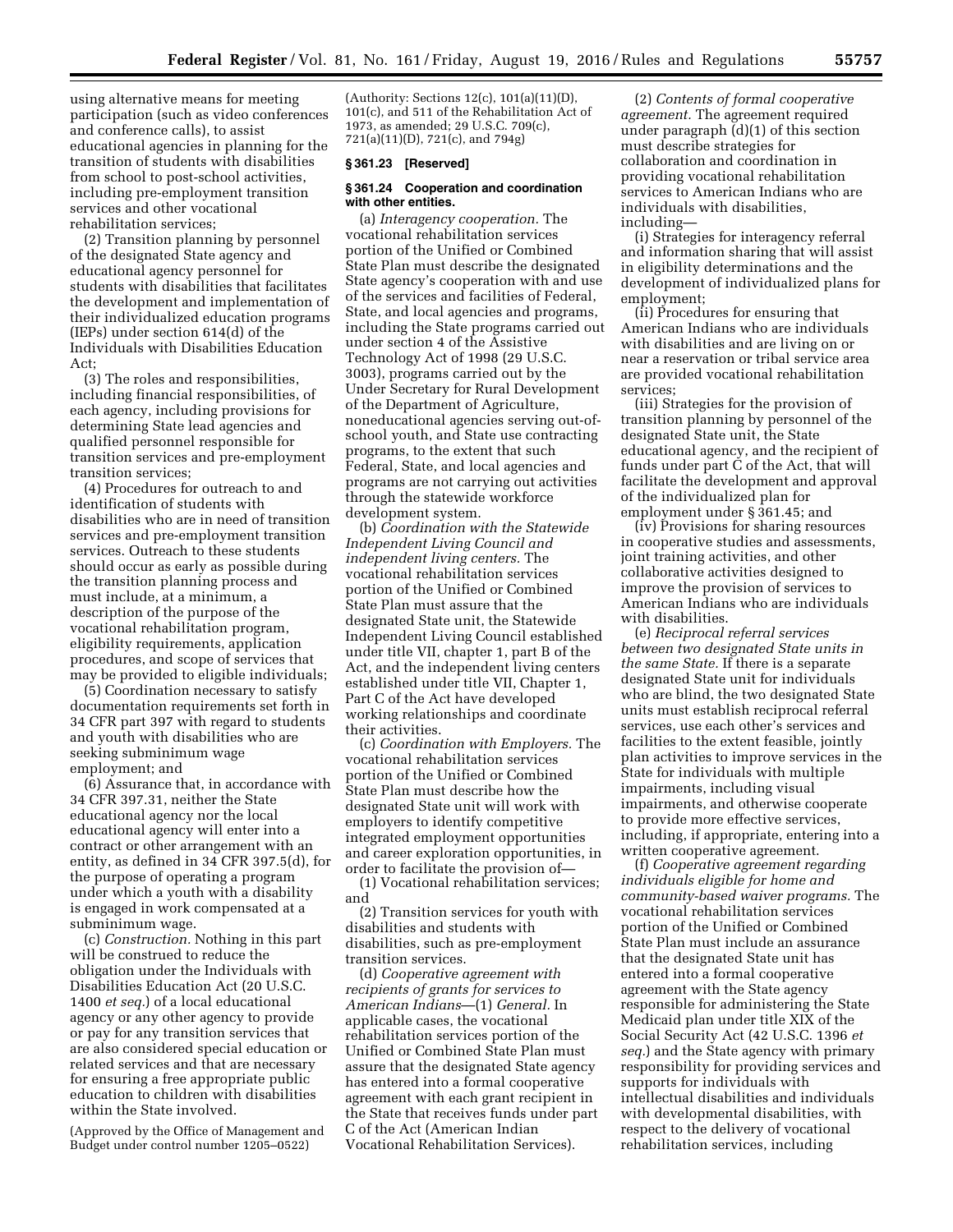using alternative means for meeting participation (such as video conferences and conference calls), to assist educational agencies in planning for the transition of students with disabilities from school to post-school activities, including pre-employment transition services and other vocational rehabilitation services;

(2) Transition planning by personnel of the designated State agency and educational agency personnel for students with disabilities that facilitates the development and implementation of their individualized education programs (IEPs) under section 614(d) of the Individuals with Disabilities Education Act;

(3) The roles and responsibilities, including financial responsibilities, of each agency, including provisions for determining State lead agencies and qualified personnel responsible for transition services and pre-employment transition services;

(4) Procedures for outreach to and identification of students with disabilities who are in need of transition services and pre-employment transition services. Outreach to these students should occur as early as possible during the transition planning process and must include, at a minimum, a description of the purpose of the vocational rehabilitation program, eligibility requirements, application procedures, and scope of services that may be provided to eligible individuals;

(5) Coordination necessary to satisfy documentation requirements set forth in 34 CFR part 397 with regard to students and youth with disabilities who are seeking subminimum wage employment; and

(6) Assurance that, in accordance with 34 CFR 397.31, neither the State educational agency nor the local educational agency will enter into a contract or other arrangement with an entity, as defined in 34 CFR 397.5(d), for the purpose of operating a program under which a youth with a disability is engaged in work compensated at a subminimum wage.

(c) *Construction.* Nothing in this part will be construed to reduce the obligation under the Individuals with Disabilities Education Act (20 U.S.C. 1400 *et seq.*) of a local educational agency or any other agency to provide or pay for any transition services that are also considered special education or related services and that are necessary for ensuring a free appropriate public education to children with disabilities within the State involved.

(Approved by the Office of Management and Budget under control number 1205–0522)

(Authority: Sections 12(c), 101(a)(11)(D), 101(c), and 511 of the Rehabilitation Act of 1973, as amended; 29 U.S.C. 709(c), 721(a)(11)(D), 721(c), and 794g)

### § 361.23 [Reserved]

### § 361.24 Cooperation and coordination with other entities.

(a) *Interagency cooperation.* The vocational rehabilitation services portion of the Unified or Combined State Plan must describe the designated State agency's cooperation with and use of the services and facilities of Federal, State, and local agencies and programs, including the State programs carried out under section 4 of the Assistive Technology Act of 1998 (29 U.S.C. 3003), programs carried out by the Under Secretary for Rural Development of the Department of Agriculture, noneducational agencies serving out-of-school youth, and State use contracting programs, to the extent that such Federal, State, and local agencies and programs are not carrying out activities through the statewide workforce development system.

(b) *Coordination with the Statewide Independent Living Council and independent living centers.* The vocational rehabilitation services portion of the Unified or Combined State Plan must assure that the designated State unit, the Statewide Independent Living Council established under title VII, chapter 1, part B of the Act, and the independent living centers established under title VII, Chapter 1, Part C of the Act have developed working relationships and coordinate their activities.

(c) *Coordination with Employers.* The vocational rehabilitation services portion of the Unified or Combined State Plan must describe how the designated State unit will work with employers to identify competitive integrated employment opportunities and career exploration opportunities, in order to facilitate the provision of—

(1) Vocational rehabilitation services; and

(2) Transition services for youth with disabilities and students with disabilities, such as pre-employment transition services.

(d) *Cooperative agreement with recipients of grants for services to American Indians*—(1) *General.* In applicable cases, the vocational rehabilitation services portion of the Unified or Combined State Plan must assure that the designated State agency has entered into a formal cooperative agreement with each grant recipient in the State that receives funds under part C of the Act (American Indian Vocational Rehabilitation Services).

(2) *Contents of formal cooperative agreement.* The agreement required under paragraph (d)(1) of this section must describe strategies for collaboration and coordination in providing vocational rehabilitation services to American Indians who are individuals with disabilities, including—

(i) Strategies for interagency referral and information sharing that will assist in eligibility determinations and the development of individualized plans for employment;

(ii) Procedures for ensuring that American Indians who are individuals with disabilities and are living on or near a reservation or tribal service area are provided vocational rehabilitation services;

(iii) Strategies for the provision of transition planning by personnel of the designated State unit, the State educational agency, and the recipient of funds under part C of the Act, that will facilitate the development and approval of the individualized plan for employment under § 361.45; and

(iv) Provisions for sharing resources in cooperative studies and assessments, joint training activities, and other collaborative activities designed to improve the provision of services to American Indians who are individuals with disabilities.

(e) *Reciprocal referral services between two designated State units in the same State.* If there is a separate designated State unit for individuals who are blind, the two designated State units must establish reciprocal referral services, use each other's services and facilities to the extent feasible, jointly plan activities to improve services in the State for individuals with multiple impairments, including visual impairments, and otherwise cooperate to provide more effective services, including, if appropriate, entering into a written cooperative agreement.

(f) *Cooperative agreement regarding individuals eligible for home and community-based waiver programs.* The vocational rehabilitation services portion of the Unified or Combined State Plan must include an assurance that the designated State unit has entered into a formal cooperative agreement with the State agency responsible for administering the State Medicaid plan under title XIX of the Social Security Act (42 U.S.C. 1396 *et seq.*) and the State agency with primary responsibility for providing services and supports for individuals with intellectual disabilities and individuals with developmental disabilities, with respect to the delivery of vocational rehabilitation services, including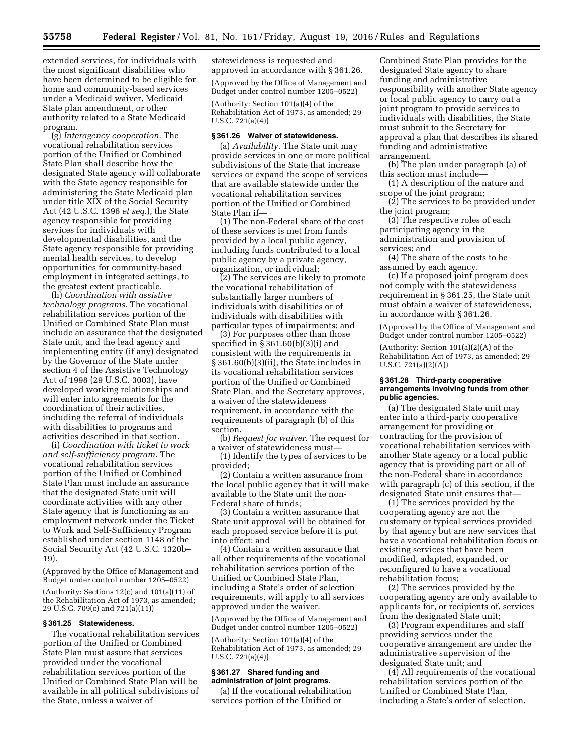extended services, for individuals with the most significant disabilities who have been determined to be eligible for home and community-based services under a Medicaid waiver, Medicaid State plan amendment, or other authority related to a State Medicaid program.

(g) *Interagency cooperation.* The vocational rehabilitation services portion of the Unified or Combined State Plan shall describe how the designated State agency will collaborate with the State agency responsible for administering the State Medicaid plan under title XIX of the Social Security Act (42 U.S.C. 1396 *et seq.*), the State agency responsible for providing services for individuals with developmental disabilities, and the State agency responsible for providing mental health services, to develop opportunities for community-based employment in integrated settings, to the greatest extent practicable.

(h) *Coordination with assistive technology programs.* The vocational rehabilitation services portion of the Unified or Combined State Plan must include an assurance that the designated State unit, and the lead agency and implementing entity (if any) designated by the Governor of the State under section 4 of the Assistive Technology Act of 1998 (29 U.S.C. 3003), have developed working relationships and will enter into agreements for the coordination of their activities, including the referral of individuals with disabilities to programs and activities described in that section.

(i) *Coordination with ticket to work and self-sufficiency program.* The vocational rehabilitation services portion of the Unified or Combined State Plan must include an assurance that the designated State unit will coordinate activities with any other State agency that is functioning as an employment network under the Ticket to Work and Self-Sufficiency Program established under section 1148 of the Social Security Act (42 U.S.C. 1320b–19).

(Approved by the Office of Management and Budget under control number 1205–0522)

(Authority: Sections 12(c) and 101(a)(11) of the Rehabilitation Act of 1973, as amended; 29 U.S.C. 709(c) and 721(a)(11))

### § 361.25 Statewideness.

The vocational rehabilitation services portion of the Unified or Combined State Plan must assure that services provided under the vocational rehabilitation services portion of the Unified or Combined State Plan will be available in all political subdivisions of the State, unless a waiver of statewideness is requested and approved in accordance with § 361.26.

(Approved by the Office of Management and Budget under control number 1205–0522)

(Authority: Section 101(a)(4) of the Rehabilitation Act of 1973, as amended; 29 U.S.C. 721(a)(4))

### § 361.26 Waiver of statewideness.

(a) *Availability.* The State unit may provide services in one or more political subdivisions of the State that increase services or expand the scope of services that are available statewide under the vocational rehabilitation services portion of the Unified or Combined State Plan if—

(1) The non-Federal share of the cost of these services is met from funds provided by a local public agency, including funds contributed to a local public agency by a private agency, organization, or individual;

(2) The services are likely to promote the vocational rehabilitation of substantially larger numbers of individuals with disabilities or of individuals with disabilities with particular types of impairments; and

(3) For purposes other than those specified in § 361.60(b)(3)(i) and consistent with the requirements in § 361.60(b)(3)(ii), the State includes in its vocational rehabilitation services portion of the Unified or Combined State Plan, and the Secretary approves, a waiver of the statewideness requirement, in accordance with the requirements of paragraph (b) of this section.

(b) *Request for waiver.* The request for a waiver of statewideness must—

(1) Identify the types of services to be provided;

(2) Contain a written assurance from the local public agency that it will make available to the State unit the non-Federal share of funds;

(3) Contain a written assurance that State unit approval will be obtained for each proposed service before it is put into effect; and

(4) Contain a written assurance that all other requirements of the vocational rehabilitation services portion of the Unified or Combined State Plan, including a State's order of selection requirements, will apply to all services approved under the waiver.

(Approved by the Office of Management and Budget under control number 1205–0522)

(Authority: Section 101(a)(4) of the Rehabilitation Act of 1973, as amended; 29 U.S.C. 721(a)(4))

### § 361.27 Shared funding and administration of joint programs.

(a) If the vocational rehabilitation services portion of the Unified or Combined State Plan provides for the designated State agency to share funding and administrative responsibility with another State agency or local public agency to carry out a joint program to provide services to individuals with disabilities, the State must submit to the Secretary for approval a plan that describes its shared funding and administrative arrangement.

(b) The plan under paragraph (a) of this section must include—

(1) A description of the nature and scope of the joint program;

(2) The services to be provided under the joint program;

(3) The respective roles of each participating agency in the administration and provision of services; and

(4) The share of the costs to be assumed by each agency.

(c) If a proposed joint program does not comply with the statewideness requirement in § 361.25, the State unit must obtain a waiver of statewideness, in accordance with § 361.26.

(Approved by the Office of Management and Budget under control number 1205–0522)

(Authority: Section 101(a)(2)(A) of the Rehabilitation Act of 1973, as amended; 29 U.S.C. 721(a)(2)(A))

### § 361.28 Third-party cooperative arrangements involving funds from other public agencies.

(a) The designated State unit may enter into a third-party cooperative arrangement for providing or contracting for the provision of vocational rehabilitation services with another State agency or a local public agency that is providing part or all of the non-Federal share in accordance with paragraph (c) of this section, if the designated State unit ensures that—

(1) The services provided by the cooperating agency are not the customary or typical services provided by that agency but are new services that have a vocational rehabilitation focus or existing services that have been modified, adapted, expanded, or reconfigured to have a vocational rehabilitation focus;

(2) The services provided by the cooperating agency are only available to applicants for, or recipients of, services from the designated State unit;

(3) Program expenditures and staff providing services under the cooperative arrangement are under the administrative supervision of the designated State unit; and

(4) All requirements of the vocational rehabilitation services portion of the Unified or Combined State Plan, including a State's order of selection,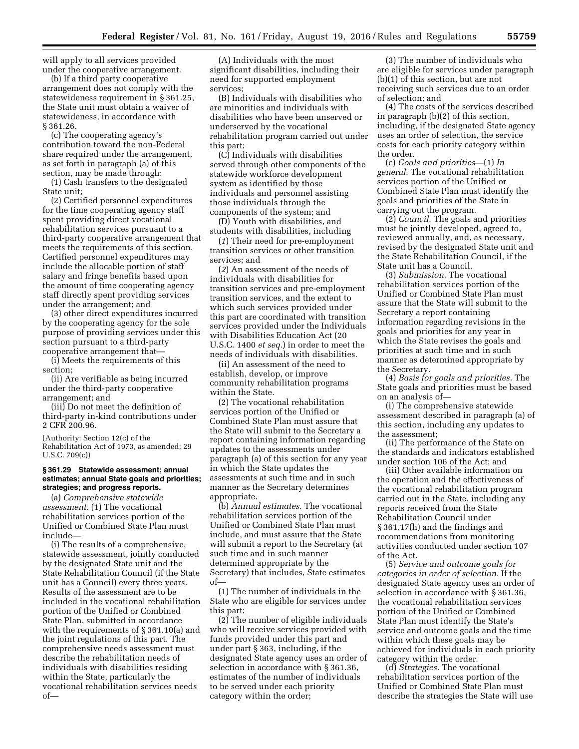will apply to all services provided under the cooperative arrangement.

(b) If a third party cooperative arrangement does not comply with the statewideness requirement in § 361.25, the State unit must obtain a waiver of statewideness, in accordance with § 361.26.

(c) The cooperating agency's contribution toward the non-Federal share required under the arrangement, as set forth in paragraph (a) of this section, may be made through:

(1) Cash transfers to the designated State unit;

(2) Certified personnel expenditures for the time cooperating agency staff spent providing direct vocational rehabilitation services pursuant to a third-party cooperative arrangement that meets the requirements of this section. Certified personnel expenditures may include the allocable portion of staff salary and fringe benefits based upon the amount of time cooperating agency staff directly spent providing services under the arrangement; and

(3) other direct expenditures incurred by the cooperating agency for the sole purpose of providing services under this section pursuant to a third-party cooperative arrangement that—

(i) Meets the requirements of this section;

(ii) Are verifiable as being incurred under the third-party cooperative arrangement; and

(iii) Do not meet the definition of third-party in-kind contributions under 2 CFR 200.96.

(Authority: Section 12(c) of the Rehabilitation Act of 1973, as amended; 29 U.S.C. 709(c))

### § 361.29 Statewide assessment; annual estimates; annual State goals and priorities; strategies; and progress reports.

(a) *Comprehensive statewide assessment.* (1) The vocational rehabilitation services portion of the Unified or Combined State Plan must include—

(i) The results of a comprehensive, statewide assessment, jointly conducted by the designated State unit and the State Rehabilitation Council (if the State unit has a Council) every three years. Results of the assessment are to be included in the vocational rehabilitation portion of the Unified or Combined State Plan, submitted in accordance with the requirements of § 361.10(a) and the joint regulations of this part. The comprehensive needs assessment must describe the rehabilitation needs of individuals with disabilities residing within the State, particularly the vocational rehabilitation services needs of—

(A) Individuals with the most significant disabilities, including their need for supported employment services;

(B) Individuals with disabilities who are minorities and individuals with disabilities who have been unserved or underserved by the vocational rehabilitation program carried out under this part;

(C) Individuals with disabilities served through other components of the statewide workforce development system as identified by those individuals and personnel assisting those individuals through the components of the system; and

(D) Youth with disabilities, and students with disabilities, including

(*1*) Their need for pre-employment transition services or other transition services; and

(*2*) An assessment of the needs of individuals with disabilities for transition services and pre-employment transition services, and the extent to which such services provided under this part are coordinated with transition services provided under the Individuals with Disabilities Education Act (20 U.S.C. 1400 *et seq.*) in order to meet the needs of individuals with disabilities.

(ii) An assessment of the need to establish, develop, or improve community rehabilitation programs within the State.

(2) The vocational rehabilitation services portion of the Unified or Combined State Plan must assure that the State will submit to the Secretary a report containing information regarding updates to the assessments under paragraph (a) of this section for any year in which the State updates the assessments at such time and in such manner as the Secretary determines appropriate.

(b) *Annual estimates.* The vocational rehabilitation services portion of the Unified or Combined State Plan must include, and must assure that the State will submit a report to the Secretary (at such time and in such manner determined appropriate by the Secretary) that includes, State estimates of—

(1) The number of individuals in the State who are eligible for services under this part;

(2) The number of eligible individuals who will receive services provided with funds provided under this part and under part § 363, including, if the designated State agency uses an order of selection in accordance with § 361.36, estimates of the number of individuals to be served under each priority category within the order;

(3) The number of individuals who are eligible for services under paragraph (b)(1) of this section, but are not receiving such services due to an order of selection; and

(4) The costs of the services described in paragraph (b)(2) of this section, including, if the designated State agency uses an order of selection, the service costs for each priority category within the order.

(c) *Goals and priorities*—(1) *In general.* The vocational rehabilitation services portion of the Unified or Combined State Plan must identify the goals and priorities of the State in carrying out the program.

(2) *Council.* The goals and priorities must be jointly developed, agreed to, reviewed annually, and, as necessary, revised by the designated State unit and the State Rehabilitation Council, if the State unit has a Council.

(3) *Submission.* The vocational rehabilitation services portion of the Unified or Combined State Plan must assure that the State will submit to the Secretary a report containing information regarding revisions in the goals and priorities for any year in which the State revises the goals and priorities at such time and in such manner as determined appropriate by the Secretary.

(4) *Basis for goals and priorities.* The State goals and priorities must be based on an analysis of—

(i) The comprehensive statewide assessment described in paragraph (a) of this section, including any updates to the assessment;

(ii) The performance of the State on the standards and indicators established under section 106 of the Act; and

(iii) Other available information on the operation and the effectiveness of the vocational rehabilitation program carried out in the State, including any reports received from the State Rehabilitation Council under § 361.17(h) and the findings and recommendations from monitoring activities conducted under section 107 of the Act.

(5) *Service and outcome goals for categories in order of selection.* If the designated State agency uses an order of selection in accordance with § 361.36, the vocational rehabilitation services portion of the Unified or Combined State Plan must identify the State's service and outcome goals and the time within which these goals may be achieved for individuals in each priority category within the order.

(d) *Strategies.* The vocational rehabilitation services portion of the Unified or Combined State Plan must describe the strategies the State will use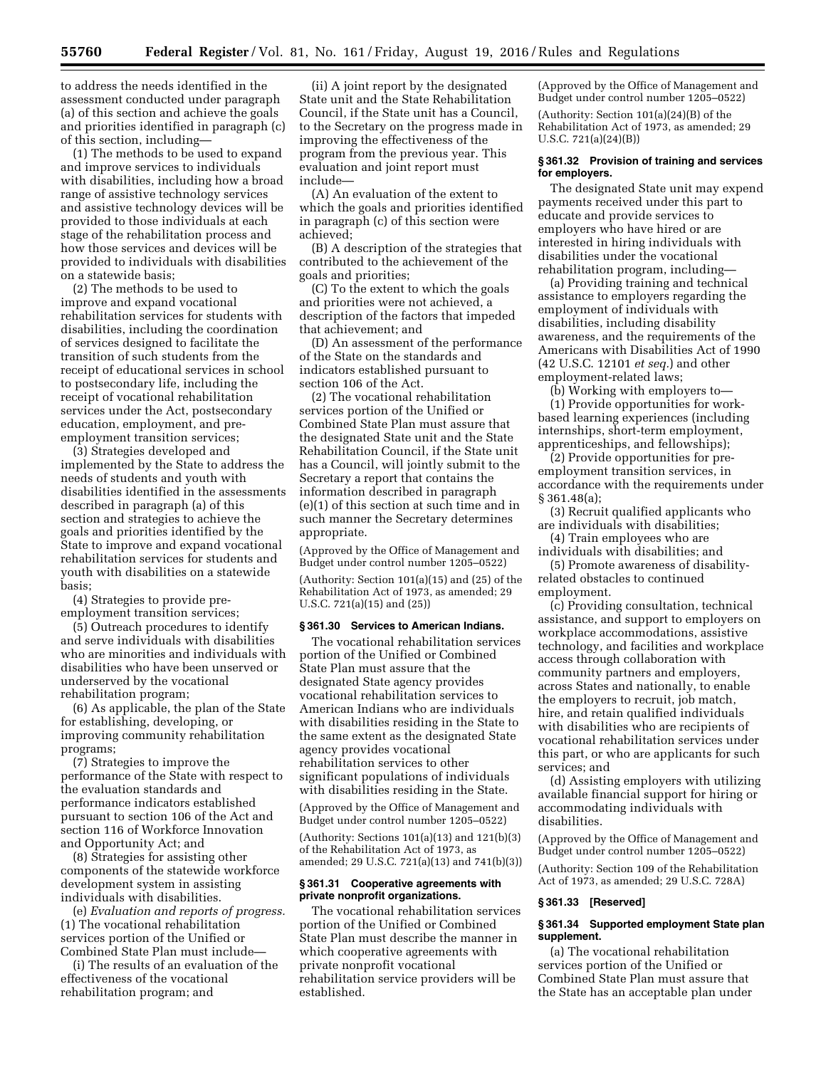to address the needs identified in the assessment conducted under paragraph (a) of this section and achieve the goals and priorities identified in paragraph (c) of this section, including—

(1) The methods to be used to expand and improve services to individuals with disabilities, including how a broad range of assistive technology services and assistive technology devices will be provided to those individuals at each stage of the rehabilitation process and how those services and devices will be provided to individuals with disabilities on a statewide basis;

(2) The methods to be used to improve and expand vocational rehabilitation services for students with disabilities, including the coordination of services designed to facilitate the transition of such students from the receipt of educational services in school to postsecondary life, including the receipt of vocational rehabilitation services under the Act, postsecondary education, employment, and pre-employment transition services;

(3) Strategies developed and implemented by the State to address the needs of students and youth with disabilities identified in the assessments described in paragraph (a) of this section and strategies to achieve the goals and priorities identified by the State to improve and expand vocational rehabilitation services for students and youth with disabilities on a statewide basis;

(4) Strategies to provide pre-employment transition services;

(5) Outreach procedures to identify and serve individuals with disabilities who are minorities and individuals with disabilities who have been unserved or underserved by the vocational rehabilitation program;

(6) As applicable, the plan of the State for establishing, developing, or improving community rehabilitation programs;

(7) Strategies to improve the performance of the State with respect to the evaluation standards and performance indicators established pursuant to section 106 of the Act and section 116 of Workforce Innovation and Opportunity Act; and

(8) Strategies for assisting other components of the statewide workforce development system in assisting individuals with disabilities.

(e) *Evaluation and reports of progress.* (1) The vocational rehabilitation services portion of the Unified or Combined State Plan must include—

(i) The results of an evaluation of the effectiveness of the vocational rehabilitation program; and

(ii) A joint report by the designated State unit and the State Rehabilitation Council, if the State unit has a Council, to the Secretary on the progress made in improving the effectiveness of the program from the previous year. This evaluation and joint report must include—

(A) An evaluation of the extent to which the goals and priorities identified in paragraph (c) of this section were achieved;

(B) A description of the strategies that contributed to the achievement of the goals and priorities;

(C) To the extent to which the goals and priorities were not achieved, a description of the factors that impeded that achievement; and

(D) An assessment of the performance of the State on the standards and indicators established pursuant to section 106 of the Act.

(2) The vocational rehabilitation services portion of the Unified or Combined State Plan must assure that the designated State unit and the State Rehabilitation Council, if the State unit has a Council, will jointly submit to the Secretary a report that contains the information described in paragraph (e)(1) of this section at such time and in such manner the Secretary determines appropriate.

(Approved by the Office of Management and Budget under control number 1205–0522)

(Authority: Section 101(a)(15) and (25) of the Rehabilitation Act of 1973, as amended; 29 U.S.C. 721(a)(15) and (25))

### § 361.30 Services to American Indians.

The vocational rehabilitation services portion of the Unified or Combined State Plan must assure that the designated State agency provides vocational rehabilitation services to American Indians who are individuals with disabilities residing in the State to the same extent as the designated State agency provides vocational rehabilitation services to other significant populations of individuals with disabilities residing in the State.

(Approved by the Office of Management and Budget under control number 1205–0522)

(Authority: Sections 101(a)(13) and 121(b)(3) of the Rehabilitation Act of 1973, as amended; 29 U.S.C. 721(a)(13) and 741(b)(3))

### § 361.31 Cooperative agreements with private nonprofit organizations.

The vocational rehabilitation services portion of the Unified or Combined State Plan must describe the manner in which cooperative agreements with private nonprofit vocational rehabilitation service providers will be established.

(Approved by the Office of Management and Budget under control number 1205–0522)

(Authority: Section 101(a)(24)(B) of the Rehabilitation Act of 1973, as amended; 29 U.S.C. 721(a)(24)(B))

### § 361.32 Provision of training and services for employers.

The designated State unit may expend payments received under this part to educate and provide services to employers who have hired or are interested in hiring individuals with disabilities under the vocational rehabilitation program, including—

(a) Providing training and technical assistance to employers regarding the employment of individuals with disabilities, including disability awareness, and the requirements of the Americans with Disabilities Act of 1990 (42 U.S.C. 12101 *et seq.*) and other employment-related laws;

(b) Working with employers to—

(1) Provide opportunities for work-based learning experiences (including internships, short-term employment, apprenticeships, and fellowships);

(2) Provide opportunities for pre-employment transition services, in accordance with the requirements under § 361.48(a);

(3) Recruit qualified applicants who are individuals with disabilities;

(4) Train employees who are individuals with disabilities; and

(5) Promote awareness of disability-related obstacles to continued employment.

(c) Providing consultation, technical assistance, and support to employers on workplace accommodations, assistive technology, and facilities and workplace access through collaboration with community partners and employers, across States and nationally, to enable the employers to recruit, job match, hire, and retain qualified individuals with disabilities who are recipients of vocational rehabilitation services under this part, or who are applicants for such services; and

(d) Assisting employers with utilizing available financial support for hiring or accommodating individuals with disabilities.

(Approved by the Office of Management and Budget under control number 1205–0522)

(Authority: Section 109 of the Rehabilitation Act of 1973, as amended; 29 U.S.C. 728A)

### § 361.33 [Reserved]

### § 361.34 Supported employment State plan supplement.

(a) The vocational rehabilitation services portion of the Unified or Combined State Plan must assure that the State has an acceptable plan under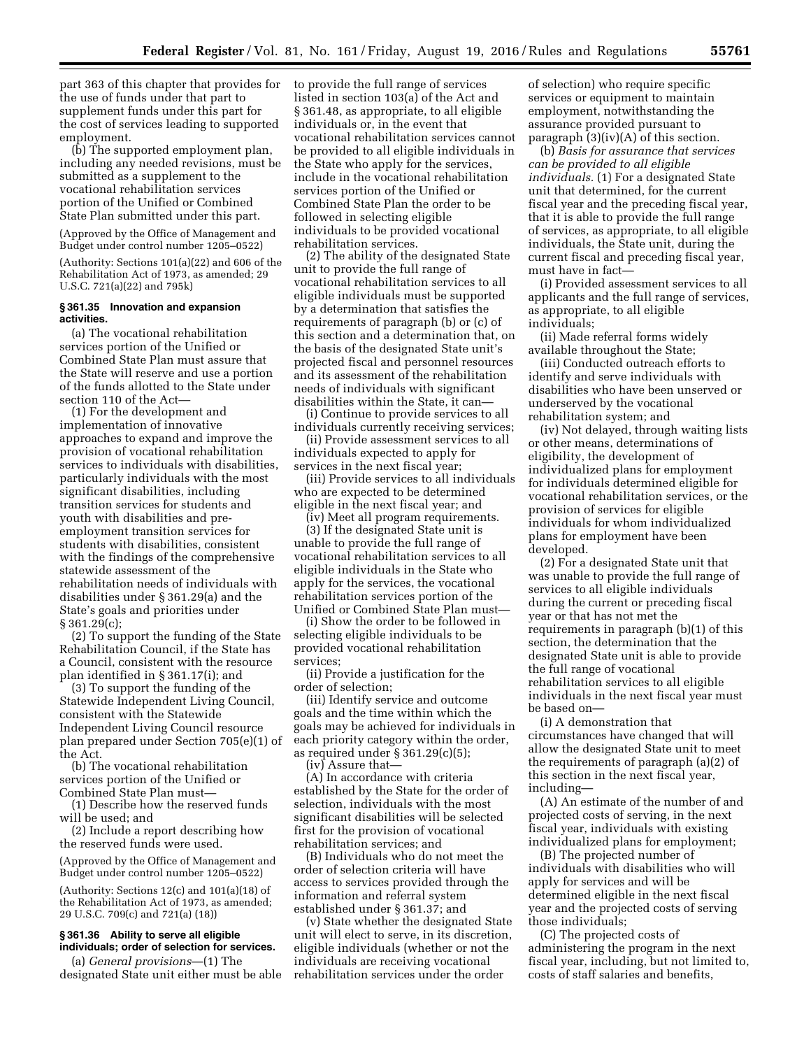part 363 of this chapter that provides for the use of funds under that part to supplement funds under this part for the cost of services leading to supported employment.

(b) The supported employment plan, including any needed revisions, must be submitted as a supplement to the vocational rehabilitation services portion of the Unified or Combined State Plan submitted under this part.

(Approved by the Office of Management and Budget under control number 1205–0522)

(Authority: Sections 101(a)(22) and 606 of the Rehabilitation Act of 1973, as amended; 29 U.S.C. 721(a)(22) and 795k)

#### § 361.35 Innovation and expansion activities.

(a) The vocational rehabilitation services portion of the Unified or Combined State Plan must assure that the State will reserve and use a portion of the funds allotted to the State under section 110 of the Act—

(1) For the development and implementation of innovative approaches to expand and improve the provision of vocational rehabilitation services to individuals with disabilities, particularly individuals with the most significant disabilities, including transition services for students and youth with disabilities and pre-employment transition services for students with disabilities, consistent with the findings of the comprehensive statewide assessment of the rehabilitation needs of individuals with disabilities under § 361.29(a) and the State's goals and priorities under § 361.29(c);

(2) To support the funding of the State Rehabilitation Council, if the State has a Council, consistent with the resource plan identified in § 361.17(i); and

(3) To support the funding of the Statewide Independent Living Council, consistent with the Statewide Independent Living Council resource plan prepared under Section 705(e)(1) of the Act.

(b) The vocational rehabilitation services portion of the Unified or Combined State Plan must—

(1) Describe how the reserved funds will be used; and

(2) Include a report describing how the reserved funds were used.

(Approved by the Office of Management and Budget under control number 1205–0522)

(Authority: Sections 12(c) and 101(a)(18) of the Rehabilitation Act of 1973, as amended; 29 U.S.C. 709(c) and 721(a) (18))

#### § 361.36 Ability to serve all eligible individuals; order of selection for services.

(a) *General provisions*—(1) The designated State unit either must be able to provide the full range of services listed in section 103(a) of the Act and § 361.48, as appropriate, to all eligible individuals or, in the event that vocational rehabilitation services cannot be provided to all eligible individuals in the State who apply for the services, include in the vocational rehabilitation services portion of the Unified or Combined State Plan the order to be followed in selecting eligible individuals to be provided vocational rehabilitation services.

(2) The ability of the designated State unit to provide the full range of vocational rehabilitation services to all eligible individuals must be supported by a determination that satisfies the requirements of paragraph (b) or (c) of this section and a determination that, on the basis of the designated State unit's projected fiscal and personnel resources and its assessment of the rehabilitation needs of individuals with significant disabilities within the State, it can—

(i) Continue to provide services to all individuals currently receiving services;

(ii) Provide assessment services to all individuals expected to apply for services in the next fiscal year;

(iii) Provide services to all individuals who are expected to be determined eligible in the next fiscal year; and

(iv) Meet all program requirements.

(3) If the designated State unit is unable to provide the full range of vocational rehabilitation services to all eligible individuals in the State who apply for the services, the vocational rehabilitation services portion of the Unified or Combined State Plan must—

(i) Show the order to be followed in selecting eligible individuals to be provided vocational rehabilitation services;

(ii) Provide a justification for the order of selection;

(iii) Identify service and outcome goals and the time within which the goals may be achieved for individuals in each priority category within the order, as required under § 361.29(c)(5);

(iv) Assure that—

(A) In accordance with criteria established by the State for the order of selection, individuals with the most significant disabilities will be selected first for the provision of vocational rehabilitation services; and

(B) Individuals who do not meet the order of selection criteria will have access to services provided through the information and referral system established under § 361.37; and

(v) State whether the designated State unit will elect to serve, in its discretion, eligible individuals (whether or not the individuals are receiving vocational rehabilitation services under the order of selection) who require specific services or equipment to maintain employment, notwithstanding the assurance provided pursuant to paragraph (3)(iv)(A) of this section.

(b) *Basis for assurance that services can be provided to all eligible individuals.* (1) For a designated State unit that determined, for the current fiscal year and the preceding fiscal year, that it is able to provide the full range of services, as appropriate, to all eligible individuals, the State unit, during the current fiscal and preceding fiscal year, must have in fact—

(i) Provided assessment services to all applicants and the full range of services, as appropriate, to all eligible individuals;

(ii) Made referral forms widely available throughout the State;

(iii) Conducted outreach efforts to identify and serve individuals with disabilities who have been unserved or underserved by the vocational rehabilitation system; and

(iv) Not delayed, through waiting lists or other means, determinations of eligibility, the development of individualized plans for employment for individuals determined eligible for vocational rehabilitation services, or the provision of services for eligible individuals for whom individualized plans for employment have been developed.

(2) For a designated State unit that was unable to provide the full range of services to all eligible individuals during the current or preceding fiscal year or that has not met the requirements in paragraph (b)(1) of this section, the determination that the designated State unit is able to provide the full range of vocational rehabilitation services to all eligible individuals in the next fiscal year must be based on—

(i) A demonstration that circumstances have changed that will allow the designated State unit to meet the requirements of paragraph (a)(2) of this section in the next fiscal year, including—

(A) An estimate of the number of and projected costs of serving, in the next fiscal year, individuals with existing individualized plans for employment;

(B) The projected number of individuals with disabilities who will apply for services and will be determined eligible in the next fiscal year and the projected costs of serving those individuals;

(C) The projected costs of administering the program in the next fiscal year, including, but not limited to, costs of staff salaries and benefits,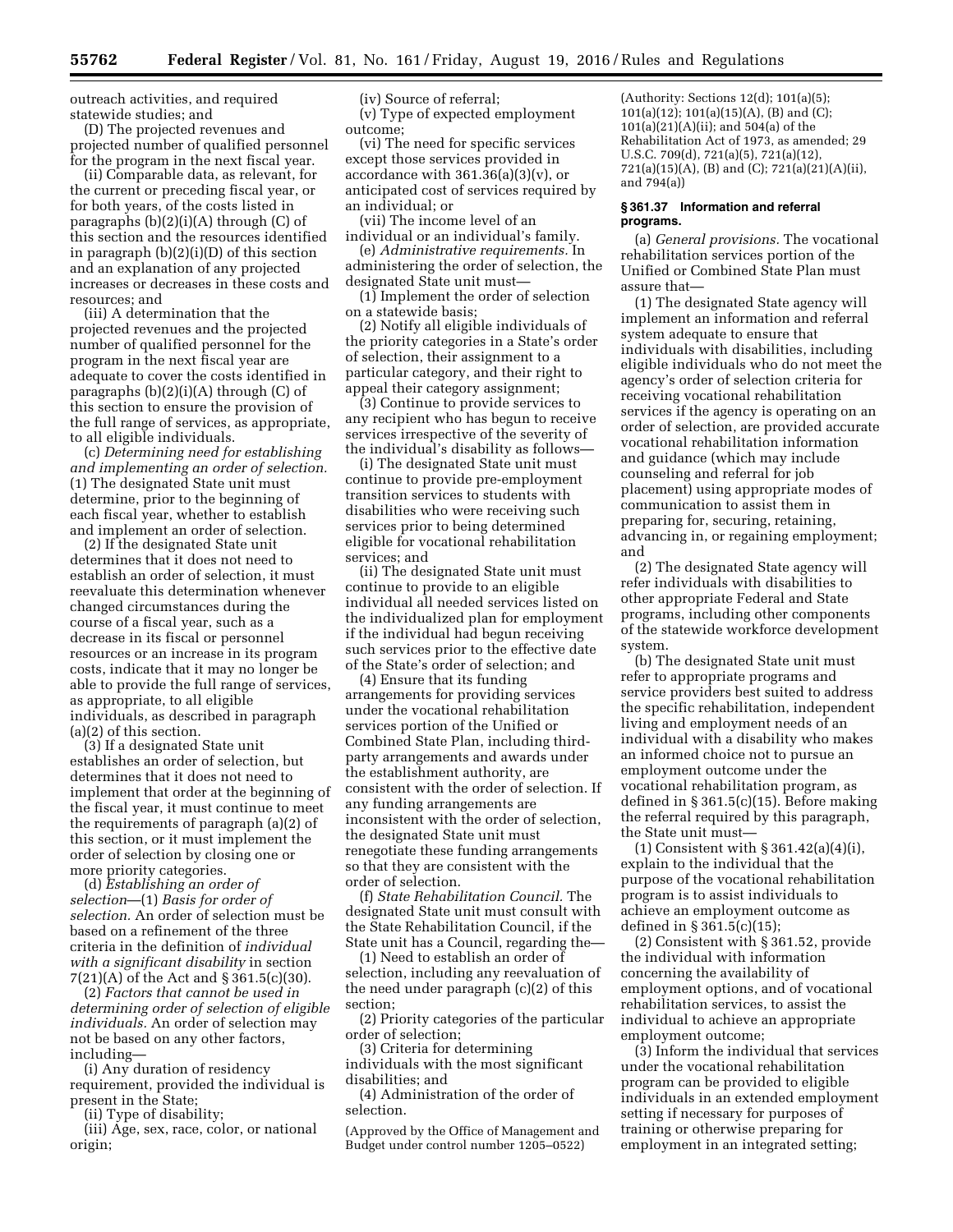outreach activities, and required statewide studies; and

(D) The projected revenues and projected number of qualified personnel for the program in the next fiscal year.

(ii) Comparable data, as relevant, for the current or preceding fiscal year, or for both years, of the costs listed in paragraphs (b)(2)(i)(A) through (C) of this section and the resources identified in paragraph (b)(2)(i)(D) of this section and an explanation of any projected increases or decreases in these costs and resources; and

(iii) A determination that the projected revenues and the projected number of qualified personnel for the program in the next fiscal year are adequate to cover the costs identified in paragraphs (b)(2)(i)(A) through (C) of this section to ensure the provision of the full range of services, as appropriate, to all eligible individuals.

(c) *Determining need for establishing and implementing an order of selection.* (1) The designated State unit must determine, prior to the beginning of each fiscal year, whether to establish and implement an order of selection.

(2) If the designated State unit determines that it does not need to establish an order of selection, it must reevaluate this determination whenever changed circumstances during the course of a fiscal year, such as a decrease in its fiscal or personnel resources or an increase in its program costs, indicate that it may no longer be able to provide the full range of services, as appropriate, to all eligible individuals, as described in paragraph (a)(2) of this section.

(3) If a designated State unit establishes an order of selection, but determines that it does not need to implement that order at the beginning of the fiscal year, it must continue to meet the requirements of paragraph (a)(2) of this section, or it must implement the order of selection by closing one or more priority categories.

(d) *Establishing an order of selection*—(1) *Basis for order of selection.* An order of selection must be based on a refinement of the three criteria in the definition of *individual with a significant disability* in section 7(21)(A) of the Act and § 361.5(c)(30).

(2) *Factors that cannot be used in determining order of selection of eligible individuals.* An order of selection may not be based on any other factors, including—

(i) Any duration of residency requirement, provided the individual is present in the State;

(ii) Type of disability;

(iii) Age, sex, race, color, or national origin;

(iv) Source of referral;

(v) Type of expected employment outcome;

(vi) The need for specific services except those services provided in accordance with 361.36(a)(3)(v), or anticipated cost of services required by an individual; or

(vii) The income level of an individual or an individual's family.

(e) *Administrative requirements.* In administering the order of selection, the designated State unit must—

(1) Implement the order of selection on a statewide basis;

(2) Notify all eligible individuals of the priority categories in a State's order of selection, their assignment to a particular category, and their right to appeal their category assignment;

(3) Continue to provide services to any recipient who has begun to receive services irrespective of the severity of the individual's disability as follows—

(i) The designated State unit must continue to provide pre-employment transition services to students with disabilities who were receiving such services prior to being determined eligible for vocational rehabilitation services; and

(ii) The designated State unit must continue to provide to an eligible individual all needed services listed on the individualized plan for employment if the individual had begun receiving such services prior to the effective date of the State's order of selection; and

(4) Ensure that its funding arrangements for providing services under the vocational rehabilitation services portion of the Unified or Combined State Plan, including third-party arrangements and awards under the establishment authority, are consistent with the order of selection. If any funding arrangements are inconsistent with the order of selection, the designated State unit must renegotiate these funding arrangements so that they are consistent with the order of selection.

(f) *State Rehabilitation Council.* The designated State unit must consult with the State Rehabilitation Council, if the State unit has a Council, regarding the—

(1) Need to establish an order of selection, including any reevaluation of the need under paragraph (c)(2) of this section;

(2) Priority categories of the particular order of selection;

(3) Criteria for determining individuals with the most significant disabilities; and

(4) Administration of the order of selection.

(Approved by the Office of Management and Budget under control number 1205–0522)

(Authority: Sections 12(d); 101(a)(5); 101(a)(12); 101(a)(15)(A), (B) and (C); 101(a)(21)(A)(ii); and 504(a) of the Rehabilitation Act of 1973, as amended; 29 U.S.C. 709(d), 721(a)(5), 721(a)(12), 721(a)(15)(A), (B) and (C); 721(a)(21)(A)(ii), and 794(a))

### § 361.37 Information and referral programs.

(a) *General provisions.* The vocational rehabilitation services portion of the Unified or Combined State Plan must assure that—

(1) The designated State agency will implement an information and referral system adequate to ensure that individuals with disabilities, including eligible individuals who do not meet the agency's order of selection criteria for receiving vocational rehabilitation services if the agency is operating on an order of selection, are provided accurate vocational rehabilitation information and guidance (which may include counseling and referral for job placement) using appropriate modes of communication to assist them in preparing for, securing, retaining, advancing in, or regaining employment; and

(2) The designated State agency will refer individuals with disabilities to other appropriate Federal and State programs, including other components of the statewide workforce development system.

(b) The designated State unit must refer to appropriate programs and service providers best suited to address the specific rehabilitation, independent living and employment needs of an individual with a disability who makes an informed choice not to pursue an employment outcome under the vocational rehabilitation program, as defined in § 361.5(c)(15). Before making the referral required by this paragraph, the State unit must—

(1) Consistent with § 361.42(a)(4)(i), explain to the individual that the purpose of the vocational rehabilitation program is to assist individuals to achieve an employment outcome as defined in § 361.5(c)(15);

(2) Consistent with § 361.52, provide the individual with information concerning the availability of employment options, and of vocational rehabilitation services, to assist the individual to achieve an appropriate employment outcome;

(3) Inform the individual that services under the vocational rehabilitation program can be provided to eligible individuals in an extended employment setting if necessary for purposes of training or otherwise preparing for employment in an integrated setting;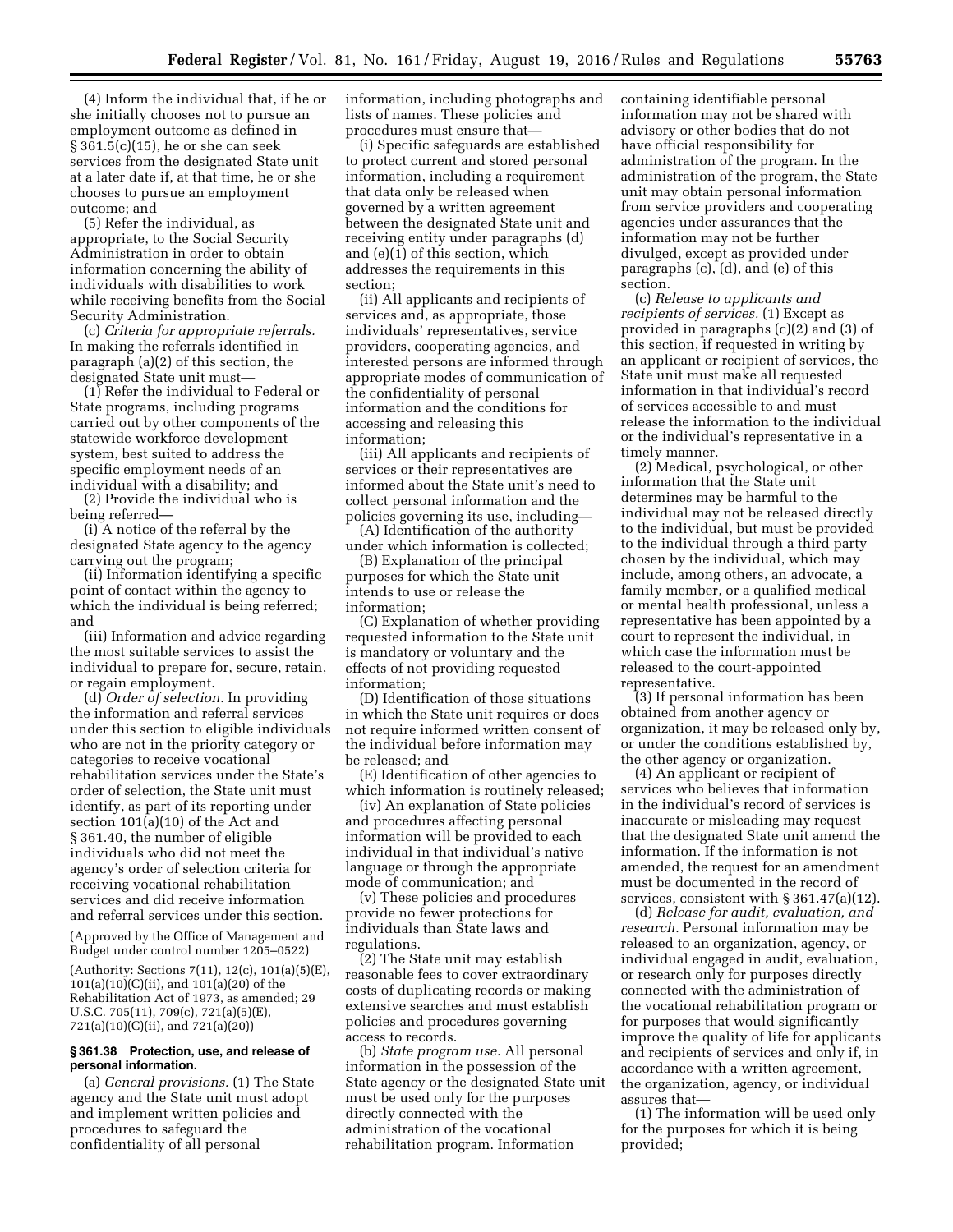(4) Inform the individual that, if he or she initially chooses not to pursue an employment outcome as defined in § 361.5(c)(15), he or she can seek services from the designated State unit at a later date if, at that time, he or she chooses to pursue an employment outcome; and

(5) Refer the individual, as appropriate, to the Social Security Administration in order to obtain information concerning the ability of individuals with disabilities to work while receiving benefits from the Social Security Administration.

(c) *Criteria for appropriate referrals.* In making the referrals identified in paragraph (a)(2) of this section, the designated State unit must—

(1) Refer the individual to Federal or State programs, including programs carried out by other components of the statewide workforce development system, best suited to address the specific employment needs of an individual with a disability; and

(2) Provide the individual who is being referred—

(i) A notice of the referral by the designated State agency to the agency carrying out the program;

(ii) Information identifying a specific point of contact within the agency to which the individual is being referred; and

(iii) Information and advice regarding the most suitable services to assist the individual to prepare for, secure, retain, or regain employment.

(d) *Order of selection.* In providing the information and referral services under this section to eligible individuals who are not in the priority category or categories to receive vocational rehabilitation services under the State's order of selection, the State unit must identify, as part of its reporting under section 101(a)(10) of the Act and § 361.40, the number of eligible individuals who did not meet the agency's order of selection criteria for receiving vocational rehabilitation services and did receive information and referral services under this section.

(Approved by the Office of Management and Budget under control number 1205–0522)

(Authority: Sections 7(11), 12(c), 101(a)(5)(E), 101(a)(10)(C)(ii), and 101(a)(20) of the Rehabilitation Act of 1973, as amended; 29 U.S.C. 705(11), 709(c), 721(a)(5)(E), 721(a)(10)(C)(ii), and 721(a)(20))

### § 361.38 Protection, use, and release of personal information.

(a) *General provisions.* (1) The State agency and the State unit must adopt and implement written policies and procedures to safeguard the confidentiality of all personal information, including photographs and lists of names. These policies and procedures must ensure that—

(i) Specific safeguards are established to protect current and stored personal information, including a requirement that data only be released when governed by a written agreement between the designated State unit and receiving entity under paragraphs (d) and (e)(1) of this section, which addresses the requirements in this section;

(ii) All applicants and recipients of services and, as appropriate, those individuals' representatives, service providers, cooperating agencies, and interested persons are informed through appropriate modes of communication of the confidentiality of personal information and the conditions for accessing and releasing this information;

(iii) All applicants and recipients of services or their representatives are informed about the State unit's need to collect personal information and the policies governing its use, including—

(A) Identification of the authority under which information is collected;

(B) Explanation of the principal purposes for which the State unit intends to use or release the information;

(C) Explanation of whether providing requested information to the State unit is mandatory or voluntary and the effects of not providing requested information;

(D) Identification of those situations in which the State unit requires or does not require informed written consent of the individual before information may be released; and

(E) Identification of other agencies to which information is routinely released;

(iv) An explanation of State policies and procedures affecting personal information will be provided to each individual in that individual's native language or through the appropriate mode of communication; and

(v) These policies and procedures provide no fewer protections for individuals than State laws and regulations.

(2) The State unit may establish reasonable fees to cover extraordinary costs of duplicating records or making extensive searches and must establish policies and procedures governing access to records.

(b) *State program use.* All personal information in the possession of the State agency or the designated State unit must be used only for the purposes directly connected with the administration of the vocational rehabilitation program. Information containing identifiable personal information may not be shared with advisory or other bodies that do not have official responsibility for administration of the program. In the administration of the program, the State unit may obtain personal information from service providers and cooperating agencies under assurances that the information may not be further divulged, except as provided under paragraphs (c), (d), and (e) of this section.

(c) *Release to applicants and recipients of services.* (1) Except as provided in paragraphs (c)(2) and (3) of this section, if requested in writing by an applicant or recipient of services, the State unit must make all requested information in that individual's record of services accessible to and must release the information to the individual or the individual's representative in a timely manner.

(2) Medical, psychological, or other information that the State unit determines may be harmful to the individual may not be released directly to the individual, but must be provided to the individual through a third party chosen by the individual, which may include, among others, an advocate, a family member, or a qualified medical or mental health professional, unless a representative has been appointed by a court to represent the individual, in which case the information must be released to the court-appointed representative.

(3) If personal information has been obtained from another agency or organization, it may be released only by, or under the conditions established by, the other agency or organization.

(4) An applicant or recipient of services who believes that information in the individual's record of services is inaccurate or misleading may request that the designated State unit amend the information. If the information is not amended, the request for an amendment must be documented in the record of services, consistent with § 361.47(a)(12).

(d) *Release for audit, evaluation, and research.* Personal information may be released to an organization, agency, or individual engaged in audit, evaluation, or research only for purposes directly connected with the administration of the vocational rehabilitation program or for purposes that would significantly improve the quality of life for applicants and recipients of services and only if, in accordance with a written agreement, the organization, agency, or individual assures that—

(1) The information will be used only for the purposes for which it is being provided;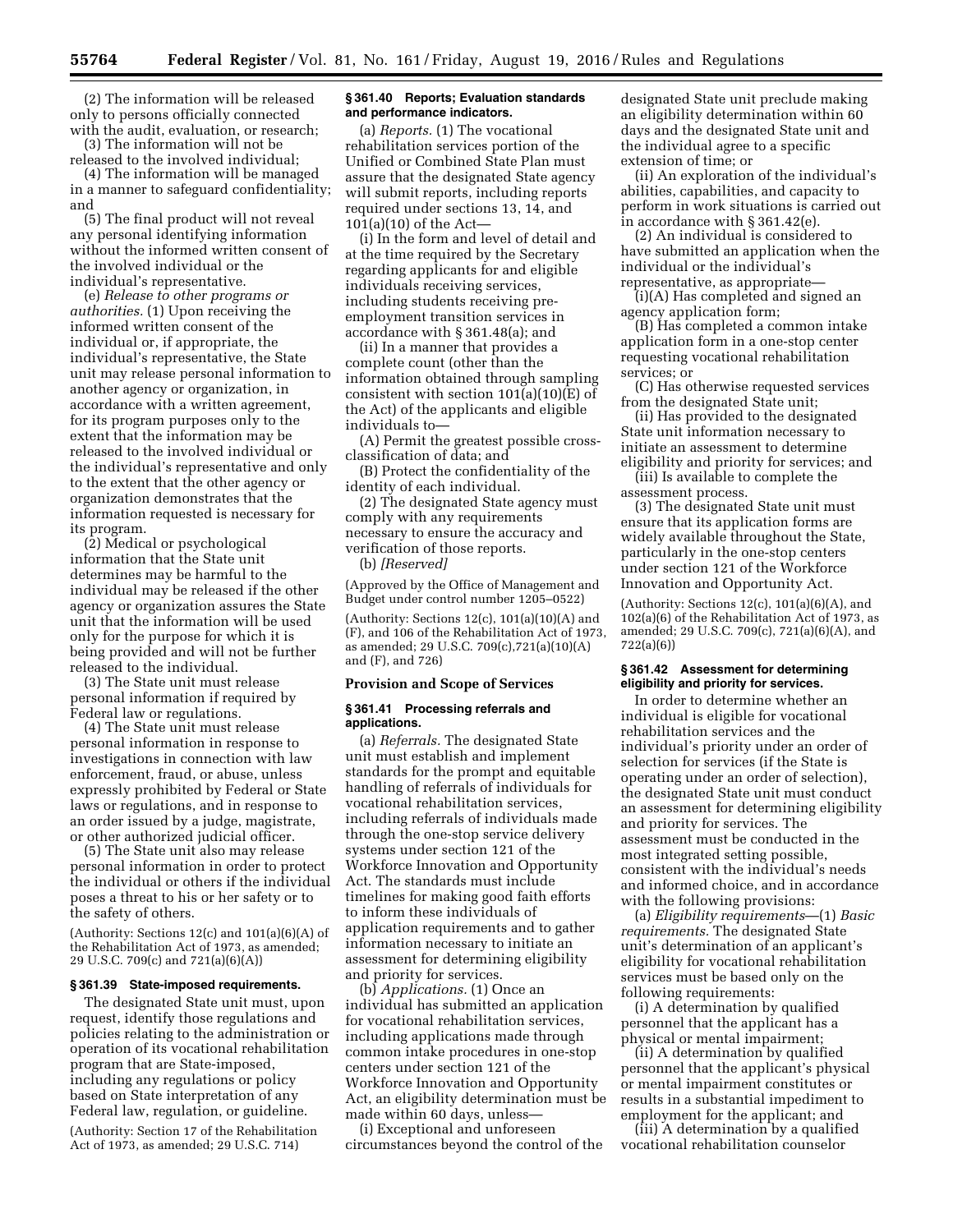(2) The information will be released only to persons officially connected with the audit, evaluation, or research;

(3) The information will not be released to the involved individual;

(4) The information will be managed in a manner to safeguard confidentiality; and

(5) The final product will not reveal any personal identifying information without the informed written consent of the involved individual or the individual's representative.

(e) *Release to other programs or authorities.* (1) Upon receiving the informed written consent of the individual or, if appropriate, the individual's representative, the State unit may release personal information to another agency or organization, in accordance with a written agreement, for its program purposes only to the extent that the information may be released to the involved individual or the individual's representative and only to the extent that the other agency or organization demonstrates that the information requested is necessary for its program.

(2) Medical or psychological information that the State unit determines may be harmful to the individual may be released if the other agency or organization assures the State unit that the information will be used only for the purpose for which it is being provided and will not be further released to the individual.

(3) The State unit must release personal information if required by Federal law or regulations.

(4) The State unit must release personal information in response to investigations in connection with law enforcement, fraud, or abuse, unless expressly prohibited by Federal or State laws or regulations, and in response to an order issued by a judge, magistrate, or other authorized judicial officer.

(5) The State unit also may release personal information in order to protect the individual or others if the individual poses a threat to his or her safety or to the safety of others.

(Authority: Sections 12(c) and 101(a)(6)(A) of the Rehabilitation Act of 1973, as amended; 29 U.S.C. 709(c) and 721(a)(6)(A))

### § 361.39 State-imposed requirements.

The designated State unit must, upon request, identify those regulations and policies relating to the administration or operation of its vocational rehabilitation program that are State-imposed, including any regulations or policy based on State interpretation of any Federal law, regulation, or guideline.

(Authority: Section 17 of the Rehabilitation Act of 1973, as amended; 29 U.S.C. 714)

### § 361.40 Reports; Evaluation standards and performance indicators.

(a) *Reports.* (1) The vocational rehabilitation services portion of the Unified or Combined State Plan must assure that the designated State agency will submit reports, including reports required under sections 13, 14, and 101(a)(10) of the Act—

(i) In the form and level of detail and at the time required by the Secretary regarding applicants for and eligible individuals receiving services, including students receiving pre-employment transition services in accordance with § 361.48(a); and

(ii) In a manner that provides a complete count (other than the information obtained through sampling consistent with section 101(a)(10)(E) of the Act) of the applicants and eligible individuals to—

(A) Permit the greatest possible cross-classification of data; and

(B) Protect the confidentiality of the identity of each individual.

(2) The designated State agency must comply with any requirements necessary to ensure the accuracy and verification of those reports.

(b) *[Reserved]*

(Approved by the Office of Management and Budget under control number 1205–0522)

(Authority: Sections 12(c), 101(a)(10)(A) and (F), and 106 of the Rehabilitation Act of 1973, as amended; 29 U.S.C. 709(c),721(a)(10)(A) and (F), and 726)

## Provision and Scope of Services

### § 361.41 Processing referrals and applications.

(a) *Referrals.* The designated State unit must establish and implement standards for the prompt and equitable handling of referrals of individuals for vocational rehabilitation services, including referrals of individuals made through the one-stop service delivery systems under section 121 of the Workforce Innovation and Opportunity Act. The standards must include timelines for making good faith efforts to inform these individuals of application requirements and to gather information necessary to initiate an assessment for determining eligibility and priority for services.

(b) *Applications.* (1) Once an individual has submitted an application for vocational rehabilitation services, including applications made through common intake procedures in one-stop centers under section 121 of the Workforce Innovation and Opportunity Act, an eligibility determination must be made within 60 days, unless—

(i) Exceptional and unforeseen circumstances beyond the control of the designated State unit preclude making an eligibility determination within 60 days and the designated State unit and the individual agree to a specific extension of time; or

(ii) An exploration of the individual's abilities, capabilities, and capacity to perform in work situations is carried out in accordance with § 361.42(e).

(2) An individual is considered to have submitted an application when the individual or the individual's representative, as appropriate—

(i)(A) Has completed and signed an agency application form;

(B) Has completed a common intake application form in a one-stop center requesting vocational rehabilitation services; or

(C) Has otherwise requested services from the designated State unit;

(ii) Has provided to the designated State unit information necessary to initiate an assessment to determine eligibility and priority for services; and

(iii) Is available to complete the assessment process.

(3) The designated State unit must ensure that its application forms are widely available throughout the State, particularly in the one-stop centers under section 121 of the Workforce Innovation and Opportunity Act.

(Authority: Sections 12(c), 101(a)(6)(A), and 102(a)(6) of the Rehabilitation Act of 1973, as amended; 29 U.S.C. 709(c), 721(a)(6)(A), and 722(a)(6))

### § 361.42 Assessment for determining eligibility and priority for services.

In order to determine whether an individual is eligible for vocational rehabilitation services and the individual's priority under an order of selection for services (if the State is operating under an order of selection), the designated State unit must conduct an assessment for determining eligibility and priority for services. The assessment must be conducted in the most integrated setting possible, consistent with the individual's needs and informed choice, and in accordance with the following provisions:

(a) *Eligibility requirements*—(1) *Basic requirements.* The designated State unit's determination of an applicant's eligibility for vocational rehabilitation services must be based only on the following requirements:

(i) A determination by qualified personnel that the applicant has a physical or mental impairment;

(ii) A determination by qualified personnel that the applicant's physical or mental impairment constitutes or results in a substantial impediment to employment for the applicant; and

(iii) A determination by a qualified vocational rehabilitation counselor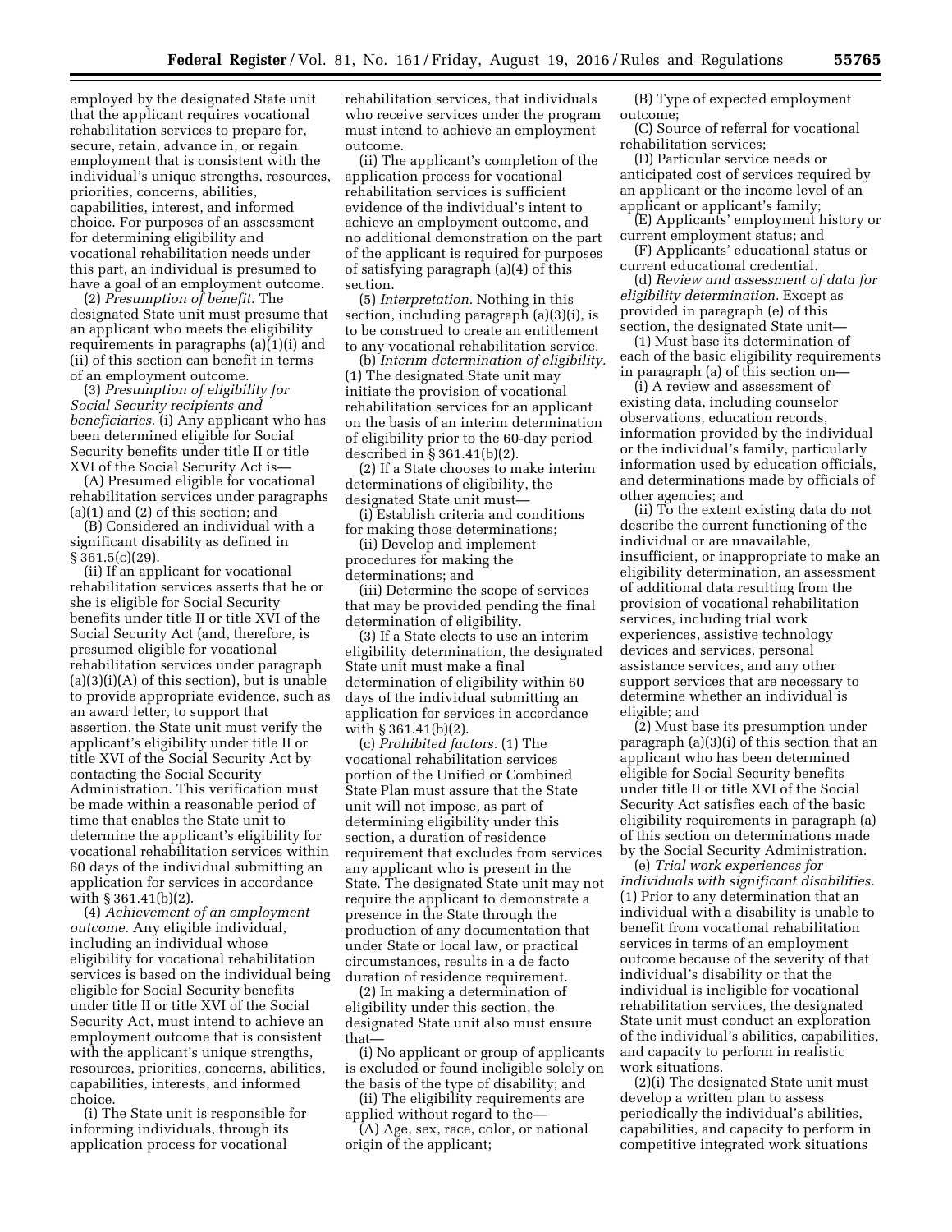employed by the designated State unit that the applicant requires vocational rehabilitation services to prepare for, secure, retain, advance in, or regain employment that is consistent with the individual's unique strengths, resources, priorities, concerns, abilities, capabilities, interest, and informed choice. For purposes of an assessment for determining eligibility and vocational rehabilitation needs under this part, an individual is presumed to have a goal of an employment outcome.

(2) *Presumption of benefit.* The designated State unit must presume that an applicant who meets the eligibility requirements in paragraphs (a)(1)(i) and (ii) of this section can benefit in terms of an employment outcome.

(3) *Presumption of eligibility for Social Security recipients and beneficiaries.* (i) Any applicant who has been determined eligible for Social Security benefits under title II or title XVI of the Social Security Act is—

(A) Presumed eligible for vocational rehabilitation services under paragraphs (a)(1) and (2) of this section; and

(B) Considered an individual with a significant disability as defined in § 361.5(c)(29).

(ii) If an applicant for vocational rehabilitation services asserts that he or she is eligible for Social Security benefits under title II or title XVI of the Social Security Act (and, therefore, is presumed eligible for vocational rehabilitation services under paragraph (a)(3)(i)(A) of this section), but is unable to provide appropriate evidence, such as an award letter, to support that assertion, the State unit must verify the applicant's eligibility under title II or title XVI of the Social Security Act by contacting the Social Security Administration. This verification must be made within a reasonable period of time that enables the State unit to determine the applicant's eligibility for vocational rehabilitation services within 60 days of the individual submitting an application for services in accordance with § 361.41(b)(2).

(4) *Achievement of an employment outcome.* Any eligible individual, including an individual whose eligibility for vocational rehabilitation services is based on the individual being eligible for Social Security benefits under title II or title XVI of the Social Security Act, must intend to achieve an employment outcome that is consistent with the applicant's unique strengths, resources, priorities, concerns, abilities, capabilities, interests, and informed choice.

(i) The State unit is responsible for informing individuals, through its application process for vocational rehabilitation services, that individuals who receive services under the program must intend to achieve an employment outcome.

(ii) The applicant's completion of the application process for vocational rehabilitation services is sufficient evidence of the individual's intent to achieve an employment outcome, and no additional demonstration on the part of the applicant is required for purposes of satisfying paragraph (a)(4) of this section.

(5) *Interpretation.* Nothing in this section, including paragraph (a)(3)(i), is to be construed to create an entitlement to any vocational rehabilitation service.

(b) *Interim determination of eligibility.* (1) The designated State unit may initiate the provision of vocational rehabilitation services for an applicant on the basis of an interim determination of eligibility prior to the 60-day period described in § 361.41(b)(2).

(2) If a State chooses to make interim determinations of eligibility, the designated State unit must—

(i) Establish criteria and conditions for making those determinations;

(ii) Develop and implement procedures for making the determinations; and

(iii) Determine the scope of services that may be provided pending the final determination of eligibility.

(3) If a State elects to use an interim eligibility determination, the designated State unit must make a final determination of eligibility within 60 days of the individual submitting an application for services in accordance with § 361.41(b)(2).

(c) *Prohibited factors.* (1) The vocational rehabilitation services portion of the Unified or Combined State Plan must assure that the State unit will not impose, as part of determining eligibility under this section, a duration of residence requirement that excludes from services any applicant who is present in the State. The designated State unit may not require the applicant to demonstrate a presence in the State through the production of any documentation that under State or local law, or practical circumstances, results in a de facto duration of residence requirement.

(2) In making a determination of eligibility under this section, the designated State unit also must ensure that—

(i) No applicant or group of applicants is excluded or found ineligible solely on the basis of the type of disability; and

(ii) The eligibility requirements are applied without regard to the—

(A) Age, sex, race, color, or national origin of the applicant;

(B) Type of expected employment outcome;

(C) Source of referral for vocational rehabilitation services;

(D) Particular service needs or anticipated cost of services required by an applicant or the income level of an applicant or applicant's family;

(E) Applicants' employment history or current employment status; and

(F) Applicants' educational status or current educational credential.

(d) *Review and assessment of data for eligibility determination.* Except as provided in paragraph (e) of this section, the designated State unit—

(1) Must base its determination of each of the basic eligibility requirements in paragraph (a) of this section on—

(i) A review and assessment of existing data, including counselor observations, education records, information provided by the individual or the individual's family, particularly information used by education officials, and determinations made by officials of other agencies; and

(ii) To the extent existing data do not describe the current functioning of the individual or are unavailable, insufficient, or inappropriate to make an eligibility determination, an assessment of additional data resulting from the provision of vocational rehabilitation services, including trial work experiences, assistive technology devices and services, personal assistance services, and any other support services that are necessary to determine whether an individual is eligible; and

(2) Must base its presumption under paragraph (a)(3)(i) of this section that an applicant who has been determined eligible for Social Security benefits under title II or title XVI of the Social Security Act satisfies each of the basic eligibility requirements in paragraph (a) of this section on determinations made by the Social Security Administration.

(e) *Trial work experiences for individuals with significant disabilities.* (1) Prior to any determination that an individual with a disability is unable to benefit from vocational rehabilitation services in terms of an employment outcome because of the severity of that individual's disability or that the individual is ineligible for vocational rehabilitation services, the designated State unit must conduct an exploration of the individual's abilities, capabilities, and capacity to perform in realistic work situations.

(2)(i) The designated State unit must develop a written plan to assess periodically the individual's abilities, capabilities, and capacity to perform in competitive integrated work situations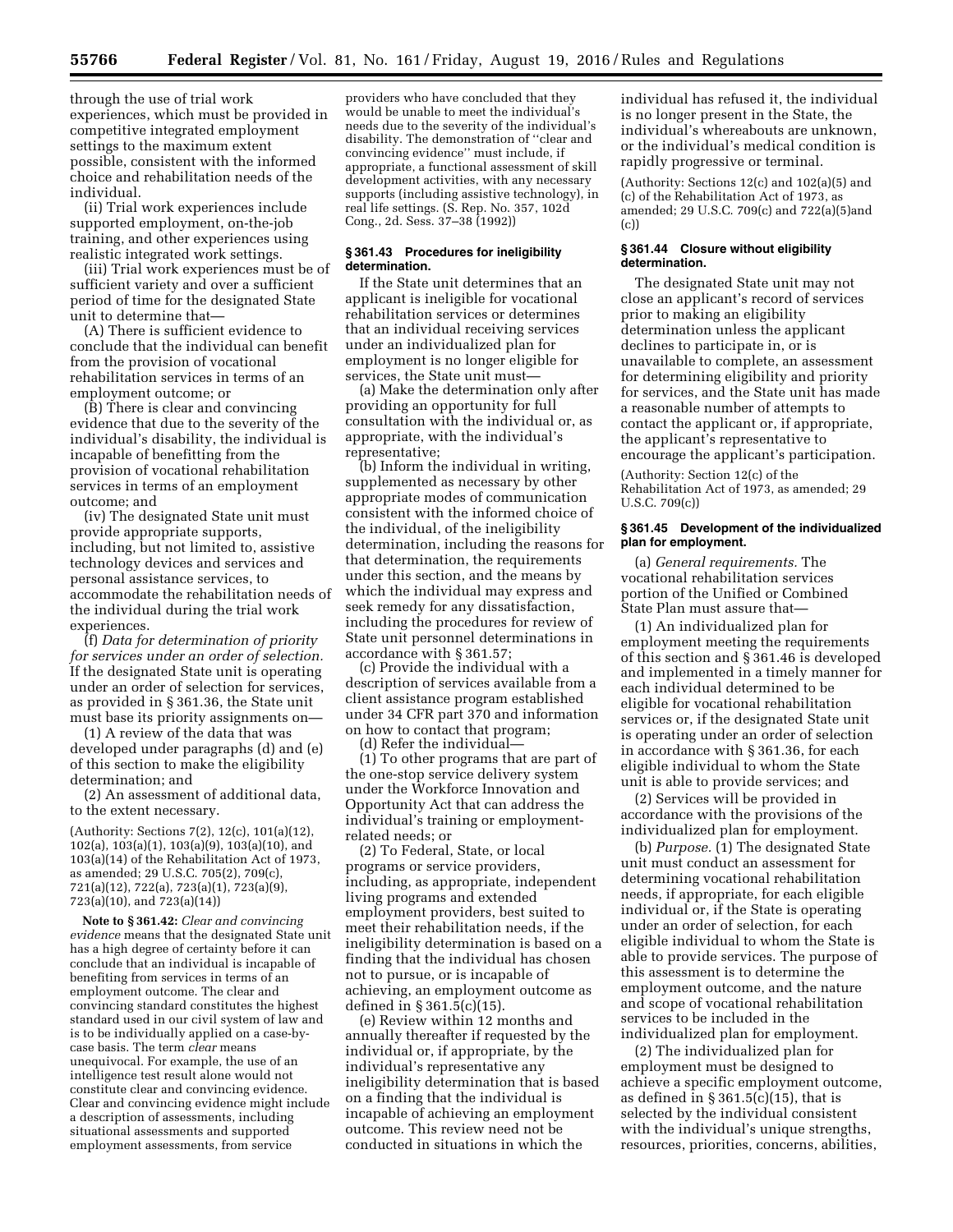through the use of trial work experiences, which must be provided in competitive integrated employment settings to the maximum extent possible, consistent with the informed choice and rehabilitation needs of the individual.

(ii) Trial work experiences include supported employment, on-the-job training, and other experiences using realistic integrated work settings.

(iii) Trial work experiences must be of sufficient variety and over a sufficient period of time for the designated State unit to determine that—

(A) There is sufficient evidence to conclude that the individual can benefit from the provision of vocational rehabilitation services in terms of an employment outcome; or

(B) There is clear and convincing evidence that due to the severity of the individual's disability, the individual is incapable of benefitting from the provision of vocational rehabilitation services in terms of an employment outcome; and

(iv) The designated State unit must provide appropriate supports, including, but not limited to, assistive technology devices and services and personal assistance services, to accommodate the rehabilitation needs of the individual during the trial work experiences.

(f) *Data for determination of priority for services under an order of selection.* If the designated State unit is operating under an order of selection for services, as provided in § 361.36, the State unit must base its priority assignments on—

(1) A review of the data that was developed under paragraphs (d) and (e) of this section to make the eligibility determination; and

(2) An assessment of additional data, to the extent necessary.

(Authority: Sections 7(2), 12(c), 101(a)(12), 102(a), 103(a)(1), 103(a)(9), 103(a)(10), and 103(a)(14) of the Rehabilitation Act of 1973, as amended; 29 U.S.C. 705(2), 709(c), 721(a)(12), 722(a), 723(a)(1), 723(a)(9), 723(a)(10), and 723(a)(14))

**Note to § 361.42:** *Clear and convincing evidence* means that the designated State unit has a high degree of certainty before it can conclude that an individual is incapable of benefiting from services in terms of an employment outcome. The clear and convincing standard constitutes the highest standard used in our civil system of law and is to be individually applied on a case-by-case basis. The term *clear* means unequivocal. For example, the use of an intelligence test result alone would not constitute clear and convincing evidence. Clear and convincing evidence might include a description of assessments, including situational assessments and supported employment assessments, from service providers who have concluded that they would be unable to meet the individual's needs due to the severity of the individual's disability. The demonstration of "clear and convincing evidence" must include, if appropriate, a functional assessment of skill development activities, with any necessary supports (including assistive technology), in real life settings. (S. Rep. No. 357, 102d Cong., 2d. Sess. 37–38 (1992))

### § 361.43 Procedures for ineligibility determination.

If the State unit determines that an applicant is ineligible for vocational rehabilitation services or determines that an individual receiving services under an individualized plan for employment is no longer eligible for services, the State unit must—

(a) Make the determination only after providing an opportunity for full consultation with the individual or, as appropriate, with the individual's representative;

(b) Inform the individual in writing, supplemented as necessary by other appropriate modes of communication consistent with the informed choice of the individual, of the ineligibility determination, including the reasons for that determination, the requirements under this section, and the means by which the individual may express and seek remedy for any dissatisfaction, including the procedures for review of State unit personnel determinations in accordance with § 361.57;

(c) Provide the individual with a description of services available from a client assistance program established under 34 CFR part 370 and information on how to contact that program;

(d) Refer the individual—

(1) To other programs that are part of the one-stop service delivery system under the Workforce Innovation and Opportunity Act that can address the individual's training or employment-related needs; or

(2) To Federal, State, or local programs or service providers, including, as appropriate, independent living programs and extended employment providers, best suited to meet their rehabilitation needs, if the ineligibility determination is based on a finding that the individual has chosen not to pursue, or is incapable of achieving, an employment outcome as defined in § 361.5(c)(15).

(e) Review within 12 months and annually thereafter if requested by the individual or, if appropriate, by the individual's representative any ineligibility determination that is based on a finding that the individual is incapable of achieving an employment outcome. This review need not be conducted in situations in which the individual has refused it, the individual is no longer present in the State, the individual's whereabouts are unknown, or the individual's medical condition is rapidly progressive or terminal.

(Authority: Sections 12(c) and 102(a)(5) and (c) of the Rehabilitation Act of 1973, as amended; 29 U.S.C. 709(c) and 722(a)(5)and (c))

### § 361.44 Closure without eligibility determination.

The designated State unit may not close an applicant's record of services prior to making an eligibility determination unless the applicant declines to participate in, or is unavailable to complete, an assessment for determining eligibility and priority for services, and the State unit has made a reasonable number of attempts to contact the applicant or, if appropriate, the applicant's representative to encourage the applicant's participation.

(Authority: Section 12(c) of the Rehabilitation Act of 1973, as amended; 29 U.S.C. 709(c))

### § 361.45 Development of the individualized plan for employment.

(a) *General requirements.* The vocational rehabilitation services portion of the Unified or Combined State Plan must assure that—

(1) An individualized plan for employment meeting the requirements of this section and § 361.46 is developed and implemented in a timely manner for each individual determined to be eligible for vocational rehabilitation services or, if the designated State unit is operating under an order of selection in accordance with § 361.36, for each eligible individual to whom the State unit is able to provide services; and

(2) Services will be provided in accordance with the provisions of the individualized plan for employment.

(b) *Purpose.* (1) The designated State unit must conduct an assessment for determining vocational rehabilitation needs, if appropriate, for each eligible individual or, if the State is operating under an order of selection, for each eligible individual to whom the State is able to provide services. The purpose of this assessment is to determine the employment outcome, and the nature and scope of vocational rehabilitation services to be included in the individualized plan for employment.

(2) The individualized plan for employment must be designed to achieve a specific employment outcome, as defined in § 361.5(c)(15), that is selected by the individual consistent with the individual's unique strengths, resources, priorities, concerns, abilities,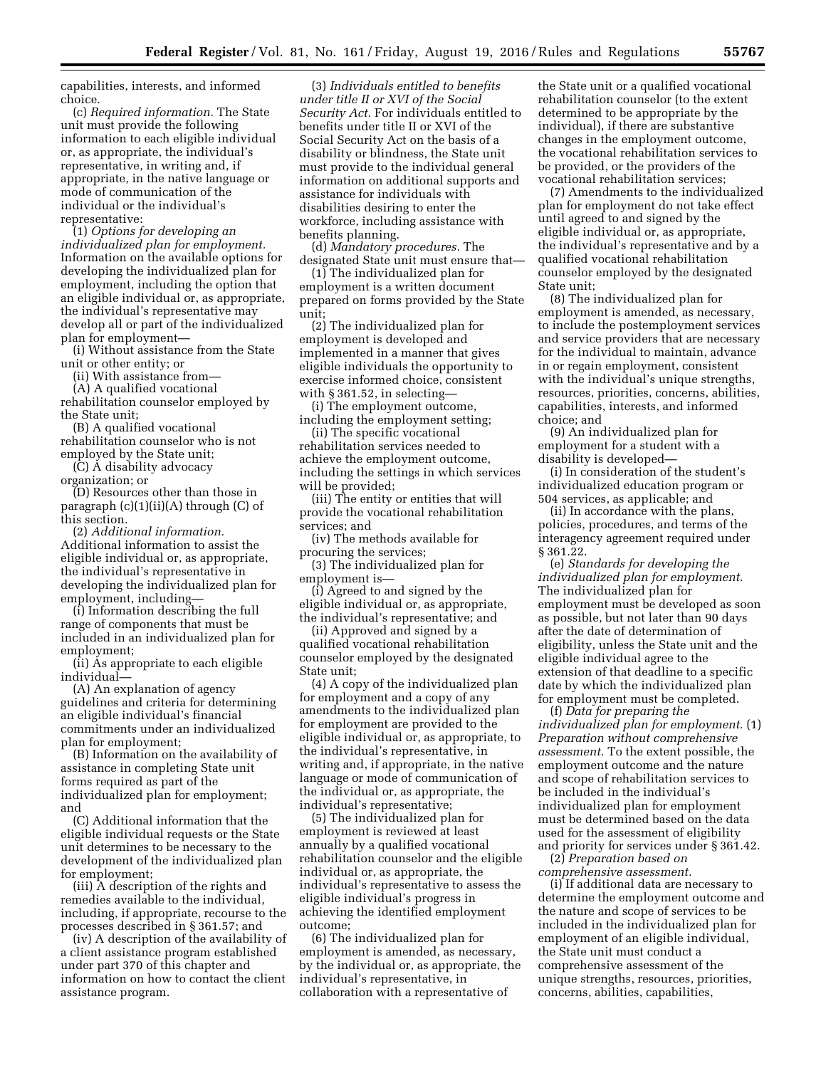capabilities, interests, and informed choice.

(c) *Required information.* The State unit must provide the following information to each eligible individual or, as appropriate, the individual's representative, in writing and, if appropriate, in the native language or mode of communication of the individual or the individual's representative:

(1) *Options for developing an individualized plan for employment.* Information on the available options for developing the individualized plan for employment, including the option that an eligible individual or, as appropriate, the individual's representative may develop all or part of the individualized plan for employment—

(i) Without assistance from the State unit or other entity; or

(ii) With assistance from—

(A) A qualified vocational rehabilitation counselor employed by the State unit;

(B) A qualified vocational rehabilitation counselor who is not employed by the State unit;

(C) A disability advocacy organization; or

(D) Resources other than those in paragraph (c)(1)(ii)(A) through (C) of this section.

(2) *Additional information.* Additional information to assist the eligible individual or, as appropriate, the individual's representative in developing the individualized plan for employment, including—

(i) Information describing the full range of components that must be included in an individualized plan for employment;

(ii) As appropriate to each eligible individual—

(A) An explanation of agency guidelines and criteria for determining an eligible individual's financial commitments under an individualized plan for employment;

(B) Information on the availability of assistance in completing State unit forms required as part of the individualized plan for employment; and

(C) Additional information that the eligible individual requests or the State unit determines to be necessary to the development of the individualized plan for employment;

(iii) A description of the rights and remedies available to the individual, including, if appropriate, recourse to the processes described in § 361.57; and

(iv) A description of the availability of a client assistance program established under part 370 of this chapter and information on how to contact the client assistance program.

(3) *Individuals entitled to benefits under title II or XVI of the Social Security Act.* For individuals entitled to benefits under title II or XVI of the Social Security Act on the basis of a disability or blindness, the State unit must provide to the individual general information on additional supports and assistance for individuals with disabilities desiring to enter the workforce, including assistance with benefits planning.

(d) *Mandatory procedures.* The designated State unit must ensure that—

(1) The individualized plan for employment is a written document prepared on forms provided by the State unit;

(2) The individualized plan for employment is developed and implemented in a manner that gives eligible individuals the opportunity to exercise informed choice, consistent with § 361.52, in selecting—

(i) The employment outcome, including the employment setting;

(ii) The specific vocational rehabilitation services needed to achieve the employment outcome, including the settings in which services will be provided;

(iii) The entity or entities that will provide the vocational rehabilitation services; and

(iv) The methods available for procuring the services;

(3) The individualized plan for employment is—

(i) Agreed to and signed by the eligible individual or, as appropriate, the individual's representative; and

(ii) Approved and signed by a qualified vocational rehabilitation counselor employed by the designated State unit;

(4) A copy of the individualized plan for employment and a copy of any amendments to the individualized plan for employment are provided to the eligible individual or, as appropriate, to the individual's representative, in writing and, if appropriate, in the native language or mode of communication of the individual or, as appropriate, the individual's representative;

(5) The individualized plan for employment is reviewed at least annually by a qualified vocational rehabilitation counselor and the eligible individual or, as appropriate, the individual's representative to assess the eligible individual's progress in achieving the identified employment outcome;

(6) The individualized plan for employment is amended, as necessary, by the individual or, as appropriate, the individual's representative, in collaboration with a representative of the State unit or a qualified vocational rehabilitation counselor (to the extent determined to be appropriate by the individual), if there are substantive changes in the employment outcome, the vocational rehabilitation services to be provided, or the providers of the vocational rehabilitation services;

(7) Amendments to the individualized plan for employment do not take effect until agreed to and signed by the eligible individual or, as appropriate, the individual's representative and by a qualified vocational rehabilitation counselor employed by the designated State unit;

(8) The individualized plan for employment is amended, as necessary, to include the postemployment services and service providers that are necessary for the individual to maintain, advance in or regain employment, consistent with the individual's unique strengths, resources, priorities, concerns, abilities, capabilities, interests, and informed choice; and

(9) An individualized plan for employment for a student with a disability is developed—

(i) In consideration of the student's individualized education program or 504 services, as applicable; and

(ii) In accordance with the plans, policies, procedures, and terms of the interagency agreement required under § 361.22.

(e) *Standards for developing the individualized plan for employment.* The individualized plan for employment must be developed as soon as possible, but not later than 90 days after the date of determination of eligibility, unless the State unit and the eligible individual agree to the extension of that deadline to a specific date by which the individualized plan for employment must be completed.

(f) *Data for preparing the individualized plan for employment.* (1) *Preparation without comprehensive assessment.* To the extent possible, the employment outcome and the nature and scope of rehabilitation services to be included in the individual's individualized plan for employment must be determined based on the data used for the assessment of eligibility and priority for services under § 361.42.

(2) *Preparation based on comprehensive assessment.*

(i) If additional data are necessary to determine the employment outcome and the nature and scope of services to be included in the individualized plan for employment of an eligible individual, the State unit must conduct a comprehensive assessment of the unique strengths, resources, priorities, concerns, abilities, capabilities,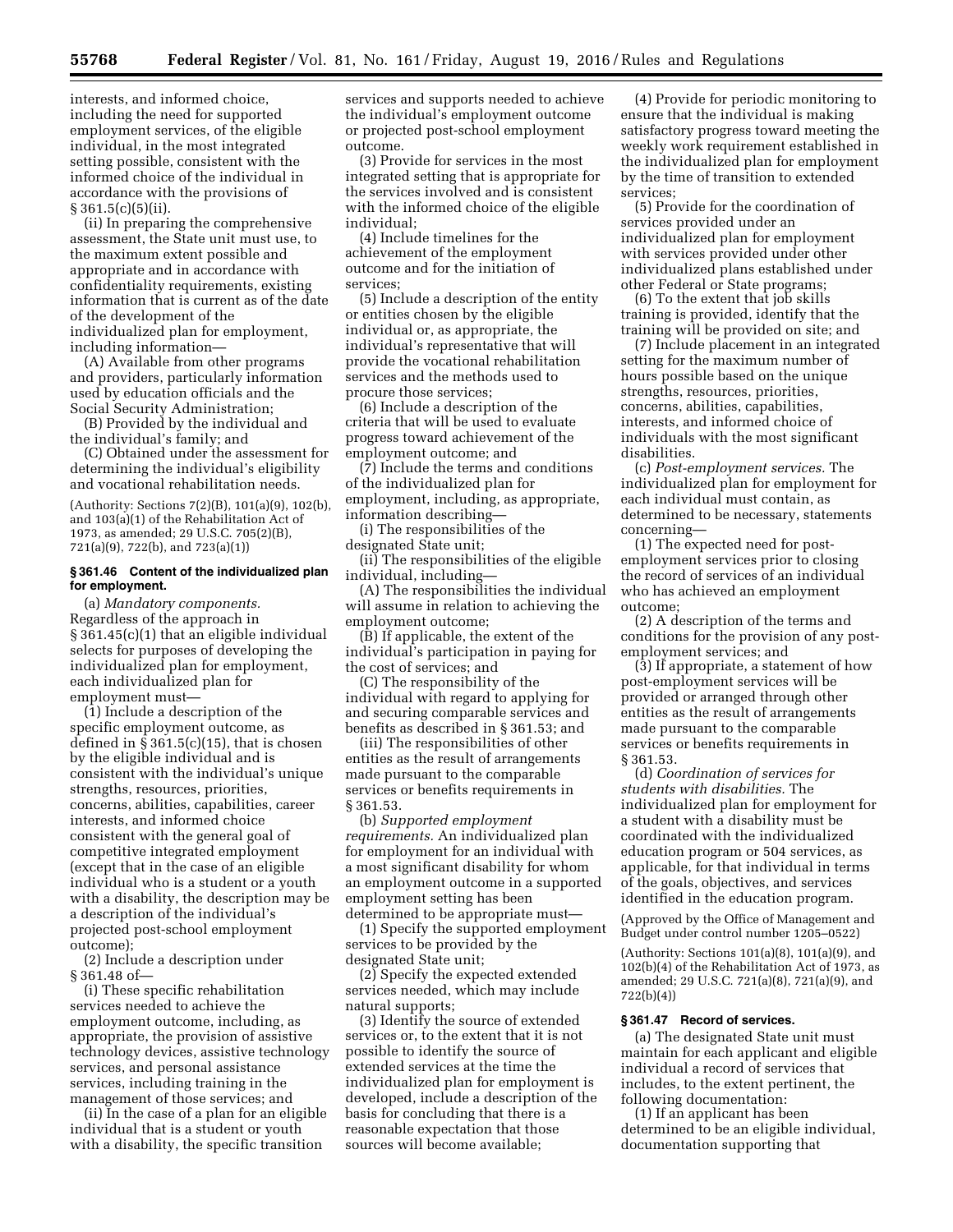interests, and informed choice, including the need for supported employment services, of the eligible individual, in the most integrated setting possible, consistent with the informed choice of the individual in accordance with the provisions of § 361.5(c)(5)(ii).

(ii) In preparing the comprehensive assessment, the State unit must use, to the maximum extent possible and appropriate and in accordance with confidentiality requirements, existing information that is current as of the date of the development of the individualized plan for employment, including information—

(A) Available from other programs and providers, particularly information used by education officials and the Social Security Administration;

(B) Provided by the individual and the individual's family; and

(C) Obtained under the assessment for determining the individual's eligibility and vocational rehabilitation needs.

(Authority: Sections 7(2)(B), 101(a)(9), 102(b), and 103(a)(1) of the Rehabilitation Act of 1973, as amended; 29 U.S.C. 705(2)(B), 721(a)(9), 722(b), and 723(a)(1))

### § 361.46 Content of the individualized plan for employment.

(a) *Mandatory components.* Regardless of the approach in § 361.45(c)(1) that an eligible individual selects for purposes of developing the individualized plan for employment, each individualized plan for employment must—

(1) Include a description of the specific employment outcome, as defined in § 361.5(c)(15), that is chosen by the eligible individual and is consistent with the individual's unique strengths, resources, priorities, concerns, abilities, capabilities, career interests, and informed choice consistent with the general goal of competitive integrated employment (except that in the case of an eligible individual who is a student or a youth with a disability, the description may be a description of the individual's projected post-school employment outcome);

(2) Include a description under § 361.48 of—

(i) These specific rehabilitation services needed to achieve the employment outcome, including, as appropriate, the provision of assistive technology devices, assistive technology services, and personal assistance services, including training in the management of those services; and

(ii) In the case of a plan for an eligible individual that is a student or youth with a disability, the specific transition services and supports needed to achieve the individual's employment outcome or projected post-school employment outcome.

(3) Provide for services in the most integrated setting that is appropriate for the services involved and is consistent with the informed choice of the eligible individual;

(4) Include timelines for the achievement of the employment outcome and for the initiation of services;

(5) Include a description of the entity or entities chosen by the eligible individual or, as appropriate, the individual's representative that will provide the vocational rehabilitation services and the methods used to procure those services;

(6) Include a description of the criteria that will be used to evaluate progress toward achievement of the employment outcome; and

(7) Include the terms and conditions of the individualized plan for employment, including, as appropriate, information describing—

(i) The responsibilities of the designated State unit;

(ii) The responsibilities of the eligible individual, including—

(A) The responsibilities the individual will assume in relation to achieving the employment outcome;

(B) If applicable, the extent of the individual's participation in paying for the cost of services; and

(C) The responsibility of the individual with regard to applying for and securing comparable services and benefits as described in § 361.53; and

(iii) The responsibilities of other entities as the result of arrangements made pursuant to the comparable services or benefits requirements in § 361.53.

(b) *Supported employment requirements.* An individualized plan for employment for an individual with a most significant disability for whom an employment outcome in a supported employment setting has been determined to be appropriate must—

(1) Specify the supported employment services to be provided by the designated State unit;

(2) Specify the expected extended services needed, which may include natural supports;

(3) Identify the source of extended services or, to the extent that it is not possible to identify the source of extended services at the time the individualized plan for employment is developed, include a description of the basis for concluding that there is a reasonable expectation that those sources will become available;

(4) Provide for periodic monitoring to ensure that the individual is making satisfactory progress toward meeting the weekly work requirement established in the individualized plan for employment by the time of transition to extended services;

(5) Provide for the coordination of services provided under an individualized plan for employment with services provided under other individualized plans established under other Federal or State programs;

(6) To the extent that job skills training is provided, identify that the training will be provided on site; and

(7) Include placement in an integrated setting for the maximum number of hours possible based on the unique strengths, resources, priorities, concerns, abilities, capabilities, interests, and informed choice of individuals with the most significant disabilities.

(c) *Post-employment services.* The individualized plan for employment for each individual must contain, as determined to be necessary, statements concerning—

(1) The expected need for post-employment services prior to closing the record of services of an individual who has achieved an employment outcome;

(2) A description of the terms and conditions for the provision of any post-employment services; and

(3) If appropriate, a statement of how post-employment services will be provided or arranged through other entities as the result of arrangements made pursuant to the comparable services or benefits requirements in § 361.53.

(d) *Coordination of services for students with disabilities.* The individualized plan for employment for a student with a disability must be coordinated with the individualized education program or 504 services, as applicable, for that individual in terms of the goals, objectives, and services identified in the education program.

(Approved by the Office of Management and Budget under control number 1205–0522)

(Authority: Sections 101(a)(8), 101(a)(9), and 102(b)(4) of the Rehabilitation Act of 1973, as amended; 29 U.S.C. 721(a)(8), 721(a)(9), and 722(b)(4))

### § 361.47 Record of services.

(a) The designated State unit must maintain for each applicant and eligible individual a record of services that includes, to the extent pertinent, the following documentation:

(1) If an applicant has been determined to be an eligible individual, documentation supporting that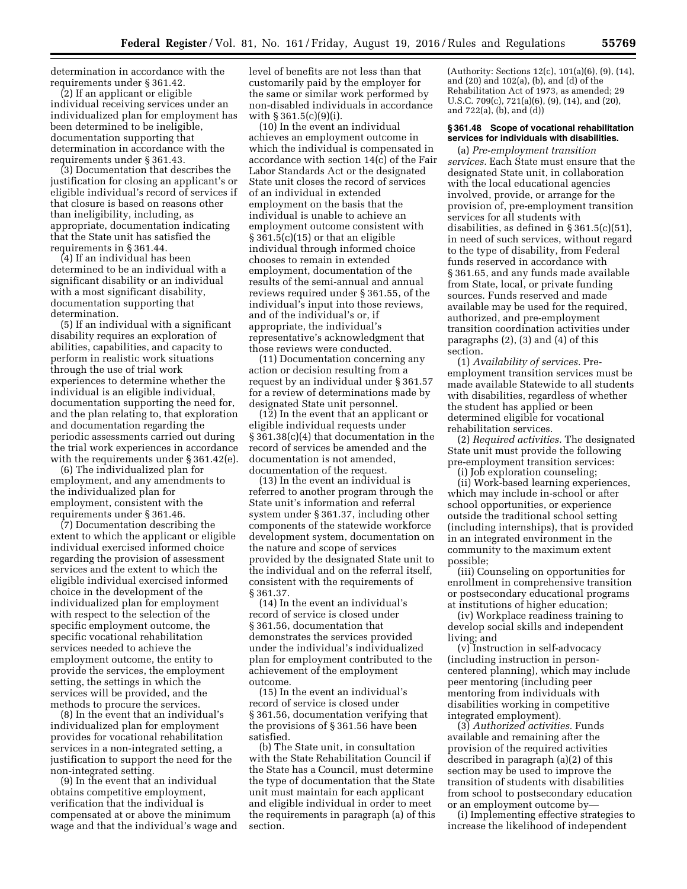determination in accordance with the requirements under § 361.42.

(2) If an applicant or eligible individual receiving services under an individualized plan for employment has been determined to be ineligible, documentation supporting that determination in accordance with the requirements under § 361.43.

(3) Documentation that describes the justification for closing an applicant's or eligible individual's record of services if that closure is based on reasons other than ineligibility, including, as appropriate, documentation indicating that the State unit has satisfied the requirements in § 361.44.

(4) If an individual has been determined to be an individual with a significant disability or an individual with a most significant disability, documentation supporting that determination.

(5) If an individual with a significant disability requires an exploration of abilities, capabilities, and capacity to perform in realistic work situations through the use of trial work experiences to determine whether the individual is an eligible individual, documentation supporting the need for, and the plan relating to, that exploration and documentation regarding the periodic assessments carried out during the trial work experiences in accordance with the requirements under § 361.42(e).

(6) The individualized plan for employment, and any amendments to the individualized plan for employment, consistent with the requirements under § 361.46.

(7) Documentation describing the extent to which the applicant or eligible individual exercised informed choice regarding the provision of assessment services and the extent to which the eligible individual exercised informed choice in the development of the individualized plan for employment with respect to the selection of the specific employment outcome, the specific vocational rehabilitation services needed to achieve the employment outcome, the entity to provide the services, the employment setting, the settings in which the services will be provided, and the methods to procure the services.

(8) In the event that an individual's individualized plan for employment provides for vocational rehabilitation services in a non-integrated setting, a justification to support the need for the non-integrated setting.

(9) In the event that an individual obtains competitive employment, verification that the individual is compensated at or above the minimum wage and that the individual's wage and level of benefits are not less than that customarily paid by the employer for the same or similar work performed by non-disabled individuals in accordance with § 361.5(c)(9)(i).

(10) In the event an individual achieves an employment outcome in which the individual is compensated in accordance with section 14(c) of the Fair Labor Standards Act or the designated State unit closes the record of services of an individual in extended employment on the basis that the individual is unable to achieve an employment outcome consistent with § 361.5(c)(15) or that an eligible individual through informed choice chooses to remain in extended employment, documentation of the results of the semi-annual and annual reviews required under § 361.55, of the individual's input into those reviews, and of the individual's or, if appropriate, the individual's representative's acknowledgment that those reviews were conducted.

(11) Documentation concerning any action or decision resulting from a request by an individual under § 361.57 for a review of determinations made by designated State unit personnel.

(12) In the event that an applicant or eligible individual requests under § 361.38(c)(4) that documentation in the record of services be amended and the documentation is not amended, documentation of the request.

(13) In the event an individual is referred to another program through the State unit's information and referral system under § 361.37, including other components of the statewide workforce development system, documentation on the nature and scope of services provided by the designated State unit to the individual and on the referral itself, consistent with the requirements of § 361.37.

(14) In the event an individual's record of service is closed under § 361.56, documentation that demonstrates the services provided under the individual's individualized plan for employment contributed to the achievement of the employment outcome.

(15) In the event an individual's record of service is closed under § 361.56, documentation verifying that the provisions of § 361.56 have been satisfied.

(b) The State unit, in consultation with the State Rehabilitation Council if the State has a Council, must determine the type of documentation that the State unit must maintain for each applicant and eligible individual in order to meet the requirements in paragraph (a) of this section.

(Authority: Sections 12(c), 101(a)(6), (9), (14), and (20) and 102(a), (b), and (d) of the Rehabilitation Act of 1973, as amended; 29 U.S.C. 709(c), 721(a)(6), (9), (14), and (20), and 722(a), (b), and (d))

**§ 361.48 Scope of vocational rehabilitation services for individuals with disabilities.**

(a) *Pre-employment transition services.* Each State must ensure that the designated State unit, in collaboration with the local educational agencies involved, provide, or arrange for the provision of, pre-employment transition services for all students with disabilities, as defined in § 361.5(c)(51), in need of such services, without regard to the type of disability, from Federal funds reserved in accordance with § 361.65, and any funds made available from State, local, or private funding sources. Funds reserved and made available may be used for the required, authorized, and pre-employment transition coordination activities under paragraphs (2), (3) and (4) of this section.

(1) *Availability of services.* Pre-employment transition services must be made available Statewide to all students with disabilities, regardless of whether the student has applied or been determined eligible for vocational rehabilitation services.

(2) *Required activities.* The designated State unit must provide the following pre-employment transition services:

(i) Job exploration counseling;

(ii) Work-based learning experiences, which may include in-school or after school opportunities, or experience outside the traditional school setting (including internships), that is provided in an integrated environment in the community to the maximum extent possible;

(iii) Counseling on opportunities for enrollment in comprehensive transition or postsecondary educational programs at institutions of higher education;

(iv) Workplace readiness training to develop social skills and independent living; and

(v) Instruction in self-advocacy (including instruction in person-centered planning), which may include peer mentoring (including peer mentoring from individuals with disabilities working in competitive integrated employment).

(3) *Authorized activities.* Funds available and remaining after the provision of the required activities described in paragraph (a)(2) of this section may be used to improve the transition of students with disabilities from school to postsecondary education or an employment outcome by—

(i) Implementing effective strategies to increase the likelihood of independent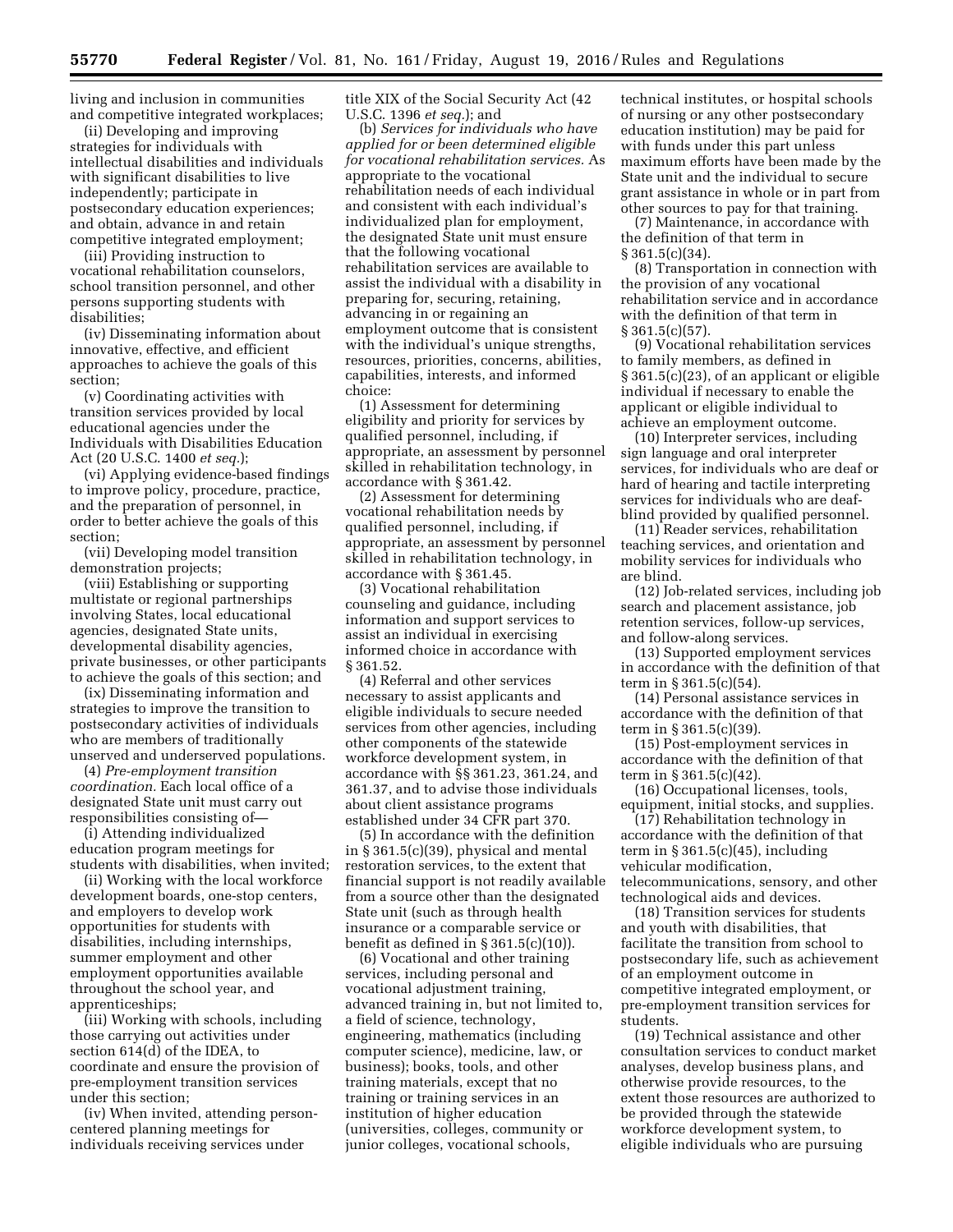living and inclusion in communities and competitive integrated workplaces;

(ii) Developing and improving strategies for individuals with intellectual disabilities and individuals with significant disabilities to live independently; participate in postsecondary education experiences; and obtain, advance in and retain competitive integrated employment;

(iii) Providing instruction to vocational rehabilitation counselors, school transition personnel, and other persons supporting students with disabilities;

(iv) Disseminating information about innovative, effective, and efficient approaches to achieve the goals of this section;

(v) Coordinating activities with transition services provided by local educational agencies under the Individuals with Disabilities Education Act (20 U.S.C. 1400 *et seq.*);

(vi) Applying evidence-based findings to improve policy, procedure, practice, and the preparation of personnel, in order to better achieve the goals of this section;

(vii) Developing model transition demonstration projects;

(viii) Establishing or supporting multistate or regional partnerships involving States, local educational agencies, designated State units, developmental disability agencies, private businesses, or other participants to achieve the goals of this section; and

(ix) Disseminating information and strategies to improve the transition to postsecondary activities of individuals who are members of traditionally unserved and underserved populations.

(4) *Pre-employment transition coordination.* Each local office of a designated State unit must carry out responsibilities consisting of—

(i) Attending individualized education program meetings for students with disabilities, when invited;

(ii) Working with the local workforce development boards, one-stop centers, and employers to develop work opportunities for students with disabilities, including internships, summer employment and other employment opportunities available throughout the school year, and apprenticeships;

(iii) Working with schools, including those carrying out activities under section 614(d) of the IDEA, to coordinate and ensure the provision of pre-employment transition services under this section;

(iv) When invited, attending person-centered planning meetings for individuals receiving services under title XIX of the Social Security Act (42 U.S.C. 1396 *et seq.*); and

(b) *Services for individuals who have applied for or been determined eligible for vocational rehabilitation services.* As appropriate to the vocational rehabilitation needs of each individual and consistent with each individual's individualized plan for employment, the designated State unit must ensure that the following vocational rehabilitation services are available to assist the individual with a disability in preparing for, securing, retaining, advancing in or regaining an employment outcome that is consistent with the individual's unique strengths, resources, priorities, concerns, abilities, capabilities, interests, and informed choice:

(1) Assessment for determining eligibility and priority for services by qualified personnel, including, if appropriate, an assessment by personnel skilled in rehabilitation technology, in accordance with § 361.42.

(2) Assessment for determining vocational rehabilitation needs by qualified personnel, including, if appropriate, an assessment by personnel skilled in rehabilitation technology, in accordance with § 361.45.

(3) Vocational rehabilitation counseling and guidance, including information and support services to assist an individual in exercising informed choice in accordance with § 361.52.

(4) Referral and other services necessary to assist applicants and eligible individuals to secure needed services from other agencies, including other components of the statewide workforce development system, in accordance with §§ 361.23, 361.24, and 361.37, and to advise those individuals about client assistance programs established under 34 CFR part 370.

(5) In accordance with the definition in § 361.5(c)(39), physical and mental restoration services, to the extent that financial support is not readily available from a source other than the designated State unit (such as through health insurance or a comparable service or benefit as defined in § 361.5(c)(10)).

(6) Vocational and other training services, including personal and vocational adjustment training, advanced training in, but not limited to, a field of science, technology, engineering, mathematics (including computer science), medicine, law, or business); books, tools, and other training materials, except that no training or training services in an institution of higher education (universities, colleges, community or junior colleges, vocational schools, technical institutes, or hospital schools of nursing or any other postsecondary education institution) may be paid for with funds under this part unless maximum efforts have been made by the State unit and the individual to secure grant assistance in whole or in part from other sources to pay for that training.

(7) Maintenance, in accordance with the definition of that term in § 361.5(c)(34).

(8) Transportation in connection with the provision of any vocational rehabilitation service and in accordance with the definition of that term in § 361.5(c)(57).

(9) Vocational rehabilitation services to family members, as defined in § 361.5(c)(23), of an applicant or eligible individual if necessary to enable the applicant or eligible individual to achieve an employment outcome.

(10) Interpreter services, including sign language and oral interpreter services, for individuals who are deaf or hard of hearing and tactile interpreting services for individuals who are deaf-blind provided by qualified personnel.

(11) Reader services, rehabilitation teaching services, and orientation and mobility services for individuals who are blind.

(12) Job-related services, including job search and placement assistance, job retention services, follow-up services, and follow-along services.

(13) Supported employment services in accordance with the definition of that term in § 361.5(c)(54).

(14) Personal assistance services in accordance with the definition of that term in § 361.5(c)(39).

(15) Post-employment services in accordance with the definition of that term in § 361.5(c)(42).

(16) Occupational licenses, tools, equipment, initial stocks, and supplies.

(17) Rehabilitation technology in accordance with the definition of that term in § 361.5(c)(45), including vehicular modification, telecommunications, sensory, and other technological aids and devices.

(18) Transition services for students and youth with disabilities, that facilitate the transition from school to postsecondary life, such as achievement of an employment outcome in competitive integrated employment, or pre-employment transition services for students.

(19) Technical assistance and other consultation services to conduct market analyses, develop business plans, and otherwise provide resources, to the extent those resources are authorized to be provided through the statewide workforce development system, to eligible individuals who are pursuing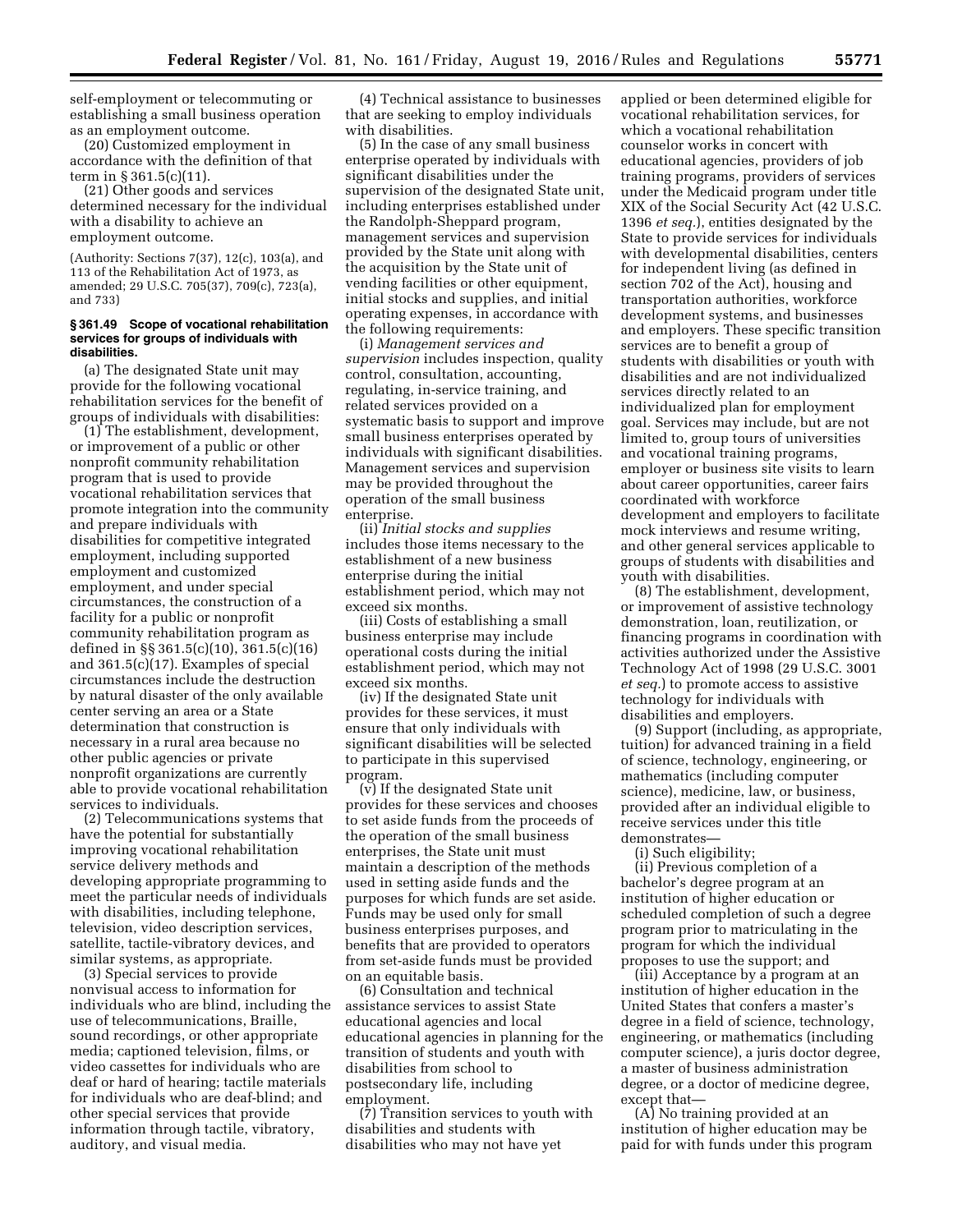self-employment or telecommuting or establishing a small business operation as an employment outcome.

(20) Customized employment in accordance with the definition of that term in § 361.5(c)(11).

(21) Other goods and services determined necessary for the individual with a disability to achieve an employment outcome.

(Authority: Sections 7(37), 12(c), 103(a), and 113 of the Rehabilitation Act of 1973, as amended; 29 U.S.C. 705(37), 709(c), 723(a), and 733)

### § 361.49 Scope of vocational rehabilitation services for groups of individuals with disabilities.

(a) The designated State unit may provide for the following vocational rehabilitation services for the benefit of groups of individuals with disabilities:

(1) The establishment, development, or improvement of a public or other nonprofit community rehabilitation program that is used to provide vocational rehabilitation services that promote integration into the community and prepare individuals with disabilities for competitive integrated employment, including supported employment and customized employment, and under special circumstances, the construction of a facility for a public or nonprofit community rehabilitation program as defined in §§ 361.5(c)(10), 361.5(c)(16) and 361.5(c)(17). Examples of special circumstances include the destruction by natural disaster of the only available center serving an area or a State determination that construction is necessary in a rural area because no other public agencies or private nonprofit organizations are currently able to provide vocational rehabilitation services to individuals.

(2) Telecommunications systems that have the potential for substantially improving vocational rehabilitation service delivery methods and developing appropriate programming to meet the particular needs of individuals with disabilities, including telephone, television, video description services, satellite, tactile-vibratory devices, and similar systems, as appropriate.

(3) Special services to provide nonvisual access to information for individuals who are blind, including the use of telecommunications, Braille, sound recordings, or other appropriate media; captioned television, films, or video cassettes for individuals who are deaf or hard of hearing; tactile materials for individuals who are deaf-blind; and other special services that provide information through tactile, vibratory, auditory, and visual media.

(4) Technical assistance to businesses that are seeking to employ individuals with disabilities.

(5) In the case of any small business enterprise operated by individuals with significant disabilities under the supervision of the designated State unit, including enterprises established under the Randolph-Sheppard program, management services and supervision provided by the State unit along with the acquisition by the State unit of vending facilities or other equipment, initial stocks and supplies, and initial operating expenses, in accordance with the following requirements:

(i) *Management services and supervision* includes inspection, quality control, consultation, accounting, regulating, in-service training, and related services provided on a systematic basis to support and improve small business enterprises operated by individuals with significant disabilities. Management services and supervision may be provided throughout the operation of the small business enterprise.

(ii) *Initial stocks and supplies* includes those items necessary to the establishment of a new business enterprise during the initial establishment period, which may not exceed six months.

(iii) Costs of establishing a small business enterprise may include operational costs during the initial establishment period, which may not exceed six months.

(iv) If the designated State unit provides for these services, it must ensure that only individuals with significant disabilities will be selected to participate in this supervised program.

(v) If the designated State unit provides for these services and chooses to set aside funds from the proceeds of the operation of the small business enterprises, the State unit must maintain a description of the methods used in setting aside funds and the purposes for which funds are set aside. Funds may be used only for small business enterprises purposes, and benefits that are provided to operators from set-aside funds must be provided on an equitable basis.

(6) Consultation and technical assistance services to assist State educational agencies and local educational agencies in planning for the transition of students and youth with disabilities from school to postsecondary life, including employment.

(7) Transition services to youth with disabilities and students with disabilities who may not have yet applied or been determined eligible for vocational rehabilitation services, for which a vocational rehabilitation counselor works in concert with educational agencies, providers of job training programs, providers of services under the Medicaid program under title XIX of the Social Security Act (42 U.S.C. 1396 *et seq.*), entities designated by the State to provide services for individuals with developmental disabilities, centers for independent living (as defined in section 702 of the Act), housing and transportation authorities, workforce development systems, and businesses and employers. These specific transition services are to benefit a group of students with disabilities or youth with disabilities and are not individualized services directly related to an individualized plan for employment goal. Services may include, but are not limited to, group tours of universities and vocational training programs, employer or business site visits to learn about career opportunities, career fairs coordinated with workforce development and employers to facilitate mock interviews and resume writing, and other general services applicable to groups of students with disabilities and youth with disabilities.

(8) The establishment, development, or improvement of assistive technology demonstration, loan, reutilization, or financing programs in coordination with activities authorized under the Assistive Technology Act of 1998 (29 U.S.C. 3001 *et seq.*) to promote access to assistive technology for individuals with disabilities and employers.

(9) Support (including, as appropriate, tuition) for advanced training in a field of science, technology, engineering, or mathematics (including computer science), medicine, law, or business, provided after an individual eligible to receive services under this title demonstrates—

(i) Such eligibility;

(ii) Previous completion of a bachelor's degree program at an institution of higher education or scheduled completion of such a degree program prior to matriculating in the program for which the individual proposes to use the support; and

(iii) Acceptance by a program at an institution of higher education in the United States that confers a master's degree in a field of science, technology, engineering, or mathematics (including computer science), a juris doctor degree, a master of business administration degree, or a doctor of medicine degree, except that—

(A) No training provided at an institution of higher education may be paid for with funds under this program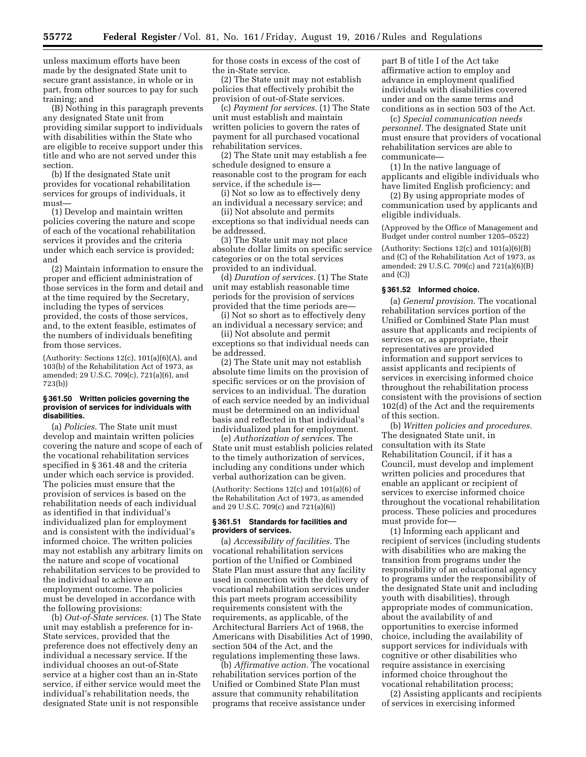unless maximum efforts have been made by the designated State unit to secure grant assistance, in whole or in part, from other sources to pay for such training; and

(B) Nothing in this paragraph prevents any designated State unit from providing similar support to individuals with disabilities within the State who are eligible to receive support under this title and who are not served under this section.

(b) If the designated State unit provides for vocational rehabilitation services for groups of individuals, it must—

(1) Develop and maintain written policies covering the nature and scope of each of the vocational rehabilitation services it provides and the criteria under which each service is provided; and

(2) Maintain information to ensure the proper and efficient administration of those services in the form and detail and at the time required by the Secretary, including the types of services provided, the costs of those services, and, to the extent feasible, estimates of the numbers of individuals benefiting from those services.

(Authority: Sections 12(c), 101(a)(6)(A), and 103(b) of the Rehabilitation Act of 1973, as amended; 29 U.S.C. 709(c), 721(a)(6), and 723(b))

### § 361.50 Written policies governing the provision of services for individuals with disabilities.

(a) *Policies.* The State unit must develop and maintain written policies covering the nature and scope of each of the vocational rehabilitation services specified in § 361.48 and the criteria under which each service is provided. The policies must ensure that the provision of services is based on the rehabilitation needs of each individual as identified in that individual's individualized plan for employment and is consistent with the individual's informed choice. The written policies may not establish any arbitrary limits on the nature and scope of vocational rehabilitation services to be provided to the individual to achieve an employment outcome. The policies must be developed in accordance with the following provisions:

(b) *Out-of-State services.* (1) The State unit may establish a preference for in-State services, provided that the preference does not effectively deny an individual a necessary service. If the individual chooses an out-of-State service at a higher cost than an in-State service, if either service would meet the individual's rehabilitation needs, the designated State unit is not responsible for those costs in excess of the cost of the in-State service.

(2) The State unit may not establish policies that effectively prohibit the provision of out-of-State services.

(c) *Payment for services.* (1) The State unit must establish and maintain written policies to govern the rates of payment for all purchased vocational rehabilitation services.

(2) The State unit may establish a fee schedule designed to ensure a reasonable cost to the program for each service, if the schedule is—

(i) Not so low as to effectively deny an individual a necessary service; and

(ii) Not absolute and permits exceptions so that individual needs can be addressed.

(3) The State unit may not place absolute dollar limits on specific service categories or on the total services provided to an individual.

(d) *Duration of services.* (1) The State unit may establish reasonable time periods for the provision of services provided that the time periods are—

(i) Not so short as to effectively deny an individual a necessary service; and

(ii) Not absolute and permit exceptions so that individual needs can be addressed.

(2) The State unit may not establish absolute time limits on the provision of specific services or on the provision of services to an individual. The duration of each service needed by an individual must be determined on an individual basis and reflected in that individual's individualized plan for employment.

(e) *Authorization of services.* The State unit must establish policies related to the timely authorization of services, including any conditions under which verbal authorization can be given.

(Authority: Sections 12(c) and 101(a)(6) of the Rehabilitation Act of 1973, as amended and 29 U.S.C. 709(c) and 721(a)(6))

### § 361.51 Standards for facilities and providers of services.

(a) *Accessibility of facilities.* The vocational rehabilitation services portion of the Unified or Combined State Plan must assure that any facility used in connection with the delivery of vocational rehabilitation services under this part meets program accessibility requirements consistent with the requirements, as applicable, of the Architectural Barriers Act of 1968, the Americans with Disabilities Act of 1990, section 504 of the Act, and the regulations implementing these laws.

(b) *Affirmative action.* The vocational rehabilitation services portion of the Unified or Combined State Plan must assure that community rehabilitation programs that receive assistance under part B of title I of the Act take affirmative action to employ and advance in employment qualified individuals with disabilities covered under and on the same terms and conditions as in section 503 of the Act.

(c) *Special communication needs personnel.* The designated State unit must ensure that providers of vocational rehabilitation services are able to communicate—

(1) In the native language of applicants and eligible individuals who have limited English proficiency; and

(2) By using appropriate modes of communication used by applicants and eligible individuals.

(Approved by the Office of Management and Budget under control number 1205–0522)

(Authority: Sections 12(c) and 101(a)(6)(B) and (C) of the Rehabilitation Act of 1973, as amended; 29 U.S.C. 709(c) and 721(a)(6)(B) and (C))

### § 361.52 Informed choice.

(a) *General provision.* The vocational rehabilitation services portion of the Unified or Combined State Plan must assure that applicants and recipients of services or, as appropriate, their representatives are provided information and support services to assist applicants and recipients of services in exercising informed choice throughout the rehabilitation process consistent with the provisions of section 102(d) of the Act and the requirements of this section.

(b) *Written policies and procedures.* The designated State unit, in consultation with its State Rehabilitation Council, if it has a Council, must develop and implement written policies and procedures that enable an applicant or recipient of services to exercise informed choice throughout the vocational rehabilitation process. These policies and procedures must provide for—

(1) Informing each applicant and recipient of services (including students with disabilities who are making the transition from programs under the responsibility of an educational agency to programs under the responsibility of the designated State unit and including youth with disabilities), through appropriate modes of communication, about the availability of and opportunities to exercise informed choice, including the availability of support services for individuals with cognitive or other disabilities who require assistance in exercising informed choice throughout the vocational rehabilitation process;

(2) Assisting applicants and recipients of services in exercising informed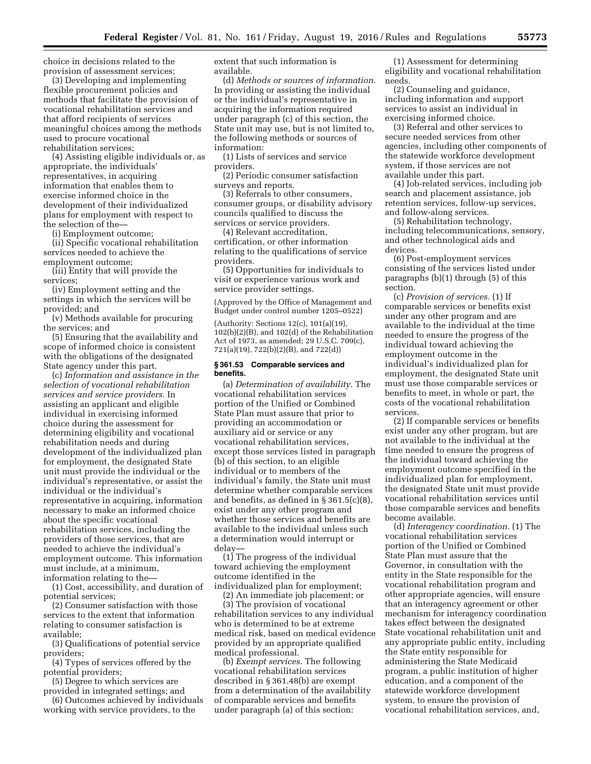choice in decisions related to the provision of assessment services;

(3) Developing and implementing flexible procurement policies and methods that facilitate the provision of vocational rehabilitation services and that afford recipients of services meaningful choices among the methods used to procure vocational rehabilitation services;

(4) Assisting eligible individuals or, as appropriate, the individuals' representatives, in acquiring information that enables them to exercise informed choice in the development of their individualized plans for employment with respect to the selection of the—

(i) Employment outcome;

(ii) Specific vocational rehabilitation services needed to achieve the employment outcome;

(iii) Entity that will provide the services;

(iv) Employment setting and the settings in which the services will be provided; and

(v) Methods available for procuring the services; and

(5) Ensuring that the availability and scope of informed choice is consistent with the obligations of the designated State agency under this part.

(c) *Information and assistance in the selection of vocational rehabilitation services and service providers.* In assisting an applicant and eligible individual in exercising informed choice during the assessment for determining eligibility and vocational rehabilitation needs and during development of the individualized plan for employment, the designated State unit must provide the individual or the individual's representative, or assist the individual or the individual's representative in acquiring, information necessary to make an informed choice about the specific vocational rehabilitation services, including the providers of those services, that are needed to achieve the individual's employment outcome. This information must include, at a minimum, information relating to the—

(1) Cost, accessibility, and duration of potential services;

(2) Consumer satisfaction with those services to the extent that information relating to consumer satisfaction is available;

(3) Qualifications of potential service providers;

(4) Types of services offered by the potential providers;

(5) Degree to which services are provided in integrated settings; and

(6) Outcomes achieved by individuals working with service providers, to the extent that such information is available.

(d) *Methods or sources of information.* In providing or assisting the individual or the individual's representative in acquiring the information required under paragraph (c) of this section, the State unit may use, but is not limited to, the following methods or sources of information:

(1) Lists of services and service providers.

(2) Periodic consumer satisfaction surveys and reports.

(3) Referrals to other consumers, consumer groups, or disability advisory councils qualified to discuss the services or service providers.

(4) Relevant accreditation, certification, or other information relating to the qualifications of service providers.

(5) Opportunities for individuals to visit or experience various work and service provider settings.

(Approved by the Office of Management and Budget under control number 1205–0522)

(Authority: Sections 12(c), 101(a)(19), 102(b)(2)(B), and 102(d) of the Rehabilitation Act of 1973, as amended; 29 U.S.C. 709(c), 721(a)(19), 722(b)(2)(B), and 722(d))

**§ 361.53 Comparable services and benefits.**

(a) *Determination of availability.* The vocational rehabilitation services portion of the Unified or Combined State Plan must assure that prior to providing an accommodation or auxiliary aid or service or any vocational rehabilitation services, except those services listed in paragraph (b) of this section, to an eligible individual or to members of the individual's family, the State unit must determine whether comparable services and benefits, as defined in § 361.5(c)(8), exist under any other program and whether those services and benefits are available to the individual unless such a determination would interrupt or delay—

(1) The progress of the individual toward achieving the employment outcome identified in the individualized plan for employment;

(2) An immediate job placement; or

(3) The provision of vocational rehabilitation services to any individual who is determined to be at extreme medical risk, based on medical evidence provided by an appropriate qualified medical professional.

(b) *Exempt services.* The following vocational rehabilitation services described in § 361.48(b) are exempt from a determination of the availability of comparable services and benefits under paragraph (a) of this section:

(1) Assessment for determining eligibility and vocational rehabilitation needs.

(2) Counseling and guidance, including information and support services to assist an individual in exercising informed choice.

(3) Referral and other services to secure needed services from other agencies, including other components of the statewide workforce development system, if those services are not available under this part.

(4) Job-related services, including job search and placement assistance, job retention services, follow-up services, and follow-along services.

(5) Rehabilitation technology, including telecommunications, sensory, and other technological aids and devices.

(6) Post-employment services consisting of the services listed under paragraphs (b)(1) through (5) of this section.

(c) *Provision of services.* (1) If comparable services or benefits exist under any other program and are available to the individual at the time needed to ensure the progress of the individual toward achieving the employment outcome in the individual's individualized plan for employment, the designated State unit must use those comparable services or benefits to meet, in whole or part, the costs of the vocational rehabilitation services.

(2) If comparable services or benefits exist under any other program, but are not available to the individual at the time needed to ensure the progress of the individual toward achieving the employment outcome specified in the individualized plan for employment, the designated State unit must provide vocational rehabilitation services until those comparable services and benefits become available.

(d) *Interagency coordination.* (1) The vocational rehabilitation services portion of the Unified or Combined State Plan must assure that the Governor, in consultation with the entity in the State responsible for the vocational rehabilitation program and other appropriate agencies, will ensure that an interagency agreement or other mechanism for interagency coordination takes effect between the designated State vocational rehabilitation unit and any appropriate public entity, including the State entity responsible for administering the State Medicaid program, a public institution of higher education, and a component of the statewide workforce development system, to ensure the provision of vocational rehabilitation services, and,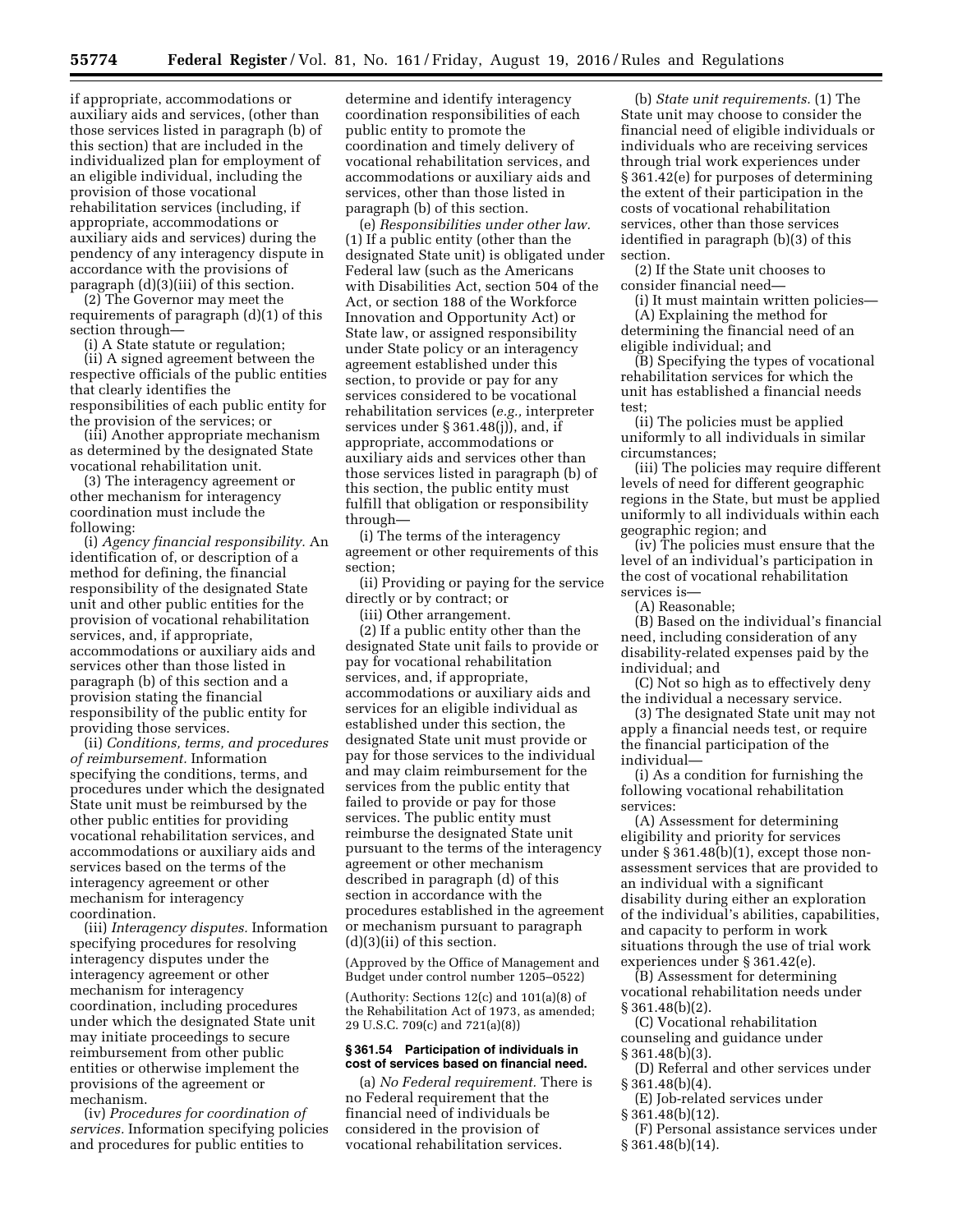if appropriate, accommodations or auxiliary aids and services, (other than those services listed in paragraph (b) of this section) that are included in the individualized plan for employment of an eligible individual, including the provision of those vocational rehabilitation services (including, if appropriate, accommodations or auxiliary aids and services) during the pendency of any interagency dispute in accordance with the provisions of paragraph (d)(3)(iii) of this section.

(2) The Governor may meet the requirements of paragraph (d)(1) of this section through—

(i) A State statute or regulation;

(ii) A signed agreement between the respective officials of the public entities that clearly identifies the responsibilities of each public entity for the provision of the services; or

(iii) Another appropriate mechanism as determined by the designated State vocational rehabilitation unit.

(3) The interagency agreement or other mechanism for interagency coordination must include the following:

(i) *Agency financial responsibility.* An identification of, or description of a method for defining, the financial responsibility of the designated State unit and other public entities for the provision of vocational rehabilitation services, and, if appropriate, accommodations or auxiliary aids and services other than those listed in paragraph (b) of this section and a provision stating the financial responsibility of the public entity for providing those services.

(ii) *Conditions, terms, and procedures of reimbursement.* Information specifying the conditions, terms, and procedures under which the designated State unit must be reimbursed by the other public entities for providing vocational rehabilitation services, and accommodations or auxiliary aids and services based on the terms of the interagency agreement or other mechanism for interagency coordination.

(iii) *Interagency disputes.* Information specifying procedures for resolving interagency disputes under the interagency agreement or other mechanism for interagency coordination, including procedures under which the designated State unit may initiate proceedings to secure reimbursement from other public entities or otherwise implement the provisions of the agreement or mechanism.

(iv) *Procedures for coordination of services.* Information specifying policies and procedures for public entities to determine and identify interagency coordination responsibilities of each public entity to promote the coordination and timely delivery of vocational rehabilitation services, and accommodations or auxiliary aids and services, other than those listed in paragraph (b) of this section.

(e) *Responsibilities under other law.* (1) If a public entity (other than the designated State unit) is obligated under Federal law (such as the Americans with Disabilities Act, section 504 of the Act, or section 188 of the Workforce Innovation and Opportunity Act) or State law, or assigned responsibility under State policy or an interagency agreement established under this section, to provide or pay for any services considered to be vocational rehabilitation services (*e.g.,* interpreter services under § 361.48(j)), and, if appropriate, accommodations or auxiliary aids and services other than those services listed in paragraph (b) of this section, the public entity must fulfill that obligation or responsibility through—

(i) The terms of the interagency agreement or other requirements of this section;

(ii) Providing or paying for the service directly or by contract; or

(iii) Other arrangement.

(2) If a public entity other than the designated State unit fails to provide or pay for vocational rehabilitation services, and, if appropriate, accommodations or auxiliary aids and services for an eligible individual as established under this section, the designated State unit must provide or pay for those services to the individual and may claim reimbursement for the services from the public entity that failed to provide or pay for those services. The public entity must reimburse the designated State unit pursuant to the terms of the interagency agreement or other mechanism described in paragraph (d) of this section in accordance with the procedures established in the agreement or mechanism pursuant to paragraph (d)(3)(ii) of this section.

(Approved by the Office of Management and Budget under control number 1205–0522)

(Authority: Sections 12(c) and 101(a)(8) of the Rehabilitation Act of 1973, as amended; 29 U.S.C. 709(c) and 721(a)(8))

### § 361.54 Participation of individuals in cost of services based on financial need.

(a) *No Federal requirement.* There is no Federal requirement that the financial need of individuals be considered in the provision of vocational rehabilitation services.

(b) *State unit requirements.* (1) The State unit may choose to consider the financial need of eligible individuals or individuals who are receiving services through trial work experiences under § 361.42(e) for purposes of determining the extent of their participation in the costs of vocational rehabilitation services, other than those services identified in paragraph (b)(3) of this section.

(2) If the State unit chooses to consider financial need—

(i) It must maintain written policies—

(A) Explaining the method for determining the financial need of an eligible individual; and

(B) Specifying the types of vocational rehabilitation services for which the unit has established a financial needs test;

(ii) The policies must be applied uniformly to all individuals in similar circumstances;

(iii) The policies may require different levels of need for different geographic regions in the State, but must be applied uniformly to all individuals within each geographic region; and

(iv) The policies must ensure that the level of an individual's participation in the cost of vocational rehabilitation services is—

(A) Reasonable;

(B) Based on the individual's financial need, including consideration of any disability-related expenses paid by the individual; and

(C) Not so high as to effectively deny the individual a necessary service.

(3) The designated State unit may not apply a financial needs test, or require the financial participation of the individual—

(i) As a condition for furnishing the following vocational rehabilitation services:

(A) Assessment for determining eligibility and priority for services under § 361.48(b)(1), except those non-assessment services that are provided to an individual with a significant disability during either an exploration of the individual's abilities, capabilities, and capacity to perform in work situations through the use of trial work experiences under § 361.42(e).

(B) Assessment for determining vocational rehabilitation needs under § 361.48(b)(2).

(C) Vocational rehabilitation counseling and guidance under § 361.48(b)(3).

(D) Referral and other services under § 361.48(b)(4).

(E) Job-related services under § 361.48(b)(12).

(F) Personal assistance services under § 361.48(b)(14).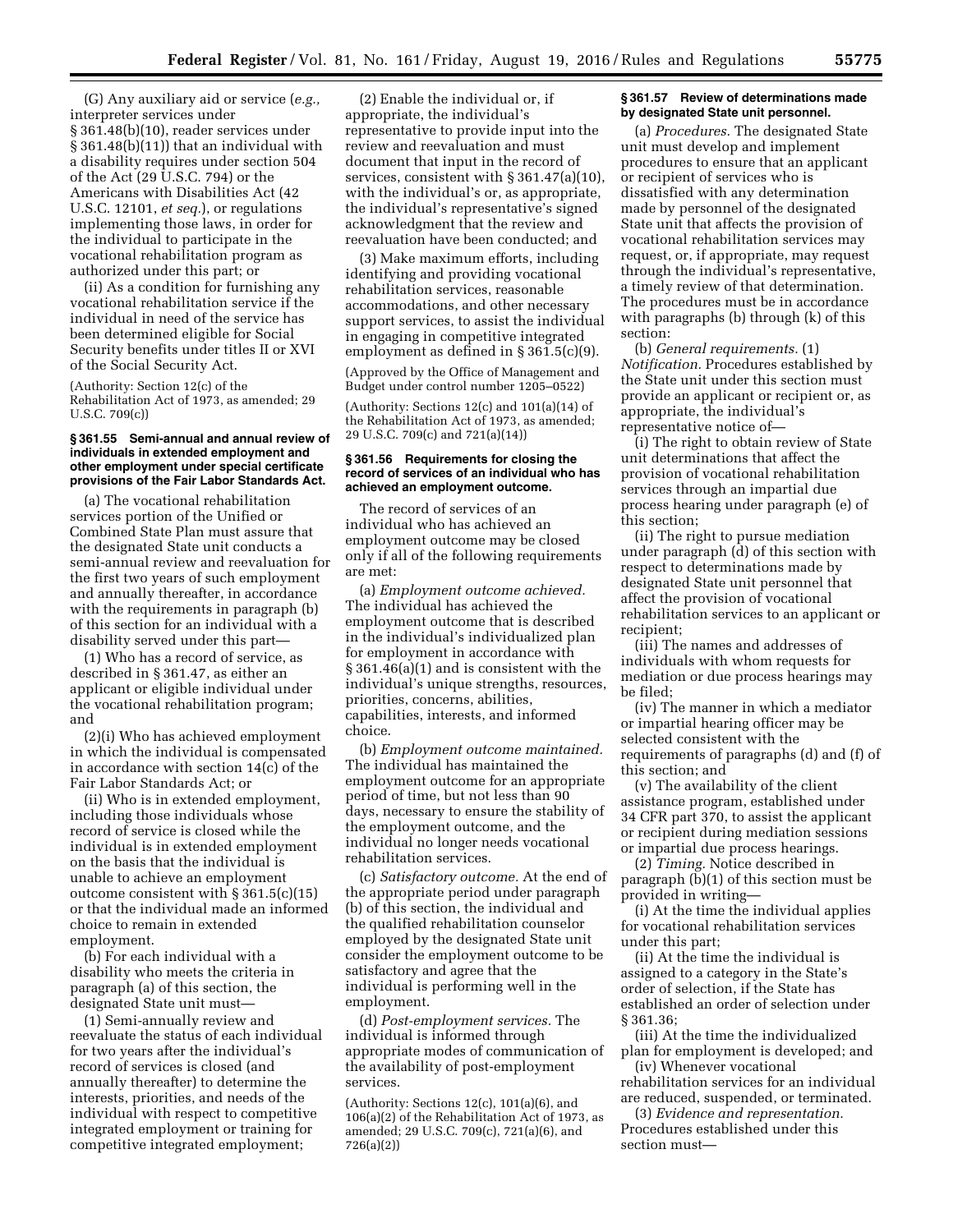(G) Any auxiliary aid or service (*e.g.,* interpreter services under § 361.48(b)(10), reader services under § 361.48(b)(11)) that an individual with a disability requires under section 504 of the Act (29 U.S.C. 794) or the Americans with Disabilities Act (42 U.S.C. 12101, *et seq.*), or regulations implementing those laws, in order for the individual to participate in the vocational rehabilitation program as authorized under this part; or

(ii) As a condition for furnishing any vocational rehabilitation service if the individual in need of the service has been determined eligible for Social Security benefits under titles II or XVI of the Social Security Act.

(Authority: Section 12(c) of the Rehabilitation Act of 1973, as amended; 29 U.S.C. 709(c))

### § 361.55 Semi-annual and annual review of individuals in extended employment and other employment under special certificate provisions of the Fair Labor Standards Act.

(a) The vocational rehabilitation services portion of the Unified or Combined State Plan must assure that the designated State unit conducts a semi-annual review and reevaluation for the first two years of such employment and annually thereafter, in accordance with the requirements in paragraph (b) of this section for an individual with a disability served under this part—

(1) Who has a record of service, as described in § 361.47, as either an applicant or eligible individual under the vocational rehabilitation program; and

(2)(i) Who has achieved employment in which the individual is compensated in accordance with section 14(c) of the Fair Labor Standards Act; or

(ii) Who is in extended employment, including those individuals whose record of service is closed while the individual is in extended employment on the basis that the individual is unable to achieve an employment outcome consistent with § 361.5(c)(15) or that the individual made an informed choice to remain in extended employment.

(b) For each individual with a disability who meets the criteria in paragraph (a) of this section, the designated State unit must—

(1) Semi-annually review and reevaluate the status of each individual for two years after the individual's record of services is closed (and annually thereafter) to determine the interests, priorities, and needs of the individual with respect to competitive integrated employment or training for competitive integrated employment;

(2) Enable the individual or, if appropriate, the individual's representative to provide input into the review and reevaluation and must document that input in the record of services, consistent with § 361.47(a)(10), with the individual's or, as appropriate, the individual's representative's signed acknowledgment that the review and reevaluation have been conducted; and

(3) Make maximum efforts, including identifying and providing vocational rehabilitation services, reasonable accommodations, and other necessary support services, to assist the individual in engaging in competitive integrated employment as defined in § 361.5(c)(9).

(Approved by the Office of Management and Budget under control number 1205–0522)

(Authority: Sections 12(c) and 101(a)(14) of the Rehabilitation Act of 1973, as amended; 29 U.S.C. 709(c) and 721(a)(14))

### § 361.56 Requirements for closing the record of services of an individual who has achieved an employment outcome.

The record of services of an individual who has achieved an employment outcome may be closed only if all of the following requirements are met:

(a) *Employment outcome achieved.* The individual has achieved the employment outcome that is described in the individual's individualized plan for employment in accordance with § 361.46(a)(1) and is consistent with the individual's unique strengths, resources, priorities, concerns, abilities, capabilities, interests, and informed choice.

(b) *Employment outcome maintained.* The individual has maintained the employment outcome for an appropriate period of time, but not less than 90 days, necessary to ensure the stability of the employment outcome, and the individual no longer needs vocational rehabilitation services.

(c) *Satisfactory outcome.* At the end of the appropriate period under paragraph (b) of this section, the individual and the qualified rehabilitation counselor employed by the designated State unit consider the employment outcome to be satisfactory and agree that the individual is performing well in the employment.

(d) *Post-employment services.* The individual is informed through appropriate modes of communication of the availability of post-employment services.

(Authority: Sections 12(c), 101(a)(6), and 106(a)(2) of the Rehabilitation Act of 1973, as amended; 29 U.S.C. 709(c), 721(a)(6), and 726(a)(2))

### § 361.57 Review of determinations made by designated State unit personnel.

(a) *Procedures.* The designated State unit must develop and implement procedures to ensure that an applicant or recipient of services who is dissatisfied with any determination made by personnel of the designated State unit that affects the provision of vocational rehabilitation services may request, or, if appropriate, may request through the individual's representative, a timely review of that determination. The procedures must be in accordance with paragraphs (b) through (k) of this section:

(b) *General requirements.* (1) *Notification.* Procedures established by the State unit under this section must provide an applicant or recipient or, as appropriate, the individual's representative notice of—

(i) The right to obtain review of State unit determinations that affect the provision of vocational rehabilitation services through an impartial due process hearing under paragraph (e) of this section;

(ii) The right to pursue mediation under paragraph (d) of this section with respect to determinations made by designated State unit personnel that affect the provision of vocational rehabilitation services to an applicant or recipient;

(iii) The names and addresses of individuals with whom requests for mediation or due process hearings may be filed;

(iv) The manner in which a mediator or impartial hearing officer may be selected consistent with the requirements of paragraphs (d) and (f) of this section; and

(v) The availability of the client assistance program, established under 34 CFR part 370, to assist the applicant or recipient during mediation sessions or impartial due process hearings.

(2) *Timing.* Notice described in paragraph (b)(1) of this section must be provided in writing—

(i) At the time the individual applies for vocational rehabilitation services under this part;

(ii) At the time the individual is assigned to a category in the State's order of selection, if the State has established an order of selection under § 361.36;

(iii) At the time the individualized plan for employment is developed; and

(iv) Whenever vocational rehabilitation services for an individual are reduced, suspended, or terminated.

(3) *Evidence and representation.* Procedures established under this section must—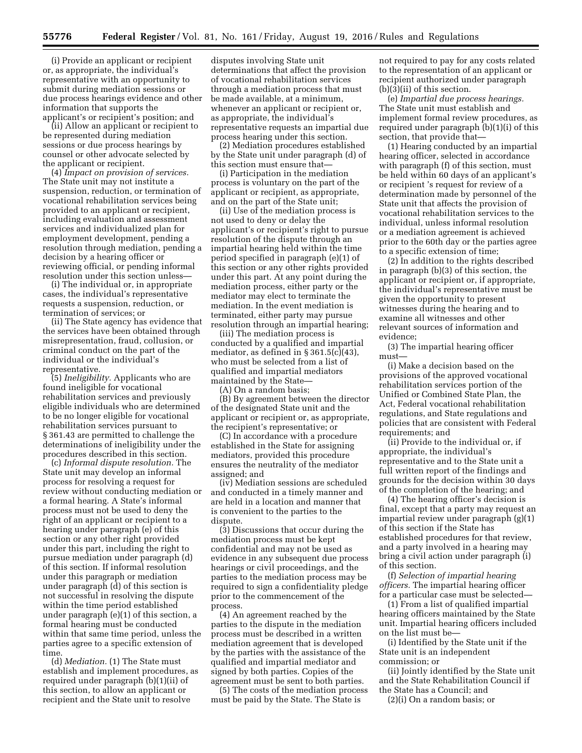(i) Provide an applicant or recipient or, as appropriate, the individual's representative with an opportunity to submit during mediation sessions or due process hearings evidence and other information that supports the applicant's or recipient's position; and

(ii) Allow an applicant or recipient to be represented during mediation sessions or due process hearings by counsel or other advocate selected by the applicant or recipient.

(4) *Impact on provision of services.* The State unit may not institute a suspension, reduction, or termination of vocational rehabilitation services being provided to an applicant or recipient, including evaluation and assessment services and individualized plan for employment development, pending a resolution through mediation, pending a decision by a hearing officer or reviewing official, or pending informal resolution under this section unless—

(i) The individual or, in appropriate cases, the individual's representative requests a suspension, reduction, or termination of services; or

(ii) The State agency has evidence that the services have been obtained through misrepresentation, fraud, collusion, or criminal conduct on the part of the individual or the individual's representative.

(5) *Ineligibility.* Applicants who are found ineligible for vocational rehabilitation services and previously eligible individuals who are determined to be no longer eligible for vocational rehabilitation services pursuant to § 361.43 are permitted to challenge the determinations of ineligibility under the procedures described in this section.

(c) *Informal dispute resolution.* The State unit may develop an informal process for resolving a request for review without conducting mediation or a formal hearing. A State's informal process must not be used to deny the right of an applicant or recipient to a hearing under paragraph (e) of this section or any other right provided under this part, including the right to pursue mediation under paragraph (d) of this section. If informal resolution under this paragraph or mediation under paragraph (d) of this section is not successful in resolving the dispute within the time period established under paragraph (e)(1) of this section, a formal hearing must be conducted within that same time period, unless the parties agree to a specific extension of time.

(d) *Mediation.* (1) The State must establish and implement procedures, as required under paragraph (b)(1)(ii) of this section, to allow an applicant or recipient and the State unit to resolve disputes involving State unit determinations that affect the provision of vocational rehabilitation services through a mediation process that must be made available, at a minimum, whenever an applicant or recipient or, as appropriate, the individual's representative requests an impartial due process hearing under this section.

(2) Mediation procedures established by the State unit under paragraph (d) of this section must ensure that—

(i) Participation in the mediation process is voluntary on the part of the applicant or recipient, as appropriate, and on the part of the State unit;

(ii) Use of the mediation process is not used to deny or delay the applicant's or recipient's right to pursue resolution of the dispute through an impartial hearing held within the time period specified in paragraph (e)(1) of this section or any other rights provided under this part. At any point during the mediation process, either party or the mediator may elect to terminate the mediation. In the event mediation is terminated, either party may pursue resolution through an impartial hearing;

(iii) The mediation process is conducted by a qualified and impartial mediator, as defined in § 361.5(c)(43), who must be selected from a list of qualified and impartial mediators maintained by the State—

(A) On a random basis;

(B) By agreement between the director of the designated State unit and the applicant or recipient or, as appropriate, the recipient's representative; or

(C) In accordance with a procedure established in the State for assigning mediators, provided this procedure ensures the neutrality of the mediator assigned; and

(iv) Mediation sessions are scheduled and conducted in a timely manner and are held in a location and manner that is convenient to the parties to the dispute.

(3) Discussions that occur during the mediation process must be kept confidential and may not be used as evidence in any subsequent due process hearings or civil proceedings, and the parties to the mediation process may be required to sign a confidentiality pledge prior to the commencement of the process.

(4) An agreement reached by the parties to the dispute in the mediation process must be described in a written mediation agreement that is developed by the parties with the assistance of the qualified and impartial mediator and signed by both parties. Copies of the agreement must be sent to both parties.

(5) The costs of the mediation process must be paid by the State. The State is not required to pay for any costs related to the representation of an applicant or recipient authorized under paragraph (b)(3)(ii) of this section.

(e) *Impartial due process hearings.* The State unit must establish and implement formal review procedures, as required under paragraph (b)(1)(i) of this section, that provide that—

(1) Hearing conducted by an impartial hearing officer, selected in accordance with paragraph (f) of this section, must be held within 60 days of an applicant's or recipient 's request for review of a determination made by personnel of the State unit that affects the provision of vocational rehabilitation services to the individual, unless informal resolution or a mediation agreement is achieved prior to the 60th day or the parties agree to a specific extension of time;

(2) In addition to the rights described in paragraph (b)(3) of this section, the applicant or recipient or, if appropriate, the individual's representative must be given the opportunity to present witnesses during the hearing and to examine all witnesses and other relevant sources of information and evidence;

(3) The impartial hearing officer must—

(i) Make a decision based on the provisions of the approved vocational rehabilitation services portion of the Unified or Combined State Plan, the Act, Federal vocational rehabilitation regulations, and State regulations and policies that are consistent with Federal requirements; and

(ii) Provide to the individual or, if appropriate, the individual's representative and to the State unit a full written report of the findings and grounds for the decision within 30 days of the completion of the hearing; and

(4) The hearing officer's decision is final, except that a party may request an impartial review under paragraph (g)(1) of this section if the State has established procedures for that review, and a party involved in a hearing may bring a civil action under paragraph (i) of this section.

(f) *Selection of impartial hearing officers.* The impartial hearing officer for a particular case must be selected—

(1) From a list of qualified impartial hearing officers maintained by the State unit. Impartial hearing officers included on the list must be—

(i) Identified by the State unit if the State unit is an independent commission; or

(ii) Jointly identified by the State unit and the State Rehabilitation Council if the State has a Council; and

(2)(i) On a random basis; or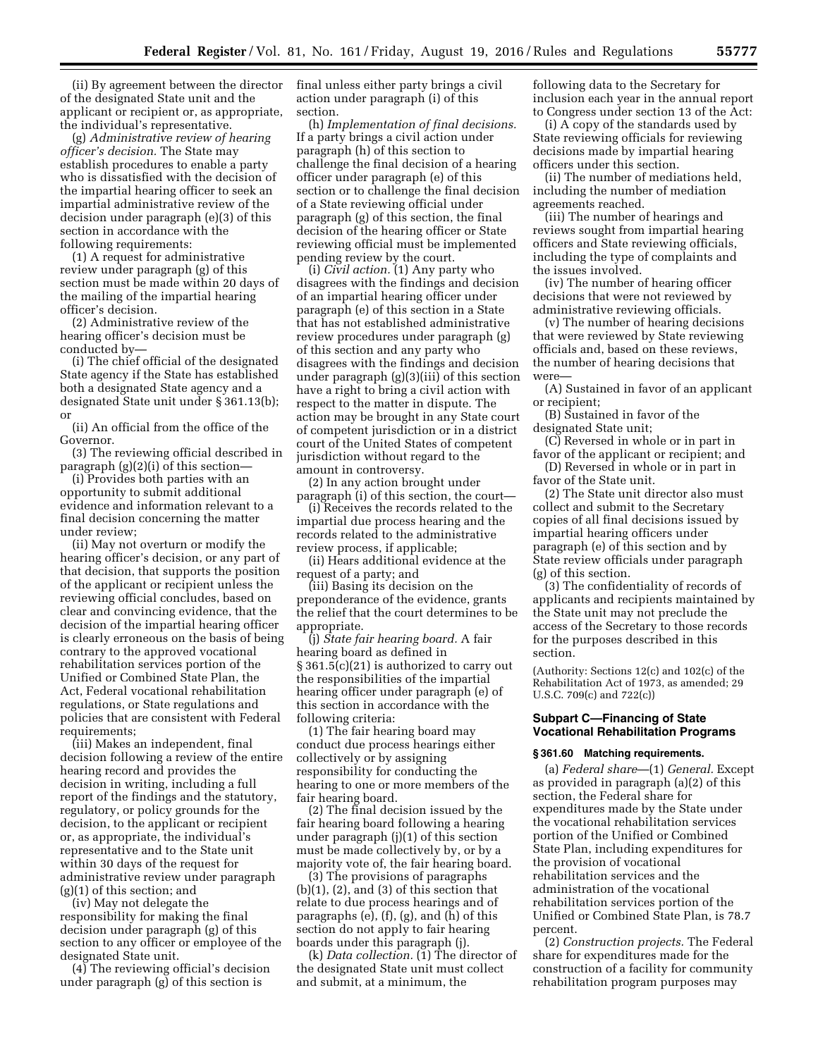(ii) By agreement between the director of the designated State unit and the applicant or recipient or, as appropriate, the individual's representative.

(g) *Administrative review of hearing officer's decision.* The State may establish procedures to enable a party who is dissatisfied with the decision of the impartial hearing officer to seek an impartial administrative review of the decision under paragraph (e)(3) of this section in accordance with the following requirements:

(1) A request for administrative review under paragraph (g) of this section must be made within 20 days of the mailing of the impartial hearing officer's decision.

(2) Administrative review of the hearing officer's decision must be conducted by—

(i) The chief official of the designated State agency if the State has established both a designated State agency and a designated State unit under § 361.13(b); or

(ii) An official from the office of the Governor.

(3) The reviewing official described in paragraph (g)(2)(i) of this section—

(i) Provides both parties with an opportunity to submit additional evidence and information relevant to a final decision concerning the matter under review;

(ii) May not overturn or modify the hearing officer's decision, or any part of that decision, that supports the position of the applicant or recipient unless the reviewing official concludes, based on clear and convincing evidence, that the decision of the impartial hearing officer is clearly erroneous on the basis of being contrary to the approved vocational rehabilitation services portion of the Unified or Combined State Plan, the Act, Federal vocational rehabilitation regulations, or State regulations and policies that are consistent with Federal requirements;

(iii) Makes an independent, final decision following a review of the entire hearing record and provides the decision in writing, including a full report of the findings and the statutory, regulatory, or policy grounds for the decision, to the applicant or recipient or, as appropriate, the individual's representative and to the State unit within 30 days of the request for administrative review under paragraph (g)(1) of this section; and

(iv) May not delegate the responsibility for making the final decision under paragraph (g) of this section to any officer or employee of the designated State unit.

(4) The reviewing official's decision under paragraph (g) of this section is final unless either party brings a civil action under paragraph (i) of this section.

(h) *Implementation of final decisions.* If a party brings a civil action under paragraph (h) of this section to challenge the final decision of a hearing officer under paragraph (e) of this section or to challenge the final decision of a State reviewing official under paragraph (g) of this section, the final decision of the hearing officer or State reviewing official must be implemented pending review by the court.

(i) *Civil action.* (1) Any party who disagrees with the findings and decision of an impartial hearing officer under paragraph (e) of this section in a State that has not established administrative review procedures under paragraph (g) of this section and any party who disagrees with the findings and decision under paragraph (g)(3)(iii) of this section have a right to bring a civil action with respect to the matter in dispute. The action may be brought in any State court of competent jurisdiction or in a district court of the United States of competent jurisdiction without regard to the amount in controversy.

(2) In any action brought under paragraph (i) of this section, the court—

(i) Receives the records related to the impartial due process hearing and the records related to the administrative review process, if applicable;

(ii) Hears additional evidence at the request of a party; and

(iii) Basing its decision on the preponderance of the evidence, grants the relief that the court determines to be appropriate.

(j) *State fair hearing board.* A fair hearing board as defined in § 361.5(c)(21) is authorized to carry out the responsibilities of the impartial hearing officer under paragraph (e) of this section in accordance with the following criteria:

(1) The fair hearing board may conduct due process hearings either collectively or by assigning responsibility for conducting the hearing to one or more members of the fair hearing board.

(2) The final decision issued by the fair hearing board following a hearing under paragraph (j)(1) of this section must be made collectively by, or by a majority vote of, the fair hearing board.

(3) The provisions of paragraphs (b)(1), (2), and (3) of this section that relate to due process hearings and of paragraphs (e), (f), (g), and (h) of this section do not apply to fair hearing boards under this paragraph (j).

(k) *Data collection.* (1) The director of the designated State unit must collect and submit, at a minimum, the following data to the Secretary for inclusion each year in the annual report to Congress under section 13 of the Act:

(i) A copy of the standards used by State reviewing officials for reviewing decisions made by impartial hearing officers under this section.

(ii) The number of mediations held, including the number of mediation agreements reached.

(iii) The number of hearings and reviews sought from impartial hearing officers and State reviewing officials, including the type of complaints and the issues involved.

(iv) The number of hearing officer decisions that were not reviewed by administrative reviewing officials.

(v) The number of hearing decisions that were reviewed by State reviewing officials and, based on these reviews, the number of hearing decisions that were—

(A) Sustained in favor of an applicant or recipient;

(B) Sustained in favor of the designated State unit;

(C) Reversed in whole or in part in favor of the applicant or recipient; and

(D) Reversed in whole or in part in favor of the State unit.

(2) The State unit director also must collect and submit to the Secretary copies of all final decisions issued by impartial hearing officers under paragraph (e) of this section and by State review officials under paragraph (g) of this section.

(3) The confidentiality of records of applicants and recipients maintained by the State unit may not preclude the access of the Secretary to those records for the purposes described in this section.

(Authority: Sections 12(c) and 102(c) of the Rehabilitation Act of 1973, as amended; 29 U.S.C. 709(c) and 722(c))

## Subpart C—Financing of State Vocational Rehabilitation Programs

### § 361.60 Matching requirements.

(a) *Federal share*—(1) *General.* Except as provided in paragraph (a)(2) of this section, the Federal share for expenditures made by the State under the vocational rehabilitation services portion of the Unified or Combined State Plan, including expenditures for the provision of vocational rehabilitation services and the administration of the vocational rehabilitation services portion of the Unified or Combined State Plan, is 78.7 percent.

(2) *Construction projects.* The Federal share for expenditures made for the construction of a facility for community rehabilitation program purposes may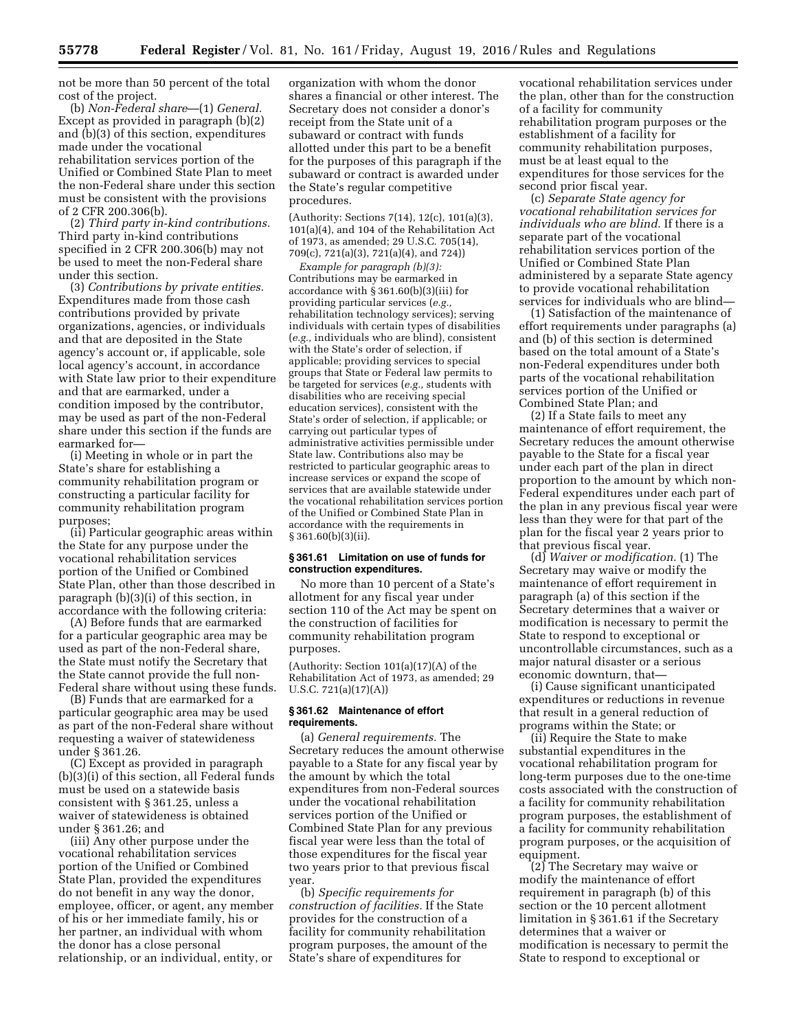not be more than 50 percent of the total cost of the project.

(b) *Non-Federal share*—(1) *General.* Except as provided in paragraph (b)(2) and (b)(3) of this section, expenditures made under the vocational rehabilitation services portion of the Unified or Combined State Plan to meet the non-Federal share under this section must be consistent with the provisions of 2 CFR 200.306(b).

(2) *Third party in-kind contributions.* Third party in-kind contributions specified in 2 CFR 200.306(b) may not be used to meet the non-Federal share under this section.

(3) *Contributions by private entities.* Expenditures made from those cash contributions provided by private organizations, agencies, or individuals and that are deposited in the State agency's account or, if applicable, sole local agency's account, in accordance with State law prior to their expenditure and that are earmarked, under a condition imposed by the contributor, may be used as part of the non-Federal share under this section if the funds are earmarked for—

(i) Meeting in whole or in part the State's share for establishing a community rehabilitation program or constructing a particular facility for community rehabilitation program purposes;

(ii) Particular geographic areas within the State for any purpose under the vocational rehabilitation services portion of the Unified or Combined State Plan, other than those described in paragraph (b)(3)(i) of this section, in accordance with the following criteria:

(A) Before funds that are earmarked for a particular geographic area may be used as part of the non-Federal share, the State must notify the Secretary that the State cannot provide the full non-Federal share without using these funds.

(B) Funds that are earmarked for a particular geographic area may be used as part of the non-Federal share without requesting a waiver of statewideness under § 361.26.

(C) Except as provided in paragraph (b)(3)(i) of this section, all Federal funds must be used on a statewide basis consistent with § 361.25, unless a waiver of statewideness is obtained under § 361.26; and

(iii) Any other purpose under the vocational rehabilitation services portion of the Unified or Combined State Plan, provided the expenditures do not benefit in any way the donor, employee, officer, or agent, any member of his or her immediate family, his or her partner, an individual with whom the donor has a close personal relationship, or an individual, entity, or organization with whom the donor shares a financial or other interest. The Secretary does not consider a donor's receipt from the State unit of a subaward or contract with funds allotted under this part to be a benefit for the purposes of this paragraph if the subaward or contract is awarded under the State's regular competitive procedures.

(Authority: Sections 7(14), 12(c), 101(a)(3), 101(a)(4), and 104 of the Rehabilitation Act of 1973, as amended; 29 U.S.C. 705(14), 709(c), 721(a)(3), 721(a)(4), and 724))

*Example for paragraph (b)(3):* Contributions may be earmarked in accordance with § 361.60(b)(3)(iii) for providing particular services (*e.g.,* rehabilitation technology services); serving individuals with certain types of disabilities (*e.g.,* individuals who are blind), consistent with the State's order of selection, if applicable; providing services to special groups that State or Federal law permits to be targeted for services (*e.g.,* students with disabilities who are receiving special education services), consistent with the State's order of selection, if applicable; or carrying out particular types of administrative activities permissible under State law. Contributions also may be restricted to particular geographic areas to increase services or expand the scope of services that are available statewide under the vocational rehabilitation services portion of the Unified or Combined State Plan in accordance with the requirements in § 361.60(b)(3)(ii).

### § 361.61 Limitation on use of funds for construction expenditures.

No more than 10 percent of a State's allotment for any fiscal year under section 110 of the Act may be spent on the construction of facilities for community rehabilitation program purposes.

(Authority: Section 101(a)(17)(A) of the Rehabilitation Act of 1973, as amended; 29 U.S.C. 721(a)(17)(A))

### § 361.62 Maintenance of effort requirements.

(a) *General requirements.* The Secretary reduces the amount otherwise payable to a State for any fiscal year by the amount by which the total expenditures from non-Federal sources under the vocational rehabilitation services portion of the Unified or Combined State Plan for any previous fiscal year were less than the total of those expenditures for the fiscal year two years prior to that previous fiscal year.

(b) *Specific requirements for construction of facilities.* If the State provides for the construction of a facility for community rehabilitation program purposes, the amount of the State's share of expenditures for vocational rehabilitation services under the plan, other than for the construction of a facility for community rehabilitation program purposes or the establishment of a facility for community rehabilitation purposes, must be at least equal to the expenditures for those services for the second prior fiscal year.

(c) *Separate State agency for vocational rehabilitation services for individuals who are blind.* If there is a separate part of the vocational rehabilitation services portion of the Unified or Combined State Plan administered by a separate State agency to provide vocational rehabilitation services for individuals who are blind—

(1) Satisfaction of the maintenance of effort requirements under paragraphs (a) and (b) of this section is determined based on the total amount of a State's non-Federal expenditures under both parts of the vocational rehabilitation services portion of the Unified or Combined State Plan; and

(2) If a State fails to meet any maintenance of effort requirement, the Secretary reduces the amount otherwise payable to the State for a fiscal year under each part of the plan in direct proportion to the amount by which non-Federal expenditures under each part of the plan in any previous fiscal year were less than they were for that part of the plan for the fiscal year 2 years prior to that previous fiscal year.

(d) *Waiver or modification.* (1) The Secretary may waive or modify the maintenance of effort requirement in paragraph (a) of this section if the Secretary determines that a waiver or modification is necessary to permit the State to respond to exceptional or uncontrollable circumstances, such as a major natural disaster or a serious economic downturn, that—

(i) Cause significant unanticipated expenditures or reductions in revenue that result in a general reduction of programs within the State; or

(ii) Require the State to make substantial expenditures in the vocational rehabilitation program for long-term purposes due to the one-time costs associated with the construction of a facility for community rehabilitation program purposes, the establishment of a facility for community rehabilitation program purposes, or the acquisition of equipment.

(2) The Secretary may waive or modify the maintenance of effort requirement in paragraph (b) of this section or the 10 percent allotment limitation in § 361.61 if the Secretary determines that a waiver or modification is necessary to permit the State to respond to exceptional or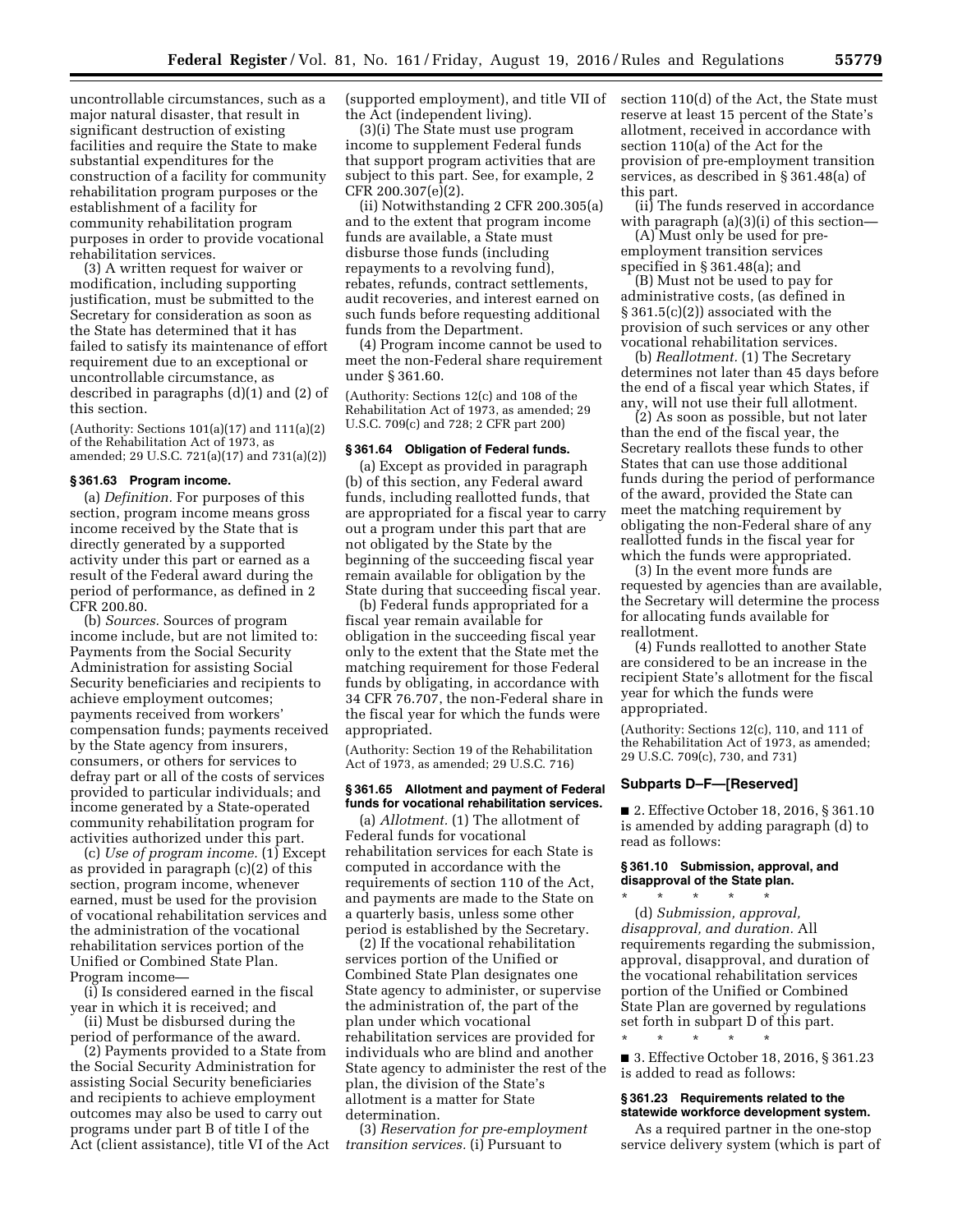uncontrollable circumstances, such as a major natural disaster, that result in significant destruction of existing facilities and require the State to make substantial expenditures for the construction of a facility for community rehabilitation program purposes or the establishment of a facility for community rehabilitation program purposes in order to provide vocational rehabilitation services.

(3) A written request for waiver or modification, including supporting justification, must be submitted to the Secretary for consideration as soon as the State has determined that it has failed to satisfy its maintenance of effort requirement due to an exceptional or uncontrollable circumstance, as described in paragraphs (d)(1) and (2) of this section.

(Authority: Sections 101(a)(17) and 111(a)(2) of the Rehabilitation Act of 1973, as amended; 29 U.S.C. 721(a)(17) and 731(a)(2))

### § 361.63 Program income.

(a) *Definition.* For purposes of this section, program income means gross income received by the State that is directly generated by a supported activity under this part or earned as a result of the Federal award during the period of performance, as defined in 2 CFR 200.80.

(b) *Sources.* Sources of program income include, but are not limited to: Payments from the Social Security Administration for assisting Social Security beneficiaries and recipients to achieve employment outcomes; payments received from workers' compensation funds; payments received by the State agency from insurers, consumers, or others for services to defray part or all of the costs of services provided to particular individuals; and income generated by a State-operated community rehabilitation program for activities authorized under this part.

(c) *Use of program income.* (1) Except as provided in paragraph (c)(2) of this section, program income, whenever earned, must be used for the provision of vocational rehabilitation services and the administration of the vocational rehabilitation services portion of the Unified or Combined State Plan. Program income—

(i) Is considered earned in the fiscal year in which it is received; and

(ii) Must be disbursed during the period of performance of the award.

(2) Payments provided to a State from the Social Security Administration for assisting Social Security beneficiaries and recipients to achieve employment outcomes may also be used to carry out programs under part B of title I of the Act (client assistance), title VI of the Act (supported employment), and title VII of the Act (independent living).

(3)(i) The State must use program income to supplement Federal funds that support program activities that are subject to this part. See, for example, 2 CFR 200.307(e)(2).

(ii) Notwithstanding 2 CFR 200.305(a) and to the extent that program income funds are available, a State must disburse those funds (including repayments to a revolving fund), rebates, refunds, contract settlements, audit recoveries, and interest earned on such funds before requesting additional funds from the Department.

(4) Program income cannot be used to meet the non-Federal share requirement under § 361.60.

(Authority: Sections 12(c) and 108 of the Rehabilitation Act of 1973, as amended; 29 U.S.C. 709(c) and 728; 2 CFR part 200)

### § 361.64 Obligation of Federal funds.

(a) Except as provided in paragraph (b) of this section, any Federal award funds, including reallotted funds, that are appropriated for a fiscal year to carry out a program under this part that are not obligated by the State by the beginning of the succeeding fiscal year remain available for obligation by the State during that succeeding fiscal year.

(b) Federal funds appropriated for a fiscal year remain available for obligation in the succeeding fiscal year only to the extent that the State met the matching requirement for those Federal funds by obligating, in accordance with 34 CFR 76.707, the non-Federal share in the fiscal year for which the funds were appropriated.

(Authority: Section 19 of the Rehabilitation Act of 1973, as amended; 29 U.S.C. 716)

### § 361.65 Allotment and payment of Federal funds for vocational rehabilitation services.

(a) *Allotment.* (1) The allotment of Federal funds for vocational rehabilitation services for each State is computed in accordance with the requirements of section 110 of the Act, and payments are made to the State on a quarterly basis, unless some other period is established by the Secretary.

(2) If the vocational rehabilitation services portion of the Unified or Combined State Plan designates one State agency to administer, or supervise the administration of, the part of the plan under which vocational rehabilitation services are provided for individuals who are blind and another State agency to administer the rest of the plan, the division of the State's allotment is a matter for State determination.

(3) *Reservation for pre-employment transition services.* (i) Pursuant to section 110(d) of the Act, the State must reserve at least 15 percent of the State's allotment, received in accordance with section 110(a) of the Act for the provision of pre-employment transition services, as described in § 361.48(a) of this part.

(ii) The funds reserved in accordance with paragraph (a)(3)(i) of this section—

(A) Must only be used for pre-employment transition services specified in § 361.48(a); and

(B) Must not be used to pay for administrative costs, (as defined in § 361.5(c)(2)) associated with the provision of such services or any other vocational rehabilitation services.

(b) *Reallotment.* (1) The Secretary determines not later than 45 days before the end of a fiscal year which States, if any, will not use their full allotment.

(2) As soon as possible, but not later than the end of the fiscal year, the Secretary reallots these funds to other States that can use those additional funds during the period of performance of the award, provided the State can meet the matching requirement by obligating the non-Federal share of any reallotted funds in the fiscal year for which the funds were appropriated.

(3) In the event more funds are requested by agencies than are available, the Secretary will determine the process for allocating funds available for reallotment.

(4) Funds reallotted to another State are considered to be an increase in the recipient State's allotment for the fiscal year for which the funds were appropriated.

(Authority: Sections 12(c), 110, and 111 of the Rehabilitation Act of 1973, as amended; 29 U.S.C. 709(c), 730, and 731)

## Subparts D–F—[Reserved]

■ 2. Effective October 18, 2016, § 361.10 is amended by adding paragraph (d) to read as follows:

### § 361.10 Submission, approval, and disapproval of the State plan.

\* \* \* \* \*

(d) *Submission, approval, disapproval, and duration.* All requirements regarding the submission, approval, disapproval, and duration of the vocational rehabilitation services portion of the Unified or Combined State Plan are governed by regulations set forth in subpart D of this part.

\* \* \* \* \*

■ 3. Effective October 18, 2016, § 361.23 is added to read as follows:

### § 361.23 Requirements related to the statewide workforce development system.

As a required partner in the one-stop service delivery system (which is part of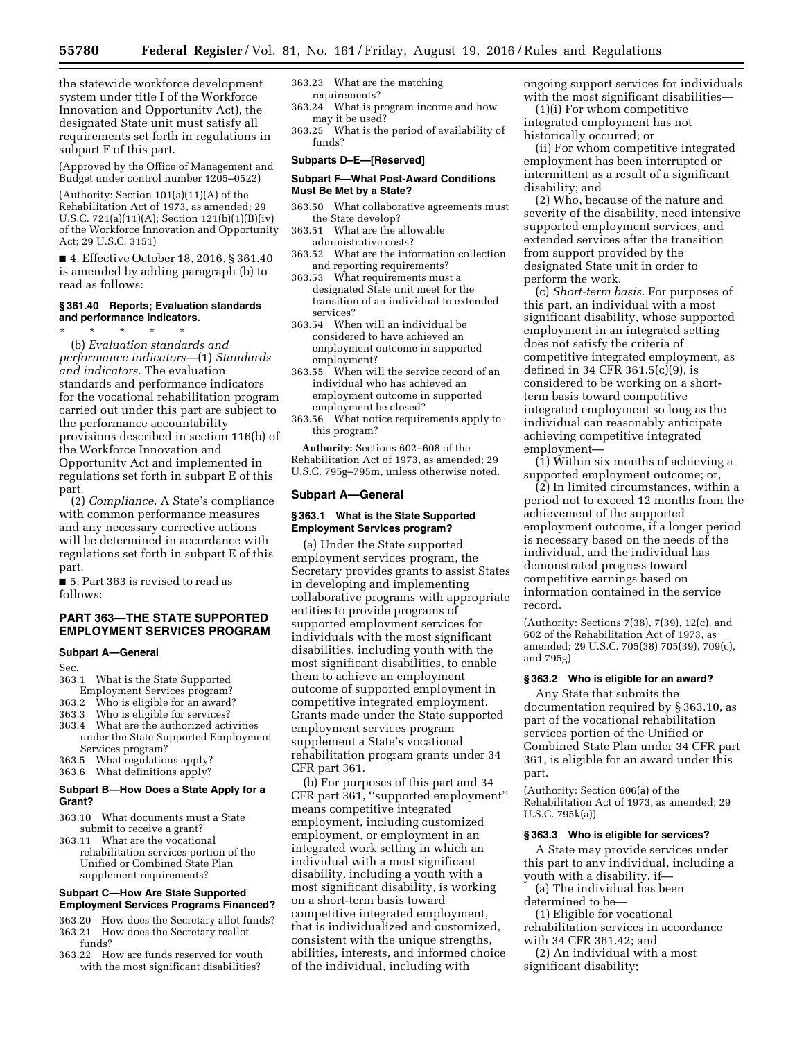the statewide workforce development system under title I of the Workforce Innovation and Opportunity Act), the designated State unit must satisfy all requirements set forth in regulations in subpart F of this part.

(Approved by the Office of Management and Budget under control number 1205–0522)

(Authority: Section 101(a)(11)(A) of the Rehabilitation Act of 1973, as amended; 29 U.S.C. 721(a)(11)(A); Section 121(b)(1)(B)(iv) of the Workforce Innovation and Opportunity Act; 29 U.S.C. 3151)

■ 4. Effective October 18, 2016, § 361.40 is amended by adding paragraph (b) to read as follows:

**§ 361.40 Reports; Evaluation standards and performance indicators.**

\* \* \* \* \*

(b) *Evaluation standards and performance indicators*—(1) *Standards and indicators.* The evaluation standards and performance indicators for the vocational rehabilitation program carried out under this part are subject to the performance accountability provisions described in section 116(b) of the Workforce Innovation and Opportunity Act and implemented in regulations set forth in subpart E of this part.

(2) *Compliance.* A State's compliance with common performance measures and any necessary corrective actions will be determined in accordance with regulations set forth in subpart E of this part.

■ 5. Part 363 is revised to read as follows:

## PART 363—THE STATE SUPPORTED EMPLOYMENT SERVICES PROGRAM

### Subpart A—General

Sec.
363.1 What is the State Supported Employment Services program?
363.2 Who is eligible for an award?
363.3 Who is eligible for services?
363.4 What are the authorized activities under the State Supported Employment Services program?
363.5 What regulations apply?
363.6 What definitions apply?

### Subpart B—How Does a State Apply for a Grant?

363.10 What documents must a State submit to receive a grant?
363.11 What are the vocational rehabilitation services portion of the Unified or Combined State Plan supplement requirements?

### Subpart C—How Are State Supported Employment Services Programs Financed?

363.20 How does the Secretary allot funds?
363.21 How does the Secretary reallot funds?
363.22 How are funds reserved for youth with the most significant disabilities?
363.23 What are the matching requirements?
363.24 What is program income and how may it be used?
363.25 What is the period of availability of funds?

### Subparts D–E—[Reserved]

### Subpart F—What Post-Award Conditions Must Be Met by a State?

363.50 What collaborative agreements must the State develop?
363.51 What are the allowable administrative costs?
363.52 What are the information collection and reporting requirements?
363.53 What requirements must a designated State unit meet for the transition of an individual to extended services?
363.54 When will an individual be considered to have achieved an employment outcome in supported employment?
363.55 When will the service record of an individual who has achieved an employment outcome in supported employment be closed?
363.56 What notice requirements apply to this program?

**Authority:** Sections 602–608 of the Rehabilitation Act of 1973, as amended; 29 U.S.C. 795g–795m, unless otherwise noted.

### Subpart A—General

**§ 363.1 What is the State Supported Employment Services program?**

(a) Under the State supported employment services program, the Secretary provides grants to assist States in developing and implementing collaborative programs with appropriate entities to provide programs of supported employment services for individuals with the most significant disabilities, including youth with the most significant disabilities, to enable them to achieve an employment outcome of supported employment in competitive integrated employment. Grants made under the State supported employment services program supplement a State's vocational rehabilitation program grants under 34 CFR part 361.

(b) For purposes of this part and 34 CFR part 361, "supported employment" means competitive integrated employment, including customized employment, or employment in an integrated work setting in which an individual with a most significant disability, including a youth with a most significant disability, is working on a short-term basis toward competitive integrated employment, that is individualized and customized, consistent with the unique strengths, abilities, interests, and informed choice of the individual, including with ongoing support services for individuals with the most significant disabilities—

(1)(i) For whom competitive integrated employment has not historically occurred; or

(ii) For whom competitive integrated employment has been interrupted or intermittent as a result of a significant disability; and

(2) Who, because of the nature and severity of the disability, need intensive supported employment services, and extended services after the transition from support provided by the designated State unit in order to perform the work.

(c) *Short-term basis.* For purposes of this part, an individual with a most significant disability, whose supported employment in an integrated setting does not satisfy the criteria of competitive integrated employment, as defined in 34 CFR 361.5(c)(9), is considered to be working on a short-term basis toward competitive integrated employment so long as the individual can reasonably anticipate achieving competitive integrated employment—

(1) Within six months of achieving a supported employment outcome; or,

(2) In limited circumstances, within a period not to exceed 12 months from the achievement of the supported employment outcome, if a longer period is necessary based on the needs of the individual, and the individual has demonstrated progress toward competitive earnings based on information contained in the service record.

(Authority: Sections 7(38), 7(39), 12(c), and 602 of the Rehabilitation Act of 1973, as amended; 29 U.S.C. 705(38) 705(39), 709(c), and 795g)

**§ 363.2 Who is eligible for an award?**

Any State that submits the documentation required by § 363.10, as part of the vocational rehabilitation services portion of the Unified or Combined State Plan under 34 CFR part 361, is eligible for an award under this part.

(Authority: Section 606(a) of the Rehabilitation Act of 1973, as amended; 29 U.S.C. 795k(a))

**§ 363.3 Who is eligible for services?**

A State may provide services under this part to any individual, including a youth with a disability, if—

(a) The individual has been determined to be—

(1) Eligible for vocational rehabilitation services in accordance with 34 CFR 361.42; and

(2) An individual with a most significant disability;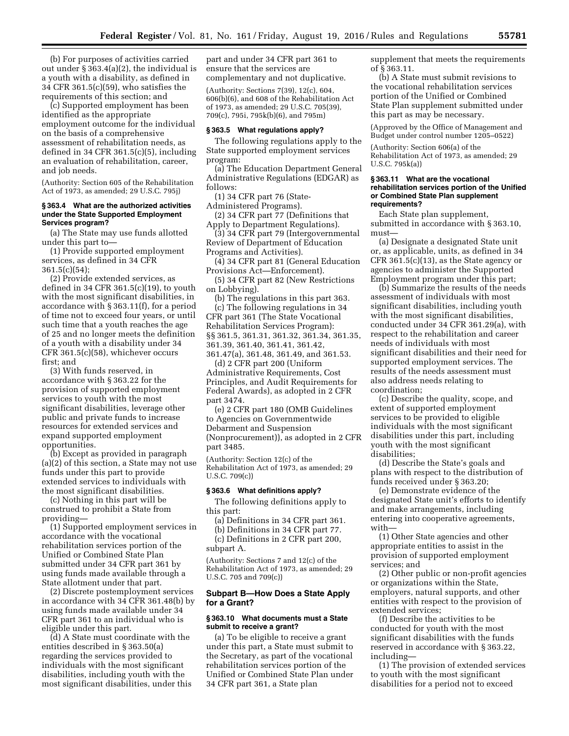(b) For purposes of activities carried out under § 363.4(a)(2), the individual is a youth with a disability, as defined in 34 CFR 361.5(c)(59), who satisfies the requirements of this section; and

(c) Supported employment has been identified as the appropriate employment outcome for the individual on the basis of a comprehensive assessment of rehabilitation needs, as defined in 34 CFR 361.5(c)(5), including an evaluation of rehabilitation, career, and job needs.

(Authority: Section 605 of the Rehabilitation Act of 1973, as amended; 29 U.S.C. 795j)

#### § 363.4 What are the authorized activities under the State Supported Employment Services program?

(a) The State may use funds allotted under this part to—

(1) Provide supported employment services, as defined in 34 CFR 361.5(c)(54);

(2) Provide extended services, as defined in 34 CFR 361.5(c)(19), to youth with the most significant disabilities, in accordance with § 363.11(f), for a period of time not to exceed four years, or until such time that a youth reaches the age of 25 and no longer meets the definition of a youth with a disability under 34 CFR 361.5(c)(58), whichever occurs first; and

(3) With funds reserved, in accordance with § 363.22 for the provision of supported employment services to youth with the most significant disabilities, leverage other public and private funds to increase resources for extended services and expand supported employment opportunities.

(b) Except as provided in paragraph (a)(2) of this section, a State may not use funds under this part to provide extended services to individuals with the most significant disabilities.

(c) Nothing in this part will be construed to prohibit a State from providing—

(1) Supported employment services in accordance with the vocational rehabilitation services portion of the Unified or Combined State Plan submitted under 34 CFR part 361 by using funds made available through a State allotment under that part.

(2) Discrete postemployment services in accordance with 34 CFR 361.48(b) by using funds made available under 34 CFR part 361 to an individual who is eligible under this part.

(d) A State must coordinate with the entities described in § 363.50(a) regarding the services provided to individuals with the most significant disabilities, including youth with the most significant disabilities, under this part and under 34 CFR part 361 to ensure that the services are complementary and not duplicative.

(Authority: Sections 7(39), 12(c), 604, 606(b)(6), and 608 of the Rehabilitation Act of 1973, as amended; 29 U.S.C. 705(39), 709(c), 795i, 795k(b)(6), and 795m)

#### § 363.5 What regulations apply?

The following regulations apply to the State supported employment services program:

(a) The Education Department General Administrative Regulations (EDGAR) as follows:

(1) 34 CFR part 76 (State-Administered Programs).

(2) 34 CFR part 77 (Definitions that Apply to Department Regulations).

(3) 34 CFR part 79 (Intergovernmental Review of Department of Education Programs and Activities).

(4) 34 CFR part 81 (General Education Provisions Act—Enforcement).

(5) 34 CFR part 82 (New Restrictions on Lobbying).

(b) The regulations in this part 363.

(c) The following regulations in 34 CFR part 361 (The State Vocational Rehabilitation Services Program): §§ 361.5, 361.31, 361.32, 361.34, 361.35, 361.39, 361.40, 361.41, 361.42, 361.47(a), 361.48, 361.49, and 361.53.

(d) 2 CFR part 200 (Uniform Administrative Requirements, Cost Principles, and Audit Requirements for Federal Awards), as adopted in 2 CFR part 3474.

(e) 2 CFR part 180 (OMB Guidelines to Agencies on Governmentwide Debarment and Suspension (Nonprocurement)), as adopted in 2 CFR part 3485.

(Authority: Section 12(c) of the Rehabilitation Act of 1973, as amended; 29 U.S.C. 709(c))

#### § 363.6 What definitions apply?

The following definitions apply to this part:

(a) Definitions in 34 CFR part 361.

(b) Definitions in 34 CFR part 77.

(c) Definitions in 2 CFR part 200, subpart A.

(Authority: Sections 7 and 12(c) of the Rehabilitation Act of 1973, as amended; 29 U.S.C. 705 and 709(c))

### Subpart B—How Does a State Apply for a Grant?

#### § 363.10 What documents must a State submit to receive a grant?

(a) To be eligible to receive a grant under this part, a State must submit to the Secretary, as part of the vocational rehabilitation services portion of the Unified or Combined State Plan under 34 CFR part 361, a State plan supplement that meets the requirements of § 363.11.

(b) A State must submit revisions to the vocational rehabilitation services portion of the Unified or Combined State Plan supplement submitted under this part as may be necessary.

(Approved by the Office of Management and Budget under control number 1205–0522)

(Authority: Section 606(a) of the Rehabilitation Act of 1973, as amended; 29 U.S.C. 795k(a))

#### § 363.11 What are the vocational rehabilitation services portion of the Unified or Combined State Plan supplement requirements?

Each State plan supplement, submitted in accordance with § 363.10, must—

(a) Designate a designated State unit or, as applicable, units, as defined in 34 CFR 361.5(c)(13), as the State agency or agencies to administer the Supported Employment program under this part;

(b) Summarize the results of the needs assessment of individuals with most significant disabilities, including youth with the most significant disabilities, conducted under 34 CFR 361.29(a), with respect to the rehabilitation and career needs of individuals with most significant disabilities and their need for supported employment services. The results of the needs assessment must also address needs relating to coordination;

(c) Describe the quality, scope, and extent of supported employment services to be provided to eligible individuals with the most significant disabilities under this part, including youth with the most significant disabilities;

(d) Describe the State's goals and plans with respect to the distribution of funds received under § 363.20;

(e) Demonstrate evidence of the designated State unit's efforts to identify and make arrangements, including entering into cooperative agreements, with—

(1) Other State agencies and other appropriate entities to assist in the provision of supported employment services; and

(2) Other public or non-profit agencies or organizations within the State, employers, natural supports, and other entities with respect to the provision of extended services;

(f) Describe the activities to be conducted for youth with the most significant disabilities with the funds reserved in accordance with § 363.22, including—

(1) The provision of extended services to youth with the most significant disabilities for a period not to exceed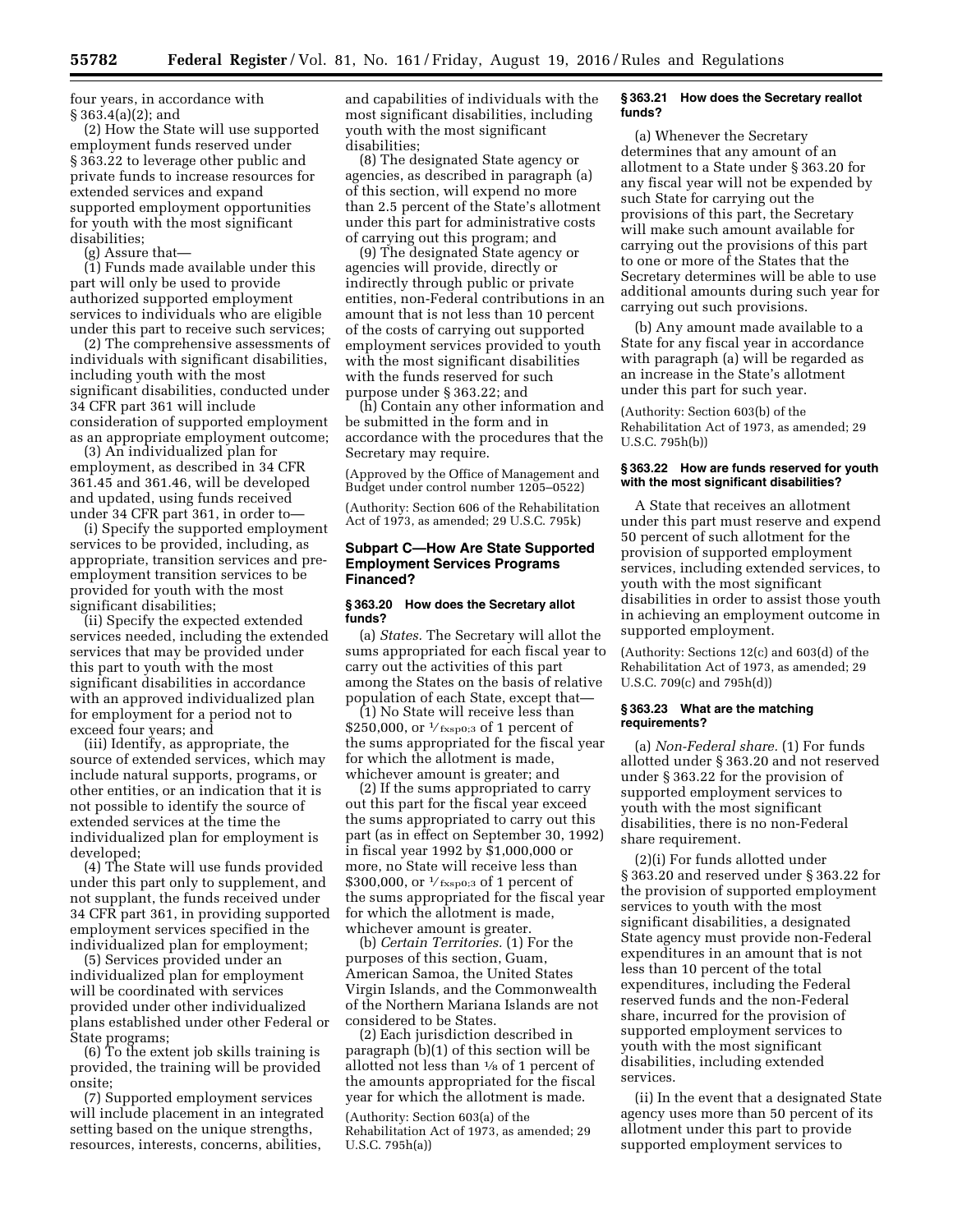four years, in accordance with § 363.4(a)(2); and

(2) How the State will use supported employment funds reserved under § 363.22 to leverage other public and private funds to increase resources for extended services and expand supported employment opportunities for youth with the most significant disabilities;

(g) Assure that—

(1) Funds made available under this part will only be used to provide authorized supported employment services to individuals who are eligible under this part to receive such services;

(2) The comprehensive assessments of individuals with significant disabilities, including youth with the most significant disabilities, conducted under 34 CFR part 361 will include consideration of supported employment as an appropriate employment outcome;

(3) An individualized plan for employment, as described in 34 CFR 361.45 and 361.46, will be developed and updated, using funds received under 34 CFR part 361, in order to—

(i) Specify the supported employment services to be provided, including, as appropriate, transition services and pre-employment transition services to be provided for youth with the most significant disabilities;

(ii) Specify the expected extended services needed, including the extended services that may be provided under this part to youth with the most significant disabilities in accordance with an approved individualized plan for employment for a period not to exceed four years; and

(iii) Identify, as appropriate, the source of extended services, which may include natural supports, programs, or other entities, or an indication that it is not possible to identify the source of extended services at the time the individualized plan for employment is developed;

(4) The State will use funds provided under this part only to supplement, and not supplant, the funds received under 34 CFR part 361, in providing supported employment services specified in the individualized plan for employment;

(5) Services provided under an individualized plan for employment will be coordinated with services provided under other individualized plans established under other Federal or State programs;

(6) To the extent job skills training is provided, the training will be provided onsite;

(7) Supported employment services will include placement in an integrated setting based on the unique strengths, resources, interests, concerns, abilities, and capabilities of individuals with the most significant disabilities, including youth with the most significant disabilities;

(8) The designated State agency or agencies, as described in paragraph (a) of this section, will expend no more than 2.5 percent of the State's allotment under this part for administrative costs of carrying out this program; and

(9) The designated State agency or agencies will provide, directly or indirectly through public or private entities, non-Federal contributions in an amount that is not less than 10 percent of the costs of carrying out supported employment services provided to youth with the most significant disabilities with the funds reserved for such purpose under § 363.22; and

(h) Contain any other information and be submitted in the form and in accordance with the procedures that the Secretary may require.

(Approved by the Office of Management and Budget under control number 1205–0522)

(Authority: Section 606 of the Rehabilitation Act of 1973, as amended; 29 U.S.C. 795k)

## Subpart C—How Are State Supported Employment Services Programs Financed?

### § 363.20 How does the Secretary allot funds?

(a) *States.* The Secretary will allot the sums appropriated for each fiscal year to carry out the activities of this part among the States on the basis of relative population of each State, except that—

(1) No State will receive less than $250,000, or 1/fxsp0;3 of 1 percent of the sums appropriated for the fiscal year for which the allotment is made, whichever amount is greater; and

(2) If the sums appropriated to carry out this part for the fiscal year exceed the sums appropriated to carry out this part (as in effect on September 30, 1992) in fiscal year 1992 by $1,000,000 or more, no State will receive less than $300,000, or 1/fxsp0;3 of 1 percent of the sums appropriated for the fiscal year for which the allotment is made, whichever amount is greater.

(b) *Certain Territories.* (1) For the purposes of this section, Guam, American Samoa, the United States Virgin Islands, and the Commonwealth of the Northern Mariana Islands are not considered to be States.

(2) Each jurisdiction described in paragraph (b)(1) of this section will be allotted not less than ⅛ of 1 percent of the amounts appropriated for the fiscal year for which the allotment is made.

(Authority: Section 603(a) of the Rehabilitation Act of 1973, as amended; 29 U.S.C. 795h(a))

### § 363.21 How does the Secretary reallot funds?

(a) Whenever the Secretary determines that any amount of an allotment to a State under § 363.20 for any fiscal year will not be expended by such State for carrying out the provisions of this part, the Secretary will make such amount available for carrying out the provisions of this part to one or more of the States that the Secretary determines will be able to use additional amounts during such year for carrying out such provisions.

(b) Any amount made available to a State for any fiscal year in accordance with paragraph (a) will be regarded as an increase in the State's allotment under this part for such year.

(Authority: Section 603(b) of the Rehabilitation Act of 1973, as amended; 29 U.S.C. 795h(b))

### § 363.22 How are funds reserved for youth with the most significant disabilities?

A State that receives an allotment under this part must reserve and expend 50 percent of such allotment for the provision of supported employment services, including extended services, to youth with the most significant disabilities in order to assist those youth in achieving an employment outcome in supported employment.

(Authority: Sections 12(c) and 603(d) of the Rehabilitation Act of 1973, as amended; 29 U.S.C. 709(c) and 795h(d))

### § 363.23 What are the matching requirements?

(a) *Non-Federal share.* (1) For funds allotted under § 363.20 and not reserved under § 363.22 for the provision of supported employment services to youth with the most significant disabilities, there is no non-Federal share requirement.

(2)(i) For funds allotted under § 363.20 and reserved under § 363.22 for the provision of supported employment services to youth with the most significant disabilities, a designated State agency must provide non-Federal expenditures in an amount that is not less than 10 percent of the total expenditures, including the Federal reserved funds and the non-Federal share, incurred for the provision of supported employment services to youth with the most significant disabilities, including extended services.

(ii) In the event that a designated State agency uses more than 50 percent of its allotment under this part to provide supported employment services to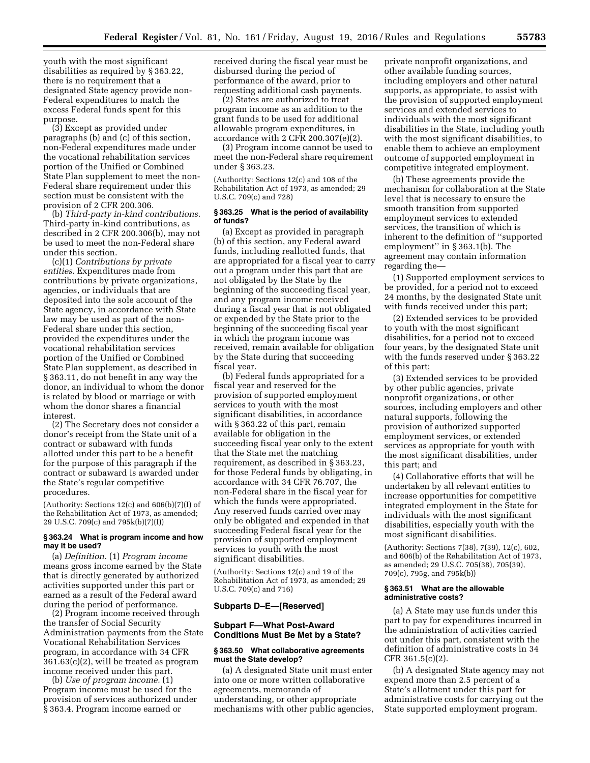youth with the most significant disabilities as required by § 363.22, there is no requirement that a designated State agency provide non-Federal expenditures to match the excess Federal funds spent for this purpose.

(3) Except as provided under paragraphs (b) and (c) of this section, non-Federal expenditures made under the vocational rehabilitation services portion of the Unified or Combined State Plan supplement to meet the non-Federal share requirement under this section must be consistent with the provision of 2 CFR 200.306.

(b) *Third-party in-kind contributions.* Third-party in-kind contributions, as described in 2 CFR 200.306(b), may not be used to meet the non-Federal share under this section.

(c)(1) *Contributions by private entities.* Expenditures made from contributions by private organizations, agencies, or individuals that are deposited into the sole account of the State agency, in accordance with State law may be used as part of the non-Federal share under this section, provided the expenditures under the vocational rehabilitation services portion of the Unified or Combined State Plan supplement, as described in § 363.11, do not benefit in any way the donor, an individual to whom the donor is related by blood or marriage or with whom the donor shares a financial interest.

(2) The Secretary does not consider a donor's receipt from the State unit of a contract or subaward with funds allotted under this part to be a benefit for the purpose of this paragraph if the contract or subaward is awarded under the State's regular competitive procedures.

(Authority: Sections 12(c) and 606(b)(7)(I) of the Rehabilitation Act of 1973, as amended; 29 U.S.C. 709(c) and 795k(b)(7)(I))

### § 363.24 What is program income and how may it be used?

(a) *Definition.* (1) *Program income* means gross income earned by the State that is directly generated by authorized activities supported under this part or earned as a result of the Federal award during the period of performance.

(2) Program income received through the transfer of Social Security Administration payments from the State Vocational Rehabilitation Services program, in accordance with 34 CFR 361.63(c)(2), will be treated as program income received under this part.

(b) *Use of program income.* (1) Program income must be used for the provision of services authorized under § 363.4. Program income earned or received during the fiscal year must be disbursed during the period of performance of the award, prior to requesting additional cash payments.

(2) States are authorized to treat program income as an addition to the grant funds to be used for additional allowable program expenditures, in accordance with 2 CFR 200.307(e)(2).

(3) Program income cannot be used to meet the non-Federal share requirement under § 363.23.

(Authority: Sections 12(c) and 108 of the Rehabilitation Act of 1973, as amended; 29 U.S.C. 709(c) and 728)

### § 363.25 What is the period of availability of funds?

(a) Except as provided in paragraph (b) of this section, any Federal award funds, including reallotted funds, that are appropriated for a fiscal year to carry out a program under this part that are not obligated by the State by the beginning of the succeeding fiscal year, and any program income received during a fiscal year that is not obligated or expended by the State prior to the beginning of the succeeding fiscal year in which the program income was received, remain available for obligation by the State during that succeeding fiscal year.

(b) Federal funds appropriated for a fiscal year and reserved for the provision of supported employment services to youth with the most significant disabilities, in accordance with § 363.22 of this part, remain available for obligation in the succeeding fiscal year only to the extent that the State met the matching requirement, as described in § 363.23, for those Federal funds by obligating, in accordance with 34 CFR 76.707, the non-Federal share in the fiscal year for which the funds were appropriated. Any reserved funds carried over may only be obligated and expended in that succeeding Federal fiscal year for the provision of supported employment services to youth with the most significant disabilities.

(Authority: Sections 12(c) and 19 of the Rehabilitation Act of 1973, as amended; 29 U.S.C. 709(c) and 716)

## Subparts D–E—[Reserved]

## Subpart F—What Post-Award Conditions Must Be Met by a State?

### § 363.50 What collaborative agreements must the State develop?

(a) A designated State unit must enter into one or more written collaborative agreements, memoranda of understanding, or other appropriate mechanisms with other public agencies, private nonprofit organizations, and other available funding sources, including employers and other natural supports, as appropriate, to assist with the provision of supported employment services and extended services to individuals with the most significant disabilities in the State, including youth with the most significant disabilities, to enable them to achieve an employment outcome of supported employment in competitive integrated employment.

(b) These agreements provide the mechanism for collaboration at the State level that is necessary to ensure the smooth transition from supported employment services to extended services, the transition of which is inherent to the definition of "supported employment" in § 363.1(b). The agreement may contain information regarding the—

(1) Supported employment services to be provided, for a period not to exceed 24 months, by the designated State unit with funds received under this part;

(2) Extended services to be provided to youth with the most significant disabilities, for a period not to exceed four years, by the designated State unit with the funds reserved under § 363.22 of this part;

(3) Extended services to be provided by other public agencies, private nonprofit organizations, or other sources, including employers and other natural supports, following the provision of authorized supported employment services, or extended services as appropriate for youth with the most significant disabilities, under this part; and

(4) Collaborative efforts that will be undertaken by all relevant entities to increase opportunities for competitive integrated employment in the State for individuals with the most significant disabilities, especially youth with the most significant disabilities.

(Authority: Sections 7(38), 7(39), 12(c), 602, and 606(b) of the Rehabilitation Act of 1973, as amended; 29 U.S.C. 705(38), 705(39), 709(c), 795g, and 795k(b))

### § 363.51 What are the allowable administrative costs?

(a) A State may use funds under this part to pay for expenditures incurred in the administration of activities carried out under this part, consistent with the definition of administrative costs in 34 CFR 361.5(c)(2).

(b) A designated State agency may not expend more than 2.5 percent of a State's allotment under this part for administrative costs for carrying out the State supported employment program.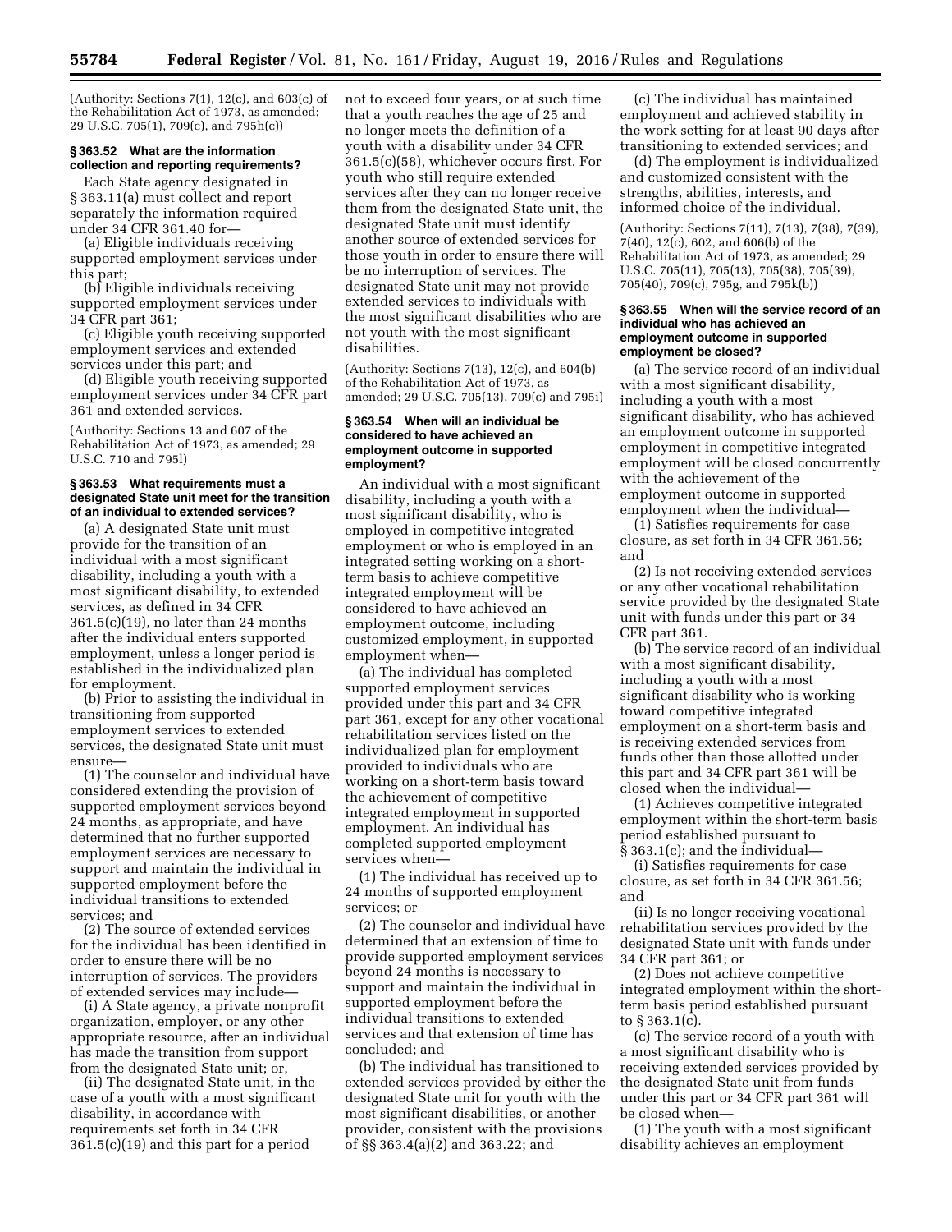(Authority: Sections 7(1), 12(c), and 603(c) of the Rehabilitation Act of 1973, as amended; 29 U.S.C. 705(1), 709(c), and 795h(c))

### § 363.52 What are the information collection and reporting requirements?

Each State agency designated in § 363.11(a) must collect and report separately the information required under 34 CFR 361.40 for—

(a) Eligible individuals receiving supported employment services under this part;

(b) Eligible individuals receiving supported employment services under 34 CFR part 361;

(c) Eligible youth receiving supported employment services and extended services under this part; and

(d) Eligible youth receiving supported employment services under 34 CFR part 361 and extended services.

(Authority: Sections 13 and 607 of the Rehabilitation Act of 1973, as amended; 29 U.S.C. 710 and 795l)

### § 363.53 What requirements must a designated State unit meet for the transition of an individual to extended services?

(a) A designated State unit must provide for the transition of an individual with a most significant disability, including a youth with a most significant disability, to extended services, as defined in 34 CFR 361.5(c)(19), no later than 24 months after the individual enters supported employment, unless a longer period is established in the individualized plan for employment.

(b) Prior to assisting the individual in transitioning from supported employment services to extended services, the designated State unit must ensure—

(1) The counselor and individual have considered extending the provision of supported employment services beyond 24 months, as appropriate, and have determined that no further supported employment services are necessary to support and maintain the individual in supported employment before the individual transitions to extended services; and

(2) The source of extended services for the individual has been identified in order to ensure there will be no interruption of services. The providers of extended services may include—

(i) A State agency, a private nonprofit organization, employer, or any other appropriate resource, after an individual has made the transition from support from the designated State unit; or,

(ii) The designated State unit, in the case of a youth with a most significant disability, in accordance with requirements set forth in 34 CFR 361.5(c)(19) and this part for a period not to exceed four years, or at such time that a youth reaches the age of 25 and no longer meets the definition of a youth with a disability under 34 CFR 361.5(c)(58), whichever occurs first. For youth who still require extended services after they can no longer receive them from the designated State unit, the designated State unit must identify another source of extended services for those youth in order to ensure there will be no interruption of services. The designated State unit may not provide extended services to individuals with the most significant disabilities who are not youth with the most significant disabilities.

(Authority: Sections 7(13), 12(c), and 604(b) of the Rehabilitation Act of 1973, as amended; 29 U.S.C. 705(13), 709(c) and 795i)

### § 363.54 When will an individual be considered to have achieved an employment outcome in supported employment?

An individual with a most significant disability, including a youth with a most significant disability, who is employed in competitive integrated employment or who is employed in an integrated setting working on a short-term basis to achieve competitive integrated employment will be considered to have achieved an employment outcome, including customized employment, in supported employment when—

(a) The individual has completed supported employment services provided under this part and 34 CFR part 361, except for any other vocational rehabilitation services listed on the individualized plan for employment provided to individuals who are working on a short-term basis toward the achievement of competitive integrated employment in supported employment. An individual has completed supported employment services when—

(1) The individual has received up to 24 months of supported employment services; or

(2) The counselor and individual have determined that an extension of time to provide supported employment services beyond 24 months is necessary to support and maintain the individual in supported employment before the individual transitions to extended services and that extension of time has concluded; and

(b) The individual has transitioned to extended services provided by either the designated State unit for youth with the most significant disabilities, or another provider, consistent with the provisions of §§ 363.4(a)(2) and 363.22; and

(c) The individual has maintained employment and achieved stability in the work setting for at least 90 days after transitioning to extended services; and

(d) The employment is individualized and customized consistent with the strengths, abilities, interests, and informed choice of the individual.

(Authority: Sections 7(11), 7(13), 7(38), 7(39), 7(40), 12(c), 602, and 606(b) of the Rehabilitation Act of 1973, as amended; 29 U.S.C. 705(11), 705(13), 705(38), 705(39), 705(40), 709(c), 795g, and 795k(b))

### § 363.55 When will the service record of an individual who has achieved an employment outcome in supported employment be closed?

(a) The service record of an individual with a most significant disability, including a youth with a most significant disability, who has achieved an employment outcome in supported employment in competitive integrated employment will be closed concurrently with the achievement of the employment outcome in supported employment when the individual—

(1) Satisfies requirements for case closure, as set forth in 34 CFR 361.56; and

(2) Is not receiving extended services or any other vocational rehabilitation service provided by the designated State unit with funds under this part or 34 CFR part 361.

(b) The service record of an individual with a most significant disability, including a youth with a most significant disability who is working toward competitive integrated employment on a short-term basis and is receiving extended services from funds other than those allotted under this part and 34 CFR part 361 will be closed when the individual—

(1) Achieves competitive integrated employment within the short-term basis period established pursuant to § 363.1(c); and the individual—

(i) Satisfies requirements for case closure, as set forth in 34 CFR 361.56; and

(ii) Is no longer receiving vocational rehabilitation services provided by the designated State unit with funds under 34 CFR part 361; or

(2) Does not achieve competitive integrated employment within the short-term basis period established pursuant to § 363.1(c).

(c) The service record of a youth with a most significant disability who is receiving extended services provided by the designated State unit from funds under this part or 34 CFR part 361 will be closed when—

(1) The youth with a most significant disability achieves an employment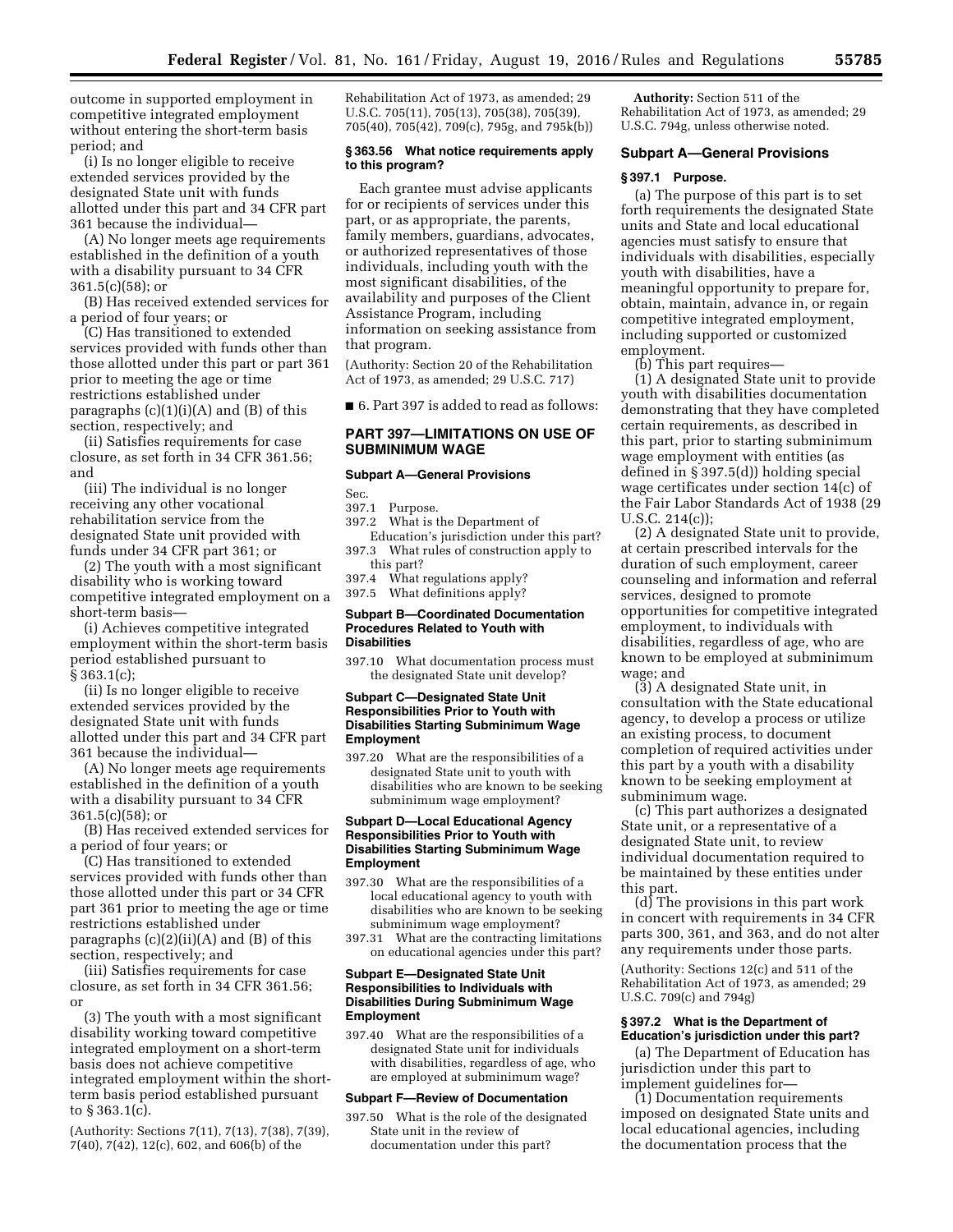outcome in supported employment in competitive integrated employment without entering the short-term basis period; and

(i) Is no longer eligible to receive extended services provided by the designated State unit with funds allotted under this part and 34 CFR part 361 because the individual—

(A) No longer meets age requirements established in the definition of a youth with a disability pursuant to 34 CFR 361.5(c)(58); or

(B) Has received extended services for a period of four years; or

(C) Has transitioned to extended services provided with funds other than those allotted under this part or part 361 prior to meeting the age or time restrictions established under paragraphs (c)(1)(i)(A) and (B) of this section, respectively; and

(ii) Satisfies requirements for case closure, as set forth in 34 CFR 361.56; and

(iii) The individual is no longer receiving any other vocational rehabilitation service from the designated State unit provided with funds under 34 CFR part 361; or

(2) The youth with a most significant disability who is working toward competitive integrated employment on a short-term basis—

(i) Achieves competitive integrated employment within the short-term basis period established pursuant to § 363.1(c);

(ii) Is no longer eligible to receive extended services provided by the designated State unit with funds allotted under this part and 34 CFR part 361 because the individual—

(A) No longer meets age requirements established in the definition of a youth with a disability pursuant to 34 CFR 361.5(c)(58); or

(B) Has received extended services for a period of four years; or

(C) Has transitioned to extended services provided with funds other than those allotted under this part or 34 CFR part 361 prior to meeting the age or time restrictions established under paragraphs (c)(2)(ii)(A) and (B) of this section, respectively; and

(iii) Satisfies requirements for case closure, as set forth in 34 CFR 361.56; or

(3) The youth with a most significant disability working toward competitive integrated employment on a short-term basis does not achieve competitive integrated employment within the short-term basis period established pursuant to § 363.1(c).

(Authority: Sections 7(11), 7(13), 7(38), 7(39), 7(40), 7(42), 12(c), 602, and 606(b) of the Rehabilitation Act of 1973, as amended; 29 U.S.C. 705(11), 705(13), 705(38), 705(39), 705(40), 705(42), 709(c), 795g, and 795k(b))

### § 363.56 What notice requirements apply to this program?

Each grantee must advise applicants for or recipients of services under this part, or as appropriate, the parents, family members, guardians, advocates, or authorized representatives of those individuals, including youth with the most significant disabilities, of the availability and purposes of the Client Assistance Program, including information on seeking assistance from that program.

(Authority: Section 20 of the Rehabilitation Act of 1973, as amended; 29 U.S.C. 717)

■ 6. Part 397 is added to read as follows:

## PART 397—LIMITATIONS ON USE OF SUBMINIMUM WAGE

**Subpart A—General Provisions**

Sec.
397.1 Purpose.
397.2 What is the Department of Education's jurisdiction under this part?
397.3 What rules of construction apply to this part?
397.4 What regulations apply?
397.5 What definitions apply?

**Subpart B—Coordinated Documentation Procedures Related to Youth with Disabilities**

397.10 What documentation process must the designated State unit develop?

**Subpart C—Designated State Unit Responsibilities Prior to Youth with Disabilities Starting Subminimum Wage Employment**

397.20 What are the responsibilities of a designated State unit to youth with disabilities who are known to be seeking subminimum wage employment?

**Subpart D—Local Educational Agency Responsibilities Prior to Youth with Disabilities Starting Subminimum Wage Employment**

397.30 What are the responsibilities of a local educational agency to youth with disabilities who are known to be seeking subminimum wage employment?
397.31 What are the contracting limitations on educational agencies under this part?

**Subpart E—Designated State Unit Responsibilities to Individuals with Disabilities During Subminimum Wage Employment**

397.40 What are the responsibilities of a designated State unit for individuals with disabilities, regardless of age, who are employed at subminimum wage?

**Subpart F—Review of Documentation**

397.50 What is the role of the designated State unit in the review of documentation under this part?

**Authority:** Section 511 of the Rehabilitation Act of 1973, as amended; 29 U.S.C. 794g, unless otherwise noted.

### Subpart A—General Provisions

### § 397.1 Purpose.

(a) The purpose of this part is to set forth requirements the designated State units and State and local educational agencies must satisfy to ensure that individuals with disabilities, especially youth with disabilities, have a meaningful opportunity to prepare for, obtain, maintain, advance in, or regain competitive integrated employment, including supported or customized employment.

(b) This part requires—

(1) A designated State unit to provide youth with disabilities documentation demonstrating that they have completed certain requirements, as described in this part, prior to starting subminimum wage employment with entities (as defined in § 397.5(d)) holding special wage certificates under section 14(c) of the Fair Labor Standards Act of 1938 (29 U.S.C. 214(c));

(2) A designated State unit to provide, at certain prescribed intervals for the duration of such employment, career counseling and information and referral services, designed to promote opportunities for competitive integrated employment, to individuals with disabilities, regardless of age, who are known to be employed at subminimum wage; and

(3) A designated State unit, in consultation with the State educational agency, to develop a process or utilize an existing process, to document completion of required activities under this part by a youth with a disability known to be seeking employment at subminimum wage.

(c) This part authorizes a designated State unit, or a representative of a designated State unit, to review individual documentation required to be maintained by these entities under this part.

(d) The provisions in this part work in concert with requirements in 34 CFR parts 300, 361, and 363, and do not alter any requirements under those parts.

(Authority: Sections 12(c) and 511 of the Rehabilitation Act of 1973, as amended; 29 U.S.C. 709(c) and 794g)

### § 397.2 What is the Department of Education's jurisdiction under this part?

(a) The Department of Education has jurisdiction under this part to implement guidelines for—

(1) Documentation requirements imposed on designated State units and local educational agencies, including the documentation process that the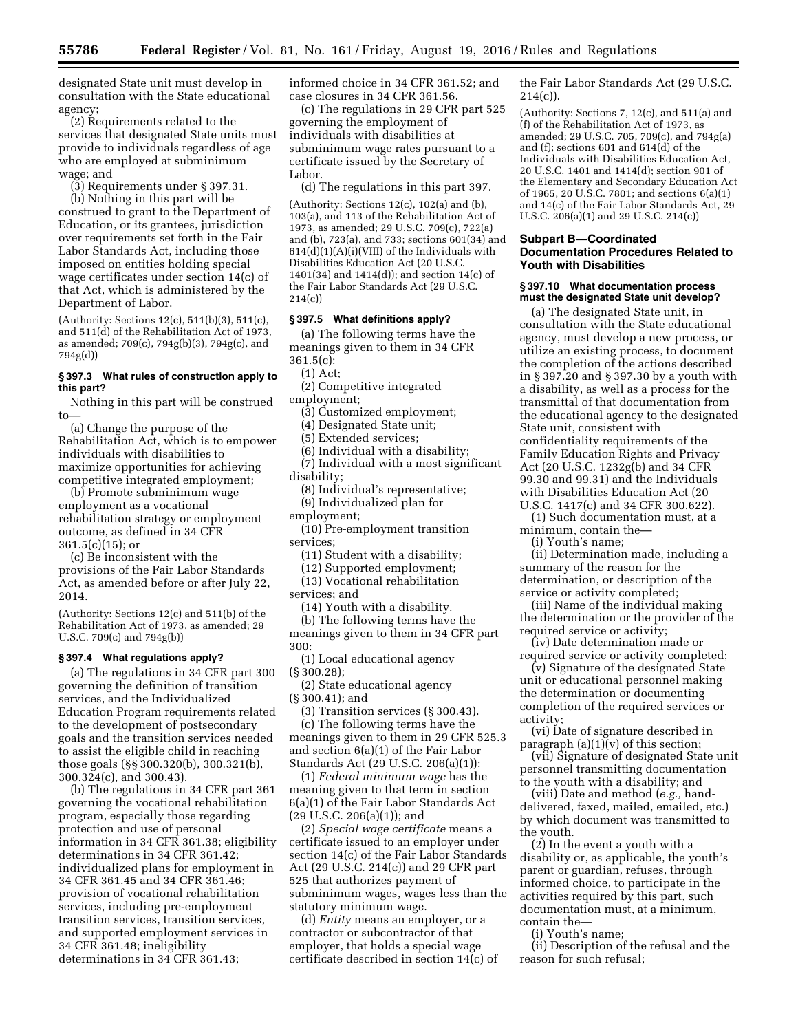designated State unit must develop in consultation with the State educational agency;

(2) Requirements related to the services that designated State units must provide to individuals regardless of age who are employed at subminimum wage; and

(3) Requirements under § 397.31.

(b) Nothing in this part will be construed to grant to the Department of Education, or its grantees, jurisdiction over requirements set forth in the Fair Labor Standards Act, including those imposed on entities holding special wage certificates under section 14(c) of that Act, which is administered by the Department of Labor.

(Authority: Sections 12(c), 511(b)(3), 511(c), and 511(d) of the Rehabilitation Act of 1973, as amended; 709(c), 794g(b)(3), 794g(c), and 794g(d))

### § 397.3 What rules of construction apply to this part?

Nothing in this part will be construed to—

(a) Change the purpose of the Rehabilitation Act, which is to empower individuals with disabilities to maximize opportunities for achieving competitive integrated employment;

(b) Promote subminimum wage employment as a vocational rehabilitation strategy or employment outcome, as defined in 34 CFR 361.5(c)(15); or

(c) Be inconsistent with the provisions of the Fair Labor Standards Act, as amended before or after July 22, 2014.

(Authority: Sections 12(c) and 511(b) of the Rehabilitation Act of 1973, as amended; 29 U.S.C. 709(c) and 794g(b))

### § 397.4 What regulations apply?

(a) The regulations in 34 CFR part 300 governing the definition of transition services, and the Individualized Education Program requirements related to the development of postsecondary goals and the transition services needed to assist the eligible child in reaching those goals (§§ 300.320(b), 300.321(b), 300.324(c), and 300.43).

(b) The regulations in 34 CFR part 361 governing the vocational rehabilitation program, especially those regarding protection and use of personal information in 34 CFR 361.38; eligibility determinations in 34 CFR 361.42; individualized plans for employment in 34 CFR 361.45 and 34 CFR 361.46; provision of vocational rehabilitation services, including pre-employment transition services, transition services, and supported employment services in 34 CFR 361.48; ineligibility determinations in 34 CFR 361.43; informed choice in 34 CFR 361.52; and case closures in 34 CFR 361.56.

(c) The regulations in 29 CFR part 525 governing the employment of individuals with disabilities at subminimum wage rates pursuant to a certificate issued by the Secretary of Labor.

(d) The regulations in this part 397.

(Authority: Sections 12(c), 102(a) and (b), 103(a), and 113 of the Rehabilitation Act of 1973, as amended; 29 U.S.C. 709(c), 722(a) and (b), 723(a), and 733; sections 601(34) and 614(d)(1)(A)(i)(VIII) of the Individuals with Disabilities Education Act (20 U.S.C. 1401(34) and 1414(d)); and section 14(c) of the Fair Labor Standards Act (29 U.S.C. 214(c))

### § 397.5 What definitions apply?

(a) The following terms have the meanings given to them in 34 CFR 361.5(c):

(1) Act;

(2) Competitive integrated employment;

(3) Customized employment;

(4) Designated State unit;

(5) Extended services;

(6) Individual with a disability;

(7) Individual with a most significant disability;

(8) Individual's representative;

(9) Individualized plan for employment;

(10) Pre-employment transition services;

(11) Student with a disability;

(12) Supported employment;

(13) Vocational rehabilitation services; and

(14) Youth with a disability.

(b) The following terms have the meanings given to them in 34 CFR part 300:

(1) Local educational agency (§ 300.28);

(2) State educational agency (§ 300.41); and

(3) Transition services (§ 300.43).

(c) The following terms have the meanings given to them in 29 CFR 525.3 and section 6(a)(1) of the Fair Labor Standards Act (29 U.S.C. 206(a)(1)):

(1) *Federal minimum wage* has the meaning given to that term in section 6(a)(1) of the Fair Labor Standards Act (29 U.S.C. 206(a)(1)); and

(2) *Special wage certificate* means a certificate issued to an employer under section 14(c) of the Fair Labor Standards Act (29 U.S.C. 214(c)) and 29 CFR part 525 that authorizes payment of subminimum wages, wages less than the statutory minimum wage.

(d) *Entity* means an employer, or a contractor or subcontractor of that employer, that holds a special wage certificate described in section 14(c) of the Fair Labor Standards Act (29 U.S.C. 214(c)).

(Authority: Sections 7, 12(c), and 511(a) and (f) of the Rehabilitation Act of 1973, as amended; 29 U.S.C. 705, 709(c), and 794g(a) and (f); sections 601 and 614(d) of the Individuals with Disabilities Education Act, 20 U.S.C. 1401 and 1414(d); section 901 of the Elementary and Secondary Education Act of 1965, 20 U.S.C. 7801; and sections 6(a)(1) and 14(c) of the Fair Labor Standards Act, 29 U.S.C. 206(a)(1) and 29 U.S.C. 214(c))

## Subpart B—Coordinated Documentation Procedures Related to Youth with Disabilities

### § 397.10 What documentation process must the designated State unit develop?

(a) The designated State unit, in consultation with the State educational agency, must develop a new process, or utilize an existing process, to document the completion of the actions described in § 397.20 and § 397.30 by a youth with a disability, as well as a process for the transmittal of that documentation from the educational agency to the designated State unit, consistent with confidentiality requirements of the Family Education Rights and Privacy Act (20 U.S.C. 1232g(b) and 34 CFR 99.30 and 99.31) and the Individuals with Disabilities Education Act (20 U.S.C. 1417(c) and 34 CFR 300.622).

(1) Such documentation must, at a minimum, contain the—

(i) Youth's name;

(ii) Determination made, including a summary of the reason for the determination, or description of the service or activity completed;

(iii) Name of the individual making the determination or the provider of the required service or activity;

(iv) Date determination made or required service or activity completed;

(v) Signature of the designated State unit or educational personnel making the determination or documenting completion of the required services or activity;

(vi) Date of signature described in paragraph (a)(1)(v) of this section;

(vii) Signature of designated State unit personnel transmitting documentation to the youth with a disability; and

(viii) Date and method (*e.g.,* hand-delivered, faxed, mailed, emailed, etc.) by which document was transmitted to the youth.

(2) In the event a youth with a disability or, as applicable, the youth's parent or guardian, refuses, through informed choice, to participate in the activities required by this part, such documentation must, at a minimum, contain the—

(i) Youth's name;

(ii) Description of the refusal and the reason for such refusal;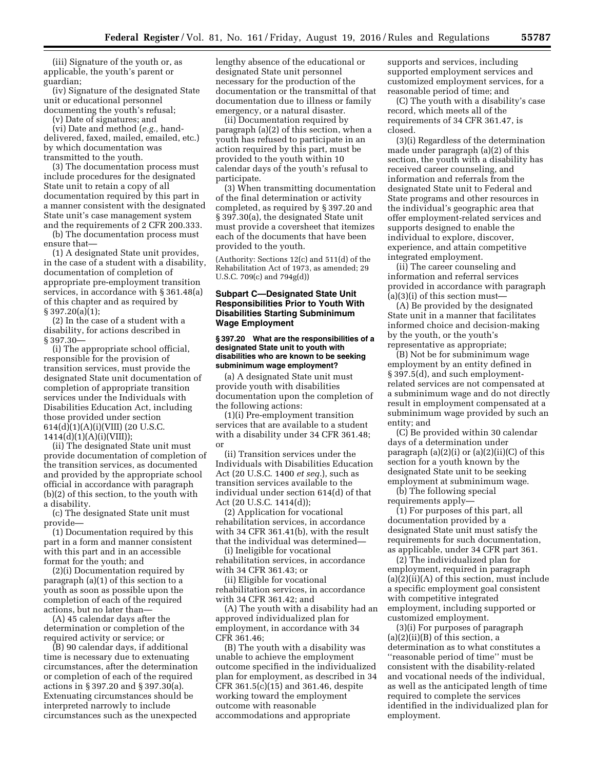(iii) Signature of the youth or, as applicable, the youth's parent or guardian;

(iv) Signature of the designated State unit or educational personnel documenting the youth's refusal;

(v) Date of signatures; and

(vi) Date and method (*e.g.,* hand-delivered, faxed, mailed, emailed, etc.) by which documentation was transmitted to the youth.

(3) The documentation process must include procedures for the designated State unit to retain a copy of all documentation required by this part in a manner consistent with the designated State unit's case management system and the requirements of 2 CFR 200.333.

(b) The documentation process must ensure that—

(1) A designated State unit provides, in the case of a student with a disability, documentation of completion of appropriate pre-employment transition services, in accordance with § 361.48(a) of this chapter and as required by § 397.20(a)(1);

(2) In the case of a student with a disability, for actions described in § 397.30—

(i) The appropriate school official, responsible for the provision of transition services, must provide the designated State unit documentation of completion of appropriate transition services under the Individuals with Disabilities Education Act, including those provided under section 614(d)(1)(A)(i)(VIII) (20 U.S.C. 1414(d)(1)(A)(i)(VIII));

(ii) The designated State unit must provide documentation of completion of the transition services, as documented and provided by the appropriate school official in accordance with paragraph (b)(2) of this section, to the youth with a disability.

(c) The designated State unit must provide—

(1) Documentation required by this part in a form and manner consistent with this part and in an accessible format for the youth; and

(2)(i) Documentation required by paragraph (a)(1) of this section to a youth as soon as possible upon the completion of each of the required actions, but no later than—

(A) 45 calendar days after the determination or completion of the required activity or service; or

(B) 90 calendar days, if additional time is necessary due to extenuating circumstances, after the determination or completion of each of the required actions in § 397.20 and § 397.30(a). Extenuating circumstances should be interpreted narrowly to include circumstances such as the unexpected lengthy absence of the educational or designated State unit personnel necessary for the production of the documentation or the transmittal of that documentation due to illness or family emergency, or a natural disaster.

(ii) Documentation required by paragraph (a)(2) of this section, when a youth has refused to participate in an action required by this part, must be provided to the youth within 10 calendar days of the youth's refusal to participate.

(3) When transmitting documentation of the final determination or activity completed, as required by § 397.20 and § 397.30(a), the designated State unit must provide a coversheet that itemizes each of the documents that have been provided to the youth.

(Authority: Sections 12(c) and 511(d) of the Rehabilitation Act of 1973, as amended; 29 U.S.C. 709(c) and 794g(d))

## Subpart C—Designated State Unit Responsibilities Prior to Youth With Disabilities Starting Subminimum Wage Employment

### § 397.20 What are the responsibilities of a designated State unit to youth with disabilities who are known to be seeking subminimum wage employment?

(a) A designated State unit must provide youth with disabilities documentation upon the completion of the following actions:

(1)(i) Pre-employment transition services that are available to a student with a disability under 34 CFR 361.48; or

(ii) Transition services under the Individuals with Disabilities Education Act (20 U.S.C. 1400 *et seq.*), such as transition services available to the individual under section 614(d) of that Act (20 U.S.C. 1414(d));

(2) Application for vocational rehabilitation services, in accordance with 34 CFR 361.41(b), with the result that the individual was determined—

(i) Ineligible for vocational rehabilitation services, in accordance with 34 CFR 361.43; or

(ii) Eligible for vocational rehabilitation services, in accordance with 34 CFR 361.42; and

(A) The youth with a disability had an approved individualized plan for employment, in accordance with 34 CFR 361.46;

(B) The youth with a disability was unable to achieve the employment outcome specified in the individualized plan for employment, as described in 34 CFR 361.5(c)(15) and 361.46, despite working toward the employment outcome with reasonable accommodations and appropriate supports and services, including supported employment services and customized employment services, for a reasonable period of time; and

(C) The youth with a disability's case record, which meets all of the requirements of 34 CFR 361.47, is closed.

(3)(i) Regardless of the determination made under paragraph (a)(2) of this section, the youth with a disability has received career counseling, and information and referrals from the designated State unit to Federal and State programs and other resources in the individual's geographic area that offer employment-related services and supports designed to enable the individual to explore, discover, experience, and attain competitive integrated employment.

(ii) The career counseling and information and referral services provided in accordance with paragraph (a)(3)(i) of this section must—

(A) Be provided by the designated State unit in a manner that facilitates informed choice and decision-making by the youth, or the youth's representative as appropriate;

(B) Not be for subminimum wage employment by an entity defined in § 397.5(d), and such employment-related services are not compensated at a subminimum wage and do not directly result in employment compensated at a subminimum wage provided by such an entity; and

(C) Be provided within 30 calendar days of a determination under paragraph (a)(2)(i) or (a)(2)(ii)(C) of this section for a youth known by the designated State unit to be seeking employment at subminimum wage.

(b) The following special requirements apply—

(1) For purposes of this part, all documentation provided by a designated State unit must satisfy the requirements for such documentation, as applicable, under 34 CFR part 361.

(2) The individualized plan for employment, required in paragraph (a)(2)(ii)(A) of this section, must include a specific employment goal consistent with competitive integrated employment, including supported or customized employment.

(3)(i) For purposes of paragraph (a)(2)(ii)(B) of this section, a determination as to what constitutes a "reasonable period of time" must be consistent with the disability-related and vocational needs of the individual, as well as the anticipated length of time required to complete the services identified in the individualized plan for employment.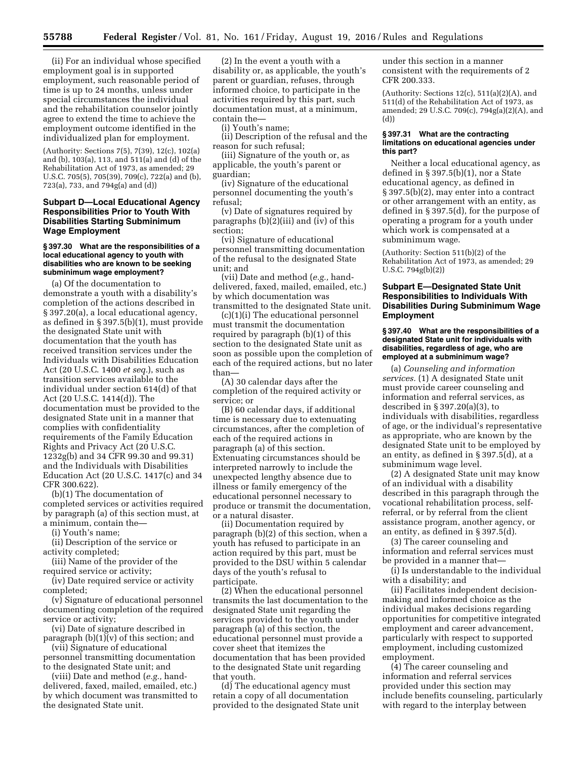(ii) For an individual whose specified employment goal is in supported employment, such reasonable period of time is up to 24 months, unless under special circumstances the individual and the rehabilitation counselor jointly agree to extend the time to achieve the employment outcome identified in the individualized plan for employment.

(Authority: Sections 7(5), 7(39), 12(c), 102(a) and (b), 103(a), 113, and 511(a) and (d) of the Rehabilitation Act of 1973, as amended; 29 U.S.C. 705(5), 705(39), 709(c), 722(a) and (b), 723(a), 733, and 794g(a) and (d))

## Subpart D—Local Educational Agency Responsibilities Prior to Youth With Disabilities Starting Subminimum Wage Employment

### § 397.30 What are the responsibilities of a local educational agency to youth with disabilities who are known to be seeking subminimum wage employment?

(a) Of the documentation to demonstrate a youth with a disability's completion of the actions described in § 397.20(a), a local educational agency, as defined in § 397.5(b)(1), must provide the designated State unit with documentation that the youth has received transition services under the Individuals with Disabilities Education Act (20 U.S.C. 1400 *et seq.*), such as transition services available to the individual under section 614(d) of that Act (20 U.S.C. 1414(d)). The documentation must be provided to the designated State unit in a manner that complies with confidentiality requirements of the Family Education Rights and Privacy Act (20 U.S.C. 1232g(b) and 34 CFR 99.30 and 99.31) and the Individuals with Disabilities Education Act (20 U.S.C. 1417(c) and 34 CFR 300.622).

(b)(1) The documentation of completed services or activities required by paragraph (a) of this section must, at a minimum, contain the—

(i) Youth's name;

(ii) Description of the service or activity completed;

(iii) Name of the provider of the required service or activity;

(iv) Date required service or activity completed;

(v) Signature of educational personnel documenting completion of the required service or activity;

(vi) Date of signature described in paragraph (b)(1)(v) of this section; and

(vii) Signature of educational personnel transmitting documentation to the designated State unit; and

(viii) Date and method (*e.g.,* hand-delivered, faxed, mailed, emailed, etc.) by which document was transmitted to the designated State unit.

(2) In the event a youth with a disability or, as applicable, the youth's parent or guardian, refuses, through informed choice, to participate in the activities required by this part, such documentation must, at a minimum, contain the—

(i) Youth's name;

(ii) Description of the refusal and the reason for such refusal;

(iii) Signature of the youth or, as applicable, the youth's parent or guardian;

(iv) Signature of the educational personnel documenting the youth's refusal;

(v) Date of signatures required by paragraphs (b)(2)(iii) and (iv) of this section;

(vi) Signature of educational personnel transmitting documentation of the refusal to the designated State unit; and

(vii) Date and method (*e.g.,* hand-delivered, faxed, mailed, emailed, etc.) by which documentation was transmitted to the designated State unit.

(c)(1)(i) The educational personnel must transmit the documentation required by paragraph (b)(1) of this section to the designated State unit as soon as possible upon the completion of each of the required actions, but no later than—

(A) 30 calendar days after the completion of the required activity or service; or

(B) 60 calendar days, if additional time is necessary due to extenuating circumstances, after the completion of each of the required actions in paragraph (a) of this section. Extenuating circumstances should be interpreted narrowly to include the unexpected lengthy absence due to illness or family emergency of the educational personnel necessary to produce or transmit the documentation, or a natural disaster.

(ii) Documentation required by paragraph (b)(2) of this section, when a youth has refused to participate in an action required by this part, must be provided to the DSU within 5 calendar days of the youth's refusal to participate.

(2) When the educational personnel transmits the last documentation to the designated State unit regarding the services provided to the youth under paragraph (a) of this section, the educational personnel must provide a cover sheet that itemizes the documentation that has been provided to the designated State unit regarding that youth.

(d) The educational agency must retain a copy of all documentation provided to the designated State unit under this section in a manner consistent with the requirements of 2 CFR 200.333.

(Authority: Sections 12(c), 511(a)(2)(A), and 511(d) of the Rehabilitation Act of 1973, as amended; 29 U.S.C. 709(c), 794g(a)(2)(A), and (d))

### § 397.31 What are the contracting limitations on educational agencies under this part?

Neither a local educational agency, as defined in § 397.5(b)(1), nor a State educational agency, as defined in § 397.5(b)(2), may enter into a contract or other arrangement with an entity, as defined in § 397.5(d), for the purpose of operating a program for a youth under which work is compensated at a subminimum wage.

(Authority: Section 511(b)(2) of the Rehabilitation Act of 1973, as amended; 29 U.S.C. 794g(b)(2))

## Subpart E—Designated State Unit Responsibilities to Individuals With Disabilities During Subminimum Wage Employment

### § 397.40 What are the responsibilities of a designated State unit for individuals with disabilities, regardless of age, who are employed at a subminimum wage?

(a) *Counseling and information services.* (1) A designated State unit must provide career counseling and information and referral services, as described in § 397.20(a)(3), to individuals with disabilities, regardless of age, or the individual's representative as appropriate, who are known by the designated State unit to be employed by an entity, as defined in § 397.5(d), at a subminimum wage level.

(2) A designated State unit may know of an individual with a disability described in this paragraph through the vocational rehabilitation process, self-referral, or by referral from the client assistance program, another agency, or an entity, as defined in § 397.5(d).

(3) The career counseling and information and referral services must be provided in a manner that—

(i) Is understandable to the individual with a disability; and

(ii) Facilitates independent decision-making and informed choice as the individual makes decisions regarding opportunities for competitive integrated employment and career advancement, particularly with respect to supported employment, including customized employment.

(4) The career counseling and information and referral services provided under this section may include benefits counseling, particularly with regard to the interplay between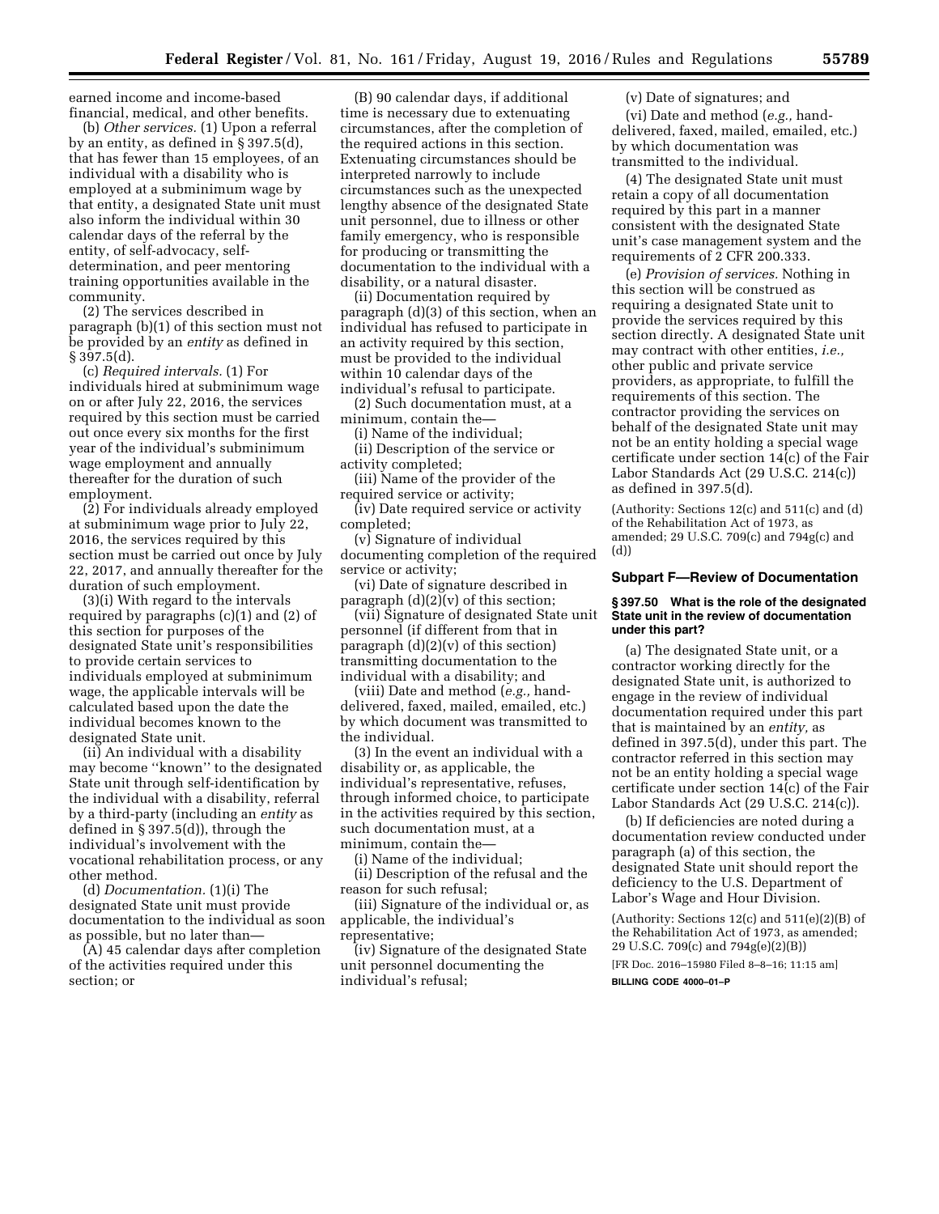earned income and income-based financial, medical, and other benefits.

(b) *Other services.* (1) Upon a referral by an entity, as defined in § 397.5(d), that has fewer than 15 employees, of an individual with a disability who is employed at a subminimum wage by that entity, a designated State unit must also inform the individual within 30 calendar days of the referral by the entity, of self-advocacy, self-determination, and peer mentoring training opportunities available in the community.

(2) The services described in paragraph (b)(1) of this section must not be provided by an *entity* as defined in § 397.5(d).

(c) *Required intervals.* (1) For individuals hired at subminimum wage on or after July 22, 2016, the services required by this section must be carried out once every six months for the first year of the individual's subminimum wage employment and annually thereafter for the duration of such employment.

(2) For individuals already employed at subminimum wage prior to July 22, 2016, the services required by this section must be carried out once by July 22, 2017, and annually thereafter for the duration of such employment.

(3)(i) With regard to the intervals required by paragraphs (c)(1) and (2) of this section for purposes of the designated State unit's responsibilities to provide certain services to individuals employed at subminimum wage, the applicable intervals will be calculated based upon the date the individual becomes known to the designated State unit.

(ii) An individual with a disability may become ''known'' to the designated State unit through self-identification by the individual with a disability, referral by a third-party (including an *entity* as defined in § 397.5(d)), through the individual's involvement with the vocational rehabilitation process, or any other method.

(d) *Documentation.* (1)(i) The designated State unit must provide documentation to the individual as soon as possible, but no later than—

(A) 45 calendar days after completion of the activities required under this section; or

(B) 90 calendar days, if additional time is necessary due to extenuating circumstances, after the completion of the required actions in this section. Extenuating circumstances should be interpreted narrowly to include circumstances such as the unexpected lengthy absence of the designated State unit personnel, due to illness or other family emergency, who is responsible for producing or transmitting the documentation to the individual with a disability, or a natural disaster.

(ii) Documentation required by paragraph (d)(3) of this section, when an individual has refused to participate in an activity required by this section, must be provided to the individual within 10 calendar days of the individual's refusal to participate.

(2) Such documentation must, at a minimum, contain the—

(i) Name of the individual;

(ii) Description of the service or activity completed;

(iii) Name of the provider of the required service or activity;

(iv) Date required service or activity completed;

(v) Signature of individual documenting completion of the required service or activity;

(vi) Date of signature described in paragraph (d)(2)(v) of this section;

(vii) Signature of designated State unit personnel (if different from that in paragraph (d)(2)(v) of this section) transmitting documentation to the individual with a disability; and

(viii) Date and method (*e.g.,* hand-delivered, faxed, mailed, emailed, etc.) by which document was transmitted to the individual.

(3) In the event an individual with a disability or, as applicable, the individual's representative, refuses, through informed choice, to participate in the activities required by this section, such documentation must, at a minimum, contain the—

(i) Name of the individual;

(ii) Description of the refusal and the reason for such refusal;

(iii) Signature of the individual or, as applicable, the individual's representative;

(iv) Signature of the designated State unit personnel documenting the individual's refusal;

(v) Date of signatures; and

(vi) Date and method (*e.g.,* hand-delivered, faxed, mailed, emailed, etc.) by which documentation was transmitted to the individual.

(4) The designated State unit must retain a copy of all documentation required by this part in a manner consistent with the designated State unit's case management system and the requirements of 2 CFR 200.333.

(e) *Provision of services.* Nothing in this section will be construed as requiring a designated State unit to provide the services required by this section directly. A designated State unit may contract with other entities, *i.e.,* other public and private service providers, as appropriate, to fulfill the requirements of this section. The contractor providing the services on behalf of the designated State unit may not be an entity holding a special wage certificate under section 14(c) of the Fair Labor Standards Act (29 U.S.C. 214(c)) as defined in 397.5(d).

(Authority: Sections 12(c) and 511(c) and (d) of the Rehabilitation Act of 1973, as amended; 29 U.S.C. 709(c) and 794g(c) and (d))

## Subpart F—Review of Documentation

### § 397.50 What is the role of the designated State unit in the review of documentation under this part?

(a) The designated State unit, or a contractor working directly for the designated State unit, is authorized to engage in the review of individual documentation required under this part that is maintained by an *entity,* as defined in 397.5(d), under this part. The contractor referred in this section may not be an entity holding a special wage certificate under section 14(c) of the Fair Labor Standards Act (29 U.S.C. 214(c)).

(b) If deficiencies are noted during a documentation review conducted under paragraph (a) of this section, the designated State unit should report the deficiency to the U.S. Department of Labor's Wage and Hour Division.

(Authority: Sections 12(c) and 511(e)(2)(B) of the Rehabilitation Act of 1973, as amended; 29 U.S.C. 709(c) and 794g(e)(2)(B))

[FR Doc. 2016–15980 Filed 8–8–16; 11:15 am]

**BILLING CODE 4000–01–P**